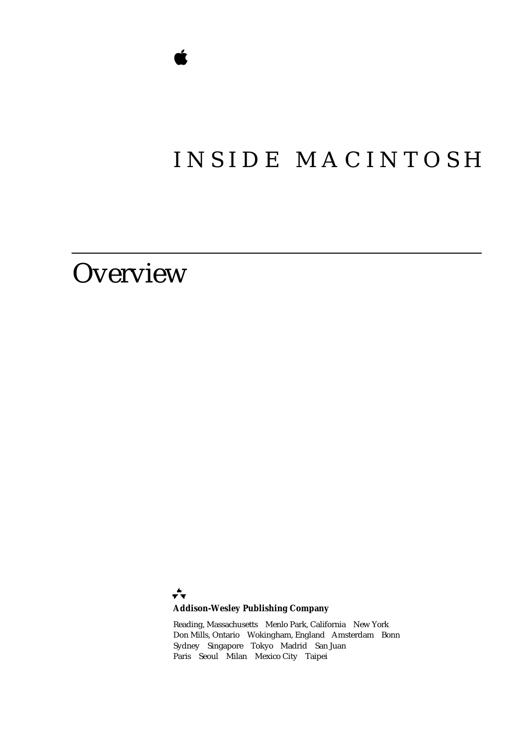# INSIDE MACINTOSH

# Overview

**Addison-Wesley Publishing Company**

Reading, Massachusetts  Menlo Park, California  New York
Don Mills, Ontario  Wokingham, England  Amsterdam  Bonn
Sydney  Singapore  Tokyo  Madrid  San Juan
Paris  Seoul  Milan  Mexico City  Taipei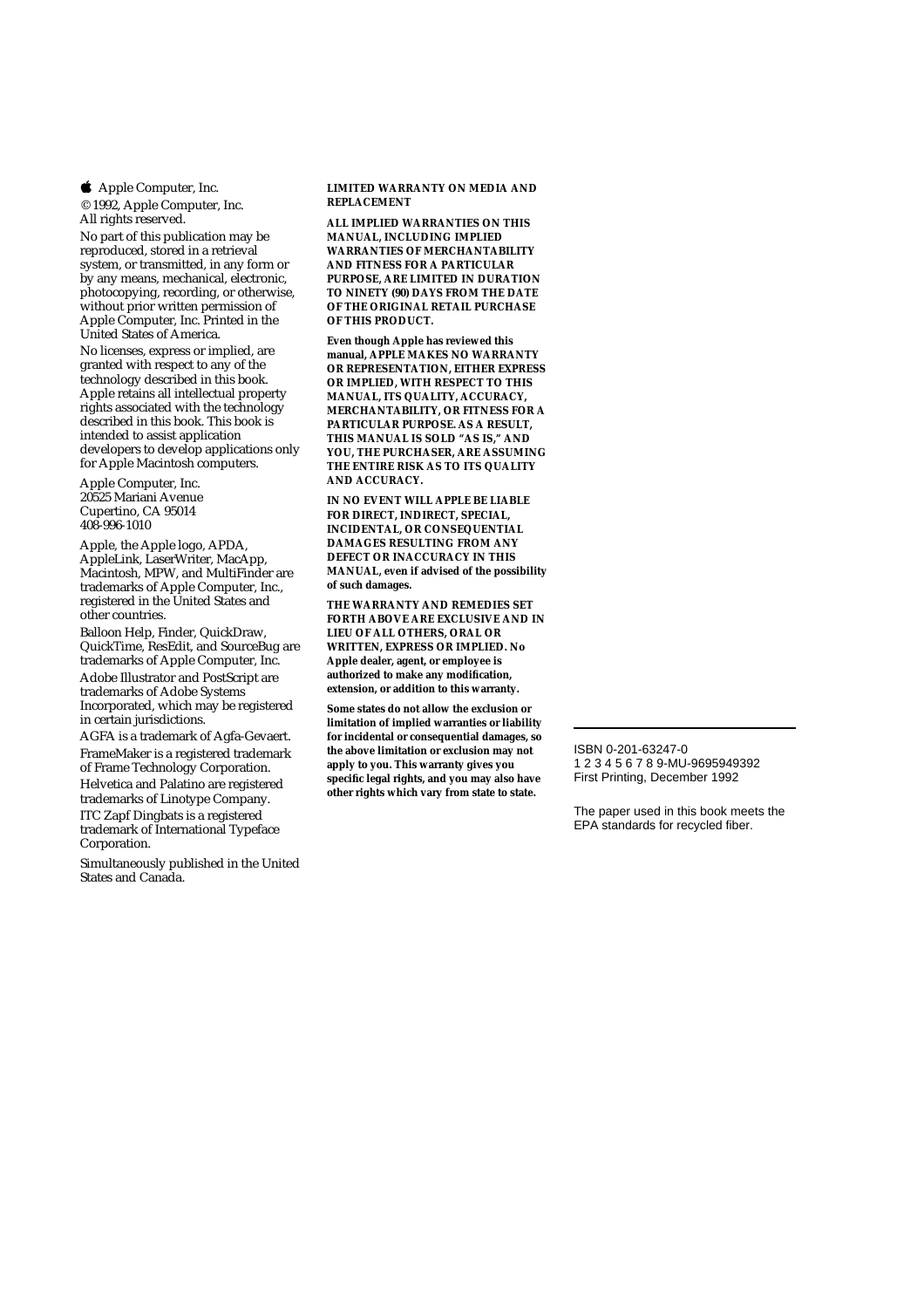Apple Computer, Inc.

© 1992, Apple Computer, Inc.
All rights reserved.

No part of this publication may be reproduced, stored in a retrieval system, or transmitted, in any form or by any means, mechanical, electronic, photocopying, recording, or otherwise, without prior written permission of Apple Computer, Inc. Printed in the United States of America.

No licenses, express or implied, are granted with respect to any of the technology described in this book. Apple retains all intellectual property rights associated with the technology described in this book. This book is intended to assist application developers to develop applications only for Apple Macintosh computers.

Apple Computer, Inc.
20525 Mariani Avenue
Cupertino, CA 95014
408-996-1010

Apple, the Apple logo, APDA, AppleLink, LaserWriter, MacApp, Macintosh, MPW, and MultiFinder are trademarks of Apple Computer, Inc., registered in the United States and other countries.

Balloon Help, Finder, QuickDraw, QuickTime, ResEdit, and SourceBug are trademarks of Apple Computer, Inc.

Adobe Illustrator and PostScript are trademarks of Adobe Systems Incorporated, which may be registered in certain jurisdictions.

AGFA is a trademark of Agfa-Gevaert.

FrameMaker is a registered trademark of Frame Technology Corporation.

Helvetica and Palatino are registered trademarks of Linotype Company.

ITC Zapf Dingbats is a registered trademark of International Typeface Corporation.

Simultaneously published in the United States and Canada.

**LIMITED WARRANTY ON MEDIA AND REPLACEMENT**

**ALL IMPLIED WARRANTIES ON THIS MANUAL, INCLUDING IMPLIED WARRANTIES OF MERCHANTABILITY AND FITNESS FOR A PARTICULAR PURPOSE, ARE LIMITED IN DURATION TO NINETY (90) DAYS FROM THE DATE OF THE ORIGINAL RETAIL PURCHASE OF THIS PRODUCT.**

**Even though Apple has reviewed this manual, APPLE MAKES NO WARRANTY OR REPRESENTATION, EITHER EXPRESS OR IMPLIED, WITH RESPECT TO THIS MANUAL, ITS QUALITY, ACCURACY, MERCHANTABILITY, OR FITNESS FOR A PARTICULAR PURPOSE. AS A RESULT, THIS MANUAL IS SOLD "AS IS," AND YOU, THE PURCHASER, ARE ASSUMING THE ENTIRE RISK AS TO ITS QUALITY AND ACCURACY.**

**IN NO EVENT WILL APPLE BE LIABLE FOR DIRECT, INDIRECT, SPECIAL, INCIDENTAL, OR CONSEQUENTIAL DAMAGES RESULTING FROM ANY DEFECT OR INACCURACY IN THIS MANUAL, even if advised of the possibility of such damages.**

**THE WARRANTY AND REMEDIES SET FORTH ABOVE ARE EXCLUSIVE AND IN LIEU OF ALL OTHERS, ORAL OR WRITTEN, EXPRESS OR IMPLIED. No Apple dealer, agent, or employee is authorized to make any modification, extension, or addition to this warranty.**

**Some states do not allow the exclusion or limitation of implied warranties or liability for incidental or consequential damages, so the above limitation or exclusion may not apply to you. This warranty gives you specific legal rights, and you may also have other rights which vary from state to state.**

ISBN 0-201-63247-0
1 2 3 4 5 6 7 8 9-MU-9695949392
First Printing, December 1992

The paper used in this book meets the EPA standards for recycled fiber.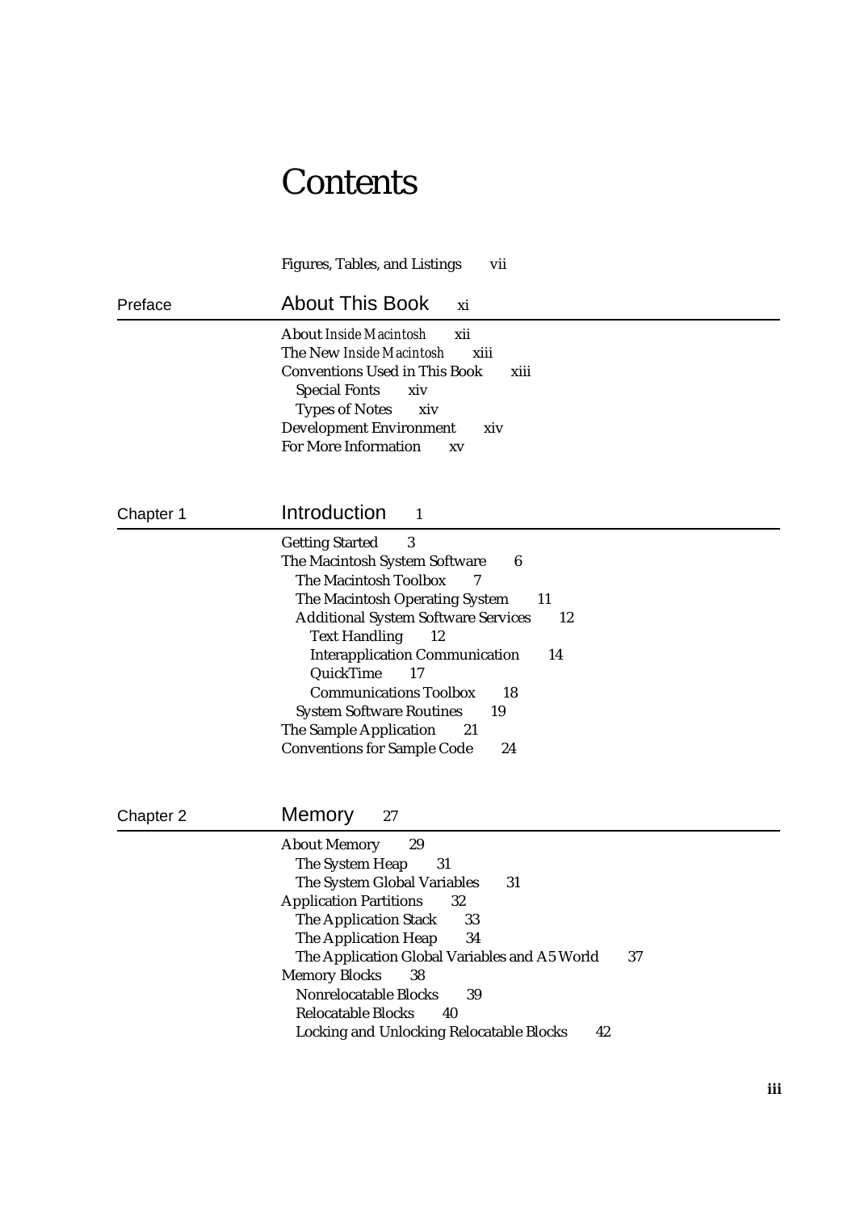# Contents

Figures, Tables, and Listings vii

## Preface About This Book xi

About *Inside Macintosh* xii
The New *Inside Macintosh* xiii
Conventions Used in This Book xiii
  Special Fonts xiv
  Types of Notes xiv
Development Environment xiv
For More Information xv

## Chapter 1 Introduction 1

Getting Started 3
The Macintosh System Software 6
  The Macintosh Toolbox 7
  The Macintosh Operating System 11
  Additional System Software Services 12
    Text Handling 12
    Interapplication Communication 14
    QuickTime 17
    Communications Toolbox 18
  System Software Routines 19
The Sample Application 21
Conventions for Sample Code 24

## Chapter 2 Memory 27

About Memory 29
  The System Heap 31
  The System Global Variables 31
Application Partitions 32
  The Application Stack 33
  The Application Heap 34
  The Application Global Variables and A5 World 37
Memory Blocks 38
  Nonrelocatable Blocks 39
  Relocatable Blocks 40
  Locking and Unlocking Relocatable Blocks 42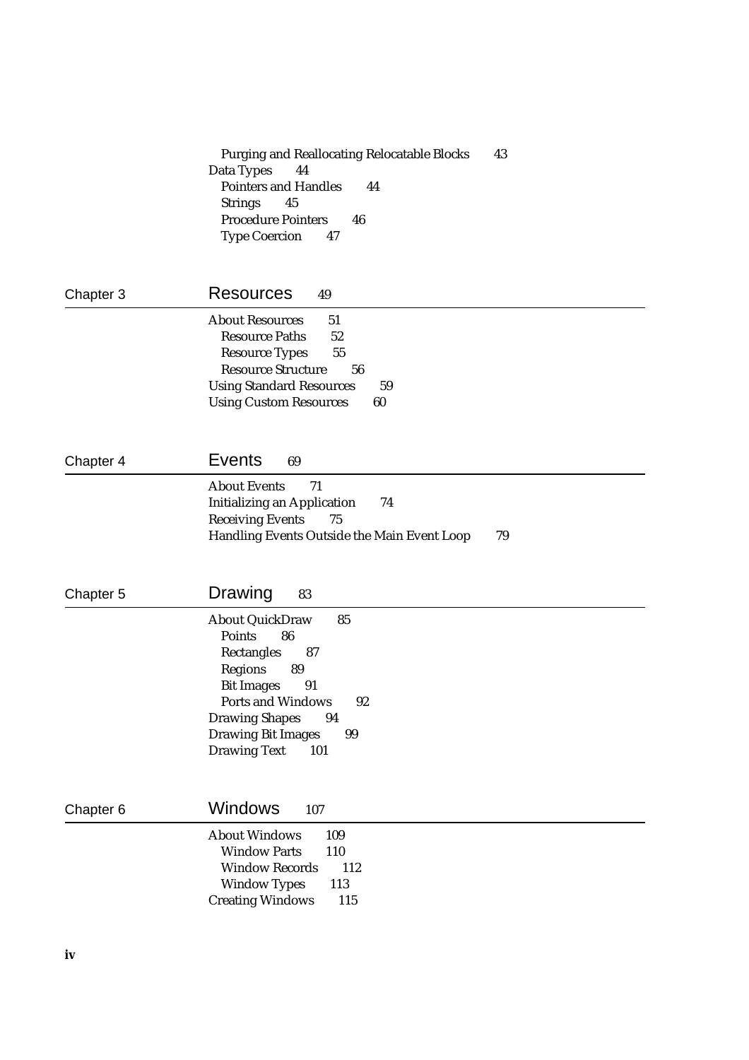- Purging and Reallocating Relocatable Blocks 43

Data Types 44

- Pointers and Handles 44
- Strings 45
- Procedure Pointers 46
- Type Coercion 47

## Chapter 3 Resources 49

About Resources 51

- Resource Paths 52
- Resource Types 55
- Resource Structure 56

Using Standard Resources 59

Using Custom Resources 60

## Chapter 4 Events 69

About Events 71

Initializing an Application 74

Receiving Events 75

Handling Events Outside the Main Event Loop 79

## Chapter 5 Drawing 83

About QuickDraw 85

- Points 86
- Rectangles 87
- Regions 89
- Bit Images 91
- Ports and Windows 92

Drawing Shapes 94

Drawing Bit Images 99

Drawing Text 101

## Chapter 6 Windows 107

About Windows 109

- Window Parts 110
- Window Records 112
- Window Types 113

Creating Windows 115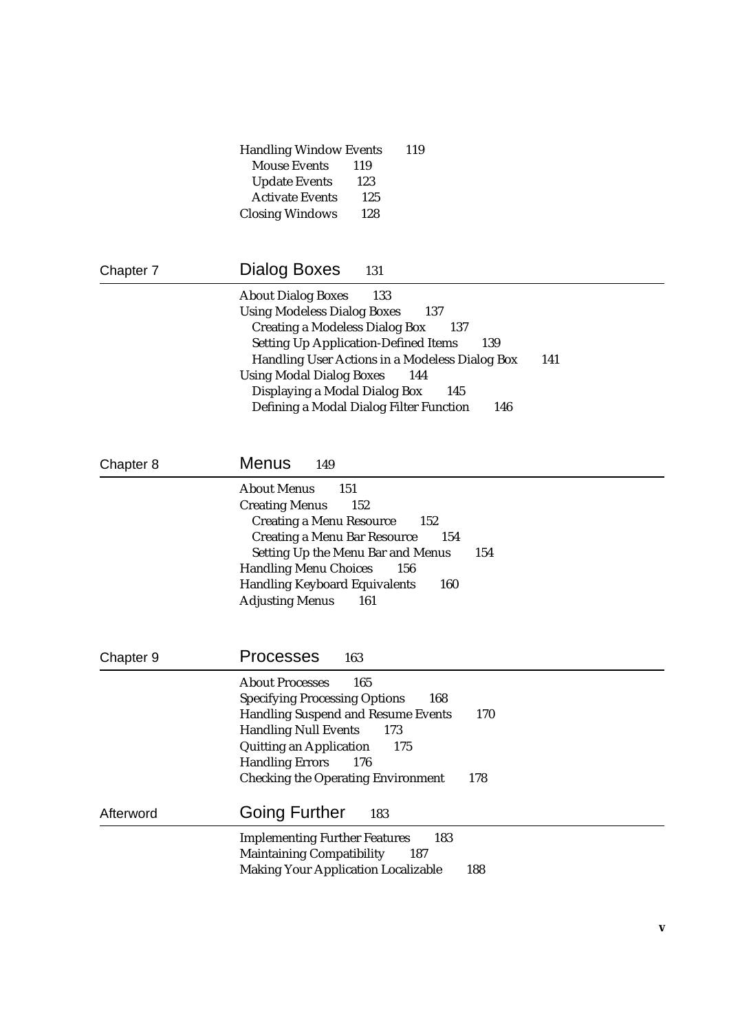Handling Window Events 119
- Mouse Events 119
- Update Events 123
- Activate Events 125

Closing Windows 128

## Chapter 7 Dialog Boxes 131

About Dialog Boxes 133
Using Modeless Dialog Boxes 137
- Creating a Modeless Dialog Box 137
- Setting Up Application-Defined Items 139
- Handling User Actions in a Modeless Dialog Box 141

Using Modal Dialog Boxes 144
- Displaying a Modal Dialog Box 145
- Defining a Modal Dialog Filter Function 146

## Chapter 8 Menus 149

About Menus 151
Creating Menus 152
- Creating a Menu Resource 152
- Creating a Menu Bar Resource 154
- Setting Up the Menu Bar and Menus 154

Handling Menu Choices 156
Handling Keyboard Equivalents 160
Adjusting Menus 161

## Chapter 9 Processes 163

About Processes 165
Specifying Processing Options 168
Handling Suspend and Resume Events 170
Handling Null Events 173
Quitting an Application 175
Handling Errors 176
Checking the Operating Environment 178

## Afterword Going Further 183

Implementing Further Features 183
Maintaining Compatibility 187
Making Your Application Localizable 188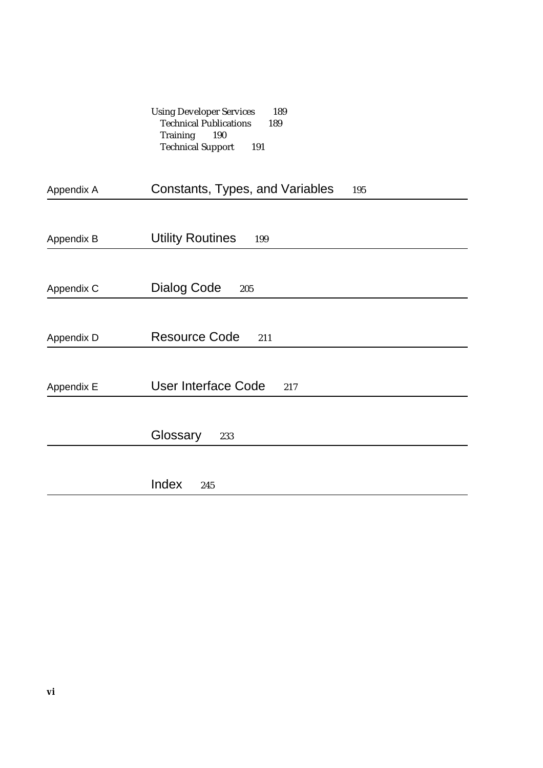Using Developer Services 189
  Technical Publications 189
  Training 190
  Technical Support 191

## Appendix A Constants, Types, and Variables 195

## Appendix B Utility Routines 199

## Appendix C Dialog Code 205

## Appendix D Resource Code 211

## Appendix E User Interface Code 217

## Glossary 233

## Index 245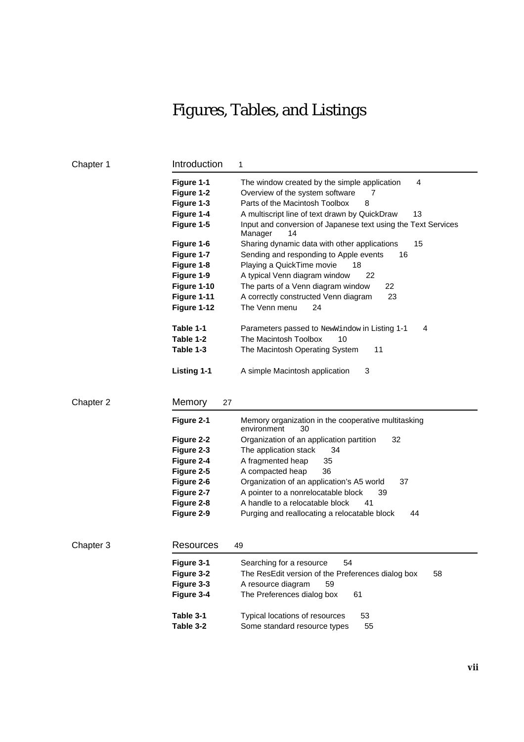# Figures, Tables, and Listings

## Chapter 1 Introduction 1

| | | |
|---|---|---|
| **Figure 1-1** | The window created by the simple application | 4 |
| **Figure 1-2** | Overview of the system software | 7 |
| **Figure 1-3** | Parts of the Macintosh Toolbox | 8 |
| **Figure 1-4** | A multiscript line of text drawn by QuickDraw | 13 |
| **Figure 1-5** | Input and conversion of Japanese text using the Text Services Manager | 14 |
| **Figure 1-6** | Sharing dynamic data with other applications | 15 |
| **Figure 1-7** | Sending and responding to Apple events | 16 |
| **Figure 1-8** | Playing a QuickTime movie | 18 |
| **Figure 1-9** | A typical Venn diagram window | 22 |
| **Figure 1-10** | The parts of a Venn diagram window | 22 |
| **Figure 1-11** | A correctly constructed Venn diagram | 23 |
| **Figure 1-12** | The Venn menu | 24 |
| **Table 1-1** | Parameters passed to `NewWindow` in Listing 1-1 | 4 |
| **Table 1-2** | The Macintosh Toolbox | 10 |
| **Table 1-3** | The Macintosh Operating System | 11 |
| **Listing 1-1** | A simple Macintosh application | 3 |

## Chapter 2 Memory 27

| | | |
|---|---|---|
| **Figure 2-1** | Memory organization in the cooperative multitasking environment | 30 |
| **Figure 2-2** | Organization of an application partition | 32 |
| **Figure 2-3** | The application stack | 34 |
| **Figure 2-4** | A fragmented heap | 35 |
| **Figure 2-5** | A compacted heap | 36 |
| **Figure 2-6** | Organization of an application's A5 world | 37 |
| **Figure 2-7** | A pointer to a nonrelocatable block | 39 |
| **Figure 2-8** | A handle to a relocatable block | 41 |
| **Figure 2-9** | Purging and reallocating a relocatable block | 44 |

## Chapter 3 Resources 49

| | | |
|---|---|---|
| **Figure 3-1** | Searching for a resource | 54 |
| **Figure 3-2** | The ResEdit version of the Preferences dialog box | 58 |
| **Figure 3-3** | A resource diagram | 59 |
| **Figure 3-4** | The Preferences dialog box | 61 |
| **Table 3-1** | Typical locations of resources | 53 |
| **Table 3-2** | Some standard resource types | 55 |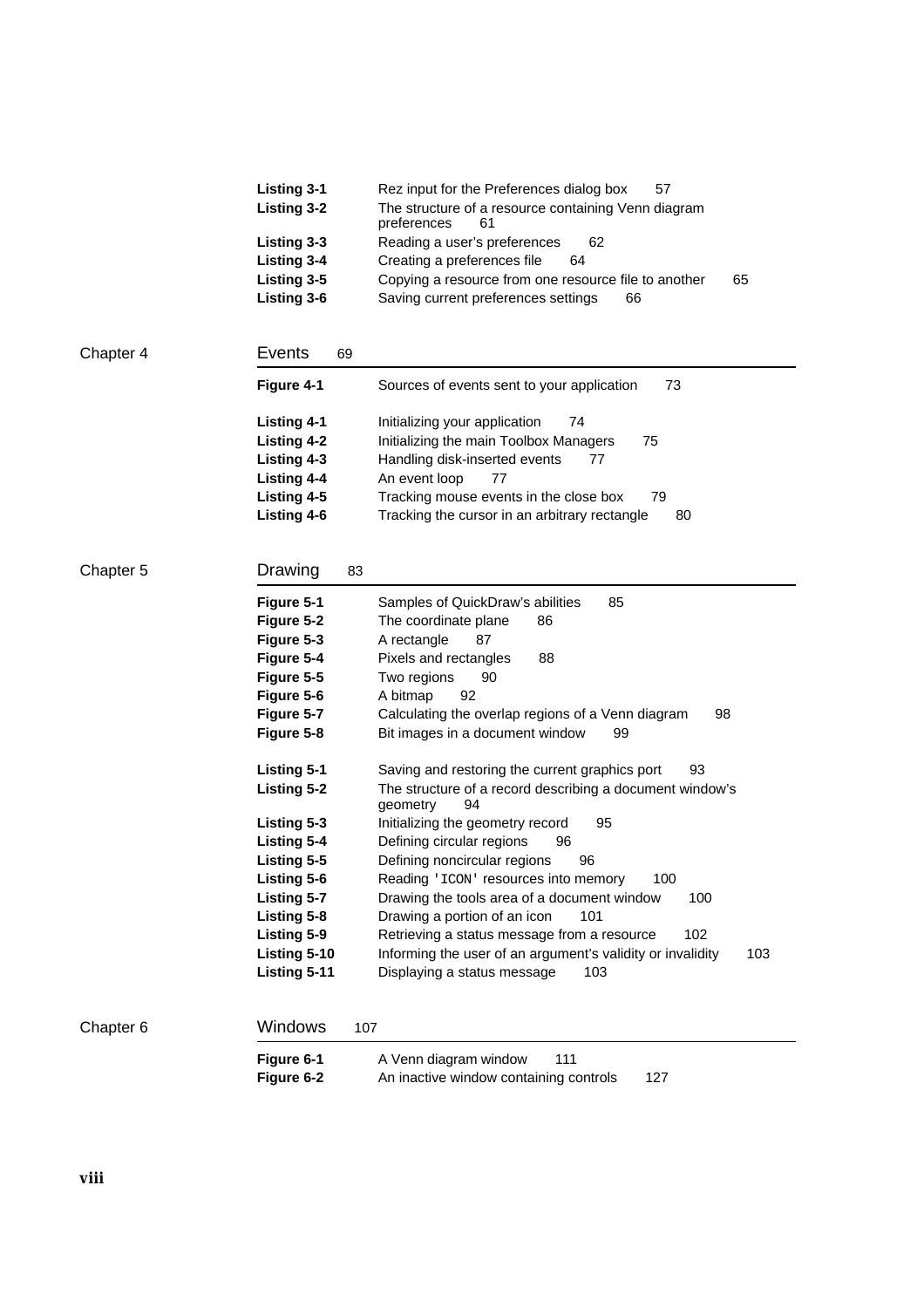| | | |
|---|---|---|
| **Listing 3-1** | Rez input for the Preferences dialog box | 57 |
| **Listing 3-2** | The structure of a resource containing Venn diagram preferences | 61 |
| **Listing 3-3** | Reading a user's preferences | 62 |
| **Listing 3-4** | Creating a preferences file | 64 |
| **Listing 3-5** | Copying a resource from one resource file to another | 65 |
| **Listing 3-6** | Saving current preferences settings | 66 |

## Chapter 4 Events 69

| | | |
|---|---|---|
| **Figure 4-1** | Sources of events sent to your application | 73 |
| **Listing 4-1** | Initializing your application | 74 |
| **Listing 4-2** | Initializing the main Toolbox Managers | 75 |
| **Listing 4-3** | Handling disk-inserted events | 77 |
| **Listing 4-4** | An event loop | 77 |
| **Listing 4-5** | Tracking mouse events in the close box | 79 |
| **Listing 4-6** | Tracking the cursor in an arbitrary rectangle | 80 |

## Chapter 5 Drawing 83

| | | |
|---|---|---|
| **Figure 5-1** | Samples of QuickDraw's abilities | 85 |
| **Figure 5-2** | The coordinate plane | 86 |
| **Figure 5-3** | A rectangle | 87 |
| **Figure 5-4** | Pixels and rectangles | 88 |
| **Figure 5-5** | Two regions | 90 |
| **Figure 5-6** | A bitmap | 92 |
| **Figure 5-7** | Calculating the overlap regions of a Venn diagram | 98 |
| **Figure 5-8** | Bit images in a document window | 99 |
| **Listing 5-1** | Saving and restoring the current graphics port | 93 |
| **Listing 5-2** | The structure of a record describing a document window's geometry | 94 |
| **Listing 5-3** | Initializing the geometry record | 95 |
| **Listing 5-4** | Defining circular regions | 96 |
| **Listing 5-5** | Defining noncircular regions | 96 |
| **Listing 5-6** | Reading `'ICON'` resources into memory | 100 |
| **Listing 5-7** | Drawing the tools area of a document window | 100 |
| **Listing 5-8** | Drawing a portion of an icon | 101 |
| **Listing 5-9** | Retrieving a status message from a resource | 102 |
| **Listing 5-10** | Informing the user of an argument's validity or invalidity | 103 |
| **Listing 5-11** | Displaying a status message | 103 |

## Chapter 6 Windows 107

| | | |
|---|---|---|
| **Figure 6-1** | A Venn diagram window | 111 |
| **Figure 6-2** | An inactive window containing controls | 127 |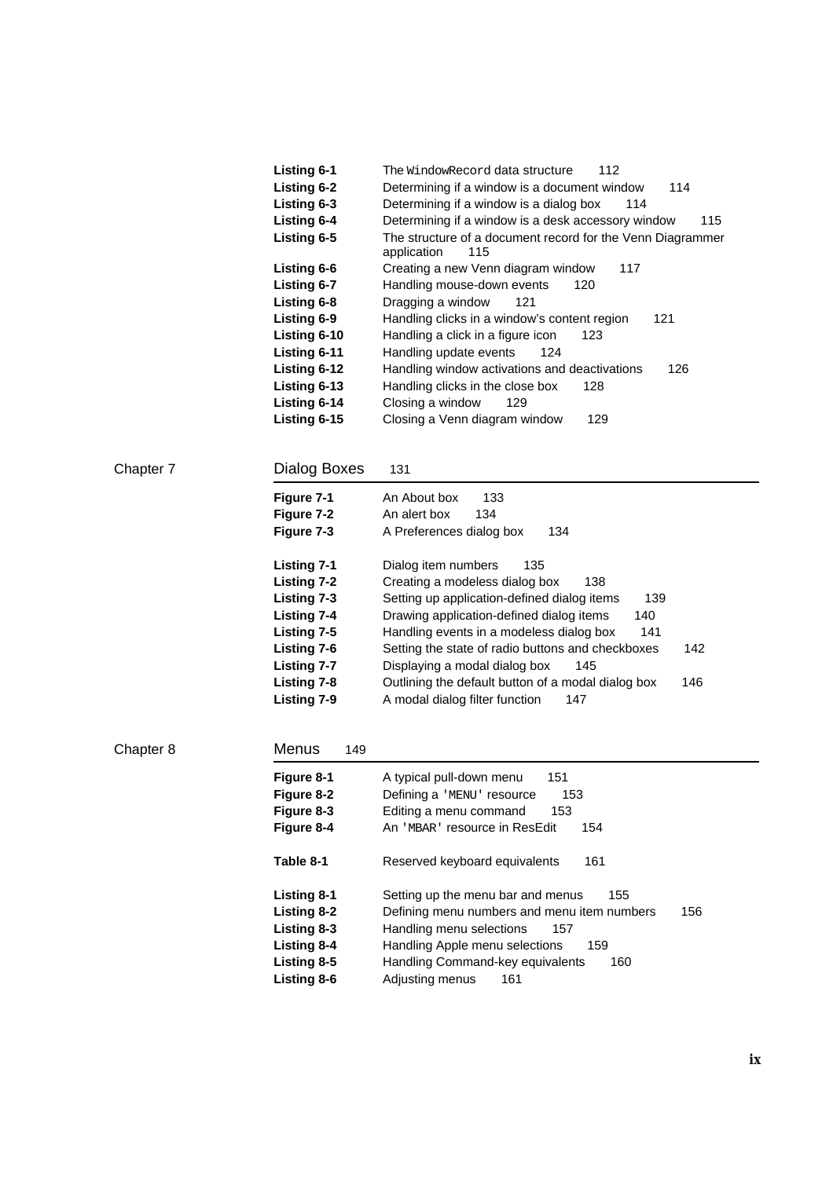| | | |
|---|---|---|
| **Listing 6-1** | The `WindowRecord` data structure | 112 |
| **Listing 6-2** | Determining if a window is a document window | 114 |
| **Listing 6-3** | Determining if a window is a dialog box | 114 |
| **Listing 6-4** | Determining if a window is a desk accessory window | 115 |
| **Listing 6-5** | The structure of a document record for the Venn Diagrammer application | 115 |
| **Listing 6-6** | Creating a new Venn diagram window | 117 |
| **Listing 6-7** | Handling mouse-down events | 120 |
| **Listing 6-8** | Dragging a window | 121 |
| **Listing 6-9** | Handling clicks in a window's content region | 121 |
| **Listing 6-10** | Handling a click in a figure icon | 123 |
| **Listing 6-11** | Handling update events | 124 |
| **Listing 6-12** | Handling window activations and deactivations | 126 |
| **Listing 6-13** | Handling clicks in the close box | 128 |
| **Listing 6-14** | Closing a window | 129 |
| **Listing 6-15** | Closing a Venn diagram window | 129 |

## Chapter 7 Dialog Boxes 131

| | | |
|---|---|---|
| **Figure 7-1** | An About box | 133 |
| **Figure 7-2** | An alert box | 134 |
| **Figure 7-3** | A Preferences dialog box | 134 |
| **Listing 7-1** | Dialog item numbers | 135 |
| **Listing 7-2** | Creating a modeless dialog box | 138 |
| **Listing 7-3** | Setting up application-defined dialog items | 139 |
| **Listing 7-4** | Drawing application-defined dialog items | 140 |
| **Listing 7-5** | Handling events in a modeless dialog box | 141 |
| **Listing 7-6** | Setting the state of radio buttons and checkboxes | 142 |
| **Listing 7-7** | Displaying a modal dialog box | 145 |
| **Listing 7-8** | Outlining the default button of a modal dialog box | 146 |
| **Listing 7-9** | A modal dialog filter function | 147 |

## Chapter 8 Menus 149

| | | |
|---|---|---|
| **Figure 8-1** | A typical pull-down menu | 151 |
| **Figure 8-2** | Defining a `'MENU'` resource | 153 |
| **Figure 8-3** | Editing a menu command | 153 |
| **Figure 8-4** | An `'MBAR'` resource in ResEdit | 154 |
| **Table 8-1** | Reserved keyboard equivalents | 161 |
| **Listing 8-1** | Setting up the menu bar and menus | 155 |
| **Listing 8-2** | Defining menu numbers and menu item numbers | 156 |
| **Listing 8-3** | Handling menu selections | 157 |
| **Listing 8-4** | Handling Apple menu selections | 159 |
| **Listing 8-5** | Handling Command-key equivalents | 160 |
| **Listing 8-6** | Adjusting menus | 161 |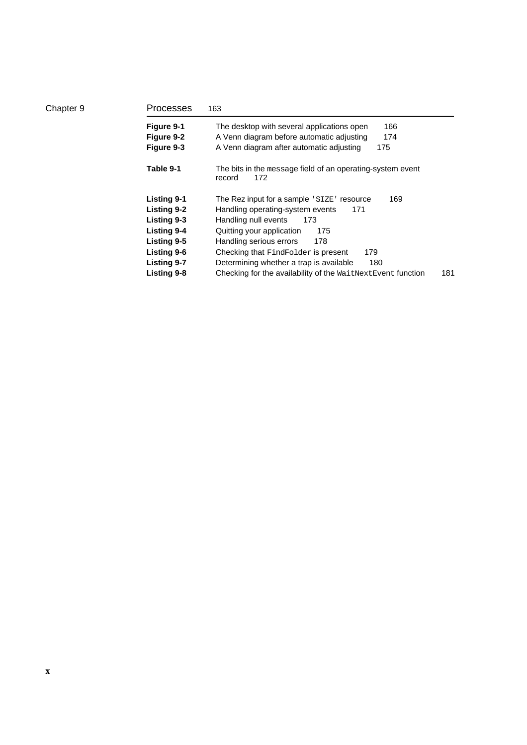Chapter 9 **Processes** 163

| | | |
|---|---|---|
| **Figure 9-1** | The desktop with several applications open | 166 |
| **Figure 9-2** | A Venn diagram before automatic adjusting | 174 |
| **Figure 9-3** | A Venn diagram after automatic adjusting | 175 |
| **Table 9-1** | The bits in the `message` field of an operating-system event record | 172 |
| **Listing 9-1** | The Rez input for a sample `'SIZE'` resource | 169 |
| **Listing 9-2** | Handling operating-system events | 171 |
| **Listing 9-3** | Handling null events | 173 |
| **Listing 9-4** | Quitting your application | 175 |
| **Listing 9-5** | Handling serious errors | 178 |
| **Listing 9-6** | Checking that `FindFolder` is present | 179 |
| **Listing 9-7** | Determining whether a trap is available | 180 |
| **Listing 9-8** | Checking for the availability of the `WaitNextEvent` function | 181 |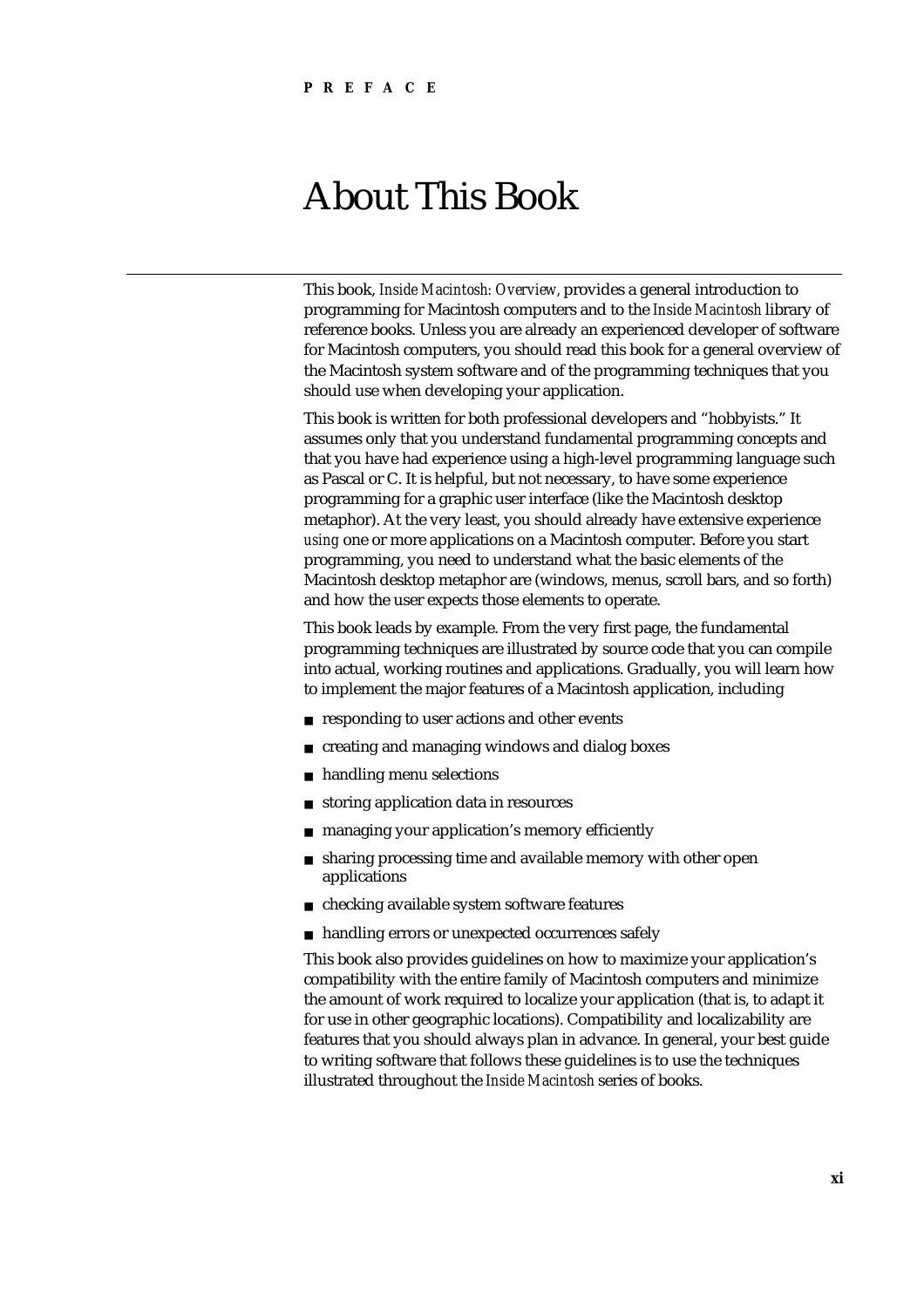PREFACE

# About This Book

This book, *Inside Macintosh: Overview*, provides a general introduction to programming for Macintosh computers and to the *Inside Macintosh* library of reference books. Unless you are already an experienced developer of software for Macintosh computers, you should read this book for a general overview of the Macintosh system software and of the programming techniques that you should use when developing your application.

This book is written for both professional developers and "hobbyists." It assumes only that you understand fundamental programming concepts and that you have had experience using a high-level programming language such as Pascal or C. It is helpful, but not necessary, to have some experience programming for a graphic user interface (like the Macintosh desktop metaphor). At the very least, you should already have extensive experience *using* one or more applications on a Macintosh computer. Before you start programming, you need to understand what the basic elements of the Macintosh desktop metaphor are (windows, menus, scroll bars, and so forth) and how the user expects those elements to operate.

This book leads by example. From the very first page, the fundamental programming techniques are illustrated by source code that you can compile into actual, working routines and applications. Gradually, you will learn how to implement the major features of a Macintosh application, including

- responding to user actions and other events
- creating and managing windows and dialog boxes
- handling menu selections
- storing application data in resources
- managing your application's memory efficiently
- sharing processing time and available memory with other open applications
- checking available system software features
- handling errors or unexpected occurrences safely

This book also provides guidelines on how to maximize your application's compatibility with the entire family of Macintosh computers and minimize the amount of work required to localize your application (that is, to adapt it for use in other geographic locations). Compatibility and localizability are features that you should always plan in advance. In general, your best guide to writing software that follows these guidelines is to use the techniques illustrated throughout the *Inside Macintosh* series of books.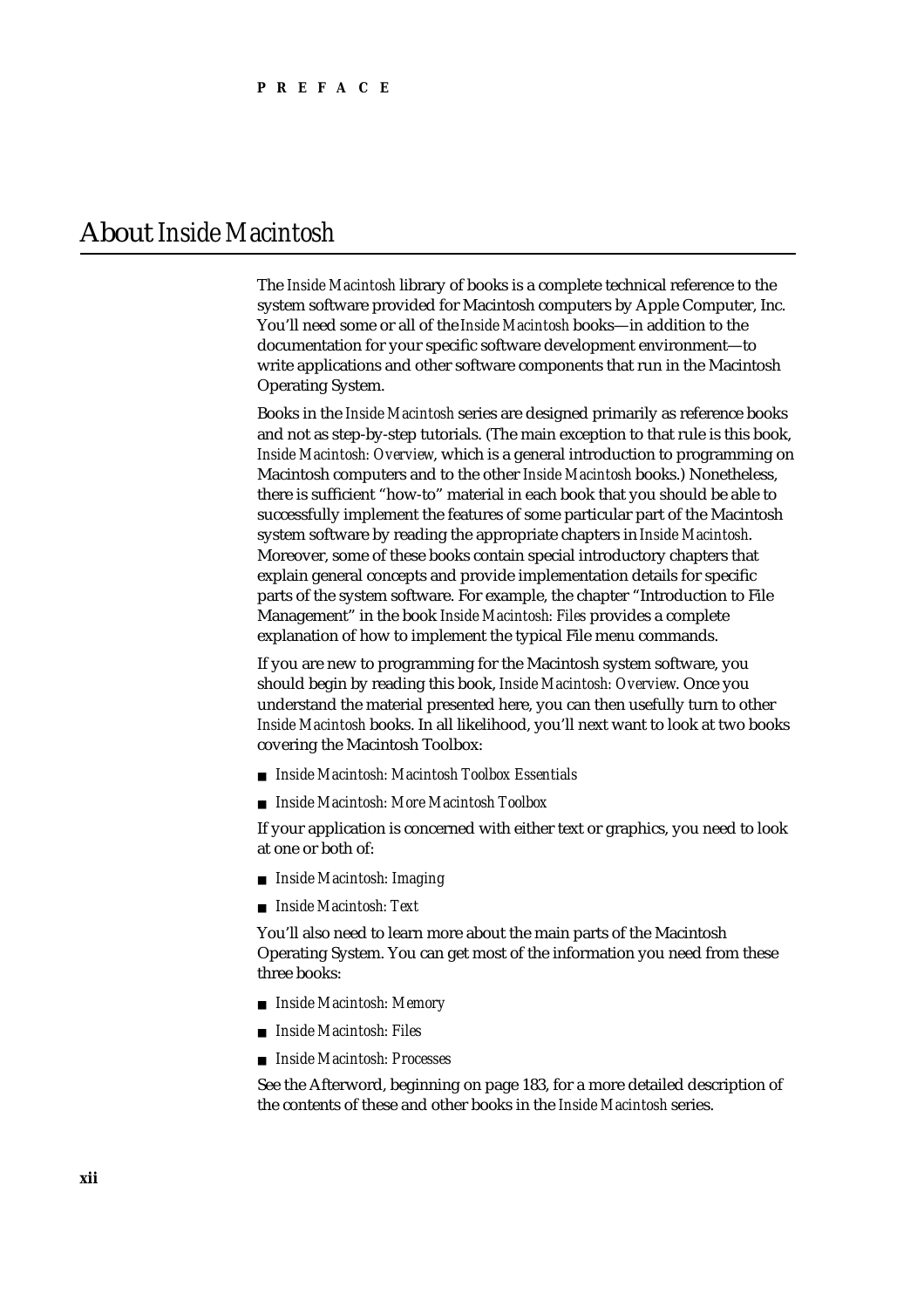# About *Inside Macintosh*

The *Inside Macintosh* library of books is a complete technical reference to the system software provided for Macintosh computers by Apple Computer, Inc. You'll need some or all of the *Inside Macintosh* books—in addition to the documentation for your specific software development environment—to write applications and other software components that run in the Macintosh Operating System.

Books in the *Inside Macintosh* series are designed primarily as reference books and not as step-by-step tutorials. (The main exception to that rule is this book, *Inside Macintosh: Overview*, which is a general introduction to programming on Macintosh computers and to the other *Inside Macintosh* books.) Nonetheless, there is sufficient "how-to" material in each book that you should be able to successfully implement the features of some particular part of the Macintosh system software by reading the appropriate chapters in *Inside Macintosh*. Moreover, some of these books contain special introductory chapters that explain general concepts and provide implementation details for specific parts of the system software. For example, the chapter "Introduction to File Management" in the book *Inside Macintosh: Files* provides a complete explanation of how to implement the typical File menu commands.

If you are new to programming for the Macintosh system software, you should begin by reading this book, *Inside Macintosh: Overview*. Once you understand the material presented here, you can then usefully turn to other *Inside Macintosh* books. In all likelihood, you'll next want to look at two books covering the Macintosh Toolbox:

- *Inside Macintosh: Macintosh Toolbox Essentials*
- *Inside Macintosh: More Macintosh Toolbox*

If your application is concerned with either text or graphics, you need to look at one or both of:

- *Inside Macintosh: Imaging*
- *Inside Macintosh: Text*

You'll also need to learn more about the main parts of the Macintosh Operating System. You can get most of the information you need from these three books:

- *Inside Macintosh: Memory*
- *Inside Macintosh: Files*
- *Inside Macintosh: Processes*

See the Afterword, beginning on page 183, for a more detailed description of the contents of these and other books in the *Inside Macintosh* series.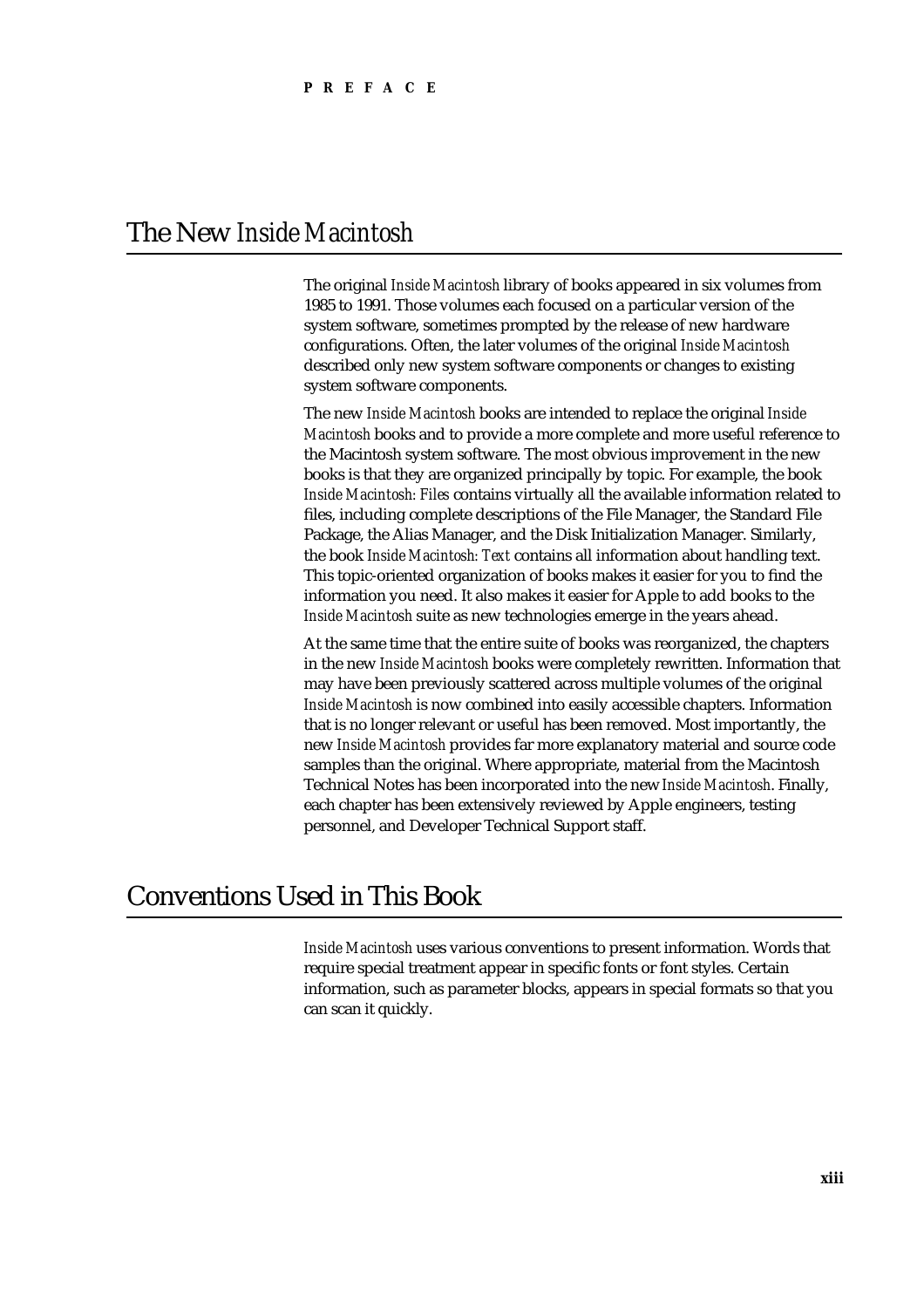# The New *Inside Macintosh*

The original *Inside Macintosh* library of books appeared in six volumes from 1985 to 1991. Those volumes each focused on a particular version of the system software, sometimes prompted by the release of new hardware configurations. Often, the later volumes of the original *Inside Macintosh* described only new system software components or changes to existing system software components.

The new *Inside Macintosh* books are intended to replace the original *Inside Macintosh* books and to provide a more complete and more useful reference to the Macintosh system software. The most obvious improvement in the new books is that they are organized principally by topic. For example, the book *Inside Macintosh: Files* contains virtually all the available information related to files, including complete descriptions of the File Manager, the Standard File Package, the Alias Manager, and the Disk Initialization Manager. Similarly, the book *Inside Macintosh: Text* contains all information about handling text. This topic-oriented organization of books makes it easier for you to find the information you need. It also makes it easier for Apple to add books to the *Inside Macintosh* suite as new technologies emerge in the years ahead.

At the same time that the entire suite of books was reorganized, the chapters in the new *Inside Macintosh* books were completely rewritten. Information that may have been previously scattered across multiple volumes of the original *Inside Macintosh* is now combined into easily accessible chapters. Information that is no longer relevant or useful has been removed. Most importantly, the new *Inside Macintosh* provides far more explanatory material and source code samples than the original. Where appropriate, material from the Macintosh Technical Notes has been incorporated into the new *Inside Macintosh*. Finally, each chapter has been extensively reviewed by Apple engineers, testing personnel, and Developer Technical Support staff.

# Conventions Used in This Book

*Inside Macintosh* uses various conventions to present information. Words that require special treatment appear in specific fonts or font styles. Certain information, such as parameter blocks, appears in special formats so that you can scan it quickly.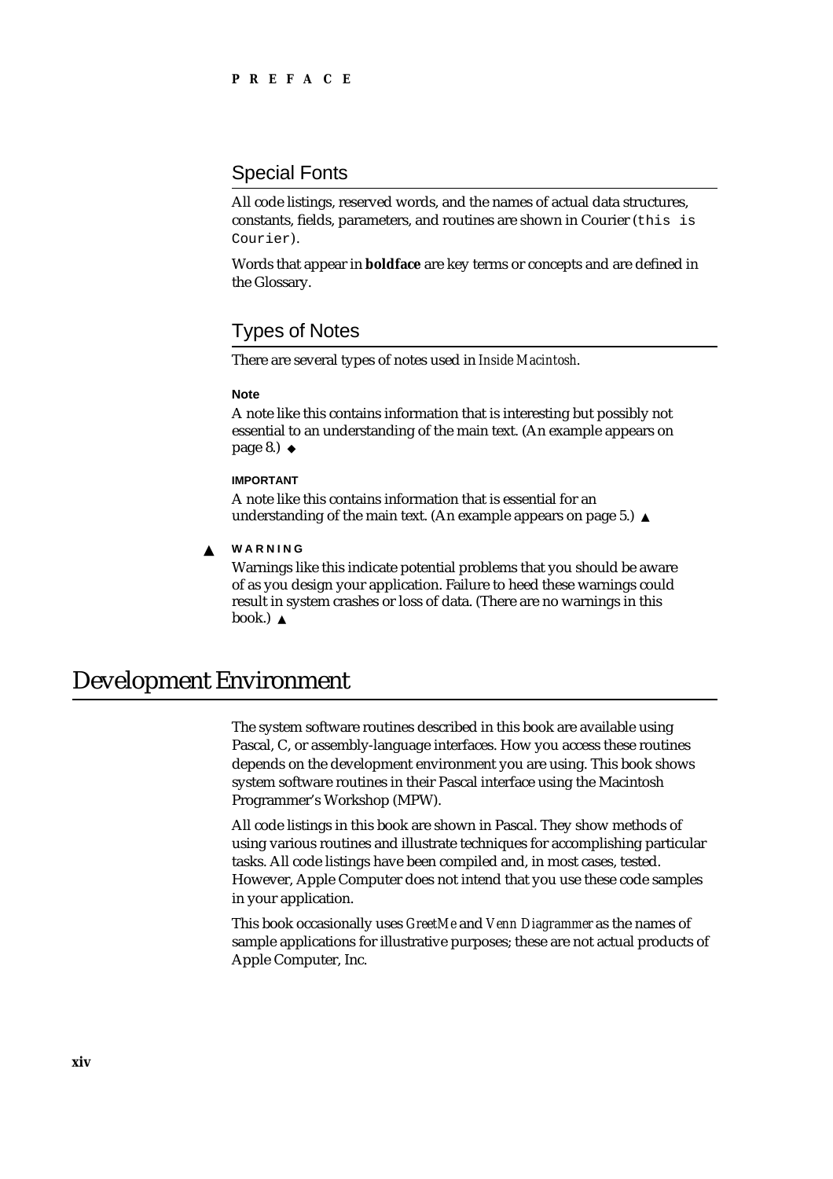## Special Fonts

All code listings, reserved words, and the names of actual data structures, constants, fields, parameters, and routines are shown in Courier (`this is Courier`).

Words that appear in **boldface** are key terms or concepts and are defined in the Glossary.

## Types of Notes

There are several types of notes used in *Inside Macintosh*.

**Note**

A note like this contains information that is interesting but possibly not essential to an understanding of the main text. (An example appears on page 8.) ◆

**IMPORTANT**

A note like this contains information that is essential for an understanding of the main text. (An example appears on page 5.) ▲

▲ **WARNING**

Warnings like this indicate potential problems that you should be aware of as you design your application. Failure to heed these warnings could result in system crashes or loss of data. (There are no warnings in this book.) ▲

# Development Environment

The system software routines described in this book are available using Pascal, C, or assembly-language interfaces. How you access these routines depends on the development environment you are using. This book shows system software routines in their Pascal interface using the Macintosh Programmer's Workshop (MPW).

All code listings in this book are shown in Pascal. They show methods of using various routines and illustrate techniques for accomplishing particular tasks. All code listings have been compiled and, in most cases, tested. However, Apple Computer does not intend that you use these code samples in your application.

This book occasionally uses *GreetMe* and *Venn Diagrammer* as the names of sample applications for illustrative purposes; these are not actual products of Apple Computer, Inc.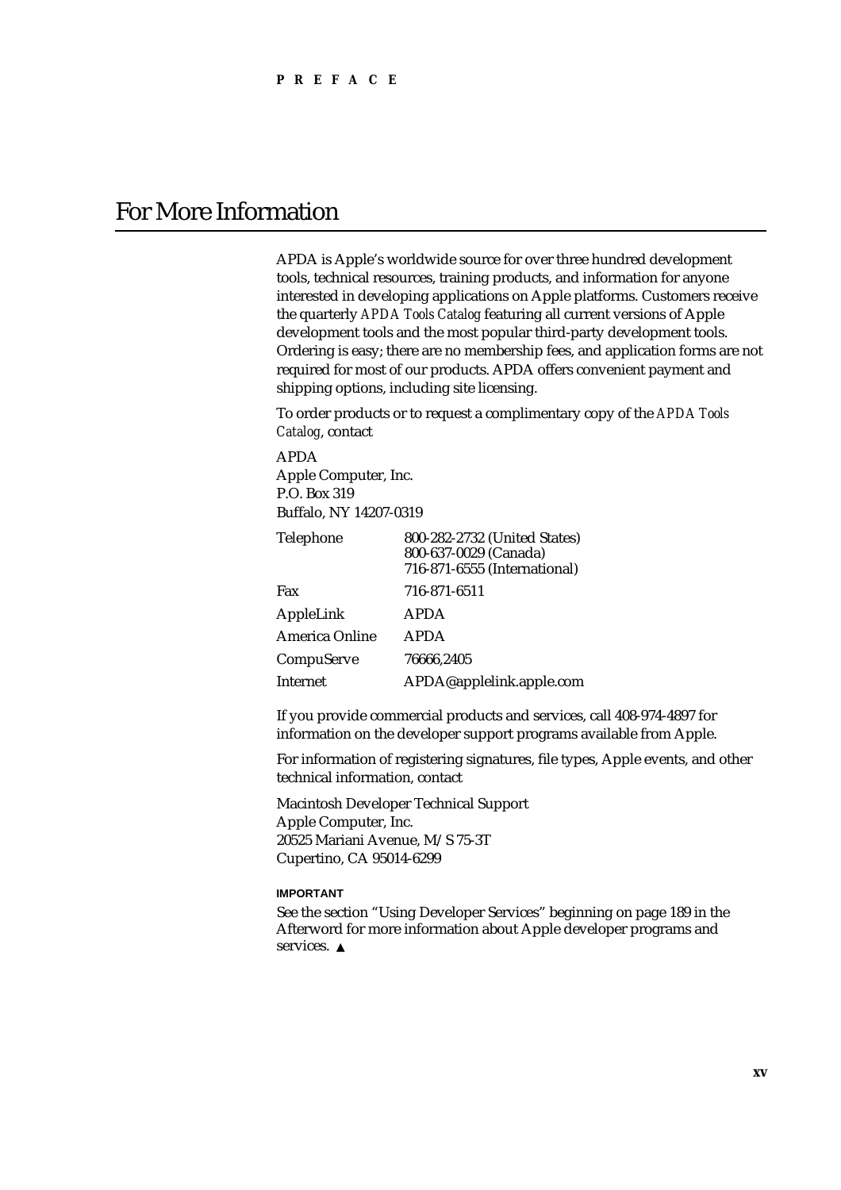# For More Information

APDA is Apple's worldwide source for over three hundred development tools, technical resources, training products, and information for anyone interested in developing applications on Apple platforms. Customers receive the quarterly *APDA Tools Catalog* featuring all current versions of Apple development tools and the most popular third-party development tools. Ordering is easy; there are no membership fees, and application forms are not required for most of our products. APDA offers convenient payment and shipping options, including site licensing.

To order products or to request a complimentary copy of the *APDA Tools Catalog*, contact

APDA
Apple Computer, Inc.
P.O. Box 319
Buffalo, NY 14207-0319

| | |
|---|---|
| Telephone | 800-282-2732 (United States)<br>800-637-0029 (Canada)<br>716-871-6555 (International) |
| Fax | 716-871-6511 |
| AppleLink | APDA |
| America Online | APDA |
| CompuServe | 76666,2405 |
| Internet | APDA@applelink.apple.com |

If you provide commercial products and services, call 408-974-4897 for information on the developer support programs available from Apple.

For information of registering signatures, file types, Apple events, and other technical information, contact

Macintosh Developer Technical Support
Apple Computer, Inc.
20525 Mariani Avenue, M/S 75-3T
Cupertino, CA 95014-6299

**IMPORTANT**

See the section "Using Developer Services" beginning on page 189 in the Afterword for more information about Apple developer programs and services. ▲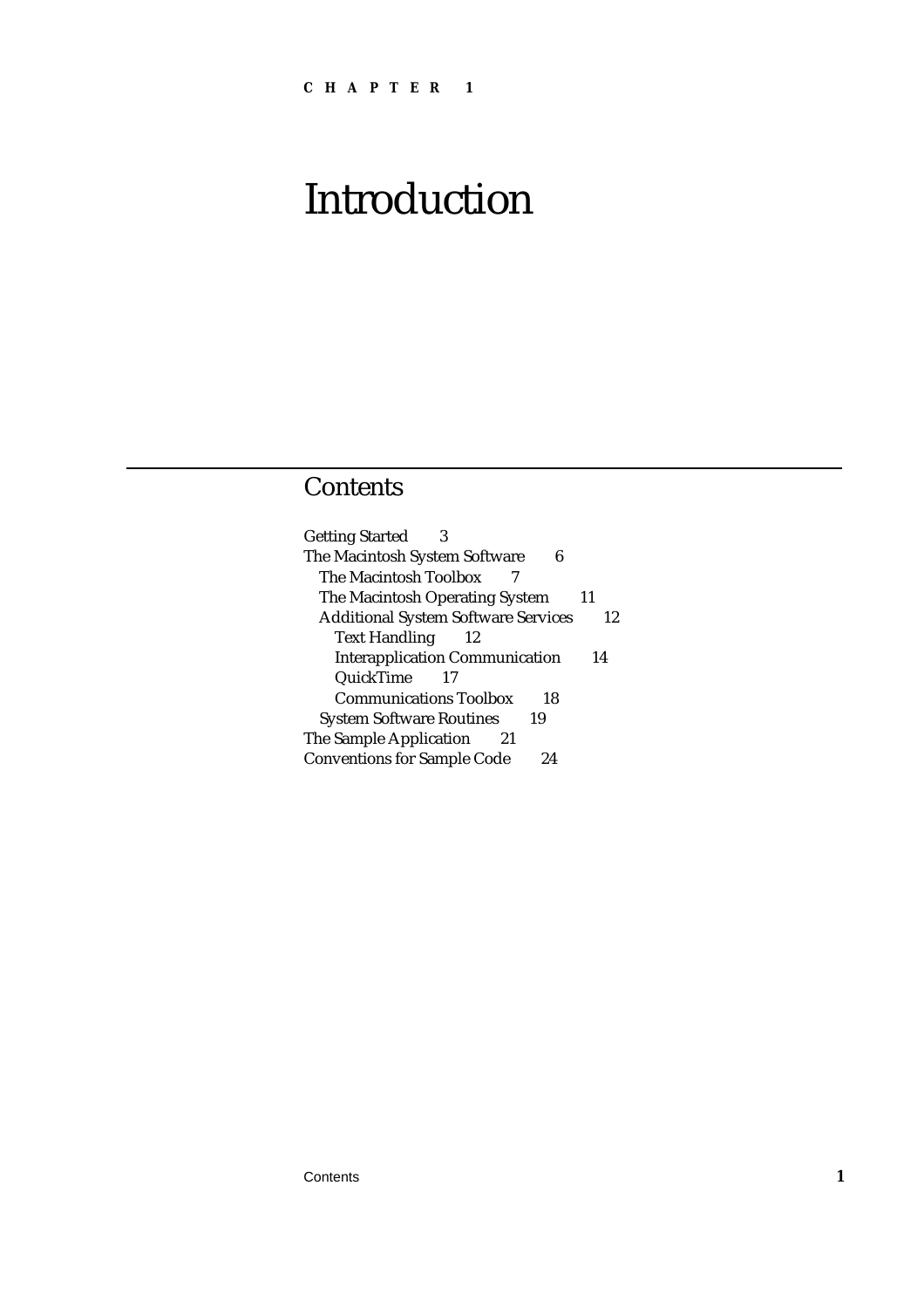**C H A P T E R 1**

# Introduction

## Contents

- Getting Started 3
- The Macintosh System Software 6
  - The Macintosh Toolbox 7
  - The Macintosh Operating System 11
  - Additional System Software Services 12
    - Text Handling 12
    - Interapplication Communication 14
    - QuickTime 17
    - Communications Toolbox 18
  - System Software Routines 19
- The Sample Application 21
- Conventions for Sample Code 24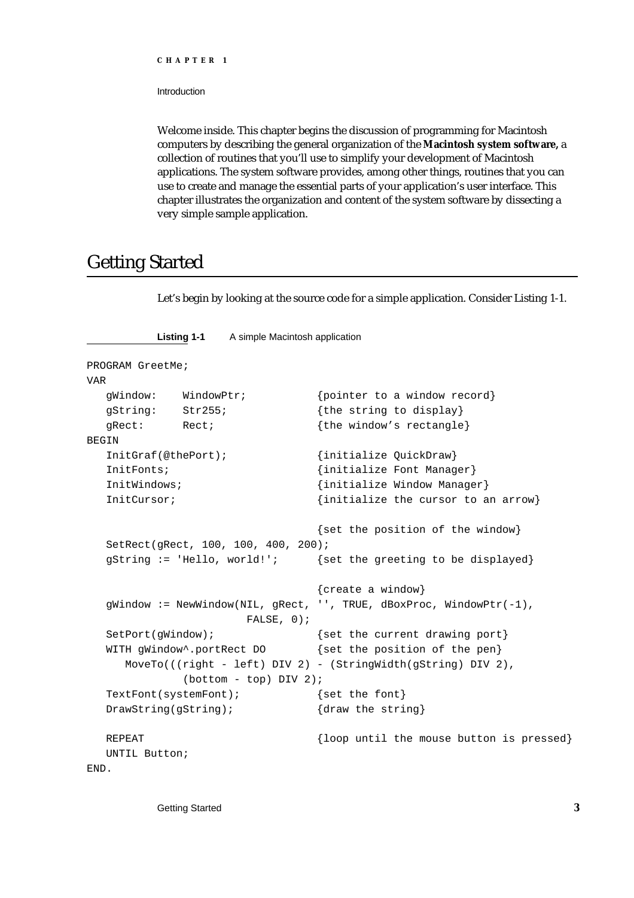Welcome inside. This chapter begins the discussion of programming for Macintosh computers by describing the general organization of the **Macintosh system software,** a collection of routines that you'll use to simplify your development of Macintosh applications. The system software provides, among other things, routines that you can use to create and manage the essential parts of your application's user interface. This chapter illustrates the organization and content of the system software by dissecting a very simple sample application.

## Getting Started

Let's begin by looking at the source code for a simple application. Consider Listing 1-1.

**Listing 1-1** A simple Macintosh application

```
PROGRAM GreetMe;
VAR
   gWindow:    WindowPtr;           {pointer to a window record}
   gString:    Str255;              {the string to display}
   gRect:      Rect;                {the window's rectangle}
BEGIN
   InitGraf(@thePort);              {initialize QuickDraw}
   InitFonts;                       {initialize Font Manager}
   InitWindows;                     {initialize Window Manager}
   InitCursor;                      {initialize the cursor to an arrow}

                                    {set the position of the window}
   SetRect(gRect, 100, 100, 400, 200);
   gString := 'Hello, world!';      {set the greeting to be displayed}

                                    {create a window}
   gWindow := NewWindow(NIL, gRect, '', TRUE, dBoxProc, WindowPtr(-1),
                        FALSE, 0);
   SetPort(gWindow);                {set the current drawing port}
   WITH gWindow^.portRect DO        {set the position of the pen}
      MoveTo(((right - left) DIV 2) - (StringWidth(gString) DIV 2),
             (bottom - top) DIV 2);
   TextFont(systemFont);            {set the font}
   DrawString(gString);             {draw the string}

   REPEAT                           {loop until the mouse button is pressed}
   UNTIL Button;
END.
```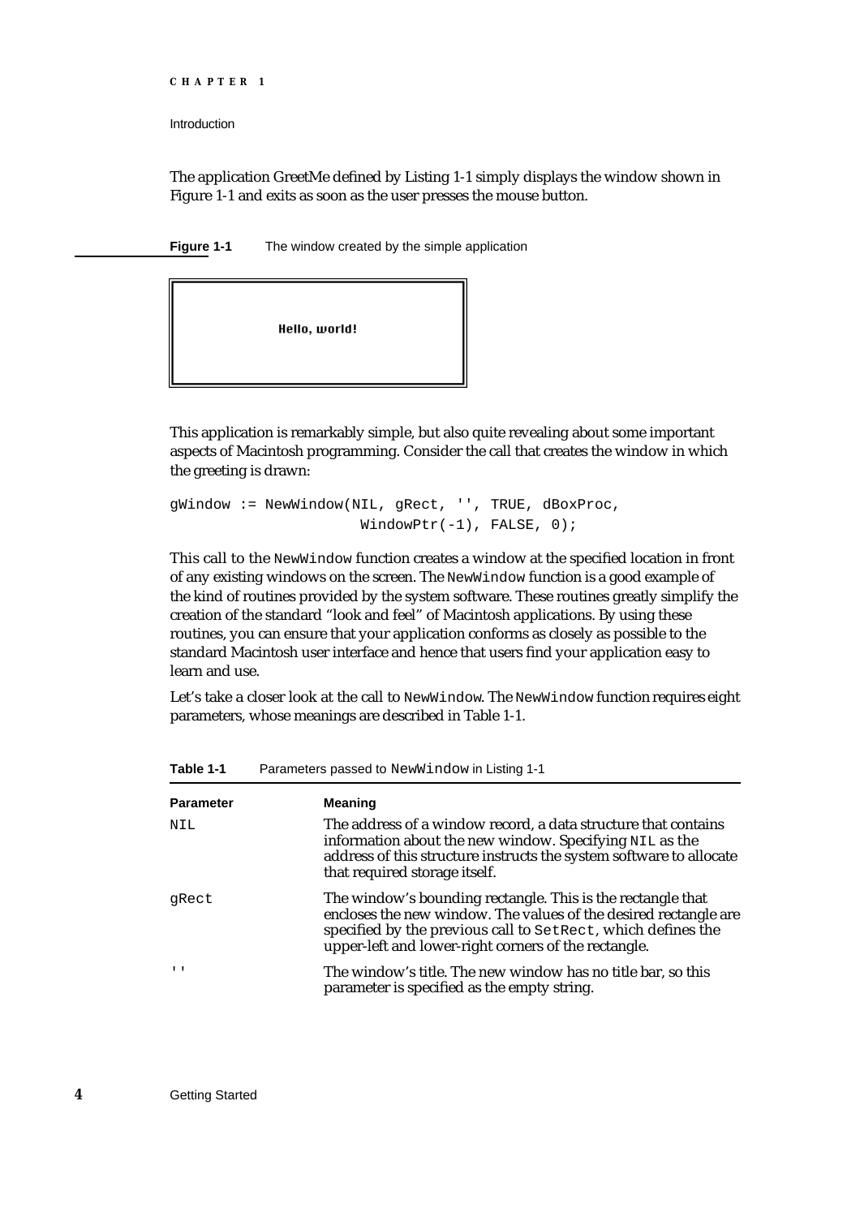The application GreetMe defined by Listing 1-1 simply displays the window shown in Figure 1-1 and exits as soon as the user presses the mouse button.

**Figure 1-1** The window created by the simple application

Hello, world!

This application is remarkably simple, but also quite revealing about some important aspects of Macintosh programming. Consider the call that creates the window in which the greeting is drawn:

```
gWindow := NewWindow(NIL, gRect, '', TRUE, dBoxProc,
                     WindowPtr(-1), FALSE, 0);
```

This call to the `NewWindow` function creates a window at the specified location in front of any existing windows on the screen. The `NewWindow` function is a good example of the kind of routines provided by the system software. These routines greatly simplify the creation of the standard "look and feel" of Macintosh applications. By using these routines, you can ensure that your application conforms as closely as possible to the standard Macintosh user interface and hence that users find your application easy to learn and use.

Let's take a closer look at the call to `NewWindow`. The `NewWindow` function requires eight parameters, whose meanings are described in Table 1-1.

**Table 1-1** Parameters passed to `NewWindow` in Listing 1-1

| Parameter | Meaning |
|---|---|
| `NIL` | The address of a window record, a data structure that contains information about the new window. Specifying `NIL` as the address of this structure instructs the system software to allocate that required storage itself. |
| `gRect` | The window's bounding rectangle. This is the rectangle that encloses the new window. The values of the desired rectangle are specified by the previous call to `SetRect`, which defines the upper-left and lower-right corners of the rectangle. |
| `''` | The window's title. The new window has no title bar, so this parameter is specified as the empty string. |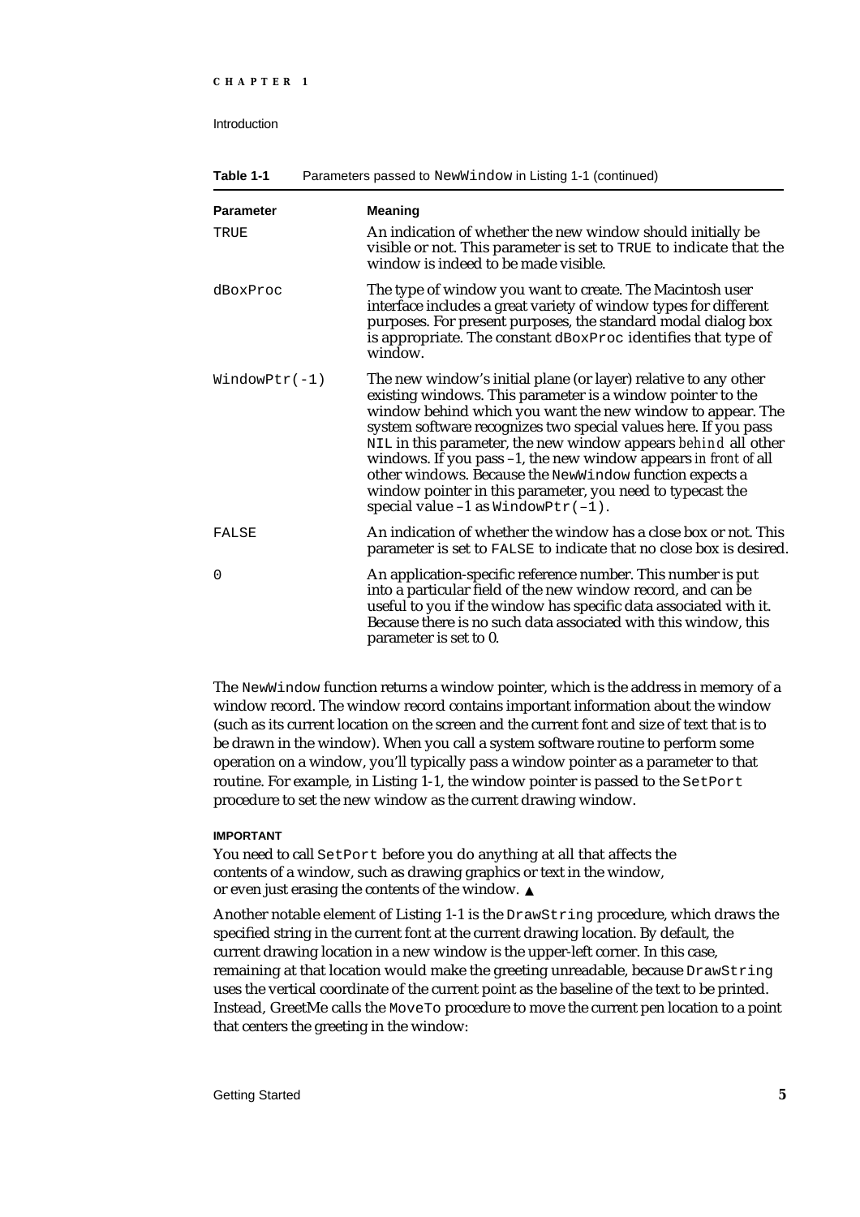**Table 1-1** Parameters passed to `NewWindow` in Listing 1-1 (continued)

| Parameter | Meaning |
|---|---|
| `TRUE` | An indication of whether the new window should initially be visible or not. This parameter is set to `TRUE` to indicate that the window is indeed to be made visible. |
| `dBoxProc` | The type of window you want to create. The Macintosh user interface includes a great variety of window types for different purposes. For present purposes, the standard modal dialog box is appropriate. The constant `dBoxProc` identifies that type of window. |
| `WindowPtr(-1)` | The new window's initial plane (or layer) relative to any other existing windows. This parameter is a window pointer to the window behind which you want the new window to appear. The system software recognizes two special values here. If you pass `NIL` in this parameter, the new window appears *behind* all other windows. If you pass –1, the new window appears *in front of* all other windows. Because the `NewWindow` function expects a window pointer in this parameter, you need to typecast the special value –1 as `WindowPtr(–1)`. |
| `FALSE` | An indication of whether the window has a close box or not. This parameter is set to `FALSE` to indicate that no close box is desired. |
| `0` | An application-specific reference number. This number is put into a particular field of the new window record, and can be useful to you if the window has specific data associated with it. Because there is no such data associated with this window, this parameter is set to 0. |

The `NewWindow` function returns a window pointer, which is the address in memory of a window record. The window record contains important information about the window (such as its current location on the screen and the current font and size of text that is to be drawn in the window). When you call a system software routine to perform some operation on a window, you'll typically pass a window pointer as a parameter to that routine. For example, in Listing 1-1, the window pointer is passed to the `SetPort` procedure to set the new window as the current drawing window.

**IMPORTANT**

You need to call `SetPort` before you do anything at all that affects the contents of a window, such as drawing graphics or text in the window, or even just erasing the contents of the window. ▲

Another notable element of Listing 1-1 is the `DrawString` procedure, which draws the specified string in the current font at the current drawing location. By default, the current drawing location in a new window is the upper-left corner. In this case, remaining at that location would make the greeting unreadable, because `DrawString` uses the vertical coordinate of the current point as the baseline of the text to be printed. Instead, GreetMe calls the `MoveTo` procedure to move the current pen location to a point that centers the greeting in the window: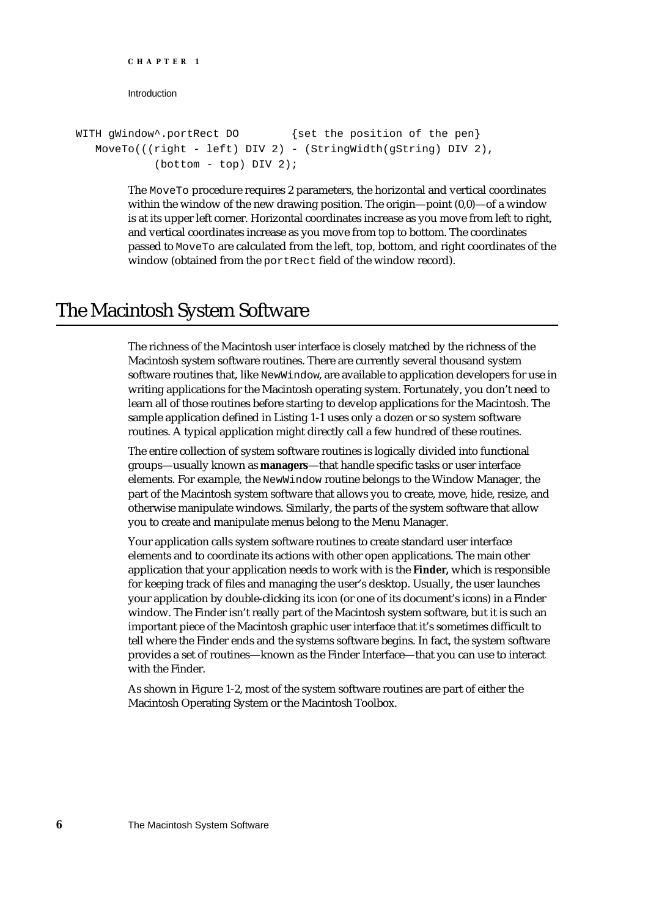```
WITH gWindow^.portRect DO        {set the position of the pen}
   MoveTo(((right - left) DIV 2) - (StringWidth(gString) DIV 2),
           (bottom - top) DIV 2);
```

The `MoveTo` procedure requires 2 parameters, the horizontal and vertical coordinates within the window of the new drawing position. The origin—point (0,0)—of a window is at its upper left corner. Horizontal coordinates increase as you move from left to right, and vertical coordinates increase as you move from top to bottom. The coordinates passed to `MoveTo` are calculated from the left, top, bottom, and right coordinates of the window (obtained from the `portRect` field of the window record).

# The Macintosh System Software

The richness of the Macintosh user interface is closely matched by the richness of the Macintosh system software routines. There are currently several thousand system software routines that, like `NewWindow`, are available to application developers for use in writing applications for the Macintosh operating system. Fortunately, you don't need to learn all of those routines before starting to develop applications for the Macintosh. The sample application defined in Listing 1-1 uses only a dozen or so system software routines. A typical application might directly call a few hundred of these routines.

The entire collection of system software routines is logically divided into functional groups—usually known as **managers**—that handle specific tasks or user interface elements. For example, the `NewWindow` routine belongs to the Window Manager, the part of the Macintosh system software that allows you to create, move, hide, resize, and otherwise manipulate windows. Similarly, the parts of the system software that allow you to create and manipulate menus belong to the Menu Manager.

Your application calls system software routines to create standard user interface elements and to coordinate its actions with other open applications. The main other application that your application needs to work with is the **Finder,** which is responsible for keeping track of files and managing the user's desktop. Usually, the user launches your application by double-clicking its icon (or one of its document's icons) in a Finder window. The Finder isn't really part of the Macintosh system software, but it is such an important piece of the Macintosh graphic user interface that it's sometimes difficult to tell where the Finder ends and the systems software begins. In fact, the system software provides a set of routines—known as the Finder Interface—that you can use to interact with the Finder.

As shown in Figure 1-2, most of the system software routines are part of either the Macintosh Operating System or the Macintosh Toolbox.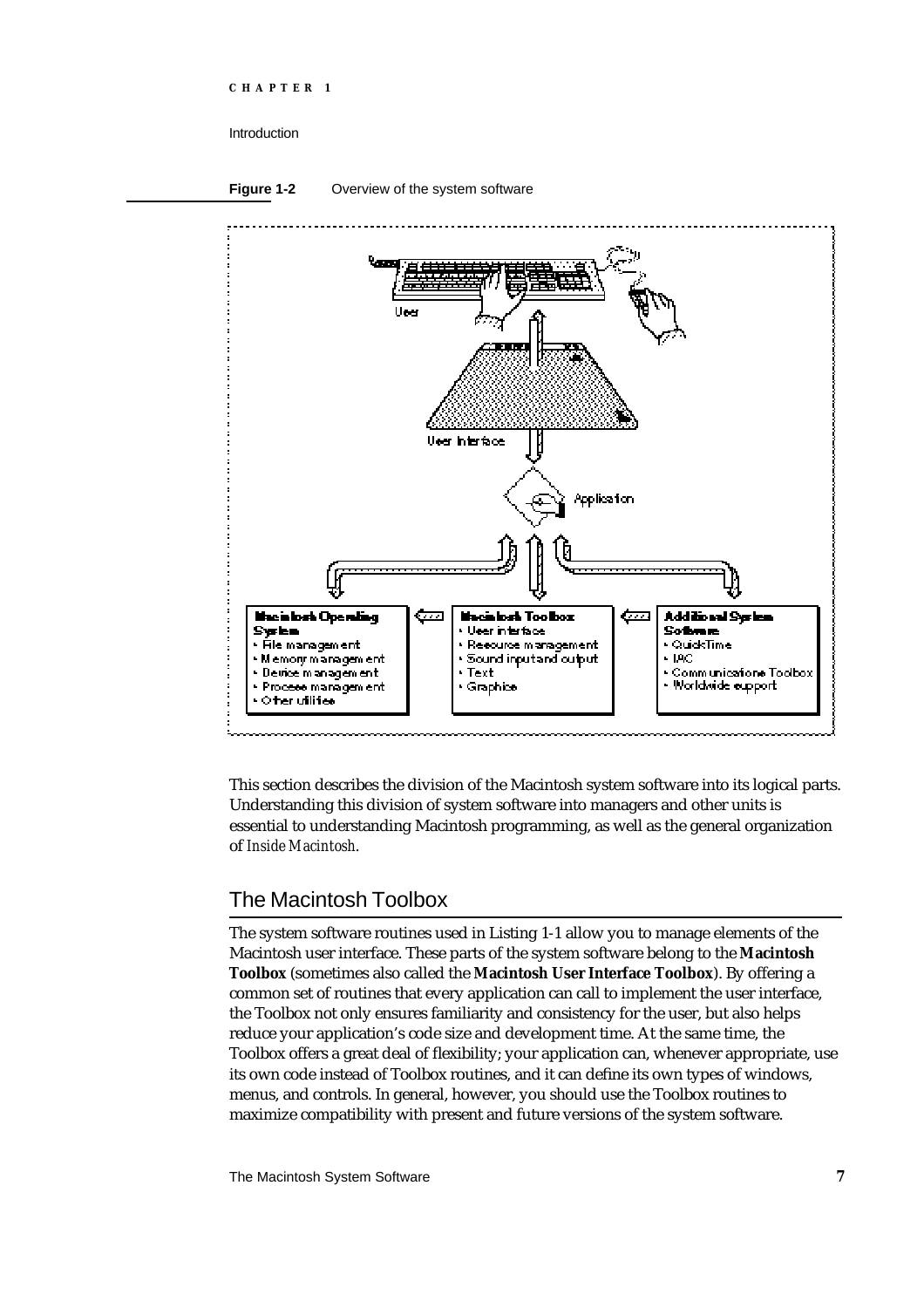**Figure 1-2** Overview of the system software

User

User Interface

Application

**Macintosh Operating System**
- File management
- Memory management
- Device management
- Process management
- Other utilities

**Macintosh Toolbox**
- User interface
- Resource management
- Sound input and output
- Text
- Graphics

**Additional System Software**
- QuickTime
- IAC
- Communications Toolbox
- Worldwide support

This section describes the division of the Macintosh system software into its logical parts. Understanding this division of system software into managers and other units is essential to understanding Macintosh programming, as well as the general organization of *Inside Macintosh*.

## The Macintosh Toolbox

The system software routines used in Listing 1-1 allow you to manage elements of the Macintosh user interface. These parts of the system software belong to the **Macintosh Toolbox** (sometimes also called the **Macintosh User Interface Toolbox**). By offering a common set of routines that every application can call to implement the user interface, the Toolbox not only ensures familiarity and consistency for the user, but also helps reduce your application's code size and development time. At the same time, the Toolbox offers a great deal of flexibility; your application can, whenever appropriate, use its own code instead of Toolbox routines, and it can define its own types of windows, menus, and controls. In general, however, you should use the Toolbox routines to maximize compatibility with present and future versions of the system software.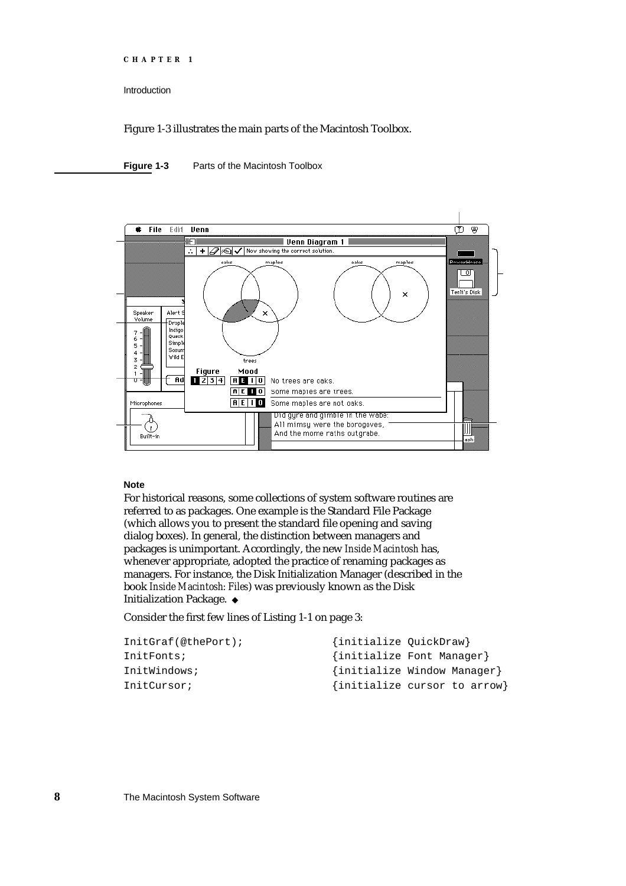Figure 1-3 illustrates the main parts of the Macintosh Toolbox.

**Figure 1-3** Parts of the Macintosh Toolbox

**Note**

For historical reasons, some collections of system software routines are referred to as packages. One example is the Standard File Package (which allows you to present the standard file opening and saving dialog boxes). In general, the distinction between managers and packages is unimportant. Accordingly, the new *Inside Macintosh* has, whenever appropriate, adopted the practice of renaming packages as managers. For instance, the Disk Initialization Manager (described in the book *Inside Macintosh: Files*) was previously known as the Disk Initialization Package. ◆

Consider the first few lines of Listing 1-1 on page 3:

```
InitGraf(@thePort);              {initialize QuickDraw}
InitFonts;                       {initialize Font Manager}
InitWindows;                     {initialize Window Manager}
InitCursor;                      {initialize cursor to arrow}
```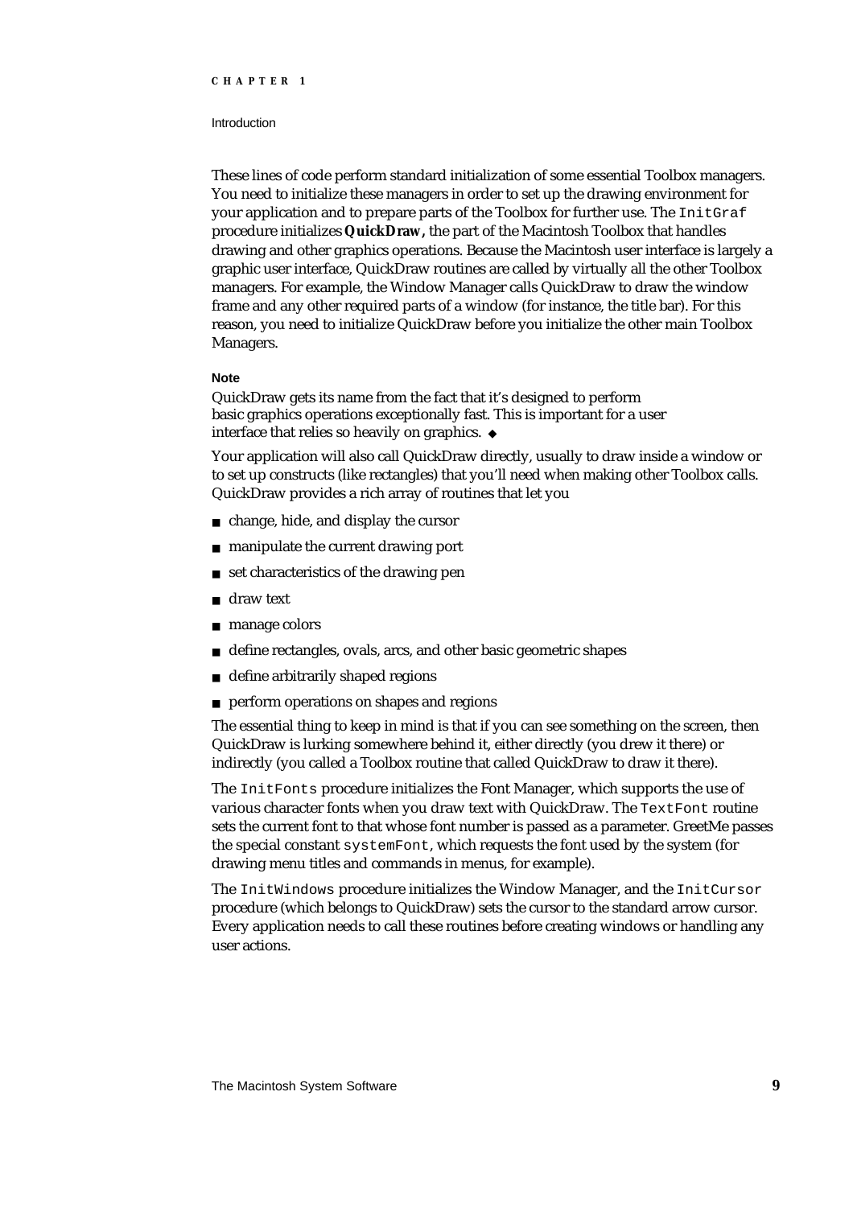These lines of code perform standard initialization of some essential Toolbox managers. You need to initialize these managers in order to set up the drawing environment for your application and to prepare parts of the Toolbox for further use. The `InitGraf` procedure initializes **QuickDraw,** the part of the Macintosh Toolbox that handles drawing and other graphics operations. Because the Macintosh user interface is largely a graphic user interface, QuickDraw routines are called by virtually all the other Toolbox managers. For example, the Window Manager calls QuickDraw to draw the window frame and any other required parts of a window (for instance, the title bar). For this reason, you need to initialize QuickDraw before you initialize the other main Toolbox Managers.

**Note**

QuickDraw gets its name from the fact that it's designed to perform basic graphics operations exceptionally fast. This is important for a user interface that relies so heavily on graphics. ◆

Your application will also call QuickDraw directly, usually to draw inside a window or to set up constructs (like rectangles) that you'll need when making other Toolbox calls. QuickDraw provides a rich array of routines that let you

- change, hide, and display the cursor
- manipulate the current drawing port
- set characteristics of the drawing pen
- draw text
- manage colors
- define rectangles, ovals, arcs, and other basic geometric shapes
- define arbitrarily shaped regions
- perform operations on shapes and regions

The essential thing to keep in mind is that if you can see something on the screen, then QuickDraw is lurking somewhere behind it, either directly (you drew it there) or indirectly (you called a Toolbox routine that called QuickDraw to draw it there).

The `InitFonts` procedure initializes the Font Manager, which supports the use of various character fonts when you draw text with QuickDraw. The `TextFont` routine sets the current font to that whose font number is passed as a parameter. GreetMe passes the special constant `systemFont`, which requests the font used by the system (for drawing menu titles and commands in menus, for example).

The `InitWindows` procedure initializes the Window Manager, and the `InitCursor` procedure (which belongs to QuickDraw) sets the cursor to the standard arrow cursor. Every application needs to call these routines before creating windows or handling any user actions.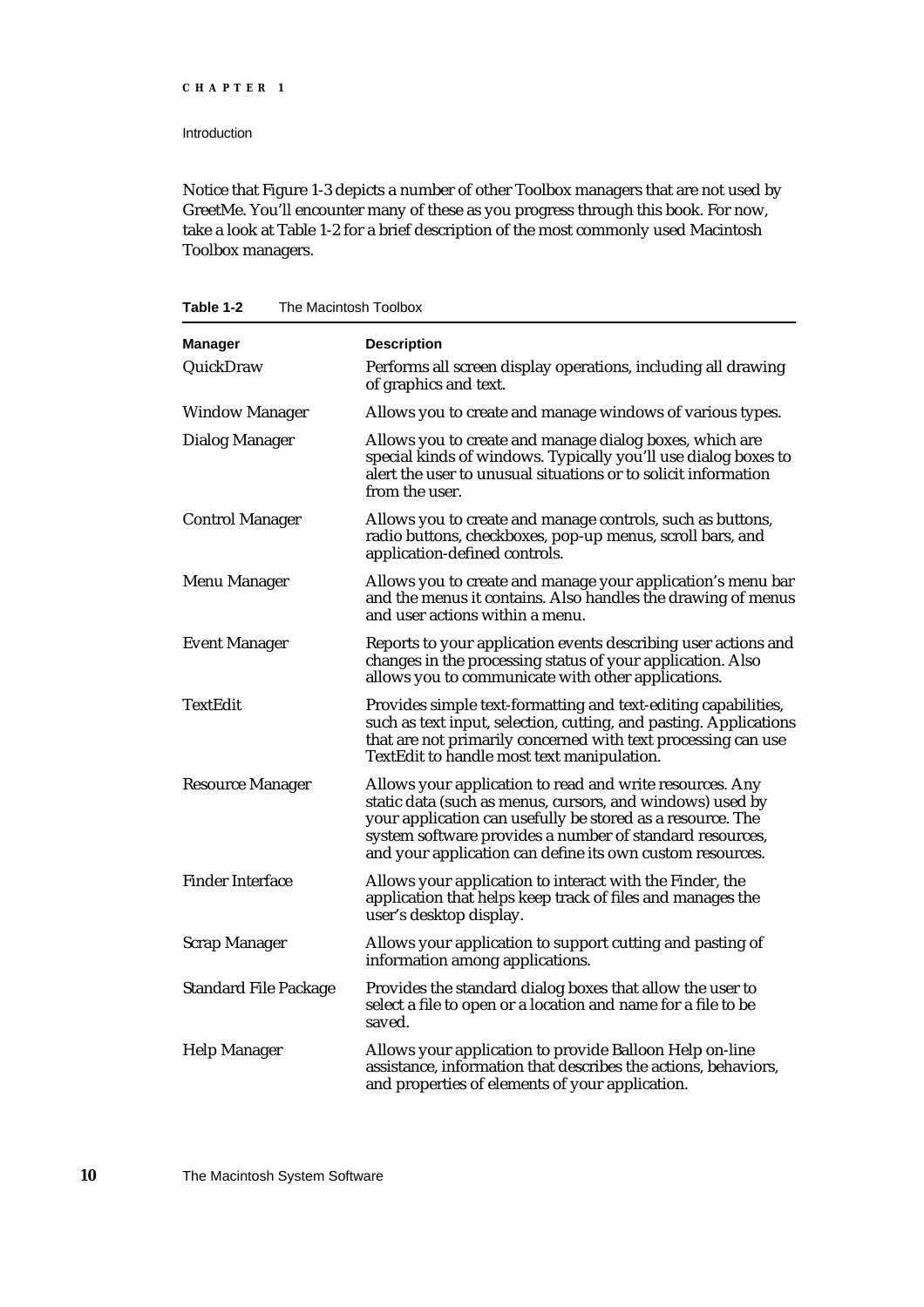Notice that Figure 1-3 depicts a number of other Toolbox managers that are not used by GreetMe. You'll encounter many of these as you progress through this book. For now, take a look at Table 1-2 for a brief description of the most commonly used Macintosh Toolbox managers.

**Table 1-2** The Macintosh Toolbox

| Manager | Description |
|---|---|
| QuickDraw | Performs all screen display operations, including all drawing of graphics and text. |
| Window Manager | Allows you to create and manage windows of various types. |
| Dialog Manager | Allows you to create and manage dialog boxes, which are special kinds of windows. Typically you'll use dialog boxes to alert the user to unusual situations or to solicit information from the user. |
| Control Manager | Allows you to create and manage controls, such as buttons, radio buttons, checkboxes, pop-up menus, scroll bars, and application-defined controls. |
| Menu Manager | Allows you to create and manage your application's menu bar and the menus it contains. Also handles the drawing of menus and user actions within a menu. |
| Event Manager | Reports to your application events describing user actions and changes in the processing status of your application. Also allows you to communicate with other applications. |
| TextEdit | Provides simple text-formatting and text-editing capabilities, such as text input, selection, cutting, and pasting. Applications that are not primarily concerned with text processing can use TextEdit to handle most text manipulation. |
| Resource Manager | Allows your application to read and write resources. Any static data (such as menus, cursors, and windows) used by your application can usefully be stored as a resource. The system software provides a number of standard resources, and your application can define its own custom resources. |
| Finder Interface | Allows your application to interact with the Finder, the application that helps keep track of files and manages the user's desktop display. |
| Scrap Manager | Allows your application to support cutting and pasting of information among applications. |
| Standard File Package | Provides the standard dialog boxes that allow the user to select a file to open or a location and name for a file to be saved. |
| Help Manager | Allows your application to provide Balloon Help on-line assistance, information that describes the actions, behaviors, and properties of elements of your application. |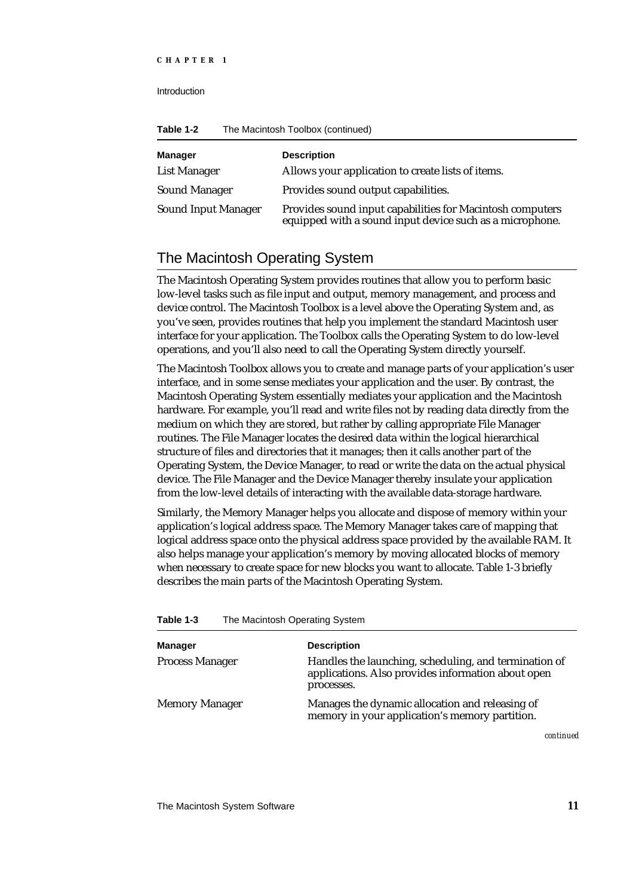**Table 1-2** The Macintosh Toolbox (continued)

| Manager | Description |
|---|---|
| List Manager | Allows your application to create lists of items. |
| Sound Manager | Provides sound output capabilities. |
| Sound Input Manager | Provides sound input capabilities for Macintosh computers equipped with a sound input device such as a microphone. |

## The Macintosh Operating System

The Macintosh Operating System provides routines that allow you to perform basic low-level tasks such as file input and output, memory management, and process and device control. The Macintosh Toolbox is a level above the Operating System and, as you've seen, provides routines that help you implement the standard Macintosh user interface for your application. The Toolbox calls the Operating System to do low-level operations, and you'll also need to call the Operating System directly yourself.

The Macintosh Toolbox allows you to create and manage parts of your application's user interface, and in some sense mediates your application and the user. By contrast, the Macintosh Operating System essentially mediates your application and the Macintosh hardware. For example, you'll read and write files not by reading data directly from the medium on which they are stored, but rather by calling appropriate File Manager routines. The File Manager locates the desired data within the logical hierarchical structure of files and directories that it manages; then it calls another part of the Operating System, the Device Manager, to read or write the data on the actual physical device. The File Manager and the Device Manager thereby insulate your application from the low-level details of interacting with the available data-storage hardware.

Similarly, the Memory Manager helps you allocate and dispose of memory within your application's logical address space. The Memory Manager takes care of mapping that logical address space onto the physical address space provided by the available RAM. It also helps manage your application's memory by moving allocated blocks of memory when necessary to create space for new blocks you want to allocate. Table 1-3 briefly describes the main parts of the Macintosh Operating System.

**Table 1-3** The Macintosh Operating System

| Manager | Description |
|---|---|
| Process Manager | Handles the launching, scheduling, and termination of applications. Also provides information about open processes. |
| Memory Manager | Manages the dynamic allocation and releasing of memory in your application's memory partition. |

*continued*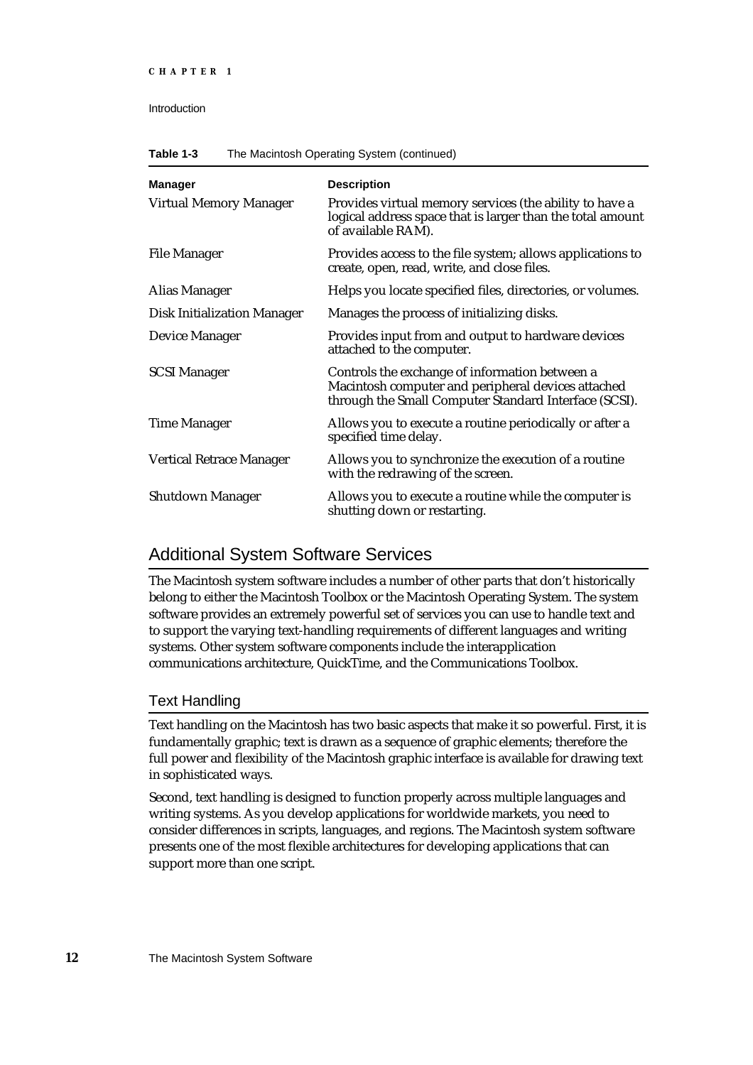**Table 1-3** The Macintosh Operating System (continued)

| Manager | Description |
|---|---|
| Virtual Memory Manager | Provides virtual memory services (the ability to have a logical address space that is larger than the total amount of available RAM). |
| File Manager | Provides access to the file system; allows applications to create, open, read, write, and close files. |
| Alias Manager | Helps you locate specified files, directories, or volumes. |
| Disk Initialization Manager | Manages the process of initializing disks. |
| Device Manager | Provides input from and output to hardware devices attached to the computer. |
| SCSI Manager | Controls the exchange of information between a Macintosh computer and peripheral devices attached through the Small Computer Standard Interface (SCSI). |
| Time Manager | Allows you to execute a routine periodically or after a specified time delay. |
| Vertical Retrace Manager | Allows you to synchronize the execution of a routine with the redrawing of the screen. |
| Shutdown Manager | Allows you to execute a routine while the computer is shutting down or restarting. |

## Additional System Software Services

The Macintosh system software includes a number of other parts that don't historically belong to either the Macintosh Toolbox or the Macintosh Operating System. The system software provides an extremely powerful set of services you can use to handle text and to support the varying text-handling requirements of different languages and writing systems. Other system software components include the interapplication communications architecture, QuickTime, and the Communications Toolbox.

### Text Handling

Text handling on the Macintosh has two basic aspects that make it so powerful. First, it is fundamentally graphic; text is drawn as a sequence of graphic elements; therefore the full power and flexibility of the Macintosh graphic interface is available for drawing text in sophisticated ways.

Second, text handling is designed to function properly across multiple languages and writing systems. As you develop applications for worldwide markets, you need to consider differences in scripts, languages, and regions. The Macintosh system software presents one of the most flexible architectures for developing applications that can support more than one script.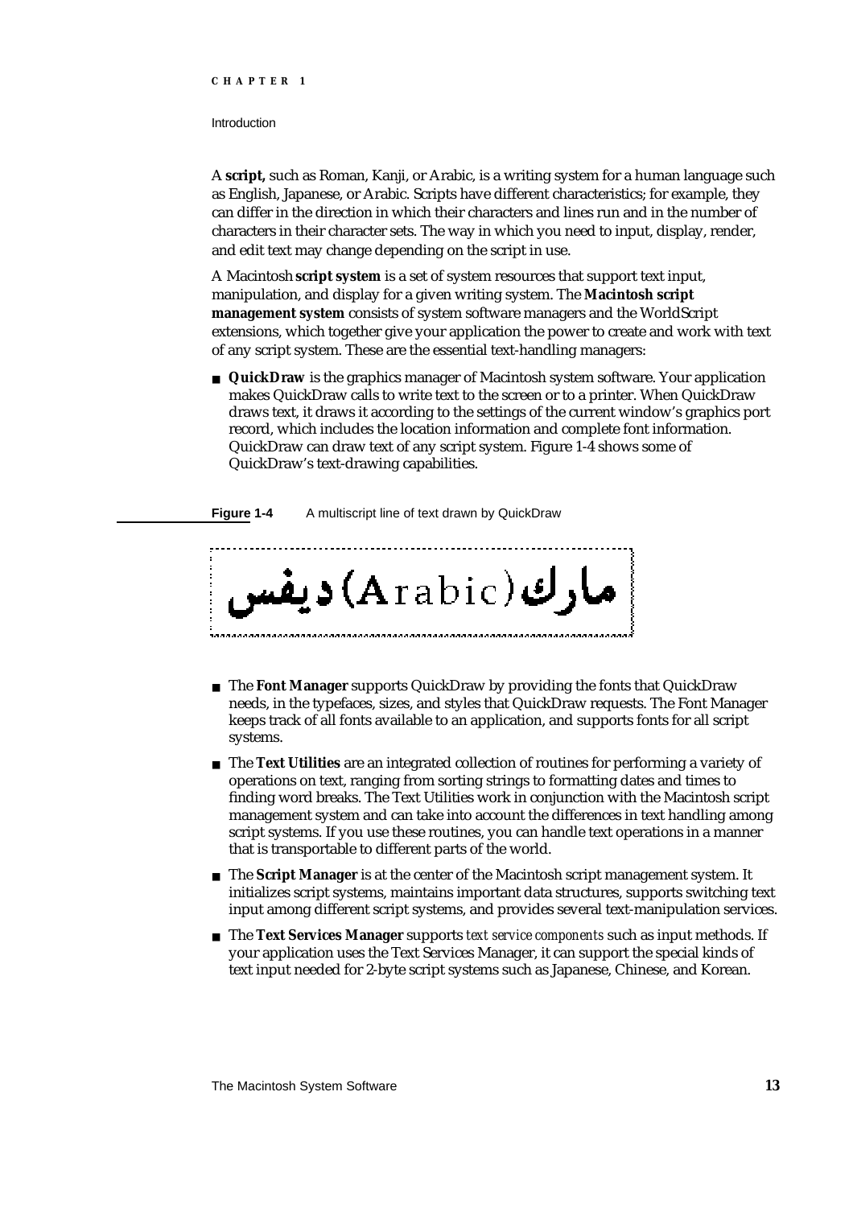A **script,** such as Roman, Kanji, or Arabic, is a writing system for a human language such as English, Japanese, or Arabic. Scripts have different characteristics; for example, they can differ in the direction in which their characters and lines run and in the number of characters in their character sets. The way in which you need to input, display, render, and edit text may change depending on the script in use.

A Macintosh **script system** is a set of system resources that support text input, manipulation, and display for a given writing system. The **Macintosh script management system** consists of system software managers and the WorldScript extensions, which together give your application the power to create and work with text of any script system. These are the essential text-handling managers:

- **QuickDraw** is the graphics manager of Macintosh system software. Your application makes QuickDraw calls to write text to the screen or to a printer. When QuickDraw draws text, it draws it according to the settings of the current window's graphics port record, which includes the location information and complete font information. QuickDraw can draw text of any script system. Figure 1-4 shows some of QuickDraw's text-drawing capabilities.

**Figure 1-4** A multiscript line of text drawn by QuickDraw

مارك(Arabic)ديفس

- The **Font Manager** supports QuickDraw by providing the fonts that QuickDraw needs, in the typefaces, sizes, and styles that QuickDraw requests. The Font Manager keeps track of all fonts available to an application, and supports fonts for all script systems.
- The **Text Utilities** are an integrated collection of routines for performing a variety of operations on text, ranging from sorting strings to formatting dates and times to finding word breaks. The Text Utilities work in conjunction with the Macintosh script management system and can take into account the differences in text handling among script systems. If you use these routines, you can handle text operations in a manner that is transportable to different parts of the world.
- The **Script Manager** is at the center of the Macintosh script management system. It initializes script systems, maintains important data structures, supports switching text input among different script systems, and provides several text-manipulation services.
- The **Text Services Manager** supports *text service components* such as input methods. If your application uses the Text Services Manager, it can support the special kinds of text input needed for 2-byte script systems such as Japanese, Chinese, and Korean.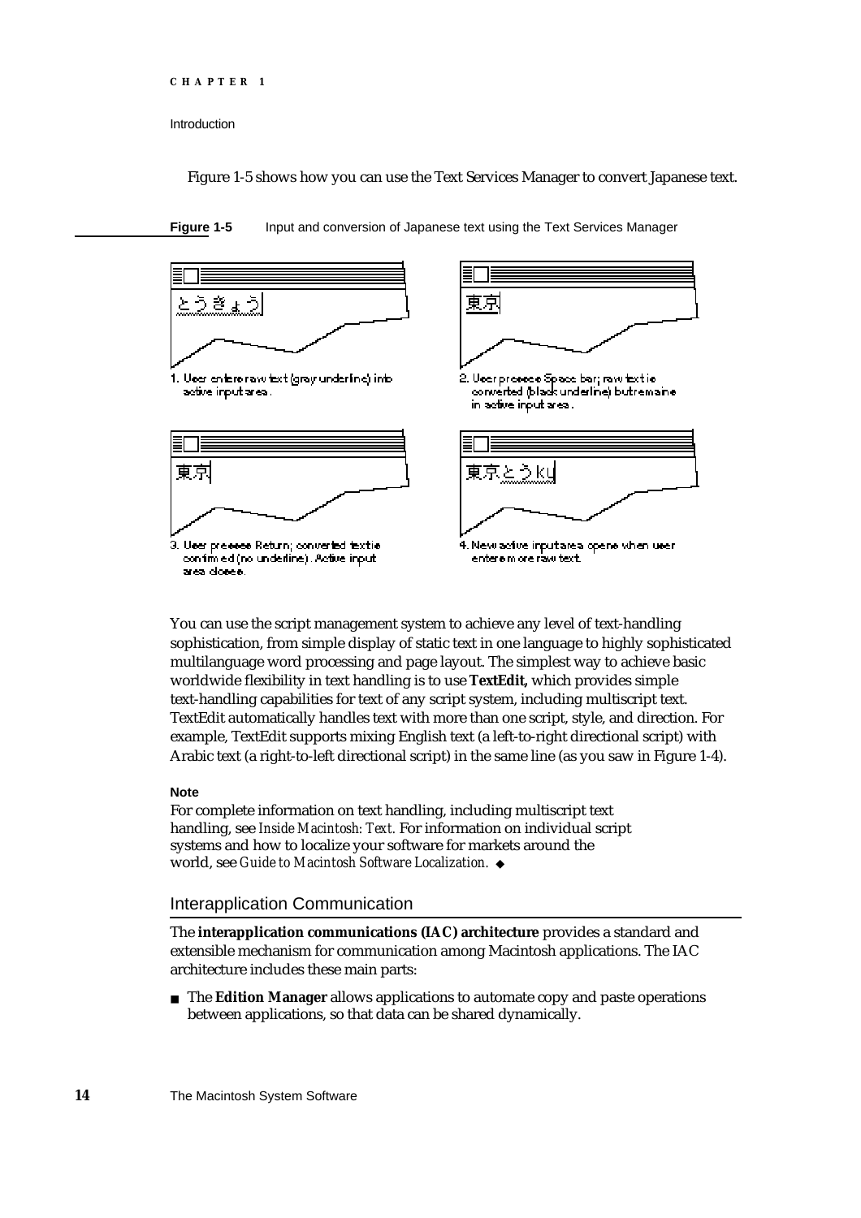Figure 1-5 shows how you can use the Text Services Manager to convert Japanese text.

**Figure 1-5** Input and conversion of Japanese text using the Text Services Manager

とうきょう

1. User enters raw text (gray underline) into active input area.

東京

2. User presses Space bar; raw text is converted (black underline) but remains in active input area.

東京

3. User presses Return; converted text is confirmed (no underline). Active input area closes.

東京とうky

4. New active input area opens when user enters more raw text.

You can use the script management system to achieve any level of text-handling sophistication, from simple display of static text in one language to highly sophisticated multilanguage word processing and page layout. The simplest way to achieve basic worldwide flexibility in text handling is to use **TextEdit,** which provides simple text-handling capabilities for text of any script system, including multiscript text. TextEdit automatically handles text with more than one script, style, and direction. For example, TextEdit supports mixing English text (a left-to-right directional script) with Arabic text (a right-to-left directional script) in the same line (as you saw in Figure 1-4).

**Note**

For complete information on text handling, including multiscript text handling, see *Inside Macintosh: Text.* For information on individual script systems and how to localize your software for markets around the world, see *Guide to Macintosh Software Localization.* ◆

## Interapplication Communication

The **interapplication communications (IAC) architecture** provides a standard and extensible mechanism for communication among Macintosh applications. The IAC architecture includes these main parts:

- The **Edition Manager** allows applications to automate copy and paste operations between applications, so that data can be shared dynamically.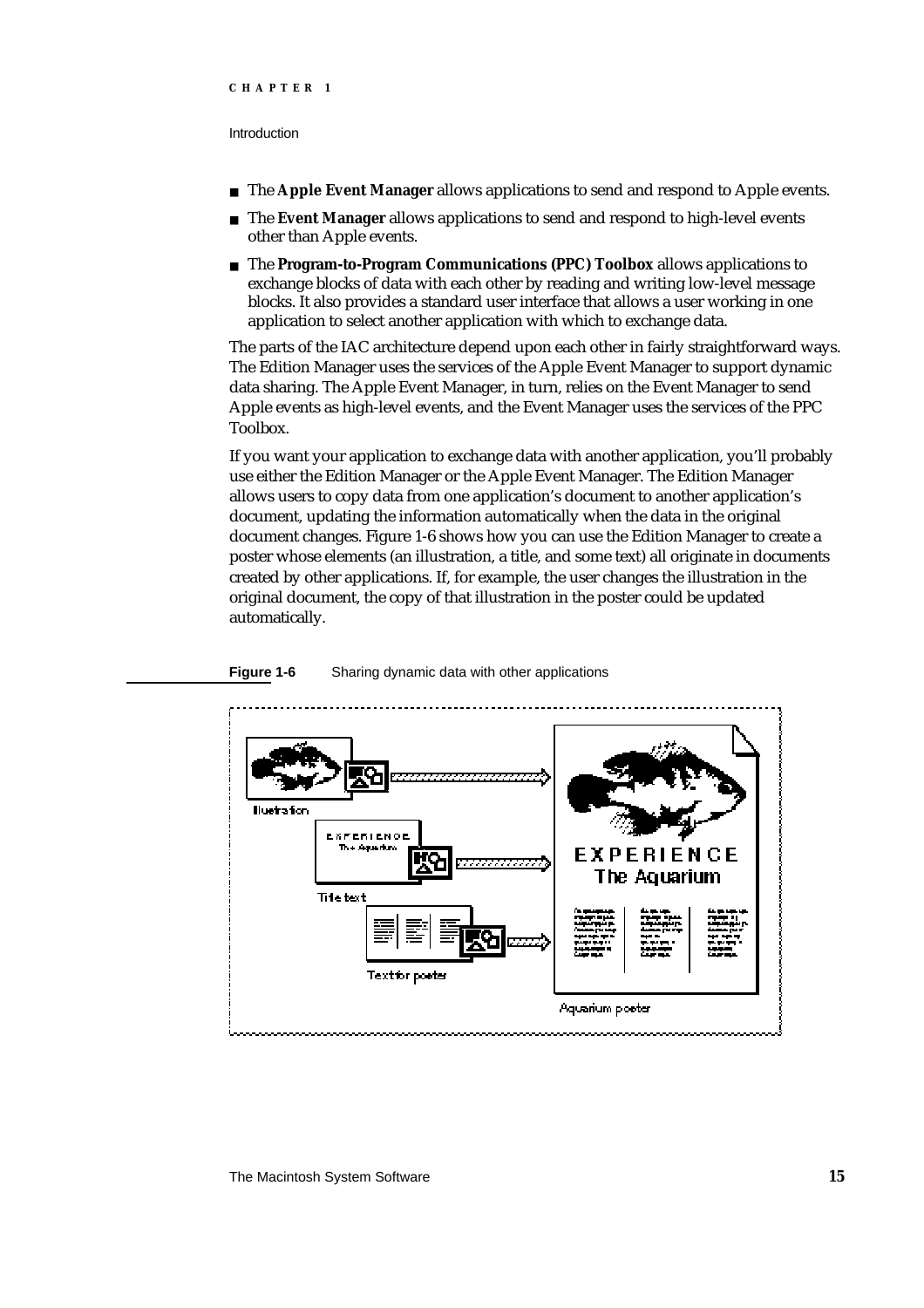- The **Apple Event Manager** allows applications to send and respond to Apple events.
- The **Event Manager** allows applications to send and respond to high-level events other than Apple events.
- The **Program-to-Program Communications (PPC) Toolbox** allows applications to exchange blocks of data with each other by reading and writing low-level message blocks. It also provides a standard user interface that allows a user working in one application to select another application with which to exchange data.

The parts of the IAC architecture depend upon each other in fairly straightforward ways. The Edition Manager uses the services of the Apple Event Manager to support dynamic data sharing. The Apple Event Manager, in turn, relies on the Event Manager to send Apple events as high-level events, and the Event Manager uses the services of the PPC Toolbox.

If you want your application to exchange data with another application, you'll probably use either the Edition Manager or the Apple Event Manager. The Edition Manager allows users to copy data from one application's document to another application's document, updating the information automatically when the data in the original document changes. Figure 1-6 shows how you can use the Edition Manager to create a poster whose elements (an illustration, a title, and some text) all originate in documents created by other applications. If, for example, the user changes the illustration in the original document, the copy of that illustration in the poster could be updated automatically.

**Figure 1-6** Sharing dynamic data with other applications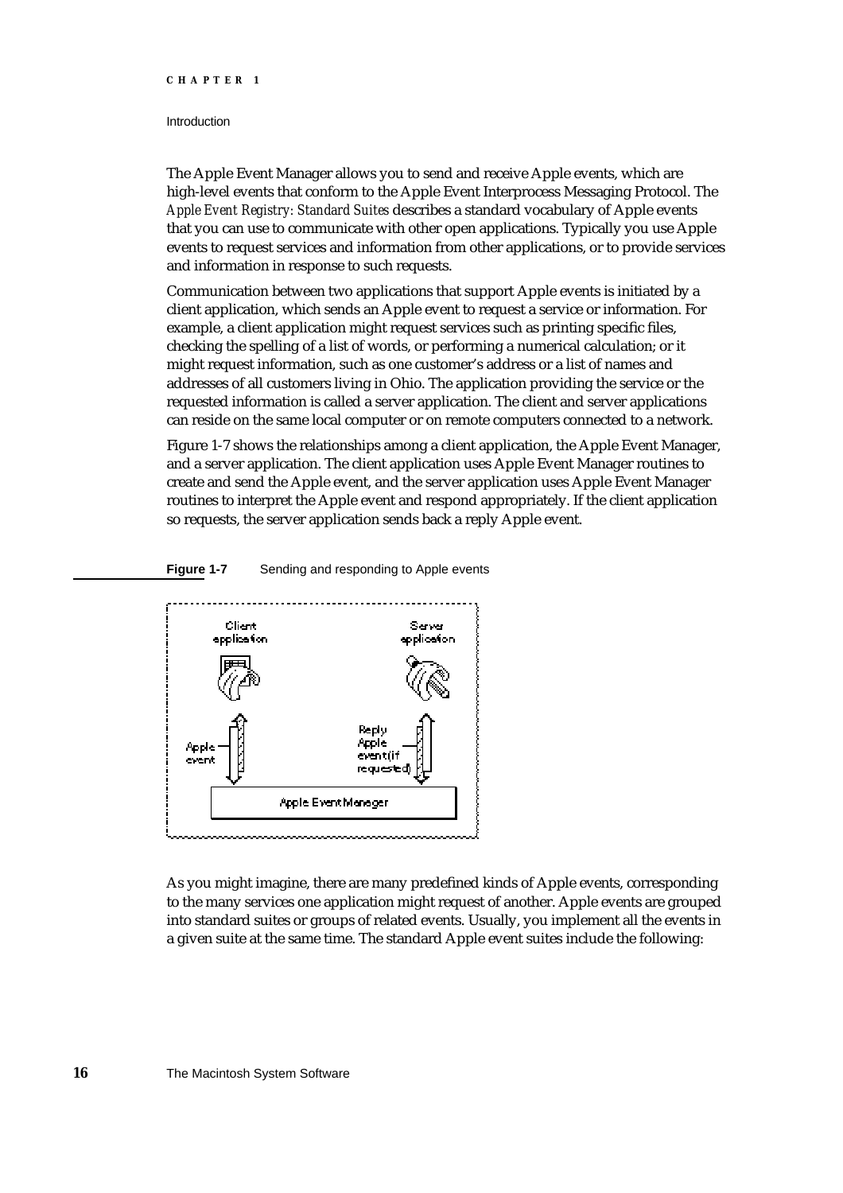The Apple Event Manager allows you to send and receive Apple events, which are high-level events that conform to the Apple Event Interprocess Messaging Protocol. The *Apple Event Registry: Standard Suites* describes a standard vocabulary of Apple events that you can use to communicate with other open applications. Typically you use Apple events to request services and information from other applications, or to provide services and information in response to such requests.

Communication between two applications that support Apple events is initiated by a client application, which sends an Apple event to request a service or information. For example, a client application might request services such as printing specific files, checking the spelling of a list of words, or performing a numerical calculation; or it might request information, such as one customer's address or a list of names and addresses of all customers living in Ohio. The application providing the service or the requested information is called a server application. The client and server applications can reside on the same local computer or on remote computers connected to a network.

Figure 1-7 shows the relationships among a client application, the Apple Event Manager, and a server application. The client application uses Apple Event Manager routines to create and send the Apple event, and the server application uses Apple Event Manager routines to interpret the Apple event and respond appropriately. If the client application so requests, the server application sends back a reply Apple event.

**Figure 1-7** Sending and responding to Apple events

As you might imagine, there are many predefined kinds of Apple events, corresponding to the many services one application might request of another. Apple events are grouped into standard suites or groups of related events. Usually, you implement all the events in a given suite at the same time. The standard Apple event suites include the following: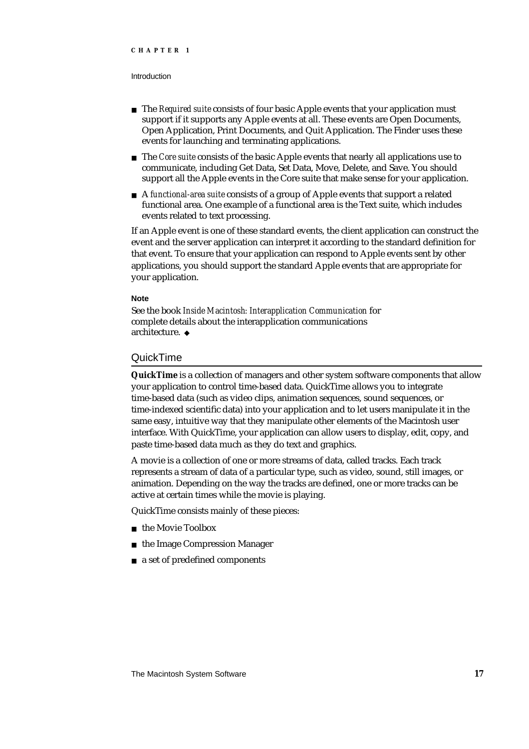- The *Required suite* consists of four basic Apple events that your application must support if it supports any Apple events at all. These events are Open Documents, Open Application, Print Documents, and Quit Application. The Finder uses these events for launching and terminating applications.
- The *Core suite* consists of the basic Apple events that nearly all applications use to communicate, including Get Data, Set Data, Move, Delete, and Save. You should support all the Apple events in the Core suite that make sense for your application.
- A *functional-area suite* consists of a group of Apple events that support a related functional area. One example of a functional area is the Text suite, which includes events related to text processing.

If an Apple event is one of these standard events, the client application can construct the event and the server application can interpret it according to the standard definition for that event. To ensure that your application can respond to Apple events sent by other applications, you should support the standard Apple events that are appropriate for your application.

**Note**

See the book *Inside Macintosh: Interapplication Communication* for complete details about the interapplication communications architecture. ◆

## QuickTime

***QuickTime*** is a collection of managers and other system software components that allow your application to control time-based data. QuickTime allows you to integrate time-based data (such as video clips, animation sequences, sound sequences, or time-indexed scientific data) into your application and to let users manipulate it in the same easy, intuitive way that they manipulate other elements of the Macintosh user interface. With QuickTime, your application can allow users to display, edit, copy, and paste time-based data much as they do text and graphics.

A movie is a collection of one or more streams of data, called tracks. Each track represents a stream of data of a particular type, such as video, sound, still images, or animation. Depending on the way the tracks are defined, one or more tracks can be active at certain times while the movie is playing.

QuickTime consists mainly of these pieces:

- the Movie Toolbox
- the Image Compression Manager
- a set of predefined components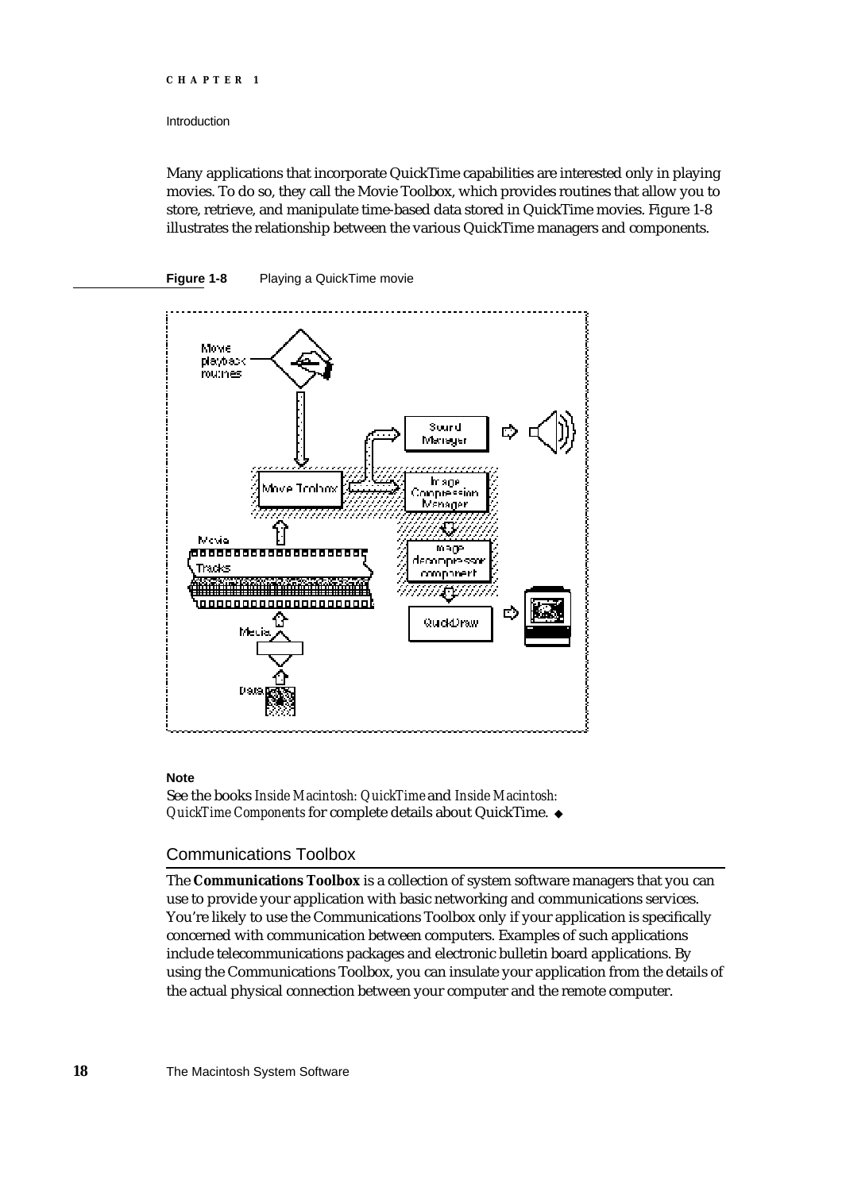Many applications that incorporate QuickTime capabilities are interested only in playing movies. To do so, they call the Movie Toolbox, which provides routines that allow you to store, retrieve, and manipulate time-based data stored in QuickTime movies. Figure 1-8 illustrates the relationship between the various QuickTime managers and components.

**Figure 1-8** Playing a QuickTime movie

**Note**

See the books *Inside Macintosh: QuickTime* and *Inside Macintosh: QuickTime Components* for complete details about QuickTime. ◆

## Communications Toolbox

The **Communications Toolbox** is a collection of system software managers that you can use to provide your application with basic networking and communications services. You're likely to use the Communications Toolbox only if your application is specifically concerned with communication between computers. Examples of such applications include telecommunications packages and electronic bulletin board applications. By using the Communications Toolbox, you can insulate your application from the details of the actual physical connection between your computer and the remote computer.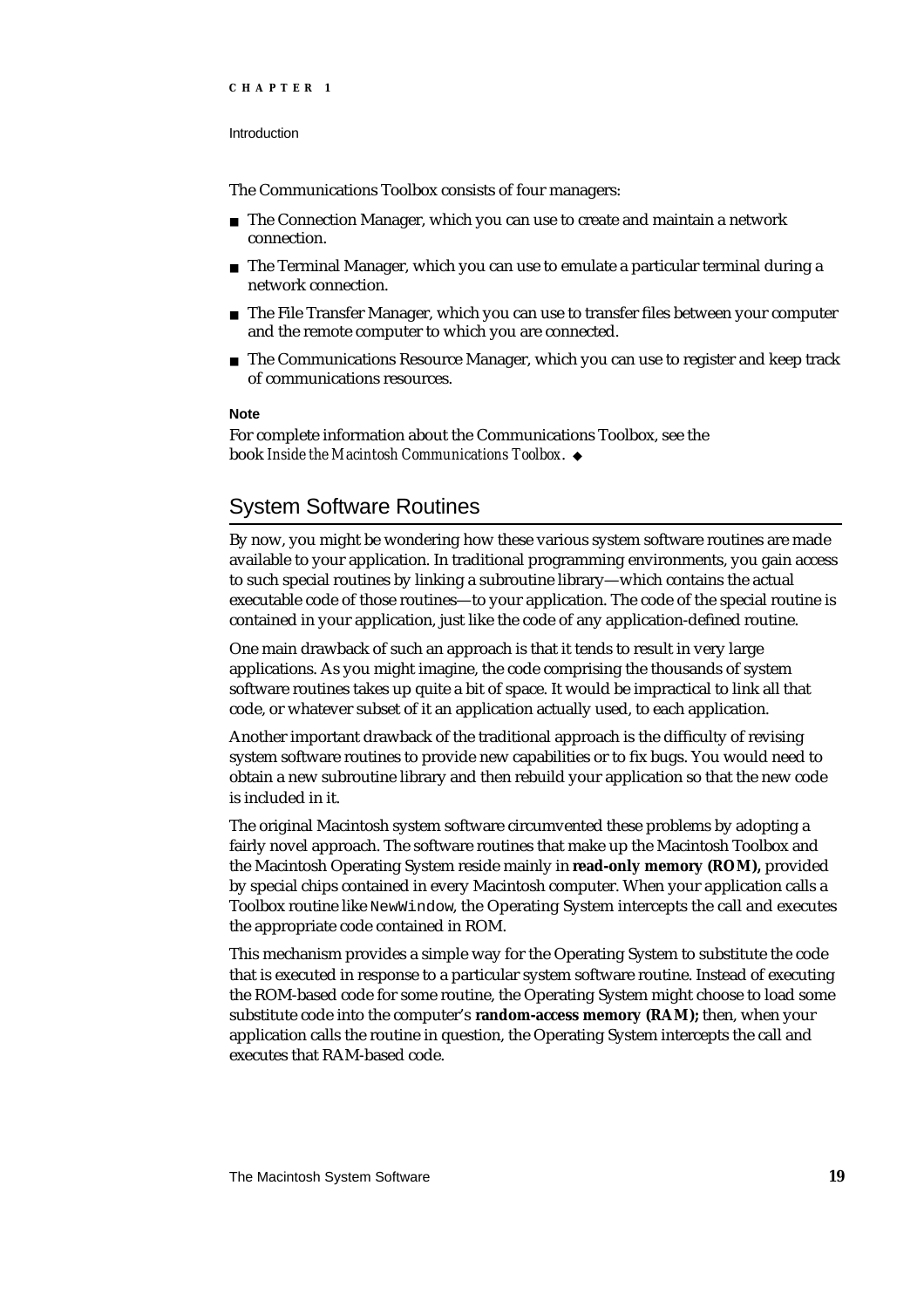The Communications Toolbox consists of four managers:

- The Connection Manager, which you can use to create and maintain a network connection.
- The Terminal Manager, which you can use to emulate a particular terminal during a network connection.
- The File Transfer Manager, which you can use to transfer files between your computer and the remote computer to which you are connected.
- The Communications Resource Manager, which you can use to register and keep track of communications resources.

**Note**

For complete information about the Communications Toolbox, see the book *Inside the Macintosh Communications Toolbox*. ◆

## System Software Routines

By now, you might be wondering how these various system software routines are made available to your application. In traditional programming environments, you gain access to such special routines by linking a subroutine library—which contains the actual executable code of those routines—to your application. The code of the special routine is contained in your application, just like the code of any application-defined routine.

One main drawback of such an approach is that it tends to result in very large applications. As you might imagine, the code comprising the thousands of system software routines takes up quite a bit of space. It would be impractical to link all that code, or whatever subset of it an application actually used, to each application.

Another important drawback of the traditional approach is the difficulty of revising system software routines to provide new capabilities or to fix bugs. You would need to obtain a new subroutine library and then rebuild your application so that the new code is included in it.

The original Macintosh system software circumvented these problems by adopting a fairly novel approach. The software routines that make up the Macintosh Toolbox and the Macintosh Operating System reside mainly in **read-only memory (ROM),** provided by special chips contained in every Macintosh computer. When your application calls a Toolbox routine like `NewWindow`, the Operating System intercepts the call and executes the appropriate code contained in ROM.

This mechanism provides a simple way for the Operating System to substitute the code that is executed in response to a particular system software routine. Instead of executing the ROM-based code for some routine, the Operating System might choose to load some substitute code into the computer's **random-access memory (RAM);** then, when your application calls the routine in question, the Operating System intercepts the call and executes that RAM-based code.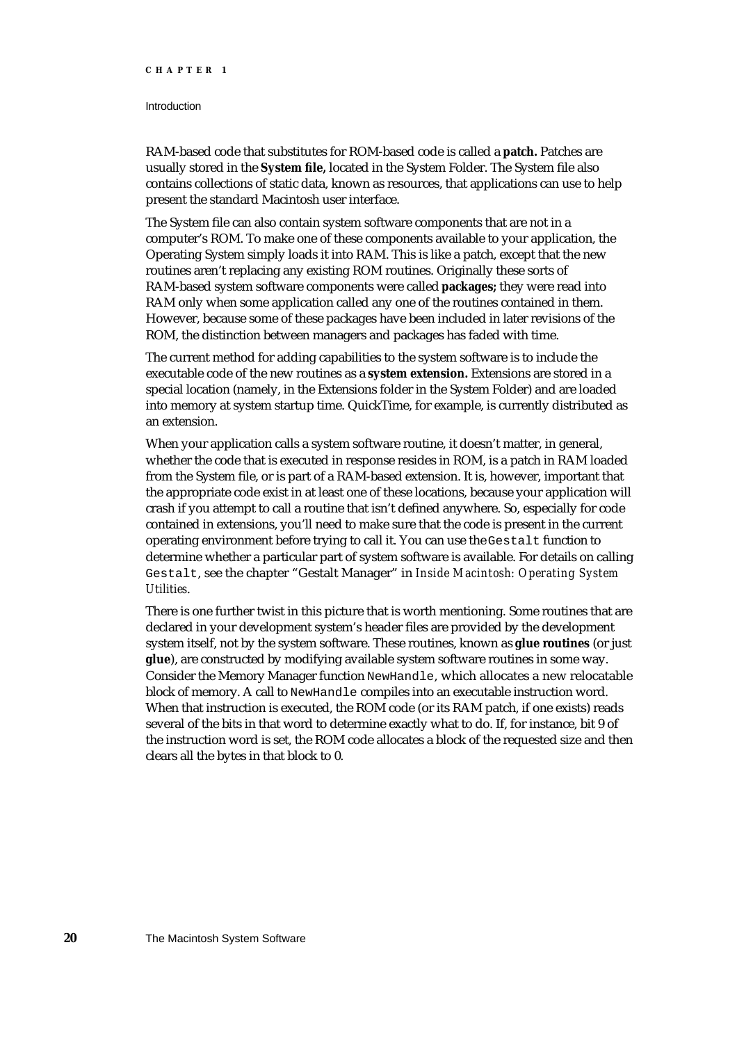RAM-based code that substitutes for ROM-based code is called a **patch.** Patches are usually stored in the **System file,** located in the System Folder. The System file also contains collections of static data, known as resources, that applications can use to help present the standard Macintosh user interface.

The System file can also contain system software components that are not in a computer's ROM. To make one of these components available to your application, the Operating System simply loads it into RAM. This is like a patch, except that the new routines aren't replacing any existing ROM routines. Originally these sorts of RAM-based system software components were called **packages;** they were read into RAM only when some application called any one of the routines contained in them. However, because some of these packages have been included in later revisions of the ROM, the distinction between managers and packages has faded with time.

The current method for adding capabilities to the system software is to include the executable code of the new routines as a **system extension.** Extensions are stored in a special location (namely, in the Extensions folder in the System Folder) and are loaded into memory at system startup time. QuickTime, for example, is currently distributed as an extension.

When your application calls a system software routine, it doesn't matter, in general, whether the code that is executed in response resides in ROM, is a patch in RAM loaded from the System file, or is part of a RAM-based extension. It is, however, important that the appropriate code exist in at least one of these locations, because your application will crash if you attempt to call a routine that isn't defined anywhere. So, especially for code contained in extensions, you'll need to make sure that the code is present in the current operating environment before trying to call it. You can use the `Gestalt` function to determine whether a particular part of system software is available. For details on calling `Gestalt`, see the chapter "Gestalt Manager" in *Inside Macintosh: Operating System Utilities*.

There is one further twist in this picture that is worth mentioning. Some routines that are declared in your development system's header files are provided by the development system itself, not by the system software. These routines, known as **glue routines** (or just **glue**), are constructed by modifying available system software routines in some way. Consider the Memory Manager function `NewHandle`, which allocates a new relocatable block of memory. A call to `NewHandle` compiles into an executable instruction word. When that instruction is executed, the ROM code (or its RAM patch, if one exists) reads several of the bits in that word to determine exactly what to do. If, for instance, bit 9 of the instruction word is set, the ROM code allocates a block of the requested size and then clears all the bytes in that block to 0.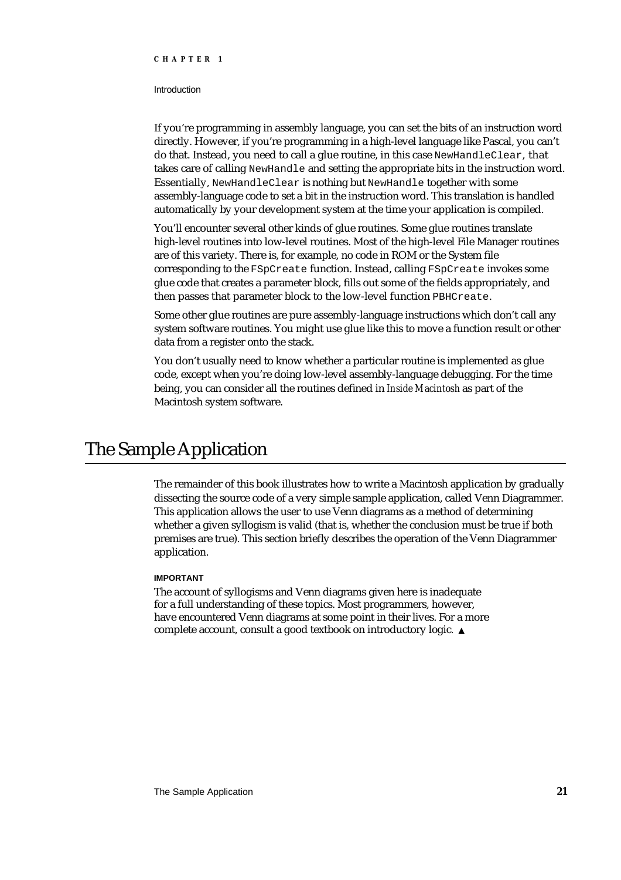If you're programming in assembly language, you can set the bits of an instruction word directly. However, if you're programming in a high-level language like Pascal, you can't do that. Instead, you need to call a glue routine, in this case `NewHandleClear`, that takes care of calling `NewHandle` and setting the appropriate bits in the instruction word. Essentially, `NewHandleClear` is nothing but `NewHandle` together with some assembly-language code to set a bit in the instruction word. This translation is handled automatically by your development system at the time your application is compiled.

You'll encounter several other kinds of glue routines. Some glue routines translate high-level routines into low-level routines. Most of the high-level File Manager routines are of this variety. There is, for example, no code in ROM or the System file corresponding to the `FSpCreate` function. Instead, calling `FSpCreate` invokes some glue code that creates a parameter block, fills out some of the fields appropriately, and then passes that parameter block to the low-level function `PBHCreate`.

Some other glue routines are pure assembly-language instructions which don't call any system software routines. You might use glue like this to move a function result or other data from a register onto the stack.

You don't usually need to know whether a particular routine is implemented as glue code, except when you're doing low-level assembly-language debugging. For the time being, you can consider all the routines defined in *Inside Macintosh* as part of the Macintosh system software.

# The Sample Application

The remainder of this book illustrates how to write a Macintosh application by gradually dissecting the source code of a very simple sample application, called Venn Diagrammer. This application allows the user to use Venn diagrams as a method of determining whether a given syllogism is valid (that is, whether the conclusion must be true if both premises are true). This section briefly describes the operation of the Venn Diagrammer application.

**IMPORTANT**

The account of syllogisms and Venn diagrams given here is inadequate for a full understanding of these topics. Most programmers, however, have encountered Venn diagrams at some point in their lives. For a more complete account, consult a good textbook on introductory logic. ▲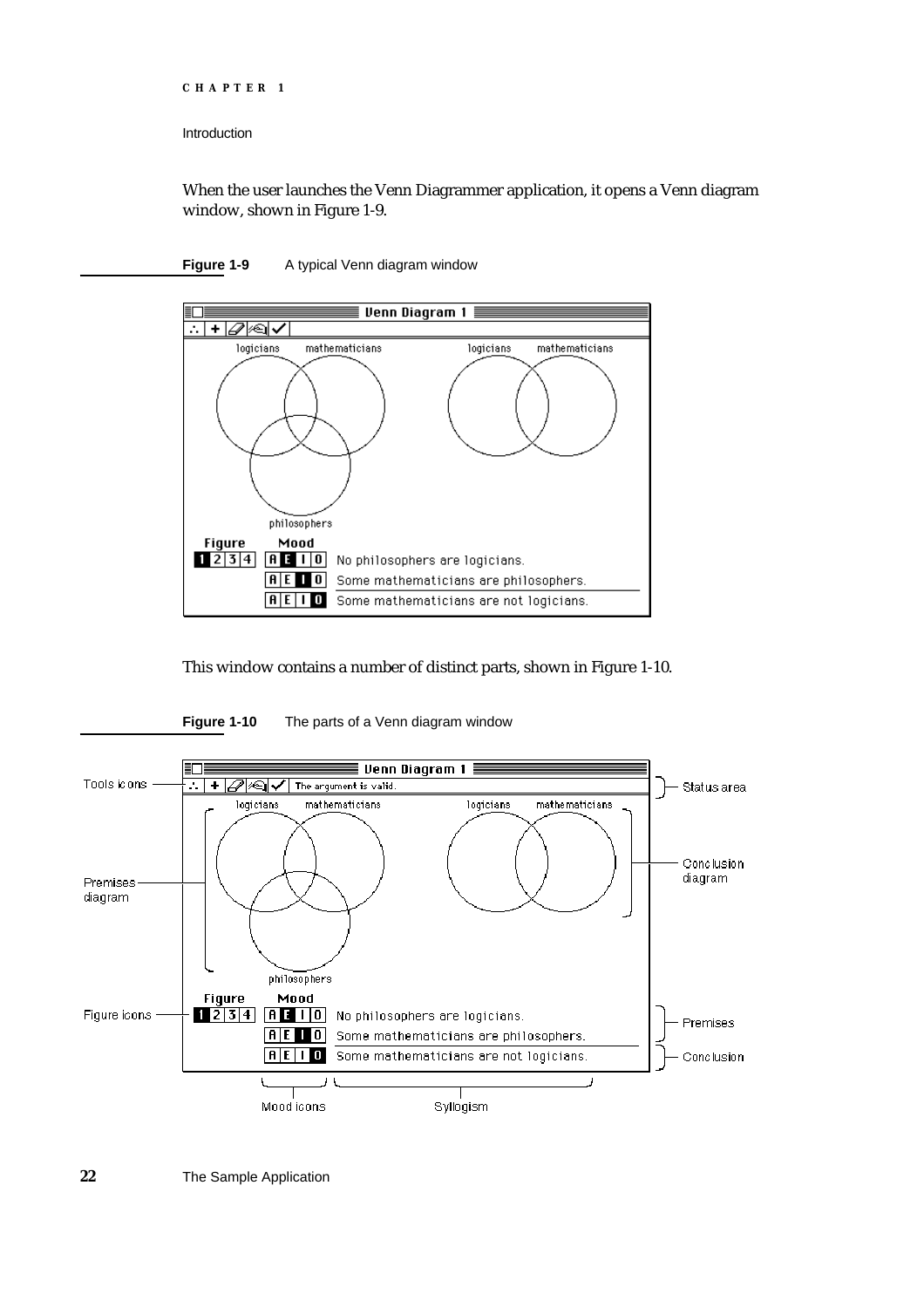When the user launches the Venn Diagrammer application, it opens a Venn diagram window, shown in Figure 1-9.

**Figure 1-9** A typical Venn diagram window

This window contains a number of distinct parts, shown in Figure 1-10.

**Figure 1-10** The parts of a Venn diagram window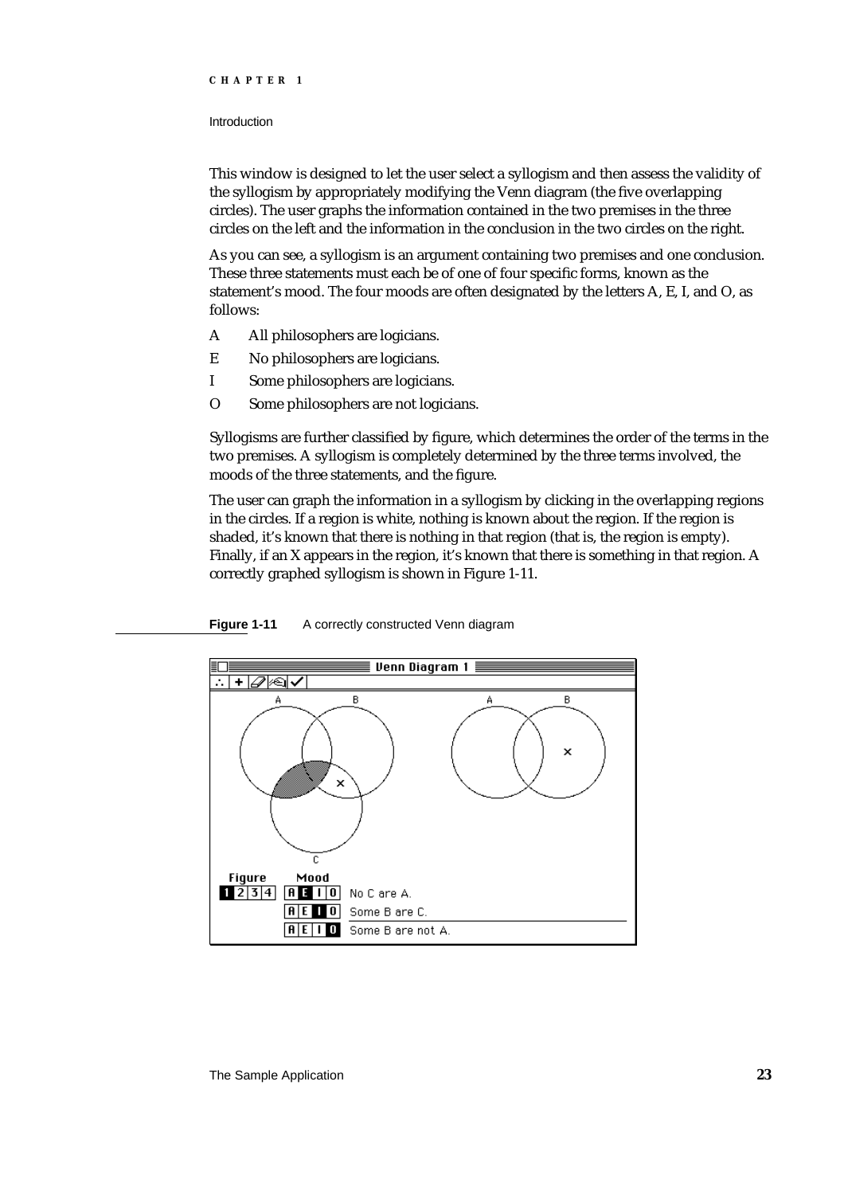This window is designed to let the user select a syllogism and then assess the validity of the syllogism by appropriately modifying the Venn diagram (the five overlapping circles). The user graphs the information contained in the two premises in the three circles on the left and the information in the conclusion in the two circles on the right.

As you can see, a syllogism is an argument containing two premises and one conclusion. These three statements must each be of one of four specific forms, known as the statement's mood. The four moods are often designated by the letters A, E, I, and O, as follows:

A  All philosophers are logicians.

E  No philosophers are logicians.

I  Some philosophers are logicians.

O  Some philosophers are not logicians.

Syllogisms are further classified by figure, which determines the order of the terms in the two premises. A syllogism is completely determined by the three terms involved, the moods of the three statements, and the figure.

The user can graph the information in a syllogism by clicking in the overlapping regions in the circles. If a region is white, nothing is known about the region. If the region is shaded, it's known that there is nothing in that region (that is, the region is empty). Finally, if an X appears in the region, it's known that there is something in that region. A correctly graphed syllogism is shown in Figure 1-11.

**Figure 1-11** A correctly constructed Venn diagram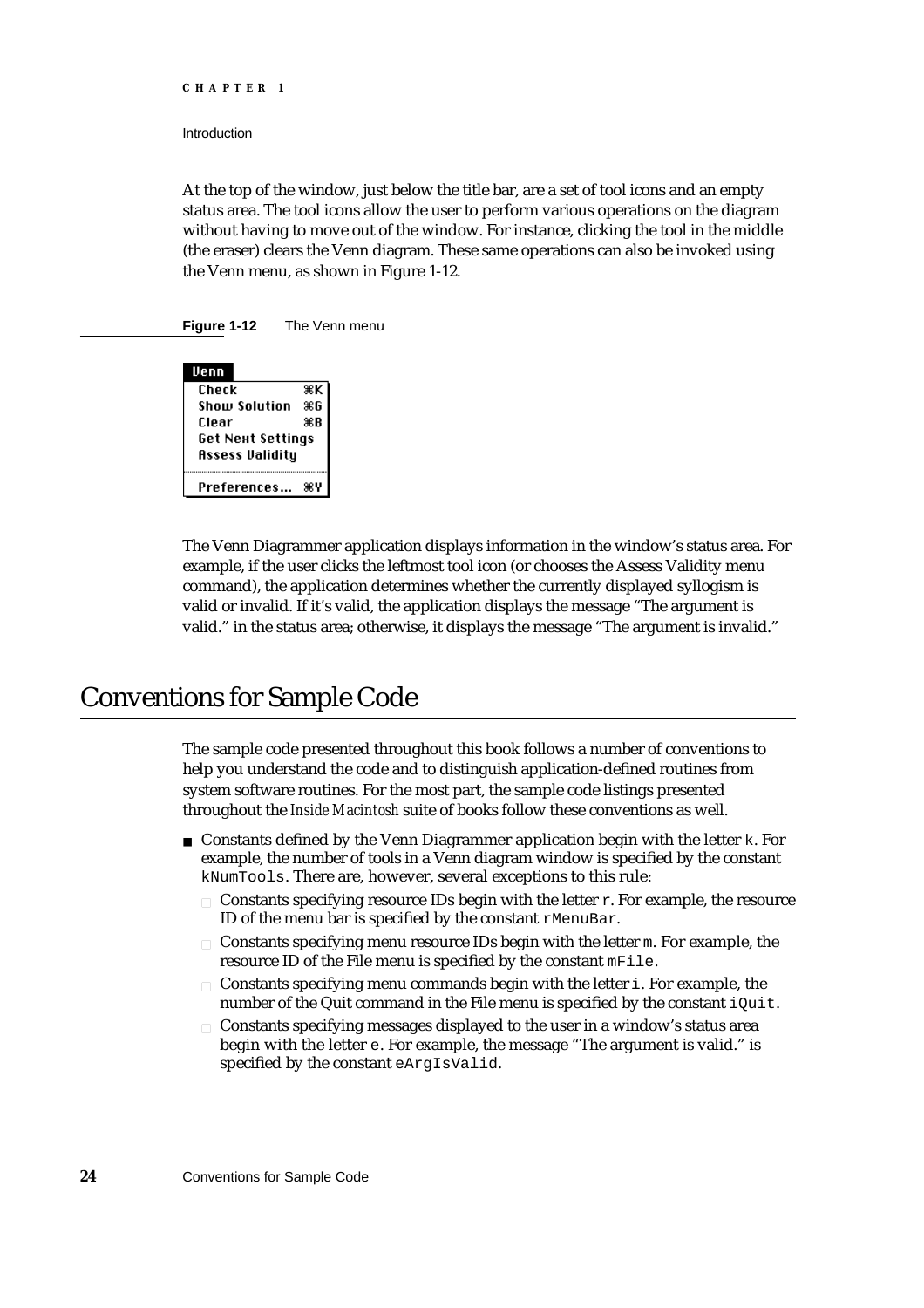At the top of the window, just below the title bar, are a set of tool icons and an empty status area. The tool icons allow the user to perform various operations on the diagram without having to move out of the window. For instance, clicking the tool in the middle (the eraser) clears the Venn diagram. These same operations can also be invoked using the Venn menu, as shown in Figure 1-12.

**Figure 1-12** The Venn menu

| Venn | |
|---|---|
| Check | ⌘K |
| Show Solution | ⌘G |
| Clear | ⌘B |
| Get Next Settings | |
| Assess Validity | |
| Preferences… | ⌘Y |

The Venn Diagrammer application displays information in the window's status area. For example, if the user clicks the leftmost tool icon (or chooses the Assess Validity menu command), the application determines whether the currently displayed syllogism is valid or invalid. If it's valid, the application displays the message "The argument is valid." in the status area; otherwise, it displays the message "The argument is invalid."

# Conventions for Sample Code

The sample code presented throughout this book follows a number of conventions to help you understand the code and to distinguish application-defined routines from system software routines. For the most part, the sample code listings presented throughout the *Inside Macintosh* suite of books follow these conventions as well.

- Constants defined by the Venn Diagrammer application begin with the letter `k`. For example, the number of tools in a Venn diagram window is specified by the constant `kNumTools`. There are, however, several exceptions to this rule:
  - Constants specifying resource IDs begin with the letter `r`. For example, the resource ID of the menu bar is specified by the constant `rMenuBar`.
  - Constants specifying menu resource IDs begin with the letter `m`. For example, the resource ID of the File menu is specified by the constant `mFile`.
  - Constants specifying menu commands begin with the letter `i`. For example, the number of the Quit command in the File menu is specified by the constant `iQuit`.
  - Constants specifying messages displayed to the user in a window's status area begin with the letter `e`. For example, the message "The argument is valid." is specified by the constant `eArgIsValid`.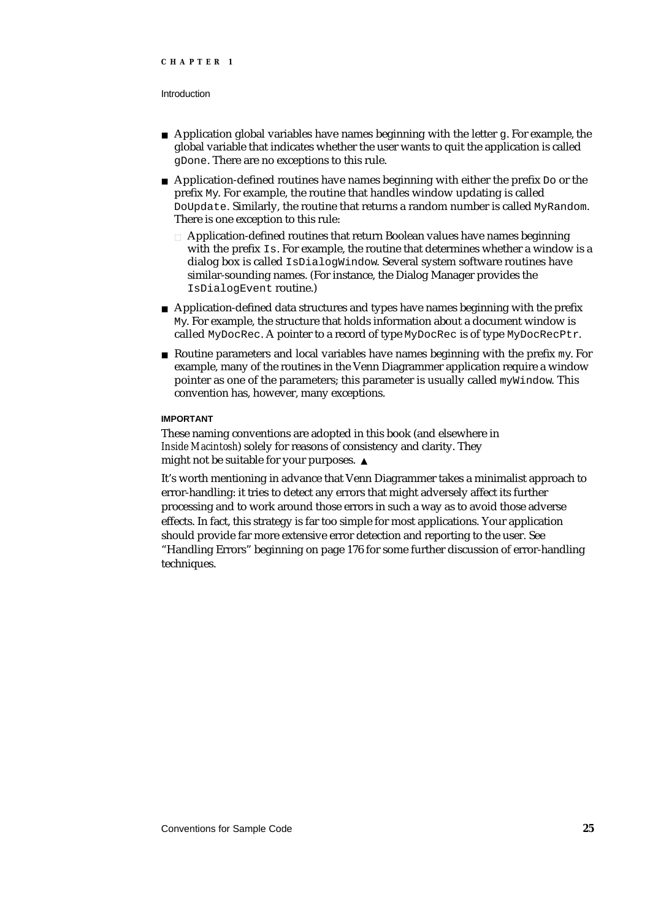- Application global variables have names beginning with the letter `g`. For example, the global variable that indicates whether the user wants to quit the application is called `gDone`. There are no exceptions to this rule.
- Application-defined routines have names beginning with either the prefix `Do` or the prefix `My`. For example, the routine that handles window updating is called `DoUpdate`. Similarly, the routine that returns a random number is called `MyRandom`. There is one exception to this rule:
  - Application-defined routines that return Boolean values have names beginning with the prefix `Is`. For example, the routine that determines whether a window is a dialog box is called `IsDialogWindow`. Several system software routines have similar-sounding names. (For instance, the Dialog Manager provides the `IsDialogEvent` routine.)
- Application-defined data structures and types have names beginning with the prefix `My`. For example, the structure that holds information about a document window is called `MyDocRec`. A pointer to a record of type `MyDocRec` is of type `MyDocRecPtr`.
- Routine parameters and local variables have names beginning with the prefix `my`. For example, many of the routines in the Venn Diagrammer application require a window pointer as one of the parameters; this parameter is usually called `myWindow`. This convention has, however, many exceptions.

**IMPORTANT**

These naming conventions are adopted in this book (and elsewhere in *Inside Macintosh*) solely for reasons of consistency and clarity. They might not be suitable for your purposes. ▲

It's worth mentioning in advance that Venn Diagrammer takes a minimalist approach to error-handling: it tries to detect any errors that might adversely affect its further processing and to work around those errors in such a way as to avoid those adverse effects. In fact, this strategy is far too simple for most applications. Your application should provide far more extensive error detection and reporting to the user. See "Handling Errors" beginning on page 176 for some further discussion of error-handling techniques.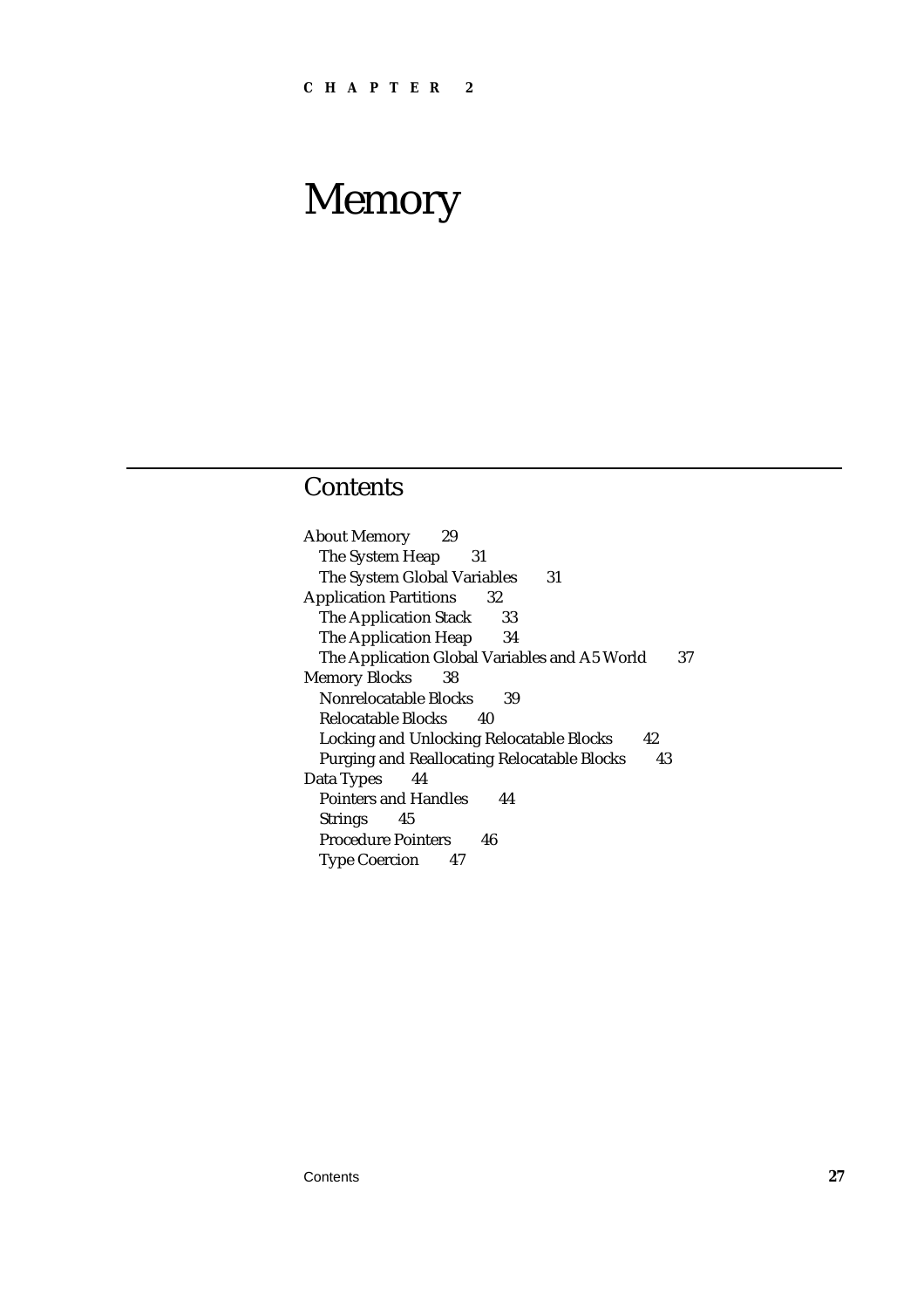CHAPTER 2

# Memory

## Contents

- About Memory 29
  - The System Heap 31
  - The System Global Variables 31
- Application Partitions 32
  - The Application Stack 33
  - The Application Heap 34
  - The Application Global Variables and A5 World 37
- Memory Blocks 38
  - Nonrelocatable Blocks 39
  - Relocatable Blocks 40
  - Locking and Unlocking Relocatable Blocks 42
  - Purging and Reallocating Relocatable Blocks 43
- Data Types 44
  - Pointers and Handles 44
  - Strings 45
  - Procedure Pointers 46
  - Type Coercion 47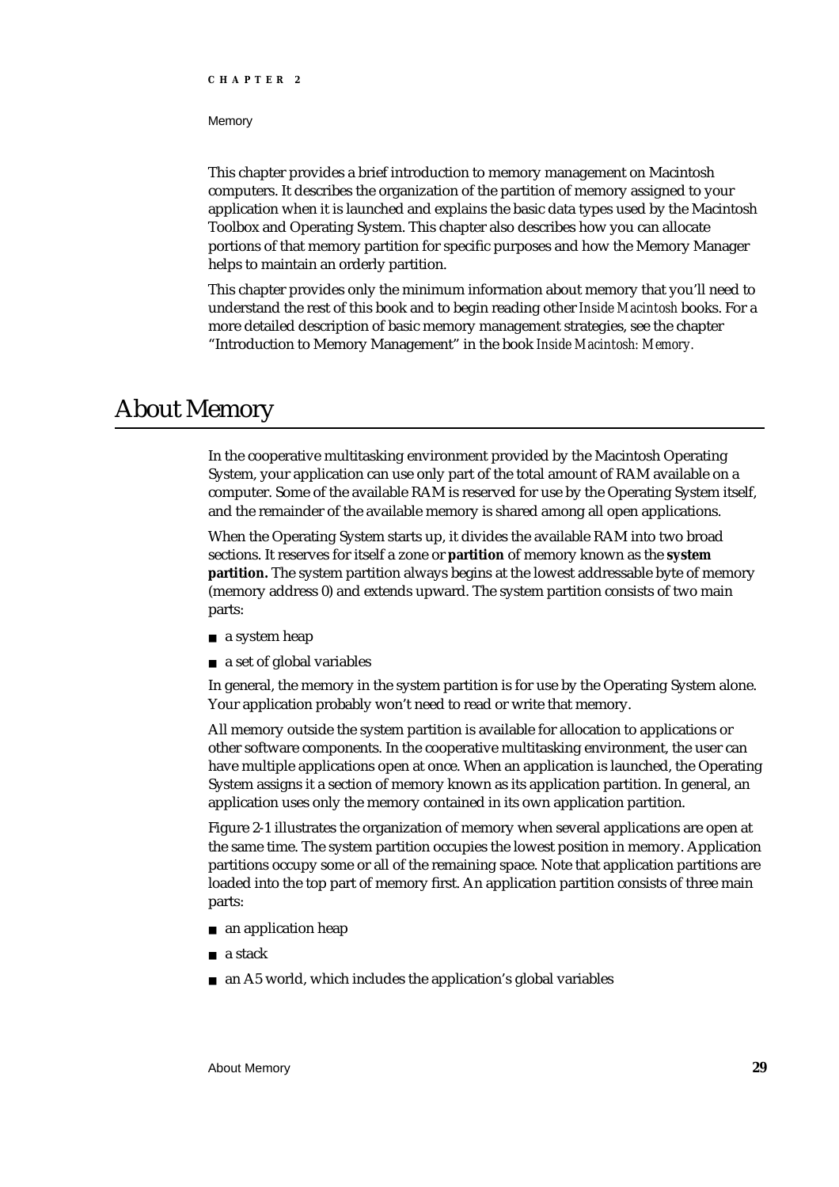This chapter provides a brief introduction to memory management on Macintosh computers. It describes the organization of the partition of memory assigned to your application when it is launched and explains the basic data types used by the Macintosh Toolbox and Operating System. This chapter also describes how you can allocate portions of that memory partition for specific purposes and how the Memory Manager helps to maintain an orderly partition.

This chapter provides only the minimum information about memory that you'll need to understand the rest of this book and to begin reading other *Inside Macintosh* books. For a more detailed description of basic memory management strategies, see the chapter "Introduction to Memory Management" in the book *Inside Macintosh: Memory.*

# About Memory

In the cooperative multitasking environment provided by the Macintosh Operating System, your application can use only part of the total amount of RAM available on a computer. Some of the available RAM is reserved for use by the Operating System itself, and the remainder of the available memory is shared among all open applications.

When the Operating System starts up, it divides the available RAM into two broad sections. It reserves for itself a zone or **partition** of memory known as the **system partition.** The system partition always begins at the lowest addressable byte of memory (memory address 0) and extends upward. The system partition consists of two main parts:

- a system heap
- a set of global variables

In general, the memory in the system partition is for use by the Operating System alone. Your application probably won't need to read or write that memory.

All memory outside the system partition is available for allocation to applications or other software components. In the cooperative multitasking environment, the user can have multiple applications open at once. When an application is launched, the Operating System assigns it a section of memory known as its application partition. In general, an application uses only the memory contained in its own application partition.

Figure 2-1 illustrates the organization of memory when several applications are open at the same time. The system partition occupies the lowest position in memory. Application partitions occupy some or all of the remaining space. Note that application partitions are loaded into the top part of memory first. An application partition consists of three main parts:

- an application heap
- a stack
- an A5 world, which includes the application's global variables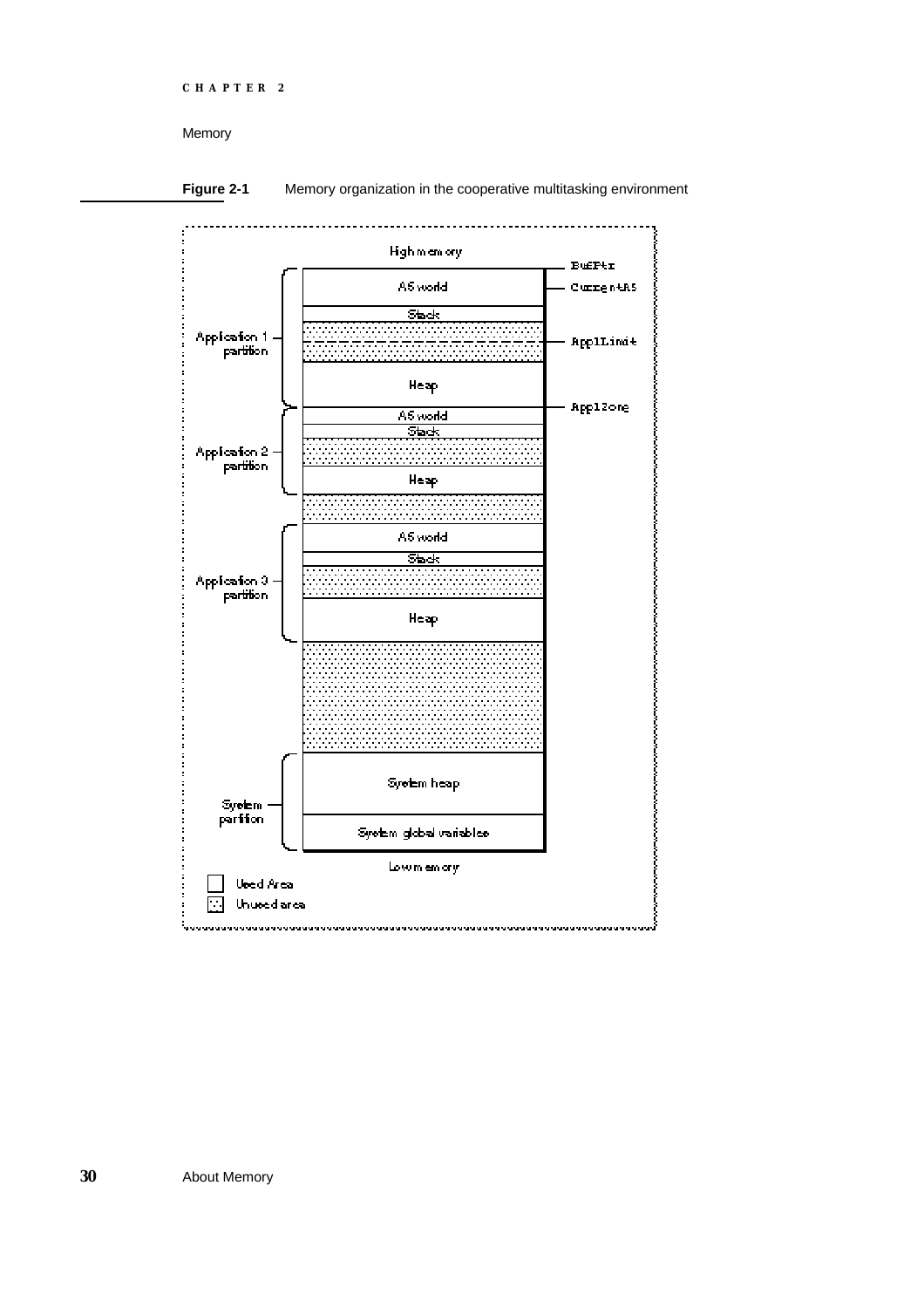**Figure 2-1** Memory organization in the cooperative multitasking environment

High memory

| | | |
|---|---|---|
| | | BufPtr |
| Application 1 partition | A5 world | CurrentA5 |
| | Stack | |
| | (unused) | ApplLimit |
| | Heap | |
| | | ApplZone |
| Application 2 partition | A5 world | |
| | Stack | |
| | (unused) | |
| | Heap | |
| | (unused) | |
| Application 3 partition | A5 world | |
| | Stack | |
| | (unused) | |
| | Heap | |
| | (unused) | |
| System partition | System heap | |
| | System global variables | |

Low memory

Used Area

Unused area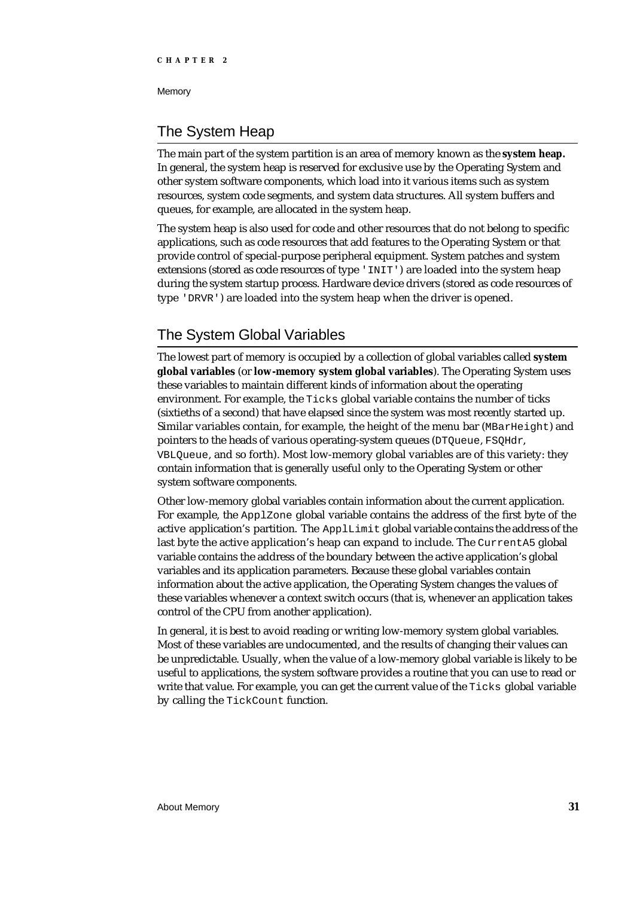## The System Heap

The main part of the system partition is an area of memory known as the **system heap.** In general, the system heap is reserved for exclusive use by the Operating System and other system software components, which load into it various items such as system resources, system code segments, and system data structures. All system buffers and queues, for example, are allocated in the system heap.

The system heap is also used for code and other resources that do not belong to specific applications, such as code resources that add features to the Operating System or that provide control of special-purpose peripheral equipment. System patches and system extensions (stored as code resources of type `'INIT'`) are loaded into the system heap during the system startup process. Hardware device drivers (stored as code resources of type `'DRVR'`) are loaded into the system heap when the driver is opened.

## The System Global Variables

The lowest part of memory is occupied by a collection of global variables called **system global variables** (or **low-memory system global variables**). The Operating System uses these variables to maintain different kinds of information about the operating environment. For example, the `Ticks` global variable contains the number of ticks (sixtieths of a second) that have elapsed since the system was most recently started up. Similar variables contain, for example, the height of the menu bar (`MBarHeight`) and pointers to the heads of various operating-system queues (`DTQueue`, `FSQHdr`, `VBLQueue`, and so forth). Most low-memory global variables are of this variety: they contain information that is generally useful only to the Operating System or other system software components.

Other low-memory global variables contain information about the current application. For example, the `ApplZone` global variable contains the address of the first byte of the active application's partition. The `ApplLimit` global variable contains the address of the last byte the active application's heap can expand to include. The `CurrentA5` global variable contains the address of the boundary between the active application's global variables and its application parameters. Because these global variables contain information about the active application, the Operating System changes the values of these variables whenever a context switch occurs (that is, whenever an application takes control of the CPU from another application).

In general, it is best to avoid reading or writing low-memory system global variables. Most of these variables are undocumented, and the results of changing their values can be unpredictable. Usually, when the value of a low-memory global variable is likely to be useful to applications, the system software provides a routine that you can use to read or write that value. For example, you can get the current value of the `Ticks` global variable by calling the `TickCount` function.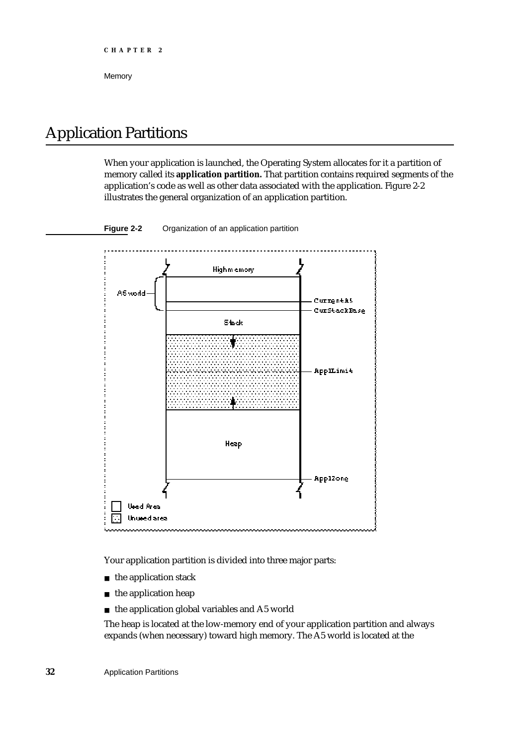# Application Partitions

When your application is launched, the Operating System allocates for it a partition of memory called its **application partition.** That partition contains required segments of the application's code as well as other data associated with the application. Figure 2-2 illustrates the general organization of an application partition.

**Figure 2-2** Organization of an application partition

Your application partition is divided into three major parts:

- the application stack
- the application heap
- the application global variables and A5 world

The heap is located at the low-memory end of your application partition and always expands (when necessary) toward high memory. The A5 world is located at the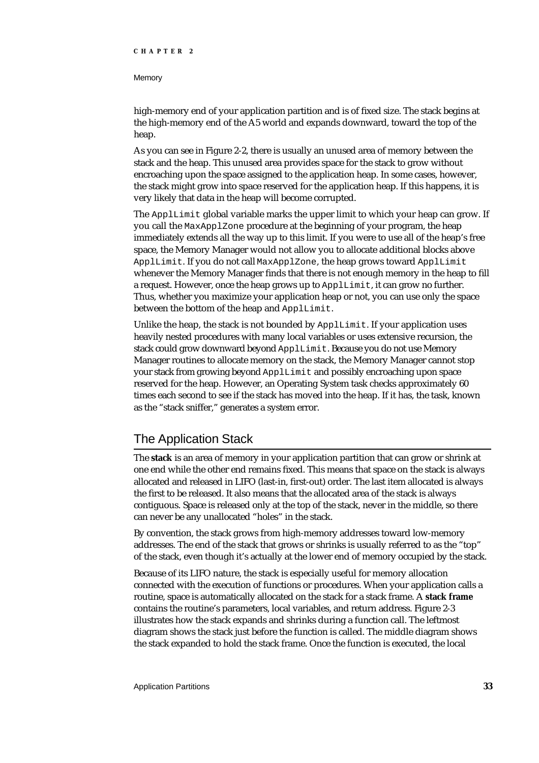high-memory end of your application partition and is of fixed size. The stack begins at the high-memory end of the A5 world and expands downward, toward the top of the heap.

As you can see in Figure 2-2, there is usually an unused area of memory between the stack and the heap. This unused area provides space for the stack to grow without encroaching upon the space assigned to the application heap. In some cases, however, the stack might grow into space reserved for the application heap. If this happens, it is very likely that data in the heap will become corrupted.

The `ApplLimit` global variable marks the upper limit to which your heap can grow. If you call the `MaxApplZone` procedure at the beginning of your program, the heap immediately extends all the way up to this limit. If you were to use all of the heap's free space, the Memory Manager would not allow you to allocate additional blocks above `ApplLimit`. If you do not call `MaxApplZone`, the heap grows toward `ApplLimit` whenever the Memory Manager finds that there is not enough memory in the heap to fill a request. However, once the heap grows up to `ApplLimit`, it can grow no further. Thus, whether you maximize your application heap or not, you can use only the space between the bottom of the heap and `ApplLimit`.

Unlike the heap, the stack is not bounded by `ApplLimit`. If your application uses heavily nested procedures with many local variables or uses extensive recursion, the stack could grow downward beyond `ApplLimit`. Because you do not use Memory Manager routines to allocate memory on the stack, the Memory Manager cannot stop your stack from growing beyond `ApplLimit` and possibly encroaching upon space reserved for the heap. However, an Operating System task checks approximately 60 times each second to see if the stack has moved into the heap. If it has, the task, known as the "stack sniffer," generates a system error.

## The Application Stack

The **stack** is an area of memory in your application partition that can grow or shrink at one end while the other end remains fixed. This means that space on the stack is always allocated and released in LIFO (last-in, first-out) order. The last item allocated is always the first to be released. It also means that the allocated area of the stack is always contiguous. Space is released only at the top of the stack, never in the middle, so there can never be any unallocated "holes" in the stack.

By convention, the stack grows from high-memory addresses toward low-memory addresses. The end of the stack that grows or shrinks is usually referred to as the "top" of the stack, even though it's actually at the lower end of memory occupied by the stack.

Because of its LIFO nature, the stack is especially useful for memory allocation connected with the execution of functions or procedures. When your application calls a routine, space is automatically allocated on the stack for a stack frame. A **stack frame** contains the routine's parameters, local variables, and return address. Figure 2-3 illustrates how the stack expands and shrinks during a function call. The leftmost diagram shows the stack just before the function is called. The middle diagram shows the stack expanded to hold the stack frame. Once the function is executed, the local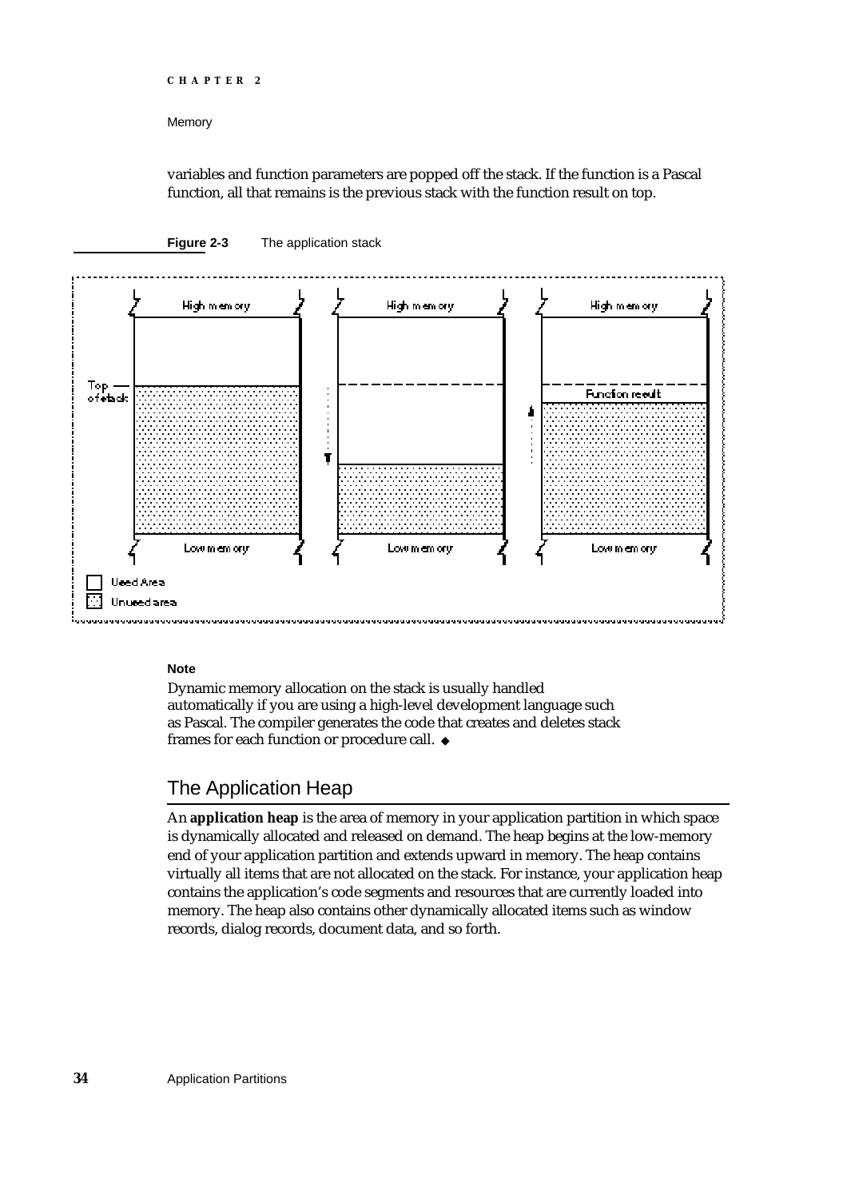variables and function parameters are popped off the stack. If the function is a Pascal function, all that remains is the previous stack with the function result on top.

**Figure 2-3** The application stack

**Note**

Dynamic memory allocation on the stack is usually handled automatically if you are using a high-level development language such as Pascal. The compiler generates the code that creates and deletes stack frames for each function or procedure call. ◆

## The Application Heap

An **application heap** is the area of memory in your application partition in which space is dynamically allocated and released on demand. The heap begins at the low-memory end of your application partition and extends upward in memory. The heap contains virtually all items that are not allocated on the stack. For instance, your application heap contains the application's code segments and resources that are currently loaded into memory. The heap also contains other dynamically allocated items such as window records, dialog records, document data, and so forth.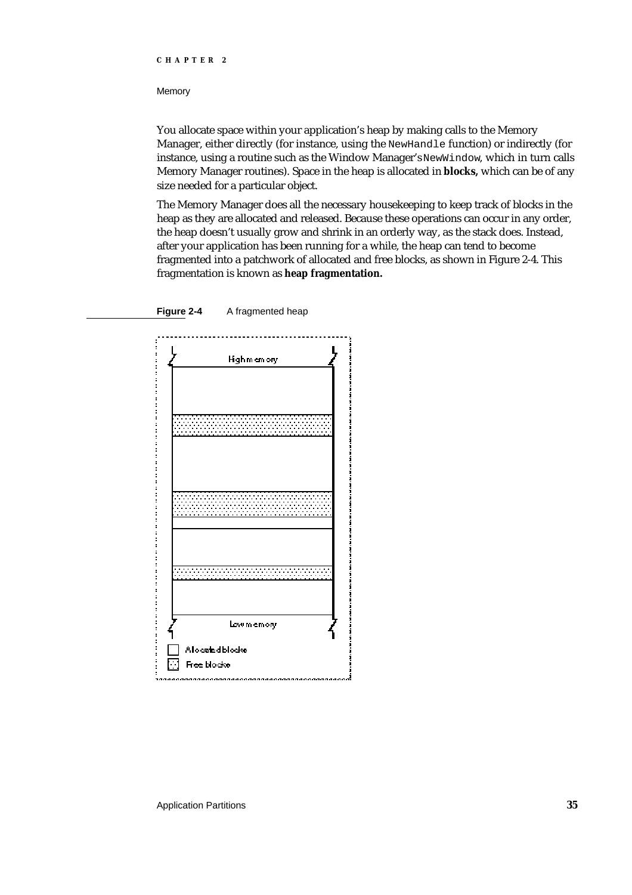You allocate space within your application's heap by making calls to the Memory Manager, either directly (for instance, using the `NewHandle` function) or indirectly (for instance, using a routine such as the Window Manager's `NewWindow`, which in turn calls Memory Manager routines). Space in the heap is allocated in **blocks,** which can be of any size needed for a particular object.

The Memory Manager does all the necessary housekeeping to keep track of blocks in the heap as they are allocated and released. Because these operations can occur in any order, the heap doesn't usually grow and shrink in an orderly way, as the stack does. Instead, after your application has been running for a while, the heap can tend to become fragmented into a patchwork of allocated and free blocks, as shown in Figure 2-4. This fragmentation is known as **heap fragmentation.**

**Figure 2-4** A fragmented heap

High memory

Low memory

Allocated blocks

Free blocks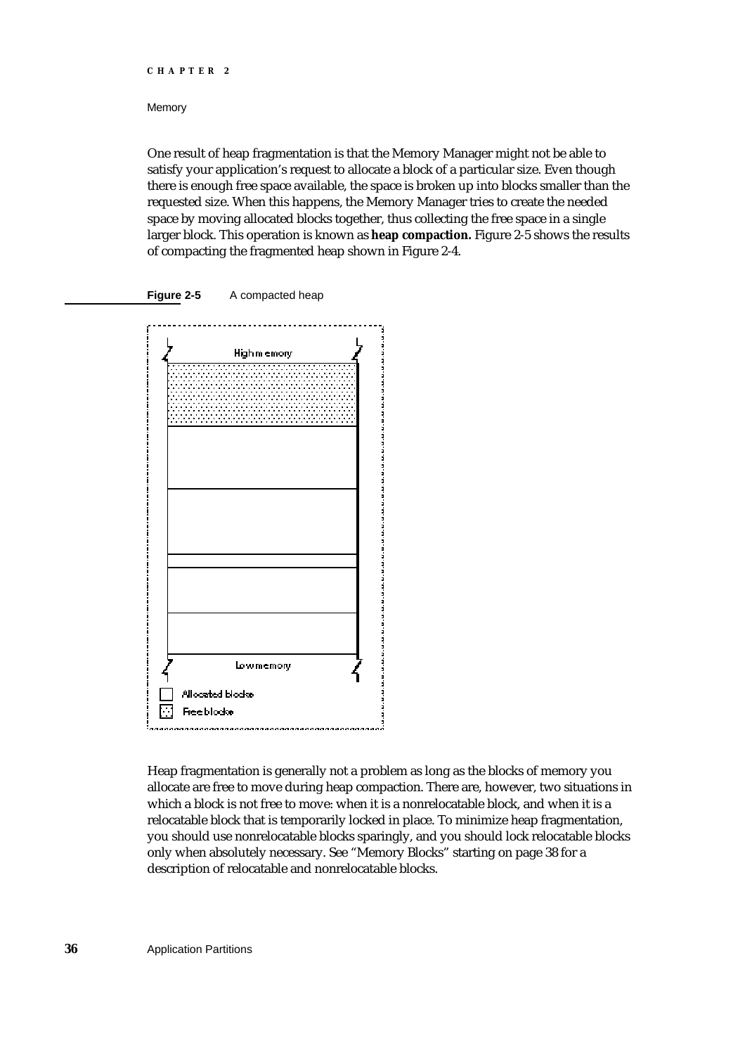One result of heap fragmentation is that the Memory Manager might not be able to satisfy your application's request to allocate a block of a particular size. Even though there is enough free space available, the space is broken up into blocks smaller than the requested size. When this happens, the Memory Manager tries to create the needed space by moving allocated blocks together, thus collecting the free space in a single larger block. This operation is known as **heap compaction.** Figure 2-5 shows the results of compacting the fragmented heap shown in Figure 2-4.

**Figure 2-5** A compacted heap

High memory

Low memory

Allocated blocks

Free blocks

Heap fragmentation is generally not a problem as long as the blocks of memory you allocate are free to move during heap compaction. There are, however, two situations in which a block is not free to move: when it is a nonrelocatable block, and when it is a relocatable block that is temporarily locked in place. To minimize heap fragmentation, you should use nonrelocatable blocks sparingly, and you should lock relocatable blocks only when absolutely necessary. See "Memory Blocks" starting on page 38 for a description of relocatable and nonrelocatable blocks.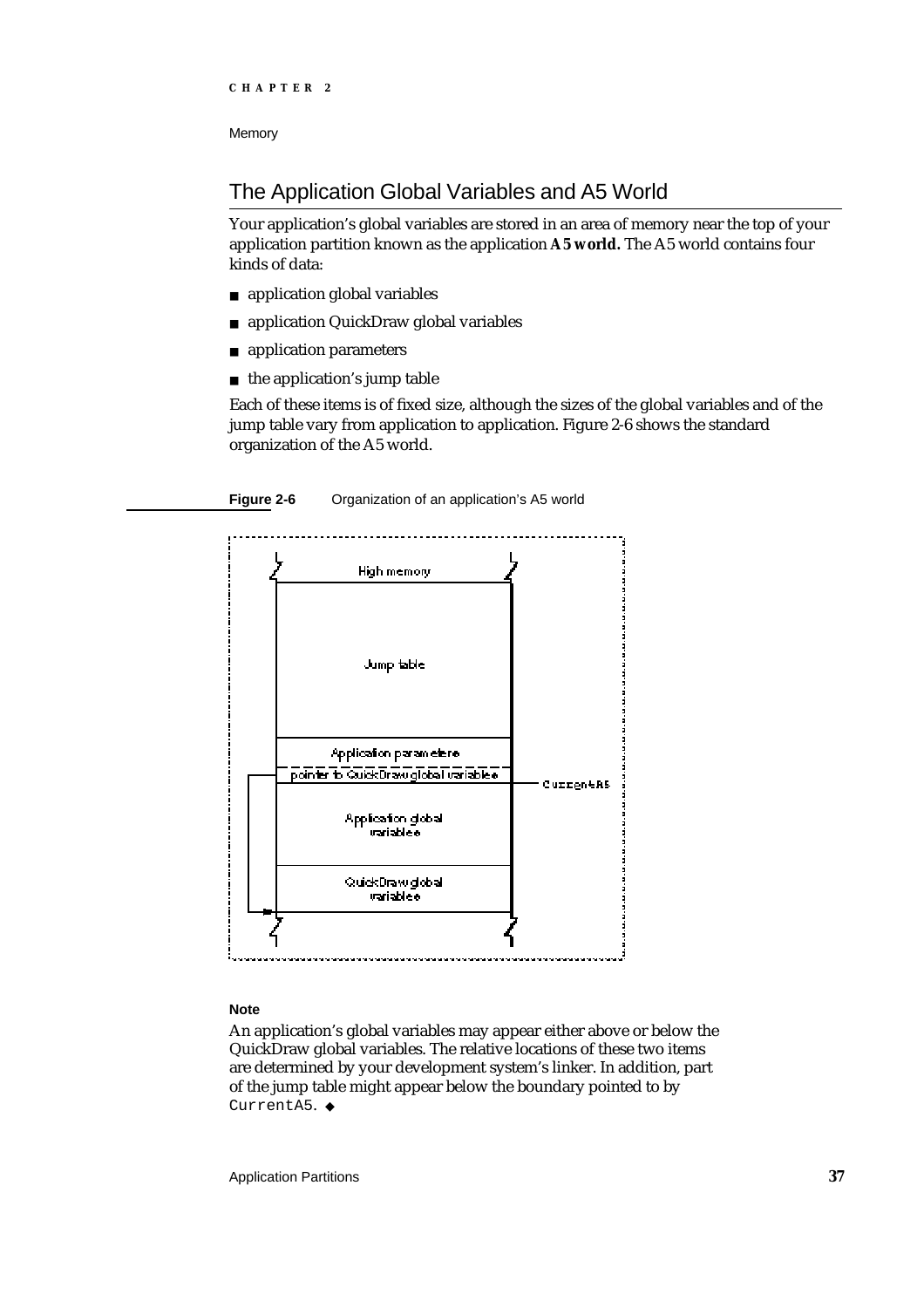## The Application Global Variables and A5 World

Your application's global variables are stored in an area of memory near the top of your application partition known as the application **A5 world.** The A5 world contains four kinds of data:

- application global variables
- application QuickDraw global variables
- application parameters
- the application's jump table

Each of these items is of fixed size, although the sizes of the global variables and of the jump table vary from application to application. Figure 2-6 shows the standard organization of the A5 world.

**Figure 2-6** Organization of an application's A5 world

**Note**

An application's global variables may appear either above or below the QuickDraw global variables. The relative locations of these two items are determined by your development system's linker. In addition, part of the jump table might appear below the boundary pointed to by `CurrentA5`. ◆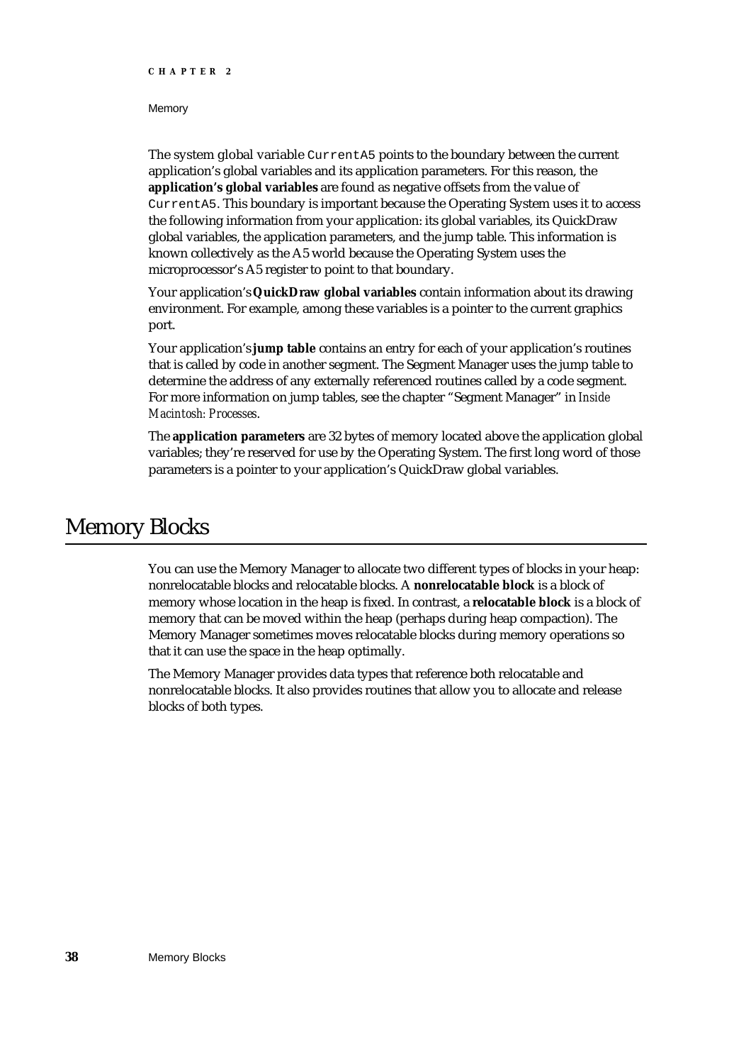The system global variable `CurrentA5` points to the boundary between the current application's global variables and its application parameters. For this reason, the **application's global variables** are found as negative offsets from the value of `CurrentA5`. This boundary is important because the Operating System uses it to access the following information from your application: its global variables, its QuickDraw global variables, the application parameters, and the jump table. This information is known collectively as the A5 world because the Operating System uses the microprocessor's A5 register to point to that boundary.

Your application's **QuickDraw global variables** contain information about its drawing environment. For example, among these variables is a pointer to the current graphics port.

Your application's **jump table** contains an entry for each of your application's routines that is called by code in another segment. The Segment Manager uses the jump table to determine the address of any externally referenced routines called by a code segment. For more information on jump tables, see the chapter "Segment Manager" in *Inside Macintosh: Processes*.

The **application parameters** are 32 bytes of memory located above the application global variables; they're reserved for use by the Operating System. The first long word of those parameters is a pointer to your application's QuickDraw global variables.

# Memory Blocks

You can use the Memory Manager to allocate two different types of blocks in your heap: nonrelocatable blocks and relocatable blocks. A **nonrelocatable block** is a block of memory whose location in the heap is fixed. In contrast, a **relocatable block** is a block of memory that can be moved within the heap (perhaps during heap compaction). The Memory Manager sometimes moves relocatable blocks during memory operations so that it can use the space in the heap optimally.

The Memory Manager provides data types that reference both relocatable and nonrelocatable blocks. It also provides routines that allow you to allocate and release blocks of both types.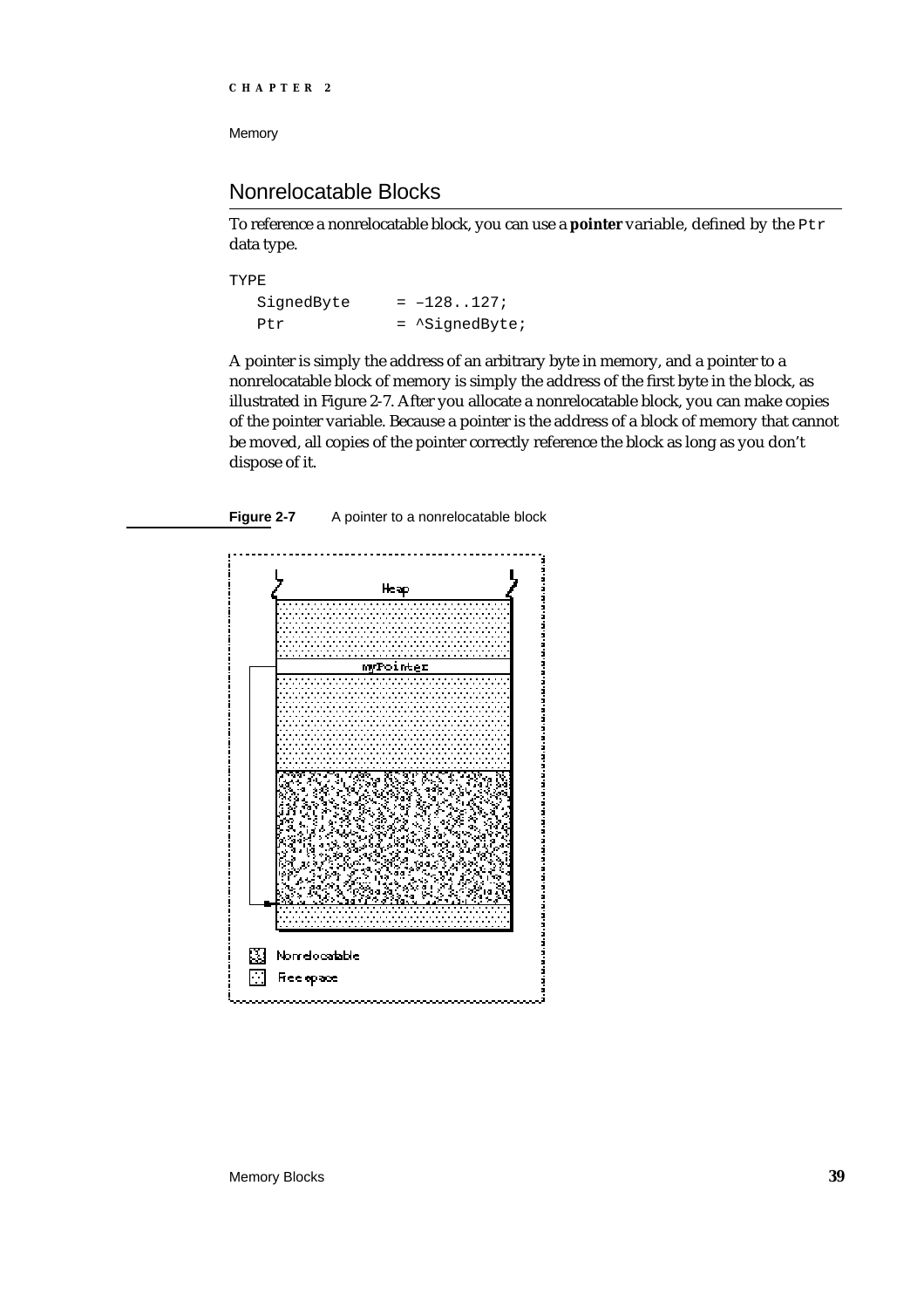## Nonrelocatable Blocks

To reference a nonrelocatable block, you can use a **pointer** variable, defined by the `Ptr` data type.

```
TYPE
   SignedByte     = –128..127;
   Ptr            = ^SignedByte;
```

A pointer is simply the address of an arbitrary byte in memory, and a pointer to a nonrelocatable block of memory is simply the address of the first byte in the block, as illustrated in Figure 2-7. After you allocate a nonrelocatable block, you can make copies of the pointer variable. Because a pointer is the address of a block of memory that cannot be moved, all copies of the pointer correctly reference the block as long as you don't dispose of it.

**Figure 2-7** A pointer to a nonrelocatable block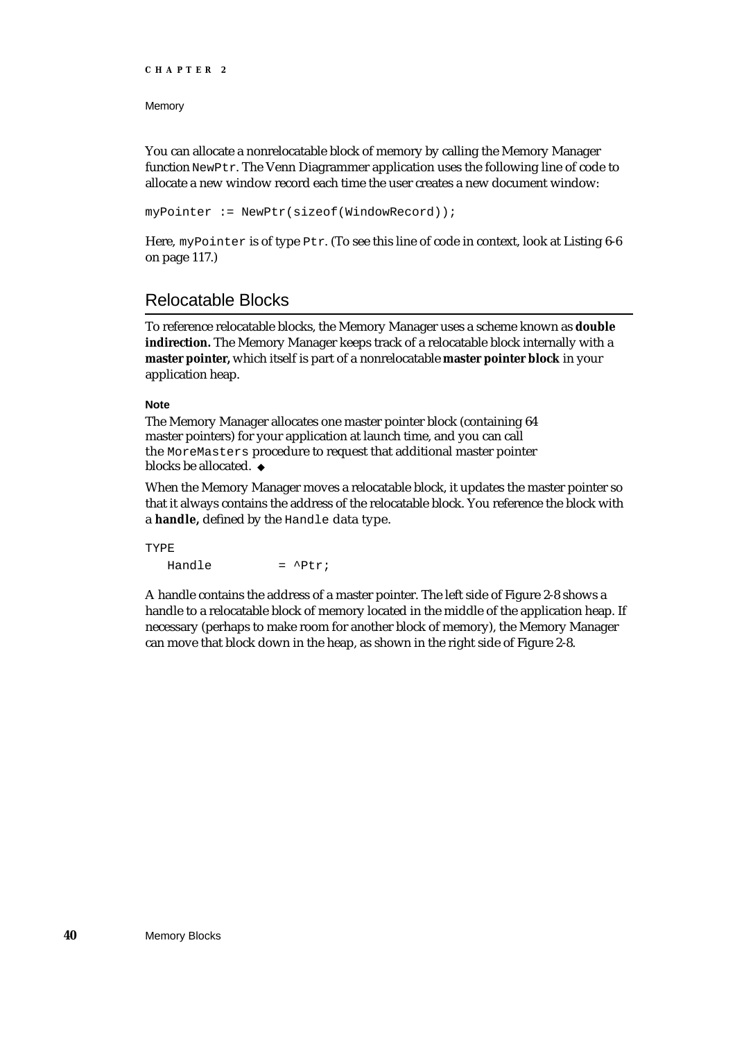You can allocate a nonrelocatable block of memory by calling the Memory Manager function `NewPtr`. The Venn Diagrammer application uses the following line of code to allocate a new window record each time the user creates a new document window:

```
myPointer := NewPtr(sizeof(WindowRecord));
```

Here, `myPointer` is of type `Ptr`. (To see this line of code in context, look at Listing 6-6 on page 117.)

## Relocatable Blocks

To reference relocatable blocks, the Memory Manager uses a scheme known as **double indirection.** The Memory Manager keeps track of a relocatable block internally with a **master pointer,** which itself is part of a nonrelocatable **master pointer block** in your application heap.

**Note**

The Memory Manager allocates one master pointer block (containing 64 master pointers) for your application at launch time, and you can call the `MoreMasters` procedure to request that additional master pointer blocks be allocated. ◆

When the Memory Manager moves a relocatable block, it updates the master pointer so that it always contains the address of the relocatable block. You reference the block with a **handle,** defined by the `Handle` data type.

```
TYPE
   Handle         = ^Ptr;
```

A handle contains the address of a master pointer. The left side of Figure 2-8 shows a handle to a relocatable block of memory located in the middle of the application heap. If necessary (perhaps to make room for another block of memory), the Memory Manager can move that block down in the heap, as shown in the right side of Figure 2-8.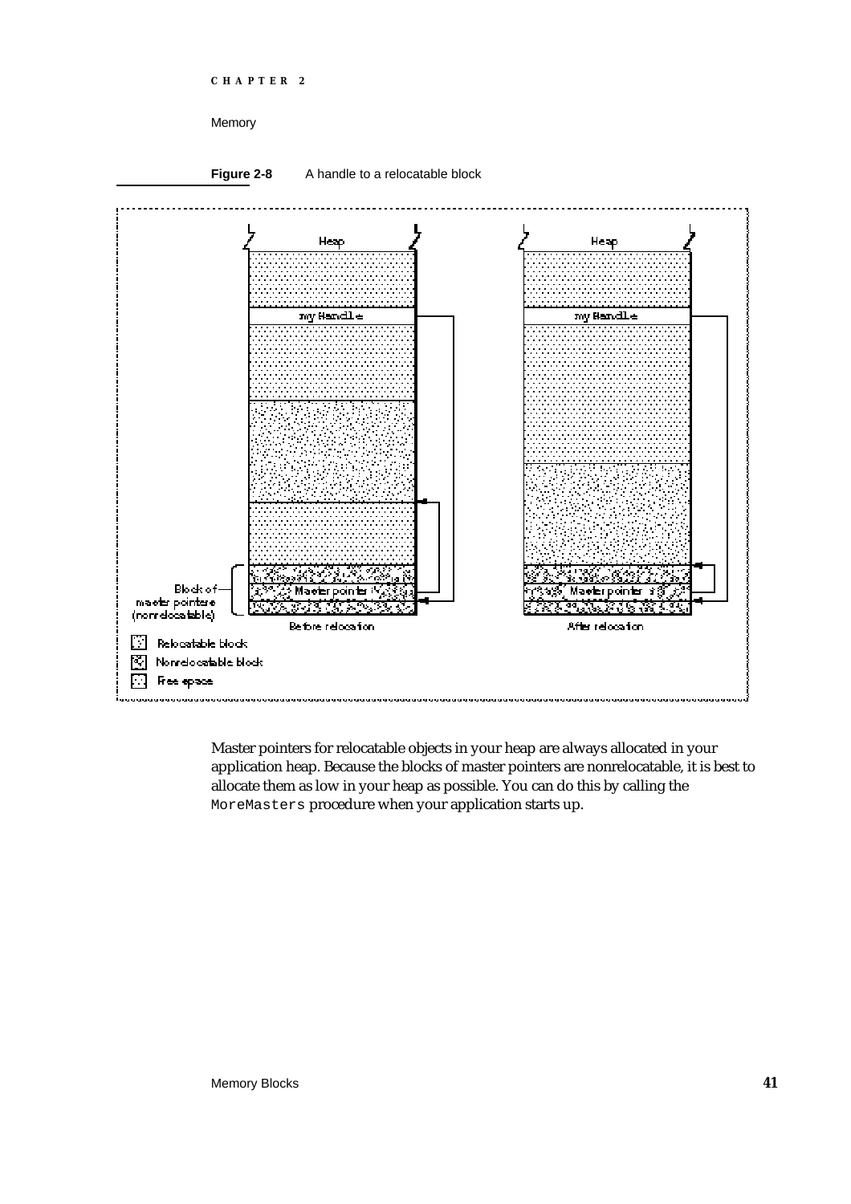**Figure 2-8** A handle to a relocatable block

Master pointers for relocatable objects in your heap are always allocated in your application heap. Because the blocks of master pointers are nonrelocatable, it is best to allocate them as low in your heap as possible. You can do this by calling the `MoreMasters` procedure when your application starts up.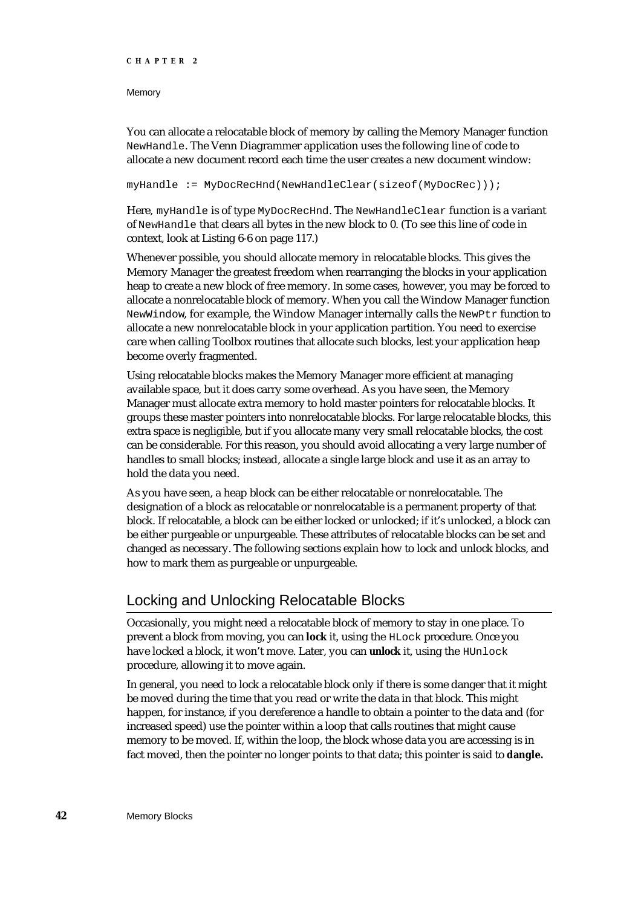You can allocate a relocatable block of memory by calling the Memory Manager function `NewHandle`. The Venn Diagrammer application uses the following line of code to allocate a new document record each time the user creates a new document window:

```
myHandle := MyDocRecHnd(NewHandleClear(sizeof(MyDocRec)));
```

Here, `myHandle` is of type `MyDocRecHnd`. The `NewHandleClear` function is a variant of `NewHandle` that clears all bytes in the new block to 0. (To see this line of code in context, look at Listing 6-6 on page 117.)

Whenever possible, you should allocate memory in relocatable blocks. This gives the Memory Manager the greatest freedom when rearranging the blocks in your application heap to create a new block of free memory. In some cases, however, you may be forced to allocate a nonrelocatable block of memory. When you call the Window Manager function `NewWindow`, for example, the Window Manager internally calls the `NewPtr` function to allocate a new nonrelocatable block in your application partition. You need to exercise care when calling Toolbox routines that allocate such blocks, lest your application heap become overly fragmented.

Using relocatable blocks makes the Memory Manager more efficient at managing available space, but it does carry some overhead. As you have seen, the Memory Manager must allocate extra memory to hold master pointers for relocatable blocks. It groups these master pointers into nonrelocatable blocks. For large relocatable blocks, this extra space is negligible, but if you allocate many very small relocatable blocks, the cost can be considerable. For this reason, you should avoid allocating a very large number of handles to small blocks; instead, allocate a single large block and use it as an array to hold the data you need.

As you have seen, a heap block can be either relocatable or nonrelocatable. The designation of a block as relocatable or nonrelocatable is a permanent property of that block. If relocatable, a block can be either locked or unlocked; if it's unlocked, a block can be either purgeable or unpurgeable. These attributes of relocatable blocks can be set and changed as necessary. The following sections explain how to lock and unlock blocks, and how to mark them as purgeable or unpurgeable.

## Locking and Unlocking Relocatable Blocks

Occasionally, you might need a relocatable block of memory to stay in one place. To prevent a block from moving, you can **lock** it, using the `HLock` procedure. Once you have locked a block, it won't move. Later, you can **unlock** it, using the `HUnlock` procedure, allowing it to move again.

In general, you need to lock a relocatable block only if there is some danger that it might be moved during the time that you read or write the data in that block. This might happen, for instance, if you dereference a handle to obtain a pointer to the data and (for increased speed) use the pointer within a loop that calls routines that might cause memory to be moved. If, within the loop, the block whose data you are accessing is in fact moved, then the pointer no longer points to that data; this pointer is said to **dangle.**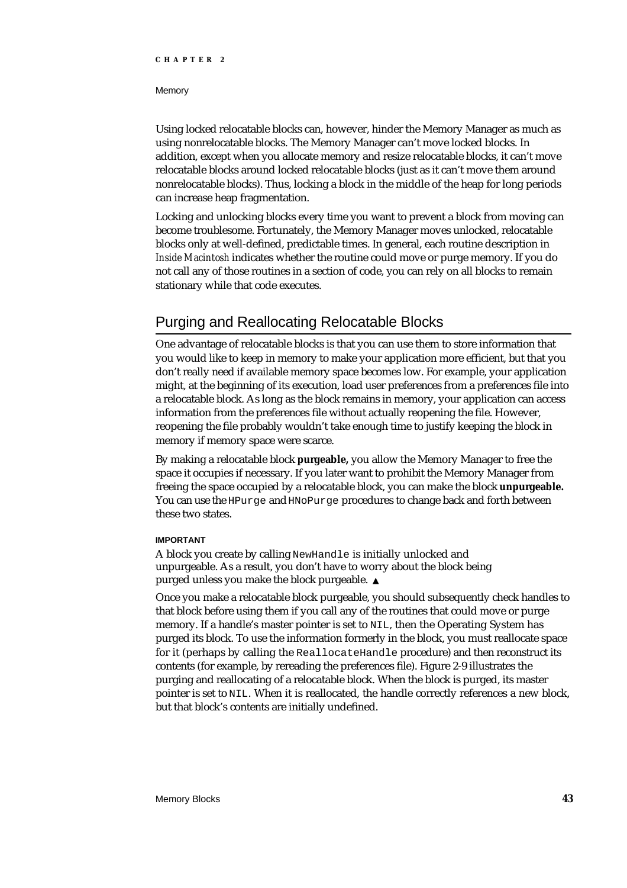Using locked relocatable blocks can, however, hinder the Memory Manager as much as using nonrelocatable blocks. The Memory Manager can't move locked blocks. In addition, except when you allocate memory and resize relocatable blocks, it can't move relocatable blocks around locked relocatable blocks (just as it can't move them around nonrelocatable blocks). Thus, locking a block in the middle of the heap for long periods can increase heap fragmentation.

Locking and unlocking blocks every time you want to prevent a block from moving can become troublesome. Fortunately, the Memory Manager moves unlocked, relocatable blocks only at well-defined, predictable times. In general, each routine description in *Inside Macintosh* indicates whether the routine could move or purge memory. If you do not call any of those routines in a section of code, you can rely on all blocks to remain stationary while that code executes.

## Purging and Reallocating Relocatable Blocks

One advantage of relocatable blocks is that you can use them to store information that you would like to keep in memory to make your application more efficient, but that you don't really need if available memory space becomes low. For example, your application might, at the beginning of its execution, load user preferences from a preferences file into a relocatable block. As long as the block remains in memory, your application can access information from the preferences file without actually reopening the file. However, reopening the file probably wouldn't take enough time to justify keeping the block in memory if memory space were scarce.

By making a relocatable block **purgeable,** you allow the Memory Manager to free the space it occupies if necessary. If you later want to prohibit the Memory Manager from freeing the space occupied by a relocatable block, you can make the block **unpurgeable.** You can use the `HPurge` and `HNoPurge` procedures to change back and forth between these two states.

**IMPORTANT**

A block you create by calling `NewHandle` is initially unlocked and unpurgeable. As a result, you don't have to worry about the block being purged unless you make the block purgeable. ▲

Once you make a relocatable block purgeable, you should subsequently check handles to that block before using them if you call any of the routines that could move or purge memory. If a handle's master pointer is set to `NIL`, then the Operating System has purged its block. To use the information formerly in the block, you must reallocate space for it (perhaps by calling the `ReallocateHandle` procedure) and then reconstruct its contents (for example, by rereading the preferences file). Figure 2-9 illustrates the purging and reallocating of a relocatable block. When the block is purged, its master pointer is set to `NIL`. When it is reallocated, the handle correctly references a new block, but that block's contents are initially undefined.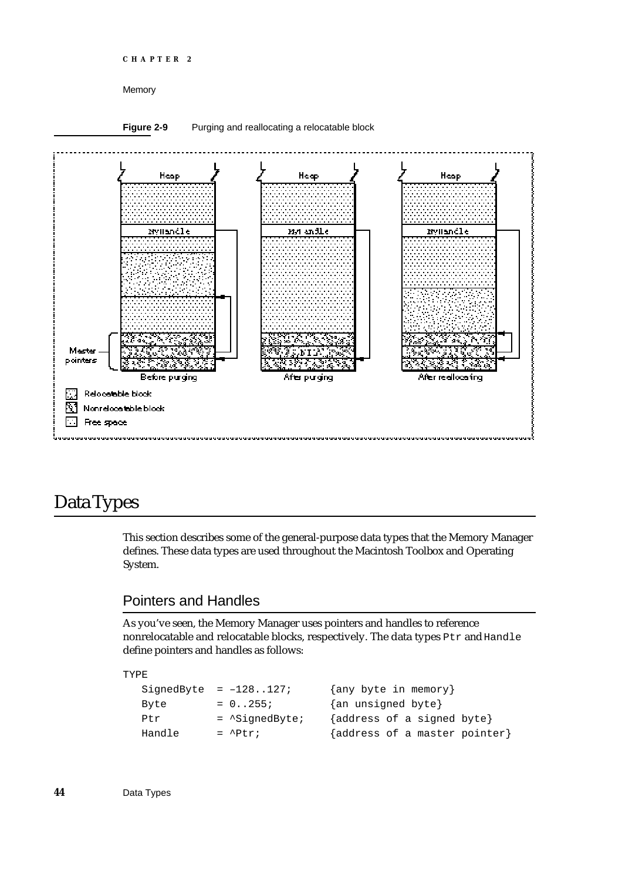**Figure 2-9** Purging and reallocating a relocatable block

# Data Types

This section describes some of the general-purpose data types that the Memory Manager defines. These data types are used throughout the Macintosh Toolbox and Operating System.

## Pointers and Handles

As you've seen, the Memory Manager uses pointers and handles to reference nonrelocatable and relocatable blocks, respectively. The data types `Ptr` and `Handle` define pointers and handles as follows:

```
TYPE
   SignedByte  = –128..127;      {any byte in memory}
   Byte        = 0..255;         {an unsigned byte}
   Ptr         = ^SignedByte;    {address of a signed byte}
   Handle      = ^Ptr;           {address of a master pointer}
```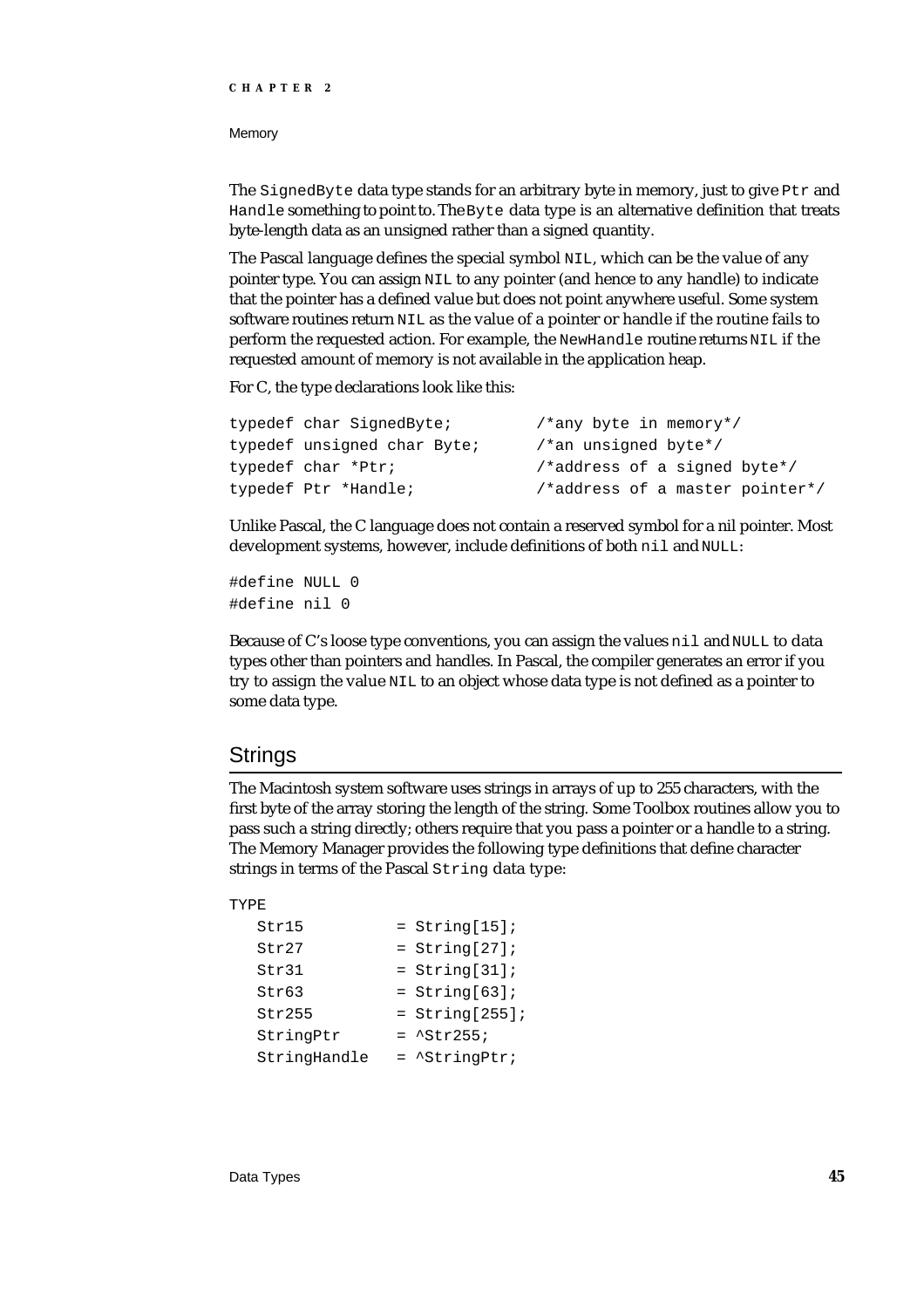The `SignedByte` data type stands for an arbitrary byte in memory, just to give `Ptr` and `Handle` something to point to. The `Byte` data type is an alternative definition that treats byte-length data as an unsigned rather than a signed quantity.

The Pascal language defines the special symbol `NIL`, which can be the value of any pointer type. You can assign `NIL` to any pointer (and hence to any handle) to indicate that the pointer has a defined value but does not point anywhere useful. Some system software routines return `NIL` as the value of a pointer or handle if the routine fails to perform the requested action. For example, the `NewHandle` routine returns `NIL` if the requested amount of memory is not available in the application heap.

For C, the type declarations look like this:

```
typedef char SignedByte;          /*any byte in memory*/
typedef unsigned char Byte;       /*an unsigned byte*/
typedef char *Ptr;                /*address of a signed byte*/
typedef Ptr *Handle;              /*address of a master pointer*/
```

Unlike Pascal, the C language does not contain a reserved symbol for a nil pointer. Most development systems, however, include definitions of both `nil` and `NULL`:

```
#define NULL 0
#define nil 0
```

Because of C's loose type conventions, you can assign the values `nil` and `NULL` to data types other than pointers and handles. In Pascal, the compiler generates an error if you try to assign the value `NIL` to an object whose data type is not defined as a pointer to some data type.

## Strings

The Macintosh system software uses strings in arrays of up to 255 characters, with the first byte of the array storing the length of the string. Some Toolbox routines allow you to pass such a string directly; others require that you pass a pointer or a handle to a string. The Memory Manager provides the following type definitions that define character strings in terms of the Pascal `String` data type:

```
TYPE
   Str15          = String[15];
   Str27          = String[27];
   Str31          = String[31];
   Str63          = String[63];
   Str255         = String[255];
   StringPtr      = ^Str255;
   StringHandle   = ^StringPtr;
```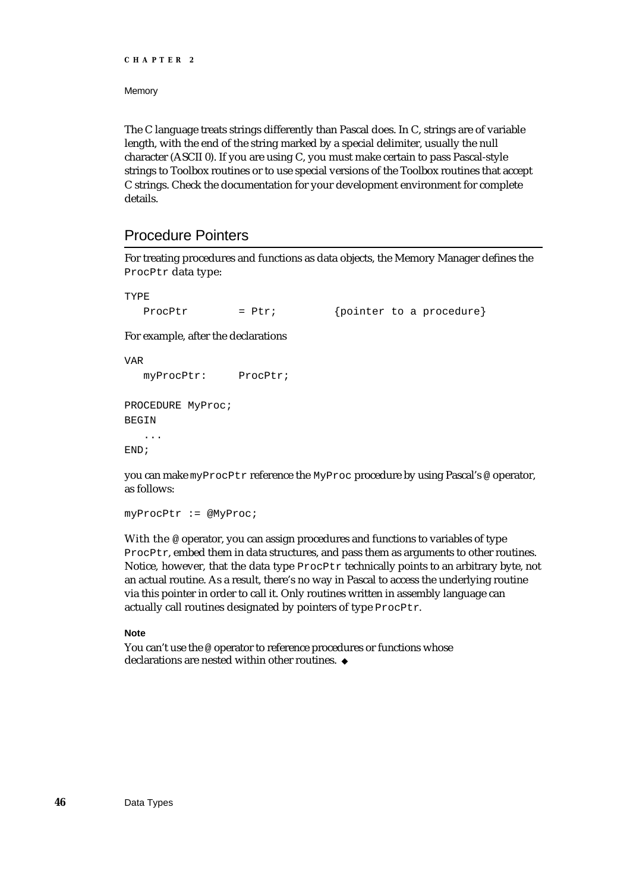The C language treats strings differently than Pascal does. In C, strings are of variable length, with the end of the string marked by a special delimiter, usually the null character (ASCII 0). If you are using C, you must make certain to pass Pascal-style strings to Toolbox routines or to use special versions of the Toolbox routines that accept C strings. Check the documentation for your development environment for complete details.

## Procedure Pointers

For treating procedures and functions as data objects, the Memory Manager defines the `ProcPtr` data type:

```
TYPE
   ProcPtr        = Ptr;         {pointer to a procedure}
```

For example, after the declarations

```
VAR
   myProcPtr:     ProcPtr;

PROCEDURE MyProc;
BEGIN
   ...
END;
```

you can make `myProcPtr` reference the `MyProc` procedure by using Pascal's `@` operator, as follows:

```
myProcPtr := @MyProc;
```

With the `@` operator, you can assign procedures and functions to variables of type `ProcPtr`, embed them in data structures, and pass them as arguments to other routines. Notice, however, that the data type `ProcPtr` technically points to an arbitrary byte, not an actual routine. As a result, there's no way in Pascal to access the underlying routine via this pointer in order to call it. Only routines written in assembly language can actually call routines designated by pointers of type `ProcPtr`.

**Note**

You can't use the `@` operator to reference procedures or functions whose declarations are nested within other routines. ◆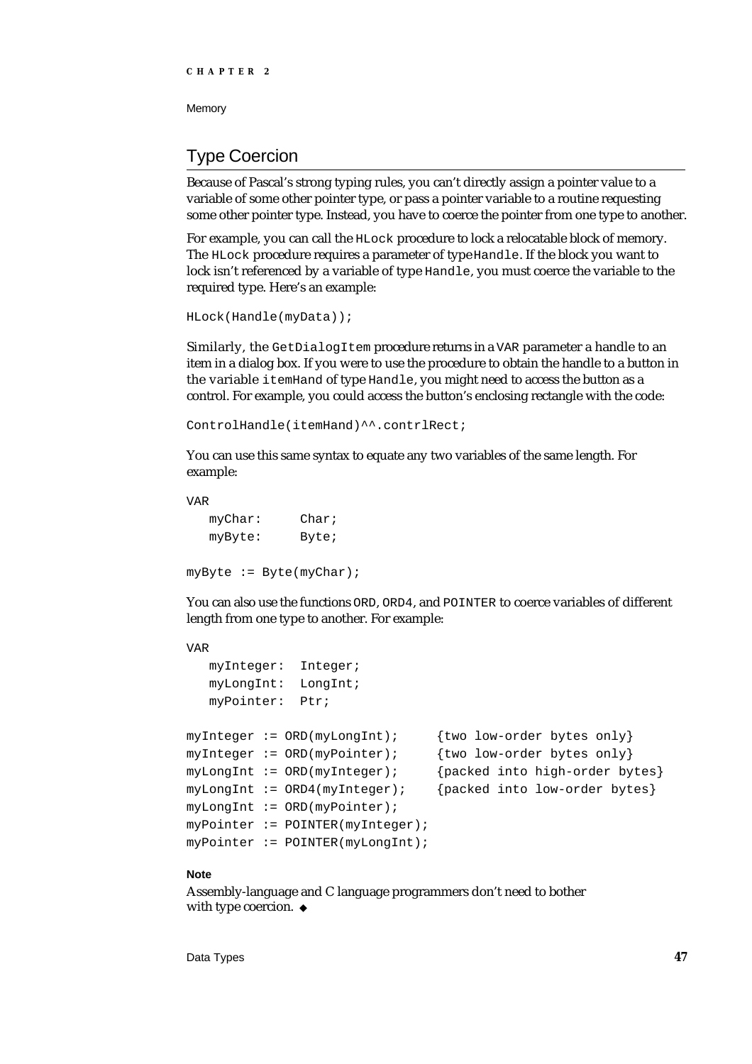## Type Coercion

Because of Pascal's strong typing rules, you can't directly assign a pointer value to a variable of some other pointer type, or pass a pointer variable to a routine requesting some other pointer type. Instead, you have to coerce the pointer from one type to another.

For example, you can call the `HLock` procedure to lock a relocatable block of memory. The `HLock` procedure requires a parameter of type `Handle`. If the block you want to lock isn't referenced by a variable of type `Handle`, you must coerce the variable to the required type. Here's an example:

```
HLock(Handle(myData));
```

Similarly, the `GetDialogItem` procedure returns in a `VAR` parameter a handle to an item in a dialog box. If you were to use the procedure to obtain the handle to a button in the variable `itemHand` of type `Handle`, you might need to access the button as a control. For example, you could access the button's enclosing rectangle with the code:

```
ControlHandle(itemHand)^^.contrlRect;
```

You can use this same syntax to equate any two variables of the same length. For example:

```
VAR
   myChar:     Char;
   myByte:     Byte;

myByte := Byte(myChar);
```

You can also use the functions `ORD`, `ORD4`, and `POINTER` to coerce variables of different length from one type to another. For example:

```
VAR
   myInteger:  Integer;
   myLongInt:  LongInt;
   myPointer:  Ptr;

myInteger := ORD(myLongInt);     {two low-order bytes only}
myInteger := ORD(myPointer);     {two low-order bytes only}
myLongInt := ORD(myInteger);     {packed into high-order bytes}
myLongInt := ORD4(myInteger);    {packed into low-order bytes}
myLongInt := ORD(myPointer);
myPointer := POINTER(myInteger);
myPointer := POINTER(myLongInt);
```

**Note**

Assembly-language and C language programmers don't need to bother with type coercion. ◆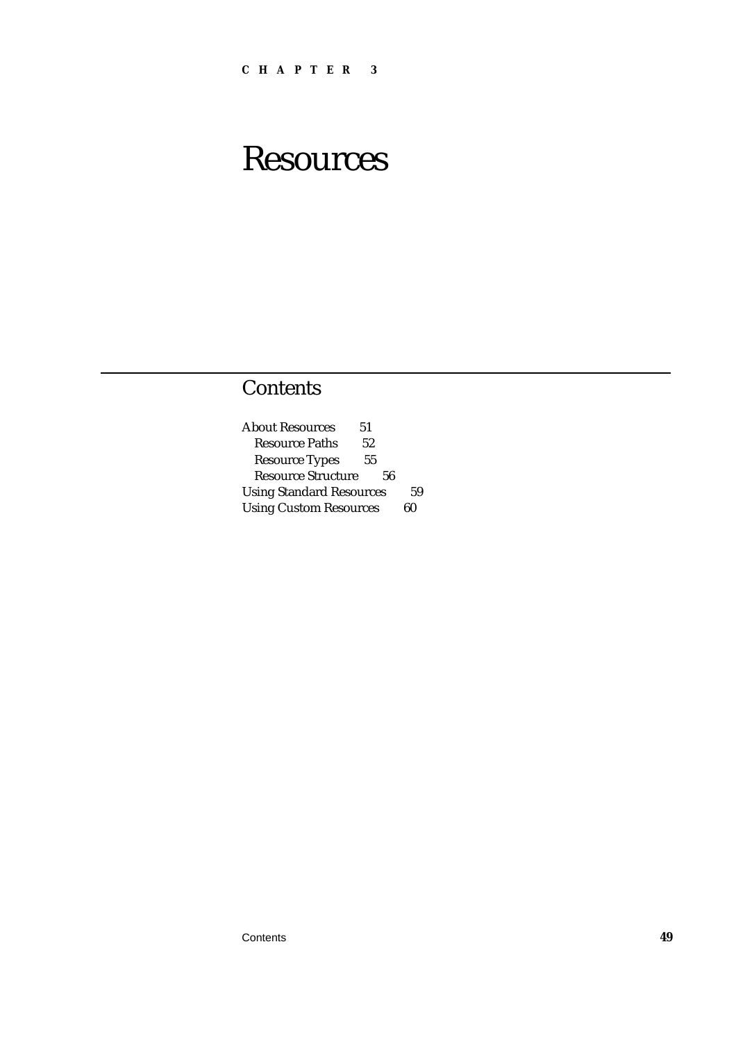C H A P T E R 3

# Resources

## Contents

About Resources 51
- Resource Paths 52
- Resource Types 55
- Resource Structure 56

Using Standard Resources 59
Using Custom Resources 60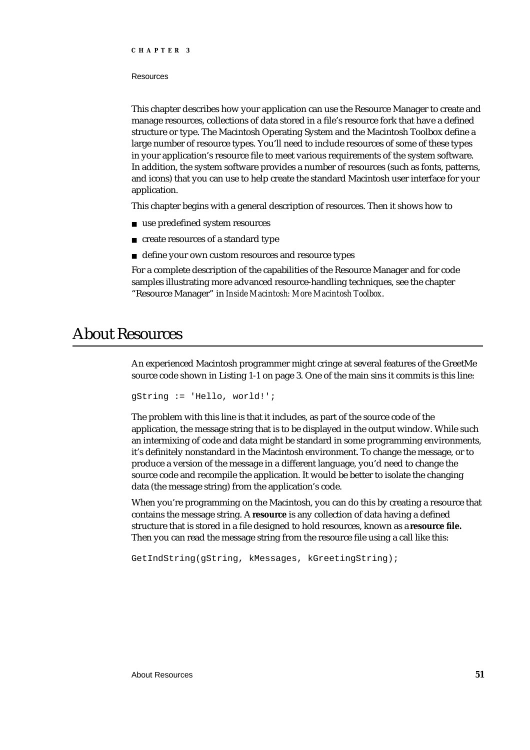This chapter describes how your application can use the Resource Manager to create and manage resources, collections of data stored in a file's resource fork that have a defined structure or type. The Macintosh Operating System and the Macintosh Toolbox define a large number of resource types. You'll need to include resources of some of these types in your application's resource file to meet various requirements of the system software. In addition, the system software provides a number of resources (such as fonts, patterns, and icons) that you can use to help create the standard Macintosh user interface for your application.

This chapter begins with a general description of resources. Then it shows how to

- use predefined system resources
- create resources of a standard type
- define your own custom resources and resource types

For a complete description of the capabilities of the Resource Manager and for code samples illustrating more advanced resource-handling techniques, see the chapter "Resource Manager" in *Inside Macintosh: More Macintosh Toolbox*.

# About Resources

An experienced Macintosh programmer might cringe at several features of the GreetMe source code shown in Listing 1-1 on page 3. One of the main sins it commits is this line:

```
gString := 'Hello, world!';
```

The problem with this line is that it includes, as part of the source code of the application, the message string that is to be displayed in the output window. While such an intermixing of code and data might be standard in some programming environments, it's definitely nonstandard in the Macintosh environment. To change the message, or to produce a version of the message in a different language, you'd need to change the source code and recompile the application. It would be better to isolate the changing data (the message string) from the application's code.

When you're programming on the Macintosh, you can do this by creating a resource that contains the message string. A **resource** is any collection of data having a defined structure that is stored in a file designed to hold resources, known as a **resource file.** Then you can read the message string from the resource file using a call like this:

```
GetIndString(gString, kMessages, kGreetingString);
```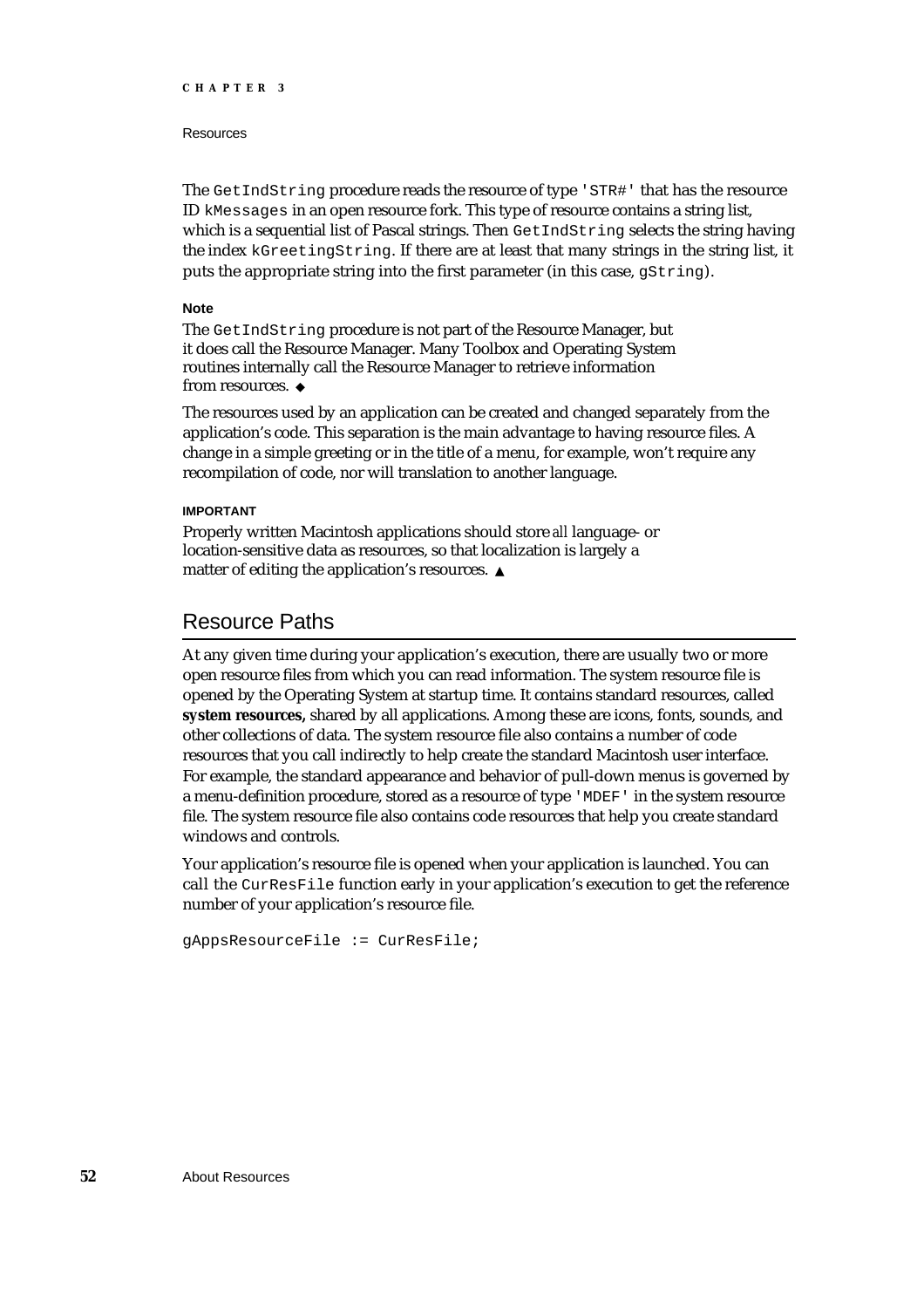The `GetIndString` procedure reads the resource of type `'STR#'` that has the resource ID `kMessages` in an open resource fork. This type of resource contains a string list, which is a sequential list of Pascal strings. Then `GetIndString` selects the string having the index `kGreetingString`. If there are at least that many strings in the string list, it puts the appropriate string into the first parameter (in this case, `gString`).

**Note**

The `GetIndString` procedure is not part of the Resource Manager, but it does call the Resource Manager. Many Toolbox and Operating System routines internally call the Resource Manager to retrieve information from resources. ◆

The resources used by an application can be created and changed separately from the application's code. This separation is the main advantage to having resource files. A change in a simple greeting or in the title of a menu, for example, won't require any recompilation of code, nor will translation to another language.

**IMPORTANT**

Properly written Macintosh applications should store *all* language- or location-sensitive data as resources, so that localization is largely a matter of editing the application's resources. ▲

## Resource Paths

At any given time during your application's execution, there are usually two or more open resource files from which you can read information. The system resource file is opened by the Operating System at startup time. It contains standard resources, called **system resources,** shared by all applications. Among these are icons, fonts, sounds, and other collections of data. The system resource file also contains a number of code resources that you call indirectly to help create the standard Macintosh user interface. For example, the standard appearance and behavior of pull-down menus is governed by a menu-definition procedure, stored as a resource of type `'MDEF'` in the system resource file. The system resource file also contains code resources that help you create standard windows and controls.

Your application's resource file is opened when your application is launched. You can call the `CurResFile` function early in your application's execution to get the reference number of your application's resource file.

```
gAppsResourceFile := CurResFile;
```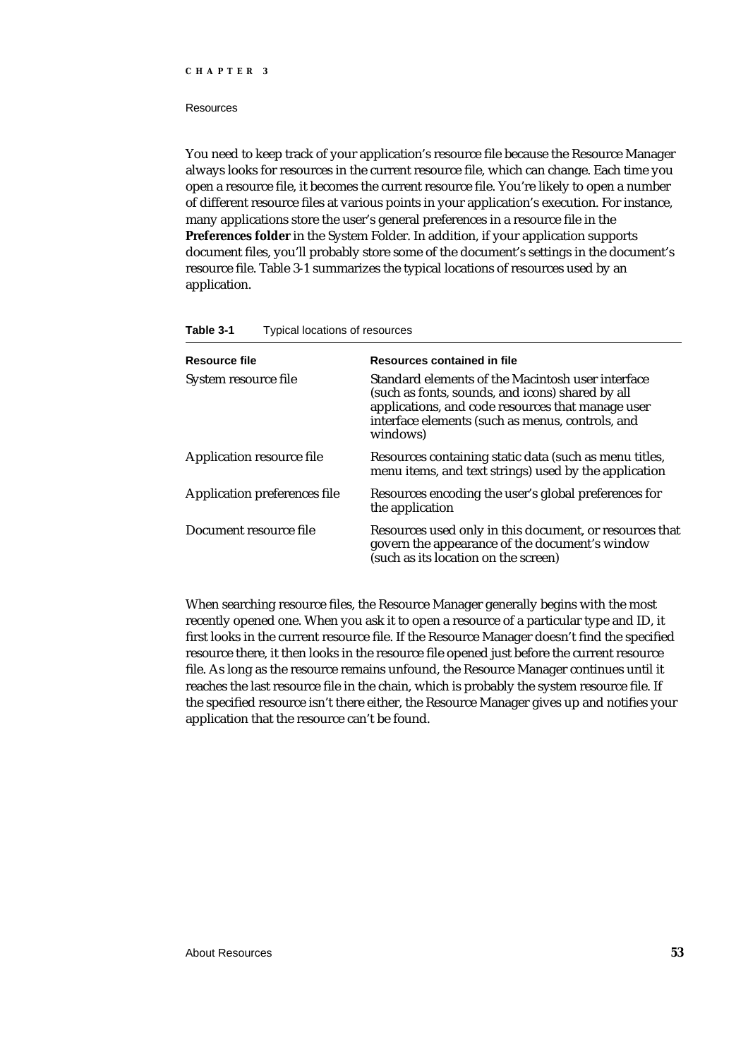You need to keep track of your application's resource file because the Resource Manager always looks for resources in the current resource file, which can change. Each time you open a resource file, it becomes the current resource file. You're likely to open a number of different resource files at various points in your application's execution. For instance, many applications store the user's general preferences in a resource file in the **Preferences folder** in the System Folder. In addition, if your application supports document files, you'll probably store some of the document's settings in the document's resource file. Table 3-1 summarizes the typical locations of resources used by an application.

**Table 3-1** Typical locations of resources

| Resource file | Resources contained in file |
|---|---|
| System resource file | Standard elements of the Macintosh user interface (such as fonts, sounds, and icons) shared by all applications, and code resources that manage user interface elements (such as menus, controls, and windows) |
| Application resource file | Resources containing static data (such as menu titles, menu items, and text strings) used by the application |
| Application preferences file | Resources encoding the user's global preferences for the application |
| Document resource file | Resources used only in this document, or resources that govern the appearance of the document's window (such as its location on the screen) |

When searching resource files, the Resource Manager generally begins with the most recently opened one. When you ask it to open a resource of a particular type and ID, it first looks in the current resource file. If the Resource Manager doesn't find the specified resource there, it then looks in the resource file opened just before the current resource file. As long as the resource remains unfound, the Resource Manager continues until it reaches the last resource file in the chain, which is probably the system resource file. If the specified resource isn't there either, the Resource Manager gives up and notifies your application that the resource can't be found.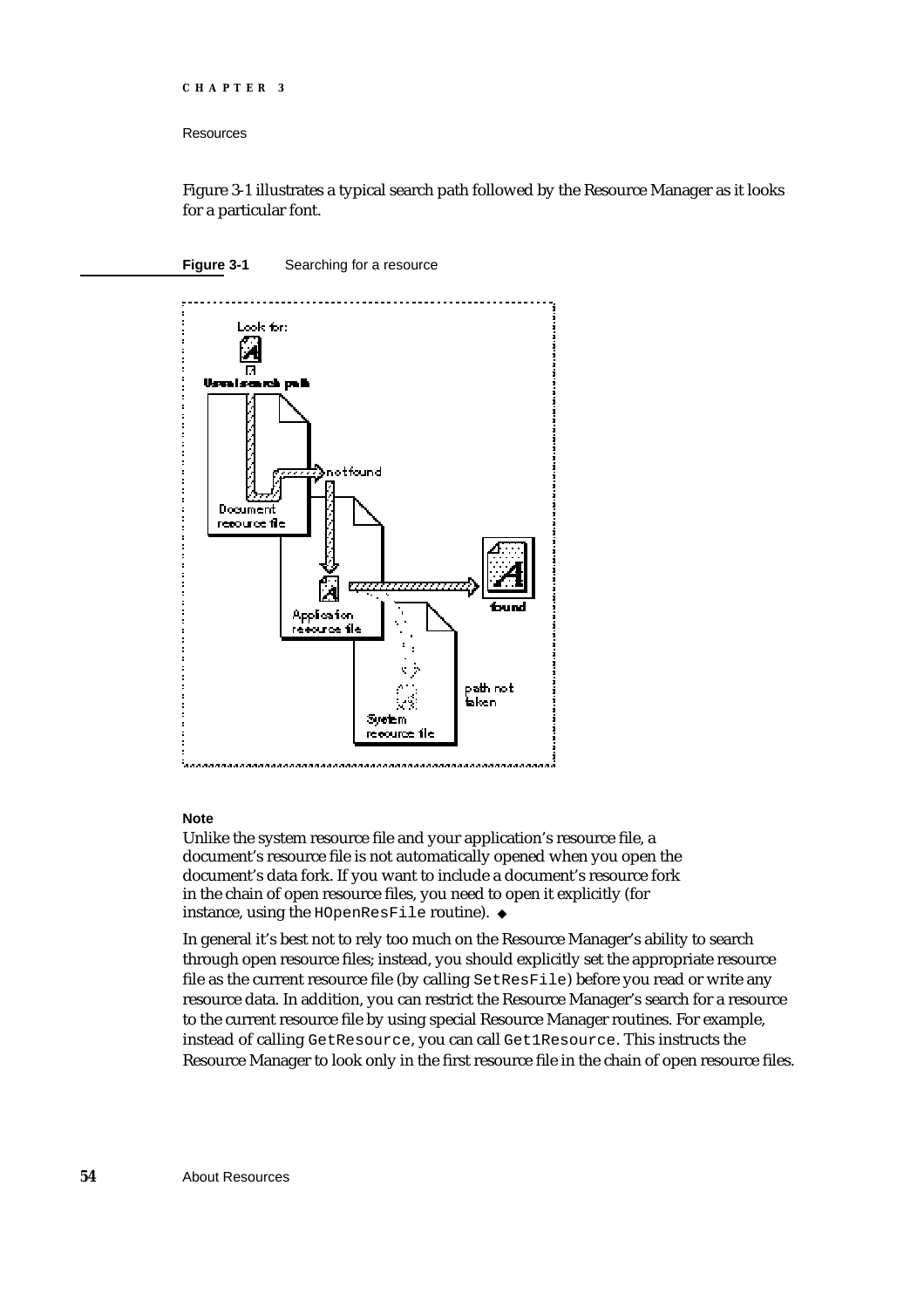Figure 3-1 illustrates a typical search path followed by the Resource Manager as it looks for a particular font.

**Figure 3-1** Searching for a resource

**Note**

Unlike the system resource file and your application's resource file, a document's resource file is not automatically opened when you open the document's data fork. If you want to include a document's resource fork in the chain of open resource files, you need to open it explicitly (for instance, using the `HOpenResFile` routine). ◆

In general it's best not to rely too much on the Resource Manager's ability to search through open resource files; instead, you should explicitly set the appropriate resource file as the current resource file (by calling `SetResFile`) before you read or write any resource data. In addition, you can restrict the Resource Manager's search for a resource to the current resource file by using special Resource Manager routines. For example, instead of calling `GetResource`, you can call `Get1Resource`. This instructs the Resource Manager to look only in the first resource file in the chain of open resource files.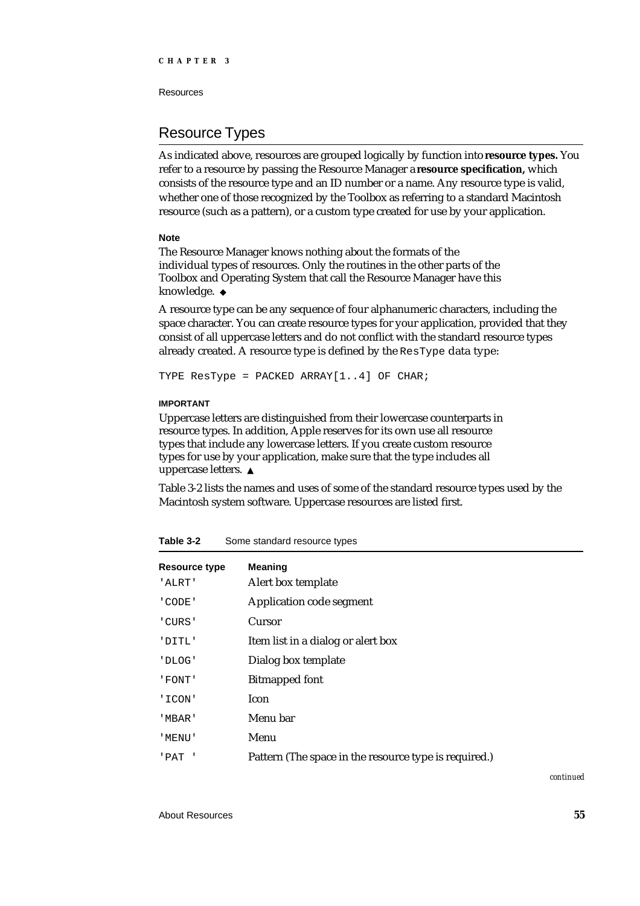## Resource Types

As indicated above, resources are grouped logically by function into **resource types.** You refer to a resource by passing the Resource Manager a **resource specification,** which consists of the resource type and an ID number or a name. Any resource type is valid, whether one of those recognized by the Toolbox as referring to a standard Macintosh resource (such as a pattern), or a custom type created for use by your application.

**Note**

The Resource Manager knows nothing about the formats of the individual types of resources. Only the routines in the other parts of the Toolbox and Operating System that call the Resource Manager have this knowledge. ◆

A resource type can be any sequence of four alphanumeric characters, including the space character. You can create resource types for your application, provided that they consist of all uppercase letters and do not conflict with the standard resource types already created. A resource type is defined by the `ResType` data type:

```
TYPE ResType = PACKED ARRAY[1..4] OF CHAR;
```

**IMPORTANT**

Uppercase letters are distinguished from their lowercase counterparts in resource types. In addition, Apple reserves for its own use all resource types that include any lowercase letters. If you create custom resource types for use by your application, make sure that the type includes all uppercase letters. ▲

Table 3-2 lists the names and uses of some of the standard resource types used by the Macintosh system software. Uppercase resources are listed first.

**Table 3-2** Some standard resource types

| Resource type | Meaning |
|---|---|
| 'ALRT' | Alert box template |
| 'CODE' | Application code segment |
| 'CURS' | Cursor |
| 'DITL' | Item list in a dialog or alert box |
| 'DLOG' | Dialog box template |
| 'FONT' | Bitmapped font |
| 'ICON' | Icon |
| 'MBAR' | Menu bar |
| 'MENU' | Menu |
| 'PAT ' | Pattern (The space in the resource type is required.) |

*continued*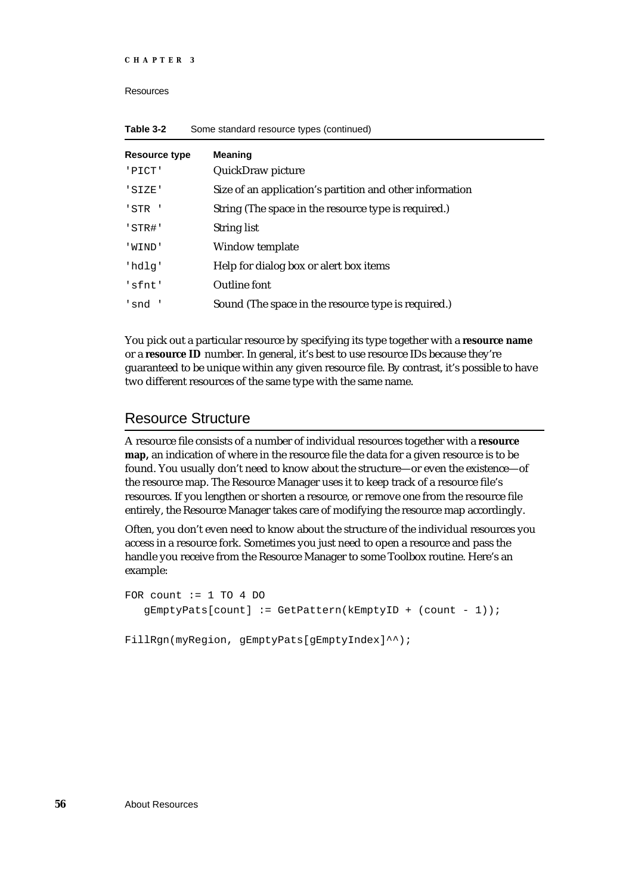**Table 3-2** Some standard resource types (continued)

| Resource type | Meaning |
|---|---|
| 'PICT' | QuickDraw picture |
| 'SIZE' | Size of an application's partition and other information |
| 'STR ' | String (The space in the resource type is required.) |
| 'STR#' | String list |
| 'WIND' | Window template |
| 'hdlg' | Help for dialog box or alert box items |
| 'sfnt' | Outline font |
| 'snd ' | Sound (The space in the resource type is required.) |

You pick out a particular resource by specifying its type together with a **resource name** or a **resource ID** number. In general, it's best to use resource IDs because they're guaranteed to be unique within any given resource file. By contrast, it's possible to have two different resources of the same type with the same name.

## Resource Structure

A resource file consists of a number of individual resources together with a **resource map,** an indication of where in the resource file the data for a given resource is to be found. You usually don't need to know about the structure—or even the existence—of the resource map. The Resource Manager uses it to keep track of a resource file's resources. If you lengthen or shorten a resource, or remove one from the resource file entirely, the Resource Manager takes care of modifying the resource map accordingly.

Often, you don't even need to know about the structure of the individual resources you access in a resource fork. Sometimes you just need to open a resource and pass the handle you receive from the Resource Manager to some Toolbox routine. Here's an example:

```
FOR count := 1 TO 4 DO
   gEmptyPats[count] := GetPattern(kEmptyID + (count - 1));

FillRgn(myRegion, gEmptyPats[gEmptyIndex]^^);
```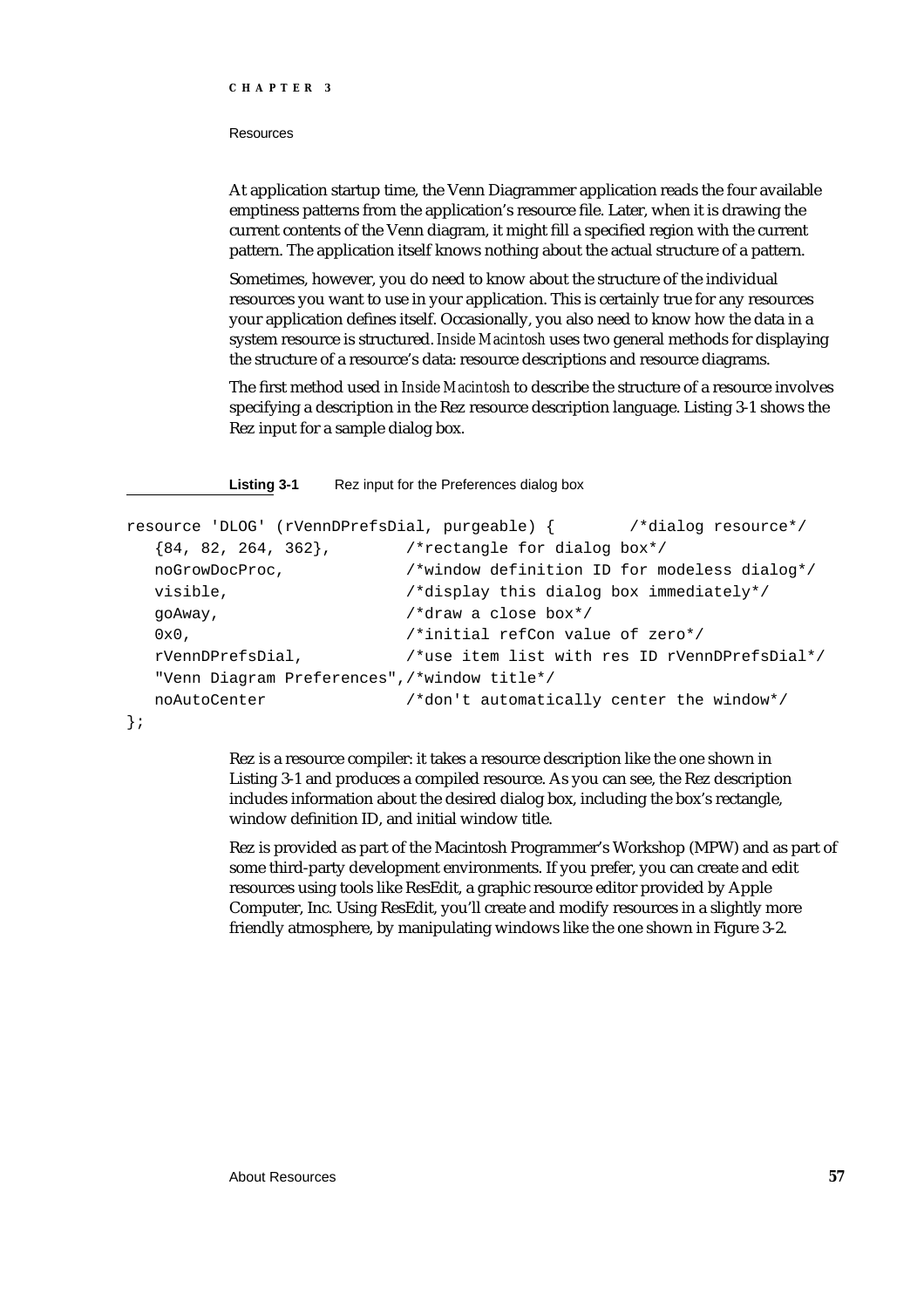At application startup time, the Venn Diagrammer application reads the four available emptiness patterns from the application's resource file. Later, when it is drawing the current contents of the Venn diagram, it might fill a specified region with the current pattern. The application itself knows nothing about the actual structure of a pattern.

Sometimes, however, you do need to know about the structure of the individual resources you want to use in your application. This is certainly true for any resources your application defines itself. Occasionally, you also need to know how the data in a system resource is structured. *Inside Macintosh* uses two general methods for displaying the structure of a resource's data: resource descriptions and resource diagrams.

The first method used in *Inside Macintosh* to describe the structure of a resource involves specifying a description in the Rez resource description language. Listing 3-1 shows the Rez input for a sample dialog box.

**Listing 3-1** Rez input for the Preferences dialog box

```
resource 'DLOG' (rVennDPrefsDial, purgeable) {        /*dialog resource*/
   {84, 82, 264, 362},        /*rectangle for dialog box*/
   noGrowDocProc,             /*window definition ID for modeless dialog*/
   visible,                   /*display this dialog box immediately*/
   goAway,                    /*draw a close box*/
   0x0,                       /*initial refCon value of zero*/
   rVennDPrefsDial,           /*use item list with res ID rVennDPrefsDial*/
   "Venn Diagram Preferences",/*window title*/
   noAutoCenter               /*don't automatically center the window*/
};
```

Rez is a resource compiler: it takes a resource description like the one shown in Listing 3-1 and produces a compiled resource. As you can see, the Rez description includes information about the desired dialog box, including the box's rectangle, window definition ID, and initial window title.

Rez is provided as part of the Macintosh Programmer's Workshop (MPW) and as part of some third-party development environments. If you prefer, you can create and edit resources using tools like ResEdit, a graphic resource editor provided by Apple Computer, Inc. Using ResEdit, you'll create and modify resources in a slightly more friendly atmosphere, by manipulating windows like the one shown in Figure 3-2.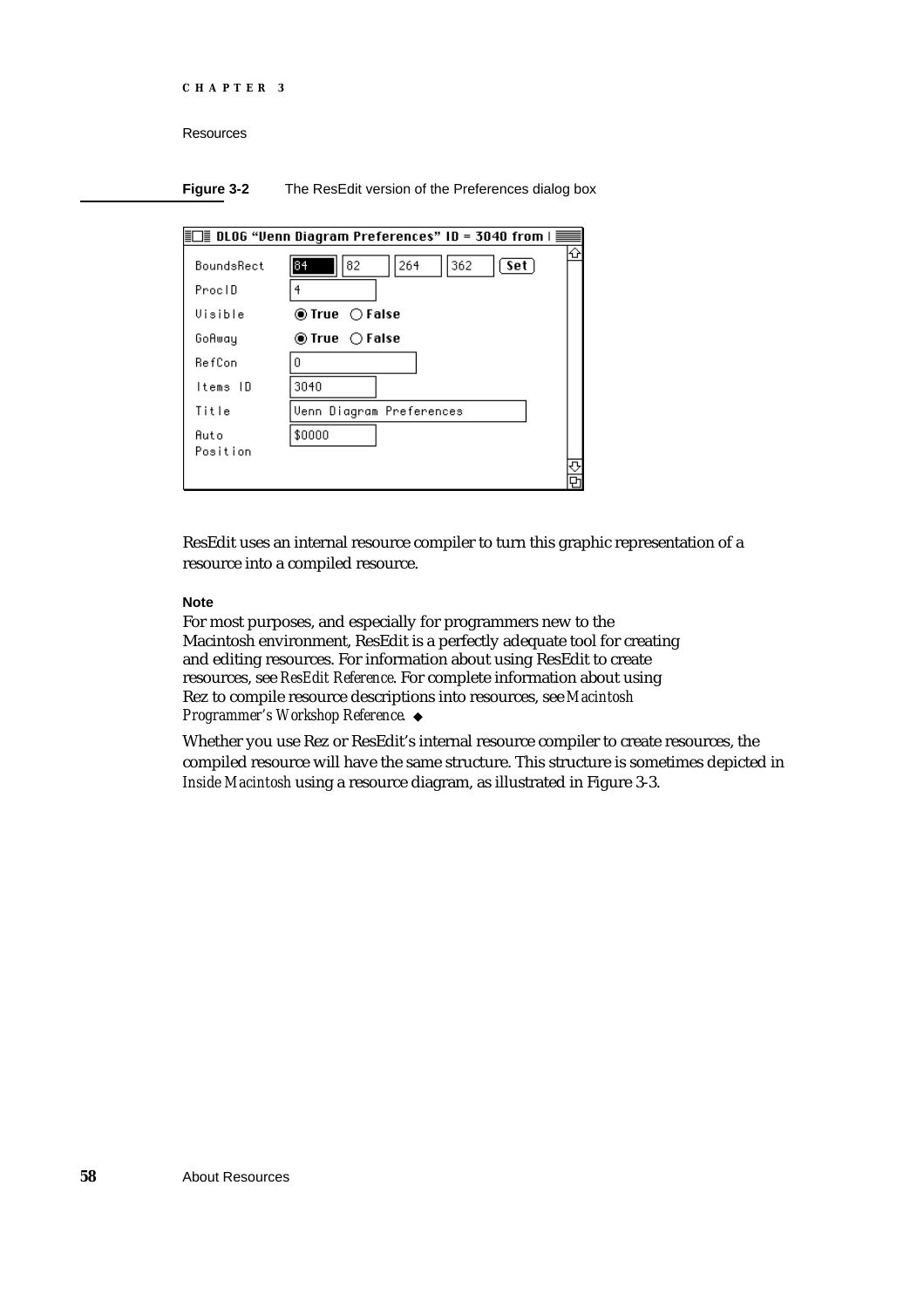**Figure 3-2** The ResEdit version of the Preferences dialog box

ResEdit uses an internal resource compiler to turn this graphic representation of a resource into a compiled resource.

**Note**

For most purposes, and especially for programmers new to the Macintosh environment, ResEdit is a perfectly adequate tool for creating and editing resources. For information about using ResEdit to create resources, see *ResEdit Reference*. For complete information about using Rez to compile resource descriptions into resources, see *Macintosh Programmer's Workshop Reference*. ◆

Whether you use Rez or ResEdit's internal resource compiler to create resources, the compiled resource will have the same structure. This structure is sometimes depicted in *Inside Macintosh* using a resource diagram, as illustrated in Figure 3-3.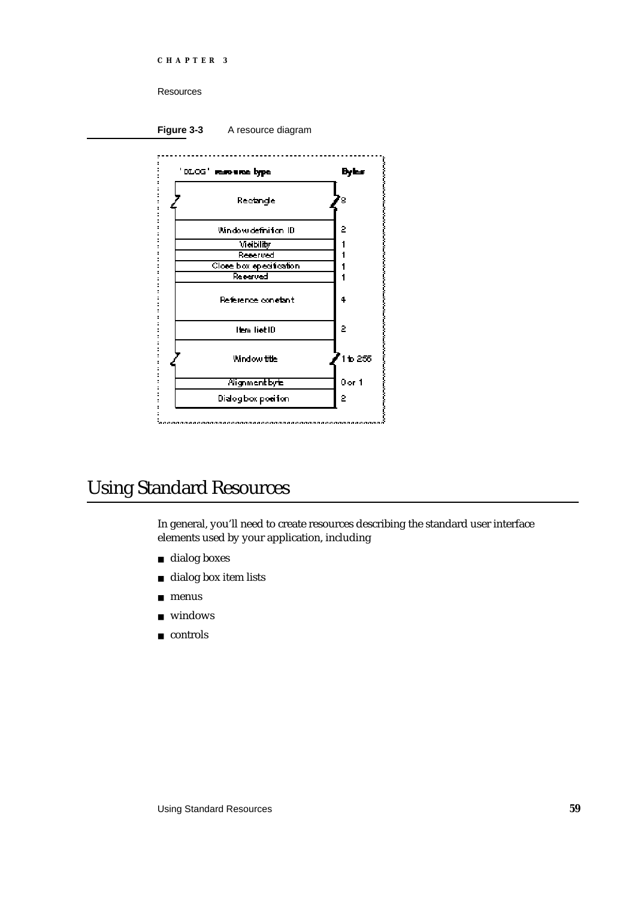**Figure 3-3** A resource diagram

| 'DLOG' resource type | Bytes |
| --- | --- |
| Rectangle | 8 |
| Window definition ID | 2 |
| Visibility | 1 |
| Reserved | 1 |
| Close box specification | 1 |
| Reserved | 1 |
| Reference constant | 4 |
| Item list ID | 2 |
| Window title | 1 to 255 |
| Alignment byte | 0 or 1 |
| Dialog box position | 2 |

# Using Standard Resources

In general, you'll need to create resources describing the standard user interface elements used by your application, including

- dialog boxes
- dialog box item lists
- menus
- windows
- controls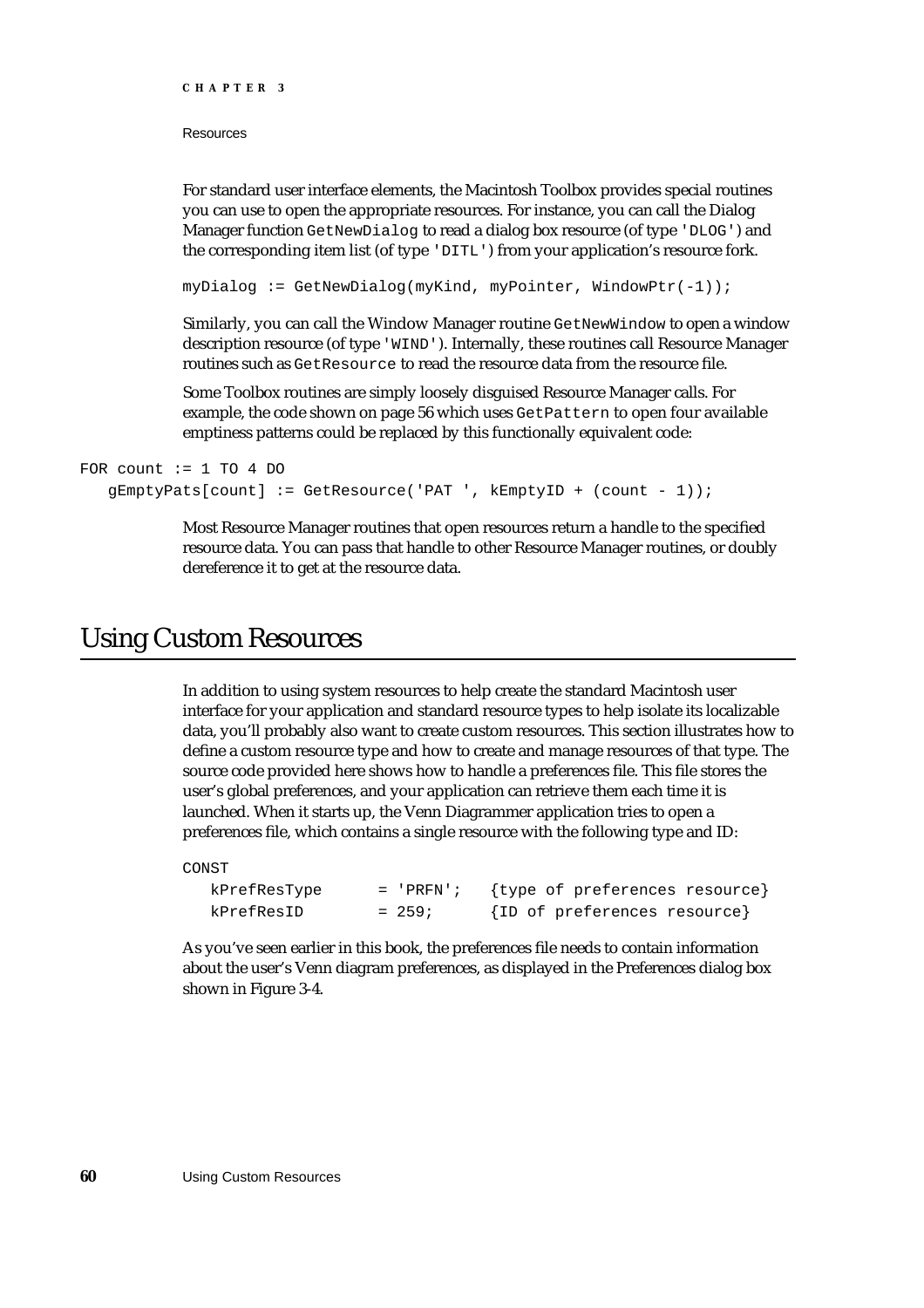For standard user interface elements, the Macintosh Toolbox provides special routines you can use to open the appropriate resources. For instance, you can call the Dialog Manager function `GetNewDialog` to read a dialog box resource (of type `'DLOG'`) and the corresponding item list (of type `'DITL'`) from your application's resource fork.

```
myDialog := GetNewDialog(myKind, myPointer, WindowPtr(-1));
```

Similarly, you can call the Window Manager routine `GetNewWindow` to open a window description resource (of type `'WIND'`). Internally, these routines call Resource Manager routines such as `GetResource` to read the resource data from the resource file.

Some Toolbox routines are simply loosely disguised Resource Manager calls. For example, the code shown on page 56 which uses `GetPattern` to open four available emptiness patterns could be replaced by this functionally equivalent code:

```
FOR count := 1 TO 4 DO
   gEmptyPats[count] := GetResource('PAT ', kEmptyID + (count - 1));
```

Most Resource Manager routines that open resources return a handle to the specified resource data. You can pass that handle to other Resource Manager routines, or doubly dereference it to get at the resource data.

# Using Custom Resources

In addition to using system resources to help create the standard Macintosh user interface for your application and standard resource types to help isolate its localizable data, you'll probably also want to create custom resources. This section illustrates how to define a custom resource type and how to create and manage resources of that type. The source code provided here shows how to handle a preferences file. This file stores the user's global preferences, and your application can retrieve them each time it is launched. When it starts up, the Venn Diagrammer application tries to open a preferences file, which contains a single resource with the following type and ID:

```
CONST
   kPrefResType      = 'PRFN';   {type of preferences resource}
   kPrefResID        = 259;      {ID of preferences resource}
```

As you've seen earlier in this book, the preferences file needs to contain information about the user's Venn diagram preferences, as displayed in the Preferences dialog box shown in Figure 3-4.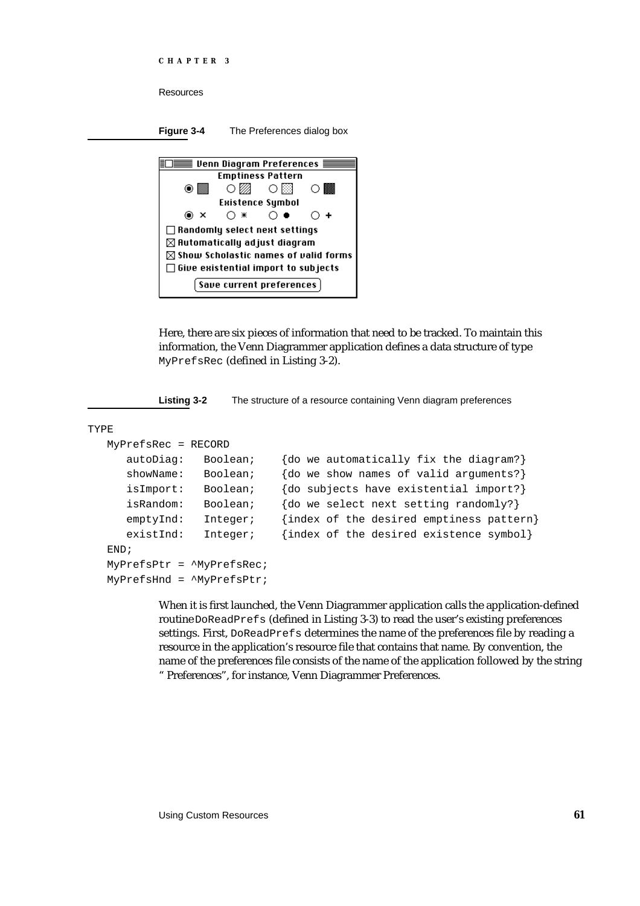**Figure 3-4** The Preferences dialog box

Here, there are six pieces of information that need to be tracked. To maintain this information, the Venn Diagrammer application defines a data structure of type `MyPrefsRec` (defined in Listing 3-2).

**Listing 3-2** The structure of a resource containing Venn diagram preferences

```
TYPE
   MyPrefsRec = RECORD
      autoDiag:   Boolean;    {do we automatically fix the diagram?}
      showName:   Boolean;    {do we show names of valid arguments?}
      isImport:   Boolean;    {do subjects have existential import?}
      isRandom:   Boolean;    {do we select next setting randomly?}
      emptyInd:   Integer;    {index of the desired emptiness pattern}
      existInd:   Integer;    {index of the desired existence symbol}
   END;
   MyPrefsPtr = ^MyPrefsRec;
   MyPrefsHnd = ^MyPrefsPtr;
```

When it is first launched, the Venn Diagrammer application calls the application-defined routine `DoReadPrefs` (defined in Listing 3-3) to read the user's existing preferences settings. First, `DoReadPrefs` determines the name of the preferences file by reading a resource in the application's resource file that contains that name. By convention, the name of the preferences file consists of the name of the application followed by the string " Preferences", for instance, Venn Diagrammer Preferences.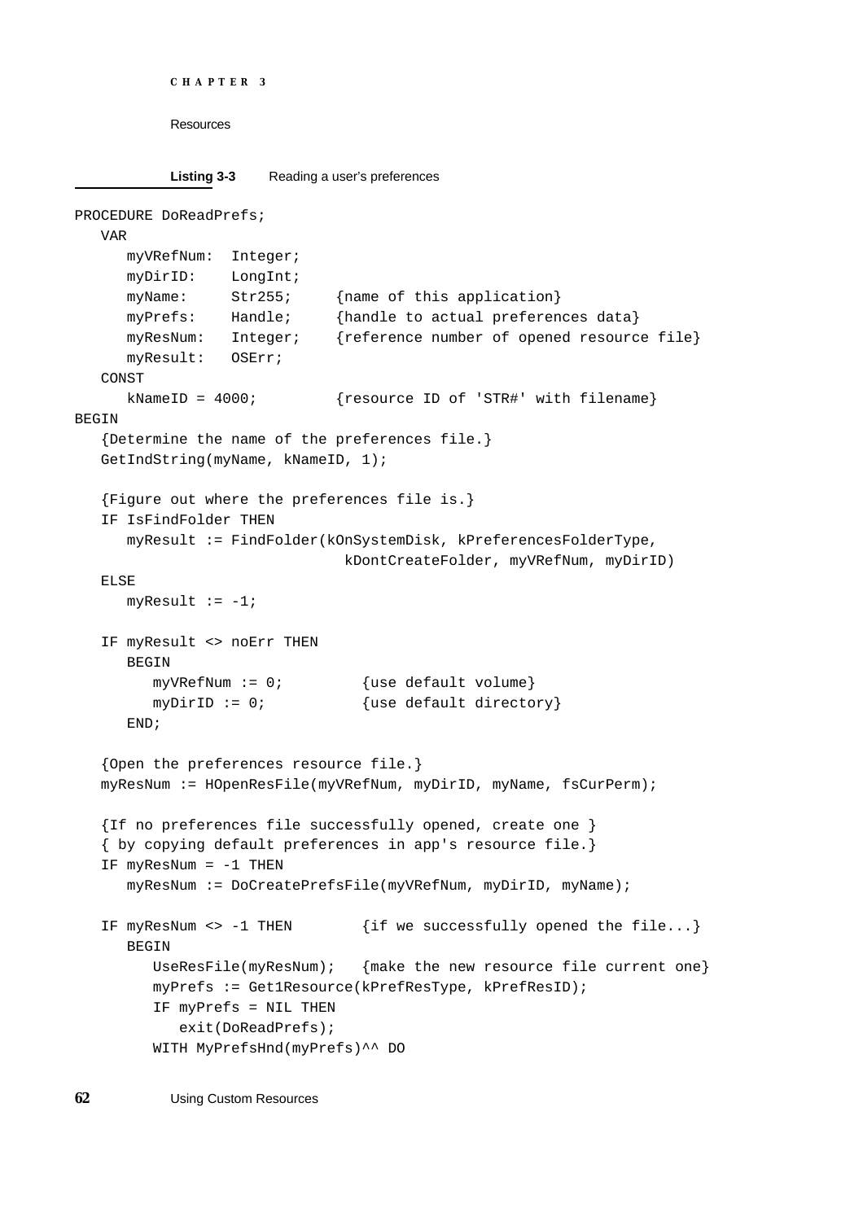**Listing 3-3** Reading a user's preferences

```
PROCEDURE DoReadPrefs;
   VAR
      myVRefNum:  Integer;
      myDirID:    LongInt;
      myName:     Str255;     {name of this application}
      myPrefs:    Handle;     {handle to actual preferences data}
      myResNum:   Integer;    {reference number of opened resource file}
      myResult:   OSErr;
   CONST
      kNameID = 4000;         {resource ID of 'STR#' with filename}
BEGIN
   {Determine the name of the preferences file.}
   GetIndString(myName, kNameID, 1);

   {Figure out where the preferences file is.}
   IF IsFindFolder THEN
      myResult := FindFolder(kOnSystemDisk, kPreferencesFolderType,
                              kDontCreateFolder, myVRefNum, myDirID)
   ELSE
      myResult := -1;

   IF myResult <> noErr THEN
      BEGIN
         myVRefNum := 0;         {use default volume}
         myDirID := 0;           {use default directory}
      END;

   {Open the preferences resource file.}
   myResNum := HOpenResFile(myVRefNum, myDirID, myName, fsCurPerm);

   {If no preferences file successfully opened, create one }
   { by copying default preferences in app's resource file.}
   IF myResNum = -1 THEN
      myResNum := DoCreatePrefsFile(myVRefNum, myDirID, myName);

   IF myResNum <> -1 THEN        {if we successfully opened the file...}
      BEGIN
         UseResFile(myResNum);   {make the new resource file current one}
         myPrefs := Get1Resource(kPrefResType, kPrefResID);
         IF myPrefs = NIL THEN
            exit(DoReadPrefs);
         WITH MyPrefsHnd(myPrefs)^^ DO
```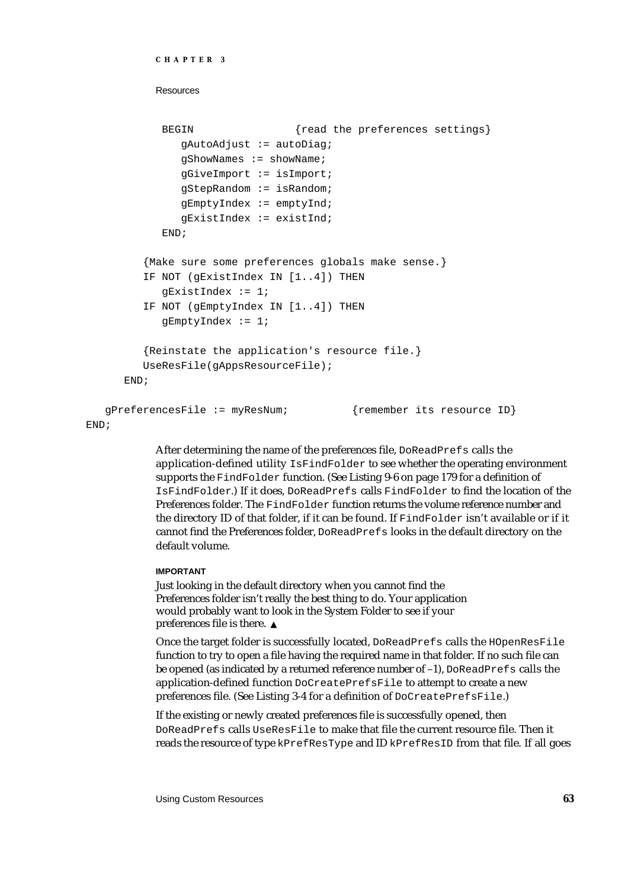```
         BEGIN               {read the preferences settings}
            gAutoAdjust := autoDiag;
            gShowNames := showName;
            gGiveImport := isImport;
            gStepRandom := isRandom;
            gEmptyIndex := emptyInd;
            gExistIndex := existInd;
         END;

      {Make sure some preferences globals make sense.}
      IF NOT (gExistIndex IN [1..4]) THEN
         gExistIndex := 1;
      IF NOT (gEmptyIndex IN [1..4]) THEN
         gEmptyIndex := 1;

      {Reinstate the application's resource file.}
      UseResFile(gAppsResourceFile);
   END;

   gPreferencesFile := myResNum;         {remember its resource ID}
END;
```

After determining the name of the preferences file, `DoReadPrefs` calls the application-defined utility `IsFindFolder` to see whether the operating environment supports the `FindFolder` function. (See Listing 9-6 on page 179 for a definition of `IsFindFolder`.) If it does, `DoReadPrefs` calls `FindFolder` to find the location of the Preferences folder. The `FindFolder` function returns the volume reference number and the directory ID of that folder, if it can be found. If `FindFolder` isn't available or if it cannot find the Preferences folder, `DoReadPrefs` looks in the default directory on the default volume.

**IMPORTANT**

Just looking in the default directory when you cannot find the Preferences folder isn't really the best thing to do. Your application would probably want to look in the System Folder to see if your preferences file is there. ▲

Once the target folder is successfully located, `DoReadPrefs` calls the `HOpenResFile` function to try to open a file having the required name in that folder. If no such file can be opened (as indicated by a returned reference number of –1), `DoReadPrefs` calls the application-defined function `DoCreatePrefsFile` to attempt to create a new preferences file. (See Listing 3-4 for a definition of `DoCreatePrefsFile`.)

If the existing or newly created preferences file is successfully opened, then `DoReadPrefs` calls `UseResFile` to make that file the current resource file. Then it reads the resource of type `kPrefResType` and ID `kPrefResID` from that file. If all goes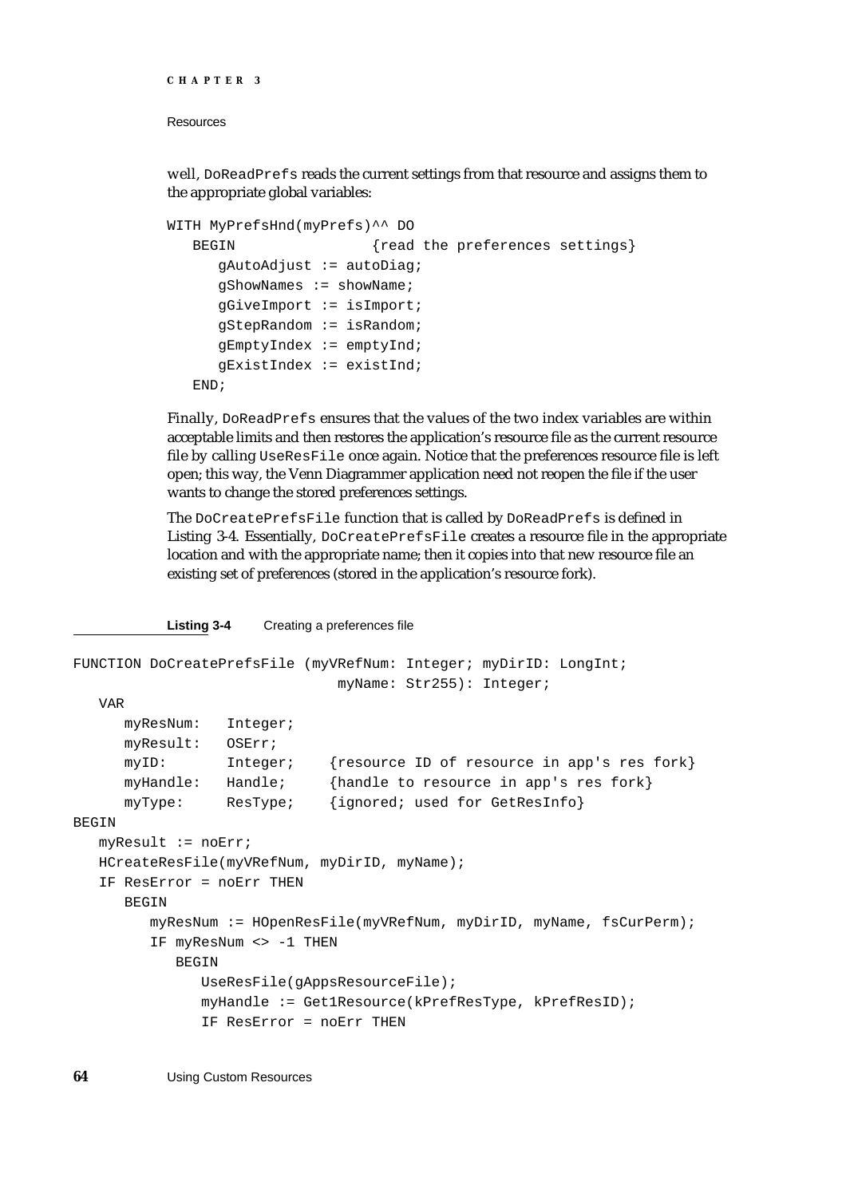well, `DoReadPrefs` reads the current settings from that resource and assigns them to the appropriate global variables:

```
WITH MyPrefsHnd(myPrefs)^^ DO
   BEGIN                {read the preferences settings}
      gAutoAdjust := autoDiag;
      gShowNames := showName;
      gGiveImport := isImport;
      gStepRandom := isRandom;
      gEmptyIndex := emptyInd;
      gExistIndex := existInd;
   END;
```

Finally, `DoReadPrefs` ensures that the values of the two index variables are within acceptable limits and then restores the application's resource file as the current resource file by calling `UseResFile` once again. Notice that the preferences resource file is left open; this way, the Venn Diagrammer application need not reopen the file if the user wants to change the stored preferences settings.

The `DoCreatePrefsFile` function that is called by `DoReadPrefs` is defined in Listing 3-4. Essentially, `DoCreatePrefsFile` creates a resource file in the appropriate location and with the appropriate name; then it copies into that new resource file an existing set of preferences (stored in the application's resource fork).

**Listing 3-4** Creating a preferences file

```
FUNCTION DoCreatePrefsFile (myVRefNum: Integer; myDirID: LongInt;
                            myName: Str255): Integer;
   VAR
      myResNum:   Integer;
      myResult:   OSErr;
      myID:       Integer;    {resource ID of resource in app's res fork}
      myHandle:   Handle;     {handle to resource in app's res fork}
      myType:     ResType;    {ignored; used for GetResInfo}
BEGIN
   myResult := noErr;
   HCreateResFile(myVRefNum, myDirID, myName);
   IF ResError = noErr THEN
      BEGIN
         myResNum := HOpenResFile(myVRefNum, myDirID, myName, fsCurPerm);
         IF myResNum <> -1 THEN
            BEGIN
               UseResFile(gAppsResourceFile);
               myHandle := Get1Resource(kPrefResType, kPrefResID);
               IF ResError = noErr THEN
```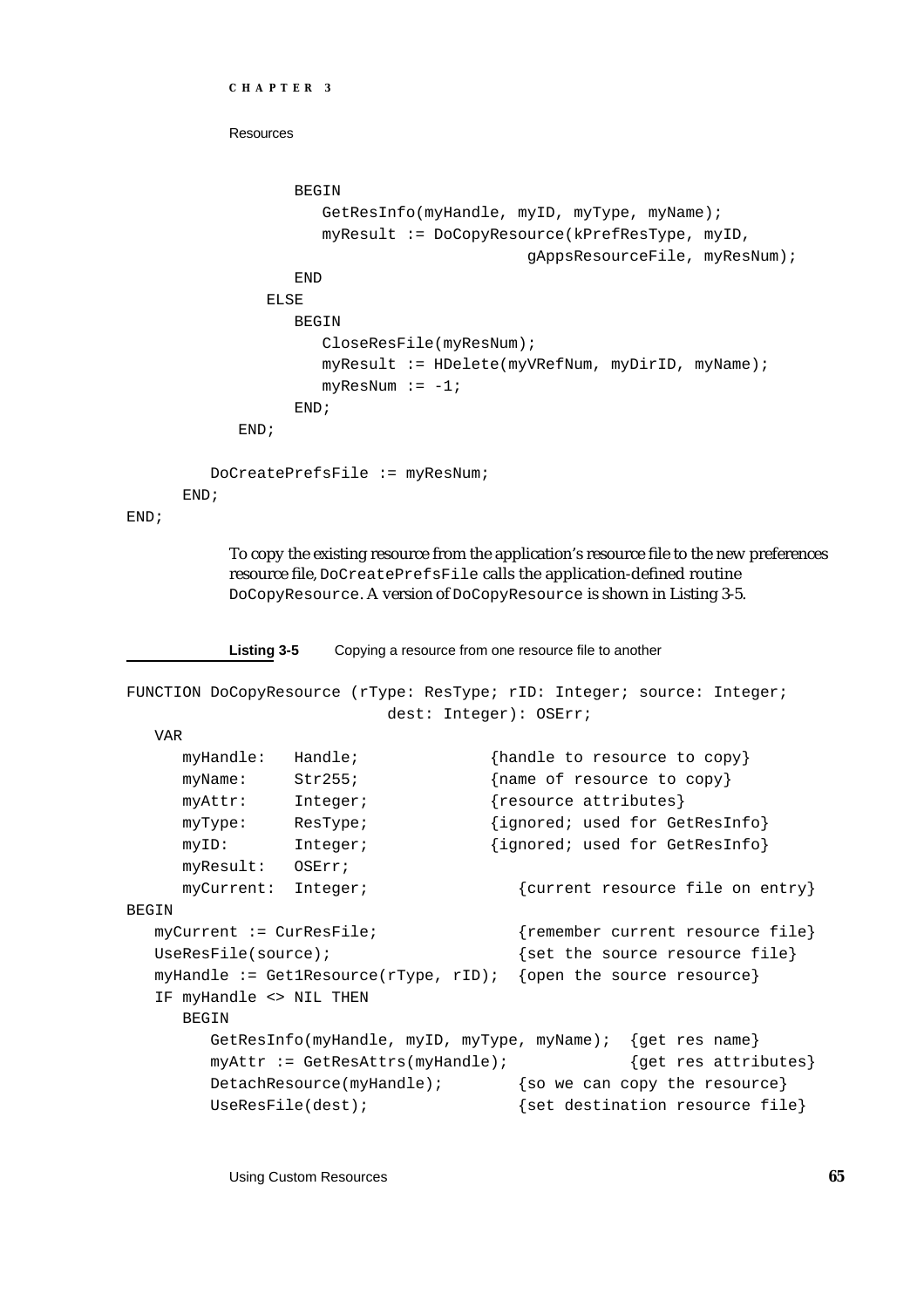```
            BEGIN
               GetResInfo(myHandle, myID, myType, myName);
               myResult := DoCopyResource(kPrefResType, myID,
                                    gAppsResourceFile, myResNum);
            END
         ELSE
            BEGIN
               CloseResFile(myResNum);
               myResult := HDelete(myVRefNum, myDirID, myName);
               myResNum := -1;
            END;
       END;

      DoCreatePrefsFile := myResNum;
   END;
END;
```

To copy the existing resource from the application's resource file to the new preferences resource file, `DoCreatePrefsFile` calls the application-defined routine `DoCopyResource`. A version of `DoCopyResource` is shown in Listing 3-5.

**Listing 3-5** Copying a resource from one resource file to another

```
FUNCTION DoCopyResource (rType: ResType; rID: Integer; source: Integer;
                            dest: Integer): OSErr;
   VAR
      myHandle:   Handle;              {handle to resource to copy}
      myName:     Str255;              {name of resource to copy}
      myAttr:     Integer;             {resource attributes}
      myType:     ResType;             {ignored; used for GetResInfo}
      myID:       Integer;             {ignored; used for GetResInfo}
      myResult:   OSErr;
      myCurrent:  Integer;                {current resource file on entry}
BEGIN
   myCurrent := CurResFile;               {remember current resource file}
   UseResFile(source);                    {set the source resource file}
   myHandle := Get1Resource(rType, rID);  {open the source resource}
   IF myHandle <> NIL THEN
      BEGIN
         GetResInfo(myHandle, myID, myType, myName);  {get res name}
         myAttr := GetResAttrs(myHandle);             {get res attributes}
         DetachResource(myHandle);        {so we can copy the resource}
         UseResFile(dest);                {set destination resource file}
```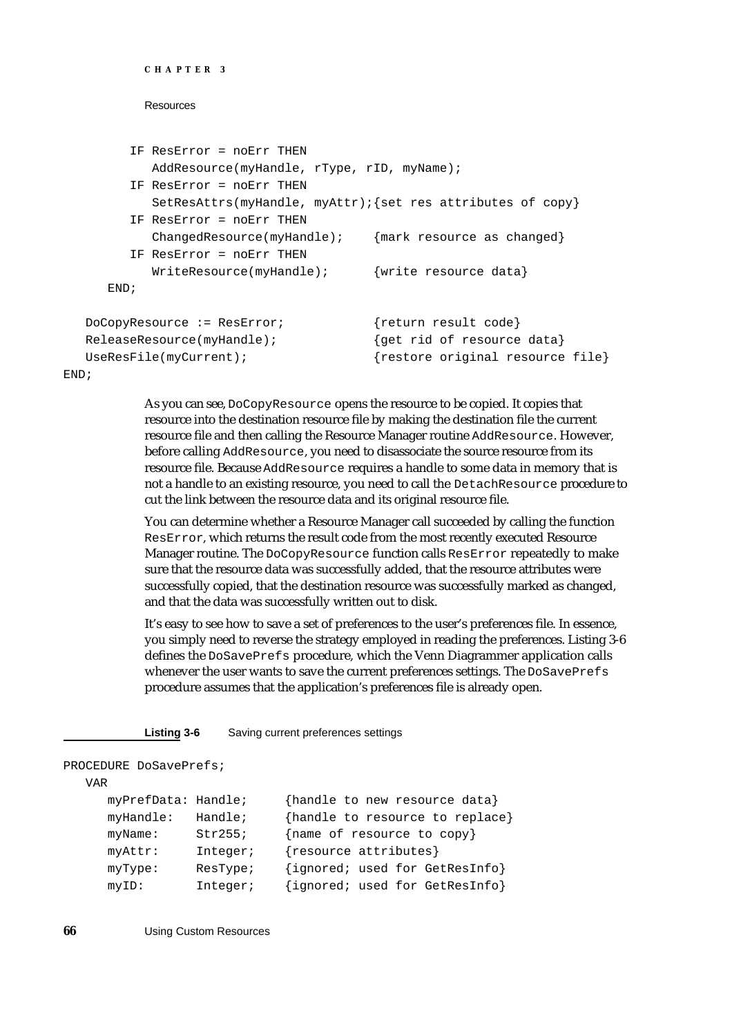```
         IF ResError = noErr THEN
            AddResource(myHandle, rType, rID, myName);
         IF ResError = noErr THEN
            SetResAttrs(myHandle, myAttr);{set res attributes of copy}
         IF ResError = noErr THEN
            ChangedResource(myHandle);    {mark resource as changed}
         IF ResError = noErr THEN
            WriteResource(myHandle);      {write resource data}
      END;

   DoCopyResource := ResError;            {return result code}
   ReleaseResource(myHandle);             {get rid of resource data}
   UseResFile(myCurrent);                 {restore original resource file}
END;
```

As you can see, `DoCopyResource` opens the resource to be copied. It copies that resource into the destination resource file by making the destination file the current resource file and then calling the Resource Manager routine `AddResource`. However, before calling `AddResource`, you need to disassociate the source resource from its resource file. Because `AddResource` requires a handle to some data in memory that is not a handle to an existing resource, you need to call the `DetachResource` procedure to cut the link between the resource data and its original resource file.

You can determine whether a Resource Manager call succeeded by calling the function `ResError`, which returns the result code from the most recently executed Resource Manager routine. The `DoCopyResource` function calls `ResError` repeatedly to make sure that the resource data was successfully added, that the resource attributes were successfully copied, that the destination resource was successfully marked as changed, and that the data was successfully written out to disk.

It's easy to see how to save a set of preferences to the user's preferences file. In essence, you simply need to reverse the strategy employed in reading the preferences. Listing 3-6 defines the `DoSavePrefs` procedure, which the Venn Diagrammer application calls whenever the user wants to save the current preferences settings. The `DoSavePrefs` procedure assumes that the application's preferences file is already open.

**Listing 3-6** Saving current preferences settings

```
PROCEDURE DoSavePrefs;
   VAR
      myPrefData: Handle;     {handle to new resource data}
      myHandle:   Handle;     {handle to resource to replace}
      myName:     Str255;     {name of resource to copy}
      myAttr:     Integer;    {resource attributes}
      myType:     ResType;    {ignored; used for GetResInfo}
      myID:       Integer;    {ignored; used for GetResInfo}
```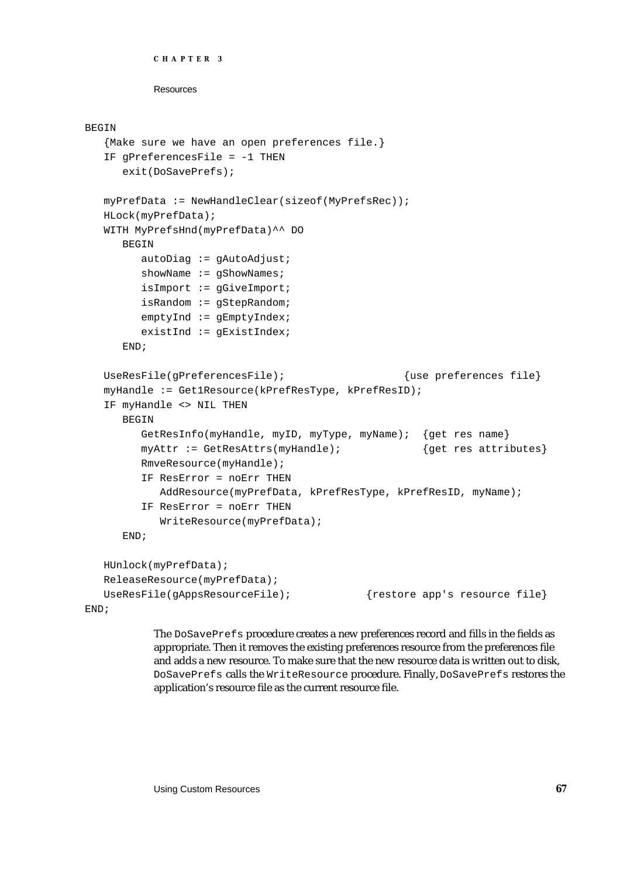```
BEGIN
   {Make sure we have an open preferences file.}
   IF gPreferencesFile = -1 THEN
      exit(DoSavePrefs);

   myPrefData := NewHandleClear(sizeof(MyPrefsRec));
   HLock(myPrefData);
   WITH MyPrefsHnd(myPrefData)^^ DO
      BEGIN
         autoDiag := gAutoAdjust;
         showName := gShowNames;
         isImport := gGiveImport;
         isRandom := gStepRandom;
         emptyInd := gEmptyIndex;
         existInd := gExistIndex;
      END;

   UseResFile(gPreferencesFile);                   {use preferences file}
   myHandle := Get1Resource(kPrefResType, kPrefResID);
   IF myHandle <> NIL THEN
      BEGIN
         GetResInfo(myHandle, myID, myType, myName);  {get res name}
         myAttr := GetResAttrs(myHandle);             {get res attributes}
         RmveResource(myHandle);
         IF ResError = noErr THEN
            AddResource(myPrefData, kPrefResType, kPrefResID, myName);
         IF ResError = noErr THEN
            WriteResource(myPrefData);
      END;

   HUnlock(myPrefData);
   ReleaseResource(myPrefData);
   UseResFile(gAppsResourceFile);            {restore app's resource file}
END;
```

The `DoSavePrefs` procedure creates a new preferences record and fills in the fields as appropriate. Then it removes the existing preferences resource from the preferences file and adds a new resource. To make sure that the new resource data is written out to disk, `DoSavePrefs` calls the `WriteResource` procedure. Finally, `DoSavePrefs` restores the application's resource file as the current resource file.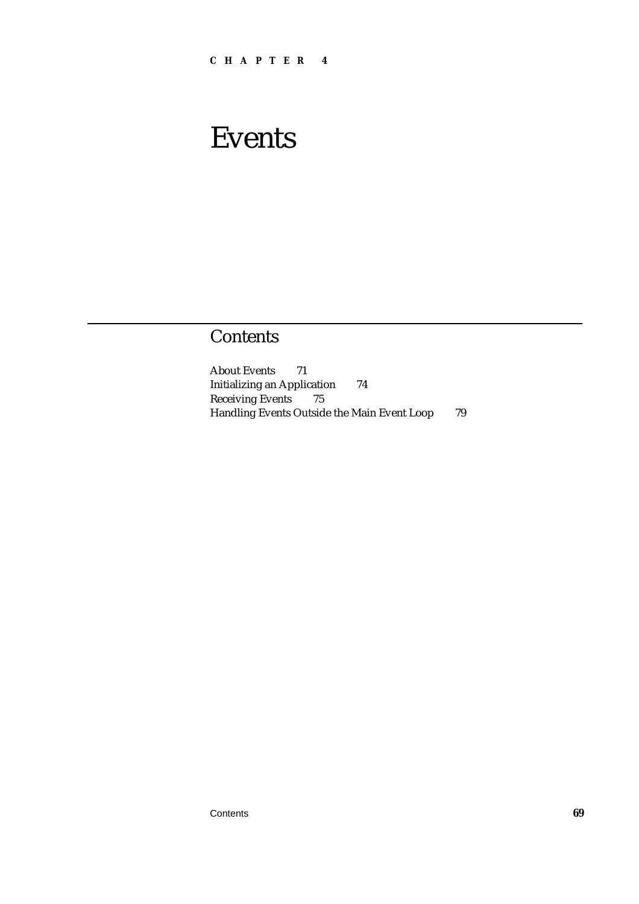CHAPTER 4

# Events

## Contents

About Events 71
Initializing an Application 74
Receiving Events 75
Handling Events Outside the Main Event Loop 79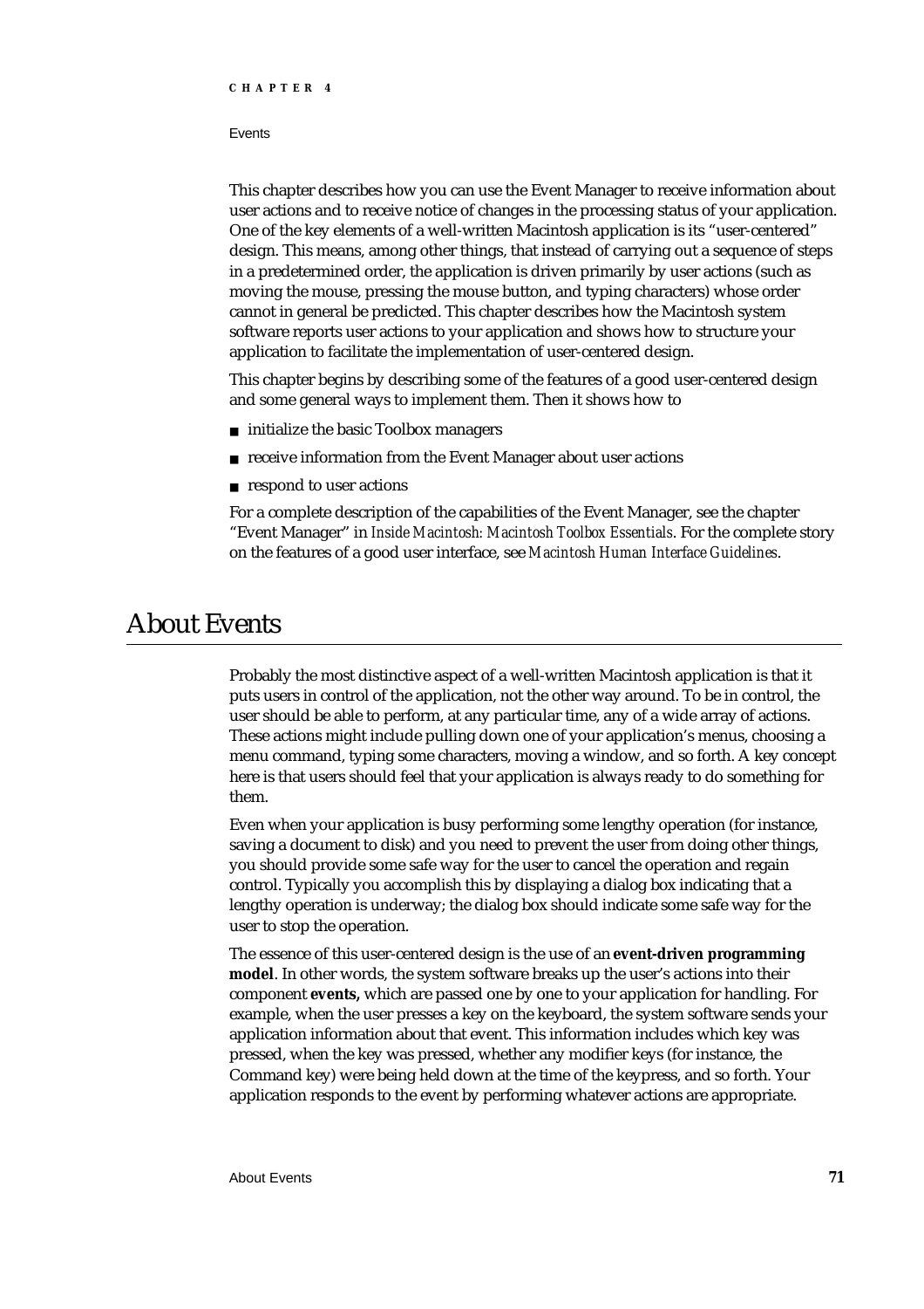This chapter describes how you can use the Event Manager to receive information about user actions and to receive notice of changes in the processing status of your application. One of the key elements of a well-written Macintosh application is its "user-centered" design. This means, among other things, that instead of carrying out a sequence of steps in a predetermined order, the application is driven primarily by user actions (such as moving the mouse, pressing the mouse button, and typing characters) whose order cannot in general be predicted. This chapter describes how the Macintosh system software reports user actions to your application and shows how to structure your application to facilitate the implementation of user-centered design.

This chapter begins by describing some of the features of a good user-centered design and some general ways to implement them. Then it shows how to

- initialize the basic Toolbox managers
- receive information from the Event Manager about user actions
- respond to user actions

For a complete description of the capabilities of the Event Manager, see the chapter "Event Manager" in *Inside Macintosh: Macintosh Toolbox Essentials*. For the complete story on the features of a good user interface, see *Macintosh Human Interface Guidelines*.

# About Events

Probably the most distinctive aspect of a well-written Macintosh application is that it puts users in control of the application, not the other way around. To be in control, the user should be able to perform, at any particular time, any of a wide array of actions. These actions might include pulling down one of your application's menus, choosing a menu command, typing some characters, moving a window, and so forth. A key concept here is that users should feel that your application is always ready to do something for them.

Even when your application is busy performing some lengthy operation (for instance, saving a document to disk) and you need to prevent the user from doing other things, you should provide some safe way for the user to cancel the operation and regain control. Typically you accomplish this by displaying a dialog box indicating that a lengthy operation is underway; the dialog box should indicate some safe way for the user to stop the operation.

The essence of this user-centered design is the use of an **event-driven programming model**. In other words, the system software breaks up the user's actions into their component **events,** which are passed one by one to your application for handling. For example, when the user presses a key on the keyboard, the system software sends your application information about that event. This information includes which key was pressed, when the key was pressed, whether any modifier keys (for instance, the Command key) were being held down at the time of the keypress, and so forth. Your application responds to the event by performing whatever actions are appropriate.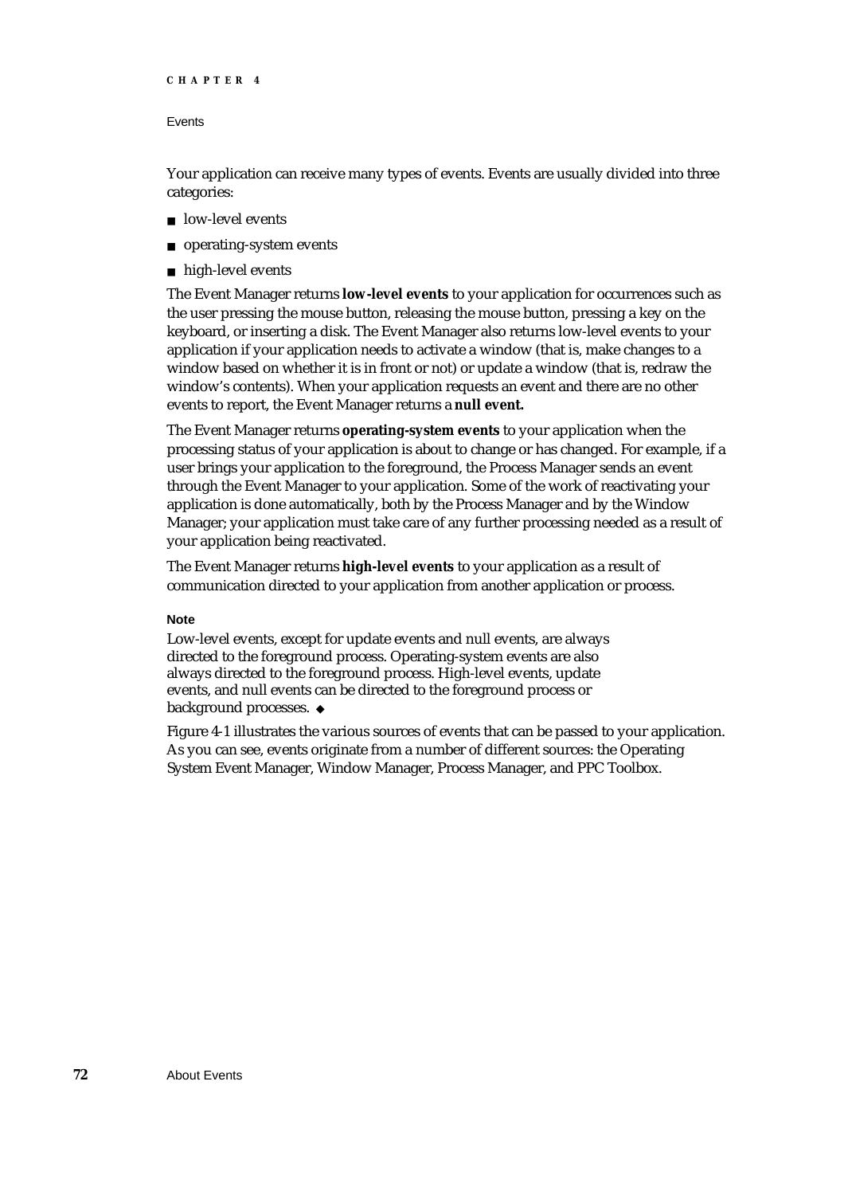Your application can receive many types of events. Events are usually divided into three categories:

- low-level events
- operating-system events
- high-level events

The Event Manager returns **low-level events** to your application for occurrences such as the user pressing the mouse button, releasing the mouse button, pressing a key on the keyboard, or inserting a disk. The Event Manager also returns low-level events to your application if your application needs to activate a window (that is, make changes to a window based on whether it is in front or not) or update a window (that is, redraw the window's contents). When your application requests an event and there are no other events to report, the Event Manager returns a **null event.**

The Event Manager returns **operating-system events** to your application when the processing status of your application is about to change or has changed. For example, if a user brings your application to the foreground, the Process Manager sends an event through the Event Manager to your application. Some of the work of reactivating your application is done automatically, both by the Process Manager and by the Window Manager; your application must take care of any further processing needed as a result of your application being reactivated.

The Event Manager returns **high-level events** to your application as a result of communication directed to your application from another application or process.

**Note**

Low-level events, except for update events and null events, are always directed to the foreground process. Operating-system events are also always directed to the foreground process. High-level events, update events, and null events can be directed to the foreground process or background processes. ◆

Figure 4-1 illustrates the various sources of events that can be passed to your application. As you can see, events originate from a number of different sources: the Operating System Event Manager, Window Manager, Process Manager, and PPC Toolbox.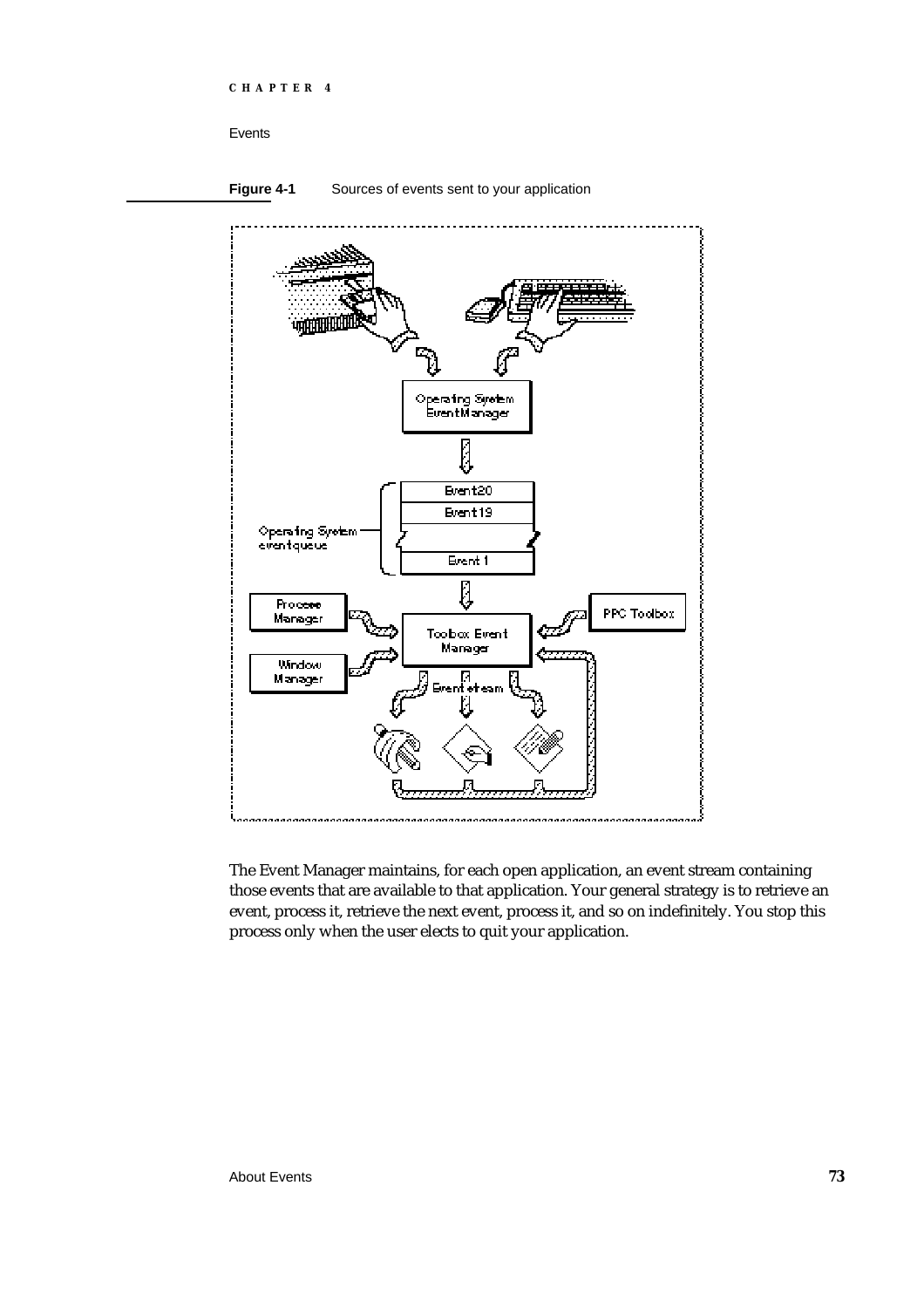**Figure 4-1** Sources of events sent to your application

The Event Manager maintains, for each open application, an event stream containing those events that are available to that application. Your general strategy is to retrieve an event, process it, retrieve the next event, process it, and so on indefinitely. You stop this process only when the user elects to quit your application.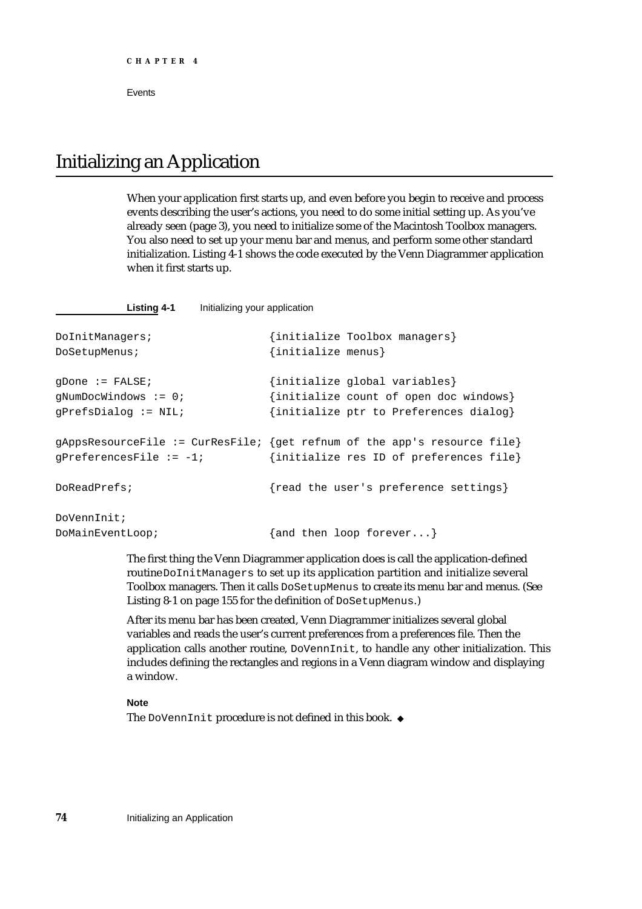# Initializing an Application

When your application first starts up, and even before you begin to receive and process events describing the user's actions, you need to do some initial setting up. As you've already seen (page 3), you need to initialize some of the Macintosh Toolbox managers. You also need to set up your menu bar and menus, and perform some other standard initialization. Listing 4-1 shows the code executed by the Venn Diagrammer application when it first starts up.

**Listing 4-1** Initializing your application

```
DoInitManagers;                 {initialize Toolbox managers}
DoSetupMenus;                   {initialize menus}

gDone := FALSE;                 {initialize global variables}
gNumDocWindows := 0;            {initialize count of open doc windows}
gPrefsDialog := NIL;            {initialize ptr to Preferences dialog}

gAppsResourceFile := CurResFile; {get refnum of the app's resource file}
gPreferencesFile := -1;         {initialize res ID of preferences file}

DoReadPrefs;                    {read the user's preference settings}

DoVennInit;
DoMainEventLoop;                {and then loop forever...}
```

The first thing the Venn Diagrammer application does is call the application-defined routine `DoInitManagers` to set up its application partition and initialize several Toolbox managers. Then it calls `DoSetupMenus` to create its menu bar and menus. (See Listing 8-1 on page 155 for the definition of `DoSetupMenus`.)

After its menu bar has been created, Venn Diagrammer initializes several global variables and reads the user's current preferences from a preferences file. Then the application calls another routine, `DoVennInit`, to handle any other initialization. This includes defining the rectangles and regions in a Venn diagram window and displaying a window.

**Note**

The `DoVennInit` procedure is not defined in this book. ◆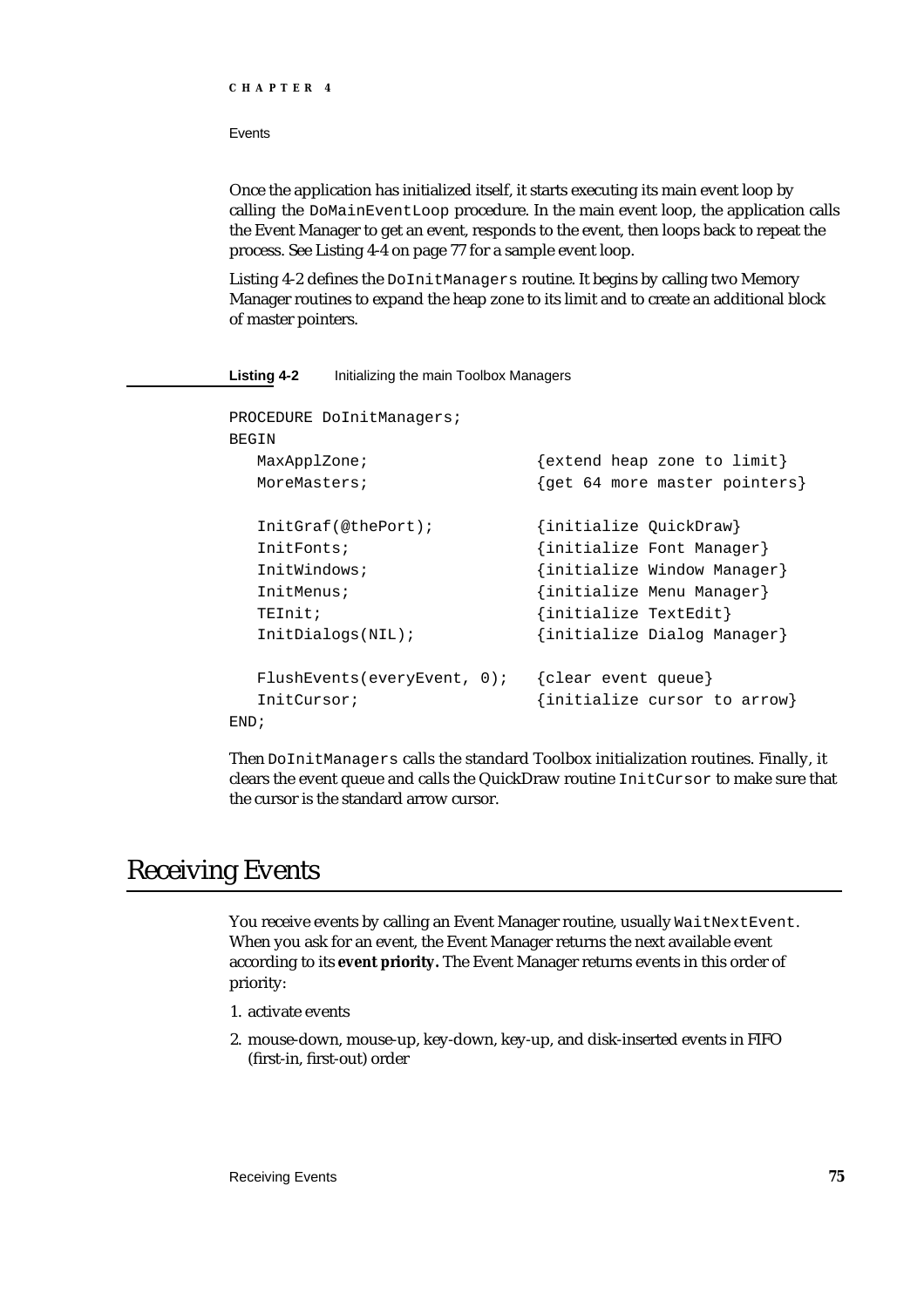Once the application has initialized itself, it starts executing its main event loop by calling the `DoMainEventLoop` procedure. In the main event loop, the application calls the Event Manager to get an event, responds to the event, then loops back to repeat the process. See Listing 4-4 on page 77 for a sample event loop.

Listing 4-2 defines the `DoInitManagers` routine. It begins by calling two Memory Manager routines to expand the heap zone to its limit and to create an additional block of master pointers.

**Listing 4-2** Initializing the main Toolbox Managers

```
PROCEDURE DoInitManagers;
BEGIN
   MaxApplZone;                  {extend heap zone to limit}
   MoreMasters;                  {get 64 more master pointers}

   InitGraf(@thePort);           {initialize QuickDraw}
   InitFonts;                    {initialize Font Manager}
   InitWindows;                  {initialize Window Manager}
   InitMenus;                    {initialize Menu Manager}
   TEInit;                       {initialize TextEdit}
   InitDialogs(NIL);             {initialize Dialog Manager}

   FlushEvents(everyEvent, 0);   {clear event queue}
   InitCursor;                   {initialize cursor to arrow}
END;
```

Then `DoInitManagers` calls the standard Toolbox initialization routines. Finally, it clears the event queue and calls the QuickDraw routine `InitCursor` to make sure that the cursor is the standard arrow cursor.

# Receiving Events

You receive events by calling an Event Manager routine, usually `WaitNextEvent`. When you ask for an event, the Event Manager returns the next available event according to its **event priority.** The Event Manager returns events in this order of priority:

1. activate events
2. mouse-down, mouse-up, key-down, key-up, and disk-inserted events in FIFO (first-in, first-out) order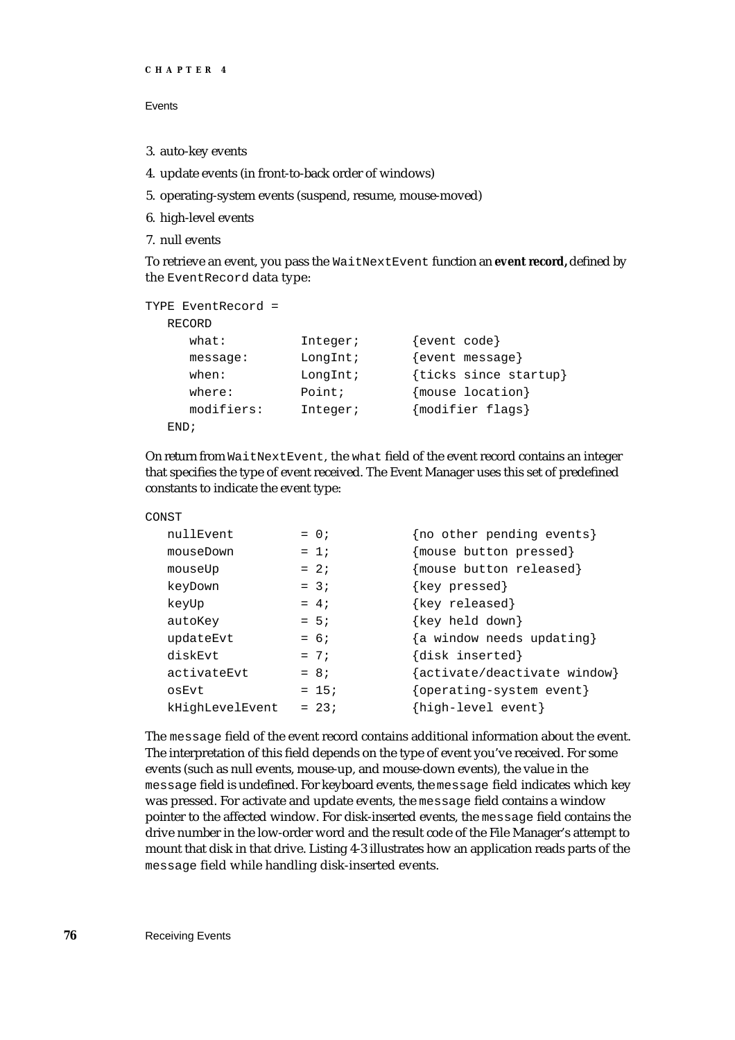3. auto-key events
4. update events (in front-to-back order of windows)
5. operating-system events (suspend, resume, mouse-moved)
6. high-level events
7. null events

To retrieve an event, you pass the `WaitNextEvent` function an **event record,** defined by the `EventRecord` data type:

```
TYPE EventRecord =
   RECORD
      what:          Integer;       {event code}
      message:       LongInt;       {event message}
      when:          LongInt;       {ticks since startup}
      where:         Point;         {mouse location}
      modifiers:     Integer;       {modifier flags}
   END;
```

On return from `WaitNextEvent`, the `what` field of the event record contains an integer that specifies the type of event received. The Event Manager uses this set of predefined constants to indicate the event type:

```
CONST
   nullEvent         = 0;           {no other pending events}
   mouseDown         = 1;           {mouse button pressed}
   mouseUp           = 2;           {mouse button released}
   keyDown           = 3;           {key pressed}
   keyUp             = 4;           {key released}
   autoKey           = 5;           {key held down}
   updateEvt         = 6;           {a window needs updating}
   diskEvt           = 7;           {disk inserted}
   activateEvt       = 8;           {activate/deactivate window}
   osEvt             = 15;          {operating-system event}
   kHighLevelEvent   = 23;          {high-level event}
```

The `message` field of the event record contains additional information about the event. The interpretation of this field depends on the type of event you've received. For some events (such as null events, mouse-up, and mouse-down events), the value in the `message` field is undefined. For keyboard events, the `message` field indicates which key was pressed. For activate and update events, the `message` field contains a window pointer to the affected window. For disk-inserted events, the `message` field contains the drive number in the low-order word and the result code of the File Manager's attempt to mount that disk in that drive. Listing 4-3 illustrates how an application reads parts of the `message` field while handling disk-inserted events.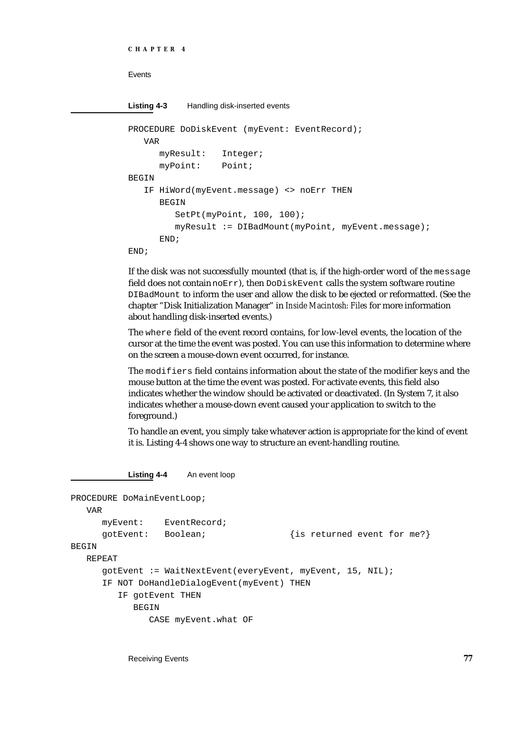**Listing 4-3** Handling disk-inserted events

```
PROCEDURE DoDiskEvent (myEvent: EventRecord);
   VAR
      myResult:   Integer;
      myPoint:    Point;
BEGIN
   IF HiWord(myEvent.message) <> noErr THEN
      BEGIN
         SetPt(myPoint, 100, 100);
         myResult := DIBadMount(myPoint, myEvent.message);
      END;
END;
```

If the disk was not successfully mounted (that is, if the high-order word of the `message` field does not contain `noErr`), then `DoDiskEvent` calls the system software routine `DIBadMount` to inform the user and allow the disk to be ejected or reformatted. (See the chapter "Disk Initialization Manager" in *Inside Macintosh: Files* for more information about handling disk-inserted events.)

The `where` field of the event record contains, for low-level events, the location of the cursor at the time the event was posted. You can use this information to determine where on the screen a mouse-down event occurred, for instance.

The `modifiers` field contains information about the state of the modifier keys and the mouse button at the time the event was posted. For activate events, this field also indicates whether the window should be activated or deactivated. (In System 7, it also indicates whether a mouse-down event caused your application to switch to the foreground.)

To handle an event, you simply take whatever action is appropriate for the kind of event it is. Listing 4-4 shows one way to structure an event-handling routine.

**Listing 4-4** An event loop

```
PROCEDURE DoMainEventLoop;
   VAR
      myEvent:    EventRecord;
      gotEvent:   Boolean;                {is returned event for me?}
BEGIN
   REPEAT
      gotEvent := WaitNextEvent(everyEvent, myEvent, 15, NIL);
      IF NOT DoHandleDialogEvent(myEvent) THEN
         IF gotEvent THEN
           BEGIN
              CASE myEvent.what OF
```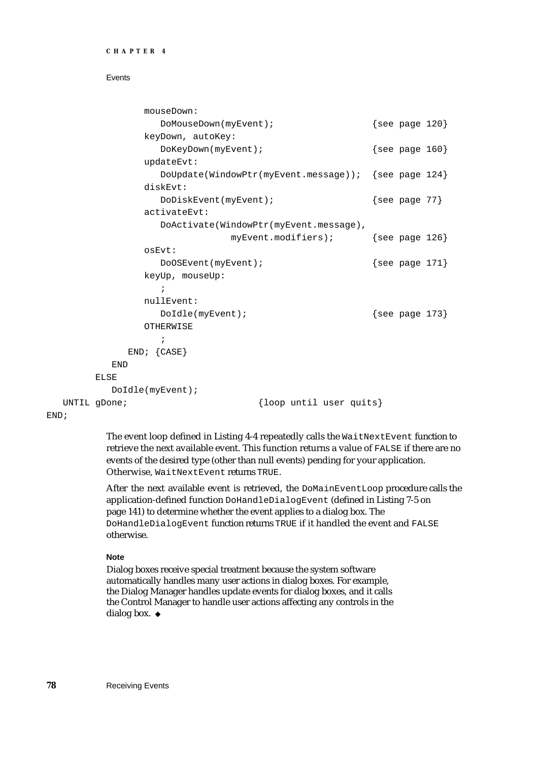```
            mouseDown:
               DoMouseDown(myEvent);                  {see page 120}
            keyDown, autoKey:
               DoKeyDown(myEvent);                    {see page 160}
            updateEvt:
               DoUpdate(WindowPtr(myEvent.message));  {see page 124}
            diskEvt:
               DoDiskEvent(myEvent);                  {see page 77}
            activateEvt:
               DoActivate(WindowPtr(myEvent.message),
                             myEvent.modifiers);      {see page 126}
            osEvt:
               DoOSEvent(myEvent);                    {see page 171}
            keyUp, mouseUp:
               ;
            nullEvent:
               DoIdle(myEvent);                       {see page 173}
            OTHERWISE
               ;
         END; {CASE}
      END
   ELSE
      DoIdle(myEvent);
   UNTIL gDone;                      {loop until user quits}
END;
```

The event loop defined in Listing 4-4 repeatedly calls the `WaitNextEvent` function to retrieve the next available event. This function returns a value of `FALSE` if there are no events of the desired type (other than null events) pending for your application. Otherwise, `WaitNextEvent` returns `TRUE`.

After the next available event is retrieved, the `DoMainEventLoop` procedure calls the application-defined function `DoHandleDialogEvent` (defined in Listing 7-5 on page 141) to determine whether the event applies to a dialog box. The `DoHandleDialogEvent` function returns `TRUE` if it handled the event and `FALSE` otherwise.

**Note**

Dialog boxes receive special treatment because the system software automatically handles many user actions in dialog boxes. For example, the Dialog Manager handles update events for dialog boxes, and it calls the Control Manager to handle user actions affecting any controls in the dialog box. ◆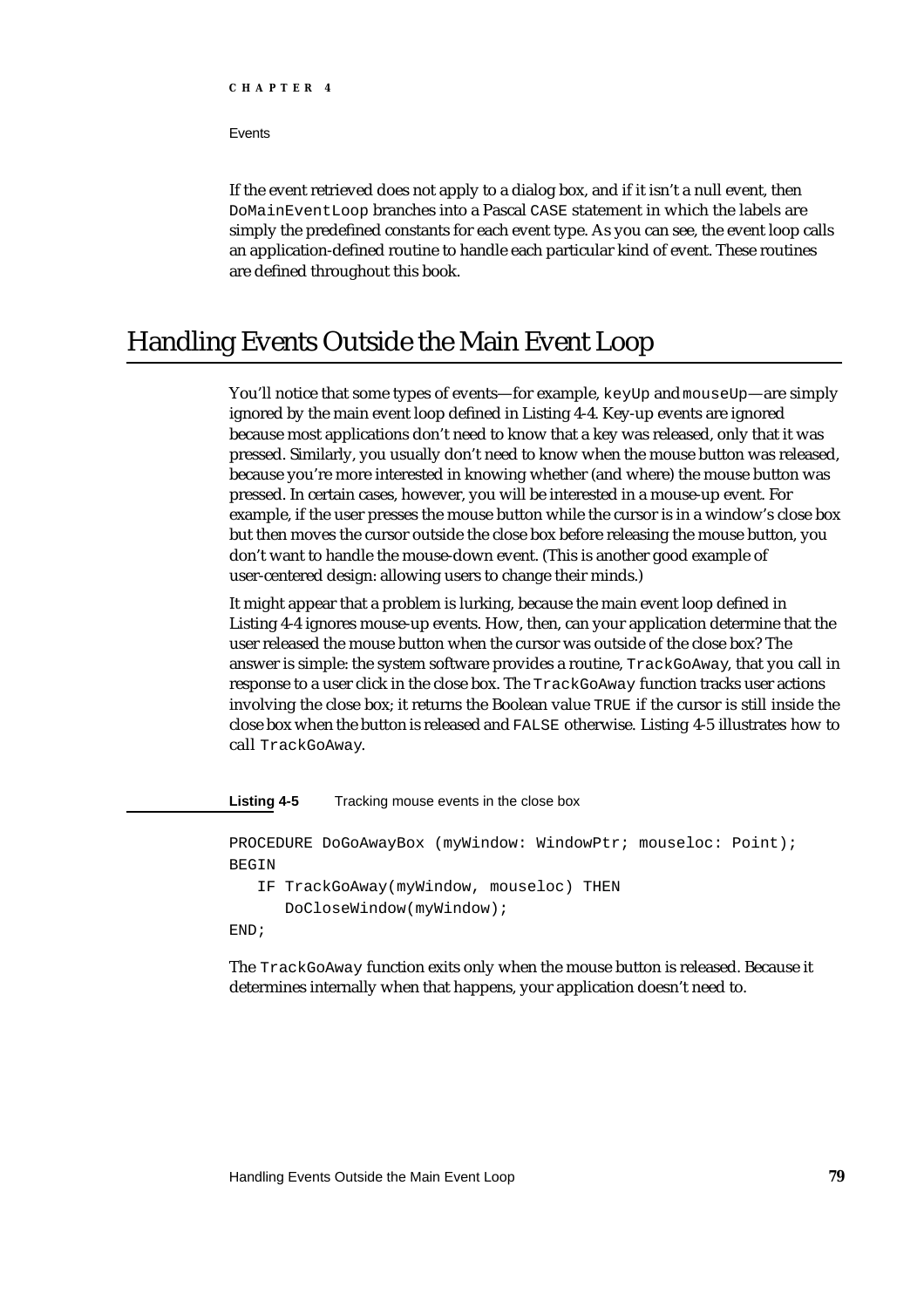If the event retrieved does not apply to a dialog box, and if it isn't a null event, then `DoMainEventLoop` branches into a Pascal `CASE` statement in which the labels are simply the predefined constants for each event type. As you can see, the event loop calls an application-defined routine to handle each particular kind of event. These routines are defined throughout this book.

# Handling Events Outside the Main Event Loop

You'll notice that some types of events—for example, `keyUp` and `mouseUp`—are simply ignored by the main event loop defined in Listing 4-4. Key-up events are ignored because most applications don't need to know that a key was released, only that it was pressed. Similarly, you usually don't need to know when the mouse button was released, because you're more interested in knowing whether (and where) the mouse button was pressed. In certain cases, however, you will be interested in a mouse-up event. For example, if the user presses the mouse button while the cursor is in a window's close box but then moves the cursor outside the close box before releasing the mouse button, you don't want to handle the mouse-down event. (This is another good example of user-centered design: allowing users to change their minds.)

It might appear that a problem is lurking, because the main event loop defined in Listing 4-4 ignores mouse-up events. How, then, can your application determine that the user released the mouse button when the cursor was outside of the close box? The answer is simple: the system software provides a routine, `TrackGoAway`, that you call in response to a user click in the close box. The `TrackGoAway` function tracks user actions involving the close box; it returns the Boolean value `TRUE` if the cursor is still inside the close box when the button is released and `FALSE` otherwise. Listing 4-5 illustrates how to call `TrackGoAway`.

**Listing 4-5** Tracking mouse events in the close box

```
PROCEDURE DoGoAwayBox (myWindow: WindowPtr; mouseloc: Point);
BEGIN
   IF TrackGoAway(myWindow, mouseloc) THEN
      DoCloseWindow(myWindow);
END;
```

The `TrackGoAway` function exits only when the mouse button is released. Because it determines internally when that happens, your application doesn't need to.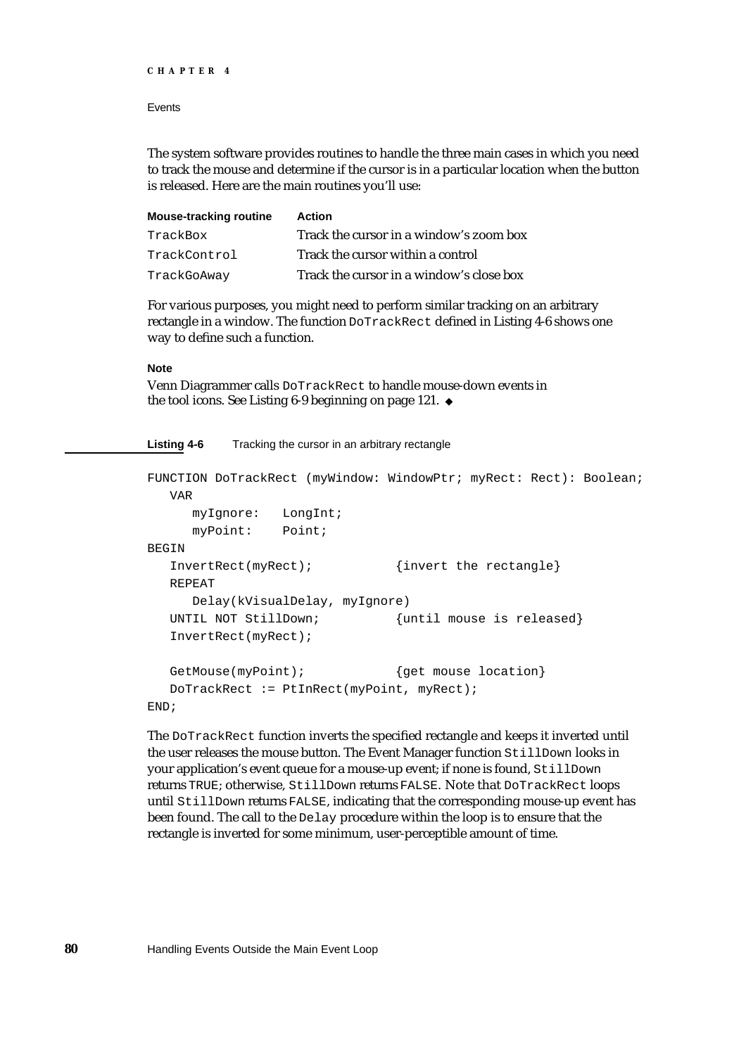The system software provides routines to handle the three main cases in which you need to track the mouse and determine if the cursor is in a particular location when the button is released. Here are the main routines you'll use:

| Mouse-tracking routine | Action |
|---|---|
| `TrackBox` | Track the cursor in a window's zoom box |
| `TrackControl` | Track the cursor within a control |
| `TrackGoAway` | Track the cursor in a window's close box |

For various purposes, you might need to perform similar tracking on an arbitrary rectangle in a window. The function `DoTrackRect` defined in Listing 4-6 shows one way to define such a function.

**Note**

Venn Diagrammer calls `DoTrackRect` to handle mouse-down events in the tool icons. See Listing 6-9 beginning on page 121. ◆

**Listing 4-6** Tracking the cursor in an arbitrary rectangle

```
FUNCTION DoTrackRect (myWindow: WindowPtr; myRect: Rect): Boolean;
   VAR
      myIgnore:   LongInt;
      myPoint:    Point;
BEGIN
   InvertRect(myRect);           {invert the rectangle}
   REPEAT
      Delay(kVisualDelay, myIgnore)
   UNTIL NOT StillDown;          {until mouse is released}
   InvertRect(myRect);

   GetMouse(myPoint);            {get mouse location}
   DoTrackRect := PtInRect(myPoint, myRect);
END;
```

The `DoTrackRect` function inverts the specified rectangle and keeps it inverted until the user releases the mouse button. The Event Manager function `StillDown` looks in your application's event queue for a mouse-up event; if none is found, `StillDown` returns `TRUE`; otherwise, `StillDown` returns `FALSE`. Note that `DoTrackRect` loops until `StillDown` returns `FALSE`, indicating that the corresponding mouse-up event has been found. The call to the `Delay` procedure within the loop is to ensure that the rectangle is inverted for some minimum, user-perceptible amount of time.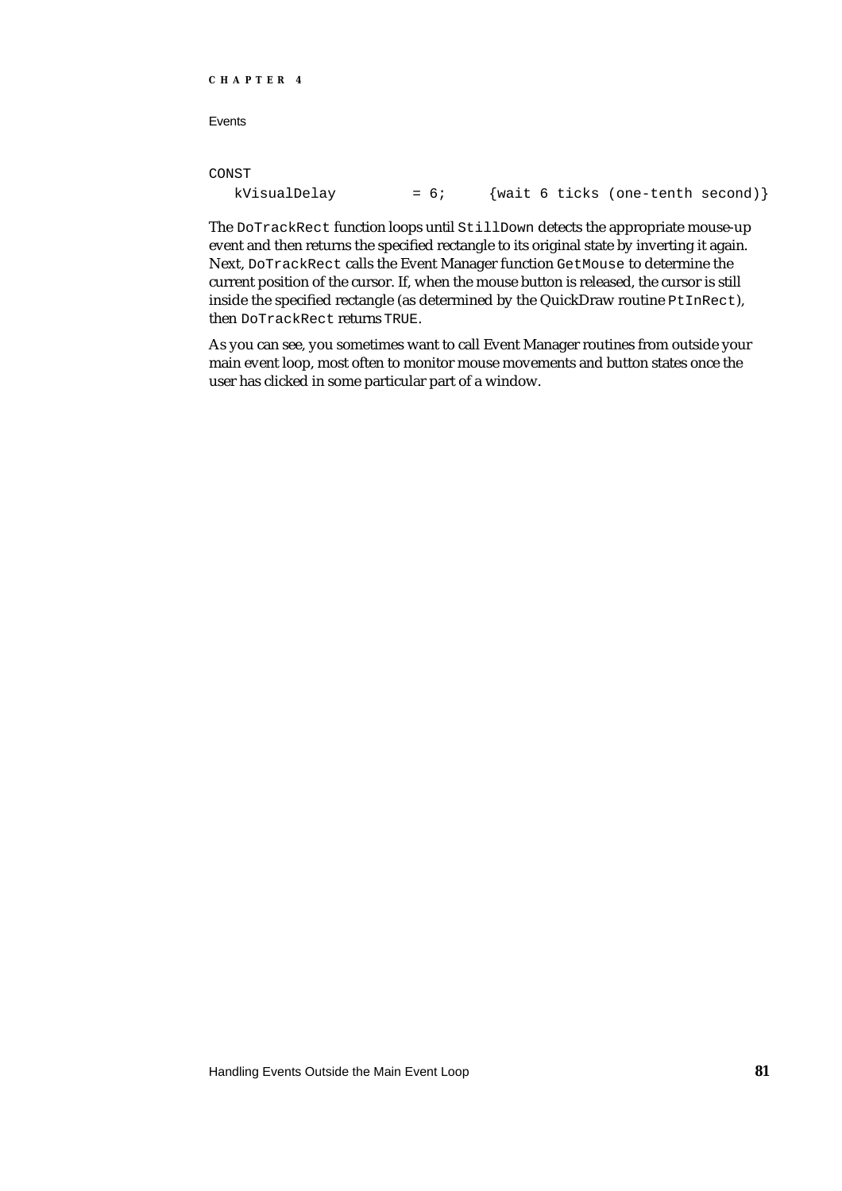```
CONST
   kVisualDelay         = 6;     {wait 6 ticks (one-tenth second)}
```

The `DoTrackRect` function loops until `StillDown` detects the appropriate mouse-up event and then returns the specified rectangle to its original state by inverting it again. Next, `DoTrackRect` calls the Event Manager function `GetMouse` to determine the current position of the cursor. If, when the mouse button is released, the cursor is still inside the specified rectangle (as determined by the QuickDraw routine `PtInRect`), then `DoTrackRect` returns `TRUE`.

As you can see, you sometimes want to call Event Manager routines from outside your main event loop, most often to monitor mouse movements and button states once the user has clicked in some particular part of a window.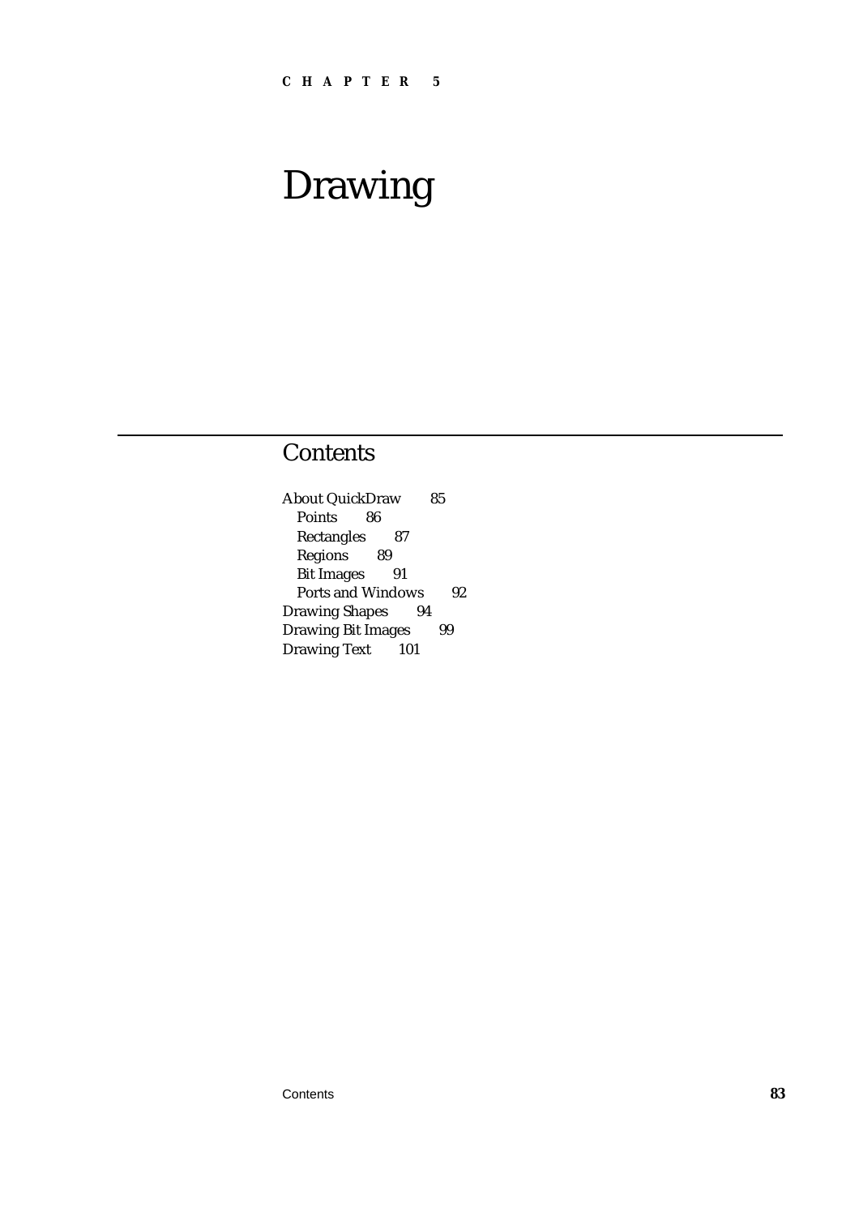C H A P T E R 5

# Drawing

## Contents

About QuickDraw 85
  Points 86
  Rectangles 87
  Regions 89
  Bit Images 91
  Ports and Windows 92
Drawing Shapes 94
Drawing Bit Images 99
Drawing Text 101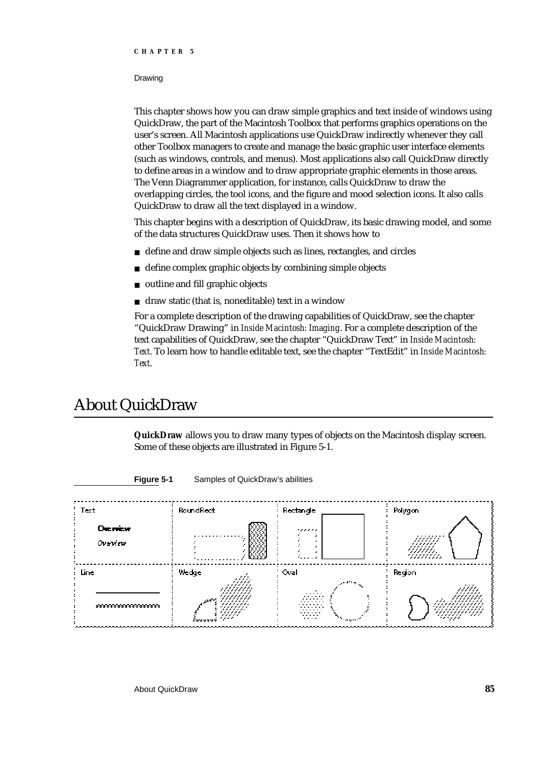This chapter shows how you can draw simple graphics and text inside of windows using QuickDraw, the part of the Macintosh Toolbox that performs graphics operations on the user's screen. All Macintosh applications use QuickDraw indirectly whenever they call other Toolbox managers to create and manage the basic graphic user interface elements (such as windows, controls, and menus). Most applications also call QuickDraw directly to define areas in a window and to draw appropriate graphic elements in those areas. The Venn Diagrammer application, for instance, calls QuickDraw to draw the overlapping circles, the tool icons, and the figure and mood selection icons. It also calls QuickDraw to draw all the text displayed in a window.

This chapter begins with a description of QuickDraw, its basic drawing model, and some of the data structures QuickDraw uses. Then it shows how to

- define and draw simple objects such as lines, rectangles, and circles
- define complex graphic objects by combining simple objects
- outline and fill graphic objects
- draw static (that is, noneditable) text in a window

For a complete description of the drawing capabilities of QuickDraw, see the chapter "QuickDraw Drawing" in *Inside Macintosh: Imaging*. For a complete description of the text capabilities of QuickDraw, see the chapter "QuickDraw Text" in *Inside Macintosh: Text*. To learn how to handle editable text, see the chapter "TextEdit" in *Inside Macintosh: Text*.

# About QuickDraw

**QuickDraw** allows you to draw many types of objects on the Macintosh display screen. Some of these objects are illustrated in Figure 5-1.

**Figure 5-1** Samples of QuickDraw's abilities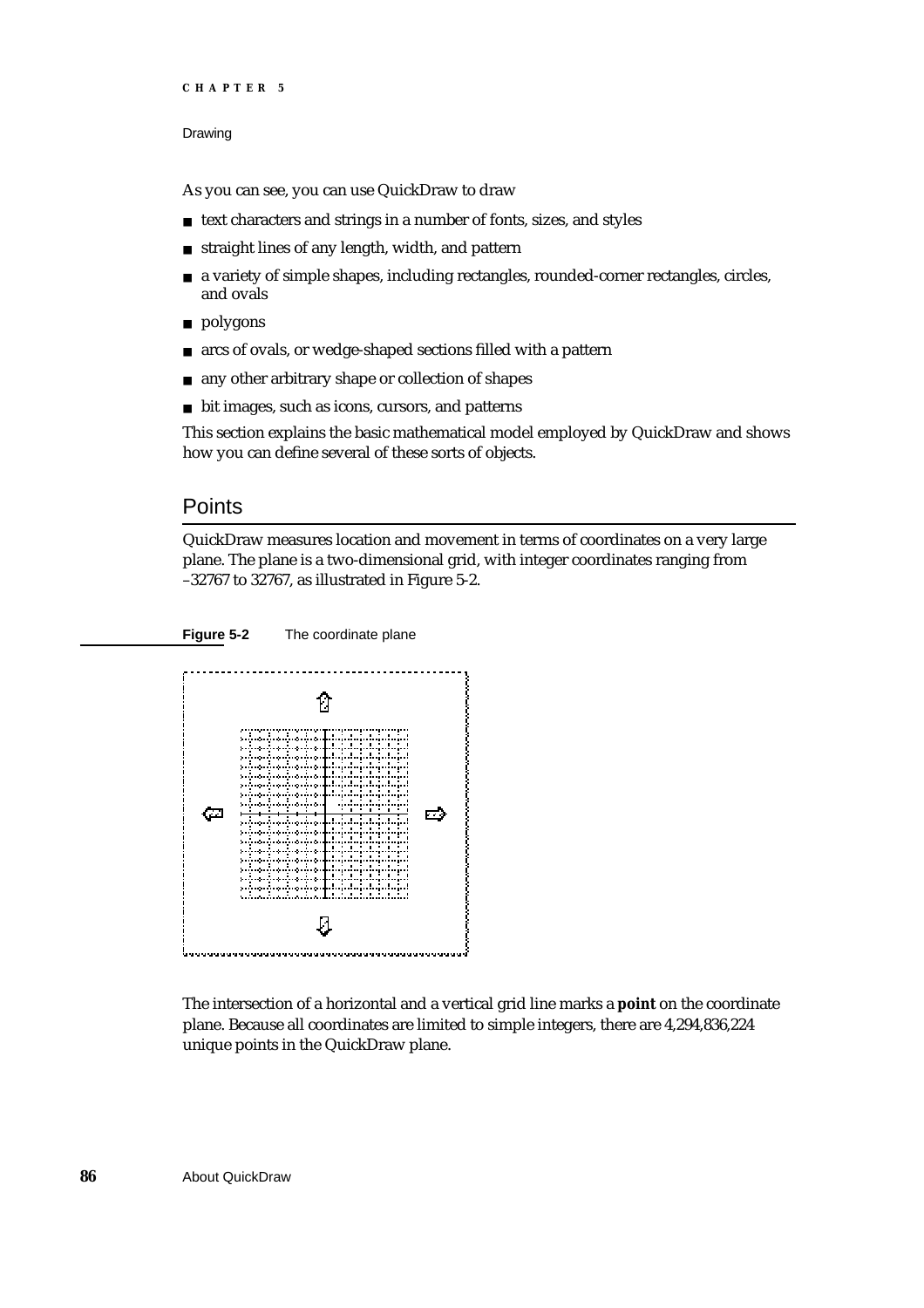As you can see, you can use QuickDraw to draw

- text characters and strings in a number of fonts, sizes, and styles
- straight lines of any length, width, and pattern
- a variety of simple shapes, including rectangles, rounded-corner rectangles, circles, and ovals
- polygons
- arcs of ovals, or wedge-shaped sections filled with a pattern
- any other arbitrary shape or collection of shapes
- bit images, such as icons, cursors, and patterns

This section explains the basic mathematical model employed by QuickDraw and shows how you can define several of these sorts of objects.

## Points

QuickDraw measures location and movement in terms of coordinates on a very large plane. The plane is a two-dimensional grid, with integer coordinates ranging from –32767 to 32767, as illustrated in Figure 5-2.

**Figure 5-2** The coordinate plane

The intersection of a horizontal and a vertical grid line marks a **point** on the coordinate plane. Because all coordinates are limited to simple integers, there are 4,294,836,224 unique points in the QuickDraw plane.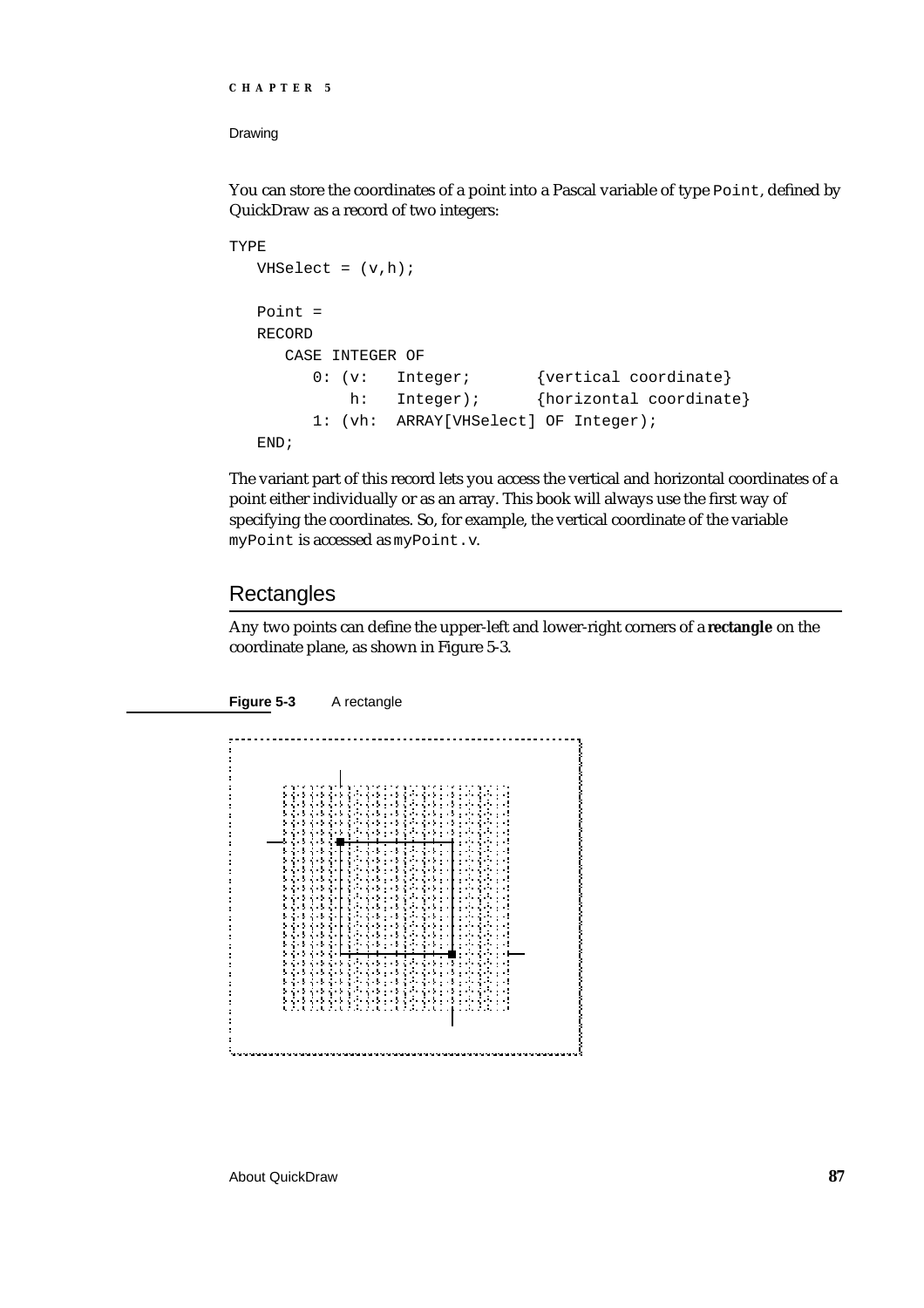You can store the coordinates of a point into a Pascal variable of type `Point`, defined by QuickDraw as a record of two integers:

```
TYPE
   VHSelect = (v,h);

   Point =
   RECORD
      CASE INTEGER OF
         0: (v:   Integer;       {vertical coordinate}
             h:   Integer);      {horizontal coordinate}
         1: (vh:  ARRAY[VHSelect] OF Integer);
   END;
```

The variant part of this record lets you access the vertical and horizontal coordinates of a point either individually or as an array. This book will always use the first way of specifying the coordinates. So, for example, the vertical coordinate of the variable `myPoint` is accessed as `myPoint.v`.

## Rectangles

Any two points can define the upper-left and lower-right corners of a **rectangle** on the coordinate plane, as shown in Figure 5-3.

**Figure 5-3** A rectangle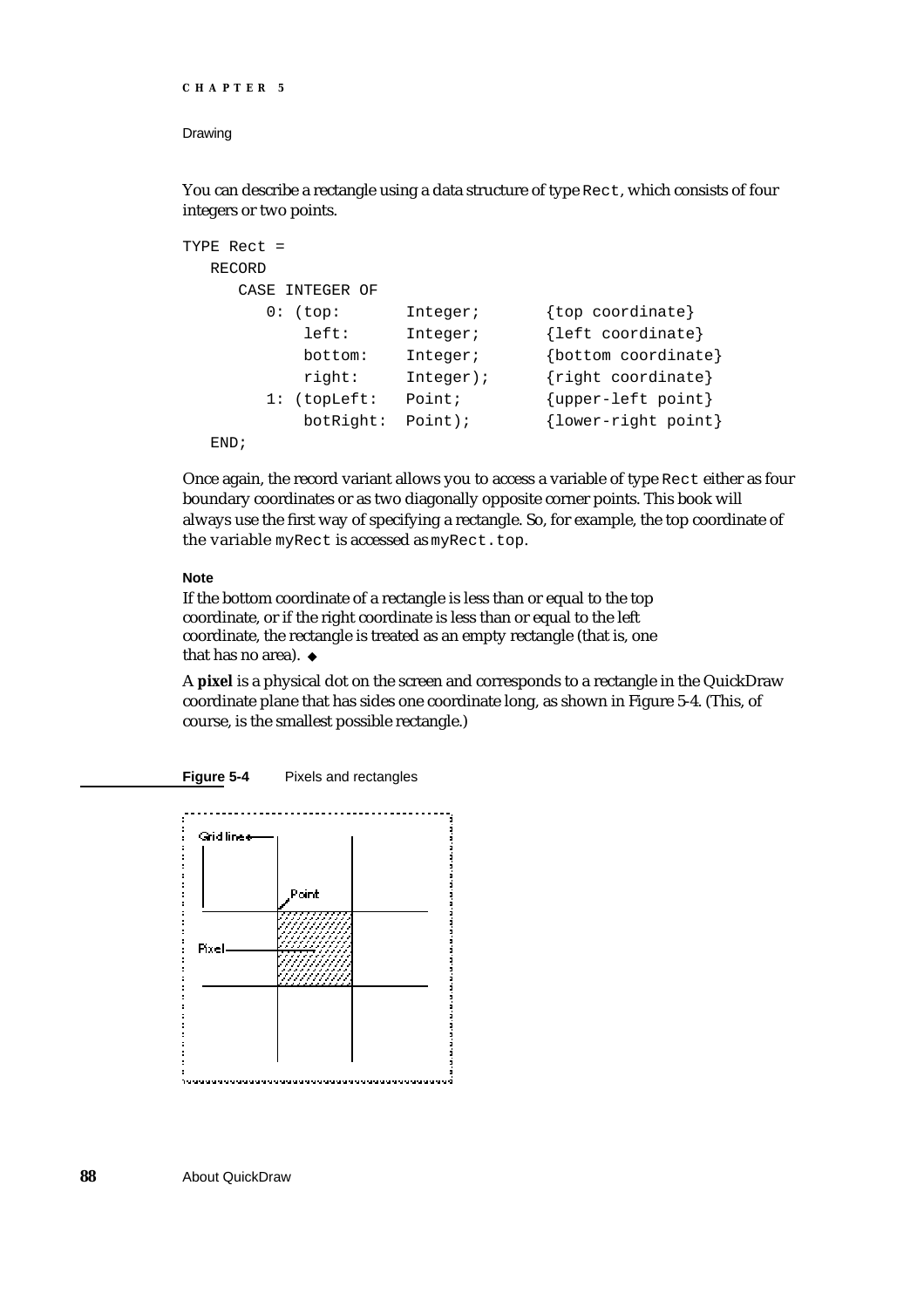You can describe a rectangle using a data structure of type `Rect`, which consists of four integers or two points.

```
TYPE Rect =
   RECORD
      CASE INTEGER OF
         0: (top:       Integer;       {top coordinate}
             left:      Integer;       {left coordinate}
             bottom:    Integer;       {bottom coordinate}
             right:     Integer);      {right coordinate}
         1: (topLeft:   Point;         {upper-left point}
             botRight:  Point);        {lower-right point}
   END;
```

Once again, the record variant allows you to access a variable of type `Rect` either as four boundary coordinates or as two diagonally opposite corner points. This book will always use the first way of specifying a rectangle. So, for example, the top coordinate of the variable `myRect` is accessed as `myRect.top`.

**Note**

If the bottom coordinate of a rectangle is less than or equal to the top coordinate, or if the right coordinate is less than or equal to the left coordinate, the rectangle is treated as an empty rectangle (that is, one that has no area). ◆

A **pixel** is a physical dot on the screen and corresponds to a rectangle in the QuickDraw coordinate plane that has sides one coordinate long, as shown in Figure 5-4. (This, of course, is the smallest possible rectangle.)

**Figure 5-4** Pixels and rectangles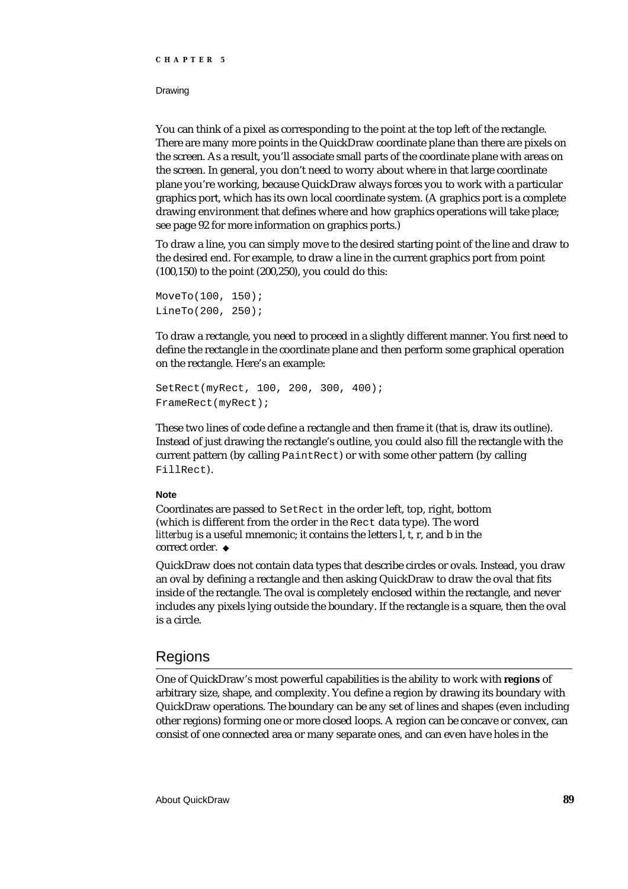You can think of a pixel as corresponding to the point at the top left of the rectangle. There are many more points in the QuickDraw coordinate plane than there are pixels on the screen. As a result, you'll associate small parts of the coordinate plane with areas on the screen. In general, you don't need to worry about where in that large coordinate plane you're working, because QuickDraw always forces you to work with a particular graphics port, which has its own local coordinate system. (A graphics port is a complete drawing environment that defines where and how graphics operations will take place; see page 92 for more information on graphics ports.)

To draw a line, you can simply move to the desired starting point of the line and draw to the desired end. For example, to draw a line in the current graphics port from point (100,150) to the point (200,250), you could do this:

```
MoveTo(100, 150);
LineTo(200, 250);
```

To draw a rectangle, you need to proceed in a slightly different manner. You first need to define the rectangle in the coordinate plane and then perform some graphical operation on the rectangle. Here's an example:

```
SetRect(myRect, 100, 200, 300, 400);
FrameRect(myRect);
```

These two lines of code define a rectangle and then frame it (that is, draw its outline). Instead of just drawing the rectangle's outline, you could also fill the rectangle with the current pattern (by calling `PaintRect`) or with some other pattern (by calling `FillRect`).

**Note**

Coordinates are passed to `SetRect` in the order left, top, right, bottom (which is different from the order in the `Rect` data type). The word *litterbug* is a useful mnemonic; it contains the letters l, t, r, and b in the correct order. ◆

QuickDraw does not contain data types that describe circles or ovals. Instead, you draw an oval by defining a rectangle and then asking QuickDraw to draw the oval that fits inside of the rectangle. The oval is completely enclosed within the rectangle, and never includes any pixels lying outside the boundary. If the rectangle is a square, then the oval is a circle.

## Regions

One of QuickDraw's most powerful capabilities is the ability to work with **regions** of arbitrary size, shape, and complexity. You define a region by drawing its boundary with QuickDraw operations. The boundary can be any set of lines and shapes (even including other regions) forming one or more closed loops. A region can be concave or convex, can consist of one connected area or many separate ones, and can even have holes in the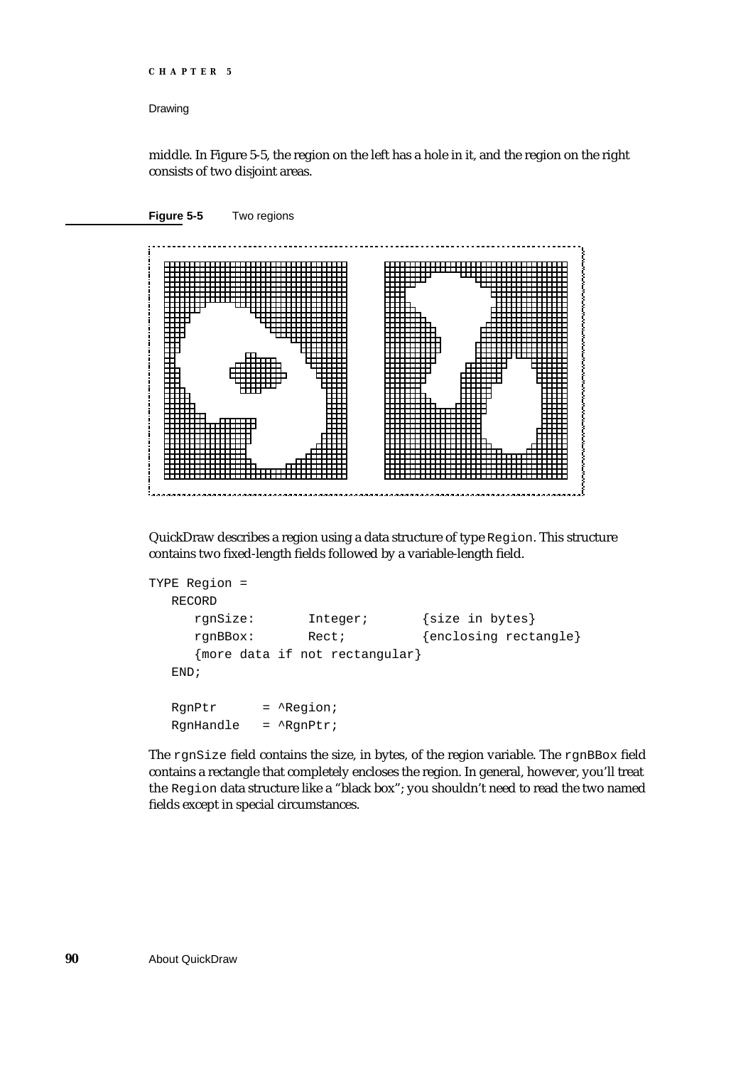middle. In Figure 5-5, the region on the left has a hole in it, and the region on the right consists of two disjoint areas.

**Figure 5-5** Two regions

QuickDraw describes a region using a data structure of type `Region`. This structure contains two fixed-length fields followed by a variable-length field.

```
TYPE Region =
   RECORD
      rgnSize:       Integer;       {size in bytes}
      rgnBBox:       Rect;          {enclosing rectangle}
      {more data if not rectangular}
   END;

   RgnPtr      = ^Region;
   RgnHandle   = ^RgnPtr;
```

The `rgnSize` field contains the size, in bytes, of the region variable. The `rgnBBox` field contains a rectangle that completely encloses the region. In general, however, you'll treat the `Region` data structure like a "black box"; you shouldn't need to read the two named fields except in special circumstances.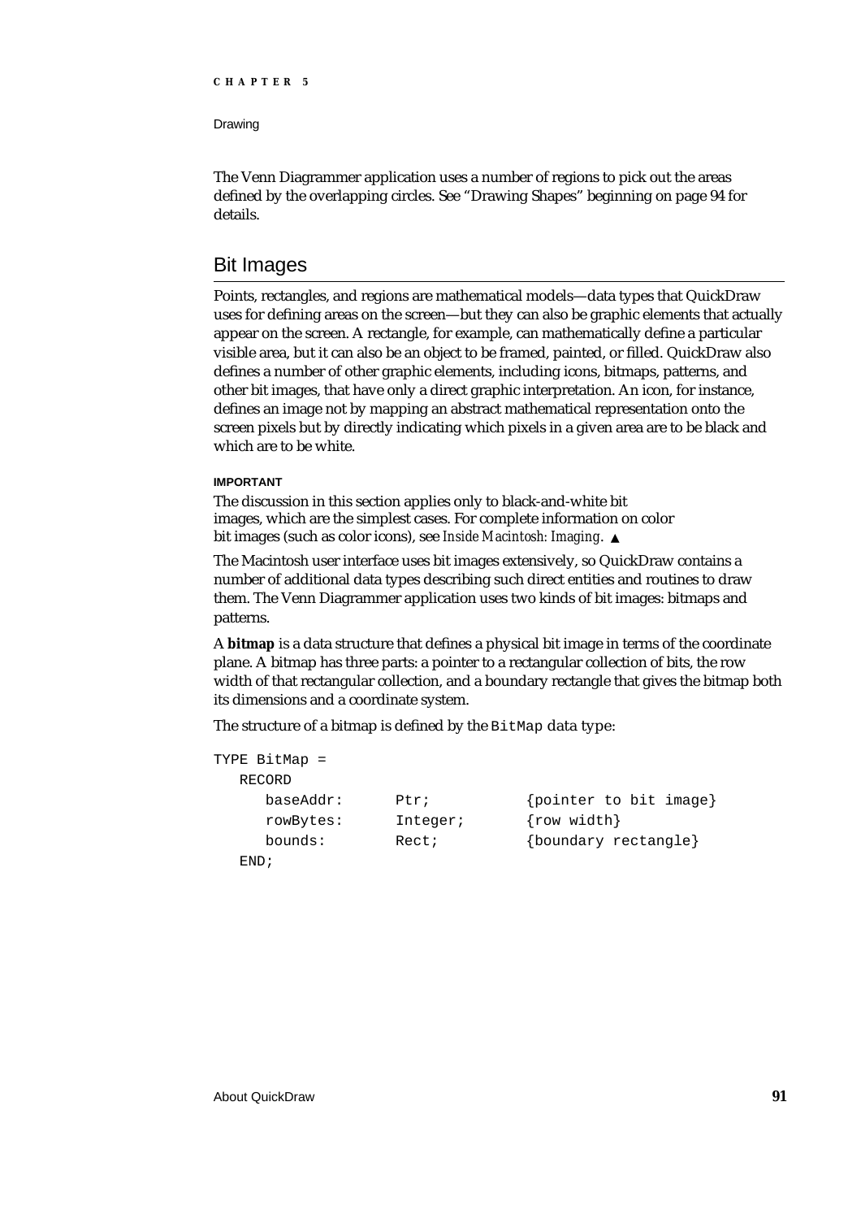The Venn Diagrammer application uses a number of regions to pick out the areas defined by the overlapping circles. See "Drawing Shapes" beginning on page 94 for details.

## Bit Images

Points, rectangles, and regions are mathematical models—data types that QuickDraw uses for defining areas on the screen—but they can also be graphic elements that actually appear on the screen. A rectangle, for example, can mathematically define a particular visible area, but it can also be an object to be framed, painted, or filled. QuickDraw also defines a number of other graphic elements, including icons, bitmaps, patterns, and other bit images, that have only a direct graphic interpretation. An icon, for instance, defines an image not by mapping an abstract mathematical representation onto the screen pixels but by directly indicating which pixels in a given area are to be black and which are to be white.

**IMPORTANT**

The discussion in this section applies only to black-and-white bit images, which are the simplest cases. For complete information on color bit images (such as color icons), see *Inside Macintosh: Imaging*. ▲

The Macintosh user interface uses bit images extensively, so QuickDraw contains a number of additional data types describing such direct entities and routines to draw them. The Venn Diagrammer application uses two kinds of bit images: bitmaps and patterns.

A **bitmap** is a data structure that defines a physical bit image in terms of the coordinate plane. A bitmap has three parts: a pointer to a rectangular collection of bits, the row width of that rectangular collection, and a boundary rectangle that gives the bitmap both its dimensions and a coordinate system.

The structure of a bitmap is defined by the `BitMap` data type:

```
TYPE BitMap =
   RECORD
      baseAddr:      Ptr;          {pointer to bit image}
      rowBytes:      Integer;      {row width}
      bounds:        Rect;         {boundary rectangle}
   END;
```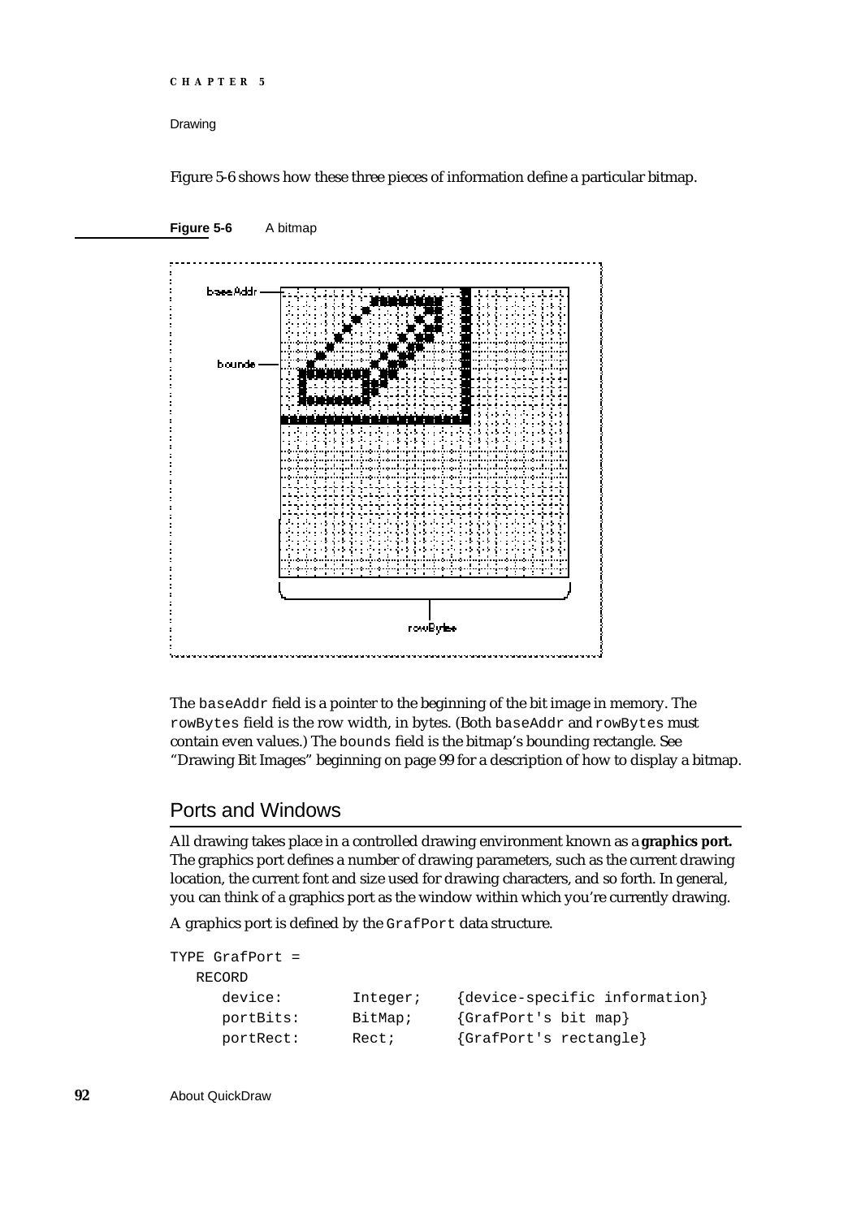Figure 5-6 shows how these three pieces of information define a particular bitmap.

**Figure 5-6** A bitmap

The `baseAddr` field is a pointer to the beginning of the bit image in memory. The `rowBytes` field is the row width, in bytes. (Both `baseAddr` and `rowBytes` must contain even values.) The `bounds` field is the bitmap's bounding rectangle. See "Drawing Bit Images" beginning on page 99 for a description of how to display a bitmap.

## Ports and Windows

All drawing takes place in a controlled drawing environment known as a **graphics port.** The graphics port defines a number of drawing parameters, such as the current drawing location, the current font and size used for drawing characters, and so forth. In general, you can think of a graphics port as the window within which you're currently drawing.

A graphics port is defined by the `GrafPort` data structure.

```
TYPE GrafPort =
   RECORD
      device:        Integer;    {device-specific information}
      portBits:      BitMap;     {GrafPort's bit map}
      portRect:      Rect;       {GrafPort's rectangle}
```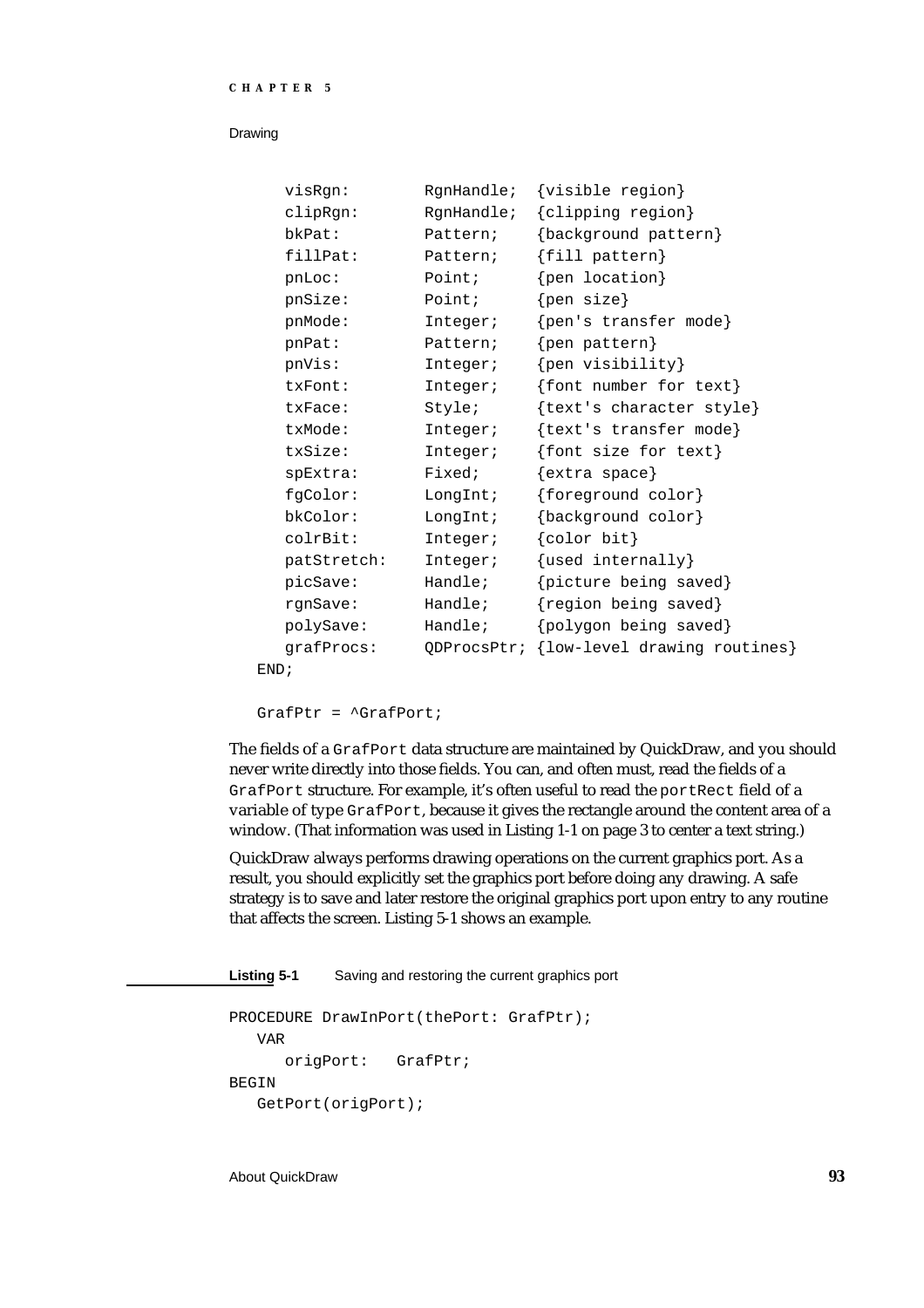```
      visRgn:        RgnHandle;  {visible region}
      clipRgn:       RgnHandle;  {clipping region}
      bkPat:         Pattern;    {background pattern}
      fillPat:       Pattern;    {fill pattern}
      pnLoc:         Point;      {pen location}
      pnSize:        Point;      {pen size}
      pnMode:        Integer;    {pen's transfer mode}
      pnPat:         Pattern;    {pen pattern}
      pnVis:         Integer;    {pen visibility}
      txFont:        Integer;    {font number for text}
      txFace:        Style;      {text's character style}
      txMode:        Integer;    {text's transfer mode}
      txSize:        Integer;    {font size for text}
      spExtra:       Fixed;      {extra space}
      fgColor:       LongInt;    {foreground color}
      bkColor:       LongInt;    {background color}
      colrBit:       Integer;    {color bit}
      patStretch:    Integer;    {used internally}
      picSave:       Handle;     {picture being saved}
      rgnSave:       Handle;     {region being saved}
      polySave:      Handle;     {polygon being saved}
      grafProcs:     QDProcsPtr; {low-level drawing routines}
   END;

   GrafPtr = ^GrafPort;
```

The fields of a `GrafPort` data structure are maintained by QuickDraw, and you should never write directly into those fields. You can, and often must, read the fields of a `GrafPort` structure. For example, it's often useful to read the `portRect` field of a variable of type `GrafPort`, because it gives the rectangle around the content area of a window. (That information was used in Listing 1-1 on page 3 to center a text string.)

QuickDraw always performs drawing operations on the current graphics port. As a result, you should explicitly set the graphics port before doing any drawing. A safe strategy is to save and later restore the original graphics port upon entry to any routine that affects the screen. Listing 5-1 shows an example.

**Listing 5-1** Saving and restoring the current graphics port

```
PROCEDURE DrawInPort(thePort: GrafPtr);
   VAR
      origPort:   GrafPtr;
BEGIN
   GetPort(origPort);
```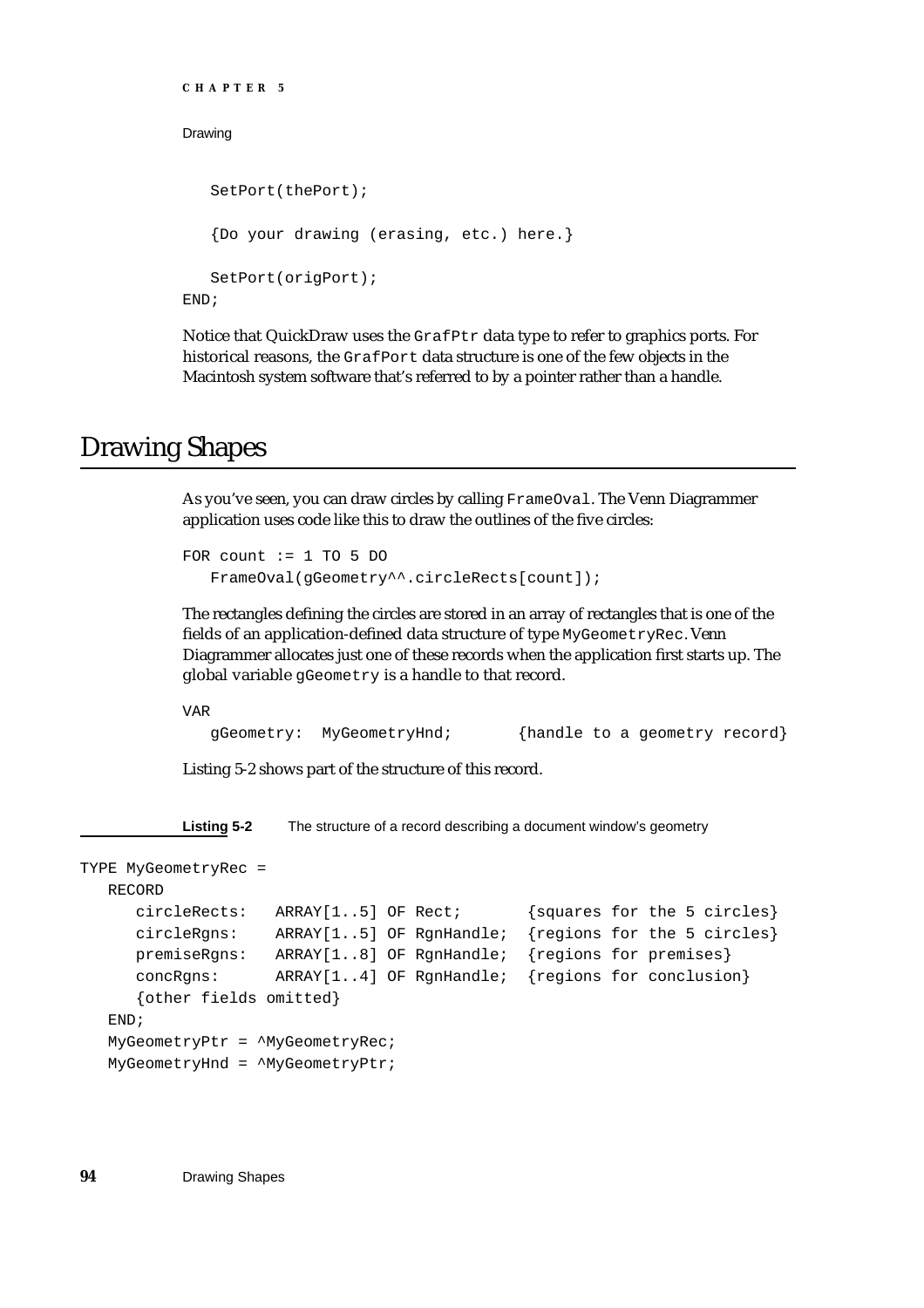```
   SetPort(thePort);

   {Do your drawing (erasing, etc.) here.}

   SetPort(origPort);
END;
```

Notice that QuickDraw uses the `GrafPtr` data type to refer to graphics ports. For historical reasons, the `GrafPort` data structure is one of the few objects in the Macintosh system software that's referred to by a pointer rather than a handle.

# Drawing Shapes

As you've seen, you can draw circles by calling `FrameOval`. The Venn Diagrammer application uses code like this to draw the outlines of the five circles:

```
FOR count := 1 TO 5 DO
   FrameOval(gGeometry^^.circleRects[count]);
```

The rectangles defining the circles are stored in an array of rectangles that is one of the fields of an application-defined data structure of type `MyGeometryRec`. Venn Diagrammer allocates just one of these records when the application first starts up. The global variable `gGeometry` is a handle to that record.

```
VAR
   gGeometry:  MyGeometryHnd;       {handle to a geometry record}
```

Listing 5-2 shows part of the structure of this record.

**Listing 5-2** The structure of a record describing a document window's geometry

```
TYPE MyGeometryRec =
   RECORD
      circleRects:   ARRAY[1..5] OF Rect;       {squares for the 5 circles}
      circleRgns:    ARRAY[1..5] OF RgnHandle;  {regions for the 5 circles}
      premiseRgns:   ARRAY[1..8] OF RgnHandle;  {regions for premises}
      concRgns:      ARRAY[1..4] OF RgnHandle;  {regions for conclusion}
      {other fields omitted}
   END;
   MyGeometryPtr = ^MyGeometryRec;
   MyGeometryHnd = ^MyGeometryPtr;
```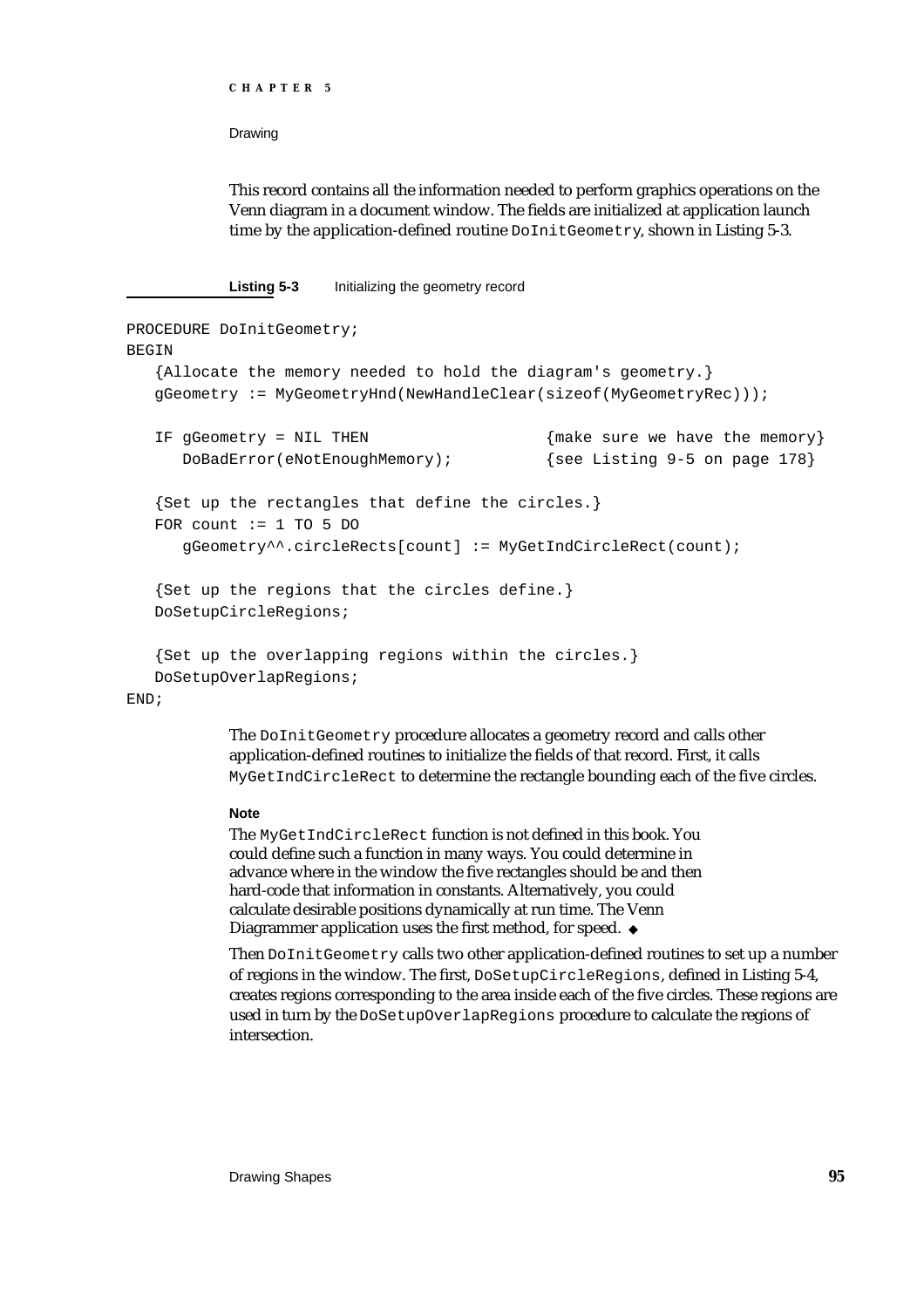This record contains all the information needed to perform graphics operations on the Venn diagram in a document window. The fields are initialized at application launch time by the application-defined routine `DoInitGeometry`, shown in Listing 5-3.

**Listing 5-3** Initializing the geometry record

```
PROCEDURE DoInitGeometry;
BEGIN
   {Allocate the memory needed to hold the diagram's geometry.}
   gGeometry := MyGeometryHnd(NewHandleClear(sizeof(MyGeometryRec)));

   IF gGeometry = NIL THEN                    {make sure we have the memory}
      DoBadError(eNotEnoughMemory);           {see Listing 9-5 on page 178}

   {Set up the rectangles that define the circles.}
   FOR count := 1 TO 5 DO
      gGeometry^^.circleRects[count] := MyGetIndCircleRect(count);

   {Set up the regions that the circles define.}
   DoSetupCircleRegions;

   {Set up the overlapping regions within the circles.}
   DoSetupOverlapRegions;
END;
```

The `DoInitGeometry` procedure allocates a geometry record and calls other application-defined routines to initialize the fields of that record. First, it calls `MyGetIndCircleRect` to determine the rectangle bounding each of the five circles.

**Note**

The `MyGetIndCircleRect` function is not defined in this book. You could define such a function in many ways. You could determine in advance where in the window the five rectangles should be and then hard-code that information in constants. Alternatively, you could calculate desirable positions dynamically at run time. The Venn Diagrammer application uses the first method, for speed. ◆

Then `DoInitGeometry` calls two other application-defined routines to set up a number of regions in the window. The first, `DoSetupCircleRegions`, defined in Listing 5-4, creates regions corresponding to the area inside each of the five circles. These regions are used in turn by the `DoSetupOverlapRegions` procedure to calculate the regions of intersection.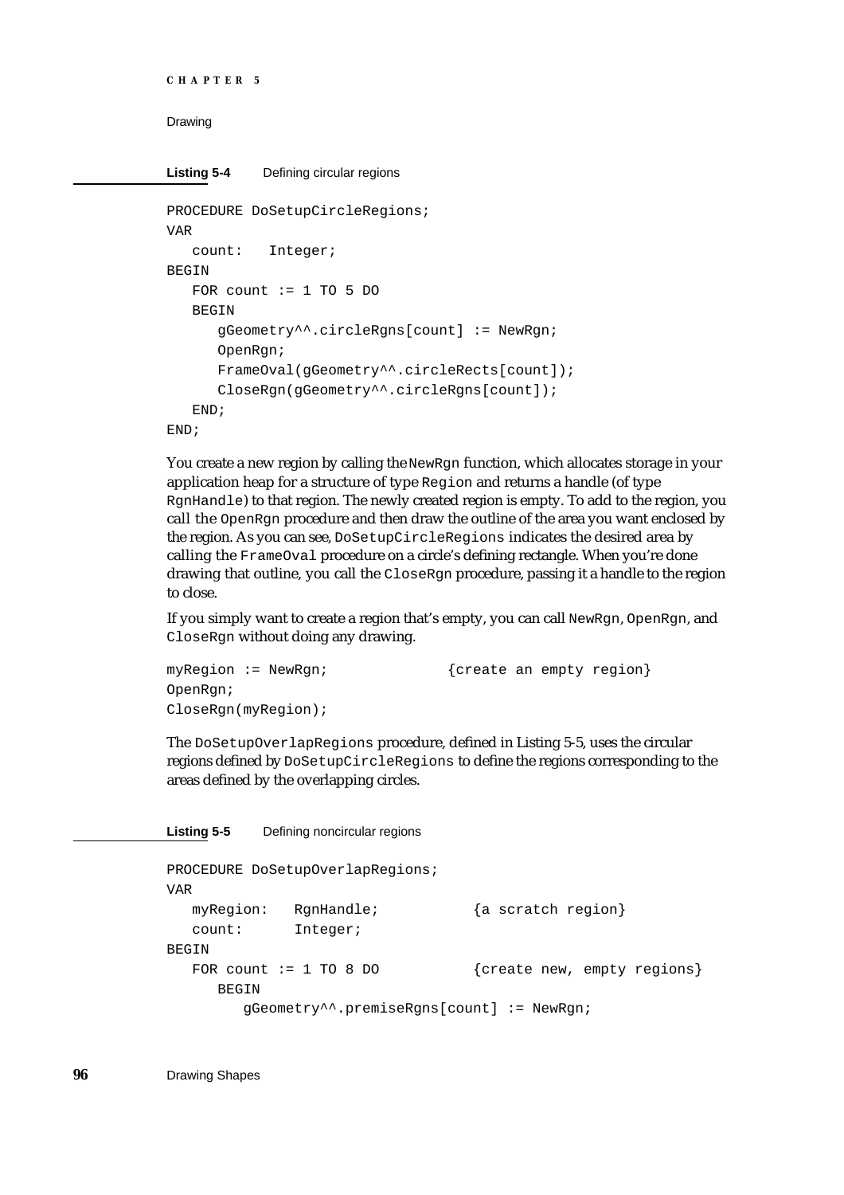**Listing 5-4** Defining circular regions

```
PROCEDURE DoSetupCircleRegions;
VAR
   count:   Integer;
BEGIN
   FOR count := 1 TO 5 DO
   BEGIN
      gGeometry^^.circleRgns[count] := NewRgn;
      OpenRgn;
      FrameOval(gGeometry^^.circleRects[count]);
      CloseRgn(gGeometry^^.circleRgns[count]);
   END;
END;
```

You create a new region by calling the `NewRgn` function, which allocates storage in your application heap for a structure of type `Region` and returns a handle (of type `RgnHandle`) to that region. The newly created region is empty. To add to the region, you call the `OpenRgn` procedure and then draw the outline of the area you want enclosed by the region. As you can see, `DoSetupCircleRegions` indicates the desired area by calling the `FrameOval` procedure on a circle's defining rectangle. When you're done drawing that outline, you call the `CloseRgn` procedure, passing it a handle to the region to close.

If you simply want to create a region that's empty, you can call `NewRgn`, `OpenRgn`, and `CloseRgn` without doing any drawing.

```
myRegion := NewRgn;              {create an empty region}
OpenRgn;
CloseRgn(myRegion);
```

The `DoSetupOverlapRegions` procedure, defined in Listing 5-5, uses the circular regions defined by `DoSetupCircleRegions` to define the regions corresponding to the areas defined by the overlapping circles.

**Listing 5-5** Defining noncircular regions

```
PROCEDURE DoSetupOverlapRegions;
VAR
   myRegion:   RgnHandle;           {a scratch region}
   count:      Integer;
BEGIN
   FOR count := 1 TO 8 DO           {create new, empty regions}
      BEGIN
         gGeometry^^.premiseRgns[count] := NewRgn;
```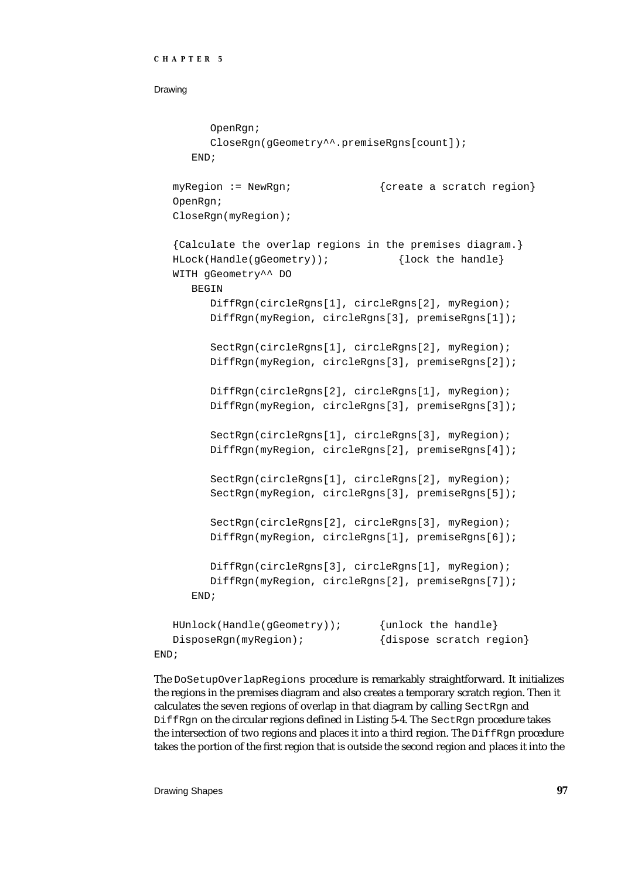```
         OpenRgn;
         CloseRgn(gGeometry^^.premiseRgns[count]);
      END;

   myRegion := NewRgn;             {create a scratch region}
   OpenRgn;
   CloseRgn(myRegion);

   {Calculate the overlap regions in the premises diagram.}
   HLock(Handle(gGeometry));          {lock the handle}
   WITH gGeometry^^ DO
      BEGIN
         DiffRgn(circleRgns[1], circleRgns[2], myRegion);
         DiffRgn(myRegion, circleRgns[3], premiseRgns[1]);

         SectRgn(circleRgns[1], circleRgns[2], myRegion);
         DiffRgn(myRegion, circleRgns[3], premiseRgns[2]);

         DiffRgn(circleRgns[2], circleRgns[1], myRegion);
         DiffRgn(myRegion, circleRgns[3], premiseRgns[3]);

         SectRgn(circleRgns[1], circleRgns[3], myRegion);
         DiffRgn(myRegion, circleRgns[2], premiseRgns[4]);

         SectRgn(circleRgns[1], circleRgns[2], myRegion);
         SectRgn(myRegion, circleRgns[3], premiseRgns[5]);

         SectRgn(circleRgns[2], circleRgns[3], myRegion);
         DiffRgn(myRegion, circleRgns[1], premiseRgns[6]);

         DiffRgn(circleRgns[3], circleRgns[1], myRegion);
         DiffRgn(myRegion, circleRgns[2], premiseRgns[7]);
      END;

   HUnlock(Handle(gGeometry));      {unlock the handle}
   DisposeRgn(myRegion);            {dispose scratch region}
END;
```

The `DoSetupOverlapRegions` procedure is remarkably straightforward. It initializes the regions in the premises diagram and also creates a temporary scratch region. Then it calculates the seven regions of overlap in that diagram by calling `SectRgn` and `DiffRgn` on the circular regions defined in Listing 5-4. The `SectRgn` procedure takes the intersection of two regions and places it into a third region. The `DiffRgn` procedure takes the portion of the first region that is outside the second region and places it into the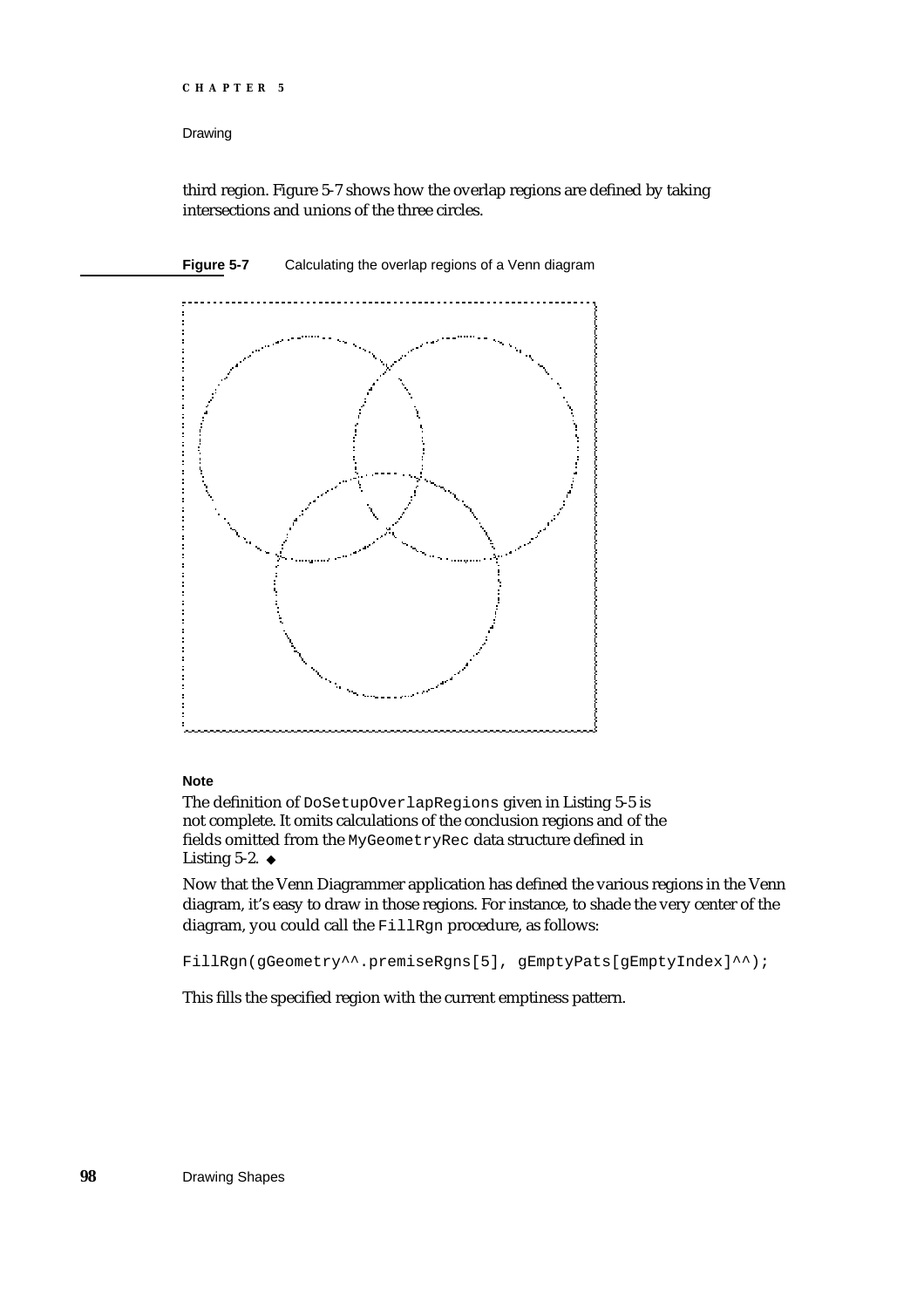third region. Figure 5-7 shows how the overlap regions are defined by taking intersections and unions of the three circles.

**Figure 5-7** Calculating the overlap regions of a Venn diagram

**Note**

The definition of `DoSetupOverlapRegions` given in Listing 5-5 is not complete. It omits calculations of the conclusion regions and of the fields omitted from the `MyGeometryRec` data structure defined in Listing 5-2. ◆

Now that the Venn Diagrammer application has defined the various regions in the Venn diagram, it's easy to draw in those regions. For instance, to shade the very center of the diagram, you could call the `FillRgn` procedure, as follows:

```
FillRgn(gGeometry^^.premiseRgns[5], gEmptyPats[gEmptyIndex]^^);
```

This fills the specified region with the current emptiness pattern.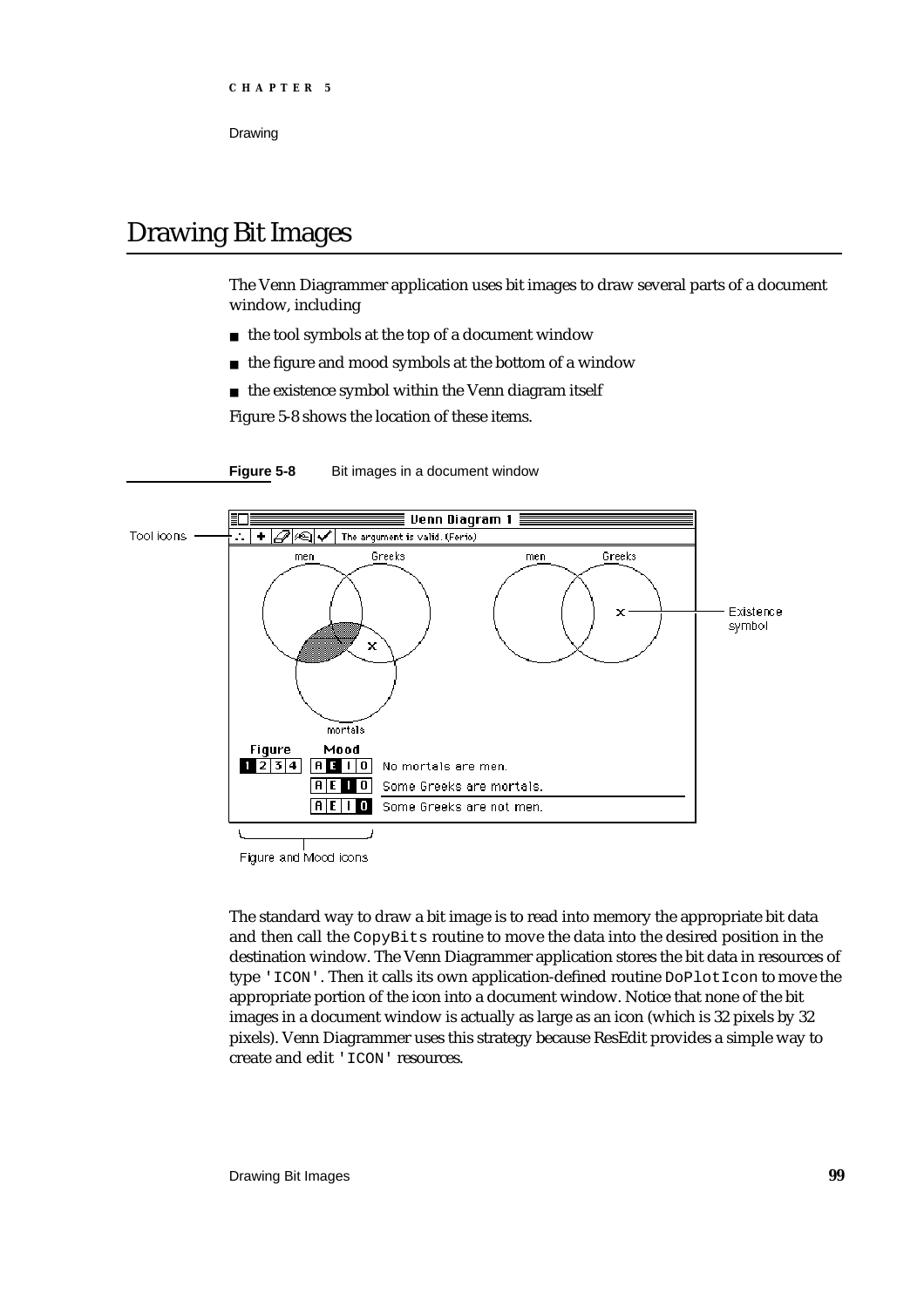# Drawing Bit Images

The Venn Diagrammer application uses bit images to draw several parts of a document window, including

- the tool symbols at the top of a document window
- the figure and mood symbols at the bottom of a window
- the existence symbol within the Venn diagram itself

Figure 5-8 shows the location of these items.

**Figure 5-8** Bit images in a document window

The standard way to draw a bit image is to read into memory the appropriate bit data and then call the `CopyBits` routine to move the data into the desired position in the destination window. The Venn Diagrammer application stores the bit data in resources of type `'ICON'`. Then it calls its own application-defined routine `DoPlotIcon` to move the appropriate portion of the icon into a document window. Notice that none of the bit images in a document window is actually as large as an icon (which is 32 pixels by 32 pixels). Venn Diagrammer uses this strategy because ResEdit provides a simple way to create and edit `'ICON'` resources.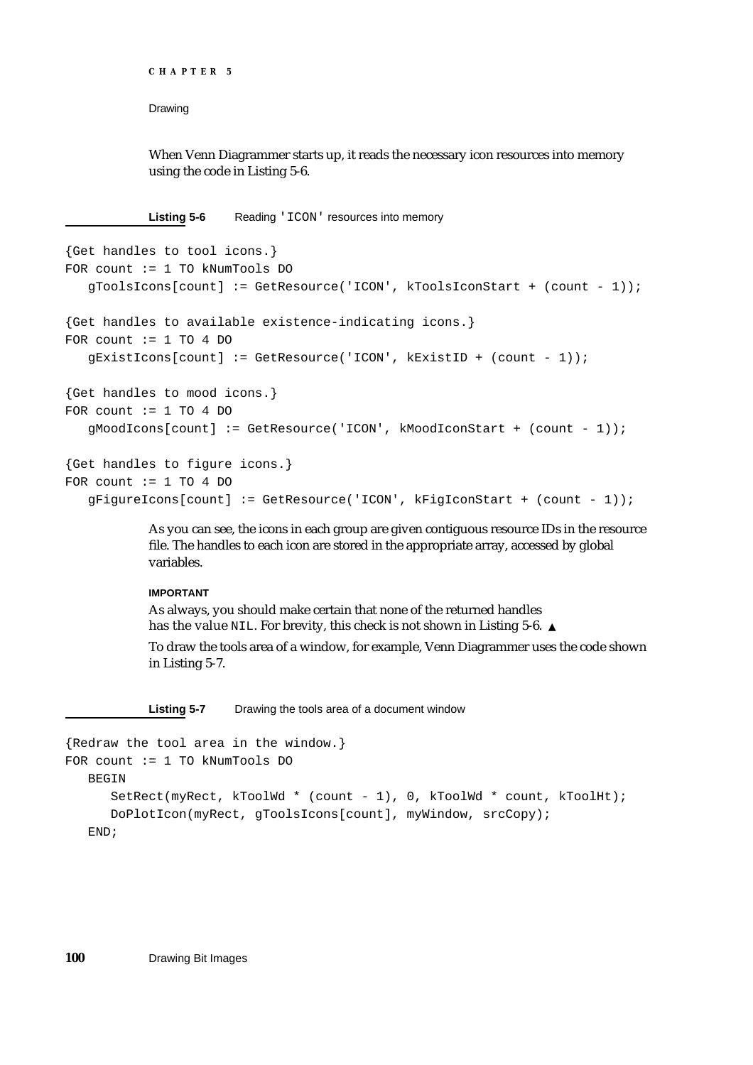When Venn Diagrammer starts up, it reads the necessary icon resources into memory using the code in Listing 5-6.

**Listing 5-6** Reading 'ICON' resources into memory

```
{Get handles to tool icons.}
FOR count := 1 TO kNumTools DO
   gToolsIcons[count] := GetResource('ICON', kToolsIconStart + (count - 1));

{Get handles to available existence-indicating icons.}
FOR count := 1 TO 4 DO
   gExistIcons[count] := GetResource('ICON', kExistID + (count - 1));

{Get handles to mood icons.}
FOR count := 1 TO 4 DO
   gMoodIcons[count] := GetResource('ICON', kMoodIconStart + (count - 1));

{Get handles to figure icons.}
FOR count := 1 TO 4 DO
   gFigureIcons[count] := GetResource('ICON', kFigIconStart + (count - 1));
```

As you can see, the icons in each group are given contiguous resource IDs in the resource file. The handles to each icon are stored in the appropriate array, accessed by global variables.

**IMPORTANT**

As always, you should make certain that none of the returned handles has the value `NIL`. For brevity, this check is not shown in Listing 5-6. ▲

To draw the tools area of a window, for example, Venn Diagrammer uses the code shown in Listing 5-7.

**Listing 5-7** Drawing the tools area of a document window

```
{Redraw the tool area in the window.}
FOR count := 1 TO kNumTools DO
   BEGIN
      SetRect(myRect, kToolWd * (count - 1), 0, kToolWd * count, kToolHt);
      DoPlotIcon(myRect, gToolsIcons[count], myWindow, srcCopy);
   END;
```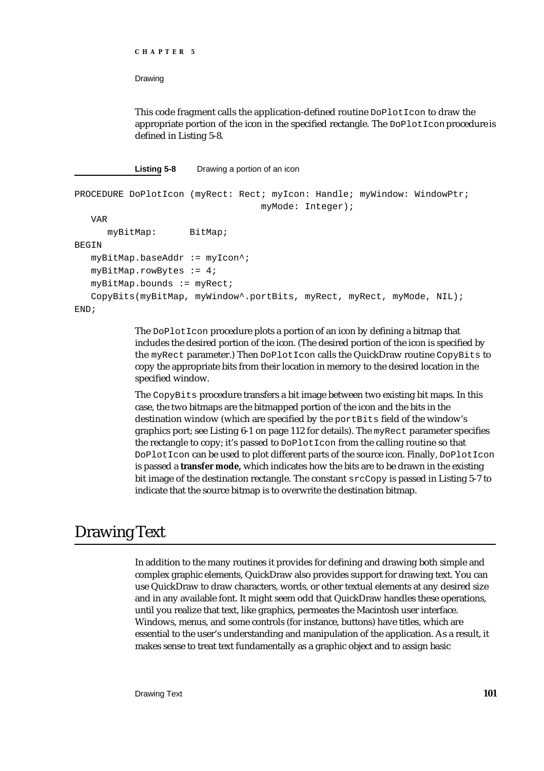This code fragment calls the application-defined routine `DoPlotIcon` to draw the appropriate portion of the icon in the specified rectangle. The `DoPlotIcon` procedure is defined in Listing 5-8.

**Listing 5-8** Drawing a portion of an icon

```
PROCEDURE DoPlotIcon (myRect: Rect; myIcon: Handle; myWindow: WindowPtr;
                                  myMode: Integer);
   VAR
      myBitMap:      BitMap;
BEGIN
   myBitMap.baseAddr := myIcon^;
   myBitMap.rowBytes := 4;
   myBitMap.bounds := myRect;
   CopyBits(myBitMap, myWindow^.portBits, myRect, myRect, myMode, NIL);
END;
```

The `DoPlotIcon` procedure plots a portion of an icon by defining a bitmap that includes the desired portion of the icon. (The desired portion of the icon is specified by the `myRect` parameter.) Then `DoPlotIcon` calls the QuickDraw routine `CopyBits` to copy the appropriate bits from their location in memory to the desired location in the specified window.

The `CopyBits` procedure transfers a bit image between two existing bit maps. In this case, the two bitmaps are the bitmapped portion of the icon and the bits in the destination window (which are specified by the `portBits` field of the window's graphics port; see Listing 6-1 on page 112 for details). The `myRect` parameter specifies the rectangle to copy; it's passed to `DoPlotIcon` from the calling routine so that `DoPlotIcon` can be used to plot different parts of the source icon. Finally, `DoPlotIcon` is passed a **transfer mode,** which indicates how the bits are to be drawn in the existing bit image of the destination rectangle. The constant `srcCopy` is passed in Listing 5-7 to indicate that the source bitmap is to overwrite the destination bitmap.

# Drawing Text

In addition to the many routines it provides for defining and drawing both simple and complex graphic elements, QuickDraw also provides support for drawing text. You can use QuickDraw to draw characters, words, or other textual elements at any desired size and in any available font. It might seem odd that QuickDraw handles these operations, until you realize that text, like graphics, permeates the Macintosh user interface. Windows, menus, and some controls (for instance, buttons) have titles, which are essential to the user's understanding and manipulation of the application. As a result, it makes sense to treat text fundamentally as a graphic object and to assign basic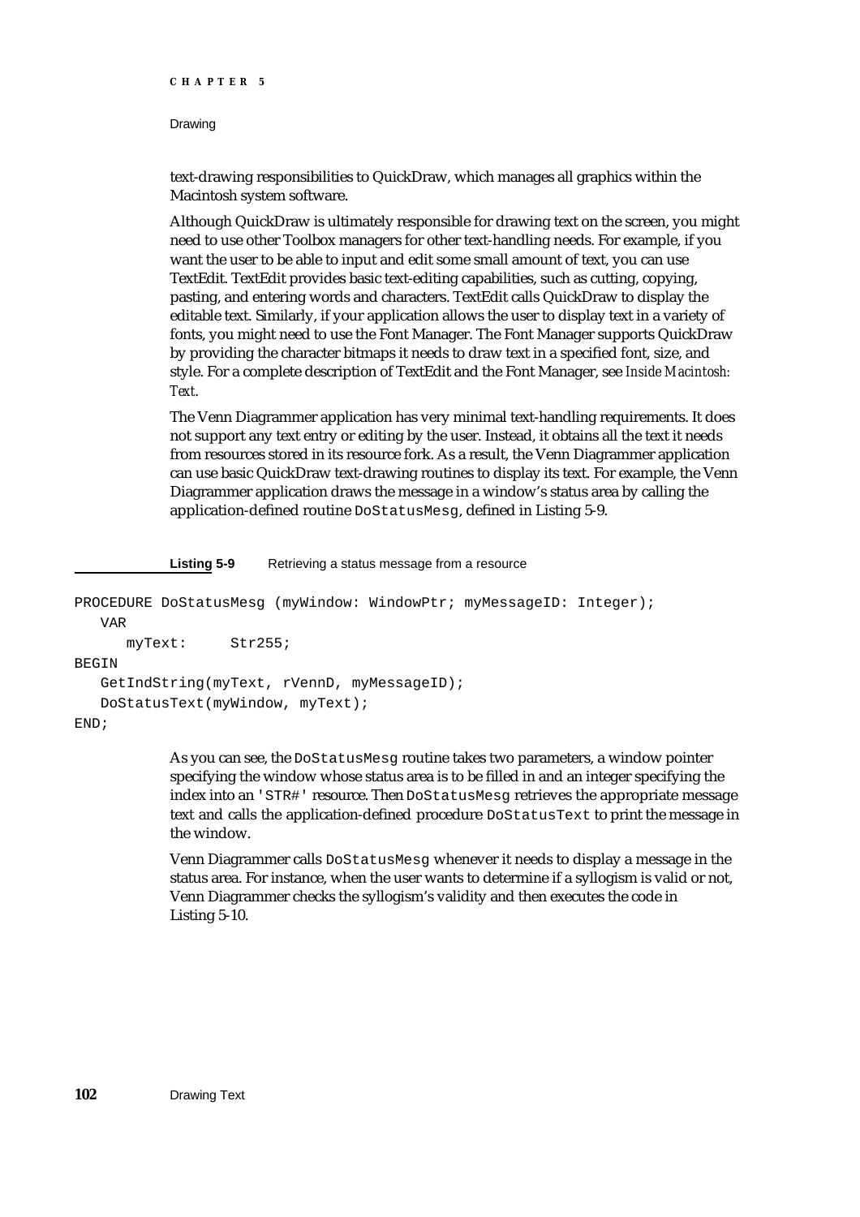text-drawing responsibilities to QuickDraw, which manages all graphics within the Macintosh system software.

Although QuickDraw is ultimately responsible for drawing text on the screen, you might need to use other Toolbox managers for other text-handling needs. For example, if you want the user to be able to input and edit some small amount of text, you can use TextEdit. TextEdit provides basic text-editing capabilities, such as cutting, copying, pasting, and entering words and characters. TextEdit calls QuickDraw to display the editable text. Similarly, if your application allows the user to display text in a variety of fonts, you might need to use the Font Manager. The Font Manager supports QuickDraw by providing the character bitmaps it needs to draw text in a specified font, size, and style. For a complete description of TextEdit and the Font Manager, see *Inside Macintosh: Text*.

The Venn Diagrammer application has very minimal text-handling requirements. It does not support any text entry or editing by the user. Instead, it obtains all the text it needs from resources stored in its resource fork. As a result, the Venn Diagrammer application can use basic QuickDraw text-drawing routines to display its text. For example, the Venn Diagrammer application draws the message in a window's status area by calling the application-defined routine `DoStatusMesg`, defined in Listing 5-9.

**Listing 5-9** Retrieving a status message from a resource

```
PROCEDURE DoStatusMesg (myWindow: WindowPtr; myMessageID: Integer);
   VAR
      myText:     Str255;
BEGIN
   GetIndString(myText, rVennD, myMessageID);
   DoStatusText(myWindow, myText);
END;
```

As you can see, the `DoStatusMesg` routine takes two parameters, a window pointer specifying the window whose status area is to be filled in and an integer specifying the index into an `'STR#'` resource. Then `DoStatusMesg` retrieves the appropriate message text and calls the application-defined procedure `DoStatusText` to print the message in the window.

Venn Diagrammer calls `DoStatusMesg` whenever it needs to display a message in the status area. For instance, when the user wants to determine if a syllogism is valid or not, Venn Diagrammer checks the syllogism's validity and then executes the code in Listing 5-10.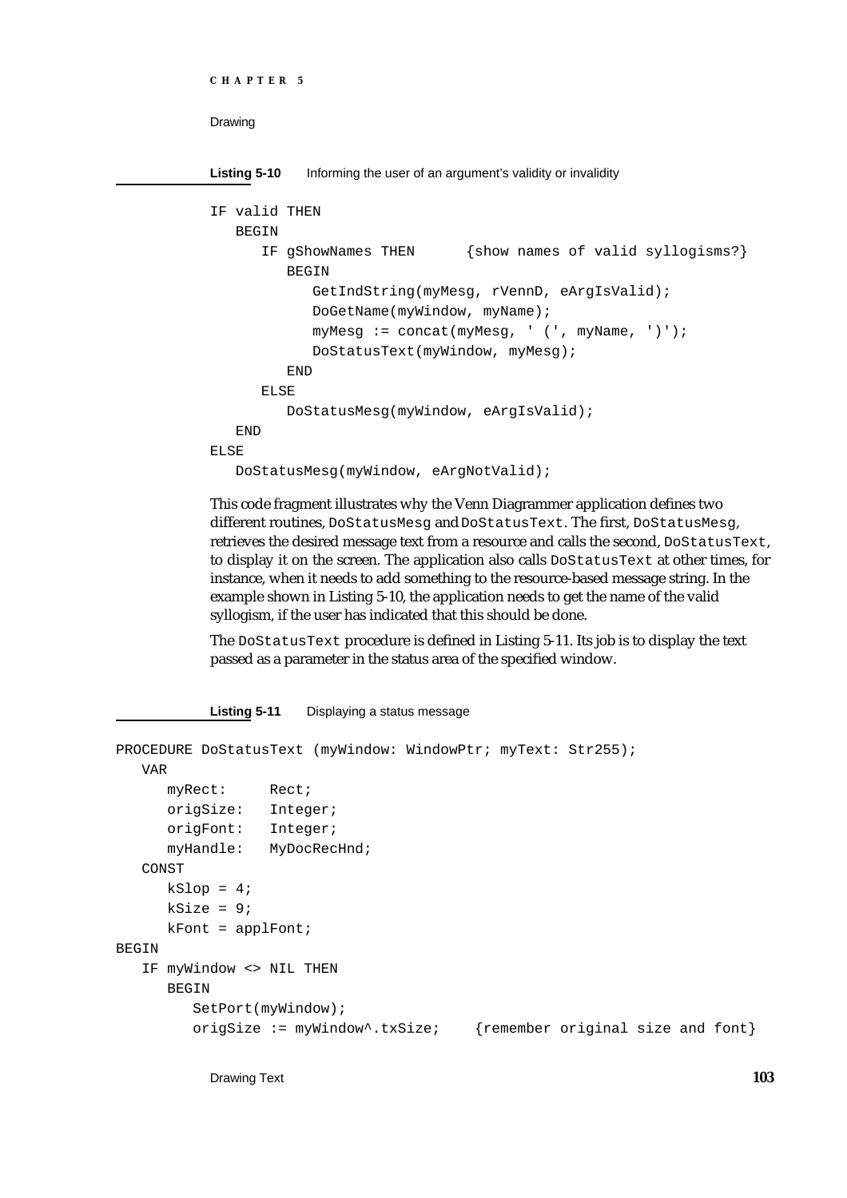**Listing 5-10** Informing the user of an argument's validity or invalidity

```
IF valid THEN
   BEGIN
      IF gShowNames THEN      {show names of valid syllogisms?}
         BEGIN
            GetIndString(myMesg, rVennD, eArgIsValid);
            DoGetName(myWindow, myName);
            myMesg := concat(myMesg, ' (', myName, ')');
            DoStatusText(myWindow, myMesg);
         END
      ELSE
         DoStatusMesg(myWindow, eArgIsValid);
   END
ELSE
   DoStatusMesg(myWindow, eArgNotValid);
```

This code fragment illustrates why the Venn Diagrammer application defines two different routines, `DoStatusMesg` and `DoStatusText`. The first, `DoStatusMesg`, retrieves the desired message text from a resource and calls the second, `DoStatusText`, to display it on the screen. The application also calls `DoStatusText` at other times, for instance, when it needs to add something to the resource-based message string. In the example shown in Listing 5-10, the application needs to get the name of the valid syllogism, if the user has indicated that this should be done.

The `DoStatusText` procedure is defined in Listing 5-11. Its job is to display the text passed as a parameter in the status area of the specified window.

**Listing 5-11** Displaying a status message

```
PROCEDURE DoStatusText (myWindow: WindowPtr; myText: Str255);
   VAR
      myRect:     Rect;
      origSize:   Integer;
      origFont:   Integer;
      myHandle:   MyDocRecHnd;
   CONST
      kSlop = 4;
      kSize = 9;
      kFont = applFont;
BEGIN
   IF myWindow <> NIL THEN
      BEGIN
         SetPort(myWindow);
         origSize := myWindow^.txSize;    {remember original size and font}
```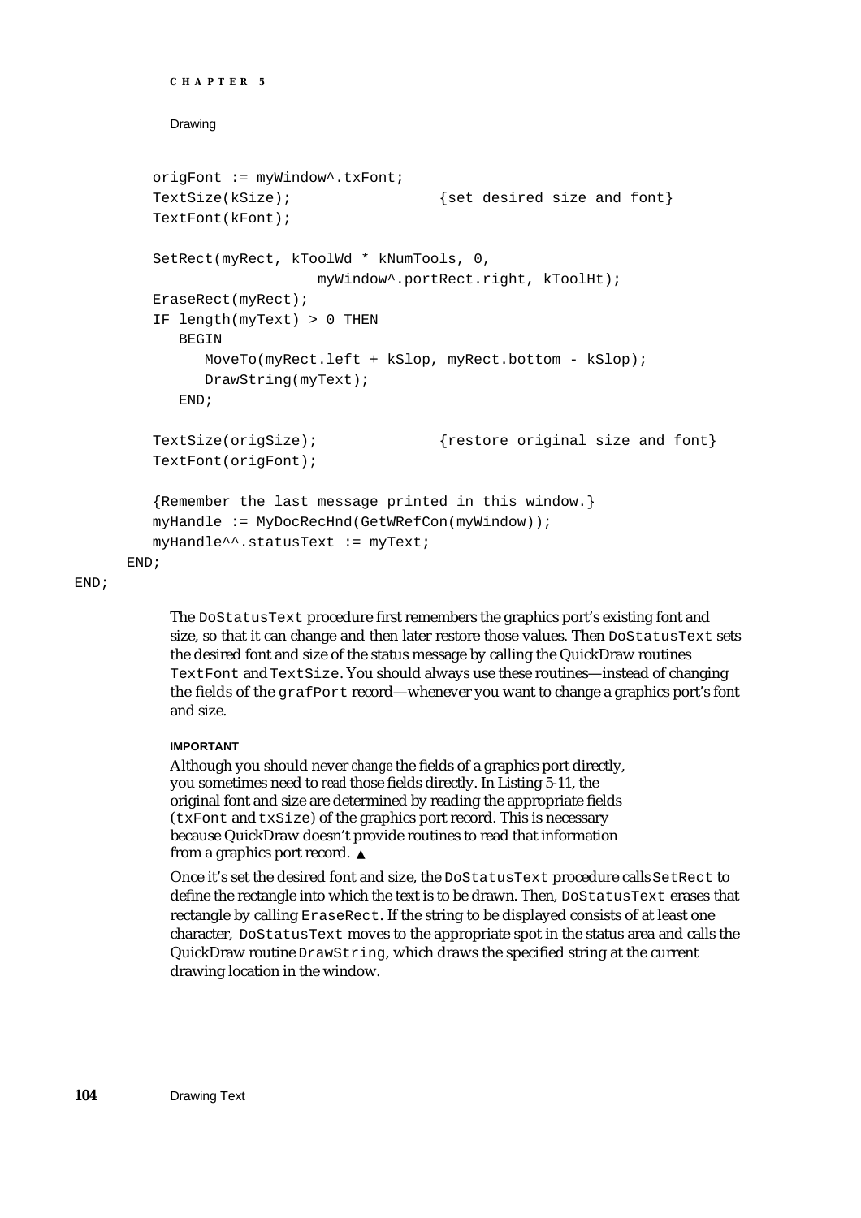```
        origFont := myWindow^.txFont;
        TextSize(kSize);                {set desired size and font}
        TextFont(kFont);

        SetRect(myRect, kToolWd * kNumTools, 0,
                        myWindow^.portRect.right, kToolHt);
        EraseRect(myRect);
        IF length(myText) > 0 THEN
           BEGIN
              MoveTo(myRect.left + kSlop, myRect.bottom - kSlop);
              DrawString(myText);
           END;

        TextSize(origSize);             {restore original size and font}
        TextFont(origFont);

        {Remember the last message printed in this window.}
        myHandle := MyDocRecHnd(GetWRefCon(myWindow));
        myHandle^^.statusText := myText;
     END;
END;
```

The `DoStatusText` procedure first remembers the graphics port's existing font and size, so that it can change and then later restore those values. Then `DoStatusText` sets the desired font and size of the status message by calling the QuickDraw routines `TextFont` and `TextSize`. You should always use these routines—instead of changing the fields of the `grafPort` record—whenever you want to change a graphics port's font and size.

**IMPORTANT**

Although you should never *change* the fields of a graphics port directly, you sometimes need to *read* those fields directly. In Listing 5-11, the original font and size are determined by reading the appropriate fields (`txFont` and `txSize`) of the graphics port record. This is necessary because QuickDraw doesn't provide routines to read that information from a graphics port record. ▲

Once it's set the desired font and size, the `DoStatusText` procedure calls `SetRect` to define the rectangle into which the text is to be drawn. Then, `DoStatusText` erases that rectangle by calling `EraseRect`. If the string to be displayed consists of at least one character, `DoStatusText` moves to the appropriate spot in the status area and calls the QuickDraw routine `DrawString`, which draws the specified string at the current drawing location in the window.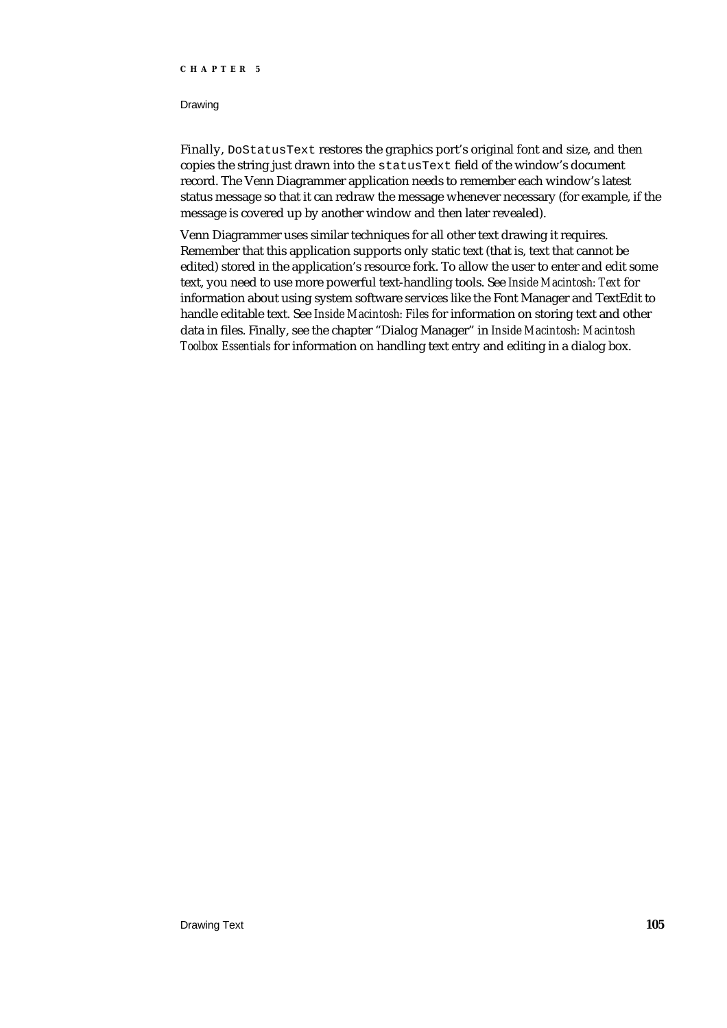Finally, `DoStatusText` restores the graphics port's original font and size, and then copies the string just drawn into the `statusText` field of the window's document record. The Venn Diagrammer application needs to remember each window's latest status message so that it can redraw the message whenever necessary (for example, if the message is covered up by another window and then later revealed).

Venn Diagrammer uses similar techniques for all other text drawing it requires. Remember that this application supports only static text (that is, text that cannot be edited) stored in the application's resource fork. To allow the user to enter and edit some text, you need to use more powerful text-handling tools. See *Inside Macintosh: Text* for information about using system software services like the Font Manager and TextEdit to handle editable text. See *Inside Macintosh: Files* for information on storing text and other data in files. Finally, see the chapter "Dialog Manager" in *Inside Macintosh: Macintosh Toolbox Essentials* for information on handling text entry and editing in a dialog box.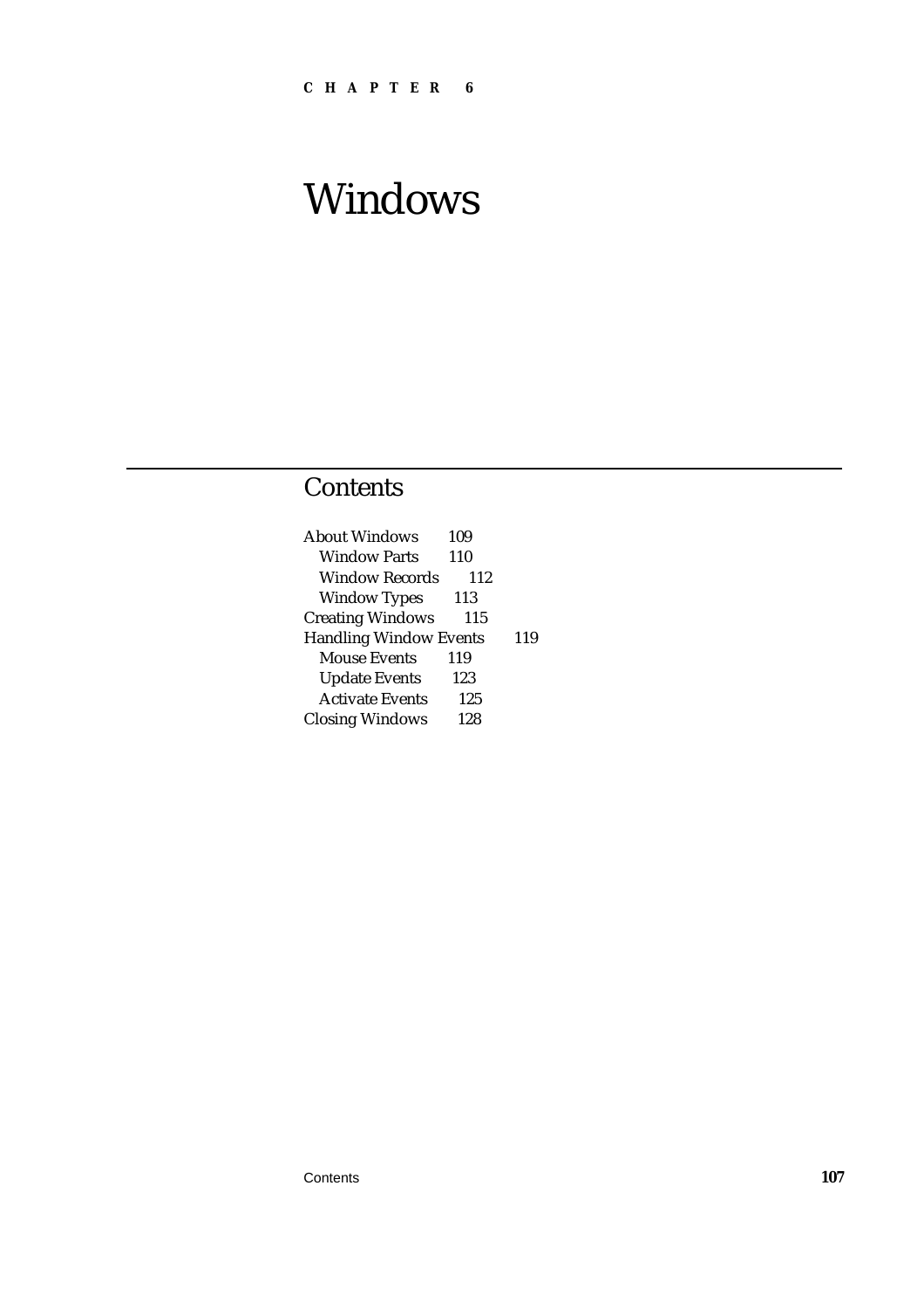**CHAPTER 6**

# Windows

## Contents

About Windows 109
- Window Parts 110
- Window Records 112
- Window Types 113

Creating Windows 115

Handling Window Events 119
- Mouse Events 119
- Update Events 123
- Activate Events 125

Closing Windows 128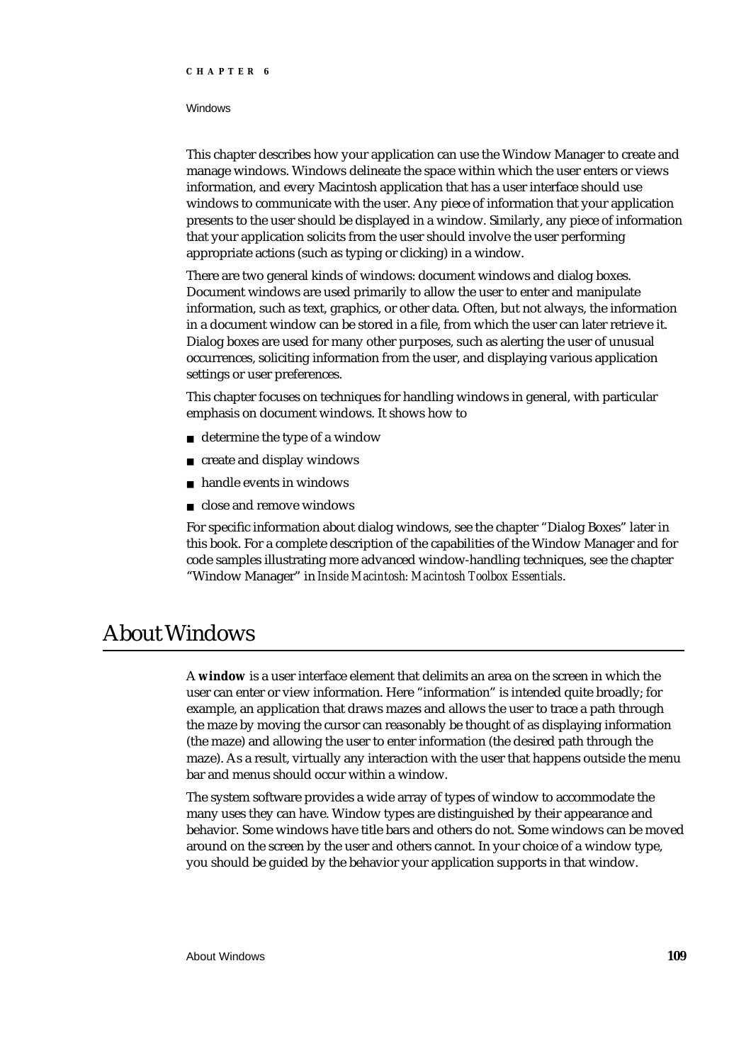This chapter describes how your application can use the Window Manager to create and manage windows. Windows delineate the space within which the user enters or views information, and every Macintosh application that has a user interface should use windows to communicate with the user. Any piece of information that your application presents to the user should be displayed in a window. Similarly, any piece of information that your application solicits from the user should involve the user performing appropriate actions (such as typing or clicking) in a window.

There are two general kinds of windows: document windows and dialog boxes. Document windows are used primarily to allow the user to enter and manipulate information, such as text, graphics, or other data. Often, but not always, the information in a document window can be stored in a file, from which the user can later retrieve it. Dialog boxes are used for many other purposes, such as alerting the user of unusual occurrences, soliciting information from the user, and displaying various application settings or user preferences.

This chapter focuses on techniques for handling windows in general, with particular emphasis on document windows. It shows how to

- determine the type of a window
- create and display windows
- handle events in windows
- close and remove windows

For specific information about dialog windows, see the chapter "Dialog Boxes" later in this book. For a complete description of the capabilities of the Window Manager and for code samples illustrating more advanced window-handling techniques, see the chapter "Window Manager" in *Inside Macintosh: Macintosh Toolbox Essentials*.

# About Windows

A **window** is a user interface element that delimits an area on the screen in which the user can enter or view information. Here "information" is intended quite broadly; for example, an application that draws mazes and allows the user to trace a path through the maze by moving the cursor can reasonably be thought of as displaying information (the maze) and allowing the user to enter information (the desired path through the maze). As a result, virtually any interaction with the user that happens outside the menu bar and menus should occur within a window.

The system software provides a wide array of types of window to accommodate the many uses they can have. Window types are distinguished by their appearance and behavior. Some windows have title bars and others do not. Some windows can be moved around on the screen by the user and others cannot. In your choice of a window type, you should be guided by the behavior your application supports in that window.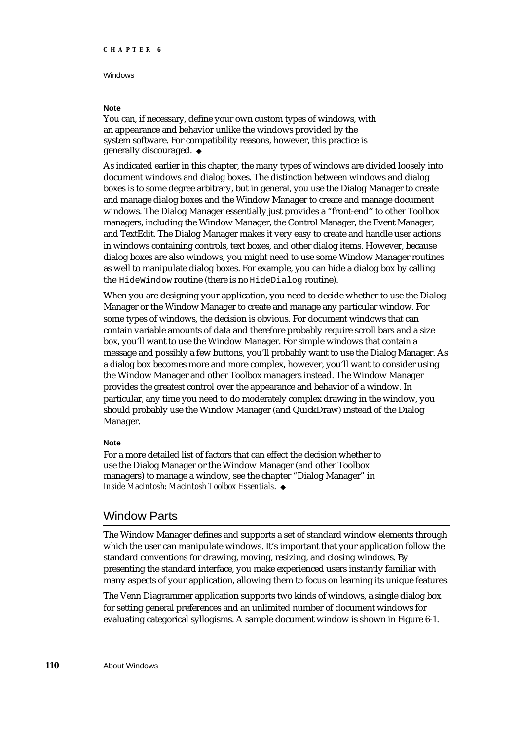**Note**

You can, if necessary, define your own custom types of windows, with an appearance and behavior unlike the windows provided by the system software. For compatibility reasons, however, this practice is generally discouraged. ◆

As indicated earlier in this chapter, the many types of windows are divided loosely into document windows and dialog boxes. The distinction between windows and dialog boxes is to some degree arbitrary, but in general, you use the Dialog Manager to create and manage dialog boxes and the Window Manager to create and manage document windows. The Dialog Manager essentially just provides a "front-end" to other Toolbox managers, including the Window Manager, the Control Manager, the Event Manager, and TextEdit. The Dialog Manager makes it very easy to create and handle user actions in windows containing controls, text boxes, and other dialog items. However, because dialog boxes are also windows, you might need to use some Window Manager routines as well to manipulate dialog boxes. For example, you can hide a dialog box by calling the `HideWindow` routine (there is no `HideDialog` routine).

When you are designing your application, you need to decide whether to use the Dialog Manager or the Window Manager to create and manage any particular window. For some types of windows, the decision is obvious. For document windows that can contain variable amounts of data and therefore probably require scroll bars and a size box, you'll want to use the Window Manager. For simple windows that contain a message and possibly a few buttons, you'll probably want to use the Dialog Manager. As a dialog box becomes more and more complex, however, you'll want to consider using the Window Manager and other Toolbox managers instead. The Window Manager provides the greatest control over the appearance and behavior of a window. In particular, any time you need to do moderately complex drawing in the window, you should probably use the Window Manager (and QuickDraw) instead of the Dialog Manager.

**Note**

For a more detailed list of factors that can effect the decision whether to use the Dialog Manager or the Window Manager (and other Toolbox managers) to manage a window, see the chapter "Dialog Manager" in *Inside Macintosh: Macintosh Toolbox Essentials*. ◆

## Window Parts

The Window Manager defines and supports a set of standard window elements through which the user can manipulate windows. It's important that your application follow the standard conventions for drawing, moving, resizing, and closing windows. By presenting the standard interface, you make experienced users instantly familiar with many aspects of your application, allowing them to focus on learning its unique features.

The Venn Diagrammer application supports two kinds of windows, a single dialog box for setting general preferences and an unlimited number of document windows for evaluating categorical syllogisms. A sample document window is shown in Figure 6-1.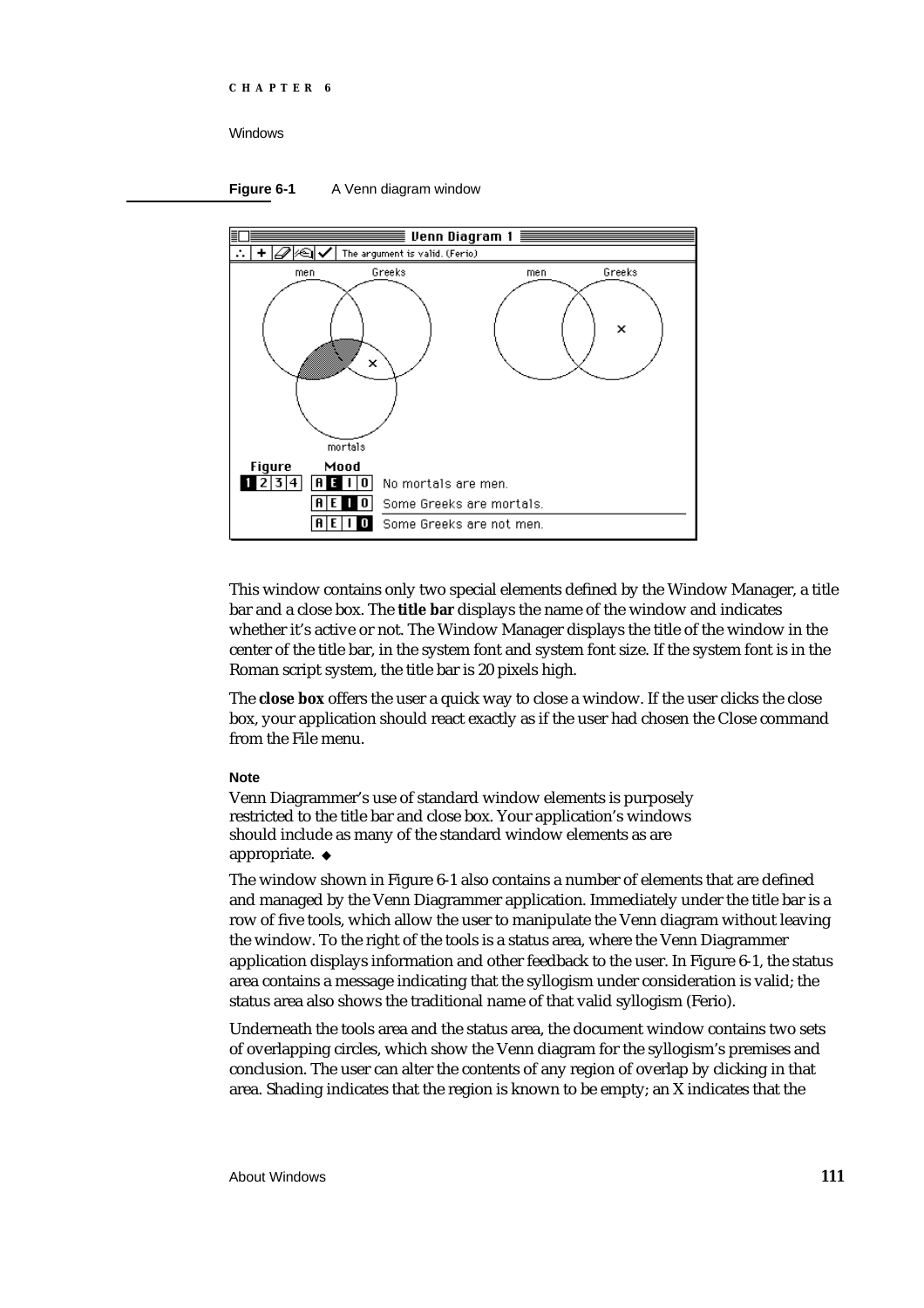**Figure 6-1** A Venn diagram window

This window contains only two special elements defined by the Window Manager, a title bar and a close box. The **title bar** displays the name of the window and indicates whether it's active or not. The Window Manager displays the title of the window in the center of the title bar, in the system font and system font size. If the system font is in the Roman script system, the title bar is 20 pixels high.

The **close box** offers the user a quick way to close a window. If the user clicks the close box, your application should react exactly as if the user had chosen the Close command from the File menu.

**Note**

Venn Diagrammer's use of standard window elements is purposely restricted to the title bar and close box. Your application's windows should include as many of the standard window elements as are appropriate. ◆

The window shown in Figure 6-1 also contains a number of elements that are defined and managed by the Venn Diagrammer application. Immediately under the title bar is a row of five tools, which allow the user to manipulate the Venn diagram without leaving the window. To the right of the tools is a status area, where the Venn Diagrammer application displays information and other feedback to the user. In Figure 6-1, the status area contains a message indicating that the syllogism under consideration is valid; the status area also shows the traditional name of that valid syllogism (Ferio).

Underneath the tools area and the status area, the document window contains two sets of overlapping circles, which show the Venn diagram for the syllogism's premises and conclusion. The user can alter the contents of any region of overlap by clicking in that area. Shading indicates that the region is known to be empty; an X indicates that the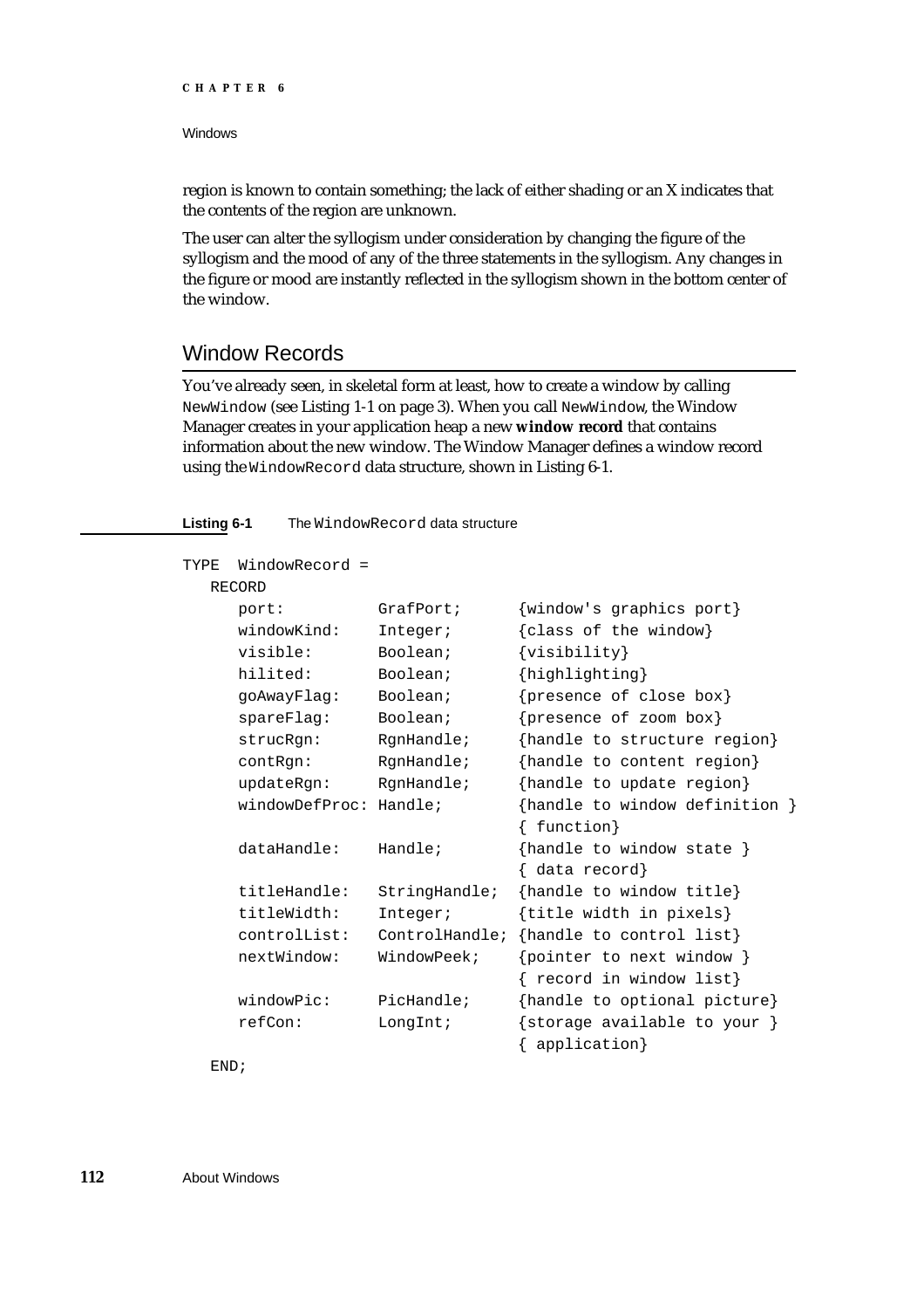region is known to contain something; the lack of either shading or an X indicates that the contents of the region are unknown.

The user can alter the syllogism under consideration by changing the figure of the syllogism and the mood of any of the three statements in the syllogism. Any changes in the figure or mood are instantly reflected in the syllogism shown in the bottom center of the window.

## Window Records

You've already seen, in skeletal form at least, how to create a window by calling `NewWindow` (see Listing 1-1 on page 3). When you call `NewWindow`, the Window Manager creates in your application heap a new **window record** that contains information about the new window. The Window Manager defines a window record using the `WindowRecord` data structure, shown in Listing 6-1.

**Listing 6-1** The `WindowRecord` data structure

```
TYPE  WindowRecord =
   RECORD
      port:          GrafPort;      {window's graphics port}
      windowKind:    Integer;       {class of the window}
      visible:       Boolean;       {visibility}
      hilited:       Boolean;       {highlighting}
      goAwayFlag:    Boolean;       {presence of close box}
      spareFlag:     Boolean;       {presence of zoom box}
      strucRgn:      RgnHandle;     {handle to structure region}
      contRgn:       RgnHandle;     {handle to content region}
      updateRgn:     RgnHandle;     {handle to update region}
      windowDefProc: Handle;        {handle to window definition }
                                    { function}
      dataHandle:    Handle;        {handle to window state }
                                    { data record}
      titleHandle:   StringHandle;  {handle to window title}
      titleWidth:    Integer;       {title width in pixels}
      controlList:   ControlHandle; {handle to control list}
      nextWindow:    WindowPeek;    {pointer to next window }
                                    { record in window list}
      windowPic:     PicHandle;     {handle to optional picture}
      refCon:        LongInt;       {storage available to your }
                                    { application}
   END;
```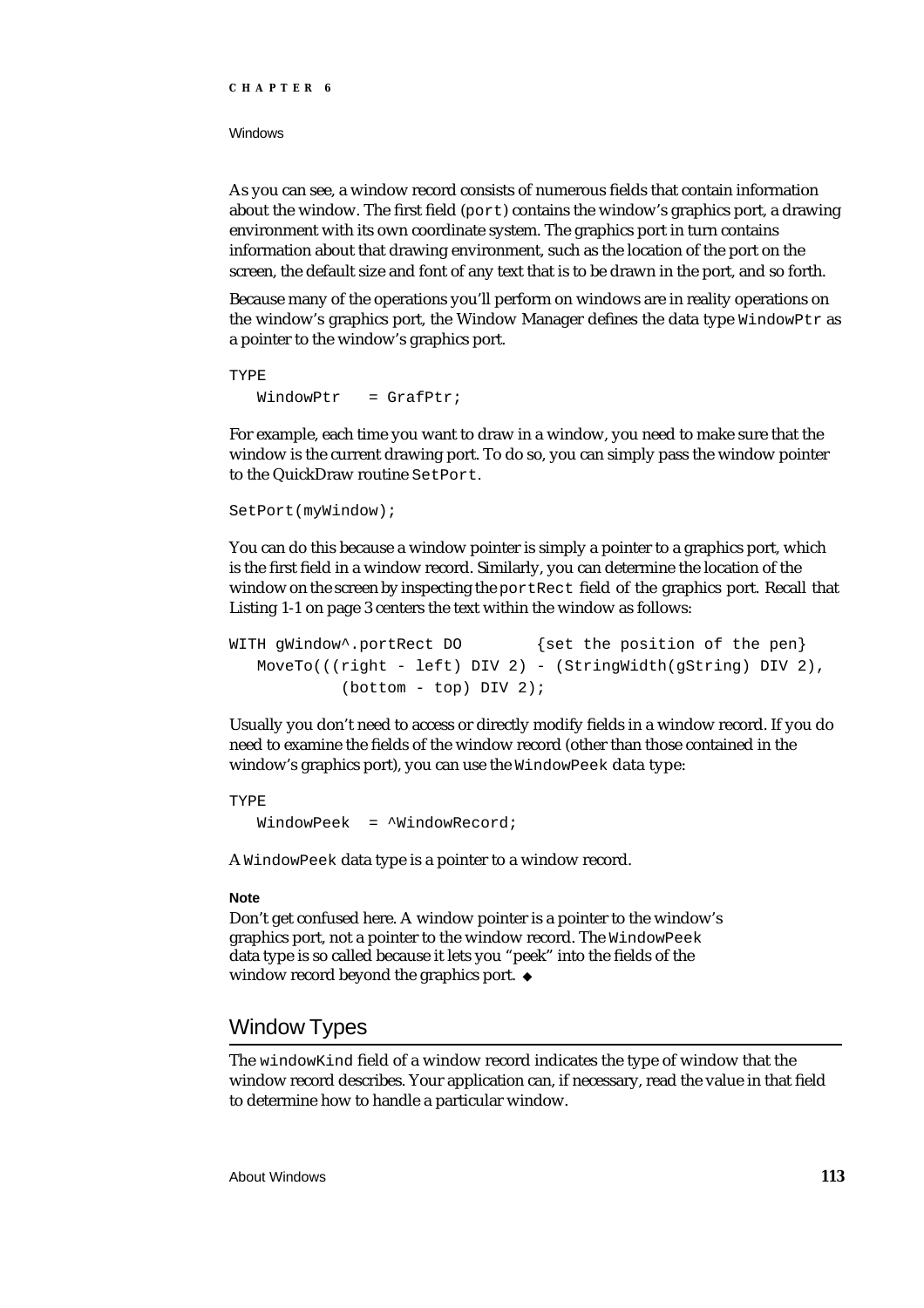As you can see, a window record consists of numerous fields that contain information about the window. The first field (`port`) contains the window's graphics port, a drawing environment with its own coordinate system. The graphics port in turn contains information about that drawing environment, such as the location of the port on the screen, the default size and font of any text that is to be drawn in the port, and so forth.

Because many of the operations you'll perform on windows are in reality operations on the window's graphics port, the Window Manager defines the data type `WindowPtr` as a pointer to the window's graphics port.

```
TYPE
   WindowPtr   = GrafPtr;
```

For example, each time you want to draw in a window, you need to make sure that the window is the current drawing port. To do so, you can simply pass the window pointer to the QuickDraw routine `SetPort`.

```
SetPort(myWindow);
```

You can do this because a window pointer is simply a pointer to a graphics port, which is the first field in a window record. Similarly, you can determine the location of the window on the screen by inspecting the `portRect` field of the graphics port. Recall that Listing 1-1 on page 3 centers the text within the window as follows:

```
WITH gWindow^.portRect DO        {set the position of the pen}
   MoveTo(((right - left) DIV 2) - (StringWidth(gString) DIV 2),
            (bottom - top) DIV 2);
```

Usually you don't need to access or directly modify fields in a window record. If you do need to examine the fields of the window record (other than those contained in the window's graphics port), you can use the `WindowPeek` data type:

```
TYPE
   WindowPeek  = ^WindowRecord;
```

A `WindowPeek` data type is a pointer to a window record.

**Note**

Don't get confused here. A window pointer is a pointer to the window's graphics port, not a pointer to the window record. The `WindowPeek` data type is so called because it lets you "peek" into the fields of the window record beyond the graphics port. ◆

## Window Types

The `windowKind` field of a window record indicates the type of window that the window record describes. Your application can, if necessary, read the value in that field to determine how to handle a particular window.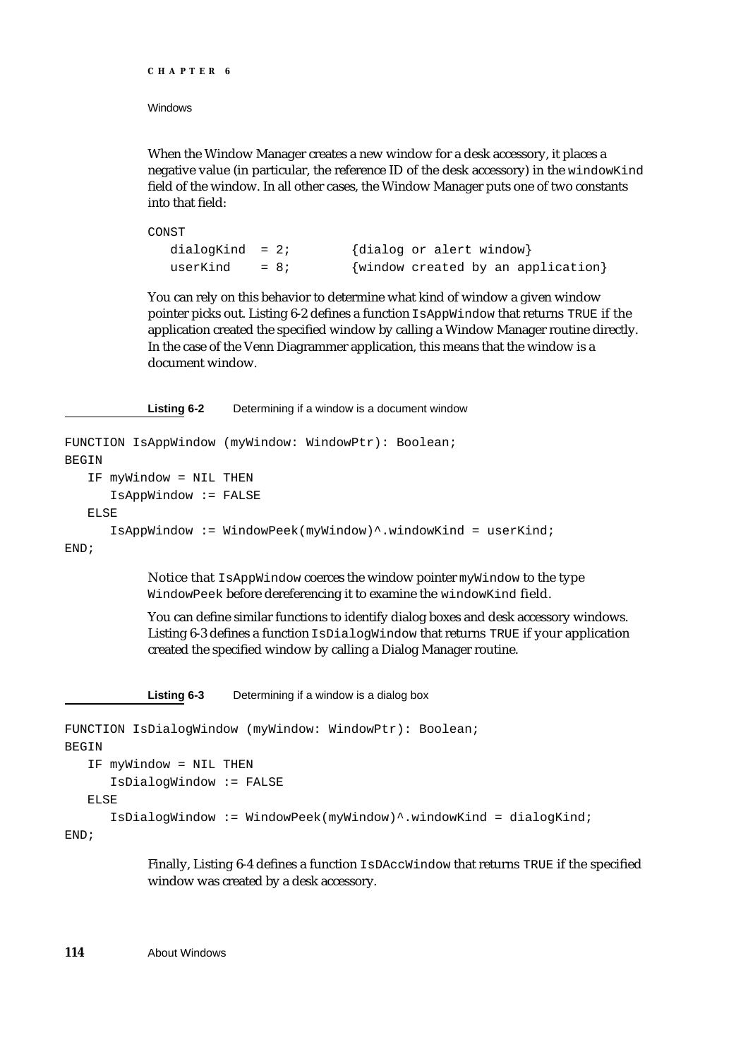When the Window Manager creates a new window for a desk accessory, it places a negative value (in particular, the reference ID of the desk accessory) in the `windowKind` field of the window. In all other cases, the Window Manager puts one of two constants into that field:

```
CONST
   dialogKind  = 2;        {dialog or alert window}
   userKind    = 8;        {window created by an application}
```

You can rely on this behavior to determine what kind of window a given window pointer picks out. Listing 6-2 defines a function `IsAppWindow` that returns `TRUE` if the application created the specified window by calling a Window Manager routine directly. In the case of the Venn Diagrammer application, this means that the window is a document window.

**Listing 6-2** Determining if a window is a document window

```
FUNCTION IsAppWindow (myWindow: WindowPtr): Boolean;
BEGIN
   IF myWindow = NIL THEN
      IsAppWindow := FALSE
   ELSE
      IsAppWindow := WindowPeek(myWindow)^.windowKind = userKind;
END;
```

Notice that `IsAppWindow` coerces the window pointer `myWindow` to the type `WindowPeek` before dereferencing it to examine the `windowKind` field.

You can define similar functions to identify dialog boxes and desk accessory windows. Listing 6-3 defines a function `IsDialogWindow` that returns `TRUE` if your application created the specified window by calling a Dialog Manager routine.

**Listing 6-3** Determining if a window is a dialog box

```
FUNCTION IsDialogWindow (myWindow: WindowPtr): Boolean;
BEGIN
   IF myWindow = NIL THEN
      IsDialogWindow := FALSE
   ELSE
      IsDialogWindow := WindowPeek(myWindow)^.windowKind = dialogKind;
END;
```

Finally, Listing 6-4 defines a function `IsDAccWindow` that returns `TRUE` if the specified window was created by a desk accessory.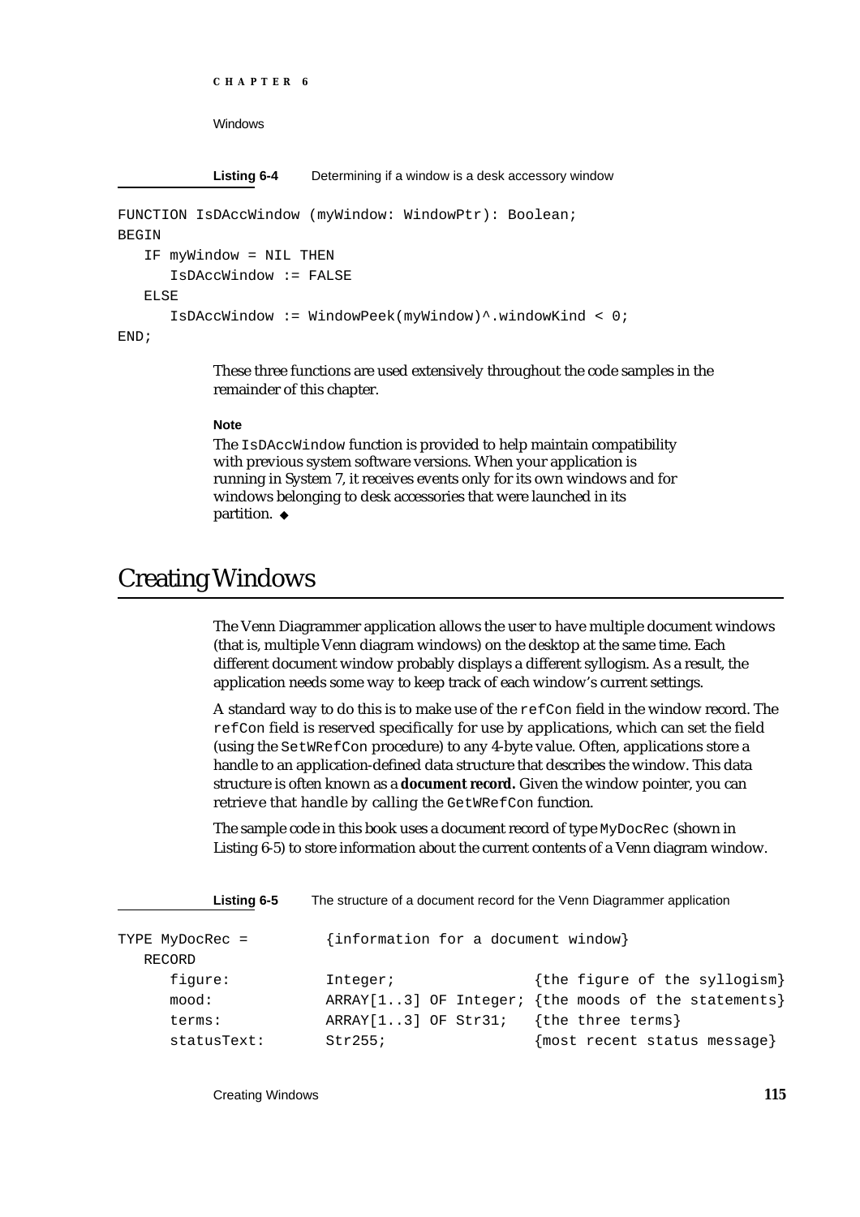**Listing 6-4** Determining if a window is a desk accessory window

```
FUNCTION IsDAccWindow (myWindow: WindowPtr): Boolean;
BEGIN
   IF myWindow = NIL THEN
      IsDAccWindow := FALSE
   ELSE
      IsDAccWindow := WindowPeek(myWindow)^.windowKind < 0;
END;
```

These three functions are used extensively throughout the code samples in the remainder of this chapter.

**Note**

The `IsDAccWindow` function is provided to help maintain compatibility with previous system software versions. When your application is running in System 7, it receives events only for its own windows and for windows belonging to desk accessories that were launched in its partition. ◆

## Creating Windows

The Venn Diagrammer application allows the user to have multiple document windows (that is, multiple Venn diagram windows) on the desktop at the same time. Each different document window probably displays a different syllogism. As a result, the application needs some way to keep track of each window's current settings.

A standard way to do this is to make use of the `refCon` field in the window record. The `refCon` field is reserved specifically for use by applications, which can set the field (using the `SetWRefCon` procedure) to any 4-byte value. Often, applications store a handle to an application-defined data structure that describes the window. This data structure is often known as a **document record.** Given the window pointer, you can retrieve that handle by calling the `GetWRefCon` function.

The sample code in this book uses a document record of type `MyDocRec` (shown in Listing 6-5) to store information about the current contents of a Venn diagram window.

**Listing 6-5** The structure of a document record for the Venn Diagrammer application

```
TYPE MyDocRec =         {information for a document window}
   RECORD
      figure:           Integer;                {the figure of the syllogism}
      mood:             ARRAY[1..3] OF Integer; {the moods of the statements}
      terms:            ARRAY[1..3] OF Str31;   {the three terms}
      statusText:       Str255;                 {most recent status message}
```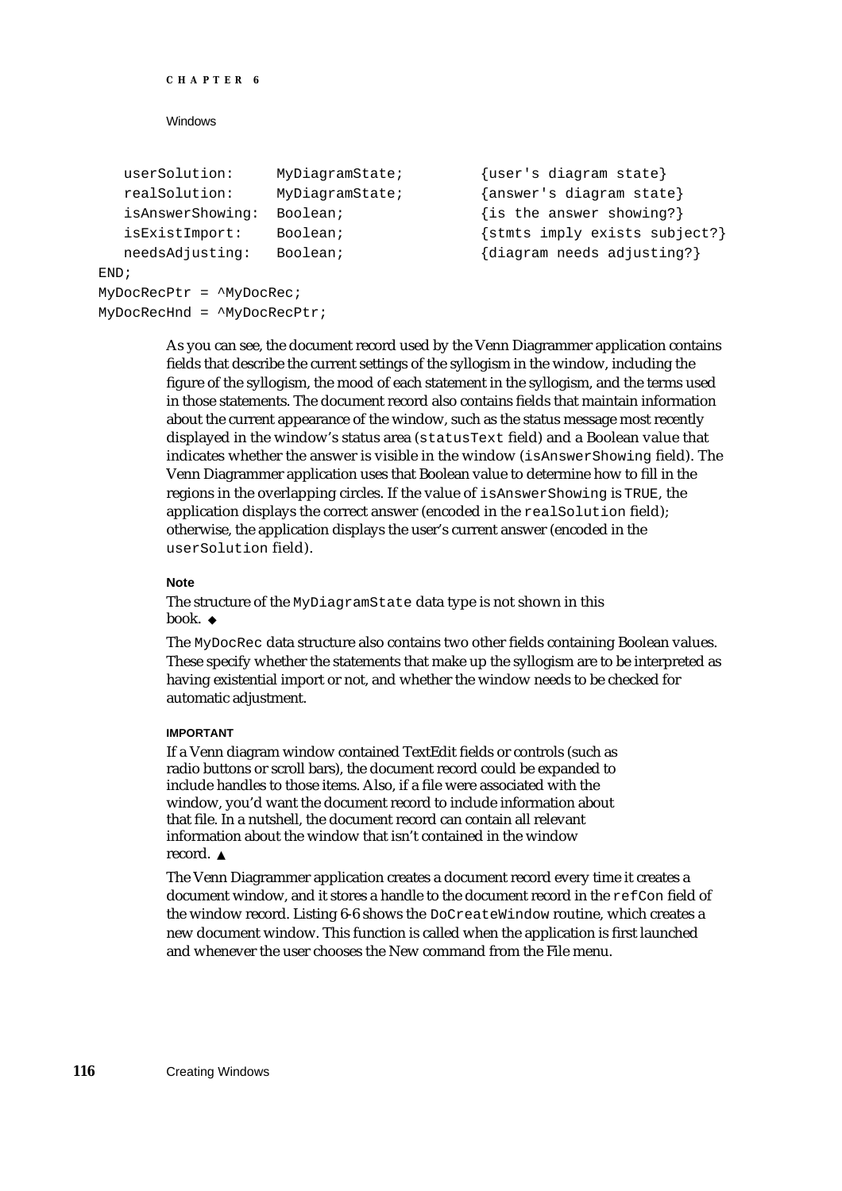```
   userSolution:     MyDiagramState;        {user's diagram state}
   realSolution:     MyDiagramState;        {answer's diagram state}
   isAnswerShowing:  Boolean;               {is the answer showing?}
   isExistImport:    Boolean;               {stmts imply exists subject?}
   needsAdjusting:   Boolean;               {diagram needs adjusting?}
END;
MyDocRecPtr = ^MyDocRec;
MyDocRecHnd = ^MyDocRecPtr;
```

As you can see, the document record used by the Venn Diagrammer application contains fields that describe the current settings of the syllogism in the window, including the figure of the syllogism, the mood of each statement in the syllogism, and the terms used in those statements. The document record also contains fields that maintain information about the current appearance of the window, such as the status message most recently displayed in the window's status area (`statusText` field) and a Boolean value that indicates whether the answer is visible in the window (`isAnswerShowing` field). The Venn Diagrammer application uses that Boolean value to determine how to fill in the regions in the overlapping circles. If the value of `isAnswerShowing` is `TRUE`, the application displays the correct answer (encoded in the `realSolution` field); otherwise, the application displays the user's current answer (encoded in the `userSolution` field).

**Note**

The structure of the `MyDiagramState` data type is not shown in this book. ◆

The `MyDocRec` data structure also contains two other fields containing Boolean values. These specify whether the statements that make up the syllogism are to be interpreted as having existential import or not, and whether the window needs to be checked for automatic adjustment.

**IMPORTANT**

If a Venn diagram window contained TextEdit fields or controls (such as radio buttons or scroll bars), the document record could be expanded to include handles to those items. Also, if a file were associated with the window, you'd want the document record to include information about that file. In a nutshell, the document record can contain all relevant information about the window that isn't contained in the window record. ▲

The Venn Diagrammer application creates a document record every time it creates a document window, and it stores a handle to the document record in the `refCon` field of the window record. Listing 6-6 shows the `DoCreateWindow` routine, which creates a new document window. This function is called when the application is first launched and whenever the user chooses the New command from the File menu.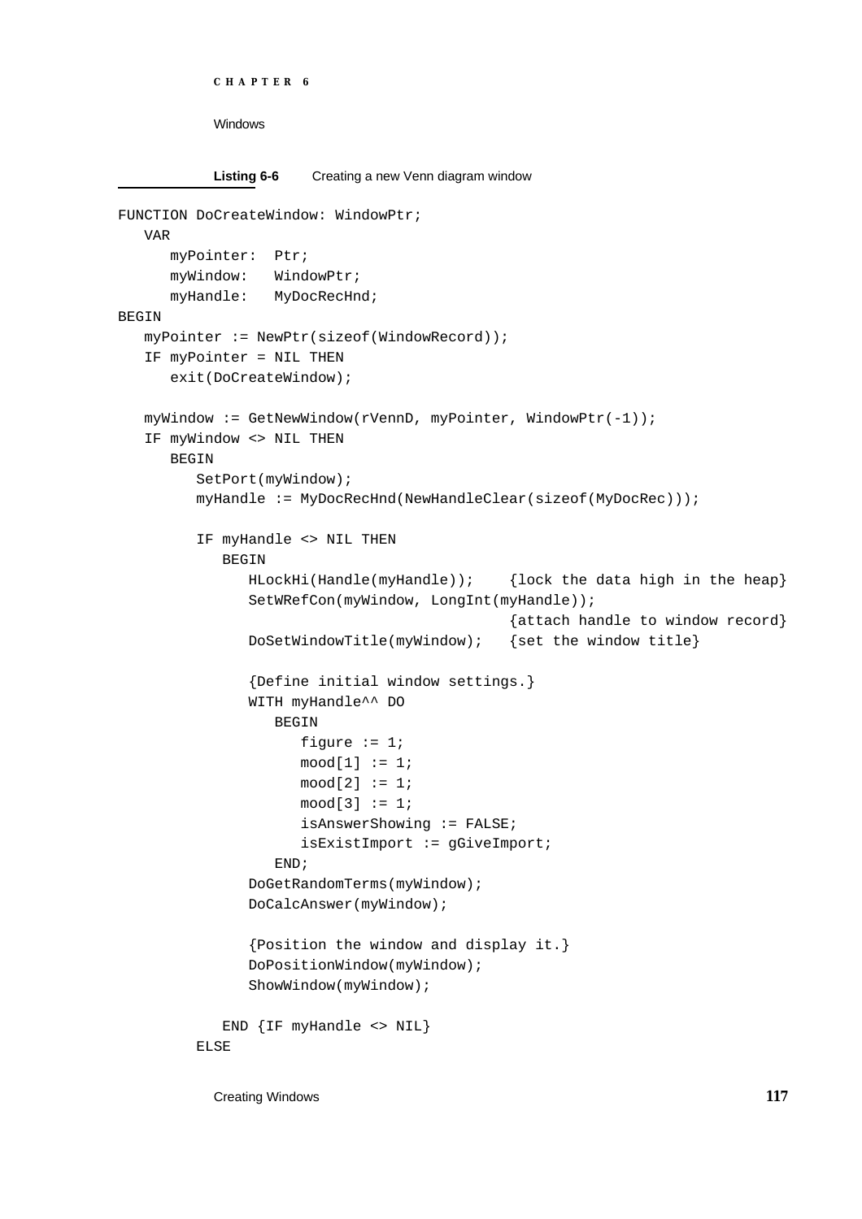**Listing 6-6** Creating a new Venn diagram window

```
FUNCTION DoCreateWindow: WindowPtr;
   VAR
      myPointer:  Ptr;
      myWindow:   WindowPtr;
      myHandle:   MyDocRecHnd;
BEGIN
   myPointer := NewPtr(sizeof(WindowRecord));
   IF myPointer = NIL THEN
      exit(DoCreateWindow);

   myWindow := GetNewWindow(rVennD, myPointer, WindowPtr(-1));
   IF myWindow <> NIL THEN
      BEGIN
         SetPort(myWindow);
         myHandle := MyDocRecHnd(NewHandleClear(sizeof(MyDocRec)));

         IF myHandle <> NIL THEN
            BEGIN
               HLockHi(Handle(myHandle));    {lock the data high in the heap}
               SetWRefCon(myWindow, LongInt(myHandle));
                                             {attach handle to window record}
               DoSetWindowTitle(myWindow);   {set the window title}

               {Define initial window settings.}
               WITH myHandle^^ DO
                  BEGIN
                     figure := 1;
                     mood[1] := 1;
                     mood[2] := 1;
                     mood[3] := 1;
                     isAnswerShowing := FALSE;
                     isExistImport := gGiveImport;
                  END;
               DoGetRandomTerms(myWindow);
               DoCalcAnswer(myWindow);

               {Position the window and display it.}
               DoPositionWindow(myWindow);
               ShowWindow(myWindow);

            END {IF myHandle <> NIL}
         ELSE
```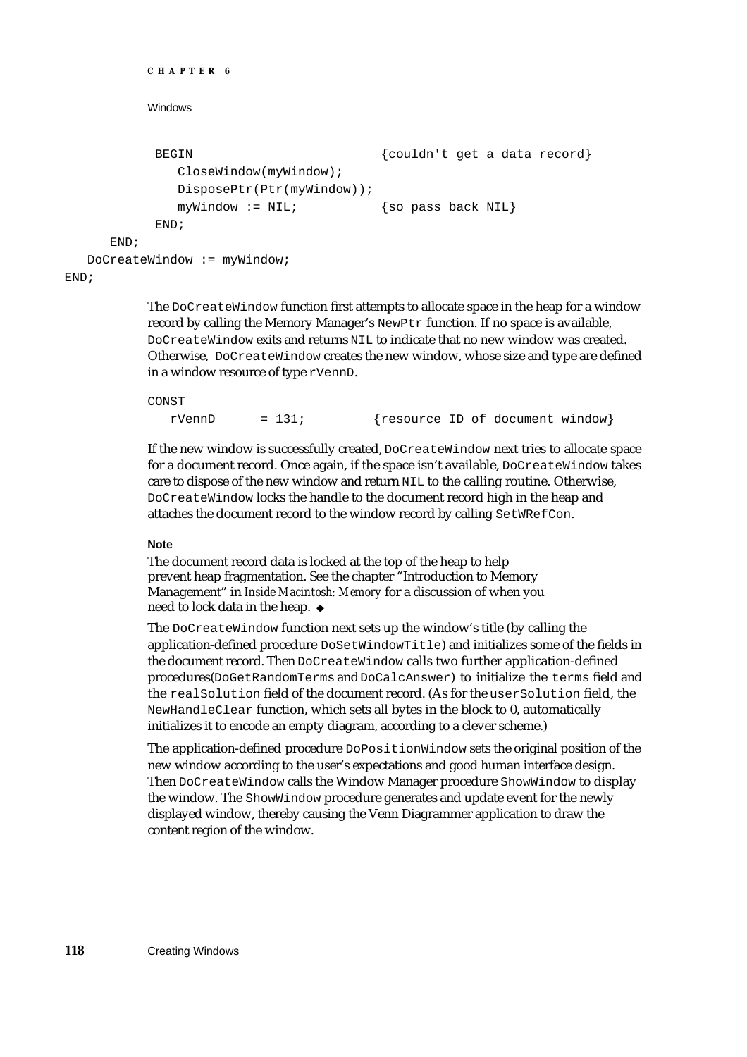```
         BEGIN                         {couldn't get a data record}
            CloseWindow(myWindow);
            DisposePtr(Ptr(myWindow));
            myWindow := NIL;           {so pass back NIL}
         END;
      END;
   DoCreateWindow := myWindow;
END;
```

The `DoCreateWindow` function first attempts to allocate space in the heap for a window record by calling the Memory Manager's `NewPtr` function. If no space is available, `DoCreateWindow` exits and returns `NIL` to indicate that no new window was created. Otherwise, `DoCreateWindow` creates the new window, whose size and type are defined in a window resource of type `rVennD`.

```
CONST
   rVennD      = 131;         {resource ID of document window}
```

If the new window is successfully created, `DoCreateWindow` next tries to allocate space for a document record. Once again, if the space isn't available, `DoCreateWindow` takes care to dispose of the new window and return `NIL` to the calling routine. Otherwise, `DoCreateWindow` locks the handle to the document record high in the heap and attaches the document record to the window record by calling `SetWRefCon`.

**Note**

The document record data is locked at the top of the heap to help prevent heap fragmentation. See the chapter "Introduction to Memory Management" in *Inside Macintosh: Memory* for a discussion of when you need to lock data in the heap. ◆

The `DoCreateWindow` function next sets up the window's title (by calling the application-defined procedure `DoSetWindowTitle`) and initializes some of the fields in the document record. Then `DoCreateWindow` calls two further application-defined procedures(`DoGetRandomTerms` and `DoCalcAnswer`) to initialize the `terms` field and the `realSolution` field of the document record. (As for the `userSolution` field, the `NewHandleClear` function, which sets all bytes in the block to 0, automatically initializes it to encode an empty diagram, according to a clever scheme.)

The application-defined procedure `DoPositionWindow` sets the original position of the new window according to the user's expectations and good human interface design. Then `DoCreateWindow` calls the Window Manager procedure `ShowWindow` to display the window. The `ShowWindow` procedure generates and update event for the newly displayed window, thereby causing the Venn Diagrammer application to draw the content region of the window.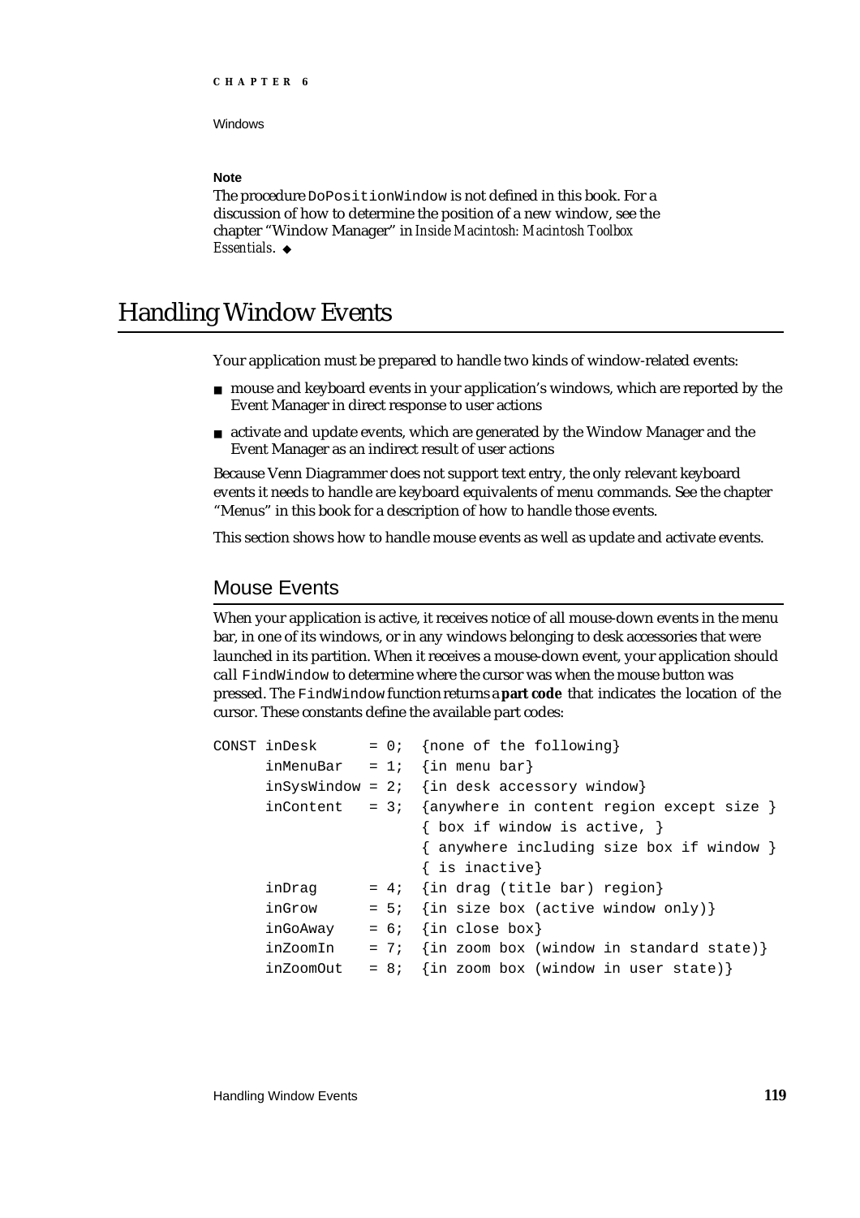**Note**

The procedure `DoPositionWindow` is not defined in this book. For a discussion of how to determine the position of a new window, see the chapter "Window Manager" in *Inside Macintosh: Macintosh Toolbox Essentials*. ◆

# Handling Window Events

Your application must be prepared to handle two kinds of window-related events:

- mouse and keyboard events in your application's windows, which are reported by the Event Manager in direct response to user actions
- activate and update events, which are generated by the Window Manager and the Event Manager as an indirect result of user actions

Because Venn Diagrammer does not support text entry, the only relevant keyboard events it needs to handle are keyboard equivalents of menu commands. See the chapter "Menus" in this book for a description of how to handle those events.

This section shows how to handle mouse events as well as update and activate events.

## Mouse Events

When your application is active, it receives notice of all mouse-down events in the menu bar, in one of its windows, or in any windows belonging to desk accessories that were launched in its partition. When it receives a mouse-down event, your application should call `FindWindow` to determine where the cursor was when the mouse button was pressed. The `FindWindow` function returns a **part code** that indicates the location of the cursor. These constants define the available part codes:

```
CONST inDesk      = 0;  {none of the following}
      inMenuBar   = 1;  {in menu bar}
      inSysWindow = 2;  {in desk accessory window}
      inContent   = 3;  {anywhere in content region except size }
                        { box if window is active, }
                        { anywhere including size box if window }
                        { is inactive}
      inDrag      = 4;  {in drag (title bar) region}
      inGrow      = 5;  {in size box (active window only)}
      inGoAway    = 6;  {in close box}
      inZoomIn    = 7;  {in zoom box (window in standard state)}
      inZoomOut   = 8;  {in zoom box (window in user state)}
```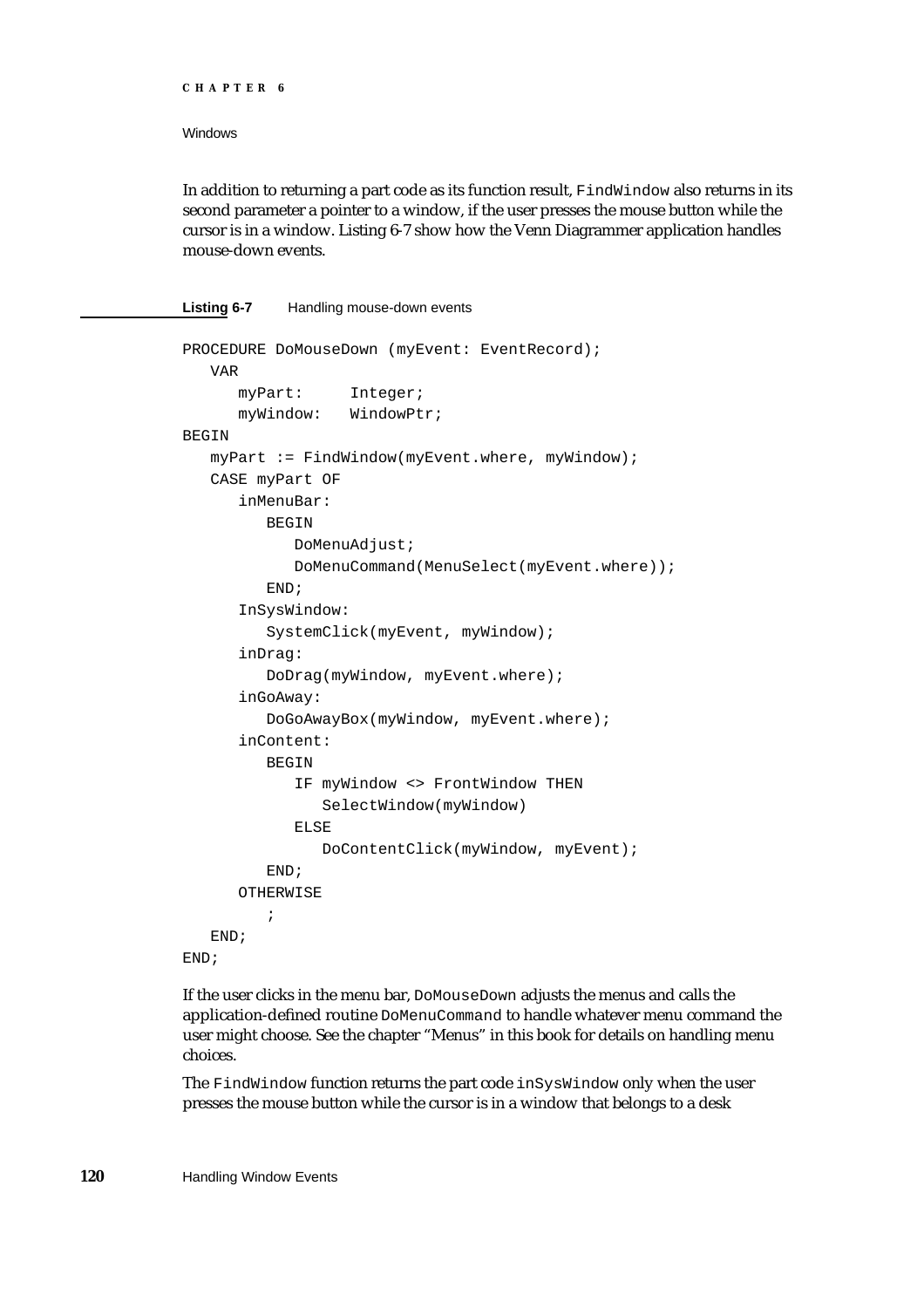In addition to returning a part code as its function result, `FindWindow` also returns in its second parameter a pointer to a window, if the user presses the mouse button while the cursor is in a window. Listing 6-7 show how the Venn Diagrammer application handles mouse-down events.

**Listing 6-7** Handling mouse-down events

```
PROCEDURE DoMouseDown (myEvent: EventRecord);
   VAR
      myPart:     Integer;
      myWindow:   WindowPtr;
BEGIN
   myPart := FindWindow(myEvent.where, myWindow);
   CASE myPart OF
      inMenuBar:
         BEGIN
            DoMenuAdjust;
            DoMenuCommand(MenuSelect(myEvent.where));
         END;
      InSysWindow:
         SystemClick(myEvent, myWindow);
      inDrag:
         DoDrag(myWindow, myEvent.where);
      inGoAway:
         DoGoAwayBox(myWindow, myEvent.where);
      inContent:
         BEGIN
            IF myWindow <> FrontWindow THEN
               SelectWindow(myWindow)
            ELSE
               DoContentClick(myWindow, myEvent);
         END;
      OTHERWISE
         ;
   END;
END;
```

If the user clicks in the menu bar, `DoMouseDown` adjusts the menus and calls the application-defined routine `DoMenuCommand` to handle whatever menu command the user might choose. See the chapter "Menus" in this book for details on handling menu choices.

The `FindWindow` function returns the part code `inSysWindow` only when the user presses the mouse button while the cursor is in a window that belongs to a desk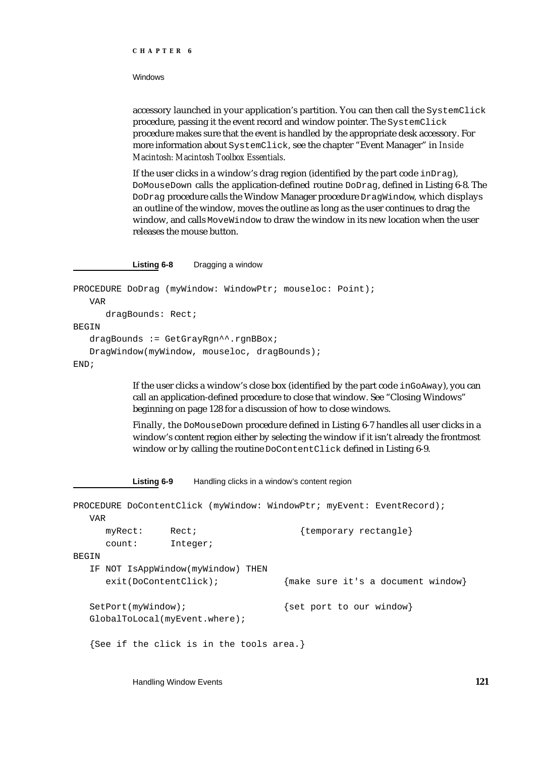accessory launched in your application's partition. You can then call the `SystemClick` procedure, passing it the event record and window pointer. The `SystemClick` procedure makes sure that the event is handled by the appropriate desk accessory. For more information about `SystemClick`, see the chapter "Event Manager" in *Inside Macintosh: Macintosh Toolbox Essentials*.

If the user clicks in a window's drag region (identified by the part code `inDrag`), `DoMouseDown` calls the application-defined routine `DoDrag`, defined in Listing 6-8. The `DoDrag` procedure calls the Window Manager procedure `DragWindow`, which displays an outline of the window, moves the outline as long as the user continues to drag the window, and calls `MoveWindow` to draw the window in its new location when the user releases the mouse button.

**Listing 6-8** Dragging a window

```
PROCEDURE DoDrag (myWindow: WindowPtr; mouseloc: Point);
   VAR
      dragBounds: Rect;
BEGIN
   dragBounds := GetGrayRgn^^.rgnBBox;
   DragWindow(myWindow, mouseloc, dragBounds);
END;
```

If the user clicks a window's close box (identified by the part code `inGoAway`), you can call an application-defined procedure to close that window. See "Closing Windows" beginning on page 128 for a discussion of how to close windows.

Finally, the `DoMouseDown` procedure defined in Listing 6-7 handles all user clicks in a window's content region either by selecting the window if it isn't already the frontmost window or by calling the routine `DoContentClick` defined in Listing 6-9.

**Listing 6-9** Handling clicks in a window's content region

```
PROCEDURE DoContentClick (myWindow: WindowPtr; myEvent: EventRecord);
   VAR
      myRect:     Rect;                  {temporary rectangle}
      count:      Integer;
BEGIN
   IF NOT IsAppWindow(myWindow) THEN
      exit(DoContentClick);            {make sure it's a document window}

   SetPort(myWindow);                  {set port to our window}
   GlobalToLocal(myEvent.where);

   {See if the click is in the tools area.}
```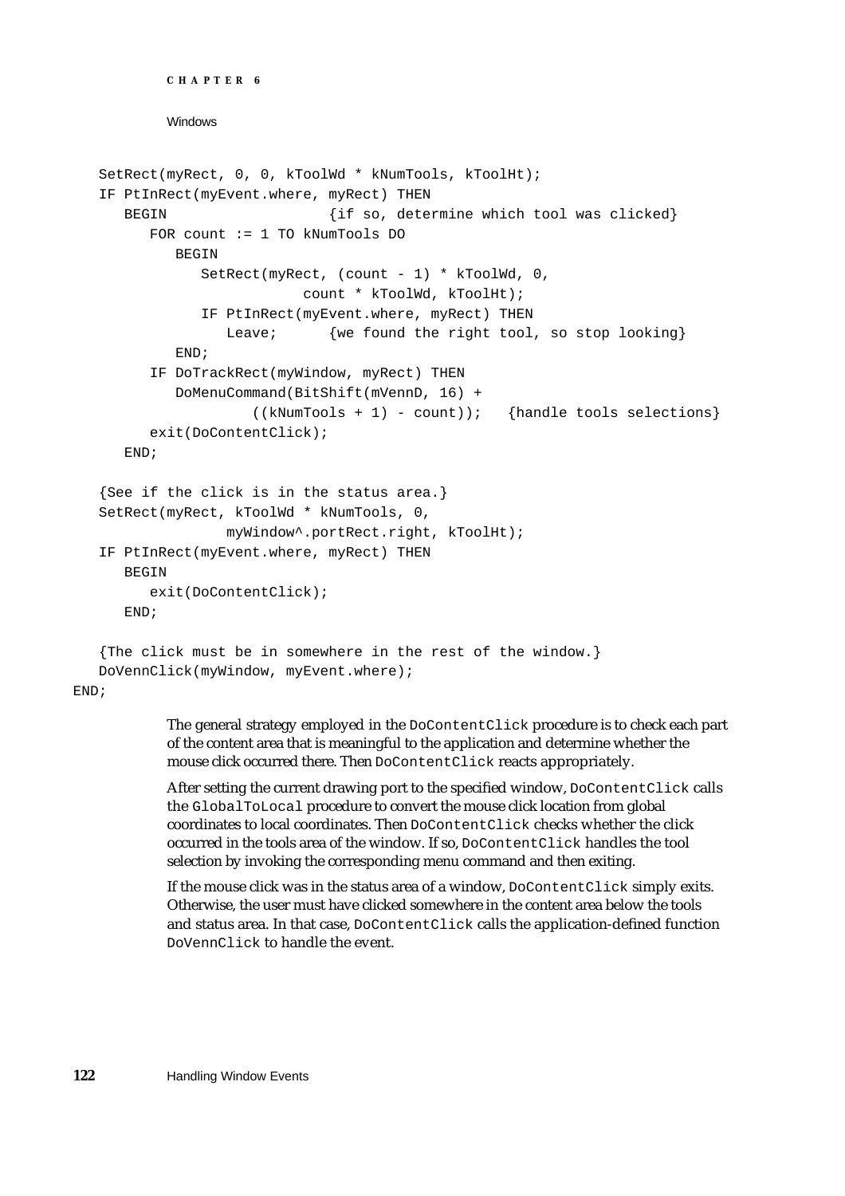```
   SetRect(myRect, 0, 0, kToolWd * kNumTools, kToolHt);
   IF PtInRect(myEvent.where, myRect) THEN
      BEGIN                   {if so, determine which tool was clicked}
         FOR count := 1 TO kNumTools DO
            BEGIN
               SetRect(myRect, (count - 1) * kToolWd, 0,
                           count * kToolWd, kToolHt);
               IF PtInRect(myEvent.where, myRect) THEN
                  Leave;      {we found the right tool, so stop looking}
            END;
         IF DoTrackRect(myWindow, myRect) THEN
            DoMenuCommand(BitShift(mVennD, 16) +
                     ((kNumTools + 1) - count));   {handle tools selections}
         exit(DoContentClick);
      END;

   {See if the click is in the status area.}
   SetRect(myRect, kToolWd * kNumTools, 0,
                  myWindow^.portRect.right, kToolHt);
   IF PtInRect(myEvent.where, myRect) THEN
      BEGIN
         exit(DoContentClick);
      END;

   {The click must be in somewhere in the rest of the window.}
   DoVennClick(myWindow, myEvent.where);
END;
```

The general strategy employed in the `DoContentClick` procedure is to check each part of the content area that is meaningful to the application and determine whether the mouse click occurred there. Then `DoContentClick` reacts appropriately.

After setting the current drawing port to the specified window, `DoContentClick` calls the `GlobalToLocal` procedure to convert the mouse click location from global coordinates to local coordinates. Then `DoContentClick` checks whether the click occurred in the tools area of the window. If so, `DoContentClick` handles the tool selection by invoking the corresponding menu command and then exiting.

If the mouse click was in the status area of a window, `DoContentClick` simply exits. Otherwise, the user must have clicked somewhere in the content area below the tools and status area. In that case, `DoContentClick` calls the application-defined function `DoVennClick` to handle the event.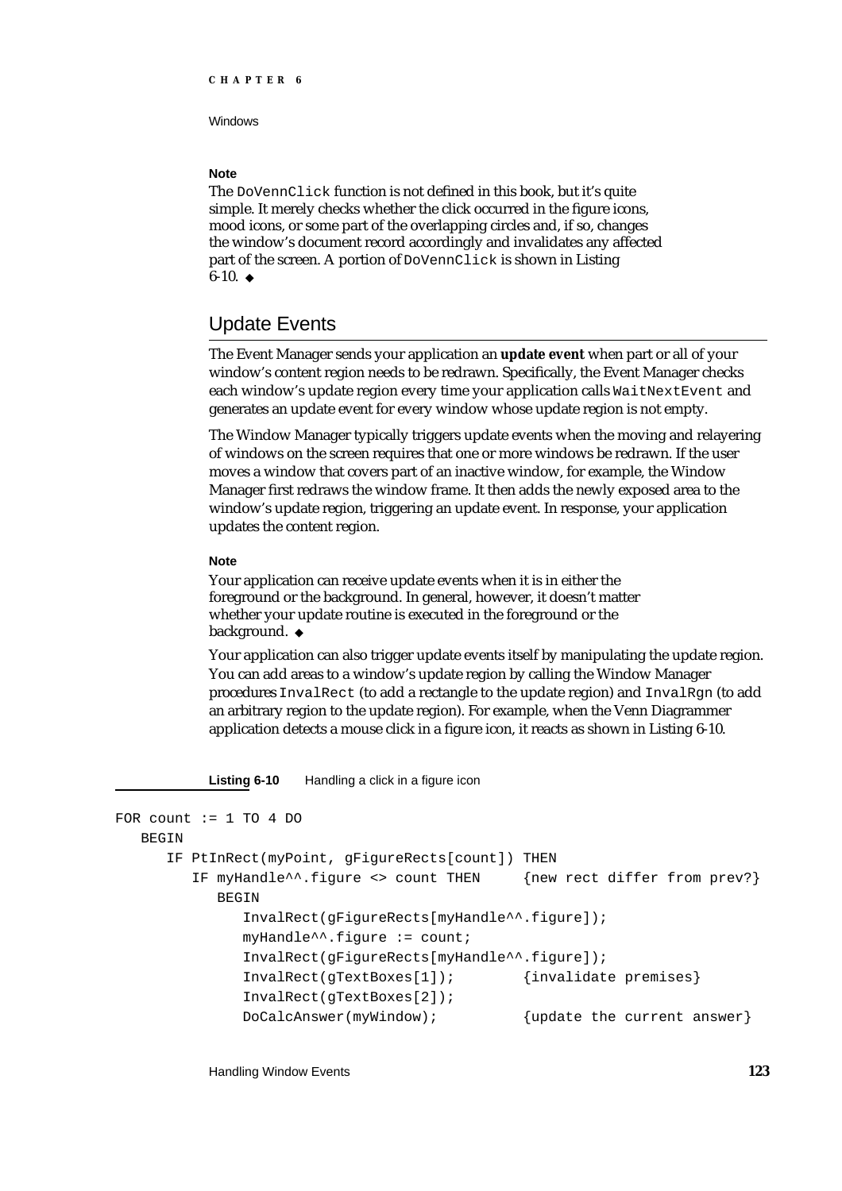**Note**

The `DoVennClick` function is not defined in this book, but it's quite simple. It merely checks whether the click occurred in the figure icons, mood icons, or some part of the overlapping circles and, if so, changes the window's document record accordingly and invalidates any affected part of the screen. A portion of `DoVennClick` is shown in Listing 6-10. ◆

## Update Events

The Event Manager sends your application an **update event** when part or all of your window's content region needs to be redrawn. Specifically, the Event Manager checks each window's update region every time your application calls `WaitNextEvent` and generates an update event for every window whose update region is not empty.

The Window Manager typically triggers update events when the moving and relayering of windows on the screen requires that one or more windows be redrawn. If the user moves a window that covers part of an inactive window, for example, the Window Manager first redraws the window frame. It then adds the newly exposed area to the window's update region, triggering an update event. In response, your application updates the content region.

**Note**

Your application can receive update events when it is in either the foreground or the background. In general, however, it doesn't matter whether your update routine is executed in the foreground or the background. ◆

Your application can also trigger update events itself by manipulating the update region. You can add areas to a window's update region by calling the Window Manager procedures `InvalRect` (to add a rectangle to the update region) and `InvalRgn` (to add an arbitrary region to the update region). For example, when the Venn Diagrammer application detects a mouse click in a figure icon, it reacts as shown in Listing 6-10.

**Listing 6-10** Handling a click in a figure icon

```
FOR count := 1 TO 4 DO
   BEGIN
      IF PtInRect(myPoint, gFigureRects[count]) THEN
         IF myHandle^^.figure <> count THEN     {new rect differ from prev?}
            BEGIN
               InvalRect(gFigureRects[myHandle^^.figure]);
               myHandle^^.figure := count;
               InvalRect(gFigureRects[myHandle^^.figure]);
               InvalRect(gTextBoxes[1]);        {invalidate premises}
               InvalRect(gTextBoxes[2]);
               DoCalcAnswer(myWindow);          {update the current answer}
```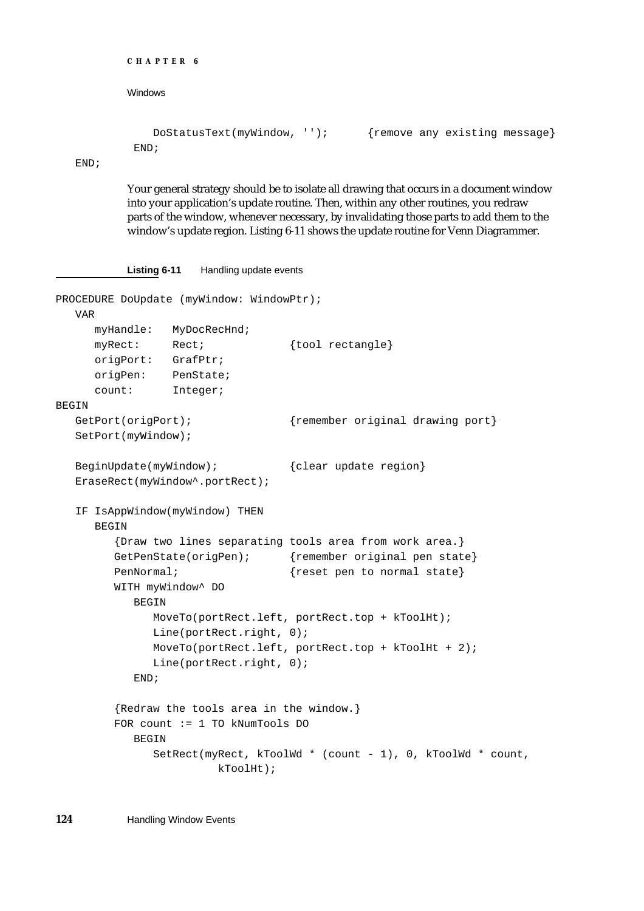```
         DoStatusText(myWindow, '');      {remove any existing message}
      END;
END;
```

Your general strategy should be to isolate all drawing that occurs in a document window into your application's update routine. Then, within any other routines, you redraw parts of the window, whenever necessary, by invalidating those parts to add them to the window's update region. Listing 6-11 shows the update routine for Venn Diagrammer.

**Listing 6-11** Handling update events

```
PROCEDURE DoUpdate (myWindow: WindowPtr);
   VAR
      myHandle:   MyDocRecHnd;
      myRect:     Rect;               {tool rectangle}
      origPort:   GrafPtr;
      origPen:    PenState;
      count:      Integer;
BEGIN
   GetPort(origPort);                 {remember original drawing port}
   SetPort(myWindow);

   BeginUpdate(myWindow);             {clear update region}
   EraseRect(myWindow^.portRect);

   IF IsAppWindow(myWindow) THEN
      BEGIN
         {Draw two lines separating tools area from work area.}
         GetPenState(origPen);        {remember original pen state}
         PenNormal;                   {reset pen to normal state}
         WITH myWindow^ DO
            BEGIN
               MoveTo(portRect.left, portRect.top + kToolHt);
               Line(portRect.right, 0);
               MoveTo(portRect.left, portRect.top + kToolHt + 2);
               Line(portRect.right, 0);
            END;

         {Redraw the tools area in the window.}
         FOR count := 1 TO kNumTools DO
            BEGIN
               SetRect(myRect, kToolWd * (count - 1), 0, kToolWd * count,
                        kToolHt);
```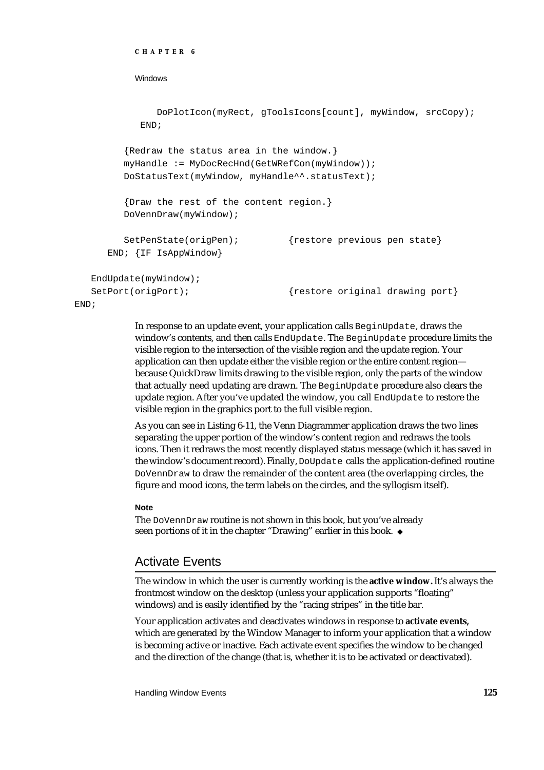```
            DoPlotIcon(myRect, gToolsIcons[count], myWindow, srcCopy);
         END;

      {Redraw the status area in the window.}
      myHandle := MyDocRecHnd(GetWRefCon(myWindow));
      DoStatusText(myWindow, myHandle^^.statusText);

      {Draw the rest of the content region.}
      DoVennDraw(myWindow);

      SetPenState(origPen);          {restore previous pen state}
   END; {IF IsAppWindow}

   EndUpdate(myWindow);
   SetPort(origPort);                {restore original drawing port}
END;
```

In response to an update event, your application calls `BeginUpdate`, draws the window's contents, and then calls `EndUpdate`. The `BeginUpdate` procedure limits the visible region to the intersection of the visible region and the update region. Your application can then update either the visible region or the entire content region—because QuickDraw limits drawing to the visible region, only the parts of the window that actually need updating are drawn. The `BeginUpdate` procedure also clears the update region. After you've updated the window, you call `EndUpdate` to restore the visible region in the graphics port to the full visible region.

As you can see in Listing 6-11, the Venn Diagrammer application draws the two lines separating the upper portion of the window's content region and redraws the tools icons. Then it redraws the most recently displayed status message (which it has saved in the window's document record). Finally, `DoUpdate` calls the application-defined routine `DoVennDraw` to draw the remainder of the content area (the overlapping circles, the figure and mood icons, the term labels on the circles, and the syllogism itself).

**Note**

The `DoVennDraw` routine is not shown in this book, but you've already seen portions of it in the chapter "Drawing" earlier in this book. ◆

## Activate Events

The window in which the user is currently working is the **active window.** It's always the frontmost window on the desktop (unless your application supports "floating" windows) and is easily identified by the "racing stripes" in the title bar.

Your application activates and deactivates windows in response to **activate events,** which are generated by the Window Manager to inform your application that a window is becoming active or inactive. Each activate event specifies the window to be changed and the direction of the change (that is, whether it is to be activated or deactivated).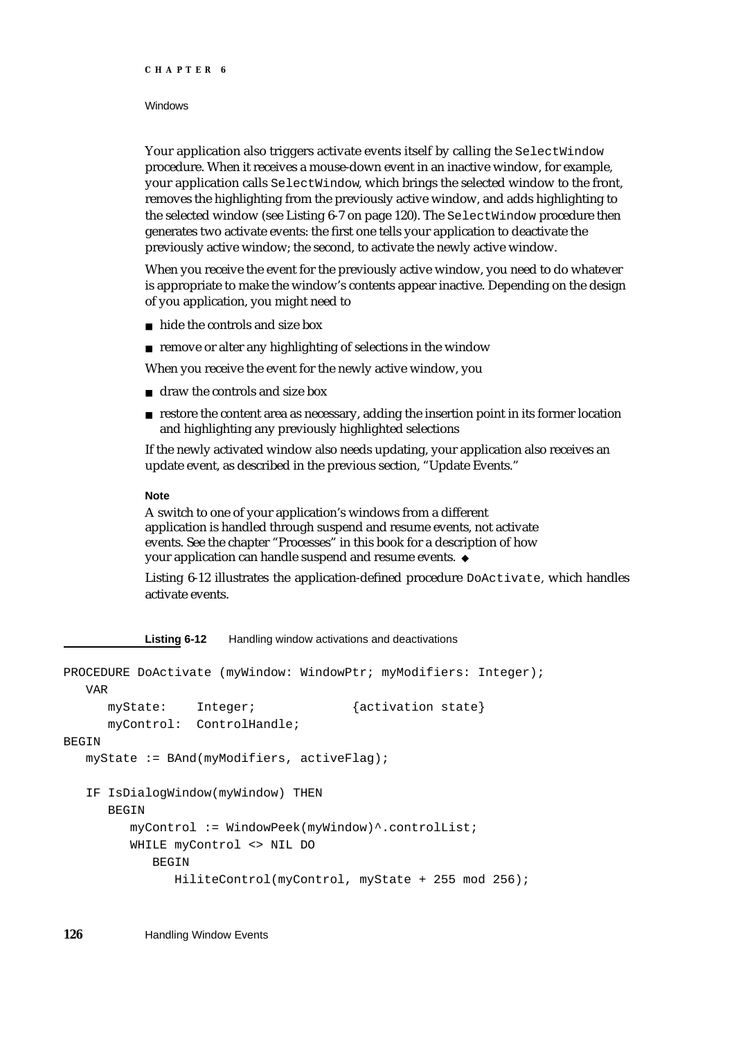Your application also triggers activate events itself by calling the `SelectWindow` procedure. When it receives a mouse-down event in an inactive window, for example, your application calls `SelectWindow`, which brings the selected window to the front, removes the highlighting from the previously active window, and adds highlighting to the selected window (see Listing 6-7 on page 120). The `SelectWindow` procedure then generates two activate events: the first one tells your application to deactivate the previously active window; the second, to activate the newly active window.

When you receive the event for the previously active window, you need to do whatever is appropriate to make the window's contents appear inactive. Depending on the design of you application, you might need to

- hide the controls and size box
- remove or alter any highlighting of selections in the window

When you receive the event for the newly active window, you

- draw the controls and size box
- restore the content area as necessary, adding the insertion point in its former location and highlighting any previously highlighted selections

If the newly activated window also needs updating, your application also receives an update event, as described in the previous section, "Update Events."

**Note**

A switch to one of your application's windows from a different application is handled through suspend and resume events, not activate events. See the chapter "Processes" in this book for a description of how your application can handle suspend and resume events. ◆

Listing 6-12 illustrates the application-defined procedure `DoActivate`, which handles activate events.

**Listing 6-12** Handling window activations and deactivations

```
PROCEDURE DoActivate (myWindow: WindowPtr; myModifiers: Integer);
   VAR
      myState:    Integer;             {activation state}
      myControl:  ControlHandle;
BEGIN
   myState := BAnd(myModifiers, activeFlag);

   IF IsDialogWindow(myWindow) THEN
      BEGIN
         myControl := WindowPeek(myWindow)^.controlList;
         WHILE myControl <> NIL DO
            BEGIN
               HiliteControl(myControl, myState + 255 mod 256);
```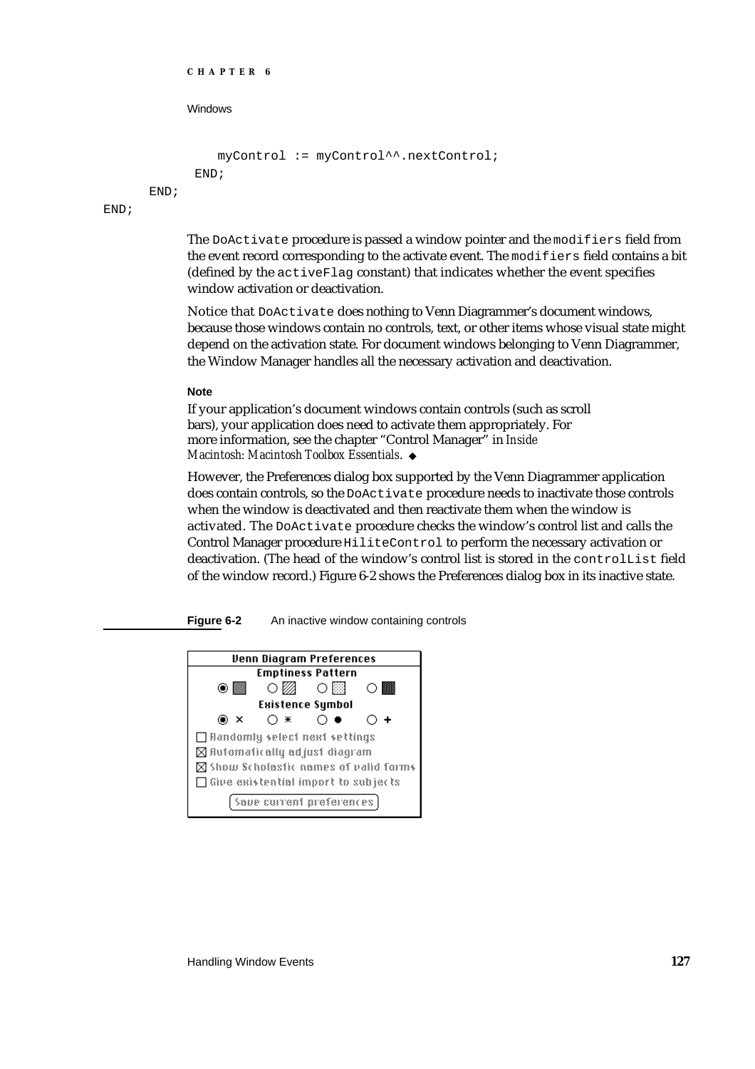```
            myControl := myControl^^.nextControl;
         END;
      END;
END;
```

The `DoActivate` procedure is passed a window pointer and the `modifiers` field from the event record corresponding to the activate event. The `modifiers` field contains a bit (defined by the `activeFlag` constant) that indicates whether the event specifies window activation or deactivation.

Notice that `DoActivate` does nothing to Venn Diagrammer's document windows, because those windows contain no controls, text, or other items whose visual state might depend on the activation state. For document windows belonging to Venn Diagrammer, the Window Manager handles all the necessary activation and deactivation.

**Note**

If your application's document windows contain controls (such as scroll bars), your application does need to activate them appropriately. For more information, see the chapter "Control Manager" in *Inside Macintosh: Macintosh Toolbox Essentials*. ◆

However, the Preferences dialog box supported by the Venn Diagrammer application does contain controls, so the `DoActivate` procedure needs to inactivate those controls when the window is deactivated and then reactivate them when the window is activated. The `DoActivate` procedure checks the window's control list and calls the Control Manager procedure `HiliteControl` to perform the necessary activation or deactivation. (The head of the window's control list is stored in the `controlList` field of the window record.) Figure 6-2 shows the Preferences dialog box in its inactive state.

**Figure 6-2** An inactive window containing controls

Venn Diagram Preferences

Emptiness Pattern

Existence Symbol

☐ Randomly select next settings

☒ Automatically adjust diagram

☒ Show Scholastic names of valid forms

☐ Give existential import to subjects

Save current preferences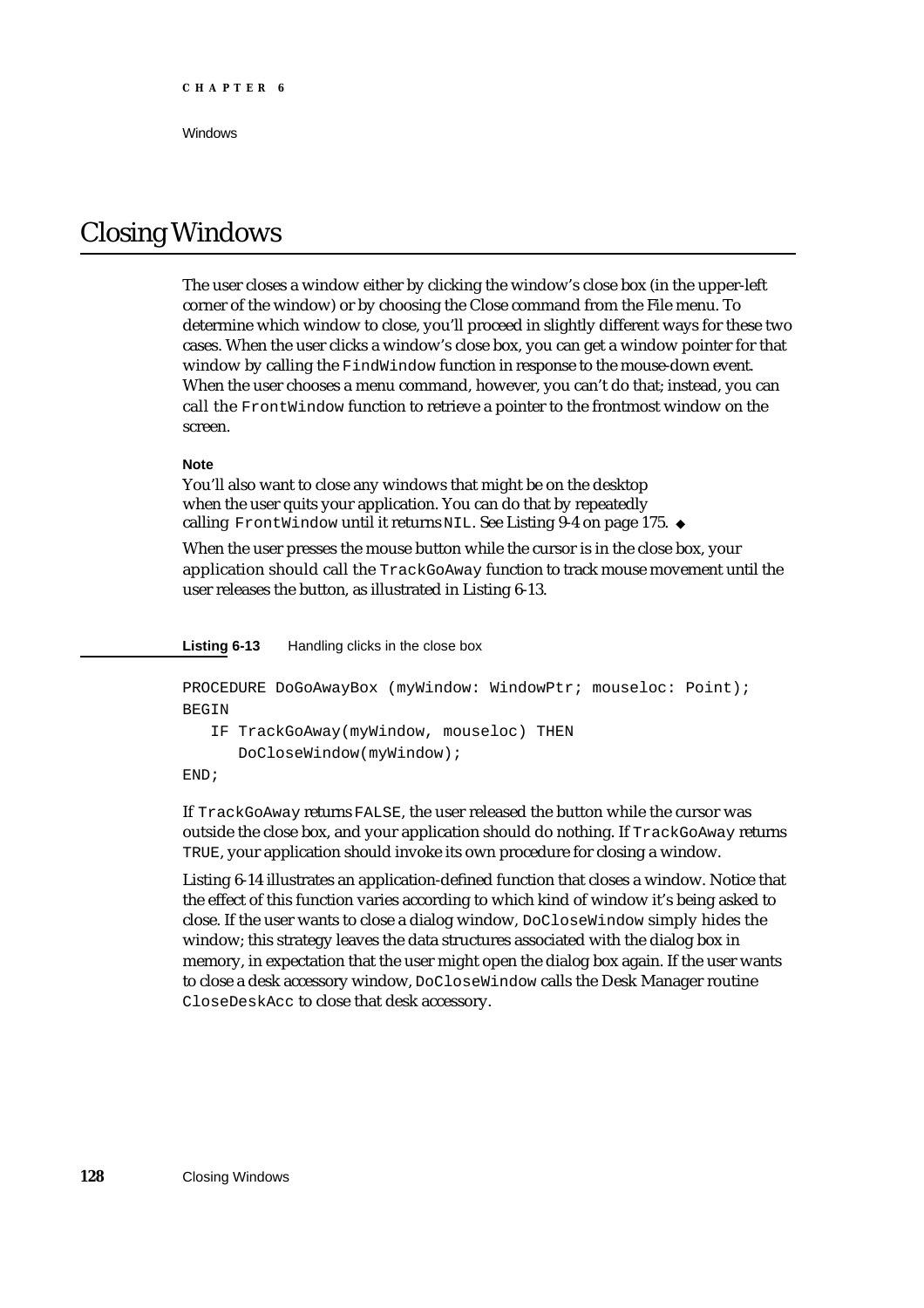# Closing Windows

The user closes a window either by clicking the window's close box (in the upper-left corner of the window) or by choosing the Close command from the File menu. To determine which window to close, you'll proceed in slightly different ways for these two cases. When the user clicks a window's close box, you can get a window pointer for that window by calling the `FindWindow` function in response to the mouse-down event. When the user chooses a menu command, however, you can't do that; instead, you can call the `FrontWindow` function to retrieve a pointer to the frontmost window on the screen.

**Note**

You'll also want to close any windows that might be on the desktop when the user quits your application. You can do that by repeatedly calling `FrontWindow` until it returns `NIL`. See Listing 9-4 on page 175. ◆

When the user presses the mouse button while the cursor is in the close box, your application should call the `TrackGoAway` function to track mouse movement until the user releases the button, as illustrated in Listing 6-13.

**Listing 6-13** Handling clicks in the close box

```
PROCEDURE DoGoAwayBox (myWindow: WindowPtr; mouseloc: Point);
BEGIN
   IF TrackGoAway(myWindow, mouseloc) THEN
      DoCloseWindow(myWindow);
END;
```

If `TrackGoAway` returns `FALSE`, the user released the button while the cursor was outside the close box, and your application should do nothing. If `TrackGoAway` returns `TRUE`, your application should invoke its own procedure for closing a window.

Listing 6-14 illustrates an application-defined function that closes a window. Notice that the effect of this function varies according to which kind of window it's being asked to close. If the user wants to close a dialog window, `DoCloseWindow` simply hides the window; this strategy leaves the data structures associated with the dialog box in memory, in expectation that the user might open the dialog box again. If the user wants to close a desk accessory window, `DoCloseWindow` calls the Desk Manager routine `CloseDeskAcc` to close that desk accessory.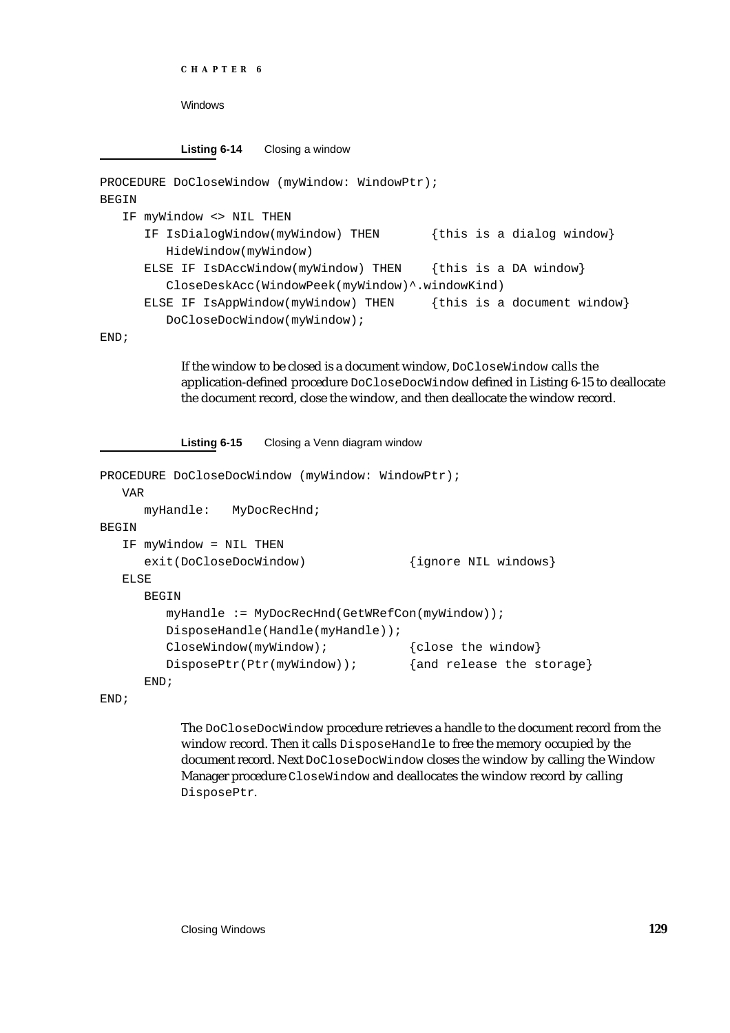**Listing 6-14** Closing a window

```
PROCEDURE DoCloseWindow (myWindow: WindowPtr);
BEGIN
   IF myWindow <> NIL THEN
      IF IsDialogWindow(myWindow) THEN       {this is a dialog window}
         HideWindow(myWindow)
      ELSE IF IsDAccWindow(myWindow) THEN    {this is a DA window}
         CloseDeskAcc(WindowPeek(myWindow)^.windowKind)
      ELSE IF IsAppWindow(myWindow) THEN     {this is a document window}
         DoCloseDocWindow(myWindow);
END;
```

If the window to be closed is a document window, `DoCloseWindow` calls the application-defined procedure `DoCloseDocWindow` defined in Listing 6-15 to deallocate the document record, close the window, and then deallocate the window record.

**Listing 6-15** Closing a Venn diagram window

```
PROCEDURE DoCloseDocWindow (myWindow: WindowPtr);
   VAR
      myHandle:   MyDocRecHnd;
BEGIN
   IF myWindow = NIL THEN
      exit(DoCloseDocWindow)             {ignore NIL windows}
   ELSE
      BEGIN
         myHandle := MyDocRecHnd(GetWRefCon(myWindow));
         DisposeHandle(Handle(myHandle));
         CloseWindow(myWindow);          {close the window}
         DisposePtr(Ptr(myWindow));      {and release the storage}
      END;
END;
```

The `DoCloseDocWindow` procedure retrieves a handle to the document record from the window record. Then it calls `DisposeHandle` to free the memory occupied by the document record. Next `DoCloseDocWindow` closes the window by calling the Window Manager procedure `CloseWindow` and deallocates the window record by calling `DisposePtr`.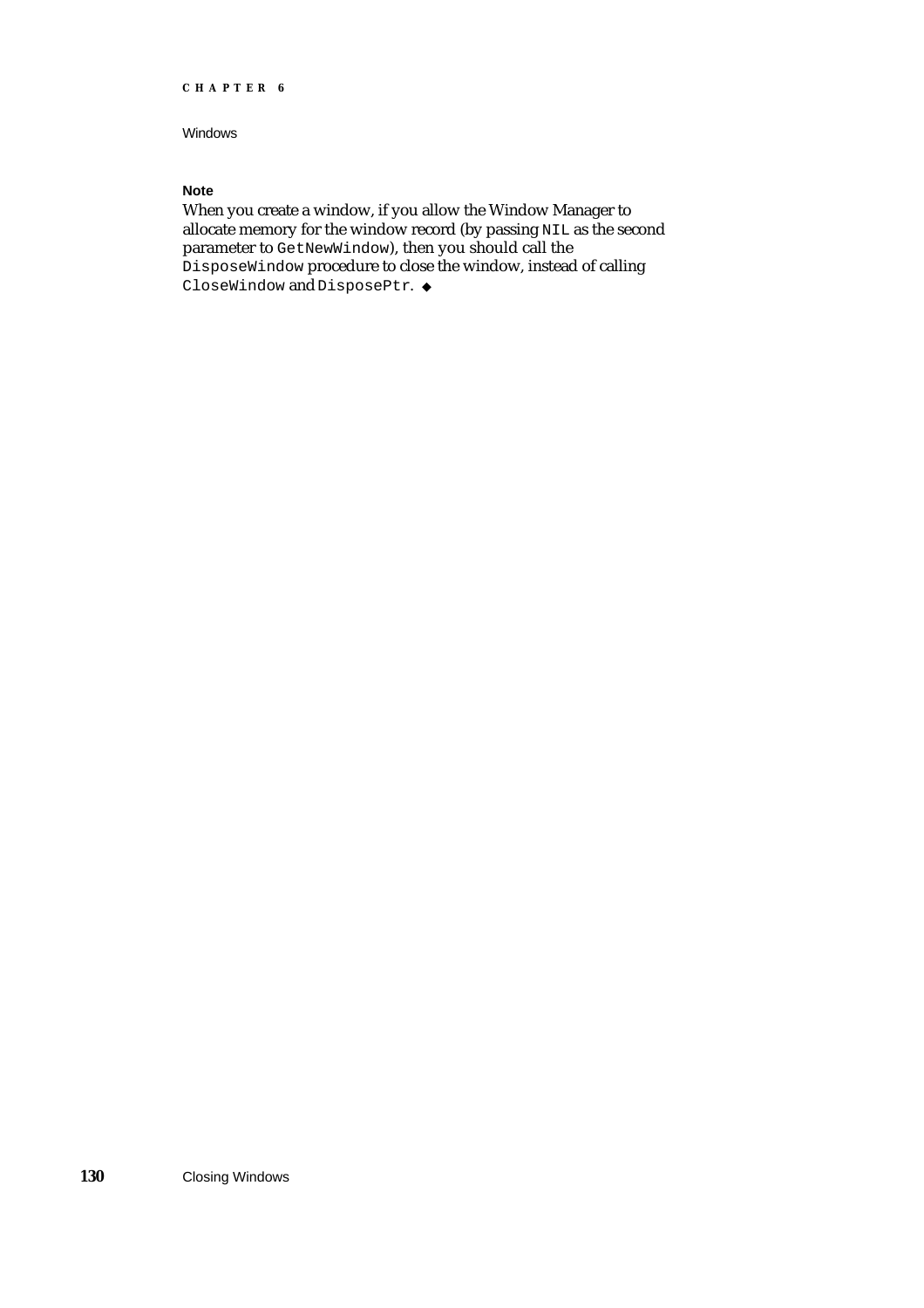**Note**

When you create a window, if you allow the Window Manager to allocate memory for the window record (by passing `NIL` as the second parameter to `GetNewWindow`), then you should call the `DisposeWindow` procedure to close the window, instead of calling `CloseWindow` and `DisposePtr`. ◆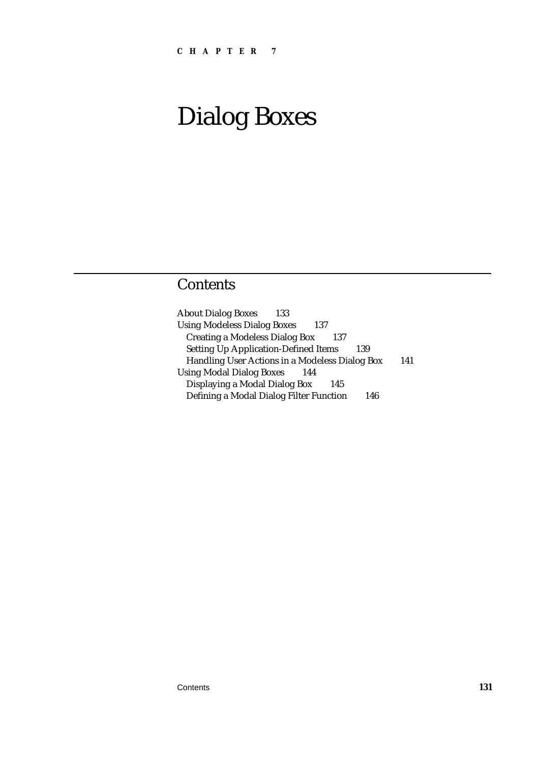**C H A P T E R 7**

# Dialog Boxes

## Contents

About Dialog Boxes 133
Using Modeless Dialog Boxes 137
  Creating a Modeless Dialog Box 137
  Setting Up Application-Defined Items 139
  Handling User Actions in a Modeless Dialog Box 141
Using Modal Dialog Boxes 144
  Displaying a Modal Dialog Box 145
  Defining a Modal Dialog Filter Function 146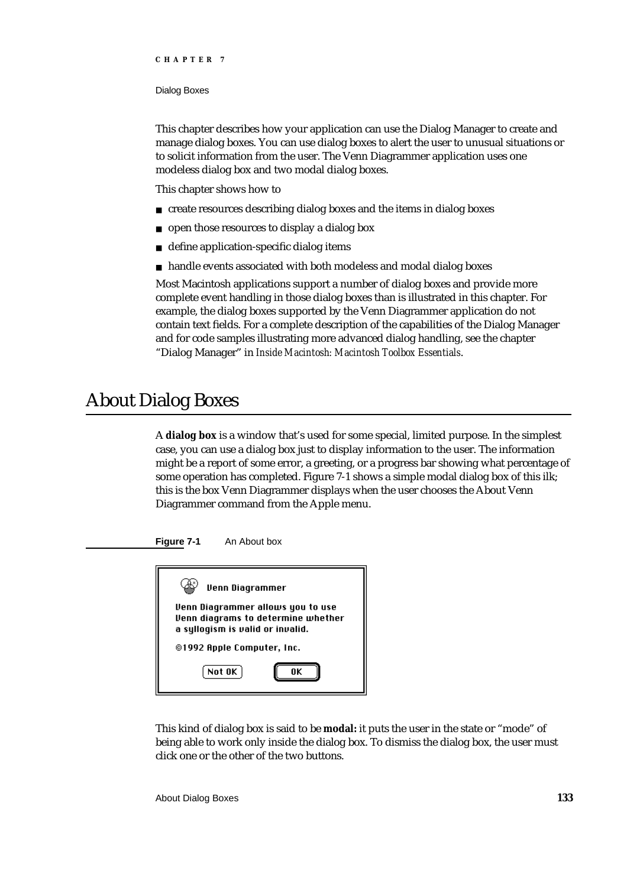This chapter describes how your application can use the Dialog Manager to create and manage dialog boxes. You can use dialog boxes to alert the user to unusual situations or to solicit information from the user. The Venn Diagrammer application uses one modeless dialog box and two modal dialog boxes.

This chapter shows how to

- create resources describing dialog boxes and the items in dialog boxes
- open those resources to display a dialog box
- define application-specific dialog items
- handle events associated with both modeless and modal dialog boxes

Most Macintosh applications support a number of dialog boxes and provide more complete event handling in those dialog boxes than is illustrated in this chapter. For example, the dialog boxes supported by the Venn Diagrammer application do not contain text fields. For a complete description of the capabilities of the Dialog Manager and for code samples illustrating more advanced dialog handling, see the chapter "Dialog Manager" in *Inside Macintosh: Macintosh Toolbox Essentials*.

# About Dialog Boxes

A **dialog box** is a window that's used for some special, limited purpose. In the simplest case, you can use a dialog box just to display information to the user. The information might be a report of some error, a greeting, or a progress bar showing what percentage of some operation has completed. Figure 7-1 shows a simple modal dialog box of this ilk; this is the box Venn Diagrammer displays when the user chooses the About Venn Diagrammer command from the Apple menu.

**Figure 7-1** An About box

Venn Diagrammer

Venn Diagrammer allows you to use Venn diagrams to determine whether a syllogism is valid or invalid.

©1992 Apple Computer, Inc.

Not OK OK

This kind of dialog box is said to be **modal:** it puts the user in the state or "mode" of being able to work only inside the dialog box. To dismiss the dialog box, the user must click one or the other of the two buttons.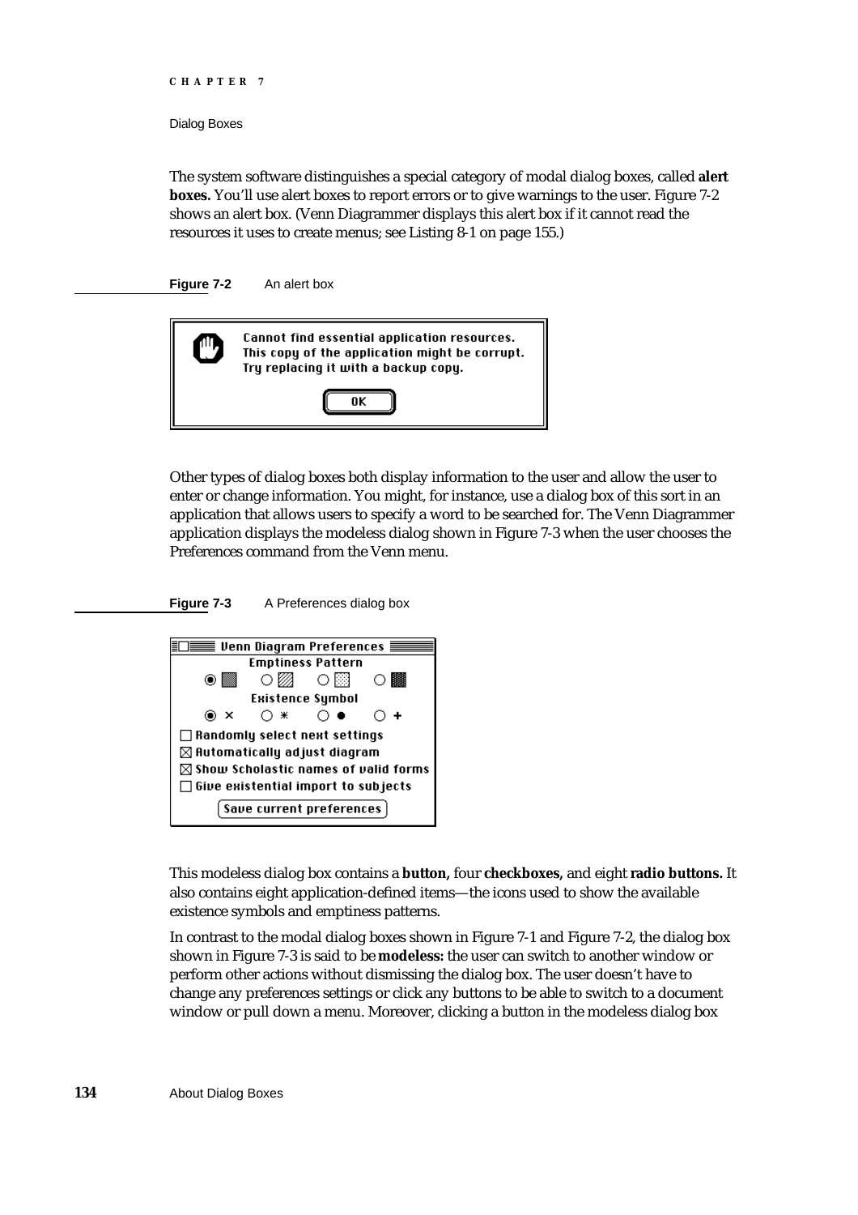The system software distinguishes a special category of modal dialog boxes, called **alert boxes.** You'll use alert boxes to report errors or to give warnings to the user. Figure 7-2 shows an alert box. (Venn Diagrammer displays this alert box if it cannot read the resources it uses to create menus; see Listing 8-1 on page 155.)

**Figure 7-2** An alert box

Other types of dialog boxes both display information to the user and allow the user to enter or change information. You might, for instance, use a dialog box of this sort in an application that allows users to specify a word to be searched for. The Venn Diagrammer application displays the modeless dialog shown in Figure 7-3 when the user chooses the Preferences command from the Venn menu.

**Figure 7-3** A Preferences dialog box

This modeless dialog box contains a **button,** four **checkboxes,** and eight **radio buttons.** It also contains eight application-defined items—the icons used to show the available existence symbols and emptiness patterns.

In contrast to the modal dialog boxes shown in Figure 7-1 and Figure 7-2, the dialog box shown in Figure 7-3 is said to be **modeless:** the user can switch to another window or perform other actions without dismissing the dialog box. The user doesn't have to change any preferences settings or click any buttons to be able to switch to a document window or pull down a menu. Moreover, clicking a button in the modeless dialog box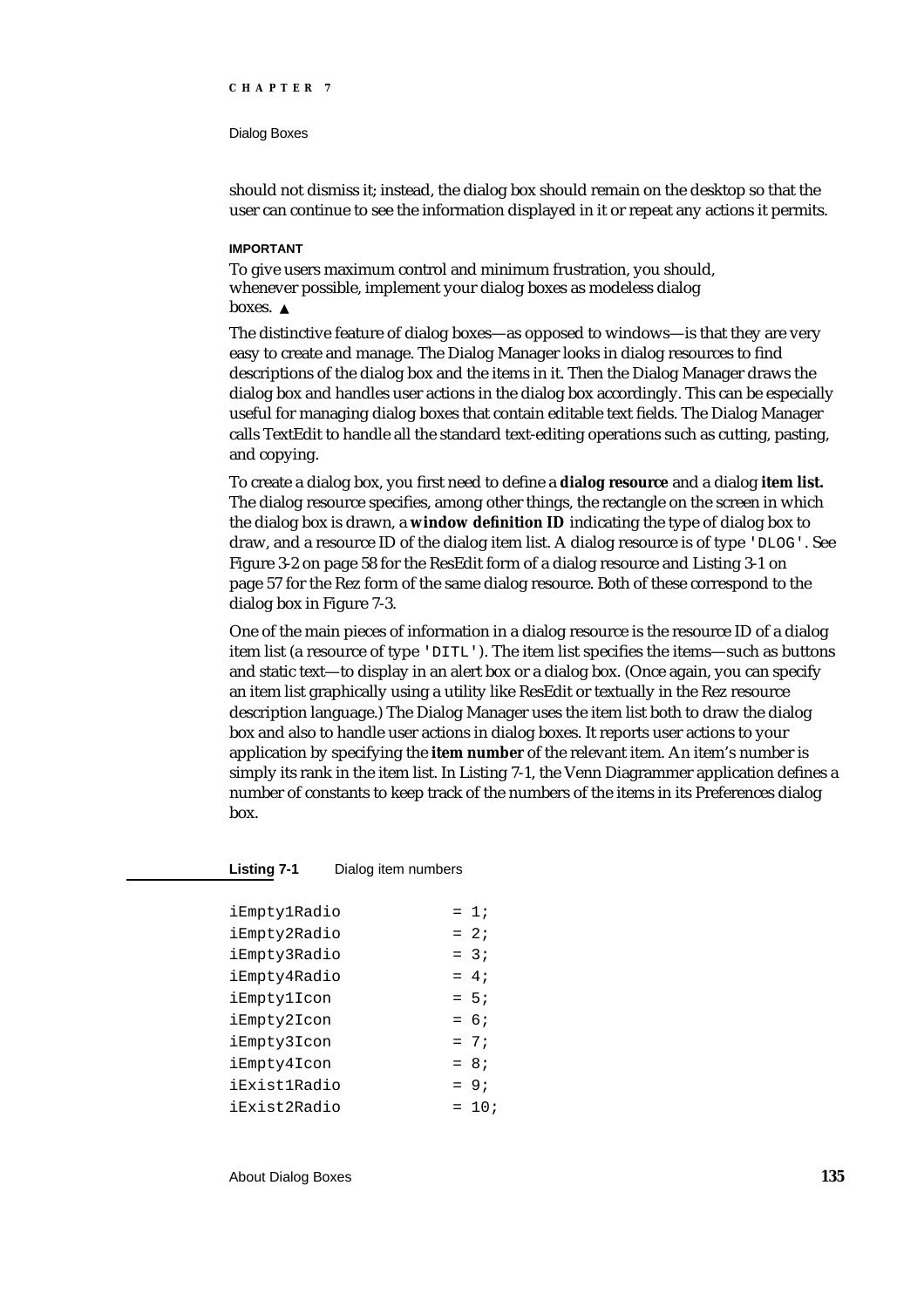should not dismiss it; instead, the dialog box should remain on the desktop so that the user can continue to see the information displayed in it or repeat any actions it permits.

**IMPORTANT**

To give users maximum control and minimum frustration, you should, whenever possible, implement your dialog boxes as modeless dialog boxes. ▲

The distinctive feature of dialog boxes—as opposed to windows—is that they are very easy to create and manage. The Dialog Manager looks in dialog resources to find descriptions of the dialog box and the items in it. Then the Dialog Manager draws the dialog box and handles user actions in the dialog box accordingly. This can be especially useful for managing dialog boxes that contain editable text fields. The Dialog Manager calls TextEdit to handle all the standard text-editing operations such as cutting, pasting, and copying.

To create a dialog box, you first need to define a **dialog resource** and a dialog **item list.** The dialog resource specifies, among other things, the rectangle on the screen in which the dialog box is drawn, a **window definition ID** indicating the type of dialog box to draw, and a resource ID of the dialog item list. A dialog resource is of type 'DLOG'. See Figure 3-2 on page 58 for the ResEdit form of a dialog resource and Listing 3-1 on page 57 for the Rez form of the same dialog resource. Both of these correspond to the dialog box in Figure 7-3.

One of the main pieces of information in a dialog resource is the resource ID of a dialog item list (a resource of type 'DITL'). The item list specifies the items—such as buttons and static text—to display in an alert box or a dialog box. (Once again, you can specify an item list graphically using a utility like ResEdit or textually in the Rez resource description language.) The Dialog Manager uses the item list both to draw the dialog box and also to handle user actions in dialog boxes. It reports user actions to your application by specifying the **item number** of the relevant item. An item's number is simply its rank in the item list. In Listing 7-1, the Venn Diagrammer application defines a number of constants to keep track of the numbers of the items in its Preferences dialog box.

**Listing 7-1** Dialog item numbers

```
iEmpty1Radio          = 1;
iEmpty2Radio          = 2;
iEmpty3Radio          = 3;
iEmpty4Radio          = 4;
iEmpty1Icon           = 5;
iEmpty2Icon           = 6;
iEmpty3Icon           = 7;
iEmpty4Icon           = 8;
iExist1Radio          = 9;
iExist2Radio          = 10;
```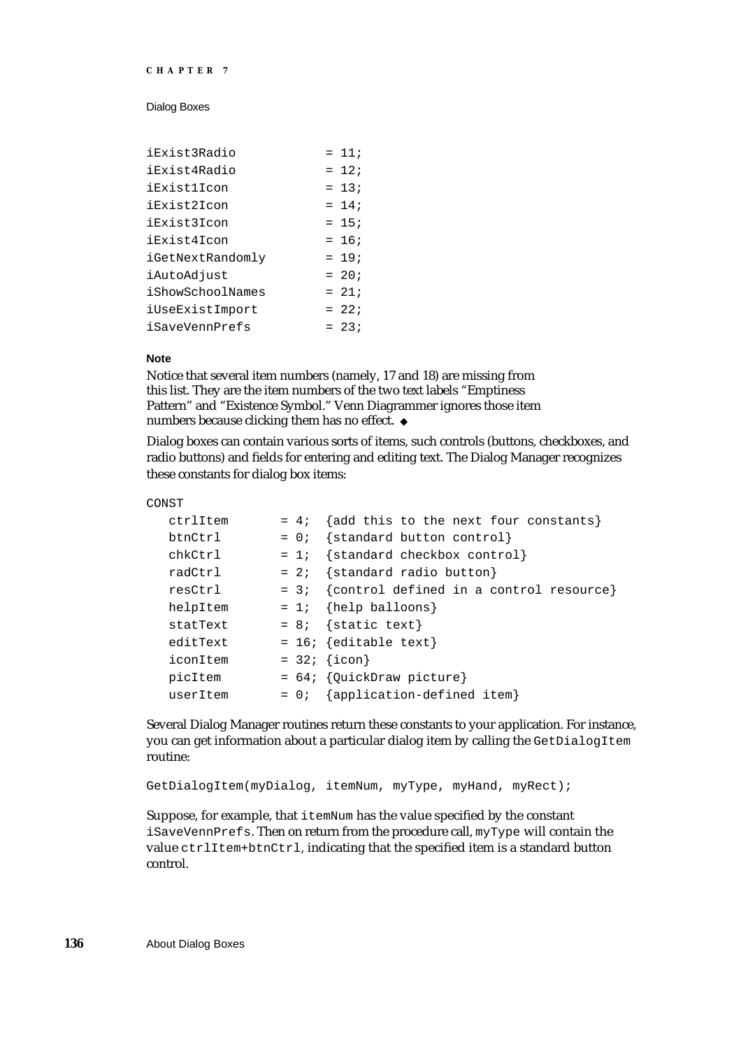```
iExist3Radio            = 11;
iExist4Radio            = 12;
iExist1Icon             = 13;
iExist2Icon             = 14;
iExist3Icon             = 15;
iExist4Icon             = 16;
iGetNextRandomly        = 19;
iAutoAdjust             = 20;
iShowSchoolNames        = 21;
iUseExistImport         = 22;
iSaveVennPrefs          = 23;
```

**Note**

Notice that several item numbers (namely, 17 and 18) are missing from this list. They are the item numbers of the two text labels "Emptiness Pattern" and "Existence Symbol." Venn Diagrammer ignores those item numbers because clicking them has no effect. ◆

Dialog boxes can contain various sorts of items, such controls (buttons, checkboxes, and radio buttons) and fields for entering and editing text. The Dialog Manager recognizes these constants for dialog box items:

```
CONST
   ctrlItem       = 4;  {add this to the next four constants}
   btnCtrl        = 0;  {standard button control}
   chkCtrl        = 1;  {standard checkbox control}
   radCtrl        = 2;  {standard radio button}
   resCtrl        = 3;  {control defined in a control resource}
   helpItem       = 1;  {help balloons}
   statText       = 8;  {static text}
   editText       = 16; {editable text}
   iconItem       = 32; {icon}
   picItem        = 64; {QuickDraw picture}
   userItem       = 0;  {application-defined item}
```

Several Dialog Manager routines return these constants to your application. For instance, you can get information about a particular dialog item by calling the `GetDialogItem` routine:

```
GetDialogItem(myDialog, itemNum, myType, myHand, myRect);
```

Suppose, for example, that `itemNum` has the value specified by the constant `iSaveVennPrefs`. Then on return from the procedure call, `myType` will contain the value `ctrlItem+btnCtrl`, indicating that the specified item is a standard button control.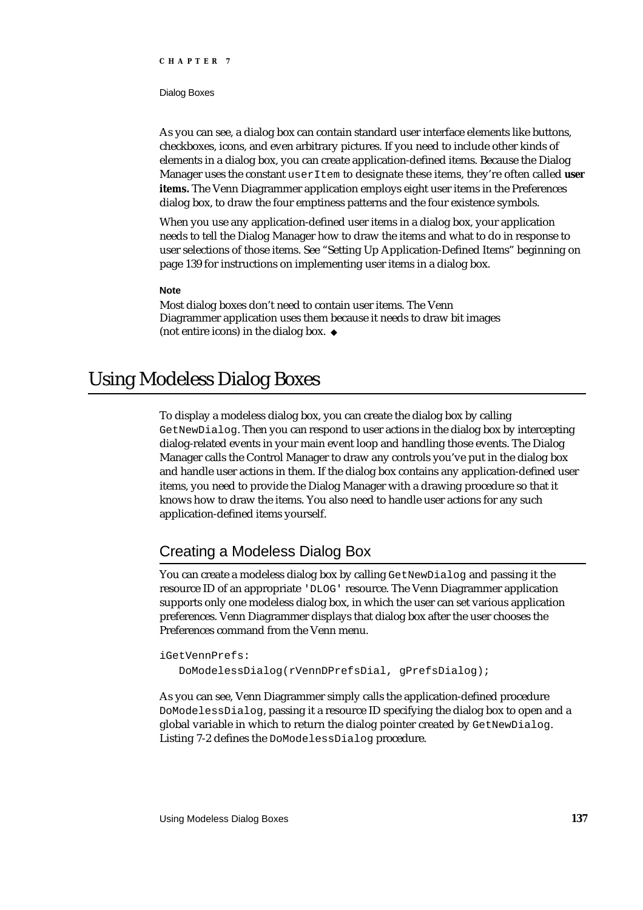As you can see, a dialog box can contain standard user interface elements like buttons, checkboxes, icons, and even arbitrary pictures. If you need to include other kinds of elements in a dialog box, you can create application-defined items. Because the Dialog Manager uses the constant `userItem` to designate these items, they're often called **user items.** The Venn Diagrammer application employs eight user items in the Preferences dialog box, to draw the four emptiness patterns and the four existence symbols.

When you use any application-defined user items in a dialog box, your application needs to tell the Dialog Manager how to draw the items and what to do in response to user selections of those items. See "Setting Up Application-Defined Items" beginning on page 139 for instructions on implementing user items in a dialog box.

**Note**

Most dialog boxes don't need to contain user items. The Venn Diagrammer application uses them because it needs to draw bit images (not entire icons) in the dialog box. ◆

# Using Modeless Dialog Boxes

To display a modeless dialog box, you can create the dialog box by calling `GetNewDialog`. Then you can respond to user actions in the dialog box by intercepting dialog-related events in your main event loop and handling those events. The Dialog Manager calls the Control Manager to draw any controls you've put in the dialog box and handle user actions in them. If the dialog box contains any application-defined user items, you need to provide the Dialog Manager with a drawing procedure so that it knows how to draw the items. You also need to handle user actions for any such application-defined items yourself.

## Creating a Modeless Dialog Box

You can create a modeless dialog box by calling `GetNewDialog` and passing it the resource ID of an appropriate `'DLOG'` resource. The Venn Diagrammer application supports only one modeless dialog box, in which the user can set various application preferences. Venn Diagrammer displays that dialog box after the user chooses the Preferences command from the Venn menu.

```
iGetVennPrefs:
   DoModelessDialog(rVennDPrefsDial, gPrefsDialog);
```

As you can see, Venn Diagrammer simply calls the application-defined procedure `DoModelessDialog`, passing it a resource ID specifying the dialog box to open and a global variable in which to return the dialog pointer created by `GetNewDialog`. Listing 7-2 defines the `DoModelessDialog` procedure.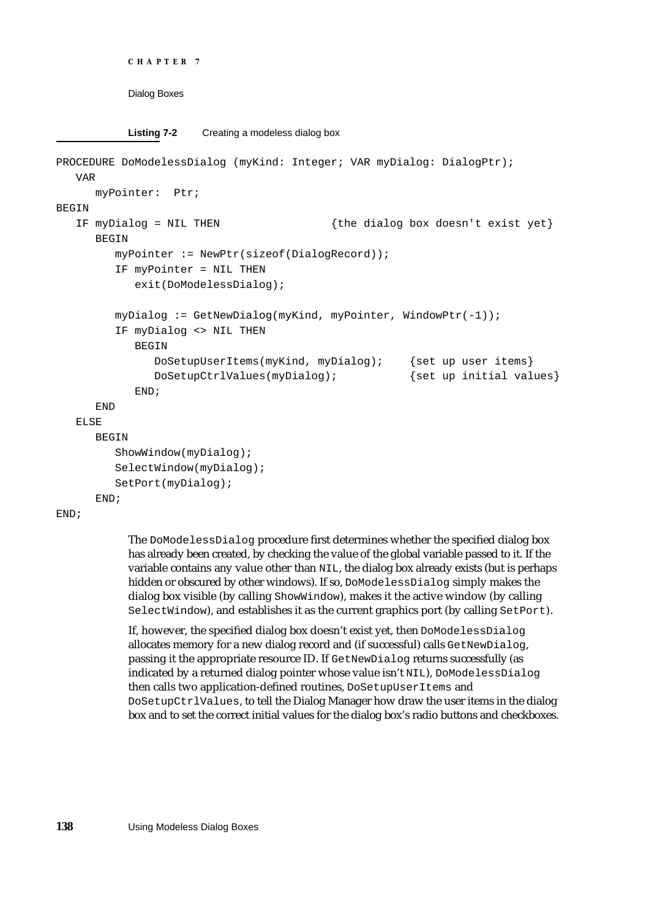**Listing 7-2** Creating a modeless dialog box

```
PROCEDURE DoModelessDialog (myKind: Integer; VAR myDialog: DialogPtr);
   VAR
      myPointer:  Ptr;
BEGIN
   IF myDialog = NIL THEN                 {the dialog box doesn't exist yet}
      BEGIN
         myPointer := NewPtr(sizeof(DialogRecord));
         IF myPointer = NIL THEN
            exit(DoModelessDialog);

         myDialog := GetNewDialog(myKind, myPointer, WindowPtr(-1));
         IF myDialog <> NIL THEN
            BEGIN
               DoSetupUserItems(myKind, myDialog);    {set up user items}
               DoSetupCtrlValues(myDialog);           {set up initial values}
            END;
      END
   ELSE
      BEGIN
         ShowWindow(myDialog);
         SelectWindow(myDialog);
         SetPort(myDialog);
      END;
END;
```

The `DoModelessDialog` procedure first determines whether the specified dialog box has already been created, by checking the value of the global variable passed to it. If the variable contains any value other than `NIL`, the dialog box already exists (but is perhaps hidden or obscured by other windows). If so, `DoModelessDialog` simply makes the dialog box visible (by calling `ShowWindow`), makes it the active window (by calling `SelectWindow`), and establishes it as the current graphics port (by calling `SetPort`).

If, however, the specified dialog box doesn't exist yet, then `DoModelessDialog` allocates memory for a new dialog record and (if successful) calls `GetNewDialog`, passing it the appropriate resource ID. If `GetNewDialog` returns successfully (as indicated by a returned dialog pointer whose value isn't `NIL`), `DoModelessDialog` then calls two application-defined routines, `DoSetupUserItems` and `DoSetupCtrlValues`, to tell the Dialog Manager how draw the user items in the dialog box and to set the correct initial values for the dialog box's radio buttons and checkboxes.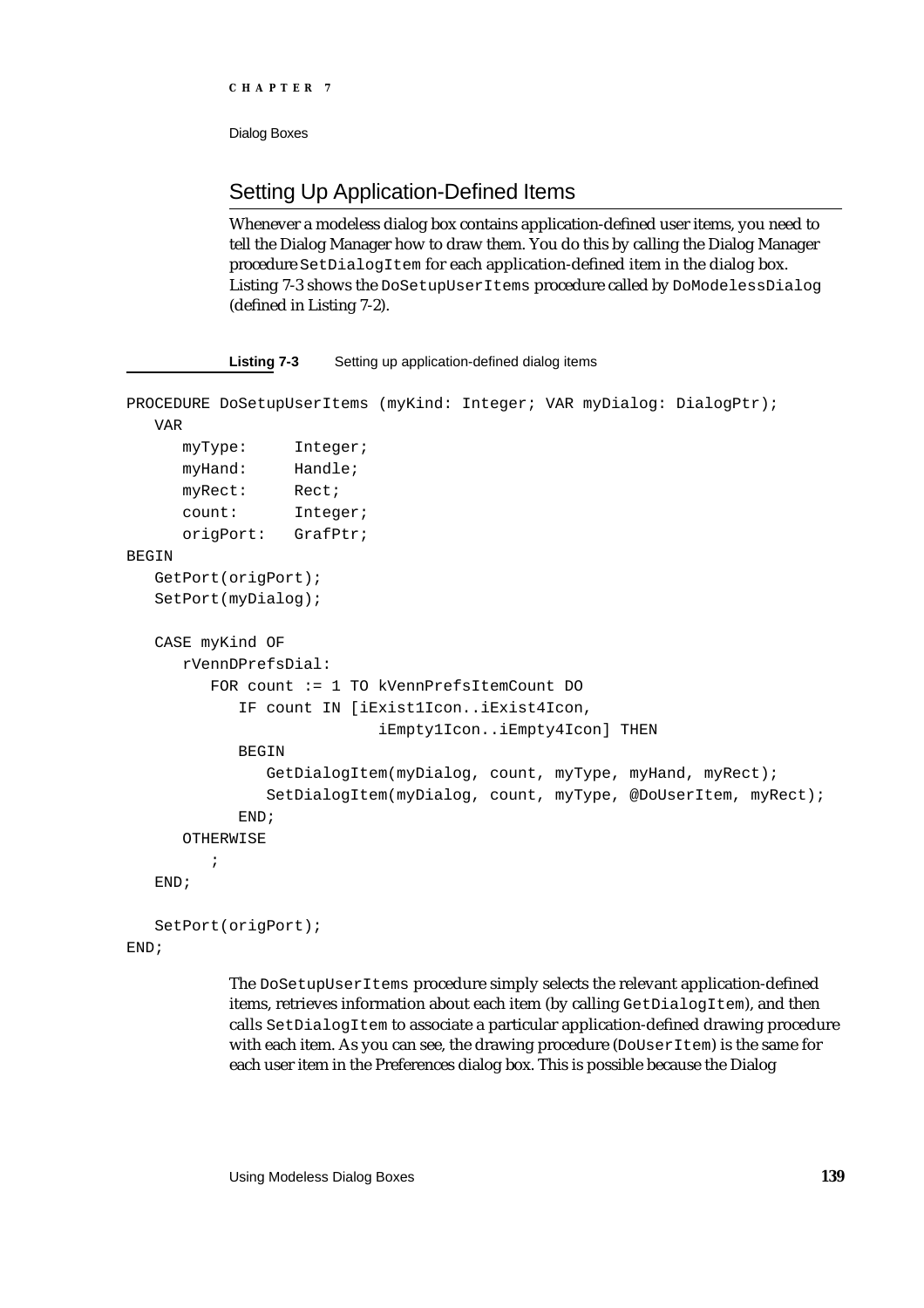## Setting Up Application-Defined Items

Whenever a modeless dialog box contains application-defined user items, you need to tell the Dialog Manager how to draw them. You do this by calling the Dialog Manager procedure `SetDialogItem` for each application-defined item in the dialog box. Listing 7-3 shows the `DoSetupUserItems` procedure called by `DoModelessDialog` (defined in Listing 7-2).

**Listing 7-3** Setting up application-defined dialog items

```
PROCEDURE DoSetupUserItems (myKind: Integer; VAR myDialog: DialogPtr);
   VAR
      myType:     Integer;
      myHand:     Handle;
      myRect:     Rect;
      count:      Integer;
      origPort:   GrafPtr;
BEGIN
   GetPort(origPort);
   SetPort(myDialog);

   CASE myKind OF
      rVennDPrefsDial:
         FOR count := 1 TO kVennPrefsItemCount DO
            IF count IN [iExist1Icon..iExist4Icon,
                              iEmpty1Icon..iEmpty4Icon] THEN
            BEGIN
               GetDialogItem(myDialog, count, myType, myHand, myRect);
               SetDialogItem(myDialog, count, myType, @DoUserItem, myRect);
            END;
      OTHERWISE
         ;
   END;

   SetPort(origPort);
END;
```

The `DoSetupUserItems` procedure simply selects the relevant application-defined items, retrieves information about each item (by calling `GetDialogItem`), and then calls `SetDialogItem` to associate a particular application-defined drawing procedure with each item. As you can see, the drawing procedure (`DoUserItem`) is the same for each user item in the Preferences dialog box. This is possible because the Dialog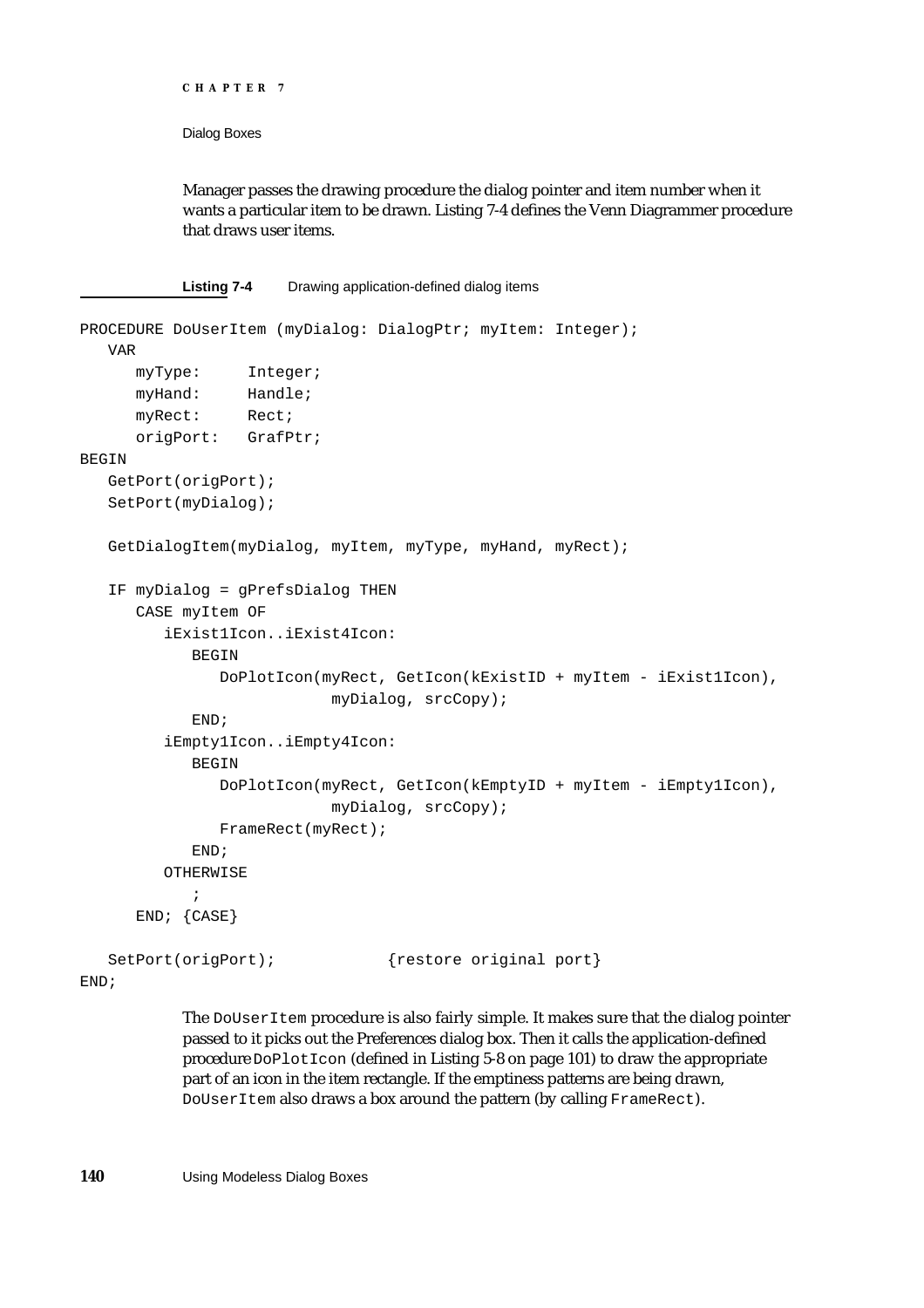Manager passes the drawing procedure the dialog pointer and item number when it wants a particular item to be drawn. Listing 7-4 defines the Venn Diagrammer procedure that draws user items.

**Listing 7-4** Drawing application-defined dialog items

```
PROCEDURE DoUserItem (myDialog: DialogPtr; myItem: Integer);
   VAR
      myType:     Integer;
      myHand:     Handle;
      myRect:     Rect;
      origPort:   GrafPtr;
BEGIN
   GetPort(origPort);
   SetPort(myDialog);

   GetDialogItem(myDialog, myItem, myType, myHand, myRect);

   IF myDialog = gPrefsDialog THEN
      CASE myItem OF
         iExist1Icon..iExist4Icon:
            BEGIN
               DoPlotIcon(myRect, GetIcon(kExistID + myItem - iExist1Icon),
                           myDialog, srcCopy);
            END;
         iEmpty1Icon..iEmpty4Icon:
            BEGIN
               DoPlotIcon(myRect, GetIcon(kEmptyID + myItem - iEmpty1Icon),
                           myDialog, srcCopy);
               FrameRect(myRect);
            END;
         OTHERWISE
            ;
      END; {CASE}

   SetPort(origPort);            {restore original port}
END;
```

The `DoUserItem` procedure is also fairly simple. It makes sure that the dialog pointer passed to it picks out the Preferences dialog box. Then it calls the application-defined procedure `DoPlotIcon` (defined in Listing 5-8 on page 101) to draw the appropriate part of an icon in the item rectangle. If the emptiness patterns are being drawn, `DoUserItem` also draws a box around the pattern (by calling `FrameRect`).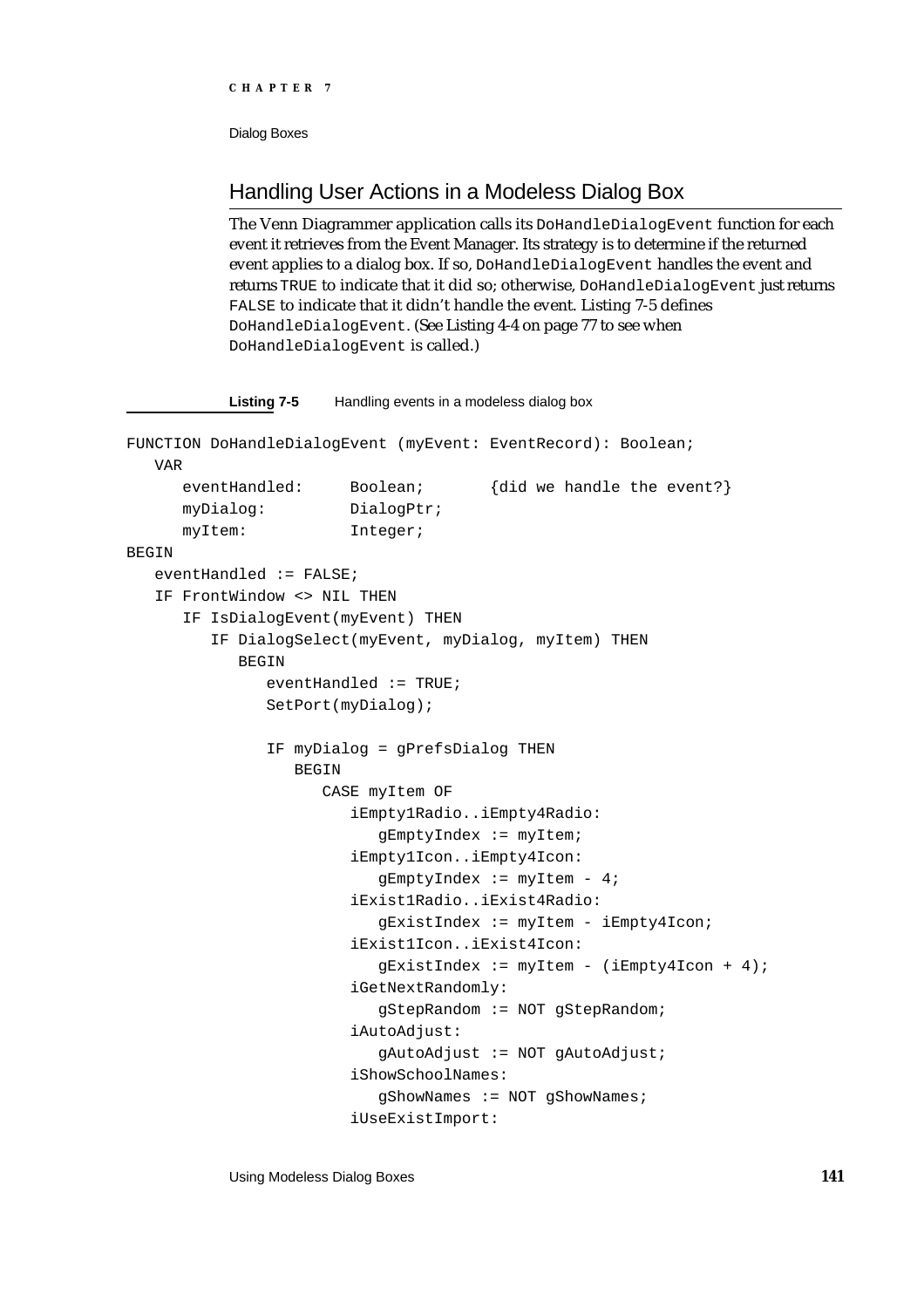## Handling User Actions in a Modeless Dialog Box

The Venn Diagrammer application calls its `DoHandleDialogEvent` function for each event it retrieves from the Event Manager. Its strategy is to determine if the returned event applies to a dialog box. If so, `DoHandleDialogEvent` handles the event and returns `TRUE` to indicate that it did so; otherwise, `DoHandleDialogEvent` just returns `FALSE` to indicate that it didn't handle the event. Listing 7-5 defines `DoHandleDialogEvent`. (See Listing 4-4 on page 77 to see when `DoHandleDialogEvent` is called.)

**Listing 7-5** Handling events in a modeless dialog box

```
FUNCTION DoHandleDialogEvent (myEvent: EventRecord): Boolean;
   VAR
      eventHandled:     Boolean;       {did we handle the event?}
      myDialog:         DialogPtr;
      myItem:           Integer;
BEGIN
   eventHandled := FALSE;
   IF FrontWindow <> NIL THEN
      IF IsDialogEvent(myEvent) THEN
         IF DialogSelect(myEvent, myDialog, myItem) THEN
            BEGIN
               eventHandled := TRUE;
               SetPort(myDialog);

               IF myDialog = gPrefsDialog THEN
                  BEGIN
                     CASE myItem OF
                        iEmpty1Radio..iEmpty4Radio:
                           gEmptyIndex := myItem;
                        iEmpty1Icon..iEmpty4Icon:
                           gEmptyIndex := myItem - 4;
                        iExist1Radio..iExist4Radio:
                           gExistIndex := myItem - iEmpty4Icon;
                        iExist1Icon..iExist4Icon:
                           gExistIndex := myItem - (iEmpty4Icon + 4);
                        iGetNextRandomly:
                           gStepRandom := NOT gStepRandom;
                        iAutoAdjust:
                           gAutoAdjust := NOT gAutoAdjust;
                        iShowSchoolNames:
                           gShowNames := NOT gShowNames;
                        iUseExistImport:
```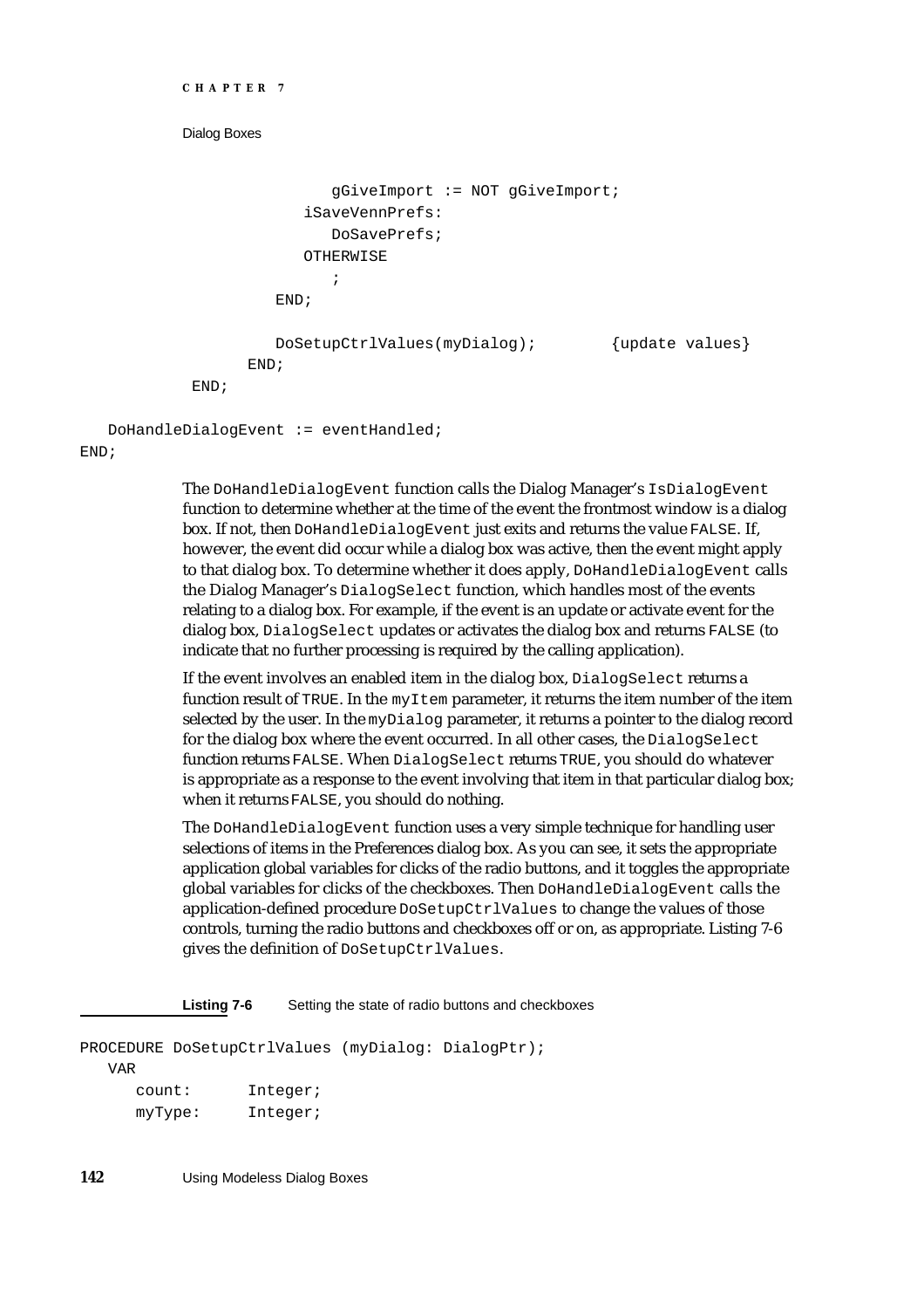```
                  gGiveImport := NOT gGiveImport;
               iSaveVennPrefs:
                  DoSavePrefs;
               OTHERWISE
                  ;
            END;

            DoSetupCtrlValues(myDialog);        {update values}
         END;
      END;

   DoHandleDialogEvent := eventHandled;
END;
```

The `DoHandleDialogEvent` function calls the Dialog Manager's `IsDialogEvent` function to determine whether at the time of the event the frontmost window is a dialog box. If not, then `DoHandleDialogEvent` just exits and returns the value `FALSE`. If, however, the event did occur while a dialog box was active, then the event might apply to that dialog box. To determine whether it does apply, `DoHandleDialogEvent` calls the Dialog Manager's `DialogSelect` function, which handles most of the events relating to a dialog box. For example, if the event is an update or activate event for the dialog box, `DialogSelect` updates or activates the dialog box and returns `FALSE` (to indicate that no further processing is required by the calling application).

If the event involves an enabled item in the dialog box, `DialogSelect` returns a function result of `TRUE`. In the `myItem` parameter, it returns the item number of the item selected by the user. In the `myDialog` parameter, it returns a pointer to the dialog record for the dialog box where the event occurred. In all other cases, the `DialogSelect` function returns `FALSE`. When `DialogSelect` returns `TRUE`, you should do whatever is appropriate as a response to the event involving that item in that particular dialog box; when it returns `FALSE`, you should do nothing.

The `DoHandleDialogEvent` function uses a very simple technique for handling user selections of items in the Preferences dialog box. As you can see, it sets the appropriate application global variables for clicks of the radio buttons, and it toggles the appropriate global variables for clicks of the checkboxes. Then `DoHandleDialogEvent` calls the application-defined procedure `DoSetupCtrlValues` to change the values of those controls, turning the radio buttons and checkboxes off or on, as appropriate. Listing 7-6 gives the definition of `DoSetupCtrlValues`.

**Listing 7-6** Setting the state of radio buttons and checkboxes

```
PROCEDURE DoSetupCtrlValues (myDialog: DialogPtr);
   VAR
      count:      Integer;
      myType:     Integer;
```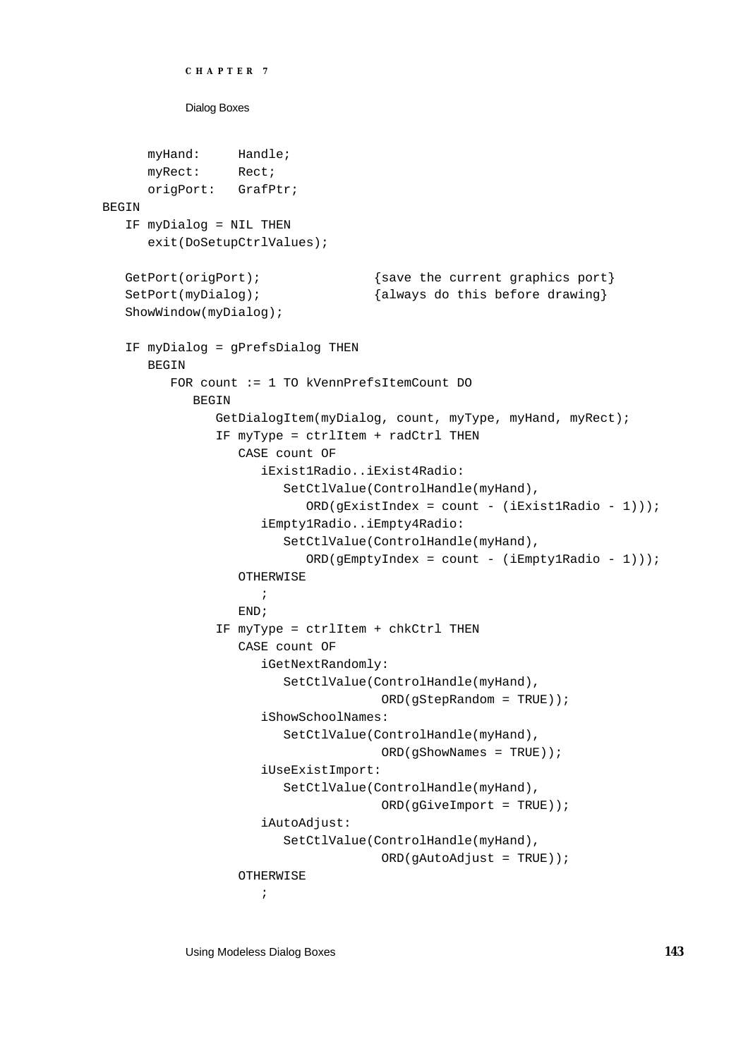```
      myHand:     Handle;
      myRect:     Rect;
      origPort:   GrafPtr;
BEGIN
   IF myDialog = NIL THEN
      exit(DoSetupCtrlValues);

   GetPort(origPort);               {save the current graphics port}
   SetPort(myDialog);               {always do this before drawing}
   ShowWindow(myDialog);

   IF myDialog = gPrefsDialog THEN
      BEGIN
         FOR count := 1 TO kVennPrefsItemCount DO
            BEGIN
               GetDialogItem(myDialog, count, myType, myHand, myRect);
               IF myType = ctrlItem + radCtrl THEN
                  CASE count OF
                     iExist1Radio..iExist4Radio:
                        SetCtlValue(ControlHandle(myHand),
                           ORD(gExistIndex = count - (iExist1Radio - 1)));
                     iEmpty1Radio..iEmpty4Radio:
                        SetCtlValue(ControlHandle(myHand),
                           ORD(gEmptyIndex = count - (iEmpty1Radio - 1)));
                  OTHERWISE
                     ;
                  END;
               IF myType = ctrlItem + chkCtrl THEN
                  CASE count OF
                     iGetNextRandomly:
                        SetCtlValue(ControlHandle(myHand),
                                    ORD(gStepRandom = TRUE));
                     iShowSchoolNames:
                        SetCtlValue(ControlHandle(myHand),
                                    ORD(gShowNames = TRUE));
                     iUseExistImport:
                        SetCtlValue(ControlHandle(myHand),
                                    ORD(gGiveImport = TRUE));
                     iAutoAdjust:
                        SetCtlValue(ControlHandle(myHand),
                                    ORD(gAutoAdjust = TRUE));
                  OTHERWISE
                     ;
```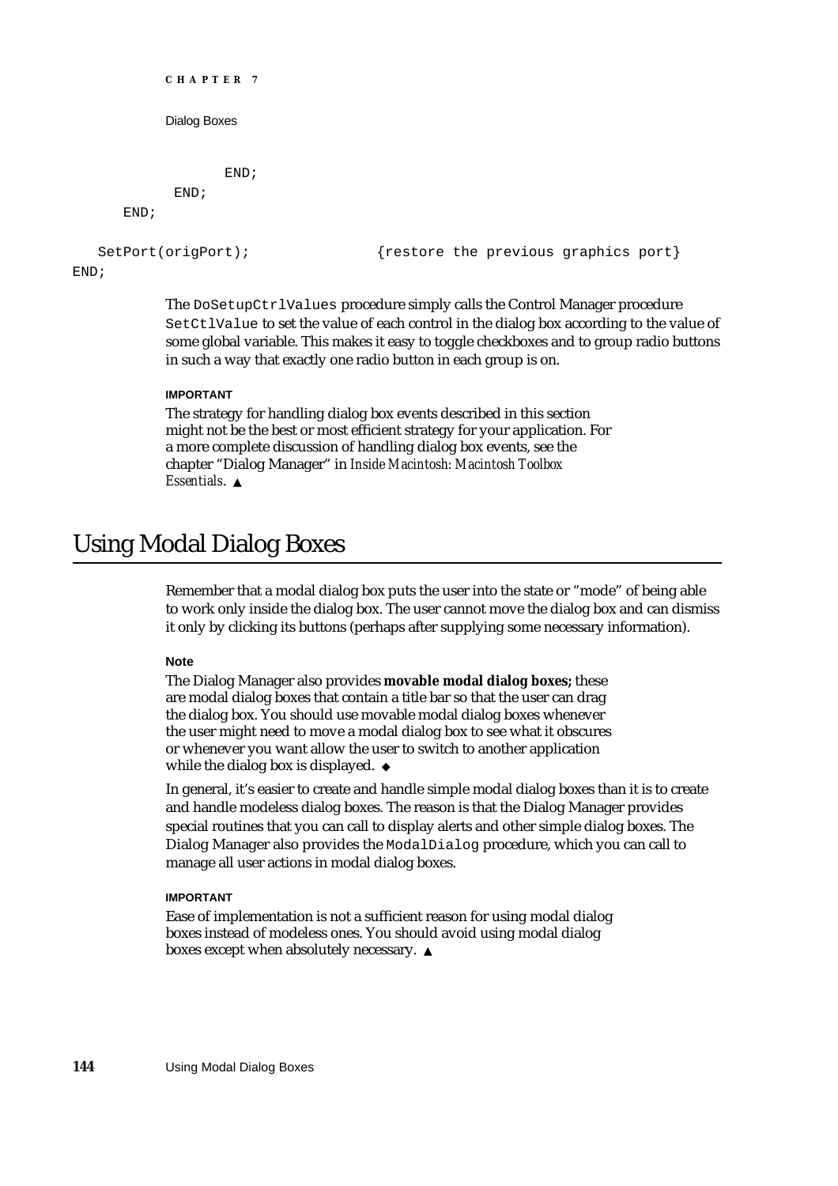```
            END;
        END;
    END;

    SetPort(origPort);              {restore the previous graphics port}
END;
```

The `DoSetupCtrlValues` procedure simply calls the Control Manager procedure `SetCtlValue` to set the value of each control in the dialog box according to the value of some global variable. This makes it easy to toggle checkboxes and to group radio buttons in such a way that exactly one radio button in each group is on.

**IMPORTANT**

The strategy for handling dialog box events described in this section might not be the best or most efficient strategy for your application. For a more complete discussion of handling dialog box events, see the chapter "Dialog Manager" in *Inside Macintosh: Macintosh Toolbox Essentials*. ▲

# Using Modal Dialog Boxes

Remember that a modal dialog box puts the user into the state or "mode" of being able to work only inside the dialog box. The user cannot move the dialog box and can dismiss it only by clicking its buttons (perhaps after supplying some necessary information).

**Note**

The Dialog Manager also provides **movable modal dialog boxes;** these are modal dialog boxes that contain a title bar so that the user can drag the dialog box. You should use movable modal dialog boxes whenever the user might need to move a modal dialog box to see what it obscures or whenever you want allow the user to switch to another application while the dialog box is displayed. ◆

In general, it's easier to create and handle simple modal dialog boxes than it is to create and handle modeless dialog boxes. The reason is that the Dialog Manager provides special routines that you can call to display alerts and other simple dialog boxes. The Dialog Manager also provides the `ModalDialog` procedure, which you can call to manage all user actions in modal dialog boxes.

**IMPORTANT**

Ease of implementation is not a sufficient reason for using modal dialog boxes instead of modeless ones. You should avoid using modal dialog boxes except when absolutely necessary. ▲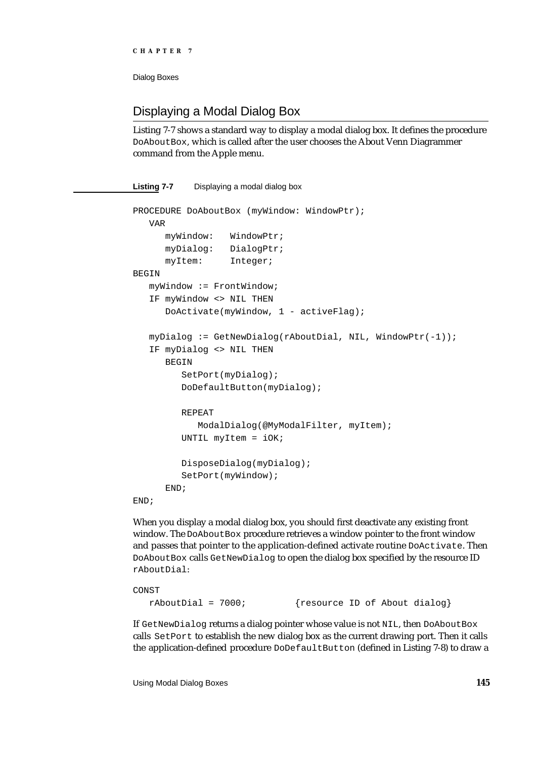## Displaying a Modal Dialog Box

Listing 7-7 shows a standard way to display a modal dialog box. It defines the procedure `DoAboutBox`, which is called after the user chooses the About Venn Diagrammer command from the Apple menu.

**Listing 7-7** Displaying a modal dialog box

```
PROCEDURE DoAboutBox (myWindow: WindowPtr);
   VAR
      myWindow:   WindowPtr;
      myDialog:   DialogPtr;
      myItem:     Integer;
BEGIN
   myWindow := FrontWindow;
   IF myWindow <> NIL THEN
      DoActivate(myWindow, 1 - activeFlag);

   myDialog := GetNewDialog(rAboutDial, NIL, WindowPtr(-1));
   IF myDialog <> NIL THEN
      BEGIN
         SetPort(myDialog);
         DoDefaultButton(myDialog);

         REPEAT
            ModalDialog(@MyModalFilter, myItem);
         UNTIL myItem = iOK;

         DisposeDialog(myDialog);
         SetPort(myWindow);
      END;
END;
```

When you display a modal dialog box, you should first deactivate any existing front window. The `DoAboutBox` procedure retrieves a window pointer to the front window and passes that pointer to the application-defined activate routine `DoActivate`. Then `DoAboutBox` calls `GetNewDialog` to open the dialog box specified by the resource ID `rAboutDial`:

```
CONST
   rAboutDial = 7000;         {resource ID of About dialog}
```

If `GetNewDialog` returns a dialog pointer whose value is not `NIL`, then `DoAboutBox` calls `SetPort` to establish the new dialog box as the current drawing port. Then it calls the application-defined procedure `DoDefaultButton` (defined in Listing 7-8) to draw a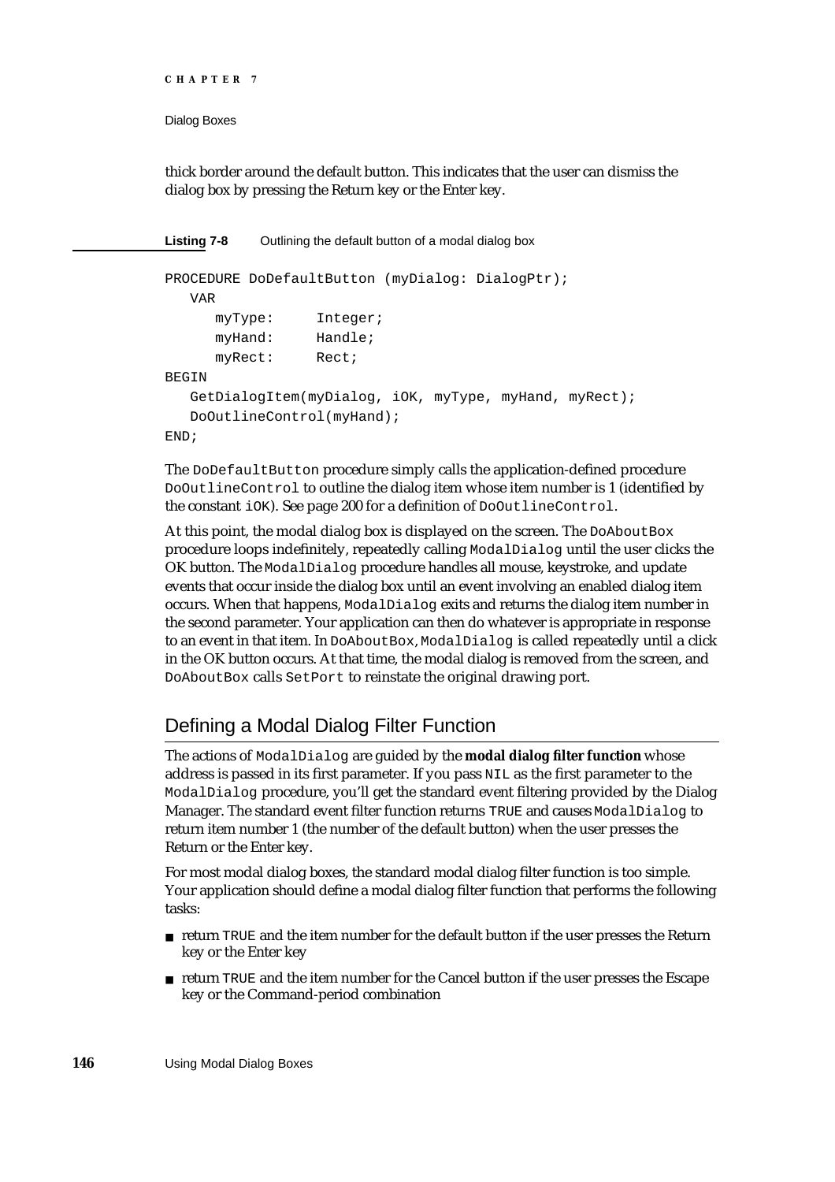thick border around the default button. This indicates that the user can dismiss the dialog box by pressing the Return key or the Enter key.

**Listing 7-8** Outlining the default button of a modal dialog box

```
PROCEDURE DoDefaultButton (myDialog: DialogPtr);
   VAR
      myType:     Integer;
      myHand:     Handle;
      myRect:     Rect;
BEGIN
   GetDialogItem(myDialog, iOK, myType, myHand, myRect);
   DoOutlineControl(myHand);
END;
```

The `DoDefaultButton` procedure simply calls the application-defined procedure `DoOutlineControl` to outline the dialog item whose item number is 1 (identified by the constant `iOK`). See page 200 for a definition of `DoOutlineControl`.

At this point, the modal dialog box is displayed on the screen. The `DoAboutBox` procedure loops indefinitely, repeatedly calling `ModalDialog` until the user clicks the OK button. The `ModalDialog` procedure handles all mouse, keystroke, and update events that occur inside the dialog box until an event involving an enabled dialog item occurs. When that happens, `ModalDialog` exits and returns the dialog item number in the second parameter. Your application can then do whatever is appropriate in response to an event in that item. In `DoAboutBox`, `ModalDialog` is called repeatedly until a click in the OK button occurs. At that time, the modal dialog is removed from the screen, and `DoAboutBox` calls `SetPort` to reinstate the original drawing port.

## Defining a Modal Dialog Filter Function

The actions of `ModalDialog` are guided by the **modal dialog filter function** whose address is passed in its first parameter. If you pass `NIL` as the first parameter to the `ModalDialog` procedure, you'll get the standard event filtering provided by the Dialog Manager. The standard event filter function returns `TRUE` and causes `ModalDialog` to return item number 1 (the number of the default button) when the user presses the Return or the Enter key.

For most modal dialog boxes, the standard modal dialog filter function is too simple. Your application should define a modal dialog filter function that performs the following tasks:

- return `TRUE` and the item number for the default button if the user presses the Return key or the Enter key
- return `TRUE` and the item number for the Cancel button if the user presses the Escape key or the Command-period combination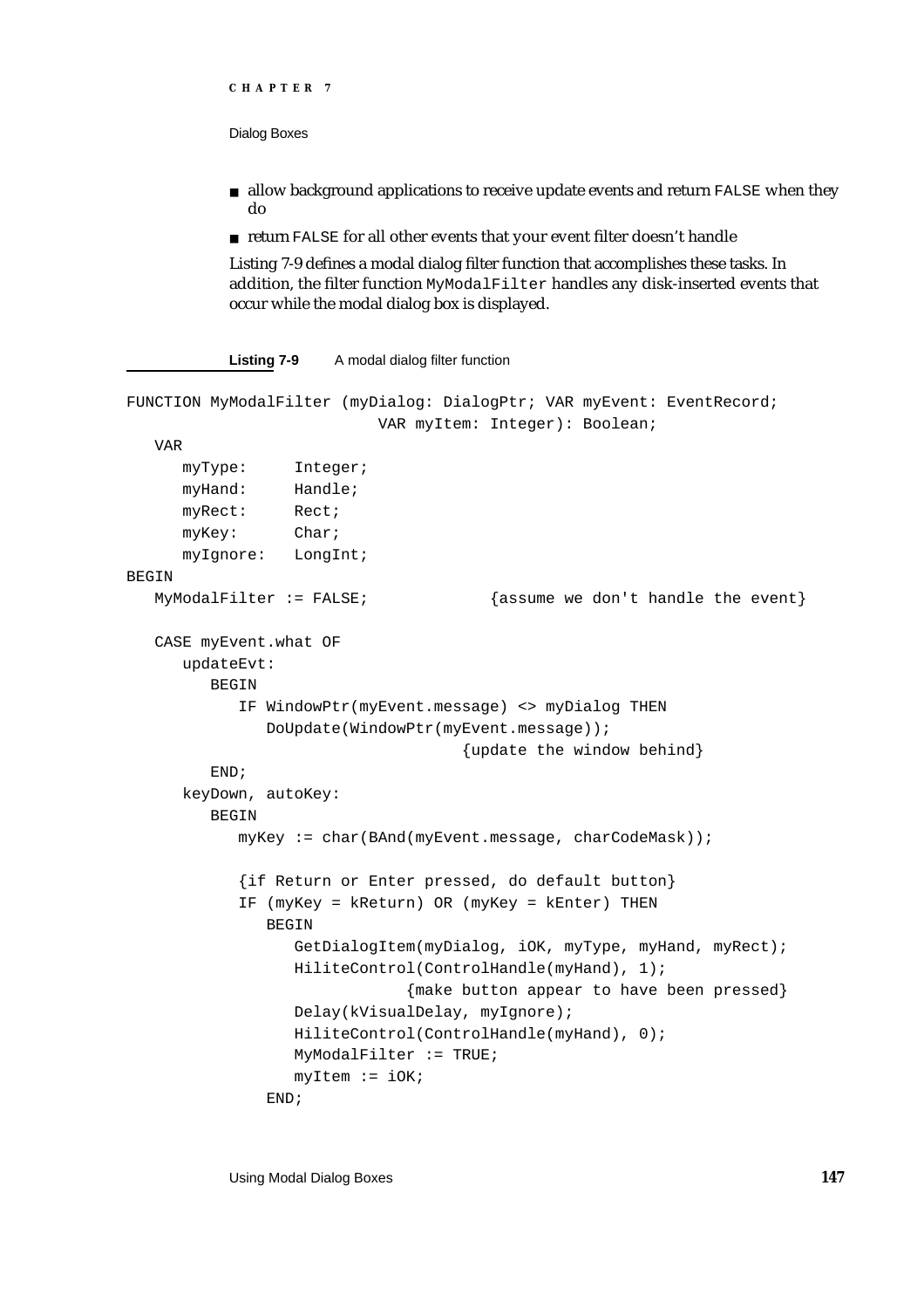- allow background applications to receive update events and return `FALSE` when they do
- return `FALSE` for all other events that your event filter doesn't handle

Listing 7-9 defines a modal dialog filter function that accomplishes these tasks. In addition, the filter function `MyModalFilter` handles any disk-inserted events that occur while the modal dialog box is displayed.

**Listing 7-9** A modal dialog filter function

```
FUNCTION MyModalFilter (myDialog: DialogPtr; VAR myEvent: EventRecord;
                           VAR myItem: Integer): Boolean;
   VAR
      myType:     Integer;
      myHand:     Handle;
      myRect:     Rect;
      myKey:      Char;
      myIgnore:   LongInt;
BEGIN
   MyModalFilter := FALSE;            {assume we don't handle the event}

   CASE myEvent.what OF
      updateEvt:
         BEGIN
            IF WindowPtr(myEvent.message) <> myDialog THEN
               DoUpdate(WindowPtr(myEvent.message));
                                 {update the window behind}
         END;
      keyDown, autoKey:
         BEGIN
            myKey := char(BAnd(myEvent.message, charCodeMask));

            {if Return or Enter pressed, do default button}
            IF (myKey = kReturn) OR (myKey = kEnter) THEN
               BEGIN
                  GetDialogItem(myDialog, iOK, myType, myHand, myRect);
                  HiliteControl(ControlHandle(myHand), 1);
                              {make button appear to have been pressed}
                  Delay(kVisualDelay, myIgnore);
                  HiliteControl(ControlHandle(myHand), 0);
                  MyModalFilter := TRUE;
                  myItem := iOK;
               END;
```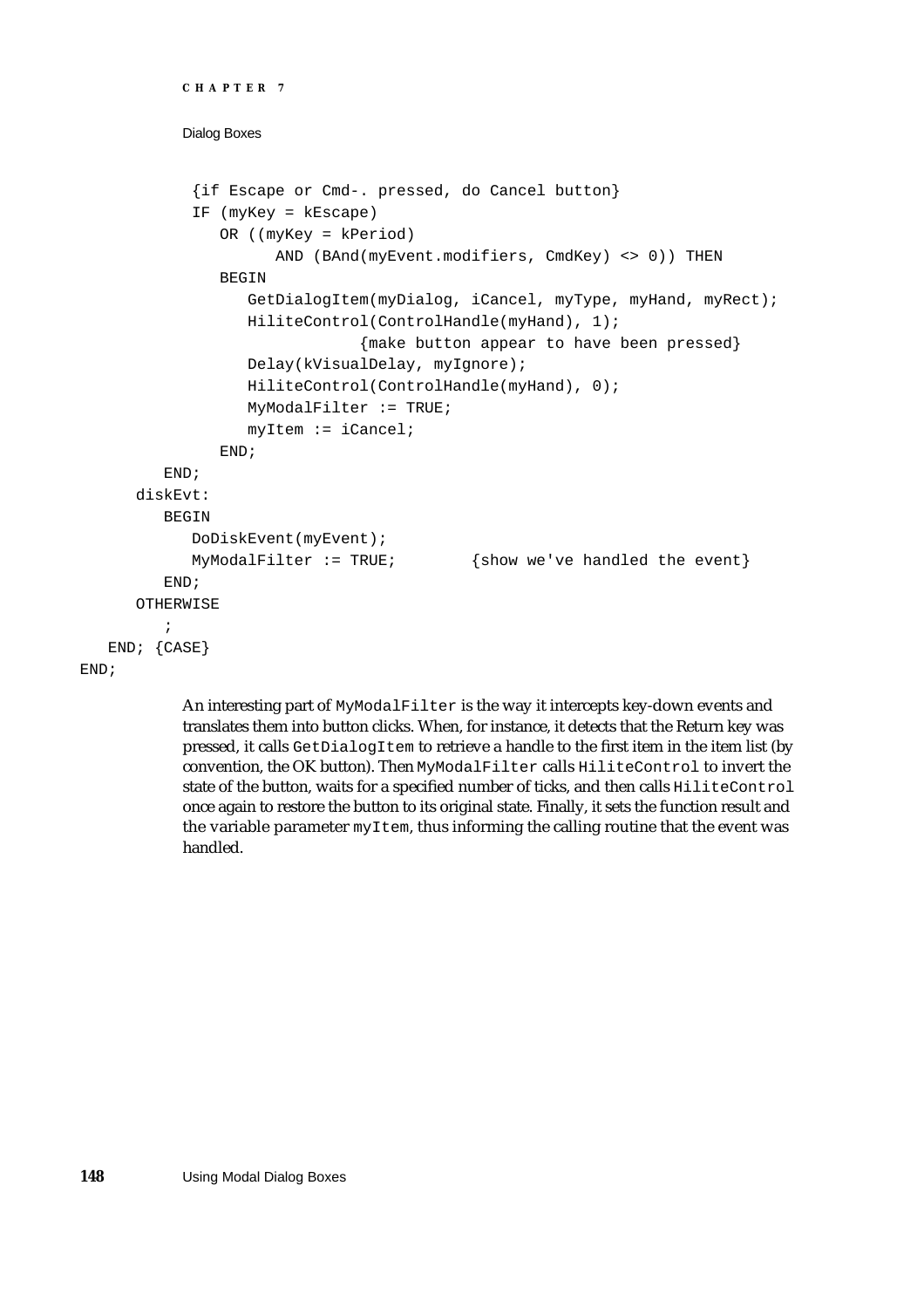```
         {if Escape or Cmd-. pressed, do Cancel button}
         IF (myKey = kEscape)
            OR ((myKey = kPeriod)
                AND (BAnd(myEvent.modifiers, CmdKey) <> 0)) THEN
            BEGIN
               GetDialogItem(myDialog, iCancel, myType, myHand, myRect);
               HiliteControl(ControlHandle(myHand), 1);
                           {make button appear to have been pressed}
               Delay(kVisualDelay, myIgnore);
               HiliteControl(ControlHandle(myHand), 0);
               MyModalFilter := TRUE;
               myItem := iCancel;
            END;
      END;
    diskEvt:
      BEGIN
         DoDiskEvent(myEvent);
         MyModalFilter := TRUE;        {show we've handled the event}
      END;
    OTHERWISE
      ;
  END; {CASE}
END;
```

An interesting part of `MyModalFilter` is the way it intercepts key-down events and translates them into button clicks. When, for instance, it detects that the Return key was pressed, it calls `GetDialogItem` to retrieve a handle to the first item in the item list (by convention, the OK button). Then `MyModalFilter` calls `HiliteControl` to invert the state of the button, waits for a specified number of ticks, and then calls `HiliteControl` once again to restore the button to its original state. Finally, it sets the function result and the variable parameter `myItem`, thus informing the calling routine that the event was handled.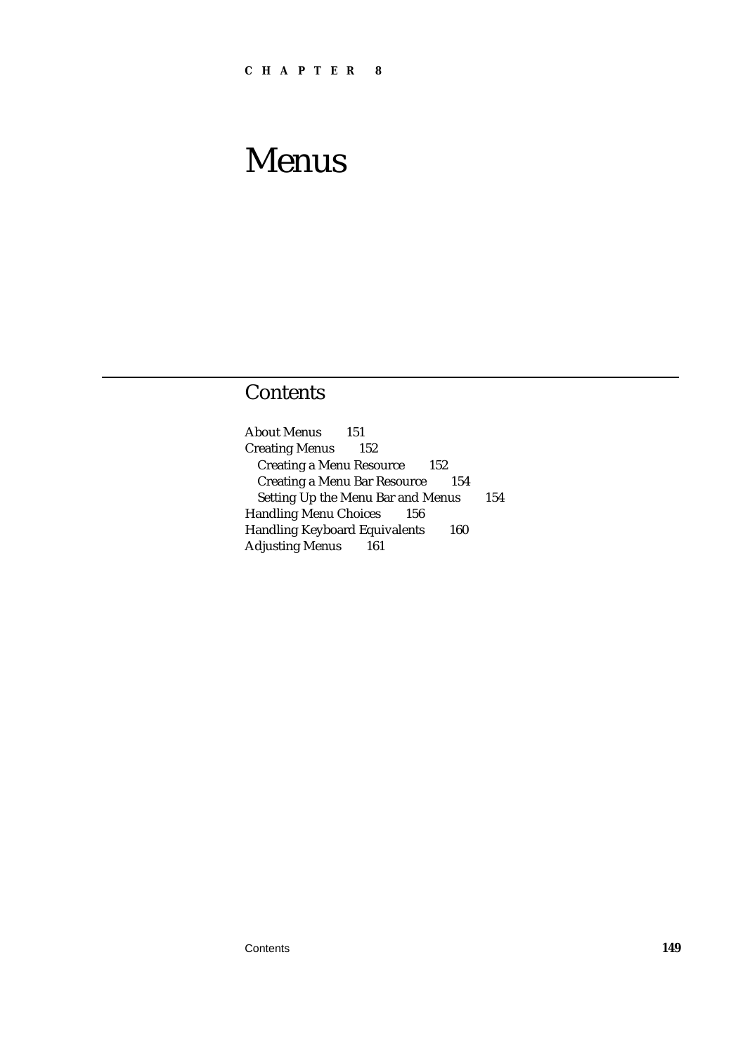CHAPTER 8

# Menus

## Contents

About Menus 151
Creating Menus 152
- Creating a Menu Resource 152
- Creating a Menu Bar Resource 154
- Setting Up the Menu Bar and Menus 154

Handling Menu Choices 156
Handling Keyboard Equivalents 160
Adjusting Menus 161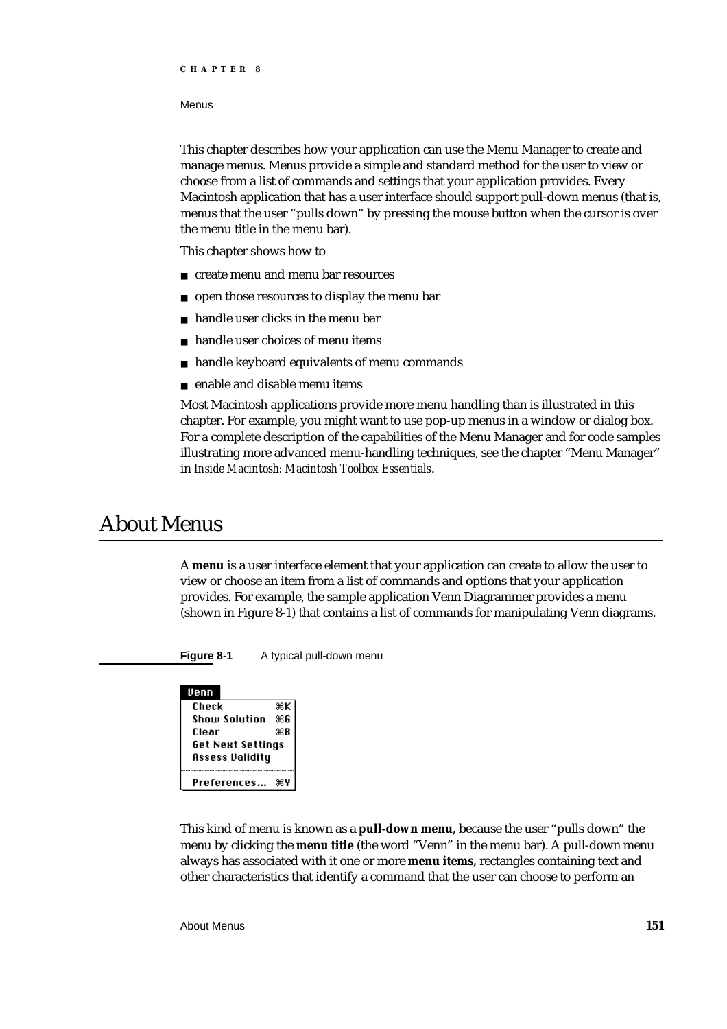This chapter describes how your application can use the Menu Manager to create and manage menus. Menus provide a simple and standard method for the user to view or choose from a list of commands and settings that your application provides. Every Macintosh application that has a user interface should support pull-down menus (that is, menus that the user "pulls down" by pressing the mouse button when the cursor is over the menu title in the menu bar).

This chapter shows how to

- create menu and menu bar resources
- open those resources to display the menu bar
- handle user clicks in the menu bar
- handle user choices of menu items
- handle keyboard equivalents of menu commands
- enable and disable menu items

Most Macintosh applications provide more menu handling than is illustrated in this chapter. For example, you might want to use pop-up menus in a window or dialog box. For a complete description of the capabilities of the Menu Manager and for code samples illustrating more advanced menu-handling techniques, see the chapter "Menu Manager" in *Inside Macintosh: Macintosh Toolbox Essentials*.

# About Menus

A **menu** is a user interface element that your application can create to allow the user to view or choose an item from a list of commands and options that your application provides. For example, the sample application Venn Diagrammer provides a menu (shown in Figure 8-1) that contains a list of commands for manipulating Venn diagrams.

**Figure 8-1** A typical pull-down menu

| Venn | |
|---|---|
| Check | ⌘K |
| Show Solution | ⌘G |
| Clear | ⌘B |
| Get Next Settings | |
| Assess Validity | |
| Preferences… | ⌘Y |

This kind of menu is known as a **pull-down menu,** because the user "pulls down" the menu by clicking the **menu title** (the word "Venn" in the menu bar). A pull-down menu always has associated with it one or more **menu items,** rectangles containing text and other characteristics that identify a command that the user can choose to perform an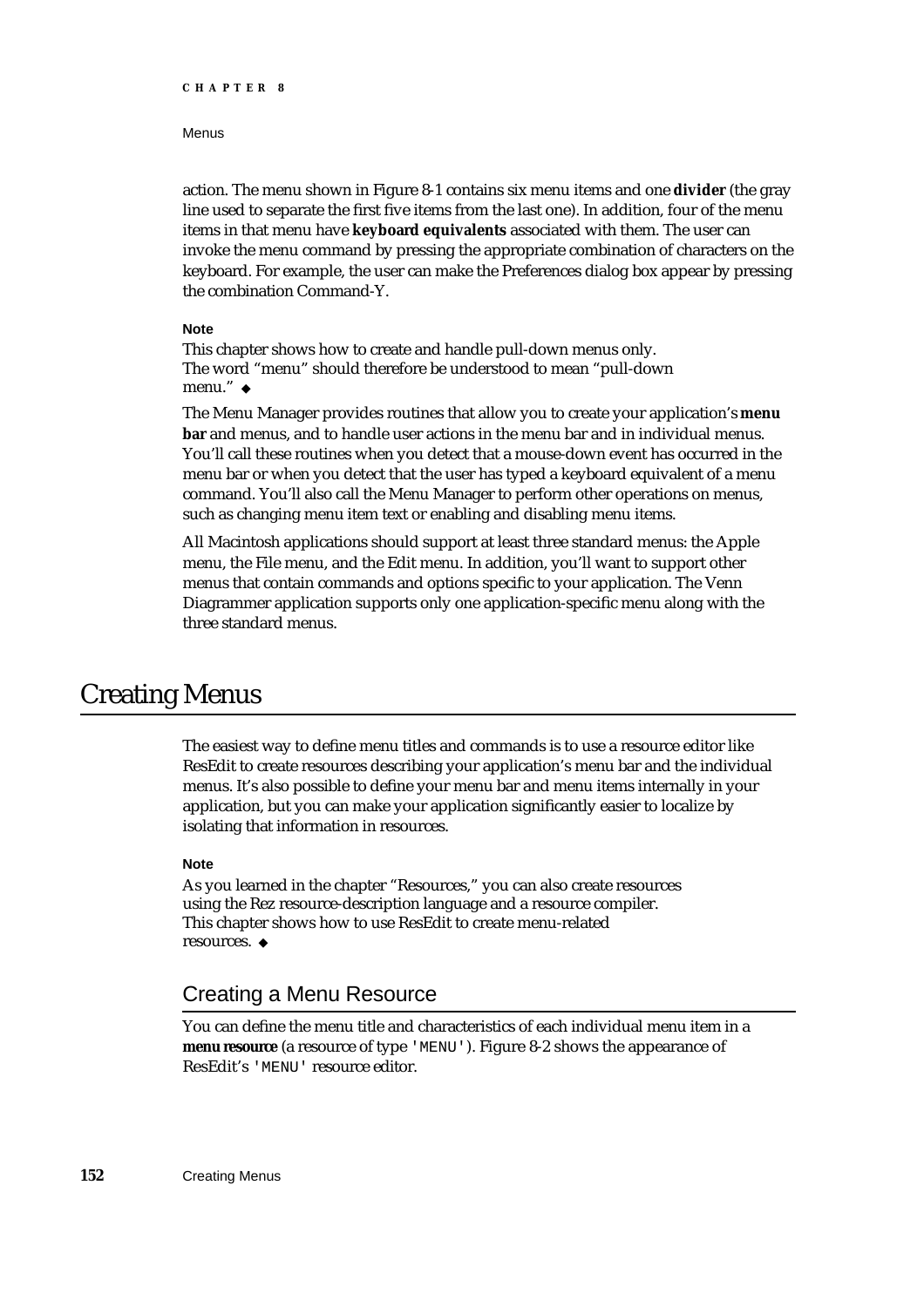action. The menu shown in Figure 8-1 contains six menu items and one **divider** (the gray line used to separate the first five items from the last one). In addition, four of the menu items in that menu have **keyboard equivalents** associated with them. The user can invoke the menu command by pressing the appropriate combination of characters on the keyboard. For example, the user can make the Preferences dialog box appear by pressing the combination Command-Y.

**Note**

This chapter shows how to create and handle pull-down menus only. The word "menu" should therefore be understood to mean "pull-down menu." ◆

The Menu Manager provides routines that allow you to create your application's **menu bar** and menus, and to handle user actions in the menu bar and in individual menus. You'll call these routines when you detect that a mouse-down event has occurred in the menu bar or when you detect that the user has typed a keyboard equivalent of a menu command. You'll also call the Menu Manager to perform other operations on menus, such as changing menu item text or enabling and disabling menu items.

All Macintosh applications should support at least three standard menus: the Apple menu, the File menu, and the Edit menu. In addition, you'll want to support other menus that contain commands and options specific to your application. The Venn Diagrammer application supports only one application-specific menu along with the three standard menus.

# Creating Menus

The easiest way to define menu titles and commands is to use a resource editor like ResEdit to create resources describing your application's menu bar and the individual menus. It's also possible to define your menu bar and menu items internally in your application, but you can make your application significantly easier to localize by isolating that information in resources.

**Note**

As you learned in the chapter "Resources," you can also create resources using the Rez resource-description language and a resource compiler. This chapter shows how to use ResEdit to create menu-related resources. ◆

## Creating a Menu Resource

You can define the menu title and characteristics of each individual menu item in a **menu resource** (a resource of type `'MENU'`). Figure 8-2 shows the appearance of ResEdit's `'MENU'` resource editor.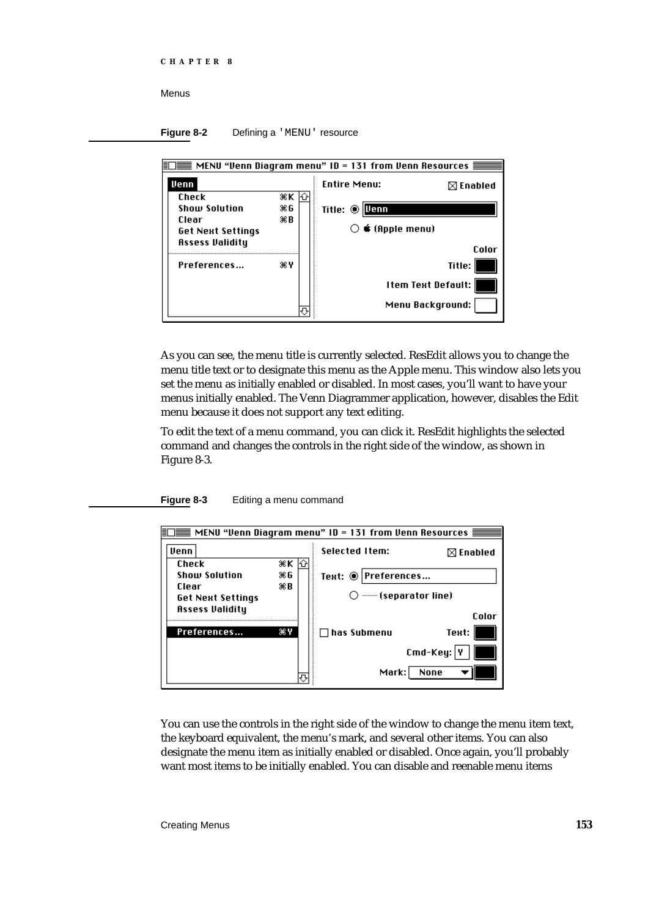**Figure 8-2** Defining a 'MENU' resource

As you can see, the menu title is currently selected. ResEdit allows you to change the menu title text or to designate this menu as the Apple menu. This window also lets you set the menu as initially enabled or disabled. In most cases, you'll want to have your menus initially enabled. The Venn Diagrammer application, however, disables the Edit menu because it does not support any text editing.

To edit the text of a menu command, you can click it. ResEdit highlights the selected command and changes the controls in the right side of the window, as shown in Figure 8-3.

**Figure 8-3** Editing a menu command

You can use the controls in the right side of the window to change the menu item text, the keyboard equivalent, the menu's mark, and several other items. You can also designate the menu item as initially enabled or disabled. Once again, you'll probably want most items to be initially enabled. You can disable and reenable menu items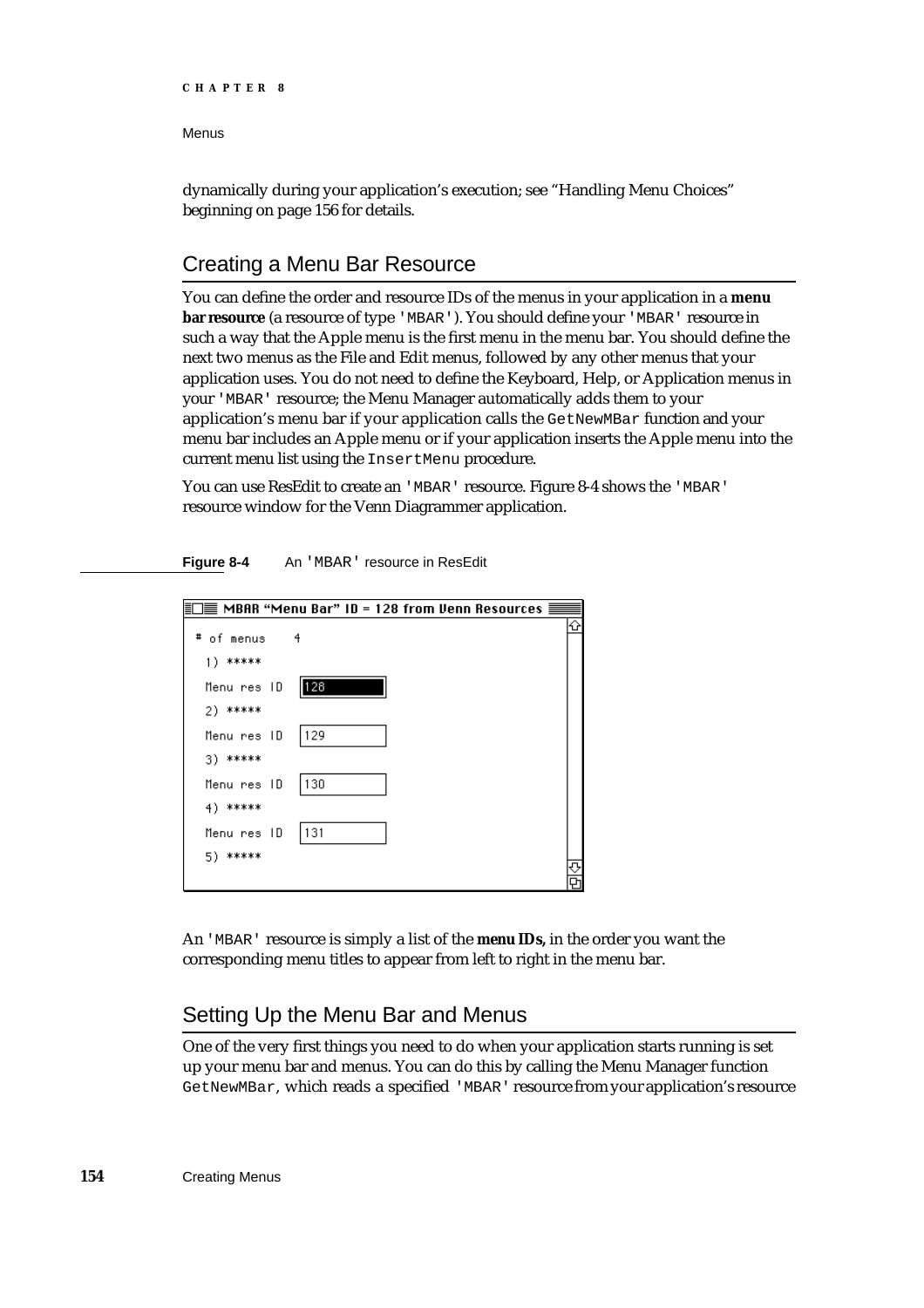dynamically during your application's execution; see "Handling Menu Choices" beginning on page 156 for details.

## Creating a Menu Bar Resource

You can define the order and resource IDs of the menus in your application in a **menu bar resource** (a resource of type `'MBAR'`). You should define your `'MBAR'` resource in such a way that the Apple menu is the first menu in the menu bar. You should define the next two menus as the File and Edit menus, followed by any other menus that your application uses. You do not need to define the Keyboard, Help, or Application menus in your `'MBAR'` resource; the Menu Manager automatically adds them to your application's menu bar if your application calls the `GetNewMBar` function and your menu bar includes an Apple menu or if your application inserts the Apple menu into the current menu list using the `InsertMenu` procedure.

You can use ResEdit to create an `'MBAR'` resource. Figure 8-4 shows the `'MBAR'` resource window for the Venn Diagrammer application.

**Figure 8-4** An `'MBAR'` resource in ResEdit

```
MBAR "Menu Bar" ID = 128 from Venn Resources
# of menus   4
 1) *****
 Menu res ID  128
 2) *****
 Menu res ID  129
 3) *****
 Menu res ID  130
 4) *****
 Menu res ID  131
 5) *****
```

An `'MBAR'` resource is simply a list of the **menu IDs,** in the order you want the corresponding menu titles to appear from left to right in the menu bar.

## Setting Up the Menu Bar and Menus

One of the very first things you need to do when your application starts running is set up your menu bar and menus. You can do this by calling the Menu Manager function `GetNewMBar`, which reads a specified `'MBAR'` resource from your application's resource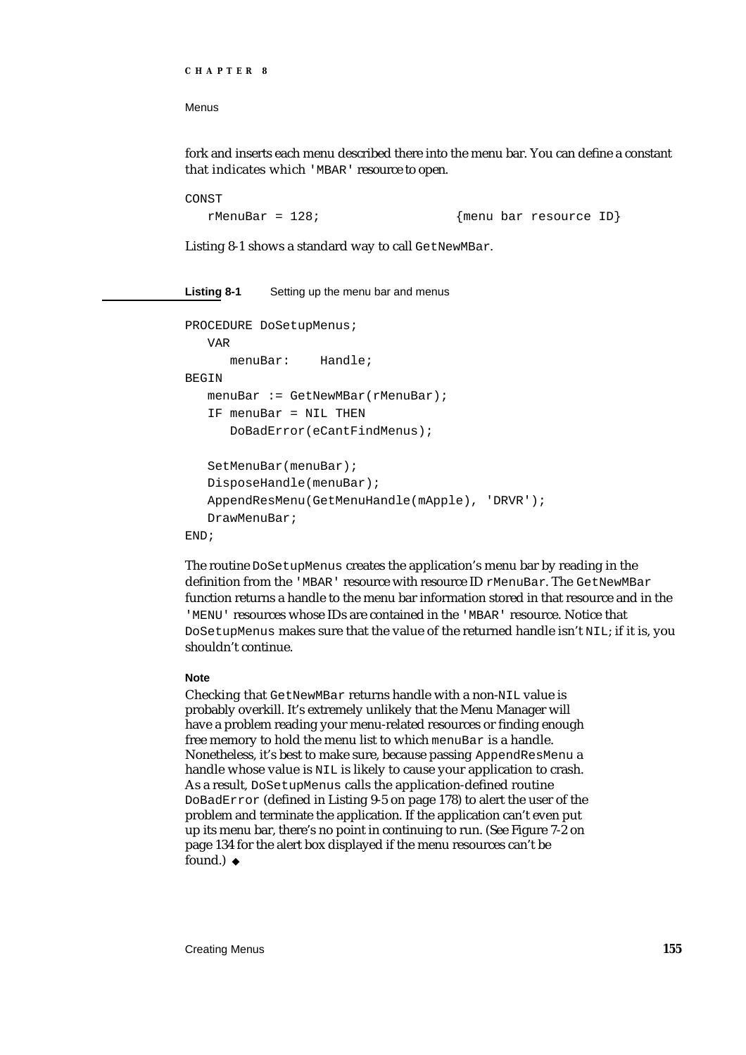fork and inserts each menu described there into the menu bar. You can define a constant that indicates which 'MBAR' resource to open.

```
CONST
   rMenuBar = 128;                  {menu bar resource ID}
```

Listing 8-1 shows a standard way to call `GetNewMBar`.

**Listing 8-1** Setting up the menu bar and menus

```
PROCEDURE DoSetupMenus;
   VAR
      menuBar:    Handle;
BEGIN
   menuBar := GetNewMBar(rMenuBar);
   IF menuBar = NIL THEN
      DoBadError(eCantFindMenus);

   SetMenuBar(menuBar);
   DisposeHandle(menuBar);
   AppendResMenu(GetMenuHandle(mApple), 'DRVR');
   DrawMenuBar;
END;
```

The routine `DoSetupMenus` creates the application's menu bar by reading in the definition from the 'MBAR' resource with resource ID `rMenuBar`. The `GetNewMBar` function returns a handle to the menu bar information stored in that resource and in the 'MENU' resources whose IDs are contained in the 'MBAR' resource. Notice that `DoSetupMenus` makes sure that the value of the returned handle isn't `NIL`; if it is, you shouldn't continue.

**Note**

Checking that `GetNewMBar` returns handle with a non-`NIL` value is probably overkill. It's extremely unlikely that the Menu Manager will have a problem reading your menu-related resources or finding enough free memory to hold the menu list to which `menuBar` is a handle. Nonetheless, it's best to make sure, because passing `AppendResMenu` a handle whose value is `NIL` is likely to cause your application to crash. As a result, `DoSetupMenus` calls the application-defined routine `DoBadError` (defined in Listing 9-5 on page 178) to alert the user of the problem and terminate the application. If the application can't even put up its menu bar, there's no point in continuing to run. (See Figure 7-2 on page 134 for the alert box displayed if the menu resources can't be found.) ◆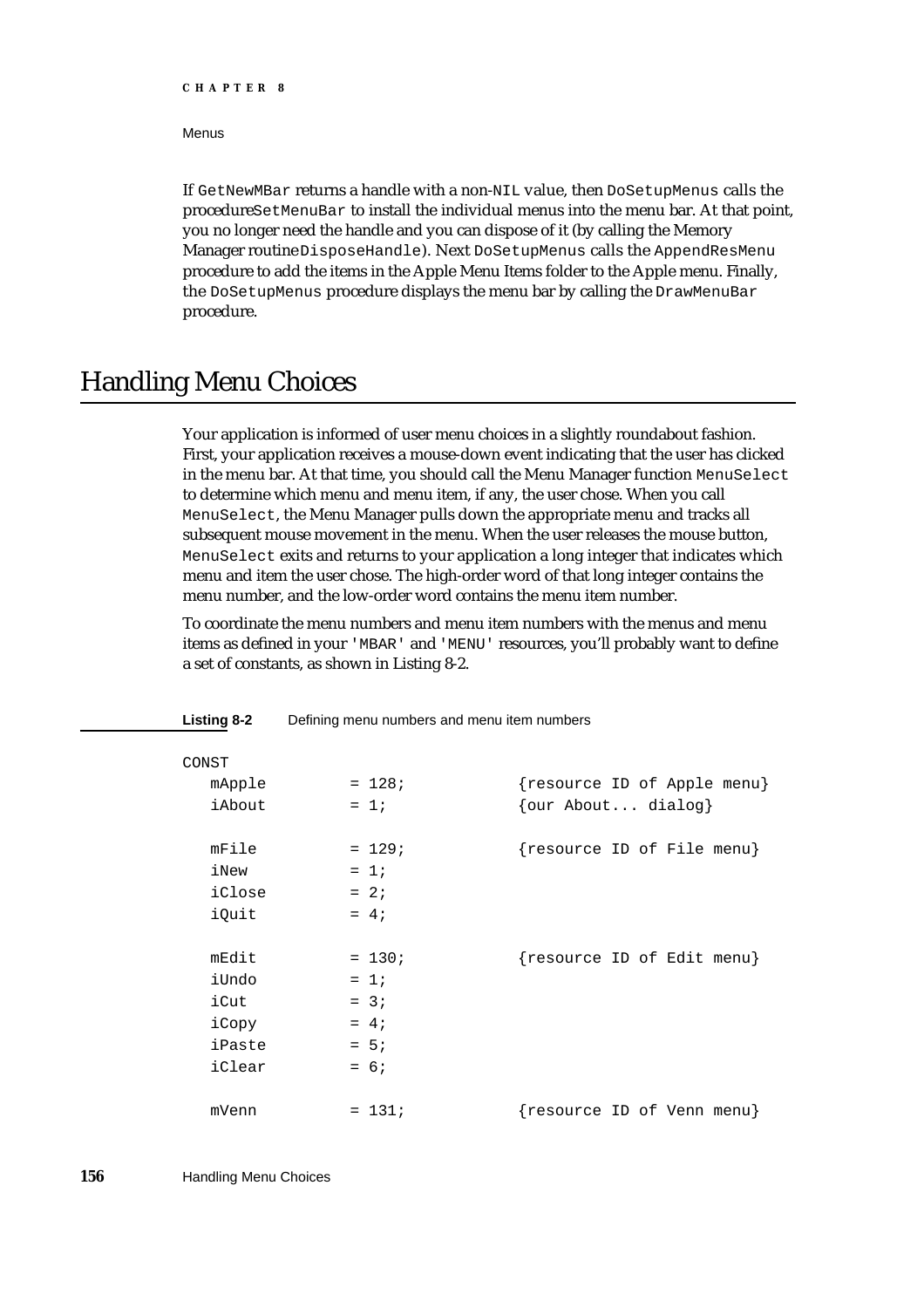If `GetNewMBar` returns a handle with a non-`NIL` value, then `DoSetupMenus` calls the procedure`SetMenuBar` to install the individual menus into the menu bar. At that point, you no longer need the handle and you can dispose of it (by calling the Memory Manager routine`DisposeHandle`). Next `DoSetupMenus` calls the `AppendResMenu` procedure to add the items in the Apple Menu Items folder to the Apple menu. Finally, the `DoSetupMenus` procedure displays the menu bar by calling the `DrawMenuBar` procedure.

# Handling Menu Choices

Your application is informed of user menu choices in a slightly roundabout fashion. First, your application receives a mouse-down event indicating that the user has clicked in the menu bar. At that time, you should call the Menu Manager function `MenuSelect` to determine which menu and menu item, if any, the user chose. When you call `MenuSelect`, the Menu Manager pulls down the appropriate menu and tracks all subsequent mouse movement in the menu. When the user releases the mouse button, `MenuSelect` exits and returns to your application a long integer that indicates which menu and item the user chose. The high-order word of that long integer contains the menu number, and the low-order word contains the menu item number.

To coordinate the menu numbers and menu item numbers with the menus and menu items as defined in your `'MBAR'` and `'MENU'` resources, you'll probably want to define a set of constants, as shown in Listing 8-2.

**Listing 8-2** Defining menu numbers and menu item numbers

```
CONST
   mApple        = 128;            {resource ID of Apple menu}
   iAbout        = 1;              {our About... dialog}

   mFile         = 129;            {resource ID of File menu}
   iNew          = 1;
   iClose        = 2;
   iQuit         = 4;

   mEdit         = 130;            {resource ID of Edit menu}
   iUndo         = 1;
   iCut          = 3;
   iCopy         = 4;
   iPaste        = 5;
   iClear        = 6;

   mVenn         = 131;            {resource ID of Venn menu}
```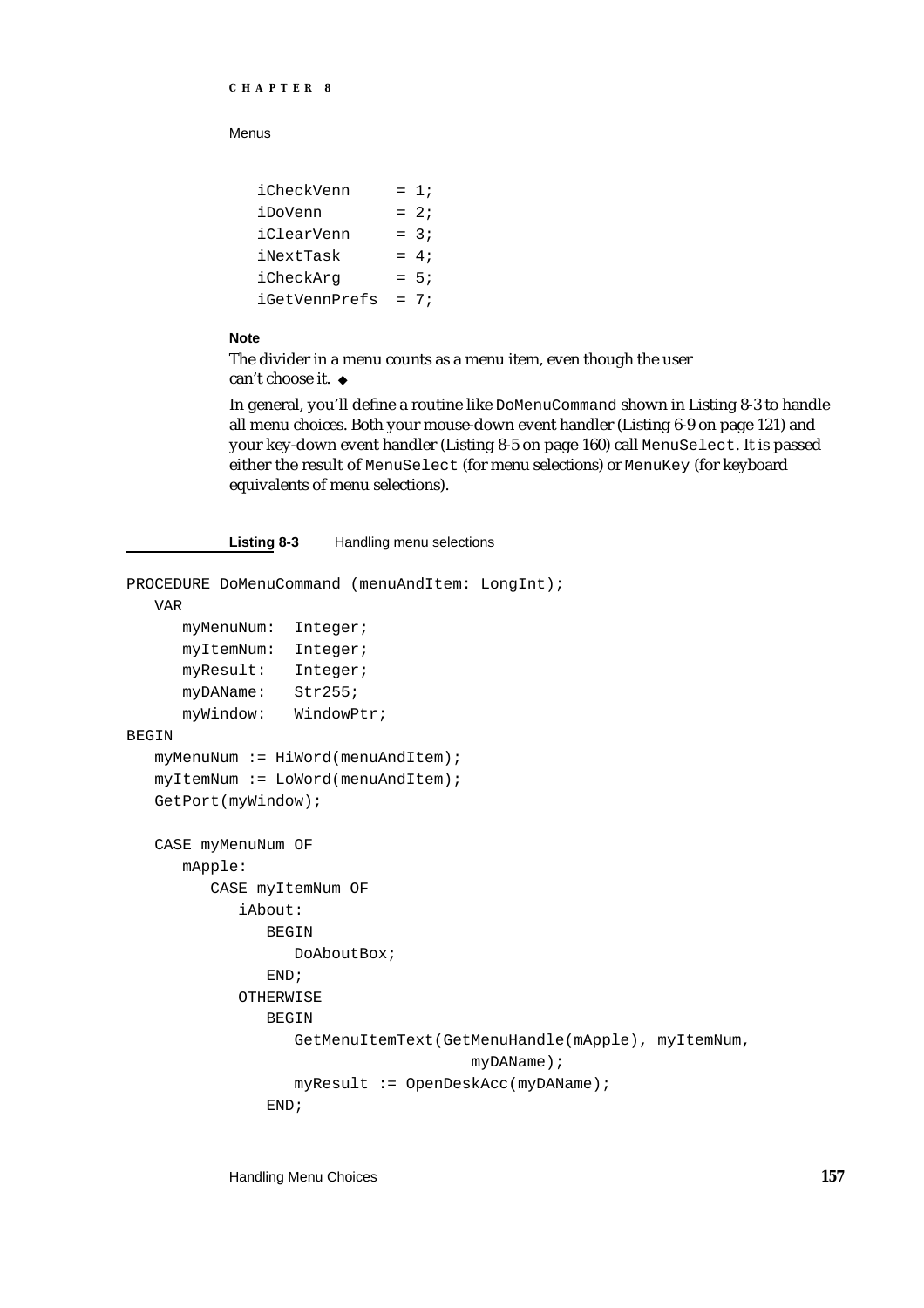```
iCheckVenn     = 1;
iDoVenn        = 2;
iClearVenn     = 3;
iNextTask      = 4;
iCheckArg      = 5;
iGetVennPrefs  = 7;
```

**Note**

The divider in a menu counts as a menu item, even though the user can't choose it. ◆

In general, you'll define a routine like `DoMenuCommand` shown in Listing 8-3 to handle all menu choices. Both your mouse-down event handler (Listing 6-9 on page 121) and your key-down event handler (Listing 8-5 on page 160) call `MenuSelect`. It is passed either the result of `MenuSelect` (for menu selections) or `MenuKey` (for keyboard equivalents of menu selections).

**Listing 8-3** Handling menu selections

```
PROCEDURE DoMenuCommand (menuAndItem: LongInt);
   VAR
      myMenuNum:  Integer;
      myItemNum:  Integer;
      myResult:   Integer;
      myDAName:   Str255;
      myWindow:   WindowPtr;
BEGIN
   myMenuNum := HiWord(menuAndItem);
   myItemNum := LoWord(menuAndItem);
   GetPort(myWindow);

   CASE myMenuNum OF
      mApple:
         CASE myItemNum OF
            iAbout:
               BEGIN
                  DoAboutBox;
               END;
            OTHERWISE
               BEGIN
                  GetMenuItemText(GetMenuHandle(mApple), myItemNum,
                                 myDAName);
                  myResult := OpenDeskAcc(myDAName);
               END;
```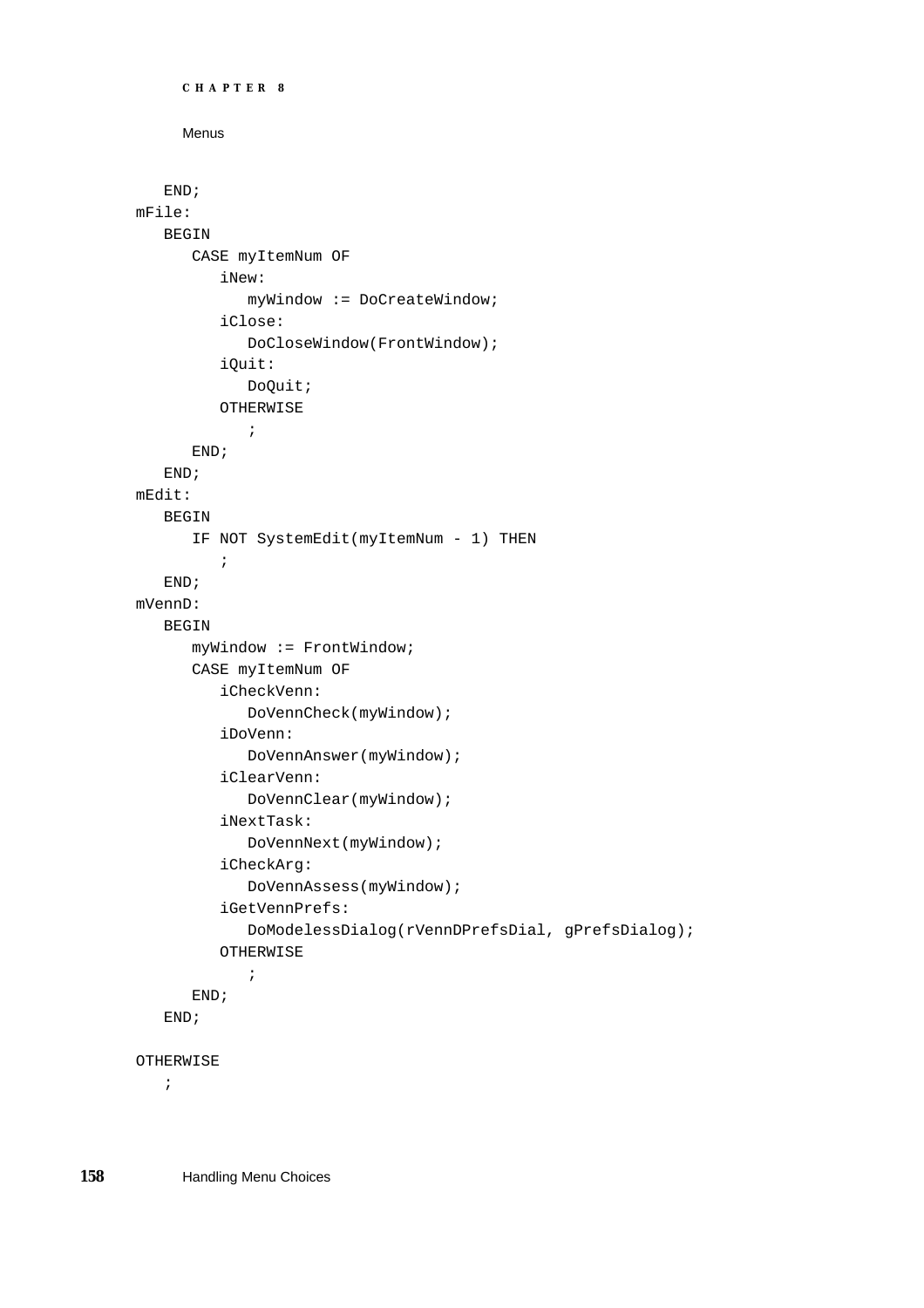```
      END;
   mFile:
      BEGIN
         CASE myItemNum OF
            iNew:
               myWindow := DoCreateWindow;
            iClose:
               DoCloseWindow(FrontWindow);
            iQuit:
               DoQuit;
            OTHERWISE
               ;
         END;
      END;
   mEdit:
      BEGIN
         IF NOT SystemEdit(myItemNum - 1) THEN
            ;
      END;
   mVennD:
      BEGIN
         myWindow := FrontWindow;
         CASE myItemNum OF
            iCheckVenn:
               DoVennCheck(myWindow);
            iDoVenn:
               DoVennAnswer(myWindow);
            iClearVenn:
               DoVennClear(myWindow);
            iNextTask:
               DoVennNext(myWindow);
            iCheckArg:
               DoVennAssess(myWindow);
            iGetVennPrefs:
               DoModelessDialog(rVennDPrefsDial, gPrefsDialog);
            OTHERWISE
               ;
         END;
      END;

   OTHERWISE
      ;
```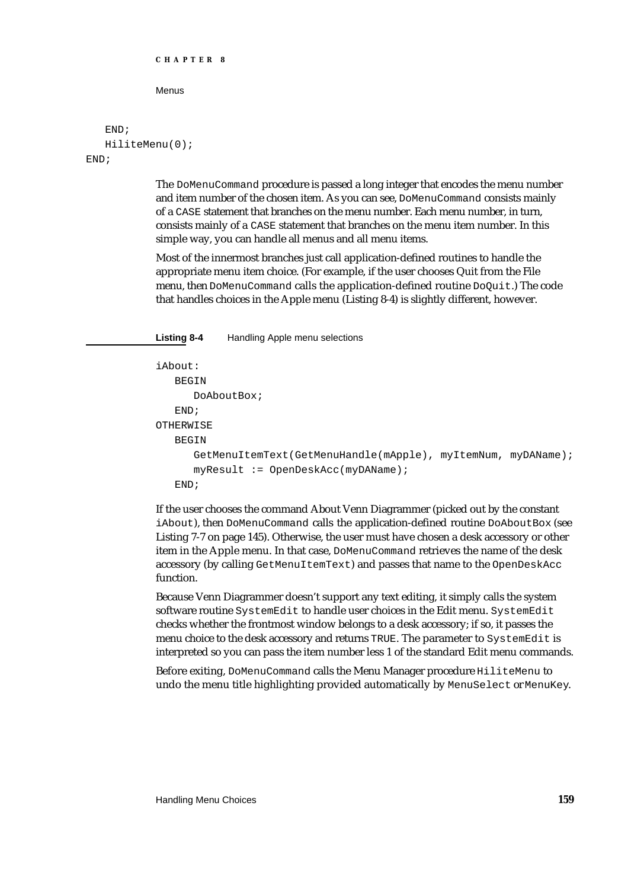```
   END;
   HiliteMenu(0);
END;
```

The `DoMenuCommand` procedure is passed a long integer that encodes the menu number and item number of the chosen item. As you can see, `DoMenuCommand` consists mainly of a `CASE` statement that branches on the menu number. Each menu number, in turn, consists mainly of a `CASE` statement that branches on the menu item number. In this simple way, you can handle all menus and all menu items.

Most of the innermost branches just call application-defined routines to handle the appropriate menu item choice. (For example, if the user chooses Quit from the File menu, then `DoMenuCommand` calls the application-defined routine `DoQuit`.) The code that handles choices in the Apple menu (Listing 8-4) is slightly different, however.

**Listing 8-4** Handling Apple menu selections

```
iAbout:
   BEGIN
      DoAboutBox;
   END;
OTHERWISE
   BEGIN
      GetMenuItemText(GetMenuHandle(mApple), myItemNum, myDAName);
      myResult := OpenDeskAcc(myDAName);
   END;
```

If the user chooses the command About Venn Diagrammer (picked out by the constant `iAbout`), then `DoMenuCommand` calls the application-defined routine `DoAboutBox` (see Listing 7-7 on page 145). Otherwise, the user must have chosen a desk accessory or other item in the Apple menu. In that case, `DoMenuCommand` retrieves the name of the desk accessory (by calling `GetMenuItemText`) and passes that name to the `OpenDeskAcc` function.

Because Venn Diagrammer doesn't support any text editing, it simply calls the system software routine `SystemEdit` to handle user choices in the Edit menu. `SystemEdit` checks whether the frontmost window belongs to a desk accessory; if so, it passes the menu choice to the desk accessory and returns `TRUE`. The parameter to `SystemEdit` is interpreted so you can pass the item number less 1 of the standard Edit menu commands.

Before exiting, `DoMenuCommand` calls the Menu Manager procedure `HiliteMenu` to undo the menu title highlighting provided automatically by `MenuSelect` or `MenuKey`.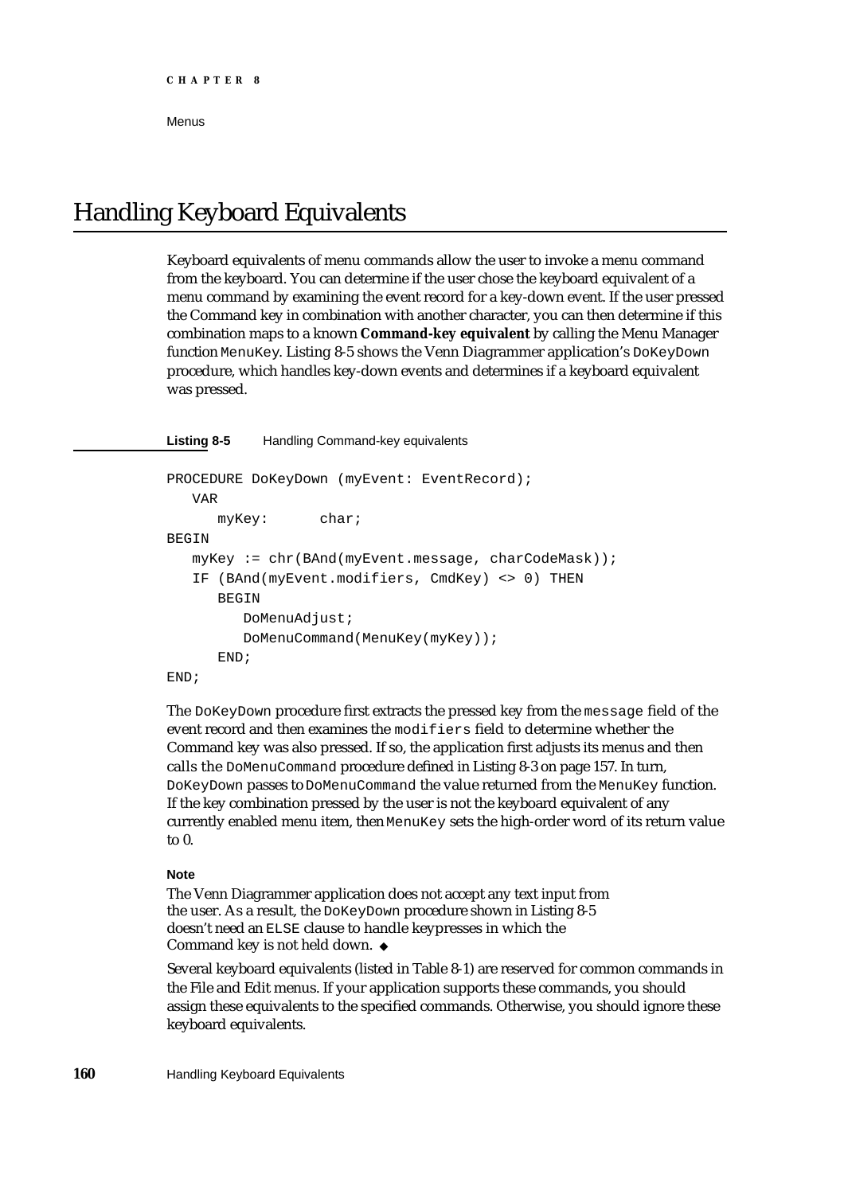# Handling Keyboard Equivalents

Keyboard equivalents of menu commands allow the user to invoke a menu command from the keyboard. You can determine if the user chose the keyboard equivalent of a menu command by examining the event record for a key-down event. If the user pressed the Command key in combination with another character, you can then determine if this combination maps to a known **Command-key equivalent** by calling the Menu Manager function `MenuKey`. Listing 8-5 shows the Venn Diagrammer application's `DoKeyDown` procedure, which handles key-down events and determines if a keyboard equivalent was pressed.

**Listing 8-5** Handling Command-key equivalents

```
PROCEDURE DoKeyDown (myEvent: EventRecord);
   VAR
      myKey:      char;
BEGIN
   myKey := chr(BAnd(myEvent.message, charCodeMask));
   IF (BAnd(myEvent.modifiers, CmdKey) <> 0) THEN
      BEGIN
         DoMenuAdjust;
         DoMenuCommand(MenuKey(myKey));
      END;
END;
```

The `DoKeyDown` procedure first extracts the pressed key from the `message` field of the event record and then examines the `modifiers` field to determine whether the Command key was also pressed. If so, the application first adjusts its menus and then calls the `DoMenuCommand` procedure defined in Listing 8-3 on page 157. In turn, `DoKeyDown` passes to `DoMenuCommand` the value returned from the `MenuKey` function. If the key combination pressed by the user is not the keyboard equivalent of any currently enabled menu item, then `MenuKey` sets the high-order word of its return value to 0.

**Note**

The Venn Diagrammer application does not accept any text input from the user. As a result, the `DoKeyDown` procedure shown in Listing 8-5 doesn't need an `ELSE` clause to handle keypresses in which the Command key is not held down. ◆

Several keyboard equivalents (listed in Table 8-1) are reserved for common commands in the File and Edit menus. If your application supports these commands, you should assign these equivalents to the specified commands. Otherwise, you should ignore these keyboard equivalents.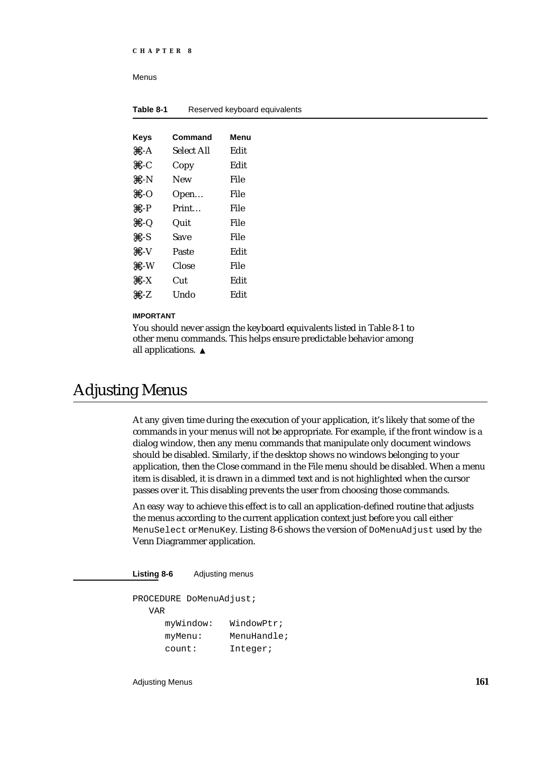**Table 8-1** Reserved keyboard equivalents

| Keys | Command | Menu |
|---|---|---|
| ⌘-A | Select All | Edit |
| ⌘-C | Copy | Edit |
| ⌘-N | New | File |
| ⌘-O | Open… | File |
| ⌘-P | Print… | File |
| ⌘-Q | Quit | File |
| ⌘-S | Save | File |
| ⌘-V | Paste | Edit |
| ⌘-W | Close | File |
| ⌘-X | Cut | Edit |
| ⌘-Z | Undo | Edit |

**IMPORTANT**

You should never assign the keyboard equivalents listed in Table 8-1 to other menu commands. This helps ensure predictable behavior among all applications. ▲

# Adjusting Menus

At any given time during the execution of your application, it's likely that some of the commands in your menus will not be appropriate. For example, if the front window is a dialog window, then any menu commands that manipulate only document windows should be disabled. Similarly, if the desktop shows no windows belonging to your application, then the Close command in the File menu should be disabled. When a menu item is disabled, it is drawn in a dimmed text and is not highlighted when the cursor passes over it. This disabling prevents the user from choosing those commands.

An easy way to achieve this effect is to call an application-defined routine that adjusts the menus according to the current application context just before you call either `MenuSelect` or `MenuKey`. Listing 8-6 shows the version of `DoMenuAdjust` used by the Venn Diagrammer application.

**Listing 8-6** Adjusting menus

```
PROCEDURE DoMenuAdjust;
   VAR
      myWindow:   WindowPtr;
      myMenu:     MenuHandle;
      count:      Integer;
```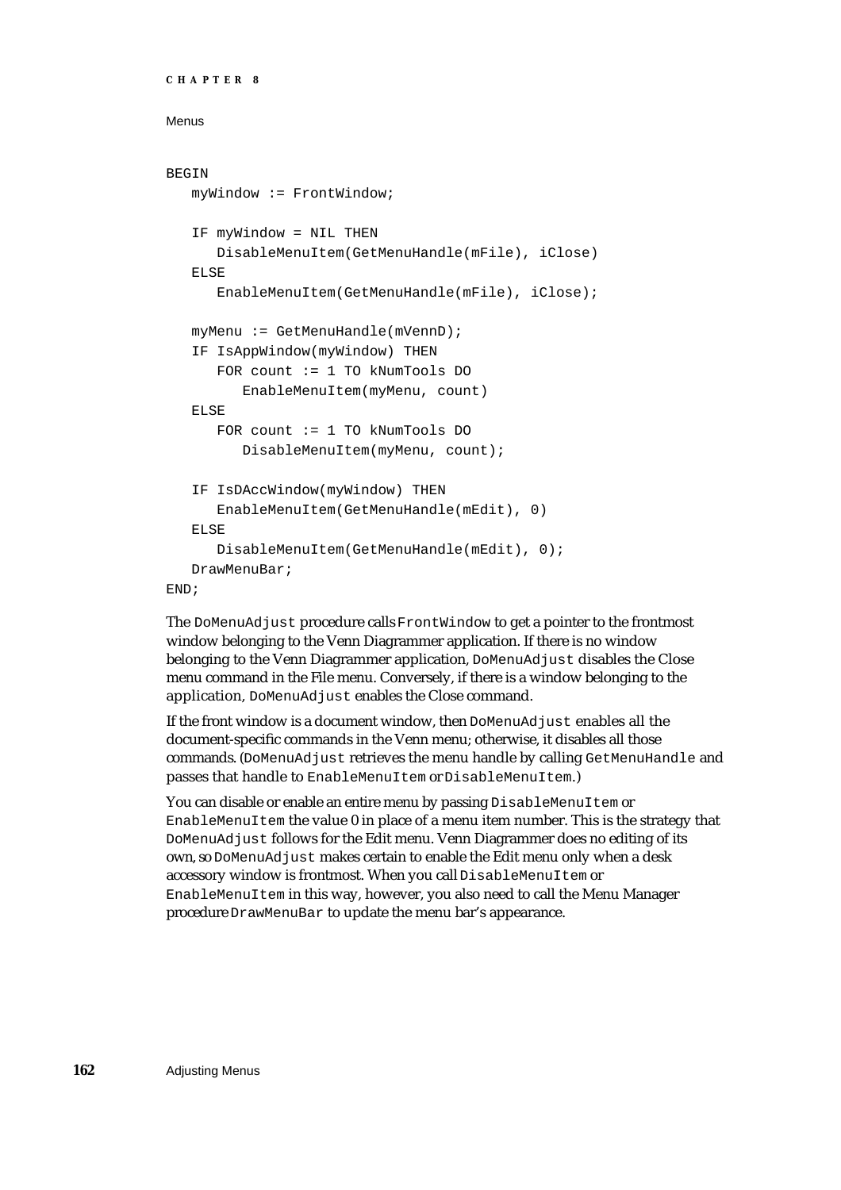```
BEGIN
   myWindow := FrontWindow;

   IF myWindow = NIL THEN
      DisableMenuItem(GetMenuHandle(mFile), iClose)
   ELSE
      EnableMenuItem(GetMenuHandle(mFile), iClose);

   myMenu := GetMenuHandle(mVennD);
   IF IsAppWindow(myWindow) THEN
      FOR count := 1 TO kNumTools DO
         EnableMenuItem(myMenu, count)
   ELSE
      FOR count := 1 TO kNumTools DO
         DisableMenuItem(myMenu, count);

   IF IsDAccWindow(myWindow) THEN
      EnableMenuItem(GetMenuHandle(mEdit), 0)
   ELSE
      DisableMenuItem(GetMenuHandle(mEdit), 0);
   DrawMenuBar;
END;
```

The `DoMenuAdjust` procedure calls `FrontWindow` to get a pointer to the frontmost window belonging to the Venn Diagrammer application. If there is no window belonging to the Venn Diagrammer application, `DoMenuAdjust` disables the Close menu command in the File menu. Conversely, if there is a window belonging to the application, `DoMenuAdjust` enables the Close command.

If the front window is a document window, then `DoMenuAdjust` enables all the document-specific commands in the Venn menu; otherwise, it disables all those commands. (`DoMenuAdjust` retrieves the menu handle by calling `GetMenuHandle` and passes that handle to `EnableMenuItem` or `DisableMenuItem`.)

You can disable or enable an entire menu by passing `DisableMenuItem` or `EnableMenuItem` the value 0 in place of a menu item number. This is the strategy that `DoMenuAdjust` follows for the Edit menu. Venn Diagrammer does no editing of its own, so `DoMenuAdjust` makes certain to enable the Edit menu only when a desk accessory window is frontmost. When you call `DisableMenuItem` or `EnableMenuItem` in this way, however, you also need to call the Menu Manager procedure `DrawMenuBar` to update the menu bar's appearance.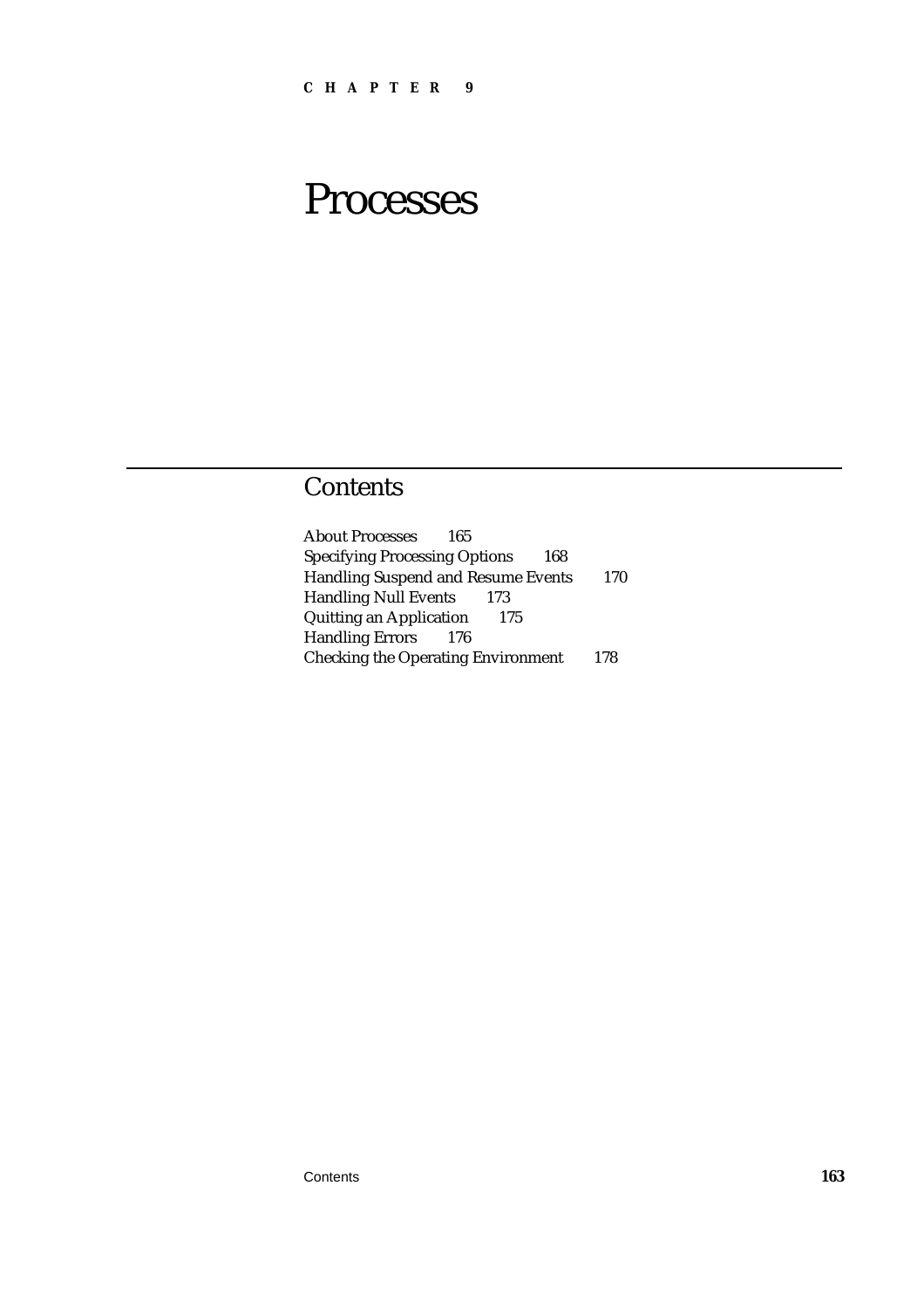**CHAPTER 9**

# Processes

## Contents

About Processes 165
Specifying Processing Options 168
Handling Suspend and Resume Events 170
Handling Null Events 173
Quitting an Application 175
Handling Errors 176
Checking the Operating Environment 178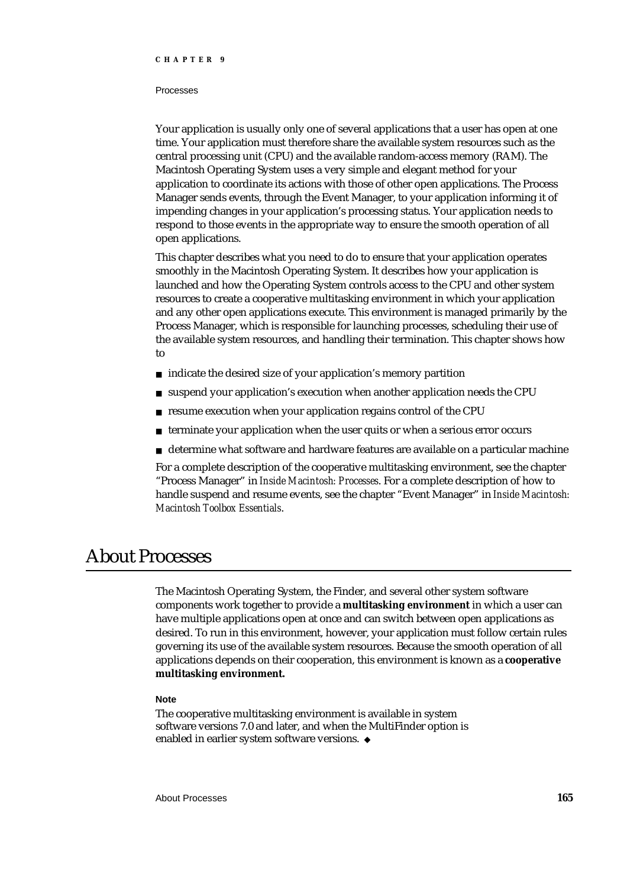Your application is usually only one of several applications that a user has open at one time. Your application must therefore share the available system resources such as the central processing unit (CPU) and the available random-access memory (RAM). The Macintosh Operating System uses a very simple and elegant method for your application to coordinate its actions with those of other open applications. The Process Manager sends events, through the Event Manager, to your application informing it of impending changes in your application's processing status. Your application needs to respond to those events in the appropriate way to ensure the smooth operation of all open applications.

This chapter describes what you need to do to ensure that your application operates smoothly in the Macintosh Operating System. It describes how your application is launched and how the Operating System controls access to the CPU and other system resources to create a cooperative multitasking environment in which your application and any other open applications execute. This environment is managed primarily by the Process Manager, which is responsible for launching processes, scheduling their use of the available system resources, and handling their termination. This chapter shows how to

- indicate the desired size of your application's memory partition
- suspend your application's execution when another application needs the CPU
- resume execution when your application regains control of the CPU
- terminate your application when the user quits or when a serious error occurs
- determine what software and hardware features are available on a particular machine

For a complete description of the cooperative multitasking environment, see the chapter "Process Manager" in *Inside Macintosh: Processes*. For a complete description of how to handle suspend and resume events, see the chapter "Event Manager" in *Inside Macintosh: Macintosh Toolbox Essentials*.

# About Processes

The Macintosh Operating System, the Finder, and several other system software components work together to provide a **multitasking environment** in which a user can have multiple applications open at once and can switch between open applications as desired. To run in this environment, however, your application must follow certain rules governing its use of the available system resources. Because the smooth operation of all applications depends on their cooperation, this environment is known as a **cooperative multitasking environment.**

**Note**

The cooperative multitasking environment is available in system software versions 7.0 and later, and when the MultiFinder option is enabled in earlier system software versions. ◆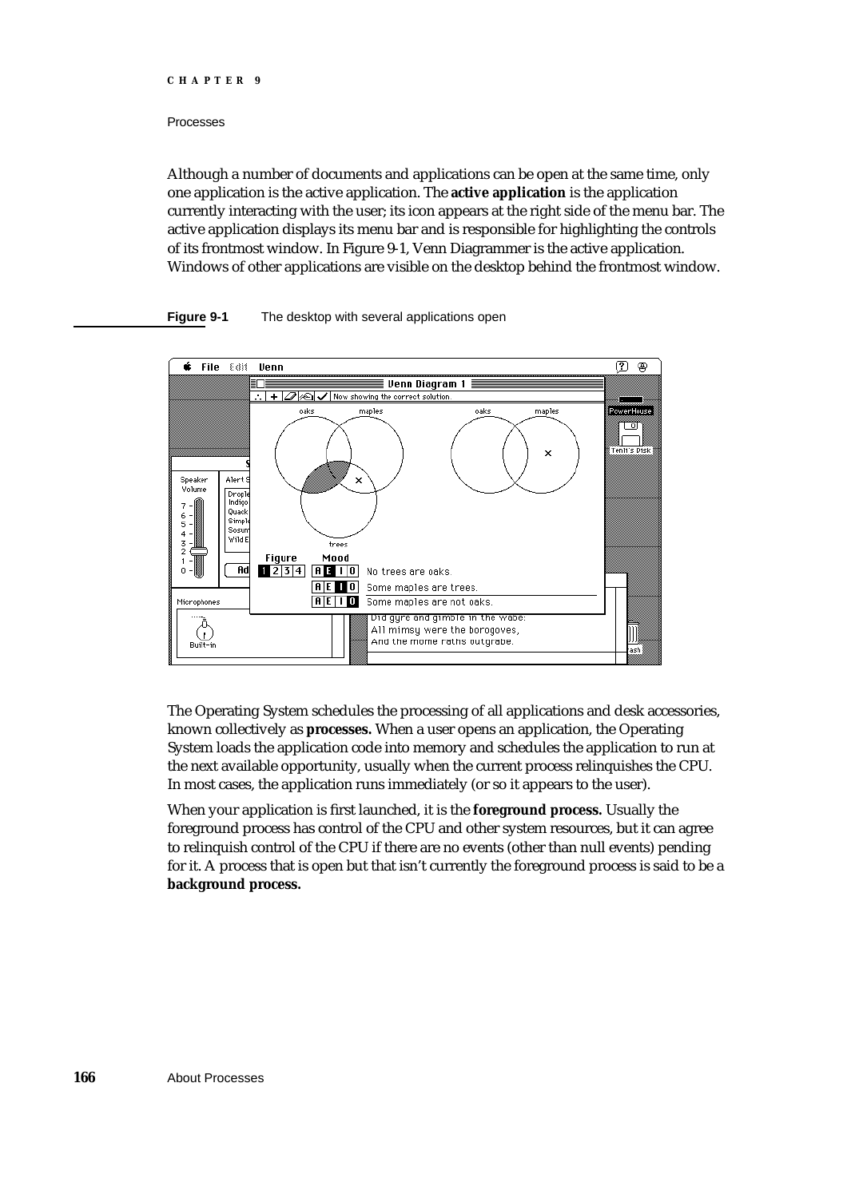Although a number of documents and applications can be open at the same time, only one application is the active application. The **active application** is the application currently interacting with the user; its icon appears at the right side of the menu bar. The active application displays its menu bar and is responsible for highlighting the controls of its frontmost window. In Figure 9-1, Venn Diagrammer is the active application. Windows of other applications are visible on the desktop behind the frontmost window.

**Figure 9-1** The desktop with several applications open

The Operating System schedules the processing of all applications and desk accessories, known collectively as **processes.** When a user opens an application, the Operating System loads the application code into memory and schedules the application to run at the next available opportunity, usually when the current process relinquishes the CPU. In most cases, the application runs immediately (or so it appears to the user).

When your application is first launched, it is the **foreground process.** Usually the foreground process has control of the CPU and other system resources, but it can agree to relinquish control of the CPU if there are no events (other than null events) pending for it. A process that is open but that isn't currently the foreground process is said to be a **background process.**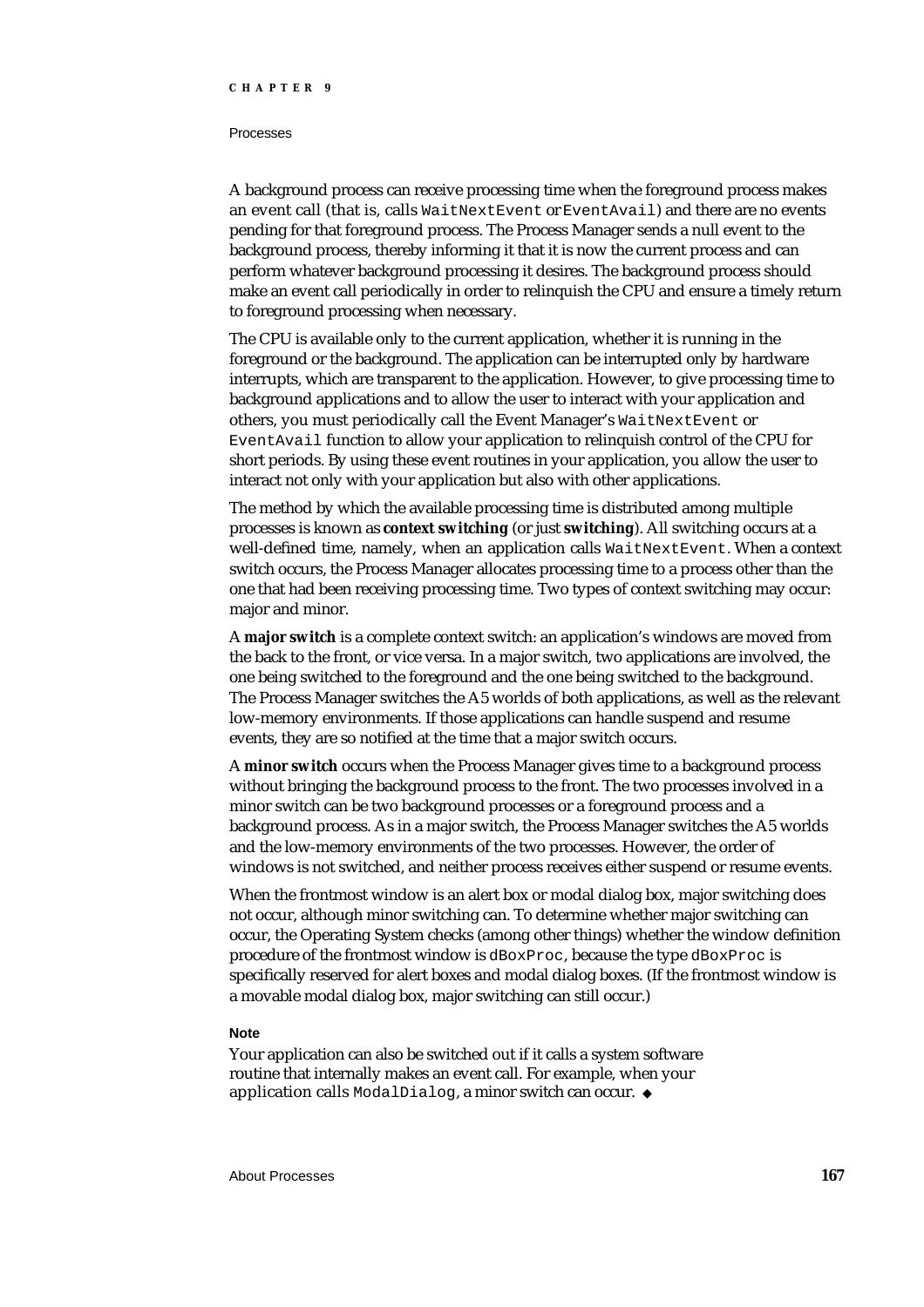A background process can receive processing time when the foreground process makes an event call (that is, calls `WaitNextEvent` or `EventAvail`) and there are no events pending for that foreground process. The Process Manager sends a null event to the background process, thereby informing it that it is now the current process and can perform whatever background processing it desires. The background process should make an event call periodically in order to relinquish the CPU and ensure a timely return to foreground processing when necessary.

The CPU is available only to the current application, whether it is running in the foreground or the background. The application can be interrupted only by hardware interrupts, which are transparent to the application. However, to give processing time to background applications and to allow the user to interact with your application and others, you must periodically call the Event Manager's `WaitNextEvent` or `EventAvail` function to allow your application to relinquish control of the CPU for short periods. By using these event routines in your application, you allow the user to interact not only with your application but also with other applications.

The method by which the available processing time is distributed among multiple processes is known as ***context switching*** (or just ***switching***). All switching occurs at a well-defined time, namely, when an application calls `WaitNextEvent`. When a context switch occurs, the Process Manager allocates processing time to a process other than the one that had been receiving processing time. Two types of context switching may occur: major and minor.

A ***major switch*** is a complete context switch: an application's windows are moved from the back to the front, or vice versa. In a major switch, two applications are involved, the one being switched to the foreground and the one being switched to the background. The Process Manager switches the A5 worlds of both applications, as well as the relevant low-memory environments. If those applications can handle suspend and resume events, they are so notified at the time that a major switch occurs.

A ***minor switch*** occurs when the Process Manager gives time to a background process without bringing the background process to the front. The two processes involved in a minor switch can be two background processes or a foreground process and a background process. As in a major switch, the Process Manager switches the A5 worlds and the low-memory environments of the two processes. However, the order of windows is not switched, and neither process receives either suspend or resume events.

When the frontmost window is an alert box or modal dialog box, major switching does not occur, although minor switching can. To determine whether major switching can occur, the Operating System checks (among other things) whether the window definition procedure of the frontmost window is `dBoxProc`, because the type `dBoxProc` is specifically reserved for alert boxes and modal dialog boxes. (If the frontmost window is a movable modal dialog box, major switching can still occur.)

**Note**

Your application can also be switched out if it calls a system software routine that internally makes an event call. For example, when your application calls `ModalDialog`, a minor switch can occur. ◆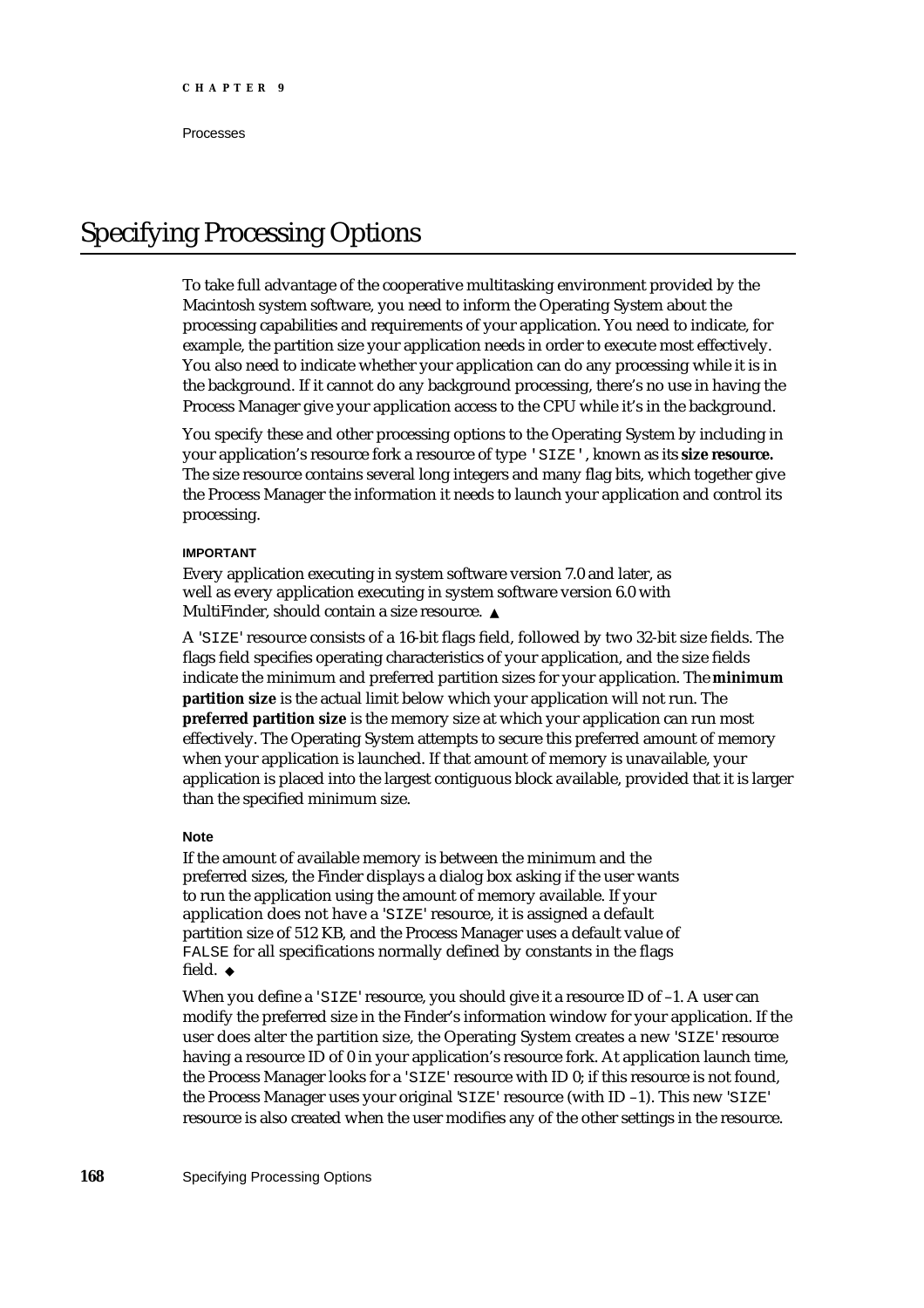# Specifying Processing Options

To take full advantage of the cooperative multitasking environment provided by the Macintosh system software, you need to inform the Operating System about the processing capabilities and requirements of your application. You need to indicate, for example, the partition size your application needs in order to execute most effectively. You also need to indicate whether your application can do any processing while it is in the background. If it cannot do any background processing, there's no use in having the Process Manager give your application access to the CPU while it's in the background.

You specify these and other processing options to the Operating System by including in your application's resource fork a resource of type `'SIZE'`, known as its **size resource.** The size resource contains several long integers and many flag bits, which together give the Process Manager the information it needs to launch your application and control its processing.

**IMPORTANT**

Every application executing in system software version 7.0 and later, as well as every application executing in system software version 6.0 with MultiFinder, should contain a size resource. ▲

A `'SIZE'` resource consists of a 16-bit flags field, followed by two 32-bit size fields. The flags field specifies operating characteristics of your application, and the size fields indicate the minimum and preferred partition sizes for your application. The **minimum partition size** is the actual limit below which your application will not run. The **preferred partition size** is the memory size at which your application can run most effectively. The Operating System attempts to secure this preferred amount of memory when your application is launched. If that amount of memory is unavailable, your application is placed into the largest contiguous block available, provided that it is larger than the specified minimum size.

**Note**

If the amount of available memory is between the minimum and the preferred sizes, the Finder displays a dialog box asking if the user wants to run the application using the amount of memory available. If your application does not have a `'SIZE'` resource, it is assigned a default partition size of 512 KB, and the Process Manager uses a default value of `FALSE` for all specifications normally defined by constants in the flags field. ◆

When you define a `'SIZE'` resource, you should give it a resource ID of –1. A user can modify the preferred size in the Finder's information window for your application. If the user does alter the partition size, the Operating System creates a new `'SIZE'` resource having a resource ID of 0 in your application's resource fork. At application launch time, the Process Manager looks for a `'SIZE'` resource with ID 0; if this resource is not found, the Process Manager uses your original `'SIZE'` resource (with ID –1). This new `'SIZE'` resource is also created when the user modifies any of the other settings in the resource.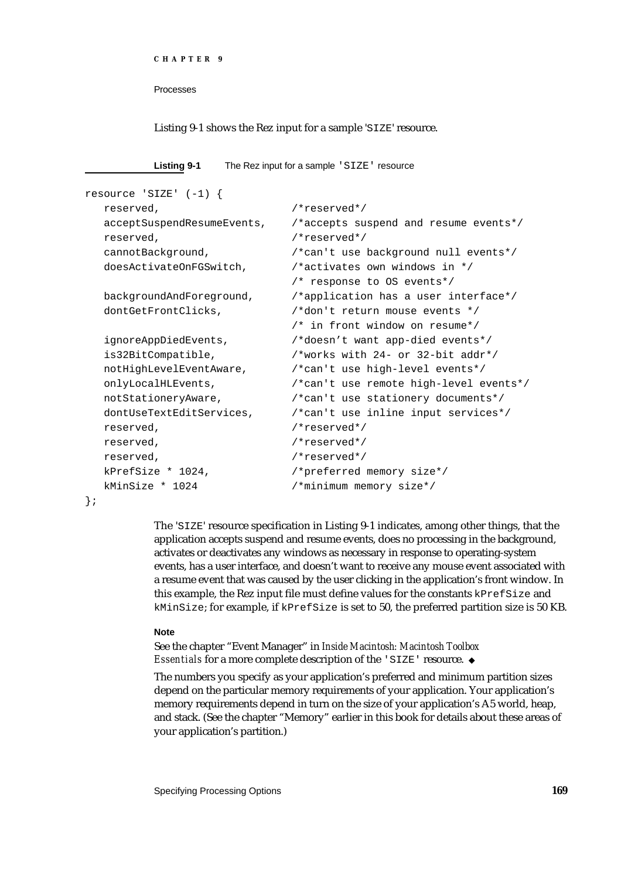Listing 9-1 shows the Rez input for a sample 'SIZE' resource.

**Listing 9-1** The Rez input for a sample 'SIZE' resource

```
resource 'SIZE' (-1) {
   reserved,                     /*reserved*/
   acceptSuspendResumeEvents,    /*accepts suspend and resume events*/
   reserved,                     /*reserved*/
   cannotBackground,             /*can't use background null events*/
   doesActivateOnFGSwitch,       /*activates own windows in */
                                 /* response to OS events*/
   backgroundAndForeground,      /*application has a user interface*/
   dontGetFrontClicks,           /*don't return mouse events */
                                 /* in front window on resume*/
   ignoreAppDiedEvents,          /*doesn't want app-died events*/
   is32BitCompatible,            /*works with 24- or 32-bit addr*/
   notHighLevelEventAware,       /*can't use high-level events*/
   onlyLocalHLEvents,            /*can't use remote high-level events*/
   notStationeryAware,           /*can't use stationery documents*/
   dontUseTextEditServices,      /*can't use inline input services*/
   reserved,                     /*reserved*/
   reserved,                     /*reserved*/
   reserved,                     /*reserved*/
   kPrefSize * 1024,             /*preferred memory size*/
   kMinSize * 1024               /*minimum memory size*/
};
```

The 'SIZE' resource specification in Listing 9-1 indicates, among other things, that the application accepts suspend and resume events, does no processing in the background, activates or deactivates any windows as necessary in response to operating-system events, has a user interface, and doesn't want to receive any mouse event associated with a resume event that was caused by the user clicking in the application's front window. In this example, the Rez input file must define values for the constants `kPrefSize` and `kMinSize`; for example, if `kPrefSize` is set to 50, the preferred partition size is 50 KB.

**Note**

See the chapter "Event Manager" in *Inside Macintosh: Macintosh Toolbox Essentials* for a more complete description of the 'SIZE' resource. ◆

The numbers you specify as your application's preferred and minimum partition sizes depend on the particular memory requirements of your application. Your application's memory requirements depend in turn on the size of your application's A5 world, heap, and stack. (See the chapter "Memory" earlier in this book for details about these areas of your application's partition.)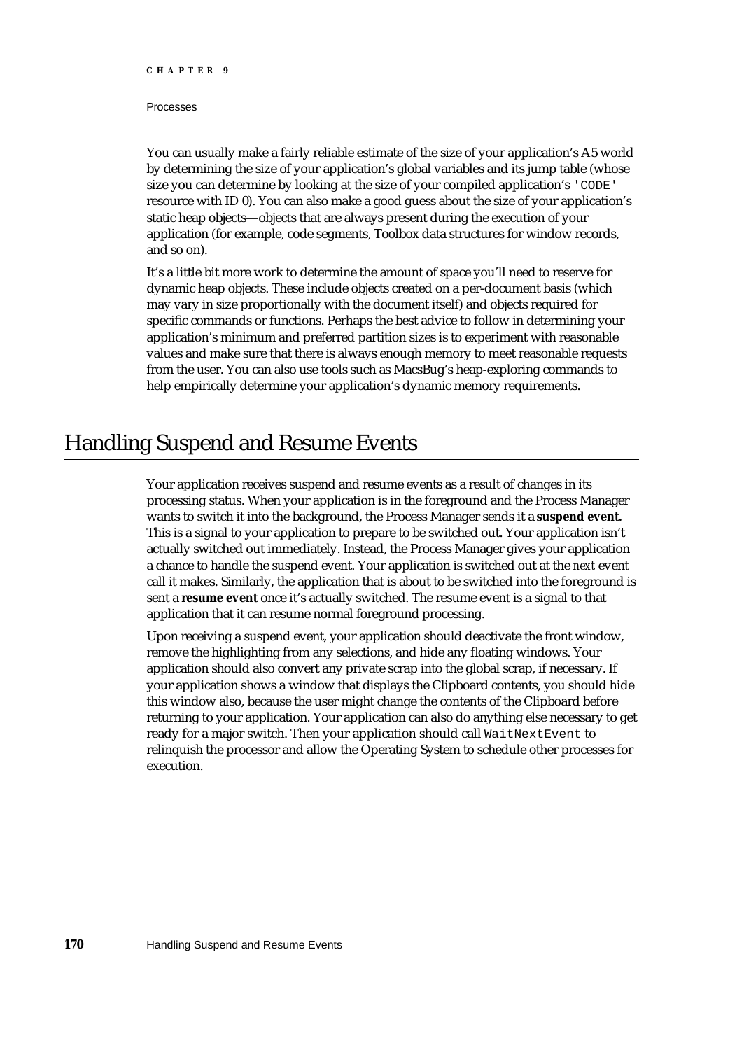You can usually make a fairly reliable estimate of the size of your application's A5 world by determining the size of your application's global variables and its jump table (whose size you can determine by looking at the size of your compiled application's `'CODE'` resource with ID 0). You can also make a good guess about the size of your application's static heap objects—objects that are always present during the execution of your application (for example, code segments, Toolbox data structures for window records, and so on).

It's a little bit more work to determine the amount of space you'll need to reserve for dynamic heap objects. These include objects created on a per-document basis (which may vary in size proportionally with the document itself) and objects required for specific commands or functions. Perhaps the best advice to follow in determining your application's minimum and preferred partition sizes is to experiment with reasonable values and make sure that there is always enough memory to meet reasonable requests from the user. You can also use tools such as MacsBug's heap-exploring commands to help empirically determine your application's dynamic memory requirements.

# Handling Suspend and Resume Events

Your application receives suspend and resume events as a result of changes in its processing status. When your application is in the foreground and the Process Manager wants to switch it into the background, the Process Manager sends it a **suspend event.** This is a signal to your application to prepare to be switched out. Your application isn't actually switched out immediately. Instead, the Process Manager gives your application a chance to handle the suspend event. Your application is switched out at the *next* event call it makes. Similarly, the application that is about to be switched into the foreground is sent a **resume event** once it's actually switched. The resume event is a signal to that application that it can resume normal foreground processing.

Upon receiving a suspend event, your application should deactivate the front window, remove the highlighting from any selections, and hide any floating windows. Your application should also convert any private scrap into the global scrap, if necessary. If your application shows a window that displays the Clipboard contents, you should hide this window also, because the user might change the contents of the Clipboard before returning to your application. Your application can also do anything else necessary to get ready for a major switch. Then your application should call `WaitNextEvent` to relinquish the processor and allow the Operating System to schedule other processes for execution.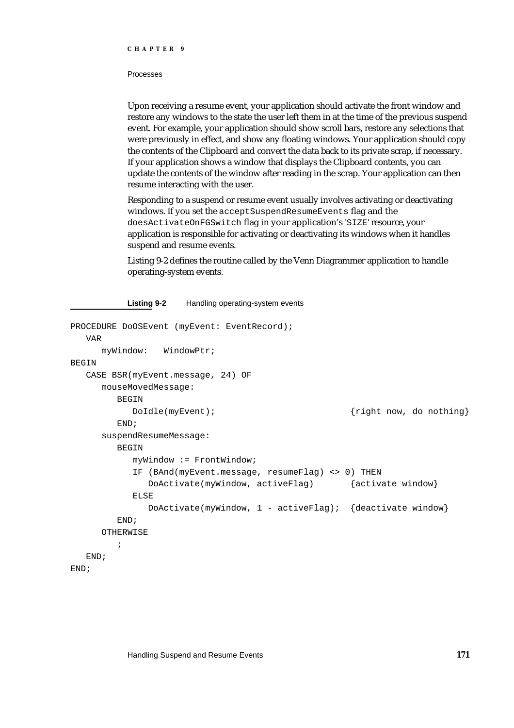Upon receiving a resume event, your application should activate the front window and restore any windows to the state the user left them in at the time of the previous suspend event. For example, your application should show scroll bars, restore any selections that were previously in effect, and show any floating windows. Your application should copy the contents of the Clipboard and convert the data back to its private scrap, if necessary. If your application shows a window that displays the Clipboard contents, you can update the contents of the window after reading in the scrap. Your application can then resume interacting with the user.

Responding to a suspend or resume event usually involves activating or deactivating windows. If you set the `acceptSuspendResumeEvents` flag and the `doesActivateOnFGSwitch` flag in your application's `'SIZE'` resource, your application is responsible for activating or deactivating its windows when it handles suspend and resume events.

Listing 9-2 defines the routine called by the Venn Diagrammer application to handle operating-system events.

**Listing 9-2** Handling operating-system events

```
PROCEDURE DoOSEvent (myEvent: EventRecord);
   VAR
      myWindow:   WindowPtr;
BEGIN
   CASE BSR(myEvent.message, 24) OF
      mouseMovedMessage:
         BEGIN
            DoIdle(myEvent);                          {right now, do nothing}
         END;
      suspendResumeMessage:
         BEGIN
            myWindow := FrontWindow;
            IF (BAnd(myEvent.message, resumeFlag) <> 0) THEN
               DoActivate(myWindow, activeFlag)       {activate window}
            ELSE
               DoActivate(myWindow, 1 - activeFlag);  {deactivate window}
         END;
      OTHERWISE
         ;
   END;
END;
```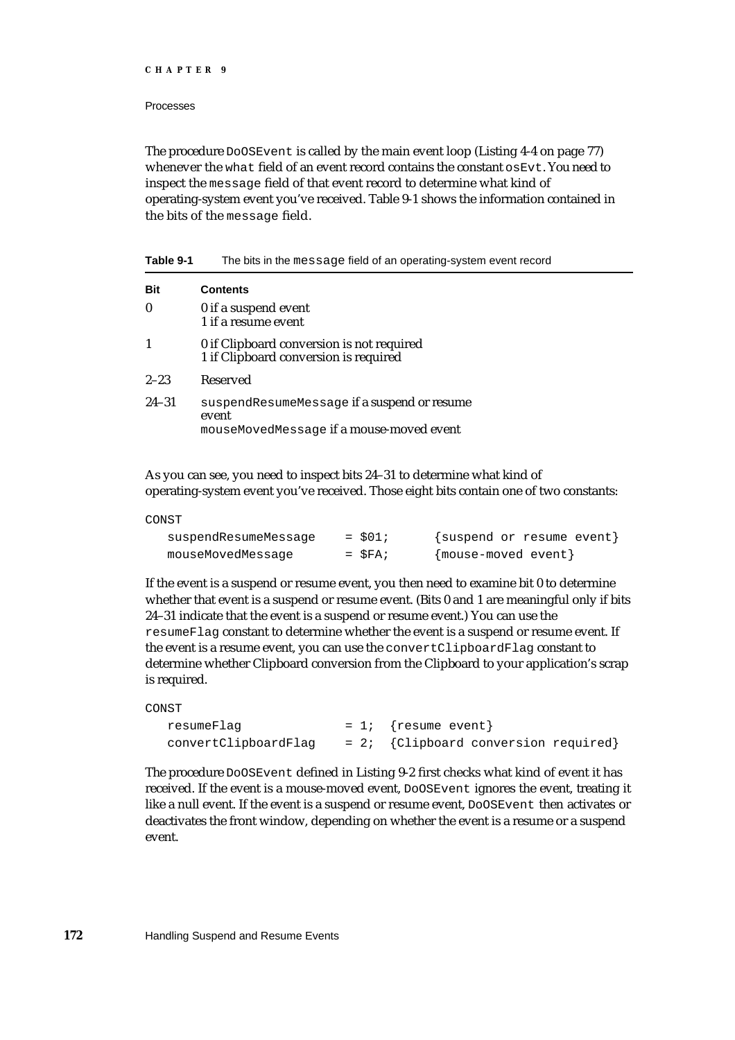The procedure `DoOSEvent` is called by the main event loop (Listing 4-4 on page 77) whenever the `what` field of an event record contains the constant `osEvt`. You need to inspect the `message` field of that event record to determine what kind of operating-system event you've received. Table 9-1 shows the information contained in the bits of the `message` field.

**Table 9-1** The bits in the `message` field of an operating-system event record

| Bit | Contents |
|---|---|
| 0 | 0 if a suspend event<br>1 if a resume event |
| 1 | 0 if Clipboard conversion is not required<br>1 if Clipboard conversion is required |
| 2–23 | Reserved |
| 24–31 | `suspendResumeMessage` if a suspend or resume event<br>`mouseMovedMessage` if a mouse-moved event |

As you can see, you need to inspect bits 24–31 to determine what kind of operating-system event you've received. Those eight bits contain one of two constants:

```
CONST
   suspendResumeMessage    = $01;      {suspend or resume event}
   mouseMovedMessage       = $FA;      {mouse-moved event}
```

If the event is a suspend or resume event, you then need to examine bit 0 to determine whether that event is a suspend or resume event. (Bits 0 and 1 are meaningful only if bits 24–31 indicate that the event is a suspend or resume event.) You can use the `resumeFlag` constant to determine whether the event is a suspend or resume event. If the event is a resume event, you can use the `convertClipboardFlag` constant to determine whether Clipboard conversion from the Clipboard to your application's scrap is required.

```
CONST
   resumeFlag              = 1;  {resume event}
   convertClipboardFlag    = 2;  {Clipboard conversion required}
```

The procedure `DoOSEvent` defined in Listing 9-2 first checks what kind of event it has received. If the event is a mouse-moved event, `DoOSEvent` ignores the event, treating it like a null event. If the event is a suspend or resume event, `DoOSEvent` then activates or deactivates the front window, depending on whether the event is a resume or a suspend event.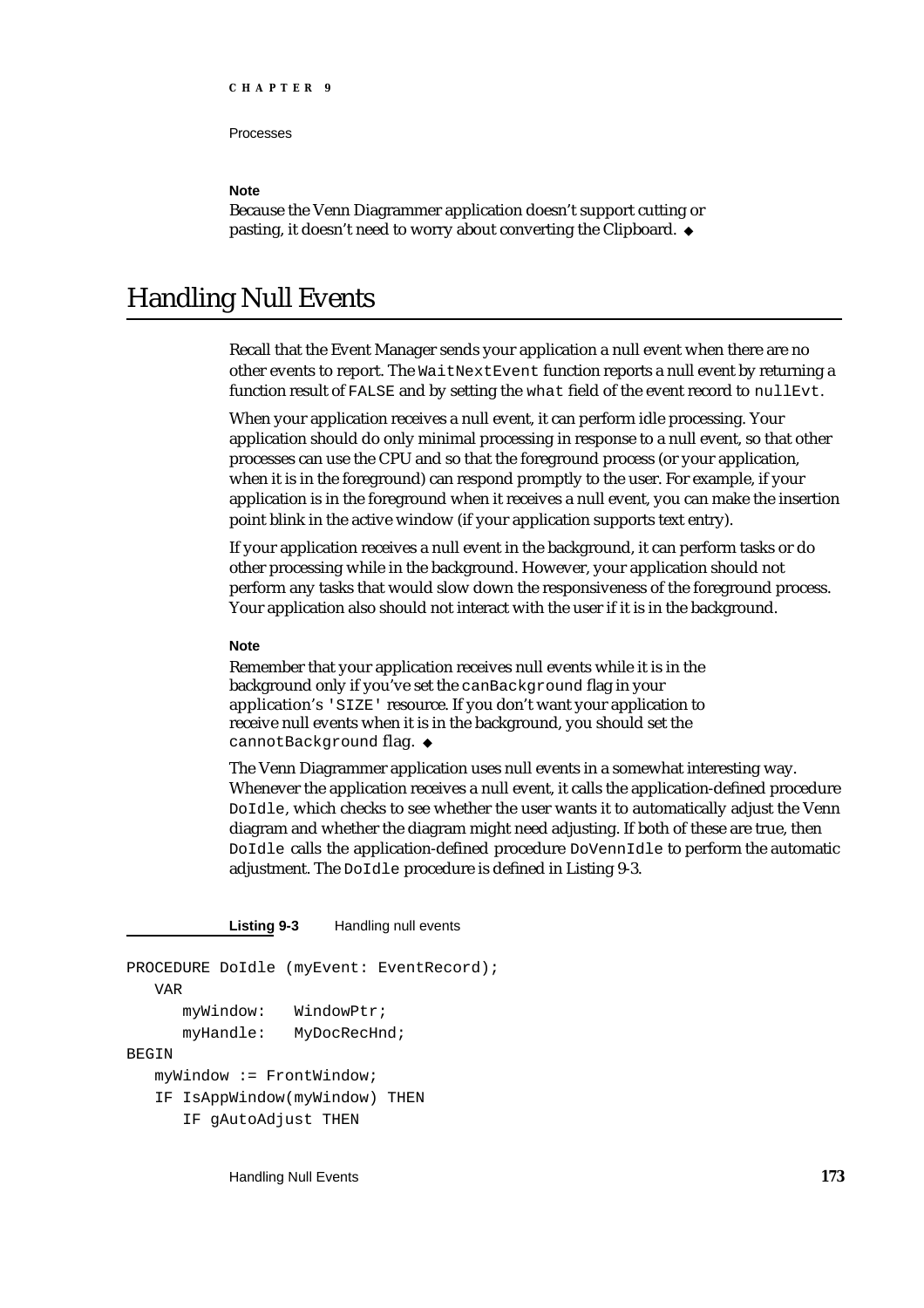**Note**

Because the Venn Diagrammer application doesn't support cutting or pasting, it doesn't need to worry about converting the Clipboard. ◆

# Handling Null Events

Recall that the Event Manager sends your application a null event when there are no other events to report. The `WaitNextEvent` function reports a null event by returning a function result of `FALSE` and by setting the `what` field of the event record to `nullEvt`.

When your application receives a null event, it can perform idle processing. Your application should do only minimal processing in response to a null event, so that other processes can use the CPU and so that the foreground process (or your application, when it is in the foreground) can respond promptly to the user. For example, if your application is in the foreground when it receives a null event, you can make the insertion point blink in the active window (if your application supports text entry).

If your application receives a null event in the background, it can perform tasks or do other processing while in the background. However, your application should not perform any tasks that would slow down the responsiveness of the foreground process. Your application also should not interact with the user if it is in the background.

**Note**

Remember that your application receives null events while it is in the background only if you've set the `canBackground` flag in your application's `'SIZE'` resource. If you don't want your application to receive null events when it is in the background, you should set the `cannotBackground` flag. ◆

The Venn Diagrammer application uses null events in a somewhat interesting way. Whenever the application receives a null event, it calls the application-defined procedure `DoIdle`, which checks to see whether the user wants it to automatically adjust the Venn diagram and whether the diagram might need adjusting. If both of these are true, then `DoIdle` calls the application-defined procedure `DoVennIdle` to perform the automatic adjustment. The `DoIdle` procedure is defined in Listing 9-3.

**Listing 9-3** Handling null events

```
PROCEDURE DoIdle (myEvent: EventRecord);
   VAR
      myWindow:   WindowPtr;
      myHandle:   MyDocRecHnd;
BEGIN
   myWindow := FrontWindow;
   IF IsAppWindow(myWindow) THEN
      IF gAutoAdjust THEN
```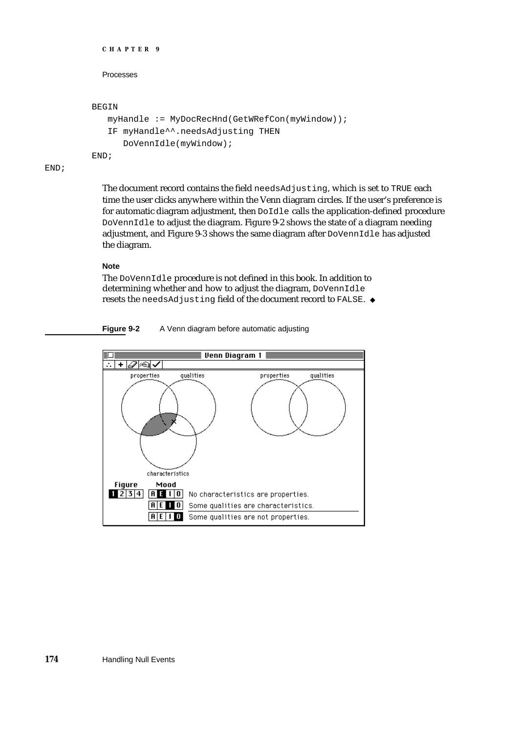```
   BEGIN
      myHandle := MyDocRecHnd(GetWRefCon(myWindow));
      IF myHandle^^.needsAdjusting THEN
         DoVennIdle(myWindow);
   END;
END;
```

The document record contains the field `needsAdjusting`, which is set to `TRUE` each time the user clicks anywhere within the Venn diagram circles. If the user's preference is for automatic diagram adjustment, then `DoIdle` calls the application-defined procedure `DoVennIdle` to adjust the diagram. Figure 9-2 shows the state of a diagram needing adjustment, and Figure 9-3 shows the same diagram after `DoVennIdle` has adjusted the diagram.

**Note**

The `DoVennIdle` procedure is not defined in this book. In addition to determining whether and how to adjust the diagram, `DoVennIdle` resets the `needsAdjusting` field of the document record to `FALSE`. ◆

**Figure 9-2** A Venn diagram before automatic adjusting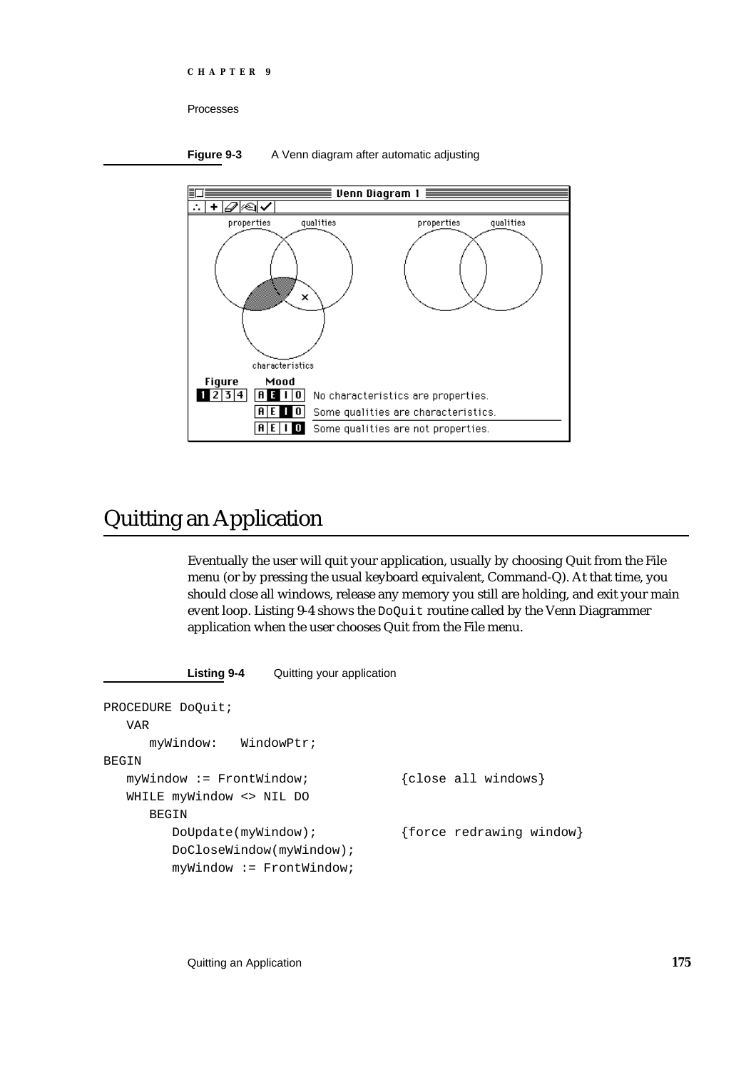**Figure 9-3** A Venn diagram after automatic adjusting

## Quitting an Application

Eventually the user will quit your application, usually by choosing Quit from the File menu (or by pressing the usual keyboard equivalent, Command-Q). At that time, you should close all windows, release any memory you still are holding, and exit your main event loop. Listing 9-4 shows the `DoQuit` routine called by the Venn Diagrammer application when the user chooses Quit from the File menu.

**Listing 9-4** Quitting your application

```
PROCEDURE DoQuit;
   VAR
      myWindow:   WindowPtr;
BEGIN
   myWindow := FrontWindow;            {close all windows}
   WHILE myWindow <> NIL DO
      BEGIN
         DoUpdate(myWindow);           {force redrawing window}
         DoCloseWindow(myWindow);
         myWindow := FrontWindow;
```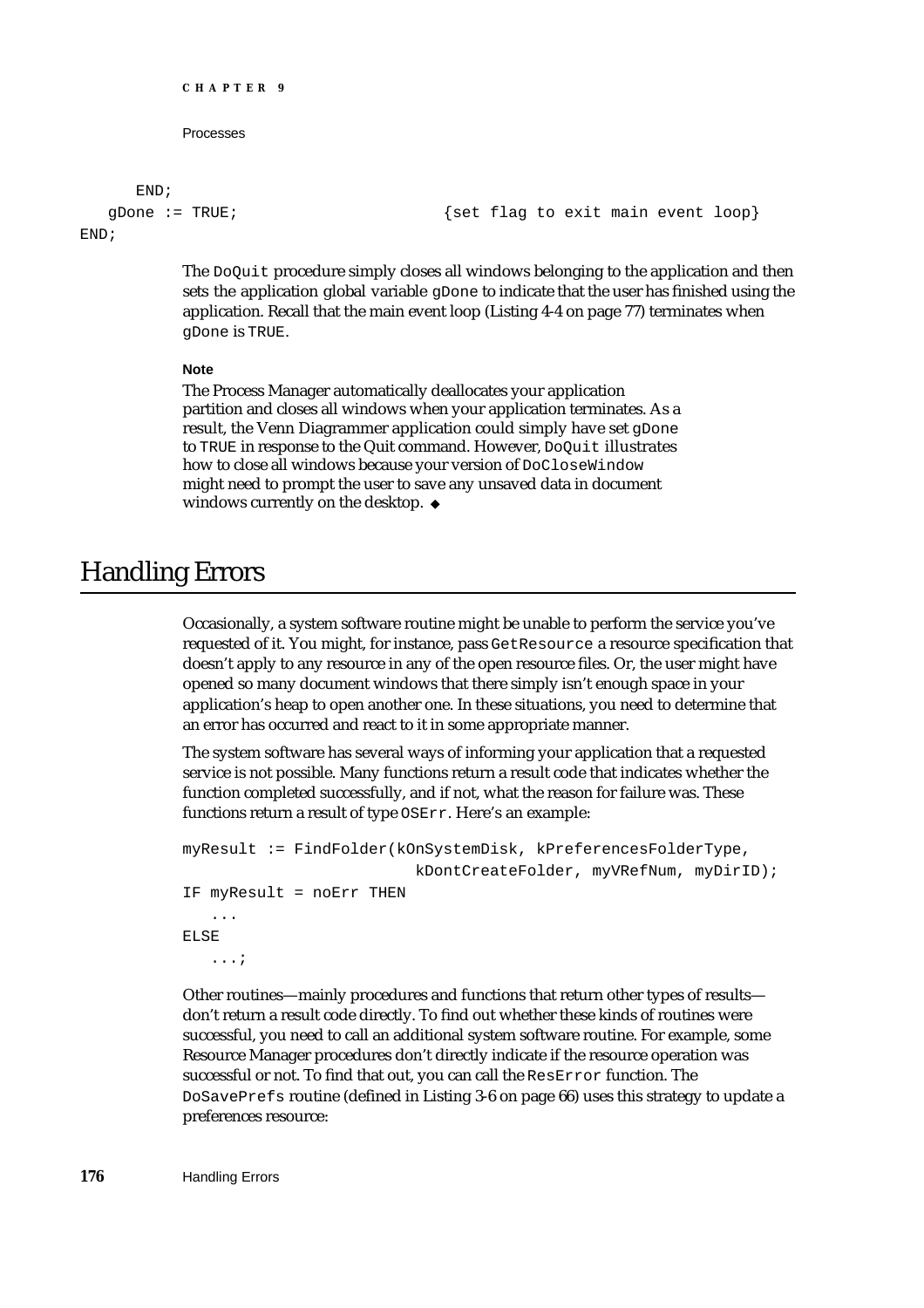```
      END;
   gDone := TRUE;                    {set flag to exit main event loop}
END;
```

The `DoQuit` procedure simply closes all windows belonging to the application and then sets the application global variable `gDone` to indicate that the user has finished using the application. Recall that the main event loop (Listing 4-4 on page 77) terminates when `gDone` is `TRUE`.

**Note**

The Process Manager automatically deallocates your application partition and closes all windows when your application terminates. As a result, the Venn Diagrammer application could simply have set `gDone` to `TRUE` in response to the Quit command. However, `DoQuit` illustrates how to close all windows because your version of `DoCloseWindow` might need to prompt the user to save any unsaved data in document windows currently on the desktop. ◆

# Handling Errors

Occasionally, a system software routine might be unable to perform the service you've requested of it. You might, for instance, pass `GetResource` a resource specification that doesn't apply to any resource in any of the open resource files. Or, the user might have opened so many document windows that there simply isn't enough space in your application's heap to open another one. In these situations, you need to determine that an error has occurred and react to it in some appropriate manner.

The system software has several ways of informing your application that a requested service is not possible. Many functions return a result code that indicates whether the function completed successfully, and if not, what the reason for failure was. These functions return a result of type `OSErr`. Here's an example:

```
myResult := FindFolder(kOnSystemDisk, kPreferencesFolderType,
                       kDontCreateFolder, myVRefNum, myDirID);
IF myResult = noErr THEN
   ...
ELSE
   ...;
```

Other routines—mainly procedures and functions that return other types of results—don't return a result code directly. To find out whether these kinds of routines were successful, you need to call an additional system software routine. For example, some Resource Manager procedures don't directly indicate if the resource operation was successful or not. To find that out, you can call the `ResError` function. The `DoSavePrefs` routine (defined in Listing 3-6 on page 66) uses this strategy to update a preferences resource: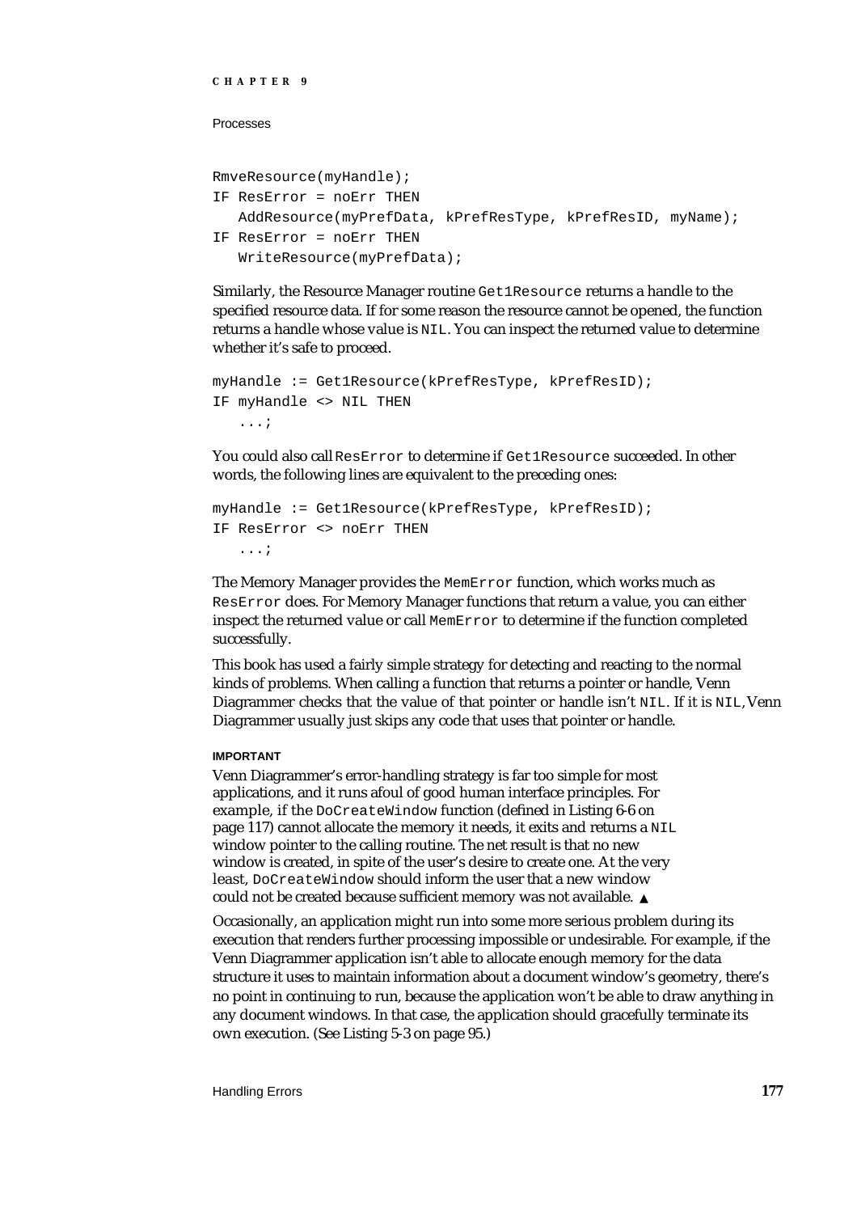```
RmveResource(myHandle);
IF ResError = noErr THEN
   AddResource(myPrefData, kPrefResType, kPrefResID, myName);
IF ResError = noErr THEN
   WriteResource(myPrefData);
```

Similarly, the Resource Manager routine `Get1Resource` returns a handle to the specified resource data. If for some reason the resource cannot be opened, the function returns a handle whose value is `NIL`. You can inspect the returned value to determine whether it's safe to proceed.

```
myHandle := Get1Resource(kPrefResType, kPrefResID);
IF myHandle <> NIL THEN
   ...;
```

You could also call `ResError` to determine if `Get1Resource` succeeded. In other words, the following lines are equivalent to the preceding ones:

```
myHandle := Get1Resource(kPrefResType, kPrefResID);
IF ResError <> noErr THEN
   ...;
```

The Memory Manager provides the `MemError` function, which works much as `ResError` does. For Memory Manager functions that return a value, you can either inspect the returned value or call `MemError` to determine if the function completed successfully.

This book has used a fairly simple strategy for detecting and reacting to the normal kinds of problems. When calling a function that returns a pointer or handle, Venn Diagrammer checks that the value of that pointer or handle isn't `NIL`. If it is `NIL`, Venn Diagrammer usually just skips any code that uses that pointer or handle.

**IMPORTANT**

Venn Diagrammer's error-handling strategy is far too simple for most applications, and it runs afoul of good human interface principles. For example, if the `DoCreateWindow` function (defined in Listing 6-6 on page 117) cannot allocate the memory it needs, it exits and returns a `NIL` window pointer to the calling routine. The net result is that no new window is created, in spite of the user's desire to create one. At the very least, `DoCreateWindow` should inform the user that a new window could not be created because sufficient memory was not available. ▲

Occasionally, an application might run into some more serious problem during its execution that renders further processing impossible or undesirable. For example, if the Venn Diagrammer application isn't able to allocate enough memory for the data structure it uses to maintain information about a document window's geometry, there's no point in continuing to run, because the application won't be able to draw anything in any document windows. In that case, the application should gracefully terminate its own execution. (See Listing 5-3 on page 95.)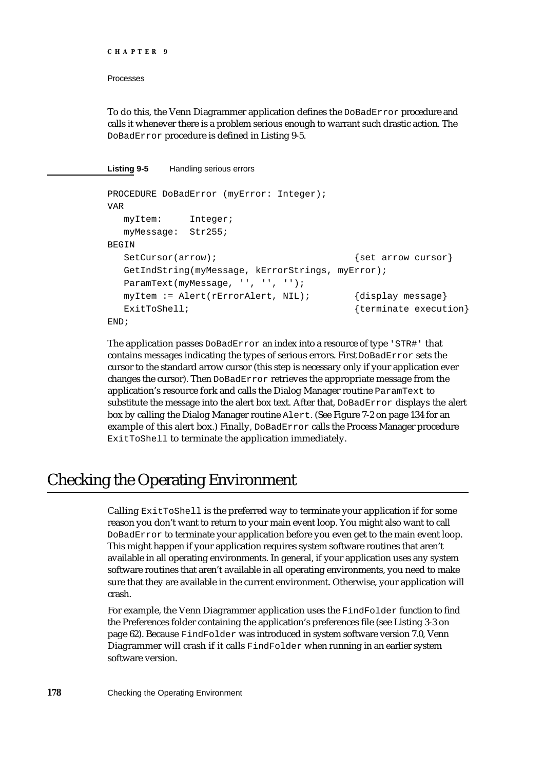To do this, the Venn Diagrammer application defines the `DoBadError` procedure and calls it whenever there is a problem serious enough to warrant such drastic action. The `DoBadError` procedure is defined in Listing 9-5.

**Listing 9-5** Handling serious errors

```
PROCEDURE DoBadError (myError: Integer);
VAR
   myItem:     Integer;
   myMessage:  Str255;
BEGIN
   SetCursor(arrow);                         {set arrow cursor}
   GetIndString(myMessage, kErrorStrings, myError);
   ParamText(myMessage, '', '', '');
   myItem := Alert(rErrorAlert, NIL);        {display message}
   ExitToShell;                              {terminate execution}
END;
```

The application passes `DoBadError` an index into a resource of type `'STR#'` that contains messages indicating the types of serious errors. First `DoBadError` sets the cursor to the standard arrow cursor (this step is necessary only if your application ever changes the cursor). Then `DoBadError` retrieves the appropriate message from the application's resource fork and calls the Dialog Manager routine `ParamText` to substitute the message into the alert box text. After that, `DoBadError` displays the alert box by calling the Dialog Manager routine `Alert`. (See Figure 7-2 on page 134 for an example of this alert box.) Finally, `DoBadError` calls the Process Manager procedure `ExitToShell` to terminate the application immediately.

# Checking the Operating Environment

Calling `ExitToShell` is the preferred way to terminate your application if for some reason you don't want to return to your main event loop. You might also want to call `DoBadError` to terminate your application before you even get to the main event loop. This might happen if your application requires system software routines that aren't available in all operating environments. In general, if your application uses any system software routines that aren't available in all operating environments, you need to make sure that they are available in the current environment. Otherwise, your application will crash.

For example, the Venn Diagrammer application uses the `FindFolder` function to find the Preferences folder containing the application's preferences file (see Listing 3-3 on page 62). Because `FindFolder` was introduced in system software version 7.0, Venn Diagrammer will crash if it calls `FindFolder` when running in an earlier system software version.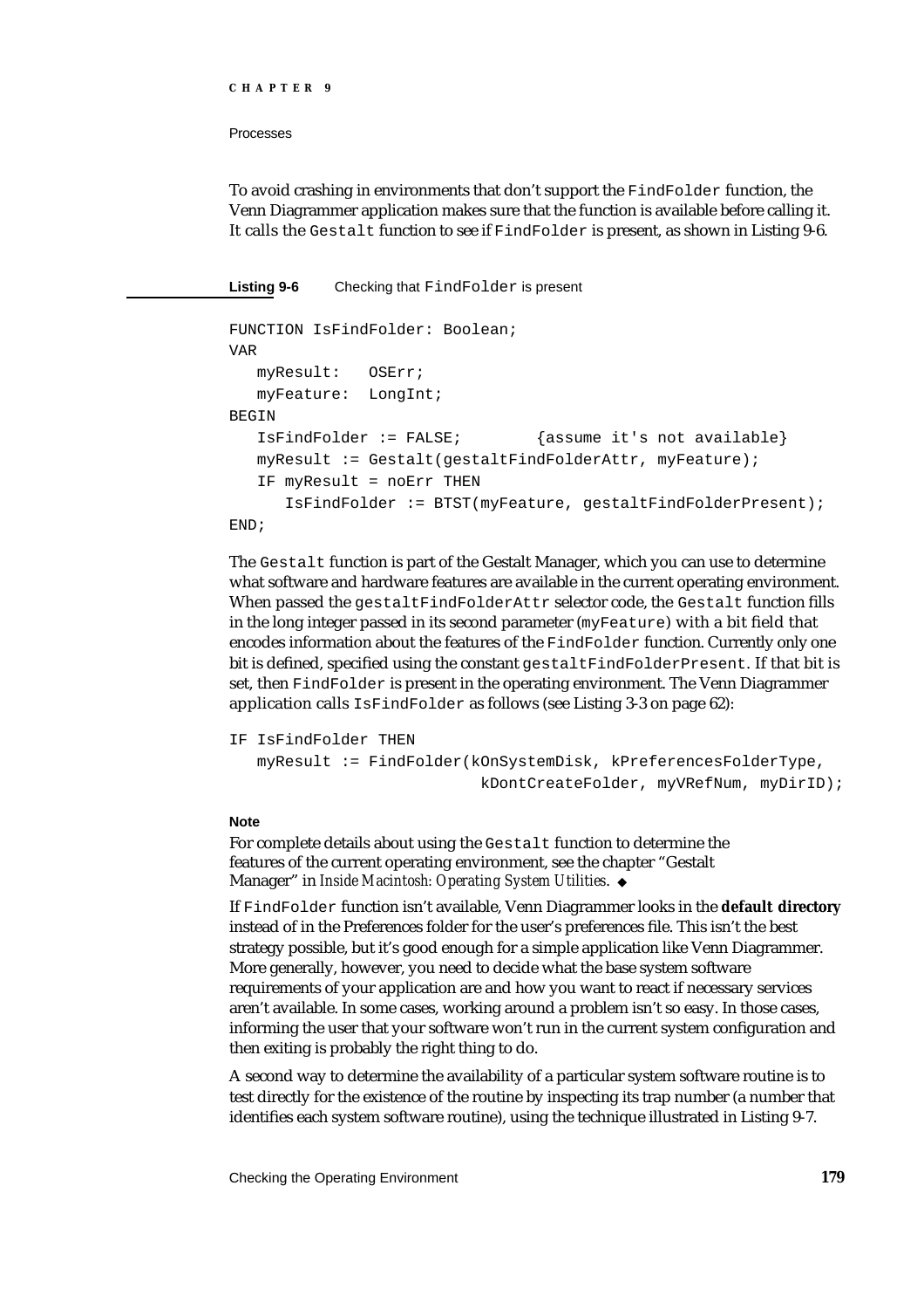To avoid crashing in environments that don't support the `FindFolder` function, the Venn Diagrammer application makes sure that the function is available before calling it. It calls the `Gestalt` function to see if `FindFolder` is present, as shown in Listing 9-6.

**Listing 9-6** Checking that `FindFolder` is present

```
FUNCTION IsFindFolder: Boolean;
VAR
   myResult:   OSErr;
   myFeature:  LongInt;
BEGIN
   IsFindFolder := FALSE;        {assume it's not available}
   myResult := Gestalt(gestaltFindFolderAttr, myFeature);
   IF myResult = noErr THEN
      IsFindFolder := BTST(myFeature, gestaltFindFolderPresent);
END;
```

The `Gestalt` function is part of the Gestalt Manager, which you can use to determine what software and hardware features are available in the current operating environment. When passed the `gestaltFindFolderAttr` selector code, the `Gestalt` function fills in the long integer passed in its second parameter (`myFeature`) with a bit field that encodes information about the features of the `FindFolder` function. Currently only one bit is defined, specified using the constant `gestaltFindFolderPresent`. If that bit is set, then `FindFolder` is present in the operating environment. The Venn Diagrammer application calls `IsFindFolder` as follows (see Listing 3-3 on page 62):

```
IF IsFindFolder THEN
   myResult := FindFolder(kOnSystemDisk, kPreferencesFolderType,
                          kDontCreateFolder, myVRefNum, myDirID);
```

**Note**

For complete details about using the `Gestalt` function to determine the features of the current operating environment, see the chapter "Gestalt Manager" in *Inside Macintosh: Operating System Utilities*. ◆

If `FindFolder` function isn't available, Venn Diagrammer looks in the **default directory** instead of in the Preferences folder for the user's preferences file. This isn't the best strategy possible, but it's good enough for a simple application like Venn Diagrammer. More generally, however, you need to decide what the base system software requirements of your application are and how you want to react if necessary services aren't available. In some cases, working around a problem isn't so easy. In those cases, informing the user that your software won't run in the current system configuration and then exiting is probably the right thing to do.

A second way to determine the availability of a particular system software routine is to test directly for the existence of the routine by inspecting its trap number (a number that identifies each system software routine), using the technique illustrated in Listing 9-7.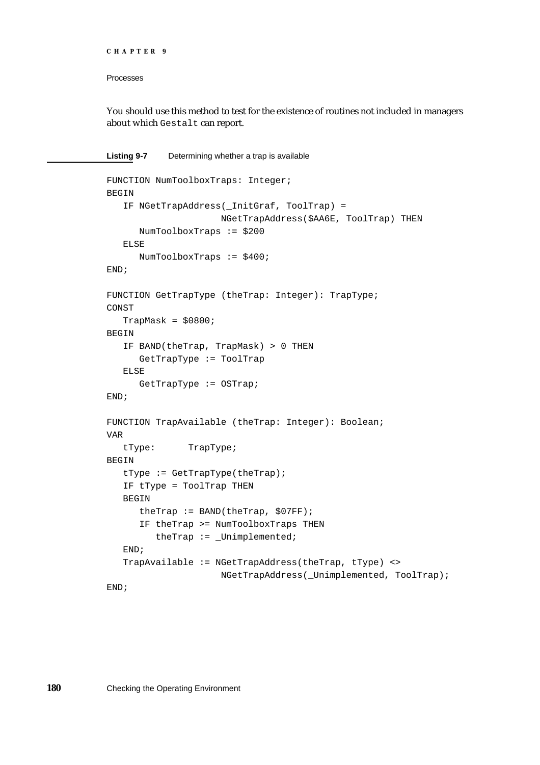You should use this method to test for the existence of routines not included in managers about which `Gestalt` can report.

**Listing 9-7** Determining whether a trap is available

```
FUNCTION NumToolboxTraps: Integer;
BEGIN
   IF NGetTrapAddress(_InitGraf, ToolTrap) =
                  NGetTrapAddress($AA6E, ToolTrap) THEN
      NumToolboxTraps := $200
   ELSE
      NumToolboxTraps := $400;
END;

FUNCTION GetTrapType (theTrap: Integer): TrapType;
CONST
   TrapMask = $0800;
BEGIN
   IF BAND(theTrap, TrapMask) > 0 THEN
      GetTrapType := ToolTrap
   ELSE
      GetTrapType := OSTrap;
END;

FUNCTION TrapAvailable (theTrap: Integer): Boolean;
VAR
   tType:      TrapType;
BEGIN
   tType := GetTrapType(theTrap);
   IF tType = ToolTrap THEN
   BEGIN
      theTrap := BAND(theTrap, $07FF);
      IF theTrap >= NumToolboxTraps THEN
         theTrap := _Unimplemented;
   END;
   TrapAvailable := NGetTrapAddress(theTrap, tType) <>
                  NGetTrapAddress(_Unimplemented, ToolTrap);
END;
```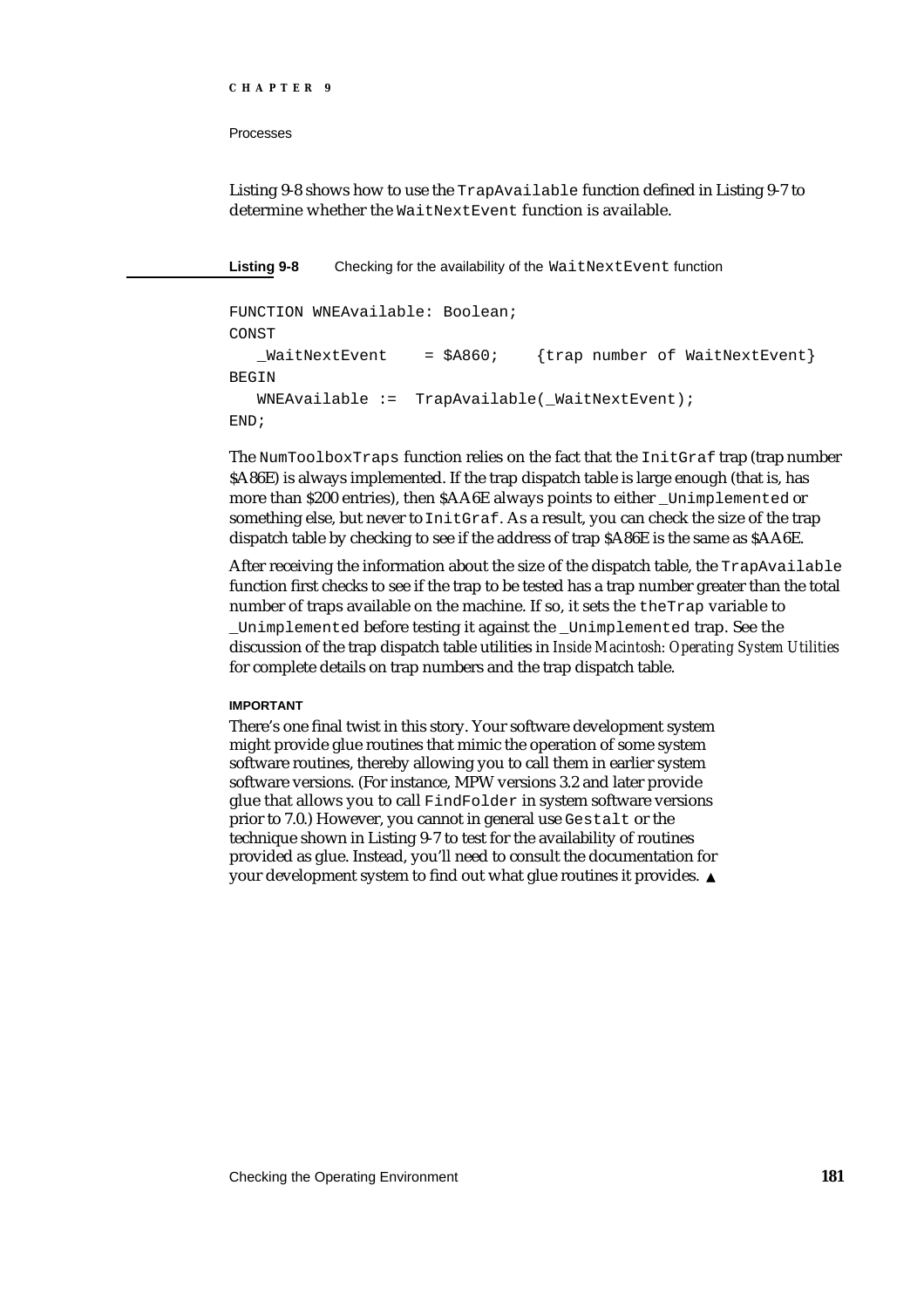Listing 9-8 shows how to use the `TrapAvailable` function defined in Listing 9-7 to determine whether the `WaitNextEvent` function is available.

**Listing 9-8** Checking for the availability of the `WaitNextEvent` function

```
FUNCTION WNEAvailable: Boolean;
CONST
   _WaitNextEvent    = $A860;    {trap number of WaitNextEvent}
BEGIN
   WNEAvailable :=  TrapAvailable(_WaitNextEvent);
END;
```

The `NumToolboxTraps` function relies on the fact that the `InitGraf` trap (trap number $A86E) is always implemented. If the trap dispatch table is large enough (that is, has more than $200 entries), then $AA6E always points to either `_Unimplemented` or something else, but never to `InitGraf`. As a result, you can check the size of the trap dispatch table by checking to see if the address of trap $A86E is the same as $AA6E.

After receiving the information about the size of the dispatch table, the `TrapAvailable` function first checks to see if the trap to be tested has a trap number greater than the total number of traps available on the machine. If so, it sets the `theTrap` variable to `_Unimplemented` before testing it against the `_Unimplemented` trap. See the discussion of the trap dispatch table utilities in *Inside Macintosh: Operating System Utilities* for complete details on trap numbers and the trap dispatch table.

**IMPORTANT**

There's one final twist in this story. Your software development system might provide glue routines that mimic the operation of some system software routines, thereby allowing you to call them in earlier system software versions. (For instance, MPW versions 3.2 and later provide glue that allows you to call `FindFolder` in system software versions prior to 7.0.) However, you cannot in general use `Gestalt` or the technique shown in Listing 9-7 to test for the availability of routines provided as glue. Instead, you'll need to consult the documentation for your development system to find out what glue routines it provides. ▲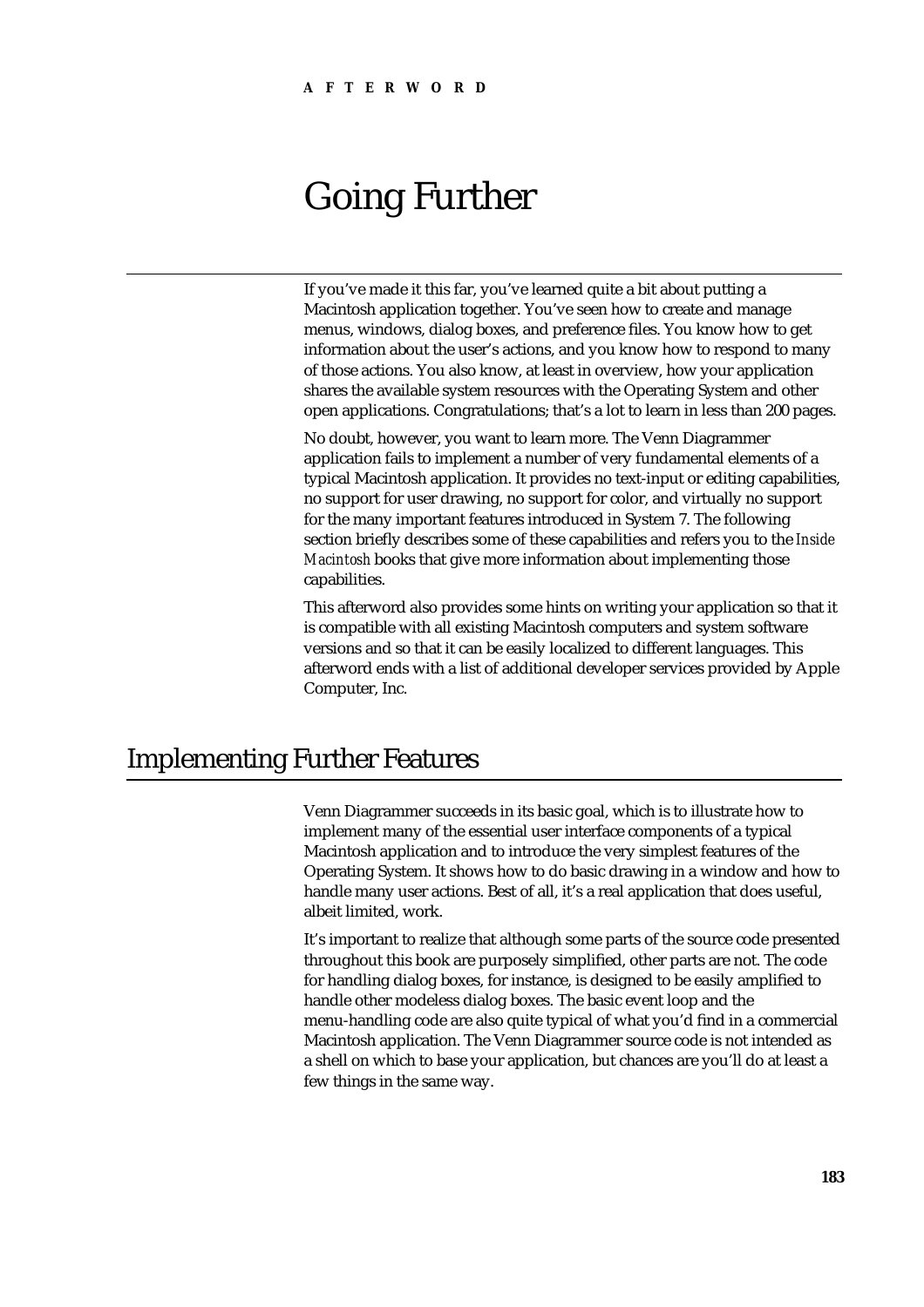AFTERWORD

# Going Further

If you've made it this far, you've learned quite a bit about putting a Macintosh application together. You've seen how to create and manage menus, windows, dialog boxes, and preference files. You know how to get information about the user's actions, and you know how to respond to many of those actions. You also know, at least in overview, how your application shares the available system resources with the Operating System and other open applications. Congratulations; that's a lot to learn in less than 200 pages.

No doubt, however, you want to learn more. The Venn Diagrammer application fails to implement a number of very fundamental elements of a typical Macintosh application. It provides no text-input or editing capabilities, no support for user drawing, no support for color, and virtually no support for the many important features introduced in System 7. The following section briefly describes some of these capabilities and refers you to the *Inside Macintosh* books that give more information about implementing those capabilities.

This afterword also provides some hints on writing your application so that it is compatible with all existing Macintosh computers and system software versions and so that it can be easily localized to different languages. This afterword ends with a list of additional developer services provided by Apple Computer, Inc.

## Implementing Further Features

Venn Diagrammer succeeds in its basic goal, which is to illustrate how to implement many of the essential user interface components of a typical Macintosh application and to introduce the very simplest features of the Operating System. It shows how to do basic drawing in a window and how to handle many user actions. Best of all, it's a real application that does useful, albeit limited, work.

It's important to realize that although some parts of the source code presented throughout this book are purposely simplified, other parts are not. The code for handling dialog boxes, for instance, is designed to be easily amplified to handle other modeless dialog boxes. The basic event loop and the menu-handling code are also quite typical of what you'd find in a commercial Macintosh application. The Venn Diagrammer source code is not intended as a shell on which to base your application, but chances are you'll do at least a few things in the same way.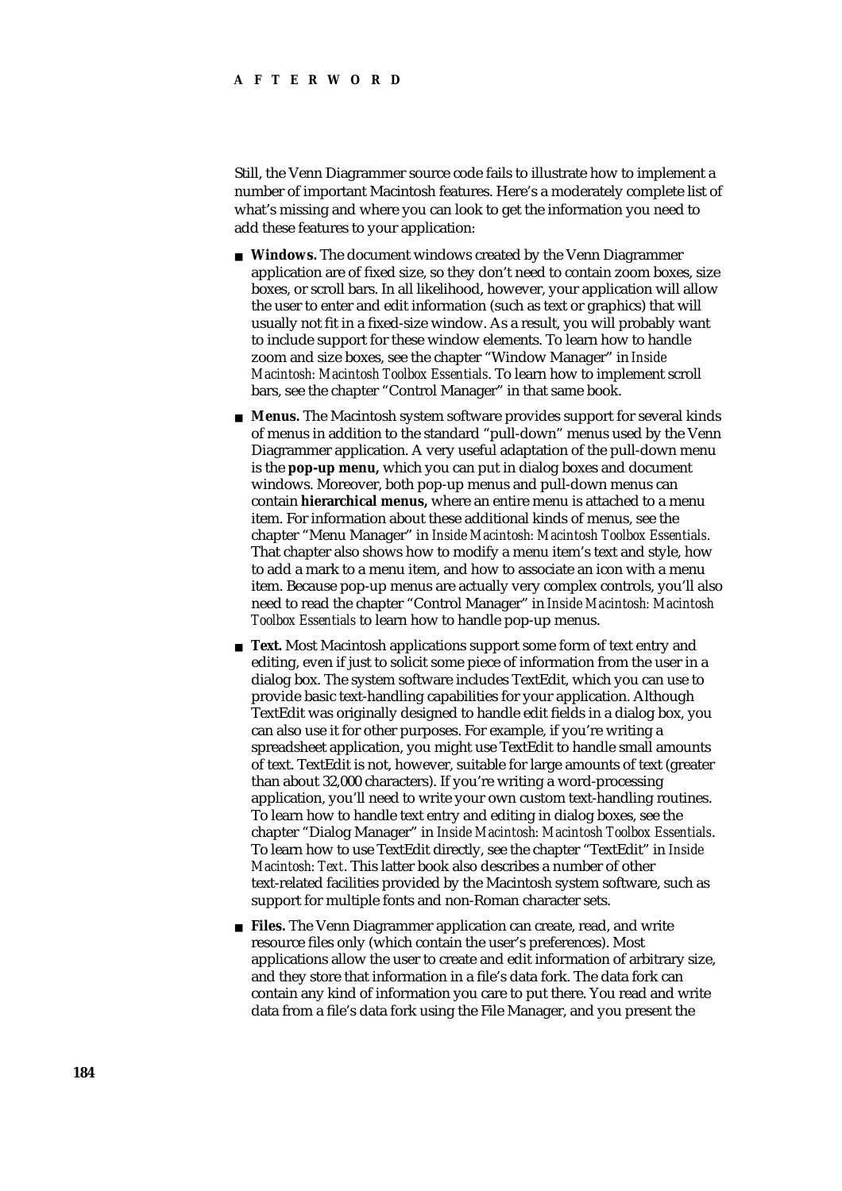Still, the Venn Diagrammer source code fails to illustrate how to implement a number of important Macintosh features. Here's a moderately complete list of what's missing and where you can look to get the information you need to add these features to your application:

- **Windows.** The document windows created by the Venn Diagrammer application are of fixed size, so they don't need to contain zoom boxes, size boxes, or scroll bars. In all likelihood, however, your application will allow the user to enter and edit information (such as text or graphics) that will usually not fit in a fixed-size window. As a result, you will probably want to include support for these window elements. To learn how to handle zoom and size boxes, see the chapter "Window Manager" in *Inside Macintosh: Macintosh Toolbox Essentials*. To learn how to implement scroll bars, see the chapter "Control Manager" in that same book.
- **Menus.** The Macintosh system software provides support for several kinds of menus in addition to the standard "pull-down" menus used by the Venn Diagrammer application. A very useful adaptation of the pull-down menu is the **pop-up menu,** which you can put in dialog boxes and document windows. Moreover, both pop-up menus and pull-down menus can contain **hierarchical menus,** where an entire menu is attached to a menu item. For information about these additional kinds of menus, see the chapter "Menu Manager" in *Inside Macintosh: Macintosh Toolbox Essentials*. That chapter also shows how to modify a menu item's text and style, how to add a mark to a menu item, and how to associate an icon with a menu item. Because pop-up menus are actually very complex controls, you'll also need to read the chapter "Control Manager" in *Inside Macintosh: Macintosh Toolbox Essentials* to learn how to handle pop-up menus.
- **Text.** Most Macintosh applications support some form of text entry and editing, even if just to solicit some piece of information from the user in a dialog box. The system software includes TextEdit, which you can use to provide basic text-handling capabilities for your application. Although TextEdit was originally designed to handle edit fields in a dialog box, you can also use it for other purposes. For example, if you're writing a spreadsheet application, you might use TextEdit to handle small amounts of text. TextEdit is not, however, suitable for large amounts of text (greater than about 32,000 characters). If you're writing a word-processing application, you'll need to write your own custom text-handling routines. To learn how to handle text entry and editing in dialog boxes, see the chapter "Dialog Manager" in *Inside Macintosh: Macintosh Toolbox Essentials*. To learn how to use TextEdit directly, see the chapter "TextEdit" in *Inside Macintosh: Text*. This latter book also describes a number of other text-related facilities provided by the Macintosh system software, such as support for multiple fonts and non-Roman character sets.
- **Files.** The Venn Diagrammer application can create, read, and write resource files only (which contain the user's preferences). Most applications allow the user to create and edit information of arbitrary size, and they store that information in a file's data fork. The data fork can contain any kind of information you care to put there. You read and write data from a file's data fork using the File Manager, and you present the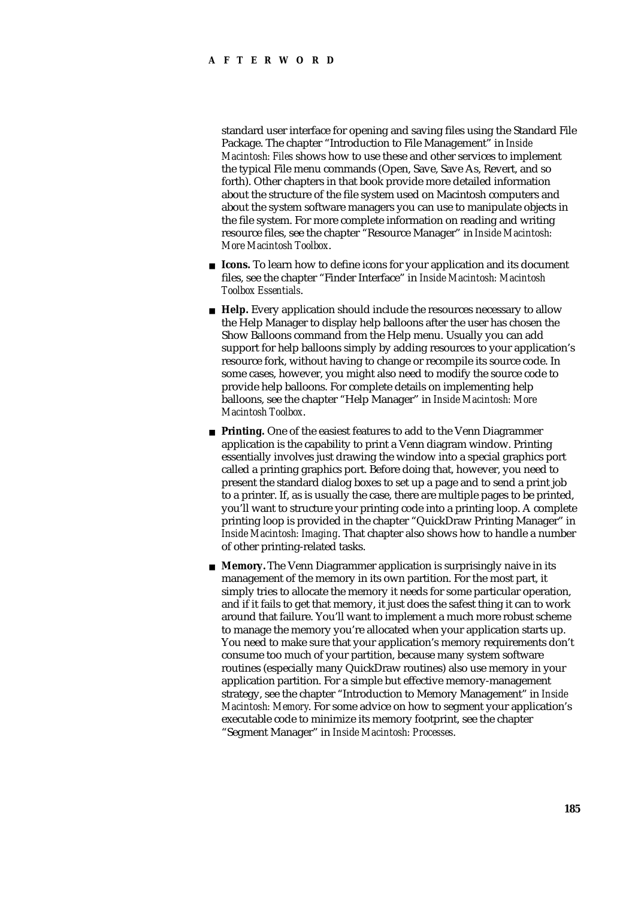standard user interface for opening and saving files using the Standard File Package. The chapter "Introduction to File Management" in *Inside Macintosh: Files* shows how to use these and other services to implement the typical File menu commands (Open, Save, Save As, Revert, and so forth). Other chapters in that book provide more detailed information about the structure of the file system used on Macintosh computers and about the system software managers you can use to manipulate objects in the file system. For more complete information on reading and writing resource files, see the chapter "Resource Manager" in *Inside Macintosh: More Macintosh Toolbox*.

- **Icons.** To learn how to define icons for your application and its document files, see the chapter "Finder Interface" in *Inside Macintosh: Macintosh Toolbox Essentials*.
- **Help.** Every application should include the resources necessary to allow the Help Manager to display help balloons after the user has chosen the Show Balloons command from the Help menu. Usually you can add support for help balloons simply by adding resources to your application's resource fork, without having to change or recompile its source code. In some cases, however, you might also need to modify the source code to provide help balloons. For complete details on implementing help balloons, see the chapter "Help Manager" in *Inside Macintosh: More Macintosh Toolbox*.
- **Printing.** One of the easiest features to add to the Venn Diagrammer application is the capability to print a Venn diagram window. Printing essentially involves just drawing the window into a special graphics port called a printing graphics port. Before doing that, however, you need to present the standard dialog boxes to set up a page and to send a print job to a printer. If, as is usually the case, there are multiple pages to be printed, you'll want to structure your printing code into a printing loop. A complete printing loop is provided in the chapter "QuickDraw Printing Manager" in *Inside Macintosh: Imaging*. That chapter also shows how to handle a number of other printing-related tasks.
- **Memory.** The Venn Diagrammer application is surprisingly naive in its management of the memory in its own partition. For the most part, it simply tries to allocate the memory it needs for some particular operation, and if it fails to get that memory, it just does the safest thing it can to work around that failure. You'll want to implement a much more robust scheme to manage the memory you're allocated when your application starts up. You need to make sure that your application's memory requirements don't consume too much of your partition, because many system software routines (especially many QuickDraw routines) also use memory in your application partition. For a simple but effective memory-management strategy, see the chapter "Introduction to Memory Management" in *Inside Macintosh: Memory*. For some advice on how to segment your application's executable code to minimize its memory footprint, see the chapter "Segment Manager" in *Inside Macintosh: Processes*.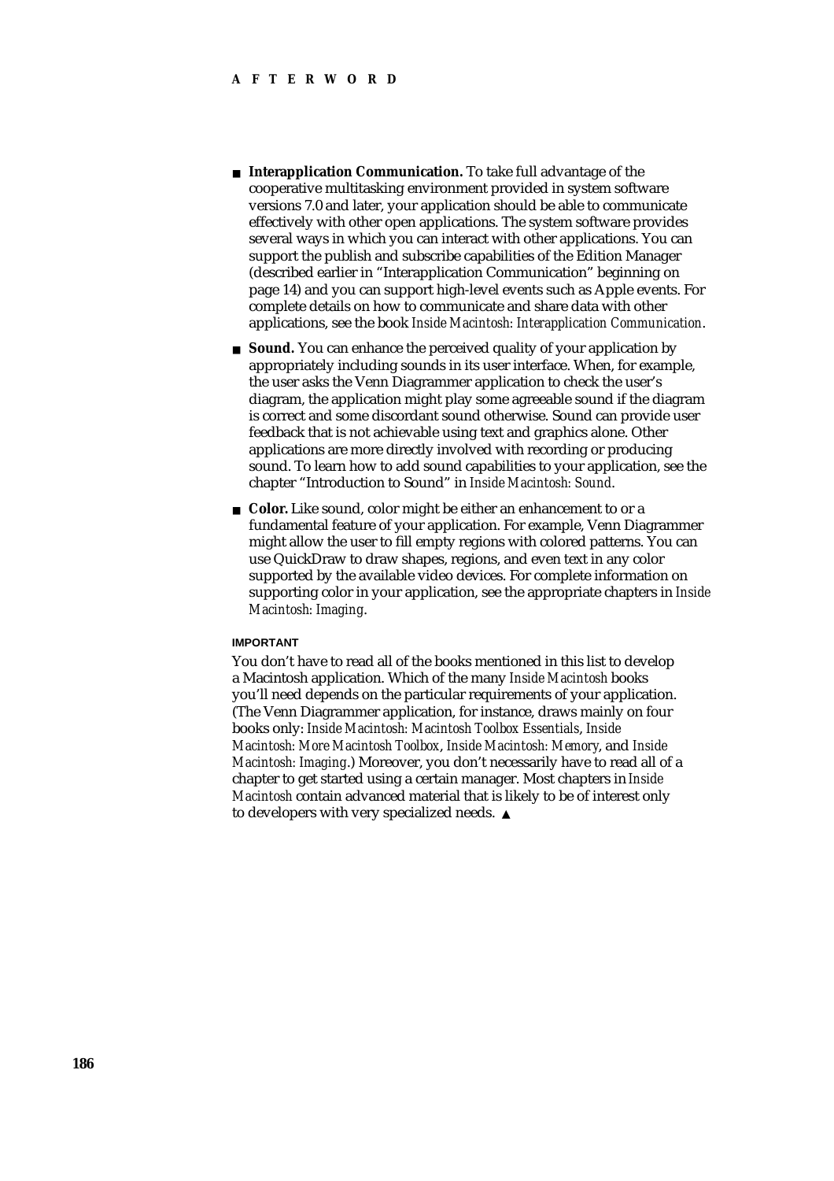- **Interapplication Communication.** To take full advantage of the cooperative multitasking environment provided in system software versions 7.0 and later, your application should be able to communicate effectively with other open applications. The system software provides several ways in which you can interact with other applications. You can support the publish and subscribe capabilities of the Edition Manager (described earlier in "Interapplication Communication" beginning on page 14) and you can support high-level events such as Apple events. For complete details on how to communicate and share data with other applications, see the book *Inside Macintosh: Interapplication Communication*.
- **Sound.** You can enhance the perceived quality of your application by appropriately including sounds in its user interface. When, for example, the user asks the Venn Diagrammer application to check the user's diagram, the application might play some agreeable sound if the diagram is correct and some discordant sound otherwise. Sound can provide user feedback that is not achievable using text and graphics alone. Other applications are more directly involved with recording or producing sound. To learn how to add sound capabilities to your application, see the chapter "Introduction to Sound" in *Inside Macintosh: Sound*.
- **Color.** Like sound, color might be either an enhancement to or a fundamental feature of your application. For example, Venn Diagrammer might allow the user to fill empty regions with colored patterns. You can use QuickDraw to draw shapes, regions, and even text in any color supported by the available video devices. For complete information on supporting color in your application, see the appropriate chapters in *Inside Macintosh: Imaging*.

**IMPORTANT**

You don't have to read all of the books mentioned in this list to develop a Macintosh application. Which of the many *Inside Macintosh* books you'll need depends on the particular requirements of your application. (The Venn Diagrammer application, for instance, draws mainly on four books only: *Inside Macintosh: Macintosh Toolbox Essentials*, *Inside Macintosh: More Macintosh Toolbox*, *Inside Macintosh: Memory*, and *Inside Macintosh: Imaging*.) Moreover, you don't necessarily have to read all of a chapter to get started using a certain manager. Most chapters in *Inside Macintosh* contain advanced material that is likely to be of interest only to developers with very specialized needs. ▲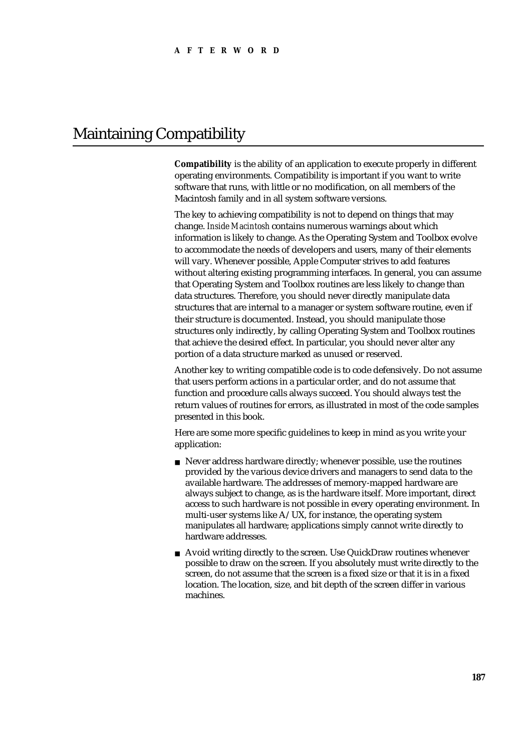# Maintaining Compatibility

**Compatibility** is the ability of an application to execute properly in different operating environments. Compatibility is important if you want to write software that runs, with little or no modification, on all members of the Macintosh family and in all system software versions.

The key to achieving compatibility is not to depend on things that may change. *Inside Macintosh* contains numerous warnings about which information is likely to change. As the Operating System and Toolbox evolve to accommodate the needs of developers and users, many of their elements will vary. Whenever possible, Apple Computer strives to add features without altering existing programming interfaces. In general, you can assume that Operating System and Toolbox routines are less likely to change than data structures. Therefore, you should never directly manipulate data structures that are internal to a manager or system software routine, even if their structure is documented. Instead, you should manipulate those structures only indirectly, by calling Operating System and Toolbox routines that achieve the desired effect. In particular, you should never alter any portion of a data structure marked as unused or reserved.

Another key to writing compatible code is to code defensively. Do not assume that users perform actions in a particular order, and do not assume that function and procedure calls always succeed. You should always test the return values of routines for errors, as illustrated in most of the code samples presented in this book.

Here are some more specific guidelines to keep in mind as you write your application:

- Never address hardware directly; whenever possible, use the routines provided by the various device drivers and managers to send data to the available hardware. The addresses of memory-mapped hardware are always subject to change, as is the hardware itself. More important, direct access to such hardware is not possible in every operating environment. In multi-user systems like A/UX, for instance, the operating system manipulates all hardware; applications simply cannot write directly to hardware addresses.
- Avoid writing directly to the screen. Use QuickDraw routines whenever possible to draw on the screen. If you absolutely must write directly to the screen, do not assume that the screen is a fixed size or that it is in a fixed location. The location, size, and bit depth of the screen differ in various machines.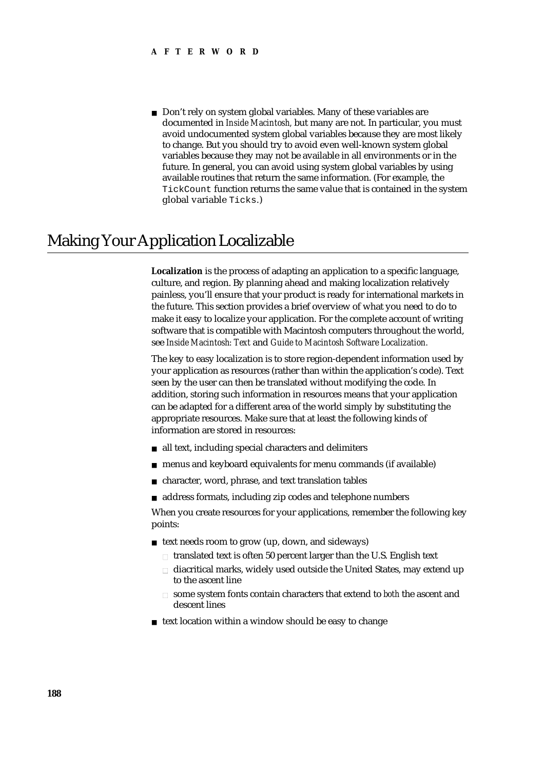- Don't rely on system global variables. Many of these variables are documented in *Inside Macintosh,* but many are not. In particular, you must avoid undocumented system global variables because they are most likely to change. But you should try to avoid even well-known system global variables because they may not be available in all environments or in the future. In general, you can avoid using system global variables by using available routines that return the same information. (For example, the `TickCount` function returns the same value that is contained in the system global variable `Ticks`.)

## Making Your Application Localizable

**Localization** is the process of adapting an application to a specific language, culture, and region. By planning ahead and making localization relatively painless, you'll ensure that your product is ready for international markets in the future. This section provides a brief overview of what you need to do to make it easy to localize your application. For the complete account of writing software that is compatible with Macintosh computers throughout the world, see *Inside Macintosh: Text* and *Guide to Macintosh Software Localization.*

The key to easy localization is to store region-dependent information used by your application as resources (rather than within the application's code). Text seen by the user can then be translated without modifying the code. In addition, storing such information in resources means that your application can be adapted for a different area of the world simply by substituting the appropriate resources. Make sure that at least the following kinds of information are stored in resources:

- all text, including special characters and delimiters
- menus and keyboard equivalents for menu commands (if available)
- character, word, phrase, and text translation tables
- address formats, including zip codes and telephone numbers

When you create resources for your applications, remember the following key points:

- text needs room to grow (up, down, and sideways)
  - translated text is often 50 percent larger than the U.S. English text
  - diacritical marks, widely used outside the United States, may extend up to the ascent line
  - some system fonts contain characters that extend to *both* the ascent and descent lines
- text location within a window should be easy to change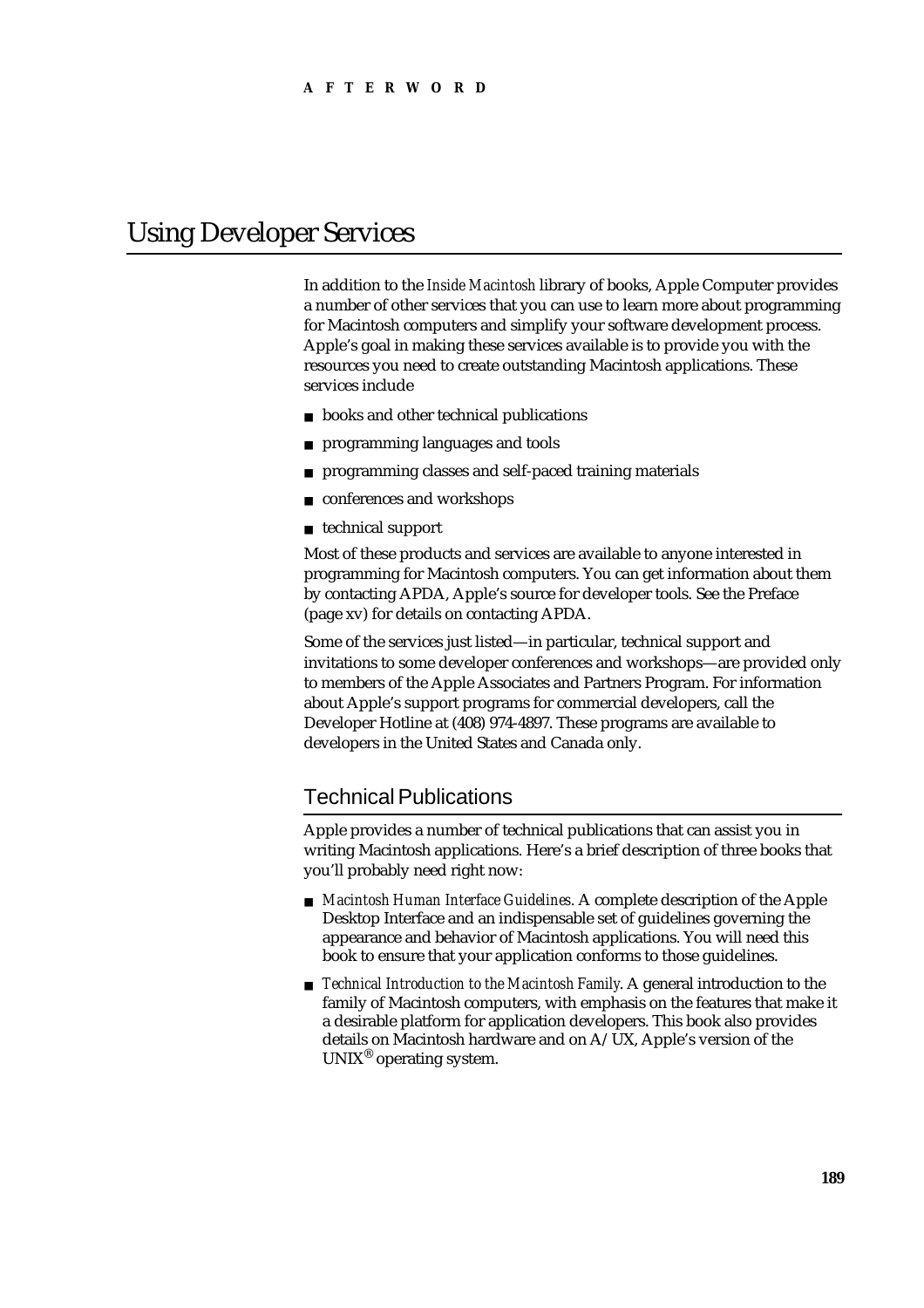AFTERWORD

# Using Developer Services

In addition to the *Inside Macintosh* library of books, Apple Computer provides a number of other services that you can use to learn more about programming for Macintosh computers and simplify your software development process. Apple's goal in making these services available is to provide you with the resources you need to create outstanding Macintosh applications. These services include

- books and other technical publications
- programming languages and tools
- programming classes and self-paced training materials
- conferences and workshops
- technical support

Most of these products and services are available to anyone interested in programming for Macintosh computers. You can get information about them by contacting APDA, Apple's source for developer tools. See the Preface (page xv) for details on contacting APDA.

Some of the services just listed—in particular, technical support and invitations to some developer conferences and workshops—are provided only to members of the Apple Associates and Partners Program. For information about Apple's support programs for commercial developers, call the Developer Hotline at (408) 974-4897. These programs are available to developers in the United States and Canada only.

## Technical Publications

Apple provides a number of technical publications that can assist you in writing Macintosh applications. Here's a brief description of three books that you'll probably need right now:

- *Macintosh Human Interface Guidelines*. A complete description of the Apple Desktop Interface and an indispensable set of guidelines governing the appearance and behavior of Macintosh applications. You will need this book to ensure that your application conforms to those guidelines.
- *Technical Introduction to the Macintosh Family*. A general introduction to the family of Macintosh computers, with emphasis on the features that make it a desirable platform for application developers. This book also provides details on Macintosh hardware and on A/UX, Apple's version of the UNIX® operating system.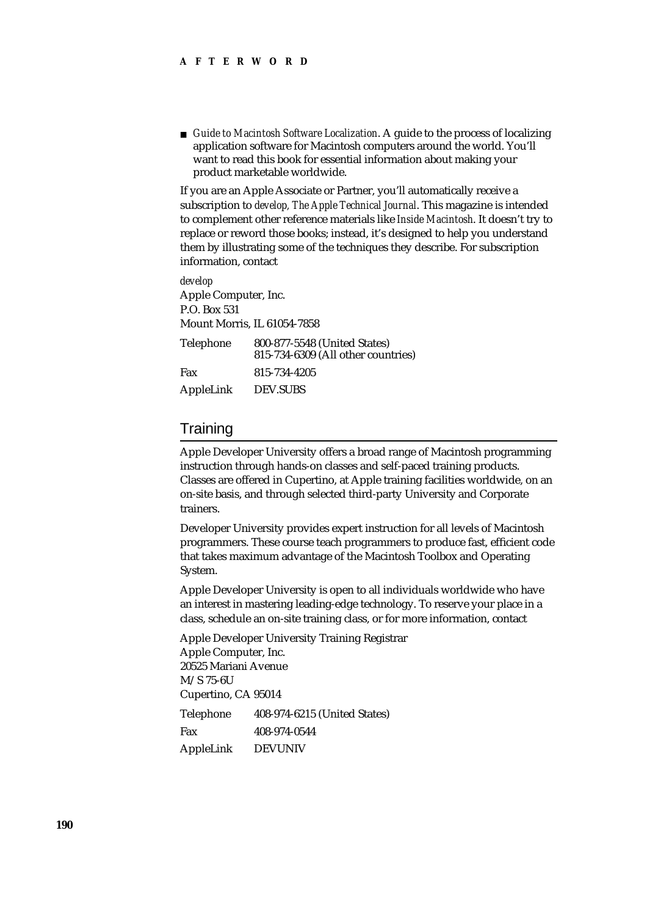- *Guide to Macintosh Software Localization*. A guide to the process of localizing application software for Macintosh computers around the world. You'll want to read this book for essential information about making your product marketable worldwide.

If you are an Apple Associate or Partner, you'll automatically receive a subscription to *develop, The Apple Technical Journal*. This magazine is intended to complement other reference materials like *Inside Macintosh*. It doesn't try to replace or reword those books; instead, it's designed to help you understand them by illustrating some of the techniques they describe. For subscription information, contact

*develop*
Apple Computer, Inc.
P.O. Box 531
Mount Morris, IL 61054-7858

| | |
|---|---|
| Telephone | 800-877-5548 (United States)<br>815-734-6309 (All other countries) |
| Fax | 815-734-4205 |
| AppleLink | DEV.SUBS |

## Training

Apple Developer University offers a broad range of Macintosh programming instruction through hands-on classes and self-paced training products. Classes are offered in Cupertino, at Apple training facilities worldwide, on an on-site basis, and through selected third-party University and Corporate trainers.

Developer University provides expert instruction for all levels of Macintosh programmers. These course teach programmers to produce fast, efficient code that takes maximum advantage of the Macintosh Toolbox and Operating System.

Apple Developer University is open to all individuals worldwide who have an interest in mastering leading-edge technology. To reserve your place in a class, schedule an on-site training class, or for more information, contact

Apple Developer University Training Registrar
Apple Computer, Inc.
20525 Mariani Avenue
M/S 75-6U
Cupertino, CA 95014

| | |
|---|---|
| Telephone | 408-974-6215 (United States) |
| Fax | 408-974-0544 |
| AppleLink | DEVUNIV |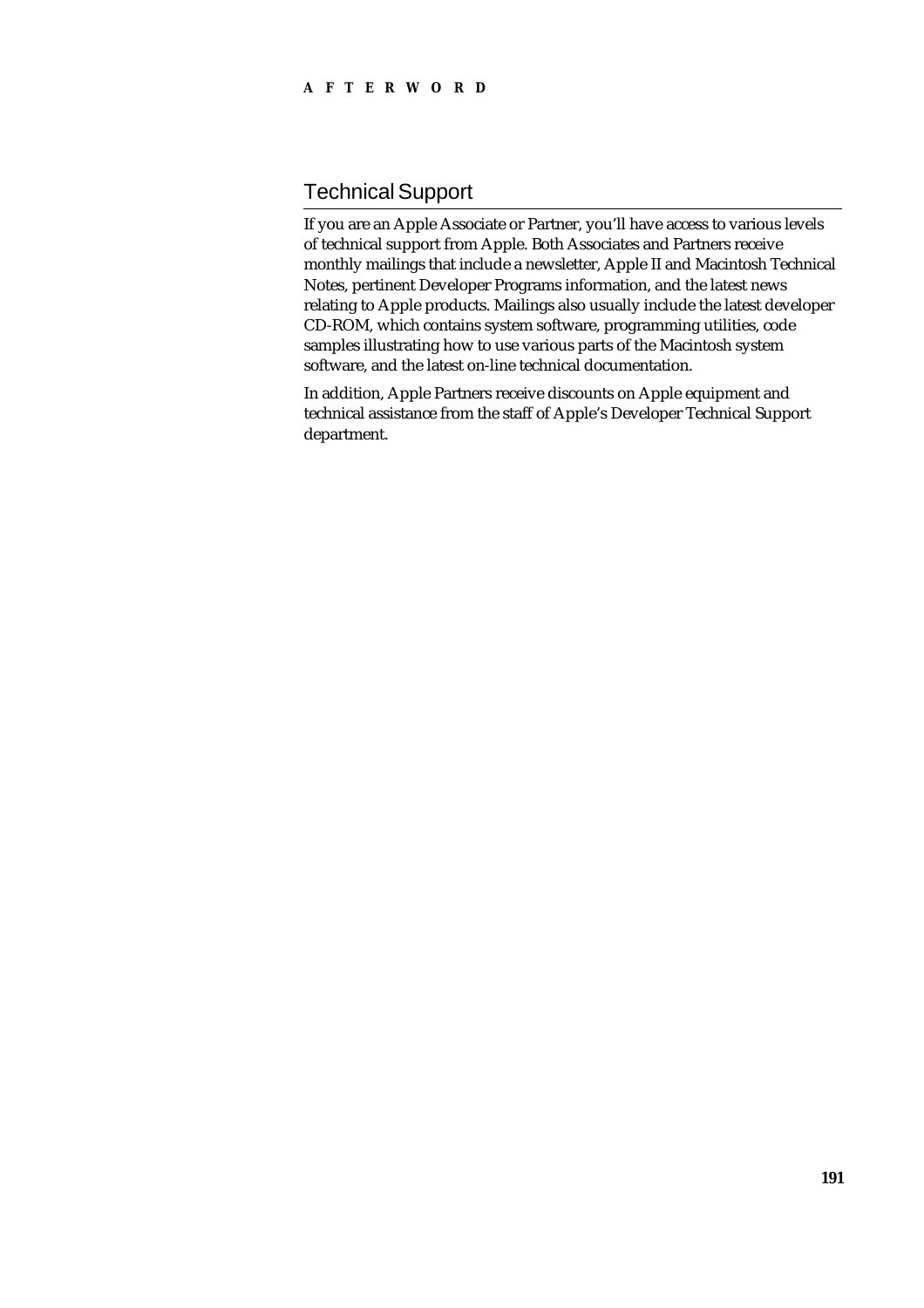## Technical Support

If you are an Apple Associate or Partner, you'll have access to various levels of technical support from Apple. Both Associates and Partners receive monthly mailings that include a newsletter, Apple II and Macintosh Technical Notes, pertinent Developer Programs information, and the latest news relating to Apple products. Mailings also usually include the latest developer CD-ROM, which contains system software, programming utilities, code samples illustrating how to use various parts of the Macintosh system software, and the latest on-line technical documentation.

In addition, Apple Partners receive discounts on Apple equipment and technical assistance from the staff of Apple's Developer Technical Support department.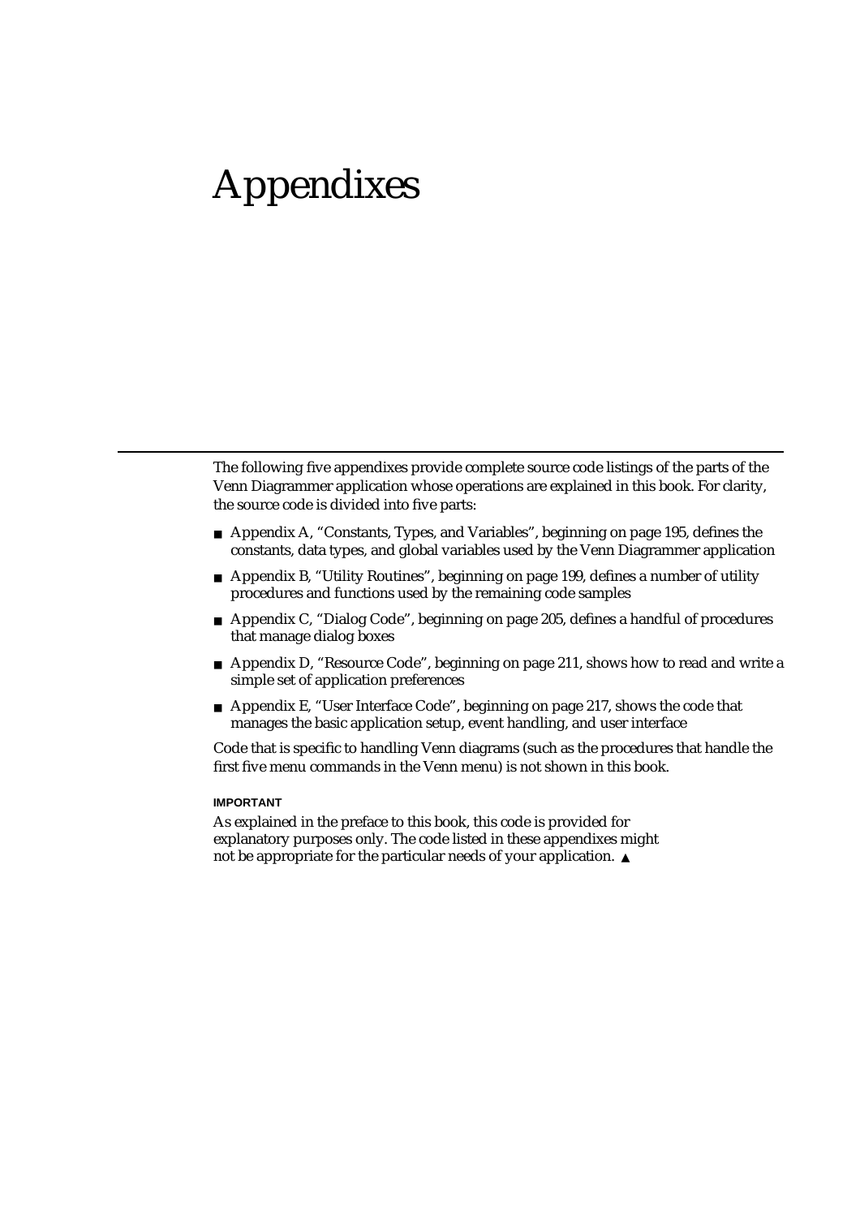# Appendixes

The following five appendixes provide complete source code listings of the parts of the Venn Diagrammer application whose operations are explained in this book. For clarity, the source code is divided into five parts:

- Appendix A, "Constants, Types, and Variables", beginning on page 195, defines the constants, data types, and global variables used by the Venn Diagrammer application
- Appendix B, "Utility Routines", beginning on page 199, defines a number of utility procedures and functions used by the remaining code samples
- Appendix C, "Dialog Code", beginning on page 205, defines a handful of procedures that manage dialog boxes
- Appendix D, "Resource Code", beginning on page 211, shows how to read and write a simple set of application preferences
- Appendix E, "User Interface Code", beginning on page 217, shows the code that manages the basic application setup, event handling, and user interface

Code that is specific to handling Venn diagrams (such as the procedures that handle the first five menu commands in the Venn menu) is not shown in this book.

**IMPORTANT**

As explained in the preface to this book, this code is provided for explanatory purposes only. The code listed in these appendixes might not be appropriate for the particular needs of your application. ▲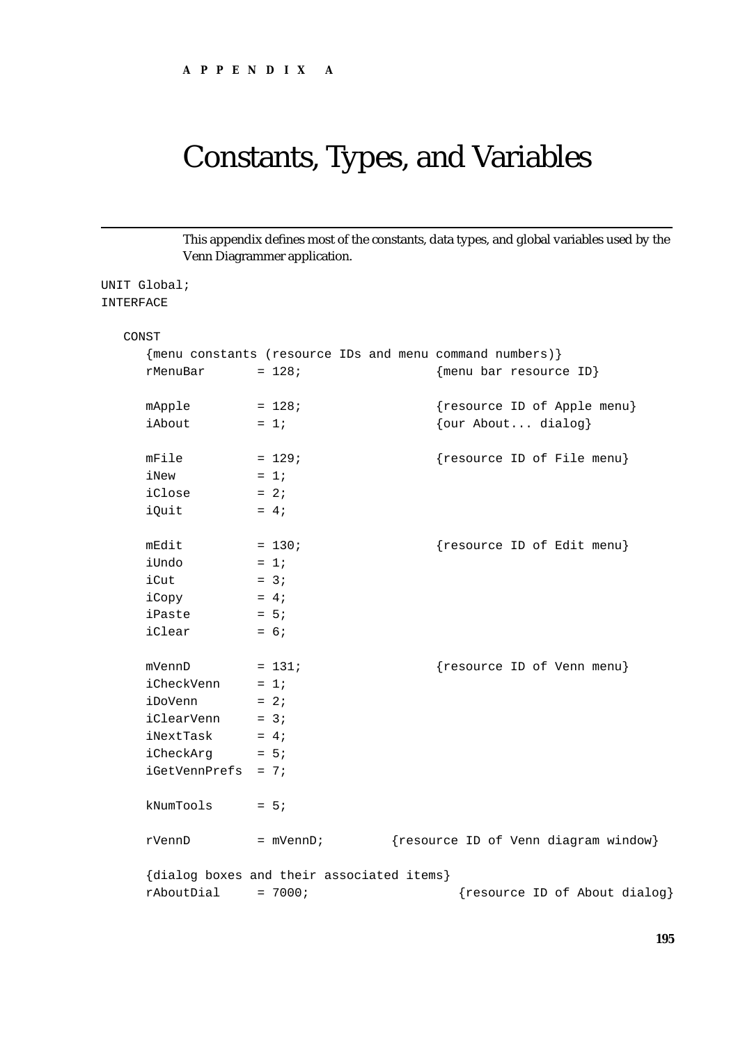APPENDIX A

# Constants, Types, and Variables

This appendix defines most of the constants, data types, and global variables used by the Venn Diagrammer application.

```
UNIT Global;
INTERFACE

   CONST
      {menu constants (resource IDs and menu command numbers)}
      rMenuBar       = 128;                 {menu bar resource ID}

      mApple         = 128;                 {resource ID of Apple menu}
      iAbout         = 1;                   {our About... dialog}

      mFile          = 129;                 {resource ID of File menu}
      iNew           = 1;
      iClose         = 2;
      iQuit          = 4;

      mEdit          = 130;                 {resource ID of Edit menu}
      iUndo          = 1;
      iCut           = 3;
      iCopy          = 4;
      iPaste         = 5;
      iClear         = 6;

      mVennD         = 131;                 {resource ID of Venn menu}
      iCheckVenn     = 1;
      iDoVenn        = 2;
      iClearVenn     = 3;
      iNextTask      = 4;
      iCheckArg      = 5;
      iGetVennPrefs  = 7;

      kNumTools      = 5;

      rVennD         = mVennD;        {resource ID of Venn diagram window}

      {dialog boxes and their associated items}
      rAboutDial     = 7000;                  {resource ID of About dialog}
```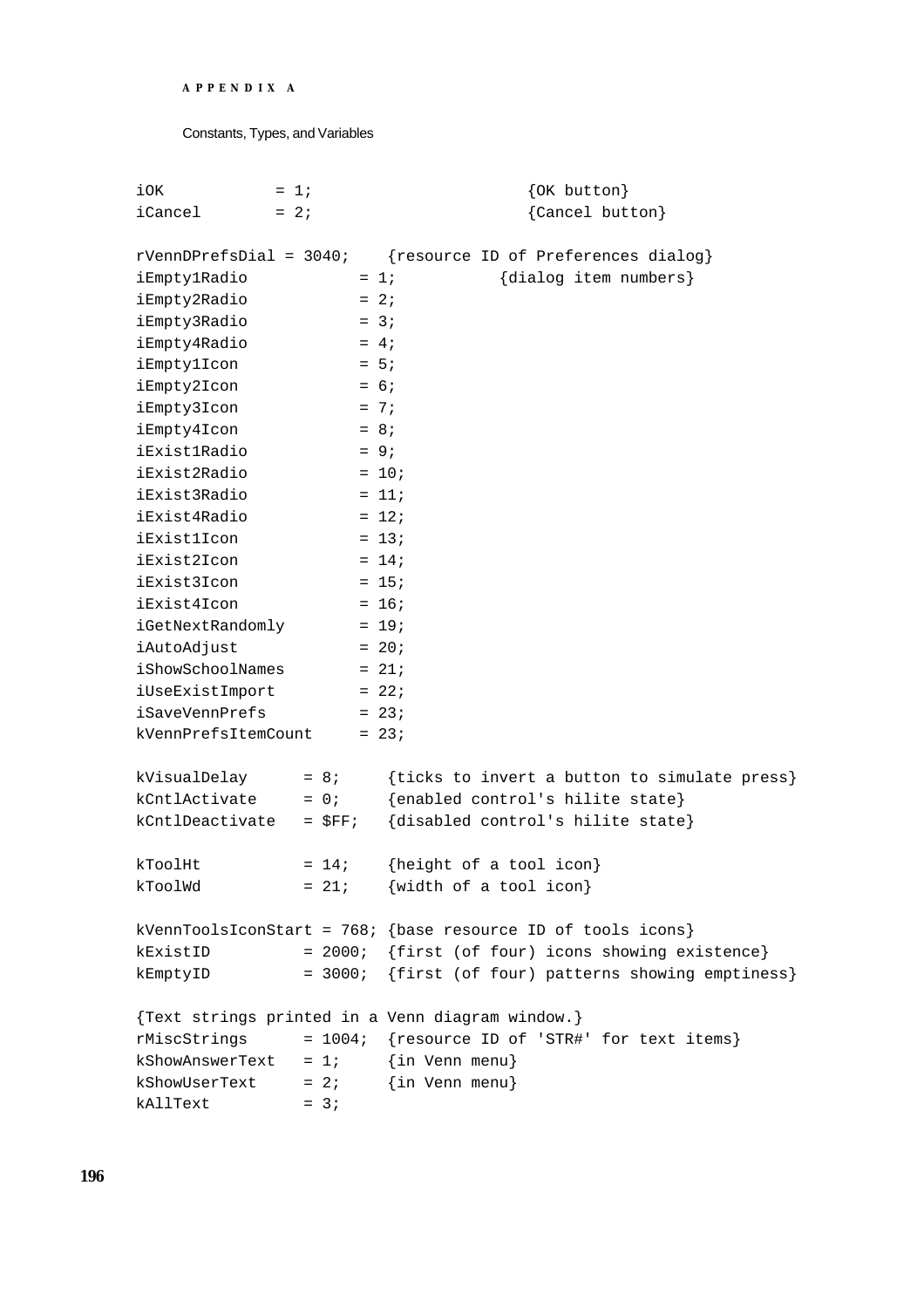```
iOK           = 1;                     {OK button}
iCancel       = 2;                     {Cancel button}

rVennDPrefsDial = 3040;    {resource ID of Preferences dialog}
iEmpty1Radio          = 1;          {dialog item numbers}
iEmpty2Radio          = 2;
iEmpty3Radio          = 3;
iEmpty4Radio          = 4;
iEmpty1Icon           = 5;
iEmpty2Icon           = 6;
iEmpty3Icon           = 7;
iEmpty4Icon           = 8;
iExist1Radio          = 9;
iExist2Radio          = 10;
iExist3Radio          = 11;
iExist4Radio          = 12;
iExist1Icon           = 13;
iExist2Icon           = 14;
iExist3Icon           = 15;
iExist4Icon           = 16;
iGetNextRandomly      = 19;
iAutoAdjust           = 20;
iShowSchoolNames      = 21;
iUseExistImport       = 22;
iSaveVennPrefs        = 23;
kVennPrefsItemCount   = 23;

kVisualDelay     = 8;     {ticks to invert a button to simulate press}
kCntlActivate    = 0;     {enabled control's hilite state}
kCntlDeactivate  = $FF;   {disabled control's hilite state}

kToolHt          = 14;    {height of a tool icon}
kToolWd          = 21;    {width of a tool icon}

kVennToolsIconStart = 768; {base resource ID of tools icons}
kExistID         = 2000;  {first (of four) icons showing existence}
kEmptyID         = 3000;  {first (of four) patterns showing emptiness}

{Text strings printed in a Venn diagram window.}
rMiscStrings     = 1004;  {resource ID of 'STR#' for text items}
kShowAnswerText  = 1;     {in Venn menu}
kShowUserText    = 2;     {in Venn menu}
kAllText         = 3;
```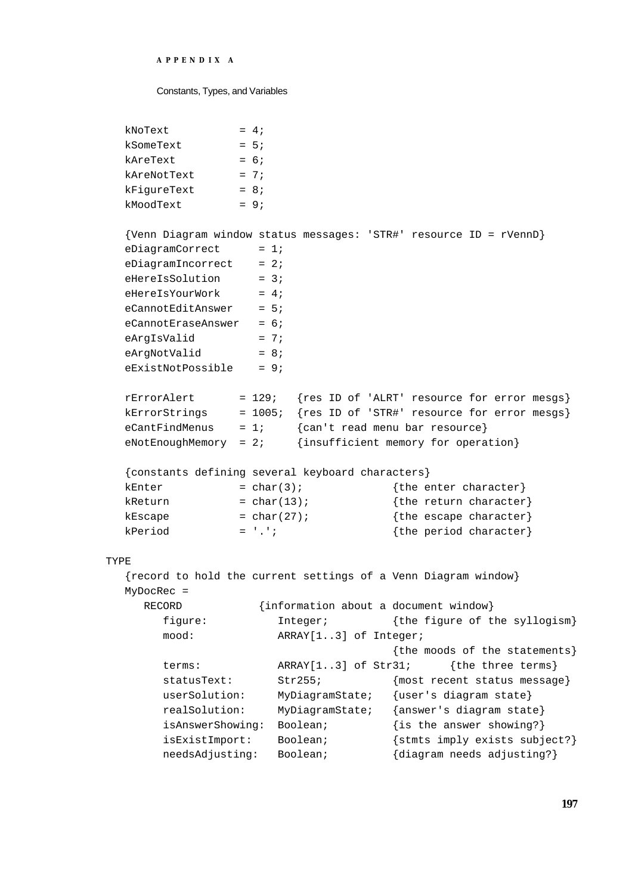```
   kNoText          = 4;
   kSomeText        = 5;
   kAreText         = 6;
   kAreNotText      = 7;
   kFigureText      = 8;
   kMoodText        = 9;

   {Venn Diagram window status messages: 'STR#' resource ID = rVennD}
   eDiagramCorrect      = 1;
   eDiagramIncorrect    = 2;
   eHereIsSolution      = 3;
   eHereIsYourWork      = 4;
   eCannotEditAnswer    = 5;
   eCannotEraseAnswer   = 6;
   eArgIsValid          = 7;
   eArgNotValid         = 8;
   eExistNotPossible    = 9;

   rErrorAlert       = 129;   {res ID of 'ALRT' resource for error mesgs}
   kErrorStrings     = 1005;  {res ID of 'STR#' resource for error mesgs}
   eCantFindMenus    = 1;     {can't read menu bar resource}
   eNotEnoughMemory  = 2;     {insufficient memory for operation}

   {constants defining several keyboard characters}
   kEnter           = char(3);             {the enter character}
   kReturn          = char(13);            {the return character}
   kEscape          = char(27);            {the escape character}
   kPeriod          = '.';                 {the period character}

TYPE
   {record to hold the current settings of a Venn Diagram window}
   MyDocRec =
      RECORD            {information about a document window}
         figure:           Integer;          {the figure of the syllogism}
         mood:             ARRAY[1..3] of Integer;
                                             {the moods of the statements}
         terms:            ARRAY[1..3] of Str31;      {the three terms}
         statusText:       Str255;           {most recent status message}
         userSolution:     MyDiagramState;   {user's diagram state}
         realSolution:     MyDiagramState;   {answer's diagram state}
         isAnswerShowing:  Boolean;          {is the answer showing?}
         isExistImport:    Boolean;          {stmts imply exists subject?}
         needsAdjusting:   Boolean;          {diagram needs adjusting?}
```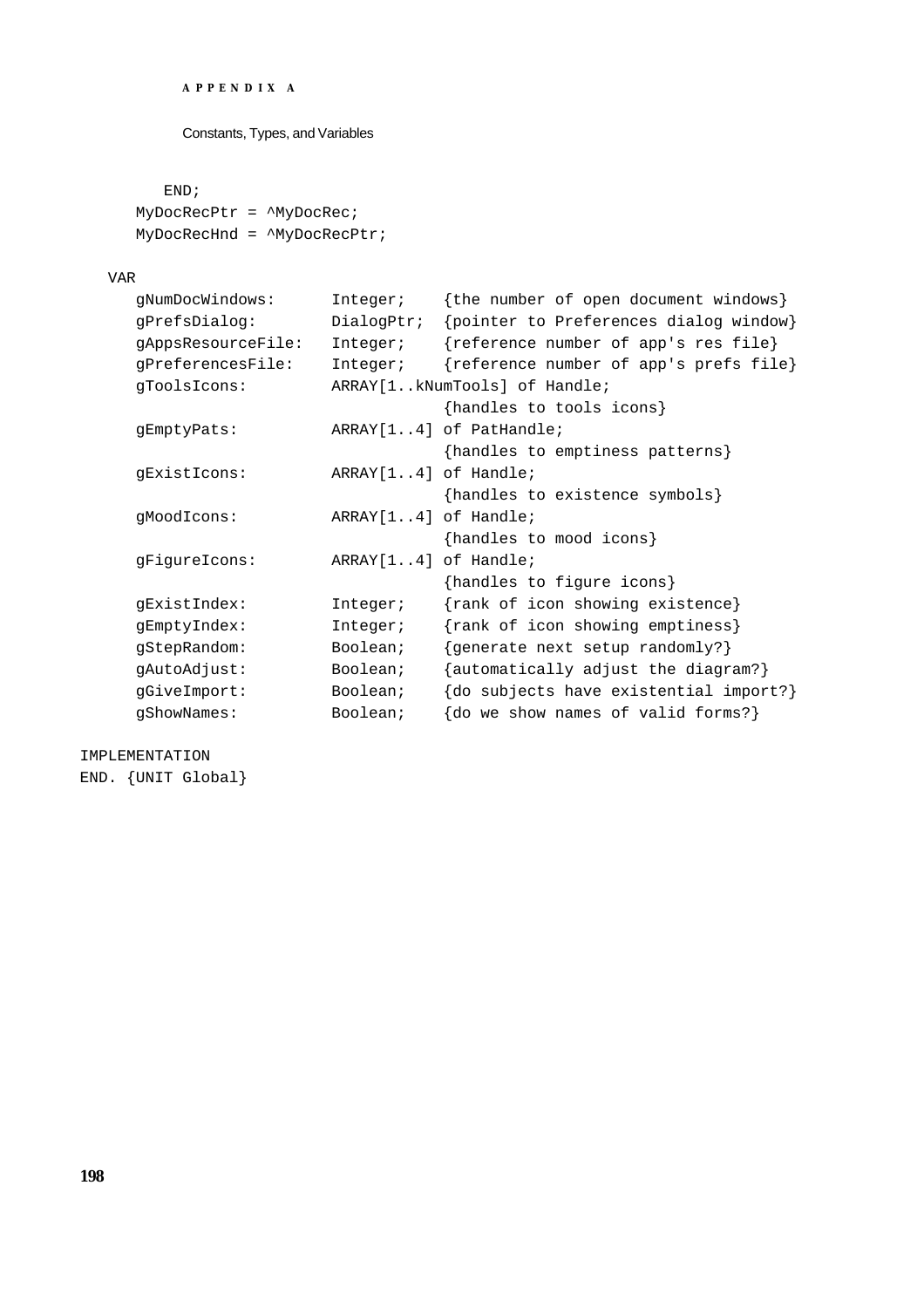```
      END;
   MyDocRecPtr = ^MyDocRec;
   MyDocRecHnd = ^MyDocRecPtr;

VAR
   gNumDocWindows:      Integer;    {the number of open document windows}
   gPrefsDialog:        DialogPtr;  {pointer to Preferences dialog window}
   gAppsResourceFile:   Integer;    {reference number of app's res file}
   gPreferencesFile:    Integer;    {reference number of app's prefs file}
   gToolsIcons:         ARRAY[1..kNumTools] of Handle;
                                    {handles to tools icons}
   gEmptyPats:          ARRAY[1..4] of PatHandle;
                                    {handles to emptiness patterns}
   gExistIcons:         ARRAY[1..4] of Handle;
                                    {handles to existence symbols}
   gMoodIcons:          ARRAY[1..4] of Handle;
                                    {handles to mood icons}
   gFigureIcons:        ARRAY[1..4] of Handle;
                                    {handles to figure icons}
   gExistIndex:         Integer;    {rank of icon showing existence}
   gEmptyIndex:         Integer;    {rank of icon showing emptiness}
   gStepRandom:         Boolean;    {generate next setup randomly?}
   gAutoAdjust:         Boolean;    {automatically adjust the diagram?}
   gGiveImport:         Boolean;    {do subjects have existential import?}
   gShowNames:          Boolean;    {do we show names of valid forms?}

IMPLEMENTATION
END. {UNIT Global}
```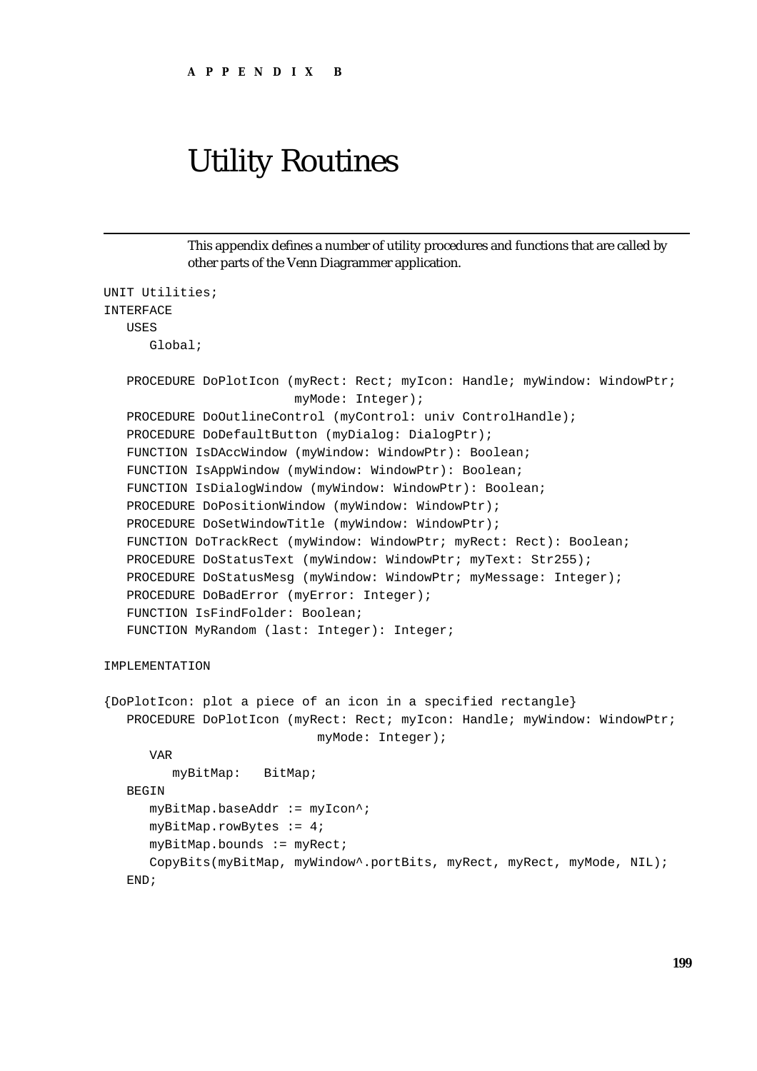# APPENDIX B

# Utility Routines

This appendix defines a number of utility procedures and functions that are called by other parts of the Venn Diagrammer application.

```
UNIT Utilities;
INTERFACE
   USES
      Global;

   PROCEDURE DoPlotIcon (myRect: Rect; myIcon: Handle; myWindow: WindowPtr;
                        myMode: Integer);
   PROCEDURE DoOutlineControl (myControl: univ ControlHandle);
   PROCEDURE DoDefaultButton (myDialog: DialogPtr);
   FUNCTION IsDAccWindow (myWindow: WindowPtr): Boolean;
   FUNCTION IsAppWindow (myWindow: WindowPtr): Boolean;
   FUNCTION IsDialogWindow (myWindow: WindowPtr): Boolean;
   PROCEDURE DoPositionWindow (myWindow: WindowPtr);
   PROCEDURE DoSetWindowTitle (myWindow: WindowPtr);
   FUNCTION DoTrackRect (myWindow: WindowPtr; myRect: Rect): Boolean;
   PROCEDURE DoStatusText (myWindow: WindowPtr; myText: Str255);
   PROCEDURE DoStatusMesg (myWindow: WindowPtr; myMessage: Integer);
   PROCEDURE DoBadError (myError: Integer);
   FUNCTION IsFindFolder: Boolean;
   FUNCTION MyRandom (last: Integer): Integer;

IMPLEMENTATION

{DoPlotIcon: plot a piece of an icon in a specified rectangle}
   PROCEDURE DoPlotIcon (myRect: Rect; myIcon: Handle; myWindow: WindowPtr;
                           myMode: Integer);
      VAR
         myBitMap:   BitMap;
   BEGIN
      myBitMap.baseAddr := myIcon^;
      myBitMap.rowBytes := 4;
      myBitMap.bounds := myRect;
      CopyBits(myBitMap, myWindow^.portBits, myRect, myRect, myMode, NIL);
   END;
```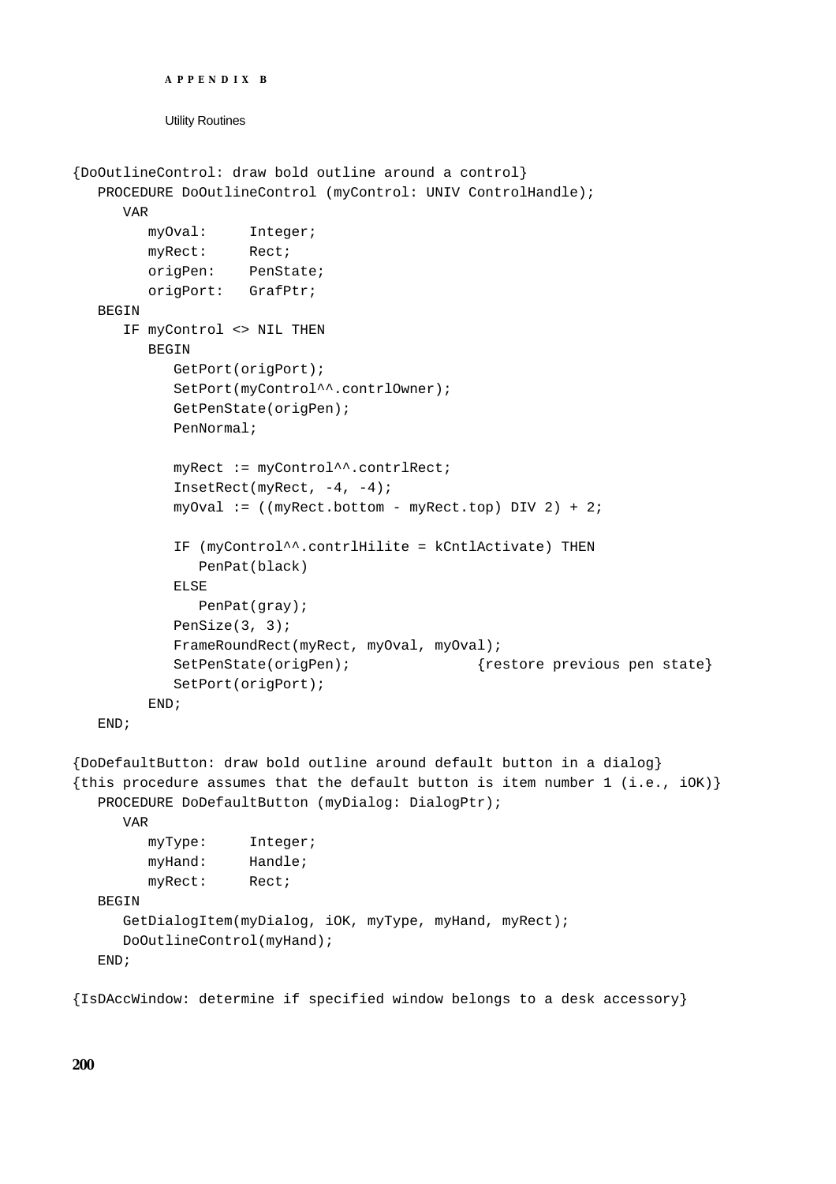```
{DoOutlineControl: draw bold outline around a control}
   PROCEDURE DoOutlineControl (myControl: UNIV ControlHandle);
      VAR
         myOval:     Integer;
         myRect:     Rect;
         origPen:    PenState;
         origPort:   GrafPtr;
   BEGIN
      IF myControl <> NIL THEN
         BEGIN
            GetPort(origPort);
            SetPort(myControl^^.contrlOwner);
            GetPenState(origPen);
            PenNormal;

            myRect := myControl^^.contrlRect;
            InsetRect(myRect, -4, -4);
            myOval := ((myRect.bottom - myRect.top) DIV 2) + 2;

            IF (myControl^^.contrlHilite = kCntlActivate) THEN
               PenPat(black)
            ELSE
               PenPat(gray);
            PenSize(3, 3);
            FrameRoundRect(myRect, myOval, myOval);
            SetPenState(origPen);               {restore previous pen state}
            SetPort(origPort);
         END;
   END;

{DoDefaultButton: draw bold outline around default button in a dialog}
{this procedure assumes that the default button is item number 1 (i.e., iOK)}
   PROCEDURE DoDefaultButton (myDialog: DialogPtr);
      VAR
         myType:     Integer;
         myHand:     Handle;
         myRect:     Rect;
   BEGIN
      GetDialogItem(myDialog, iOK, myType, myHand, myRect);
      DoOutlineControl(myHand);
   END;

{IsDAccWindow: determine if specified window belongs to a desk accessory}
```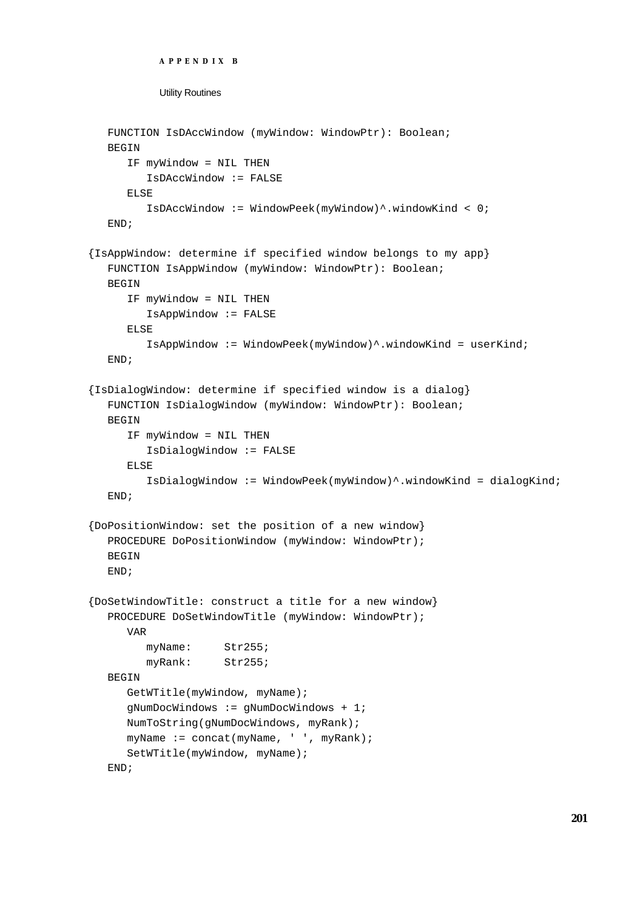```
   FUNCTION IsDAccWindow (myWindow: WindowPtr): Boolean;
   BEGIN
      IF myWindow = NIL THEN
         IsDAccWindow := FALSE
      ELSE
         IsDAccWindow := WindowPeek(myWindow)^.windowKind < 0;
   END;

{IsAppWindow: determine if specified window belongs to my app}
   FUNCTION IsAppWindow (myWindow: WindowPtr): Boolean;
   BEGIN
      IF myWindow = NIL THEN
         IsAppWindow := FALSE
      ELSE
         IsAppWindow := WindowPeek(myWindow)^.windowKind = userKind;
   END;

{IsDialogWindow: determine if specified window is a dialog}
   FUNCTION IsDialogWindow (myWindow: WindowPtr): Boolean;
   BEGIN
      IF myWindow = NIL THEN
         IsDialogWindow := FALSE
      ELSE
         IsDialogWindow := WindowPeek(myWindow)^.windowKind = dialogKind;
   END;

{DoPositionWindow: set the position of a new window}
   PROCEDURE DoPositionWindow (myWindow: WindowPtr);
   BEGIN
   END;

{DoSetWindowTitle: construct a title for a new window}
   PROCEDURE DoSetWindowTitle (myWindow: WindowPtr);
      VAR
         myName:     Str255;
         myRank:     Str255;
   BEGIN
      GetWTitle(myWindow, myName);
      gNumDocWindows := gNumDocWindows + 1;
      NumToString(gNumDocWindows, myRank);
      myName := concat(myName, ' ', myRank);
      SetWTitle(myWindow, myName);
   END;
```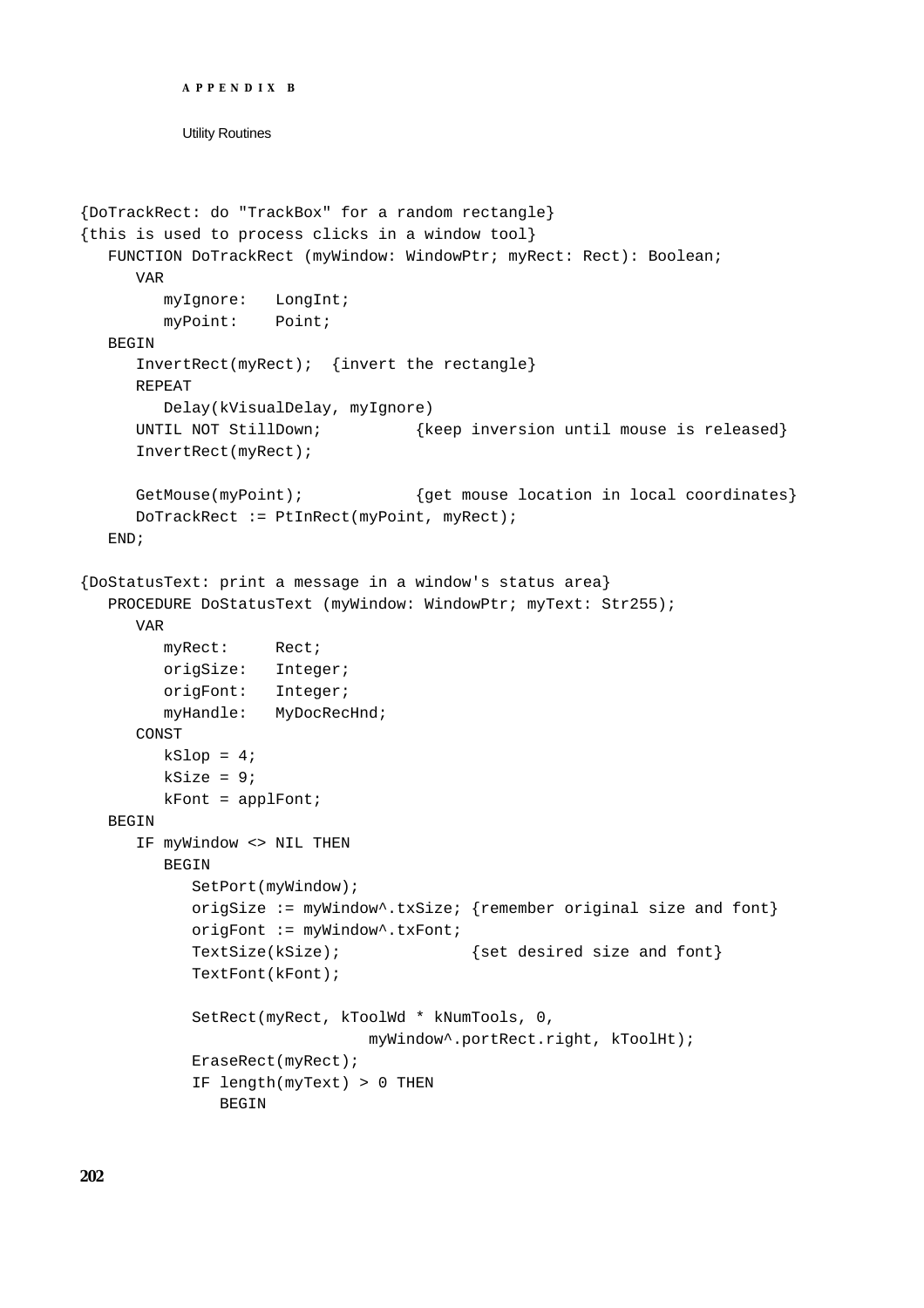```
{DoTrackRect: do "TrackBox" for a random rectangle}
{this is used to process clicks in a window tool}
   FUNCTION DoTrackRect (myWindow: WindowPtr; myRect: Rect): Boolean;
      VAR
         myIgnore:   LongInt;
         myPoint:    Point;
   BEGIN
      InvertRect(myRect);  {invert the rectangle}
      REPEAT
         Delay(kVisualDelay, myIgnore)
      UNTIL NOT StillDown;          {keep inversion until mouse is released}
      InvertRect(myRect);

      GetMouse(myPoint);            {get mouse location in local coordinates}
      DoTrackRect := PtInRect(myPoint, myRect);
   END;

{DoStatusText: print a message in a window's status area}
   PROCEDURE DoStatusText (myWindow: WindowPtr; myText: Str255);
      VAR
         myRect:     Rect;
         origSize:   Integer;
         origFont:   Integer;
         myHandle:   MyDocRecHnd;
      CONST
         kSlop = 4;
         kSize = 9;
         kFont = applFont;
   BEGIN
      IF myWindow <> NIL THEN
         BEGIN
            SetPort(myWindow);
            origSize := myWindow^.txSize; {remember original size and font}
            origFont := myWindow^.txFont;
            TextSize(kSize);              {set desired size and font}
            TextFont(kFont);

            SetRect(myRect, kToolWd * kNumTools, 0,
                                 myWindow^.portRect.right, kToolHt);
            EraseRect(myRect);
            IF length(myText) > 0 THEN
               BEGIN
```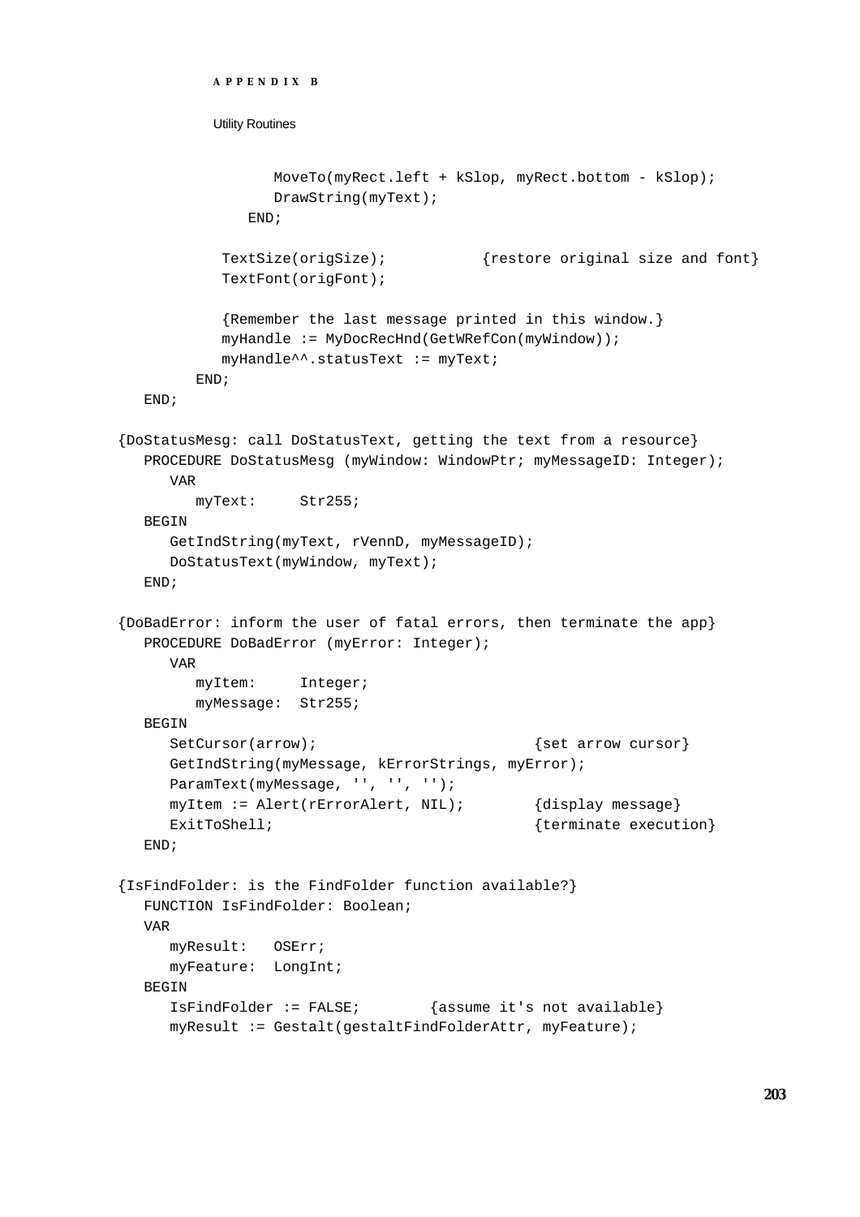```
            MoveTo(myRect.left + kSlop, myRect.bottom - kSlop);
            DrawString(myText);
         END;

      TextSize(origSize);           {restore original size and font}
      TextFont(origFont);

      {Remember the last message printed in this window.}
      myHandle := MyDocRecHnd(GetWRefCon(myWindow));
      myHandle^^.statusText := myText;
    END;
 END;

{DoStatusMesg: call DoStatusText, getting the text from a resource}
 PROCEDURE DoStatusMesg (myWindow: WindowPtr; myMessageID: Integer);
   VAR
     myText:     Str255;
 BEGIN
   GetIndString(myText, rVennD, myMessageID);
   DoStatusText(myWindow, myText);
 END;

{DoBadError: inform the user of fatal errors, then terminate the app}
 PROCEDURE DoBadError (myError: Integer);
   VAR
     myItem:     Integer;
     myMessage:  Str255;
 BEGIN
   SetCursor(arrow);                         {set arrow cursor}
   GetIndString(myMessage, kErrorStrings, myError);
   ParamText(myMessage, '', '', '');
   myItem := Alert(rErrorAlert, NIL);        {display message}
   ExitToShell;                              {terminate execution}
 END;

{IsFindFolder: is the FindFolder function available?}
 FUNCTION IsFindFolder: Boolean;
 VAR
   myResult:   OSErr;
   myFeature:  LongInt;
 BEGIN
   IsFindFolder := FALSE;        {assume it's not available}
   myResult := Gestalt(gestaltFindFolderAttr, myFeature);
```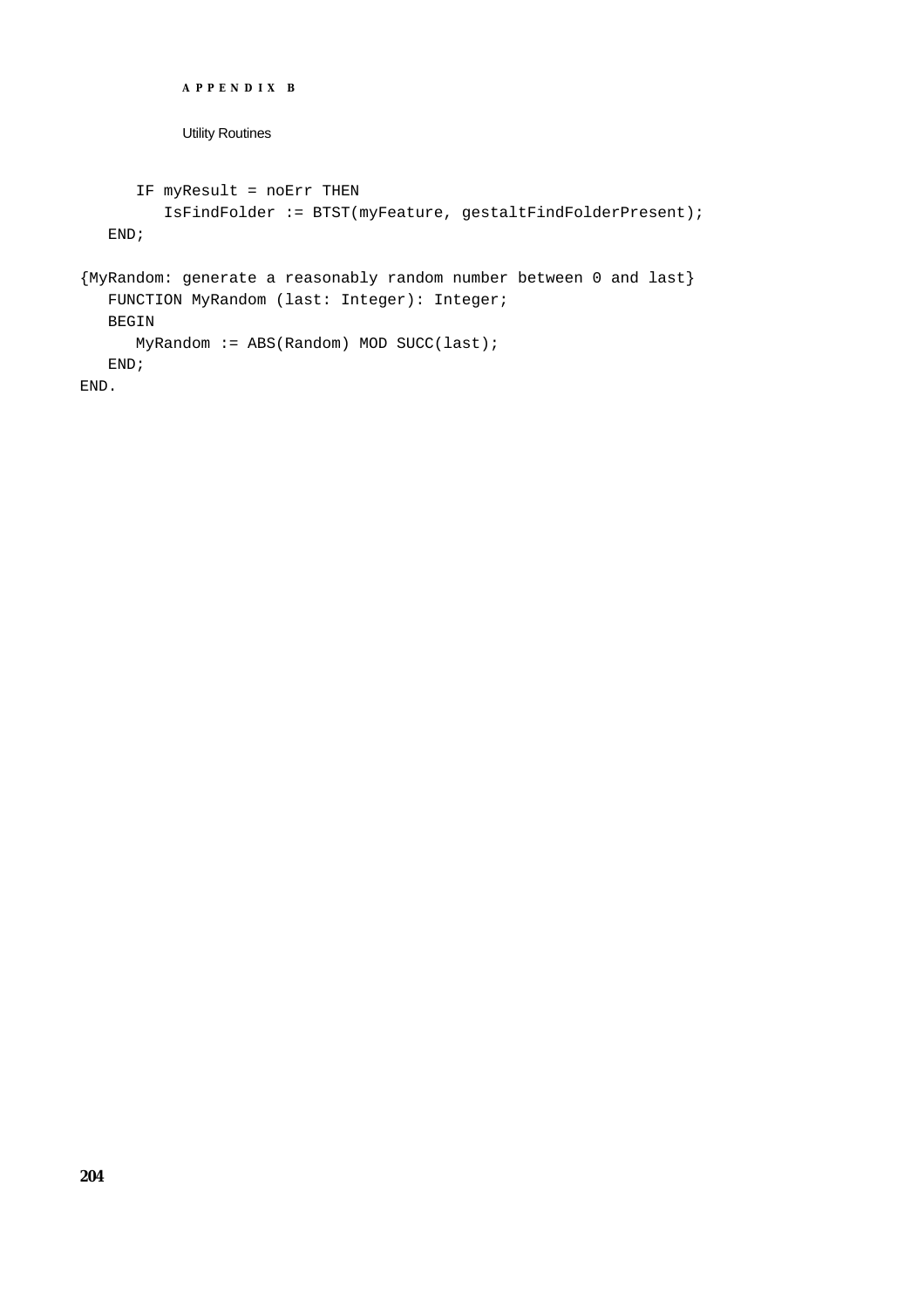```
      IF myResult = noErr THEN
         IsFindFolder := BTST(myFeature, gestaltFindFolderPresent);
   END;

{MyRandom: generate a reasonably random number between 0 and last}
   FUNCTION MyRandom (last: Integer): Integer;
   BEGIN
      MyRandom := ABS(Random) MOD SUCC(last);
   END;
END.
```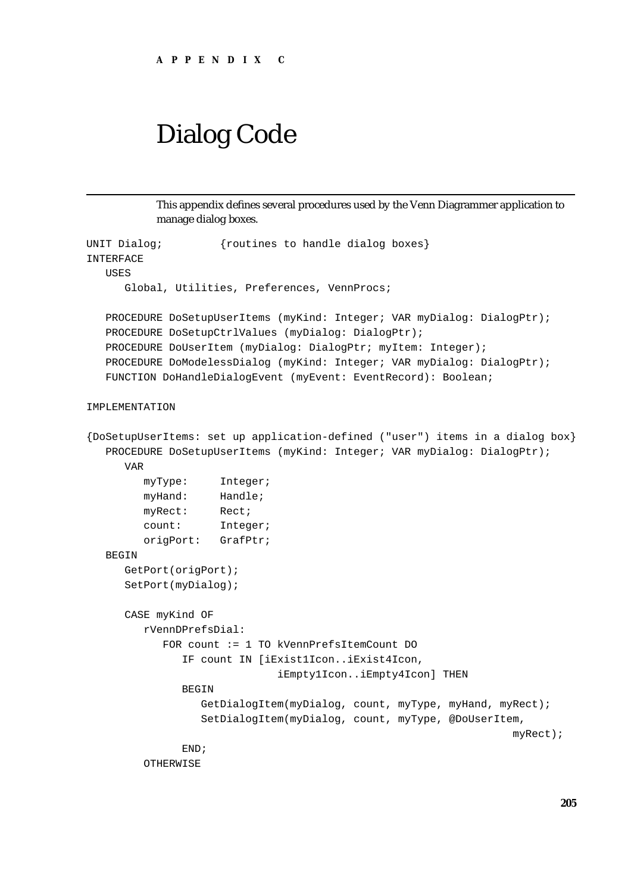# APPENDIX C

# Dialog Code

This appendix defines several procedures used by the Venn Diagrammer application to manage dialog boxes.

```
UNIT Dialog;         {routines to handle dialog boxes}
INTERFACE
   USES
      Global, Utilities, Preferences, VennProcs;

   PROCEDURE DoSetupUserItems (myKind: Integer; VAR myDialog: DialogPtr);
   PROCEDURE DoSetupCtrlValues (myDialog: DialogPtr);
   PROCEDURE DoUserItem (myDialog: DialogPtr; myItem: Integer);
   PROCEDURE DoModelessDialog (myKind: Integer; VAR myDialog: DialogPtr);
   FUNCTION DoHandleDialogEvent (myEvent: EventRecord): Boolean;

IMPLEMENTATION

{DoSetupUserItems: set up application-defined ("user") items in a dialog box}
   PROCEDURE DoSetupUserItems (myKind: Integer; VAR myDialog: DialogPtr);
      VAR
         myType:     Integer;
         myHand:     Handle;
         myRect:     Rect;
         count:      Integer;
         origPort:   GrafPtr;
   BEGIN
      GetPort(origPort);
      SetPort(myDialog);

      CASE myKind OF
         rVennDPrefsDial:
            FOR count := 1 TO kVennPrefsItemCount DO
               IF count IN [iExist1Icon..iExist4Icon,
                              iEmpty1Icon..iEmpty4Icon] THEN
               BEGIN
                  GetDialogItem(myDialog, count, myType, myHand, myRect);
                  SetDialogItem(myDialog, count, myType, @DoUserItem,
                                                                  myRect);
               END;
         OTHERWISE
```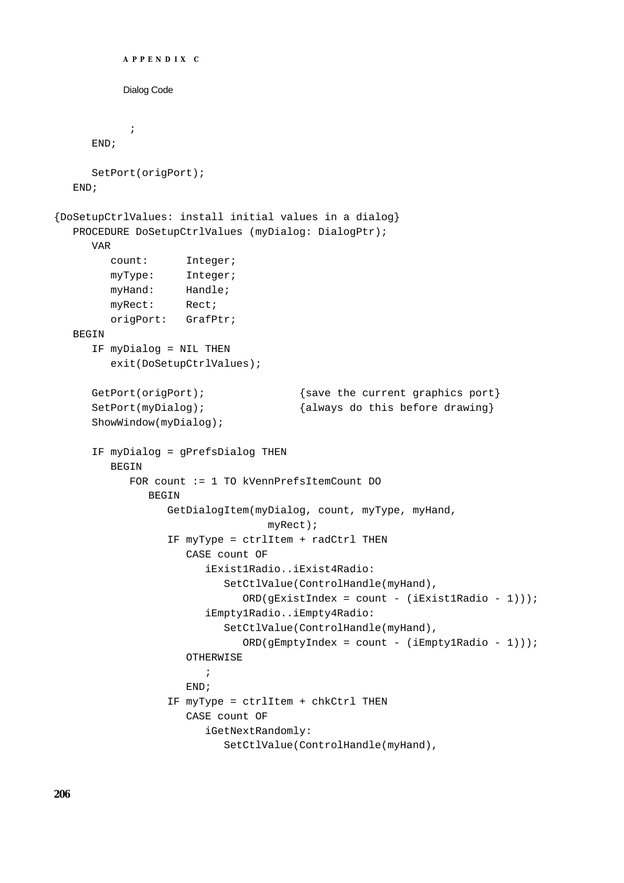```
         ;
      END;

      SetPort(origPort);
   END;

{DoSetupCtrlValues: install initial values in a dialog}
   PROCEDURE DoSetupCtrlValues (myDialog: DialogPtr);
      VAR
         count:      Integer;
         myType:     Integer;
         myHand:     Handle;
         myRect:     Rect;
         origPort:   GrafPtr;
   BEGIN
      IF myDialog = NIL THEN
         exit(DoSetupCtrlValues);

      GetPort(origPort);               {save the current graphics port}
      SetPort(myDialog);               {always do this before drawing}
      ShowWindow(myDialog);

      IF myDialog = gPrefsDialog THEN
         BEGIN
            FOR count := 1 TO kVennPrefsItemCount DO
               BEGIN
                  GetDialogItem(myDialog, count, myType, myHand,
                                 myRect);
                  IF myType = ctrlItem + radCtrl THEN
                     CASE count OF
                        iExist1Radio..iExist4Radio:
                           SetCtlValue(ControlHandle(myHand),
                              ORD(gExistIndex = count - (iExist1Radio - 1)));
                        iEmpty1Radio..iEmpty4Radio:
                           SetCtlValue(ControlHandle(myHand),
                              ORD(gEmptyIndex = count - (iEmpty1Radio - 1)));
                     OTHERWISE
                        ;
                     END;
                  IF myType = ctrlItem + chkCtrl THEN
                     CASE count OF
                        iGetNextRandomly:
                           SetCtlValue(ControlHandle(myHand),
```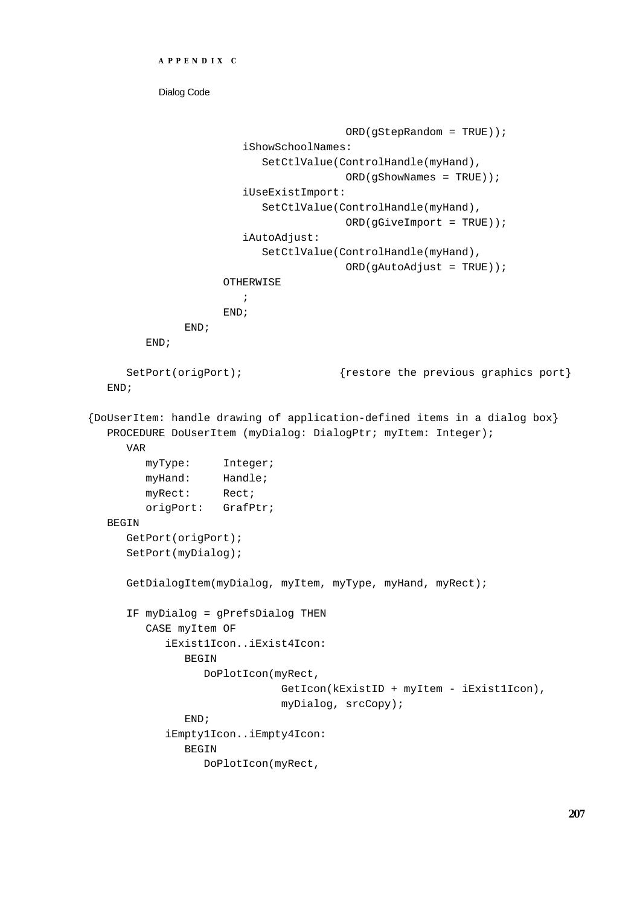```
                                        ORD(gStepRandom = TRUE));
                    iShowSchoolNames:
                       SetCtlValue(ControlHandle(myHand),
                                        ORD(gShowNames = TRUE));
                    iUseExistImport:
                       SetCtlValue(ControlHandle(myHand),
                                        ORD(gGiveImport = TRUE));
                    iAutoAdjust:
                       SetCtlValue(ControlHandle(myHand),
                                        ORD(gAutoAdjust = TRUE));
                  OTHERWISE
                    ;
                  END;
              END;
          END;

       SetPort(origPort);              {restore the previous graphics port}
    END;

 {DoUserItem: handle drawing of application-defined items in a dialog box}
    PROCEDURE DoUserItem (myDialog: DialogPtr; myItem: Integer);
       VAR
          myType:     Integer;
          myHand:     Handle;
          myRect:     Rect;
          origPort:   GrafPtr;
    BEGIN
       GetPort(origPort);
       SetPort(myDialog);

       GetDialogItem(myDialog, myItem, myType, myHand, myRect);

       IF myDialog = gPrefsDialog THEN
          CASE myItem OF
             iExist1Icon..iExist4Icon:
                BEGIN
                   DoPlotIcon(myRect,
                            GetIcon(kExistID + myItem - iExist1Icon),
                            myDialog, srcCopy);
                END;
             iEmpty1Icon..iEmpty4Icon:
                BEGIN
                   DoPlotIcon(myRect,
```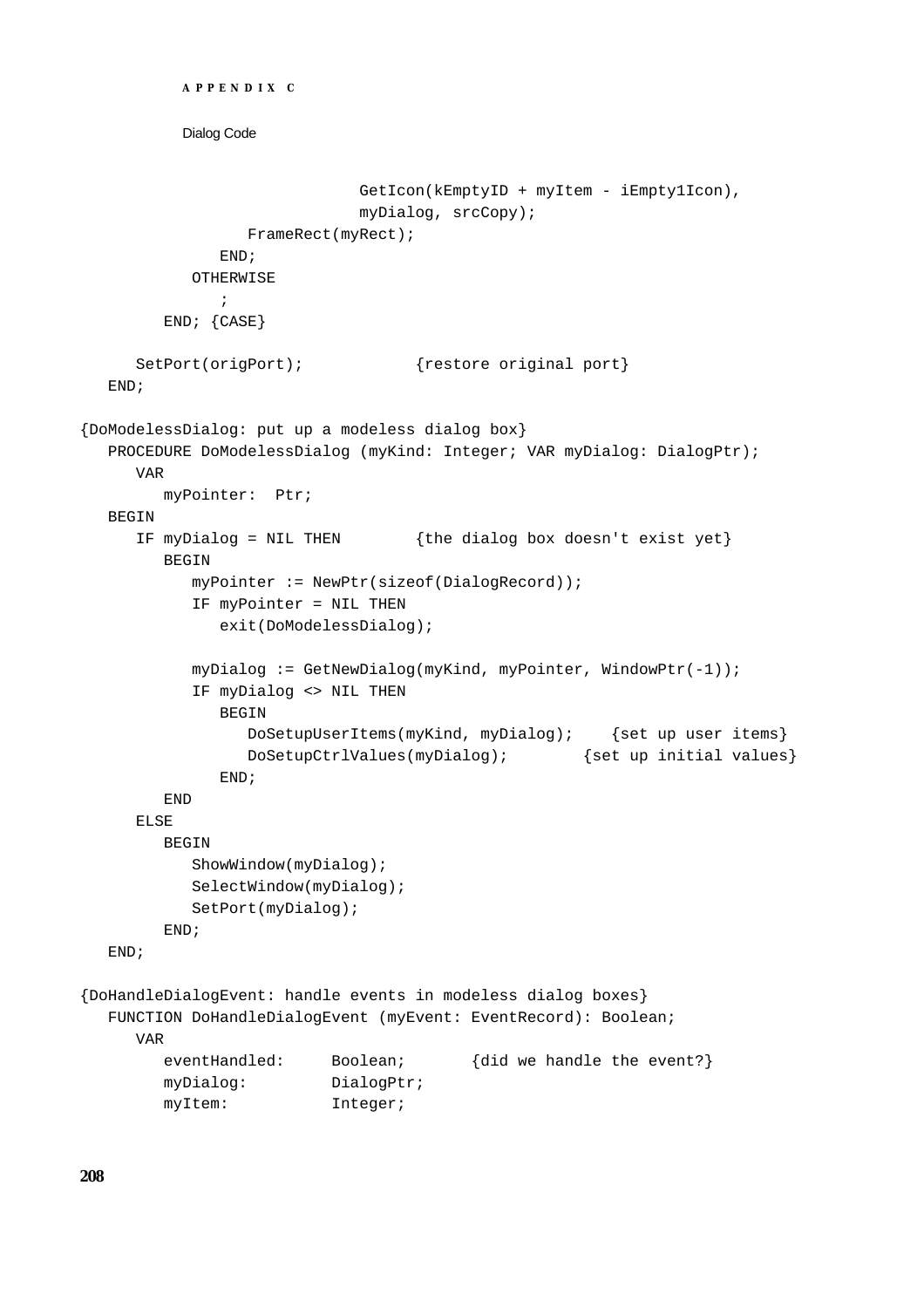```
                        GetIcon(kEmptyID + myItem - iEmpty1Icon),
                        myDialog, srcCopy);
               FrameRect(myRect);
            END;
         OTHERWISE
            ;
      END; {CASE}

   SetPort(origPort);            {restore original port}
END;

{DoModelessDialog: put up a modeless dialog box}
PROCEDURE DoModelessDialog (myKind: Integer; VAR myDialog: DialogPtr);
   VAR
      myPointer:  Ptr;
BEGIN
   IF myDialog = NIL THEN        {the dialog box doesn't exist yet}
      BEGIN
         myPointer := NewPtr(sizeof(DialogRecord));
         IF myPointer = NIL THEN
            exit(DoModelessDialog);

         myDialog := GetNewDialog(myKind, myPointer, WindowPtr(-1));
         IF myDialog <> NIL THEN
            BEGIN
               DoSetupUserItems(myKind, myDialog);    {set up user items}
               DoSetupCtrlValues(myDialog);        {set up initial values}
            END;
      END
   ELSE
      BEGIN
         ShowWindow(myDialog);
         SelectWindow(myDialog);
         SetPort(myDialog);
      END;
END;

{DoHandleDialogEvent: handle events in modeless dialog boxes}
FUNCTION DoHandleDialogEvent (myEvent: EventRecord): Boolean;
   VAR
      eventHandled:     Boolean;       {did we handle the event?}
      myDialog:         DialogPtr;
      myItem:           Integer;
```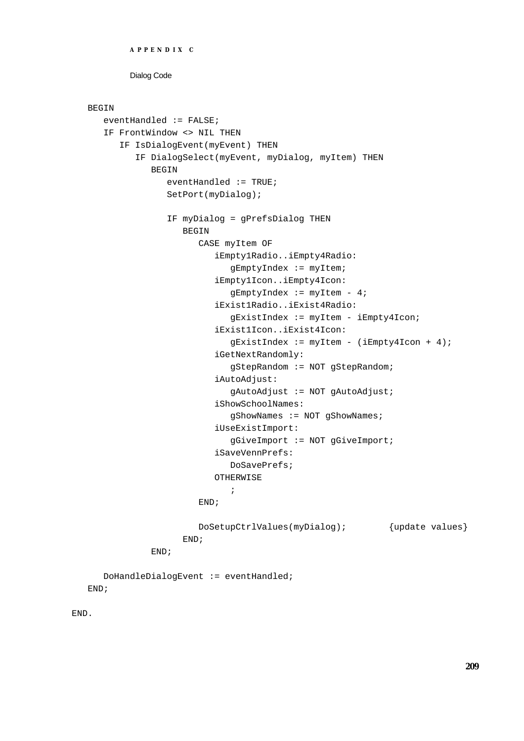```
    BEGIN
        eventHandled := FALSE;
        IF FrontWindow <> NIL THEN
            IF IsDialogEvent(myEvent) THEN
                IF DialogSelect(myEvent, myDialog, myItem) THEN
                    BEGIN
                        eventHandled := TRUE;
                        SetPort(myDialog);

                        IF myDialog = gPrefsDialog THEN
                            BEGIN
                                CASE myItem OF
                                    iEmpty1Radio..iEmpty4Radio:
                                        gEmptyIndex := myItem;
                                    iEmpty1Icon..iEmpty4Icon:
                                        gEmptyIndex := myItem - 4;
                                    iExist1Radio..iExist4Radio:
                                        gExistIndex := myItem - iEmpty4Icon;
                                    iExist1Icon..iExist4Icon:
                                        gExistIndex := myItem - (iEmpty4Icon + 4);
                                    iGetNextRandomly:
                                        gStepRandom := NOT gStepRandom;
                                    iAutoAdjust:
                                        gAutoAdjust := NOT gAutoAdjust;
                                    iShowSchoolNames:
                                        gShowNames := NOT gShowNames;
                                    iUseExistImport:
                                        gGiveImport := NOT gGiveImport;
                                    iSaveVennPrefs:
                                        DoSavePrefs;
                                    OTHERWISE
                                        ;
                                END;

                                DoSetupCtrlValues(myDialog);        {update values}
                            END;
                    END;

        DoHandleDialogEvent := eventHandled;
    END;

END.
```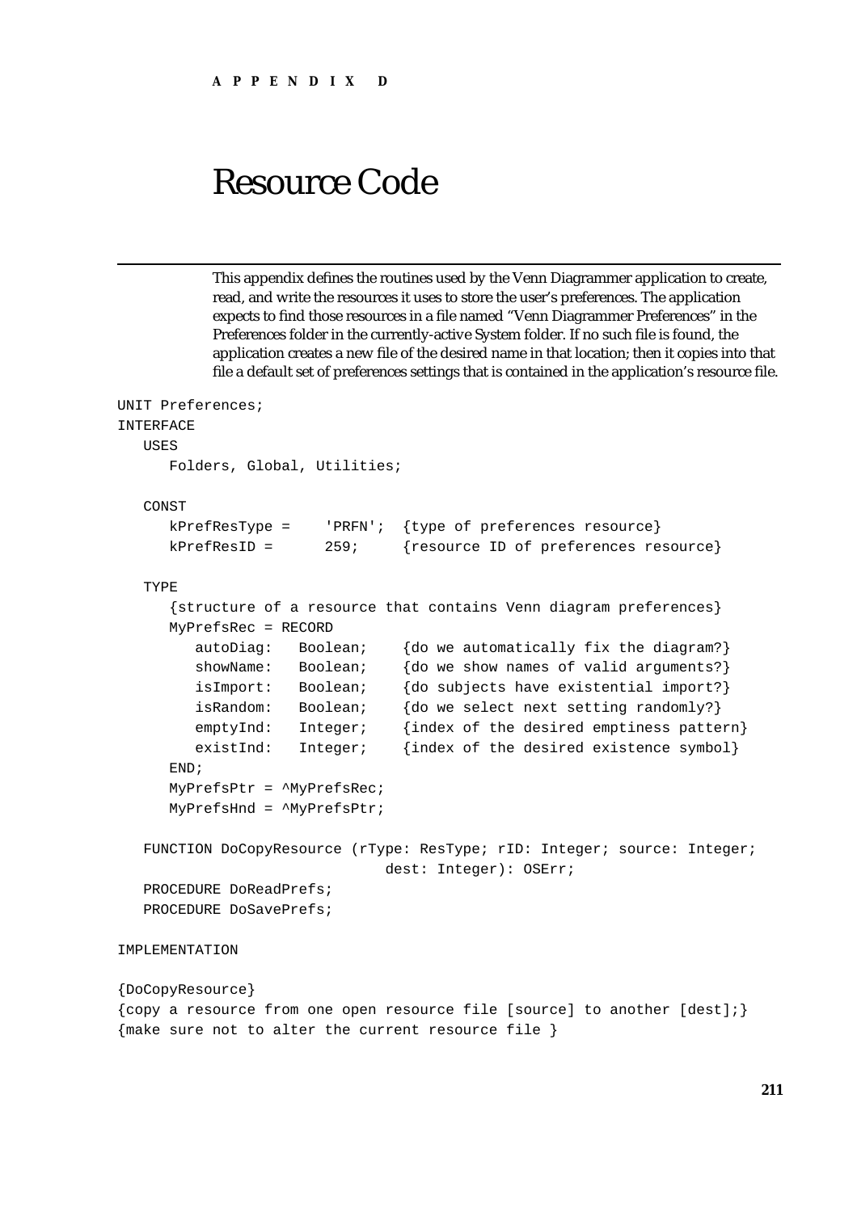APPENDIX D

# Resource Code

This appendix defines the routines used by the Venn Diagrammer application to create, read, and write the resources it uses to store the user's preferences. The application expects to find those resources in a file named "Venn Diagrammer Preferences" in the Preferences folder in the currently-active System folder. If no such file is found, the application creates a new file of the desired name in that location; then it copies into that file a default set of preferences settings that is contained in the application's resource file.

```
UNIT Preferences;
INTERFACE
   USES
      Folders, Global, Utilities;

   CONST
      kPrefResType =    'PRFN';  {type of preferences resource}
      kPrefResID =      259;     {resource ID of preferences resource}

   TYPE
      {structure of a resource that contains Venn diagram preferences}
      MyPrefsRec = RECORD
         autoDiag:   Boolean;    {do we automatically fix the diagram?}
         showName:   Boolean;    {do we show names of valid arguments?}
         isImport:   Boolean;    {do subjects have existential import?}
         isRandom:   Boolean;    {do we select next setting randomly?}
         emptyInd:   Integer;    {index of the desired emptiness pattern}
         existInd:   Integer;    {index of the desired existence symbol}
      END;
      MyPrefsPtr = ^MyPrefsRec;
      MyPrefsHnd = ^MyPrefsPtr;

   FUNCTION DoCopyResource (rType: ResType; rID: Integer; source: Integer;
                              dest: Integer): OSErr;
   PROCEDURE DoReadPrefs;
   PROCEDURE DoSavePrefs;

IMPLEMENTATION

{DoCopyResource}
{copy a resource from one open resource file [source] to another [dest];}
{make sure not to alter the current resource file }
```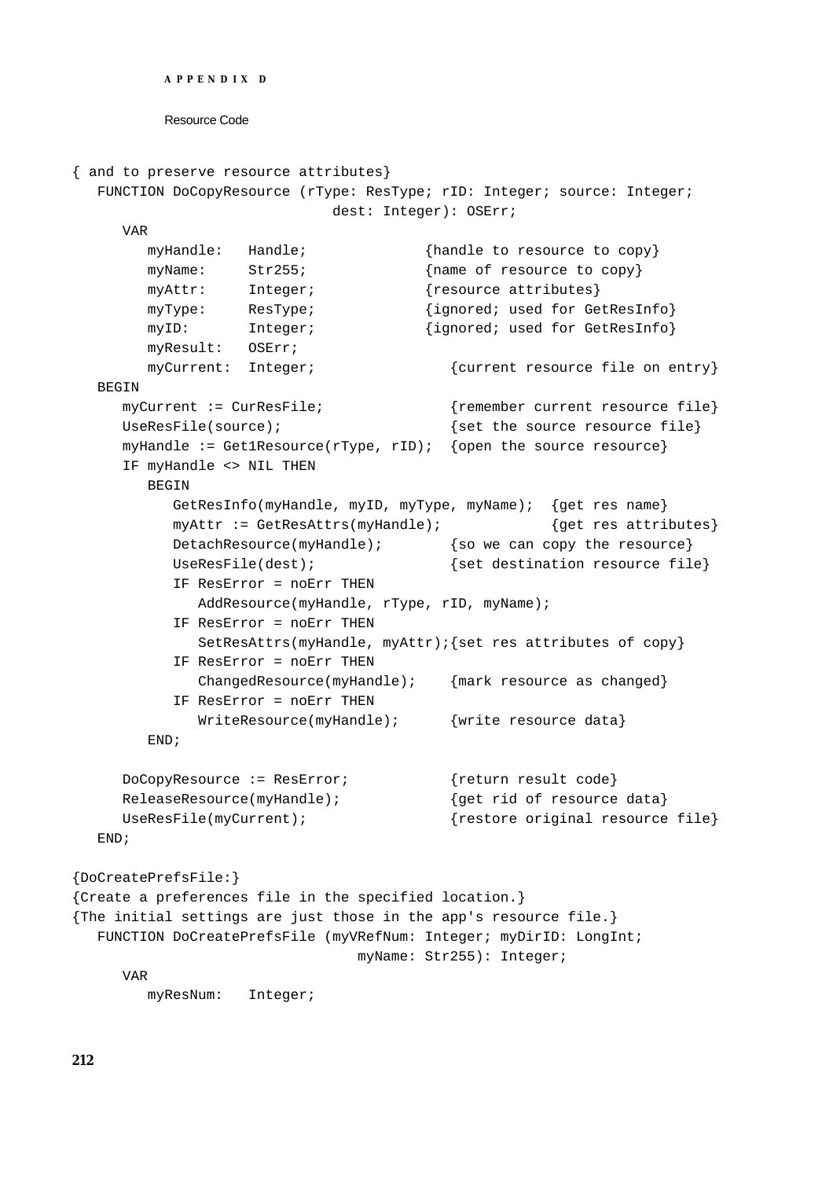```
{ and to preserve resource attributes}
   FUNCTION DoCopyResource (rType: ResType; rID: Integer; source: Integer;
                            dest: Integer): OSErr;
      VAR
         myHandle:   Handle;              {handle to resource to copy}
         myName:     Str255;              {name of resource to copy}
         myAttr:     Integer;             {resource attributes}
         myType:     ResType;             {ignored; used for GetResInfo}
         myID:       Integer;             {ignored; used for GetResInfo}
         myResult:   OSErr;
         myCurrent:  Integer;                {current resource file on entry}
   BEGIN
      myCurrent := CurResFile;               {remember current resource file}
      UseResFile(source);                    {set the source resource file}
      myHandle := Get1Resource(rType, rID);  {open the source resource}
      IF myHandle <> NIL THEN
         BEGIN
            GetResInfo(myHandle, myID, myType, myName);  {get res name}
            myAttr := GetResAttrs(myHandle);             {get res attributes}
            DetachResource(myHandle);        {so we can copy the resource}
            UseResFile(dest);                {set destination resource file}
            IF ResError = noErr THEN
               AddResource(myHandle, rType, rID, myName);
            IF ResError = noErr THEN
               SetResAttrs(myHandle, myAttr);{set res attributes of copy}
            IF ResError = noErr THEN
               ChangedResource(myHandle);    {mark resource as changed}
            IF ResError = noErr THEN
               WriteResource(myHandle);      {write resource data}
         END;

      DoCopyResource := ResError;            {return result code}
      ReleaseResource(myHandle);             {get rid of resource data}
      UseResFile(myCurrent);                 {restore original resource file}
   END;

{DoCreatePrefsFile:}
{Create a preferences file in the specified location.}
{The initial settings are just those in the app's resource file.}
   FUNCTION DoCreatePrefsFile (myVRefNum: Integer; myDirID: LongInt;
                               myName: Str255): Integer;
      VAR
         myResNum:   Integer;
```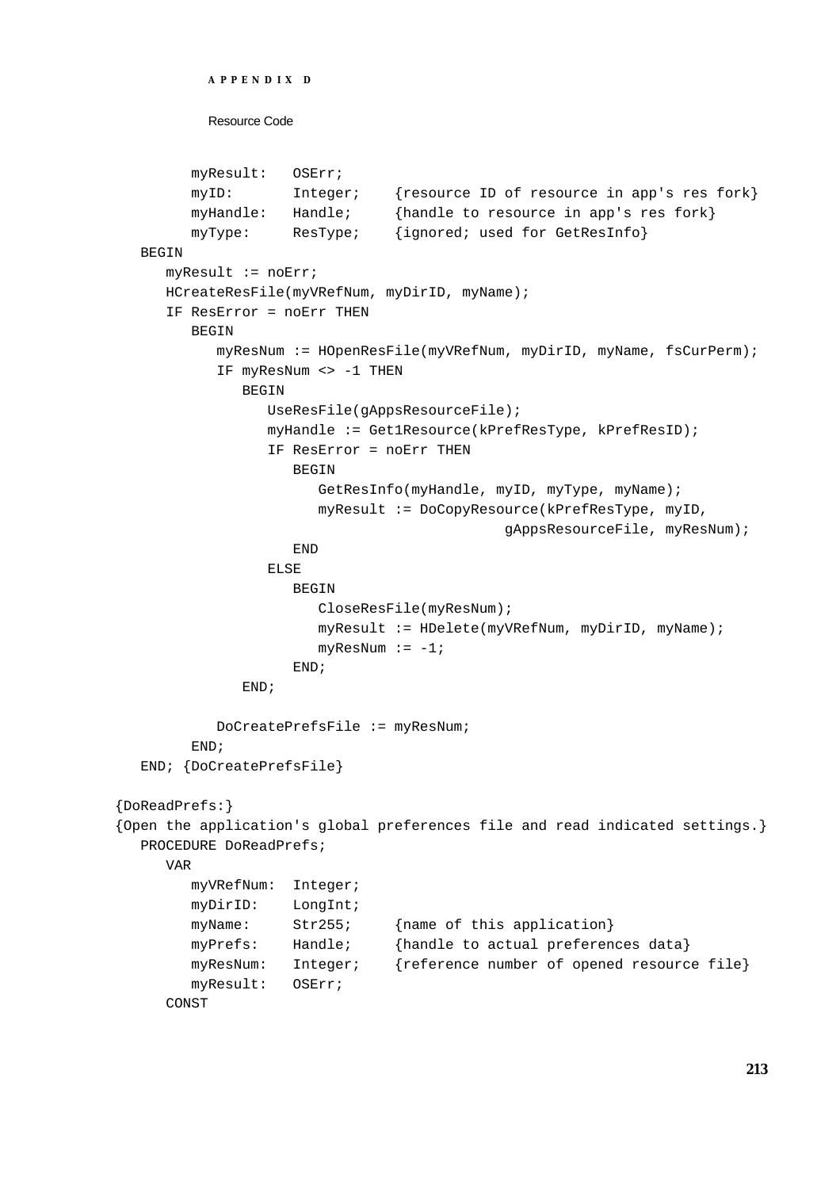```
      myResult:   OSErr;
      myID:       Integer;    {resource ID of resource in app's res fork}
      myHandle:   Handle;     {handle to resource in app's res fork}
      myType:     ResType;    {ignored; used for GetResInfo}
   BEGIN
      myResult := noErr;
      HCreateResFile(myVRefNum, myDirID, myName);
      IF ResError = noErr THEN
         BEGIN
            myResNum := HOpenResFile(myVRefNum, myDirID, myName, fsCurPerm);
            IF myResNum <> -1 THEN
               BEGIN
                  UseResFile(gAppsResourceFile);
                  myHandle := Get1Resource(kPrefResType, kPrefResID);
                  IF ResError = noErr THEN
                     BEGIN
                        GetResInfo(myHandle, myID, myType, myName);
                        myResult := DoCopyResource(kPrefResType, myID,
                                             gAppsResourceFile, myResNum);
                     END
                  ELSE
                     BEGIN
                        CloseResFile(myResNum);
                        myResult := HDelete(myVRefNum, myDirID, myName);
                        myResNum := -1;
                     END;
               END;

            DoCreatePrefsFile := myResNum;
         END;
   END; {DoCreatePrefsFile}

{DoReadPrefs:}
{Open the application's global preferences file and read indicated settings.}
   PROCEDURE DoReadPrefs;
      VAR
         myVRefNum:  Integer;
         myDirID:    LongInt;
         myName:     Str255;     {name of this application}
         myPrefs:    Handle;     {handle to actual preferences data}
         myResNum:   Integer;    {reference number of opened resource file}
         myResult:   OSErr;
      CONST
```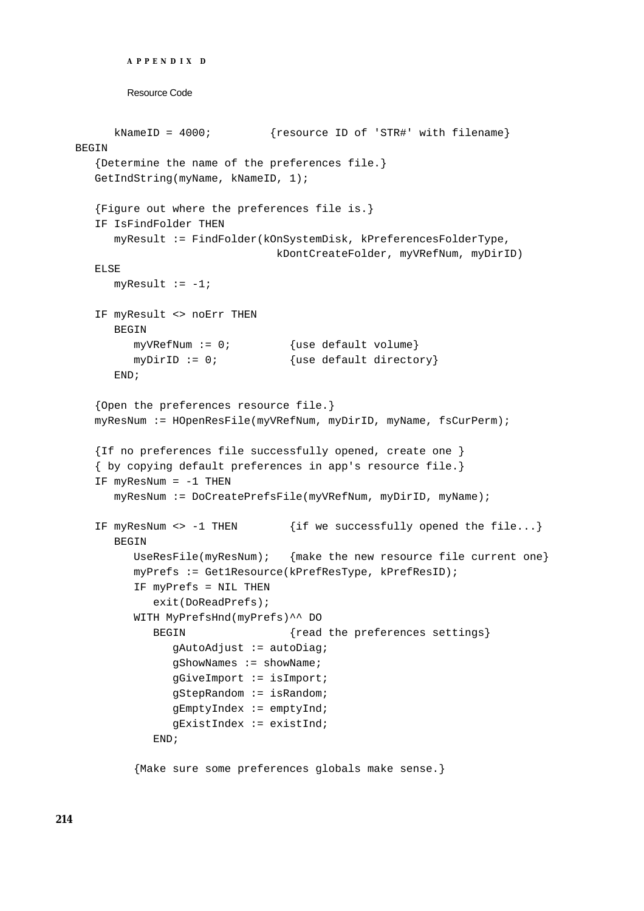```
      kNameID = 4000;         {resource ID of 'STR#' with filename}
BEGIN
   {Determine the name of the preferences file.}
   GetIndString(myName, kNameID, 1);

   {Figure out where the preferences file is.}
   IF IsFindFolder THEN
      myResult := FindFolder(kOnSystemDisk, kPreferencesFolderType,
                             kDontCreateFolder, myVRefNum, myDirID)
   ELSE
      myResult := -1;

   IF myResult <> noErr THEN
      BEGIN
         myVRefNum := 0;         {use default volume}
         myDirID := 0;           {use default directory}
      END;

   {Open the preferences resource file.}
   myResNum := HOpenResFile(myVRefNum, myDirID, myName, fsCurPerm);

   {If no preferences file successfully opened, create one }
   { by copying default preferences in app's resource file.}
   IF myResNum = -1 THEN
      myResNum := DoCreatePrefsFile(myVRefNum, myDirID, myName);

   IF myResNum <> -1 THEN        {if we successfully opened the file...}
      BEGIN
         UseResFile(myResNum);   {make the new resource file current one}
         myPrefs := Get1Resource(kPrefResType, kPrefResID);
         IF myPrefs = NIL THEN
            exit(DoReadPrefs);
         WITH MyPrefsHnd(myPrefs)^^ DO
            BEGIN                {read the preferences settings}
               gAutoAdjust := autoDiag;
               gShowNames := showName;
               gGiveImport := isImport;
               gStepRandom := isRandom;
               gEmptyIndex := emptyInd;
               gExistIndex := existInd;
            END;

         {Make sure some preferences globals make sense.}
```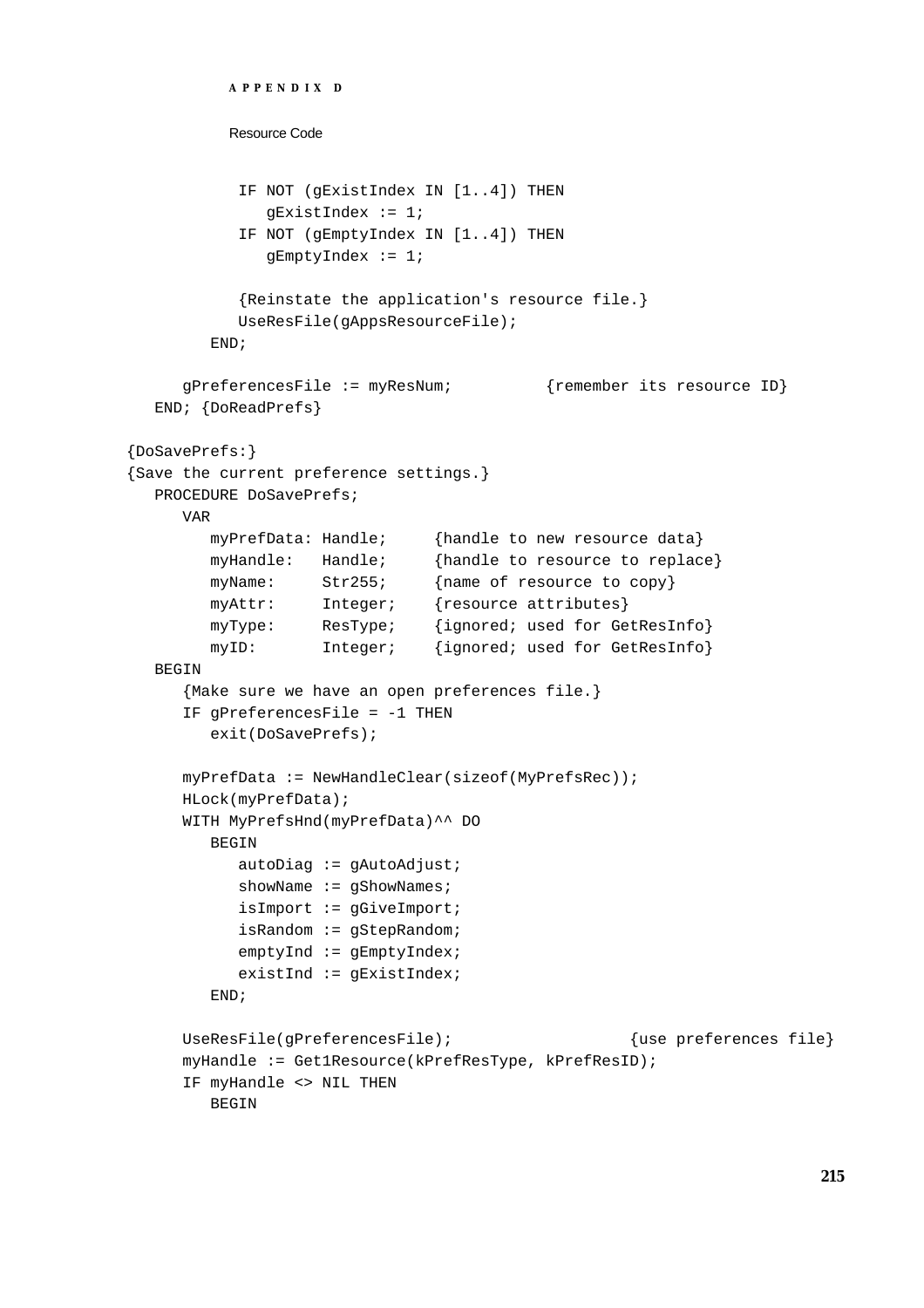```
         IF NOT (gExistIndex IN [1..4]) THEN
            gExistIndex := 1;
         IF NOT (gEmptyIndex IN [1..4]) THEN
            gEmptyIndex := 1;

         {Reinstate the application's resource file.}
         UseResFile(gAppsResourceFile);
      END;

      gPreferencesFile := myResNum;          {remember its resource ID}
   END; {DoReadPrefs}

{DoSavePrefs:}
{Save the current preference settings.}
   PROCEDURE DoSavePrefs;
      VAR
         myPrefData: Handle;     {handle to new resource data}
         myHandle:   Handle;     {handle to resource to replace}
         myName:     Str255;     {name of resource to copy}
         myAttr:     Integer;    {resource attributes}
         myType:     ResType;    {ignored; used for GetResInfo}
         myID:       Integer;    {ignored; used for GetResInfo}
   BEGIN
      {Make sure we have an open preferences file.}
      IF gPreferencesFile = -1 THEN
         exit(DoSavePrefs);

      myPrefData := NewHandleClear(sizeof(MyPrefsRec));
      HLock(myPrefData);
      WITH MyPrefsHnd(myPrefData)^^ DO
         BEGIN
            autoDiag := gAutoAdjust;
            showName := gShowNames;
            isImport := gGiveImport;
            isRandom := gStepRandom;
            emptyInd := gEmptyIndex;
            existInd := gExistIndex;
         END;

      UseResFile(gPreferencesFile);                  {use preferences file}
      myHandle := Get1Resource(kPrefResType, kPrefResID);
      IF myHandle <> NIL THEN
         BEGIN
```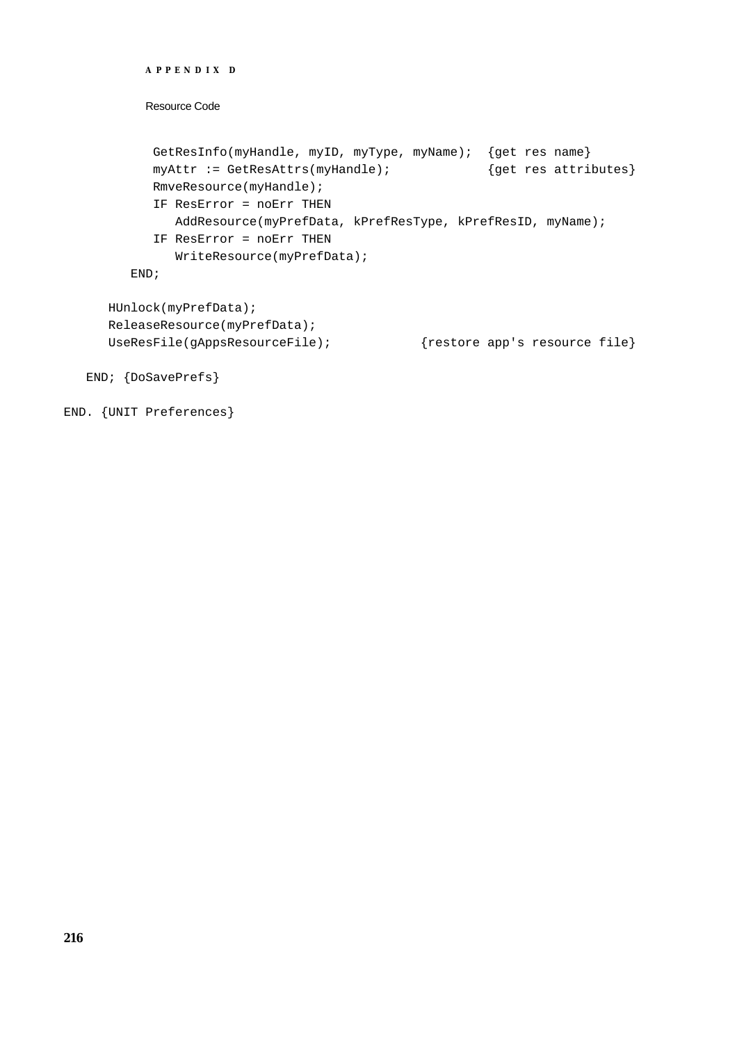```
         GetResInfo(myHandle, myID, myType, myName);  {get res name}
         myAttr := GetResAttrs(myHandle);             {get res attributes}
         RmveResource(myHandle);
         IF ResError = noErr THEN
            AddResource(myPrefData, kPrefResType, kPrefResID, myName);
         IF ResError = noErr THEN
            WriteResource(myPrefData);
      END;

   HUnlock(myPrefData);
   ReleaseResource(myPrefData);
   UseResFile(gAppsResourceFile);            {restore app's resource file}

END; {DoSavePrefs}

END. {UNIT Preferences}
```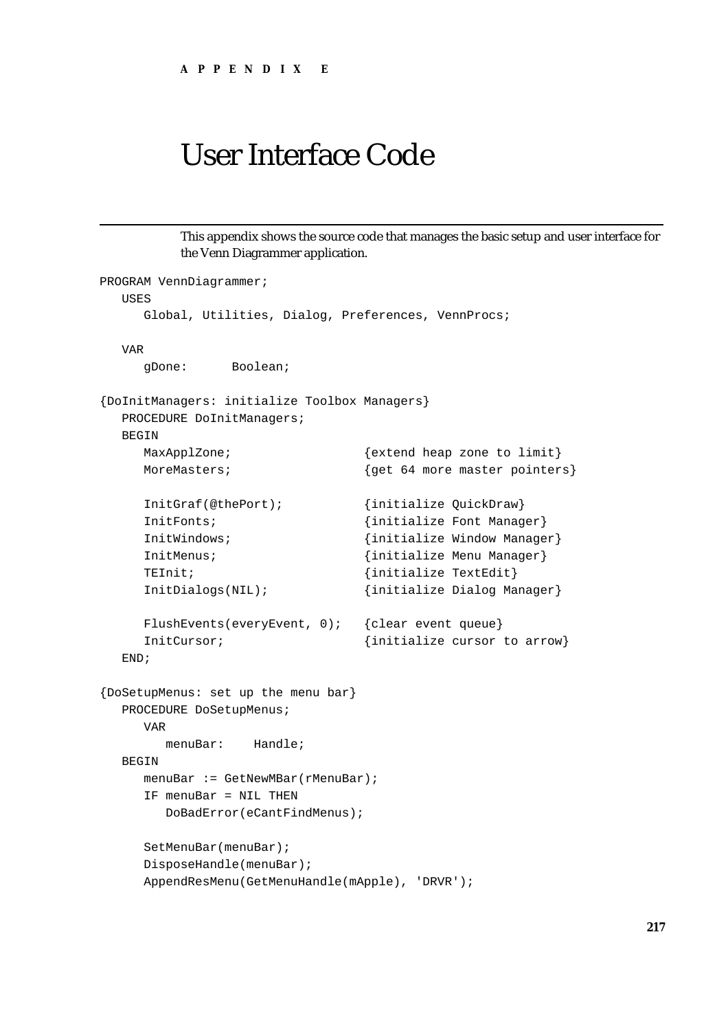APPENDIX E

# User Interface Code

This appendix shows the source code that manages the basic setup and user interface for the Venn Diagrammer application.

```
PROGRAM VennDiagrammer;
   USES
      Global, Utilities, Dialog, Preferences, VennProcs;

   VAR
      gDone:      Boolean;

{DoInitManagers: initialize Toolbox Managers}
   PROCEDURE DoInitManagers;
   BEGIN
      MaxApplZone;                  {extend heap zone to limit}
      MoreMasters;                  {get 64 more master pointers}

      InitGraf(@thePort);           {initialize QuickDraw}
      InitFonts;                    {initialize Font Manager}
      InitWindows;                  {initialize Window Manager}
      InitMenus;                    {initialize Menu Manager}
      TEInit;                       {initialize TextEdit}
      InitDialogs(NIL);             {initialize Dialog Manager}

      FlushEvents(everyEvent, 0);   {clear event queue}
      InitCursor;                   {initialize cursor to arrow}
   END;

{DoSetupMenus: set up the menu bar}
   PROCEDURE DoSetupMenus;
      VAR
         menuBar:    Handle;
   BEGIN
      menuBar := GetNewMBar(rMenuBar);
      IF menuBar = NIL THEN
         DoBadError(eCantFindMenus);

      SetMenuBar(menuBar);
      DisposeHandle(menuBar);
      AppendResMenu(GetMenuHandle(mApple), 'DRVR');
```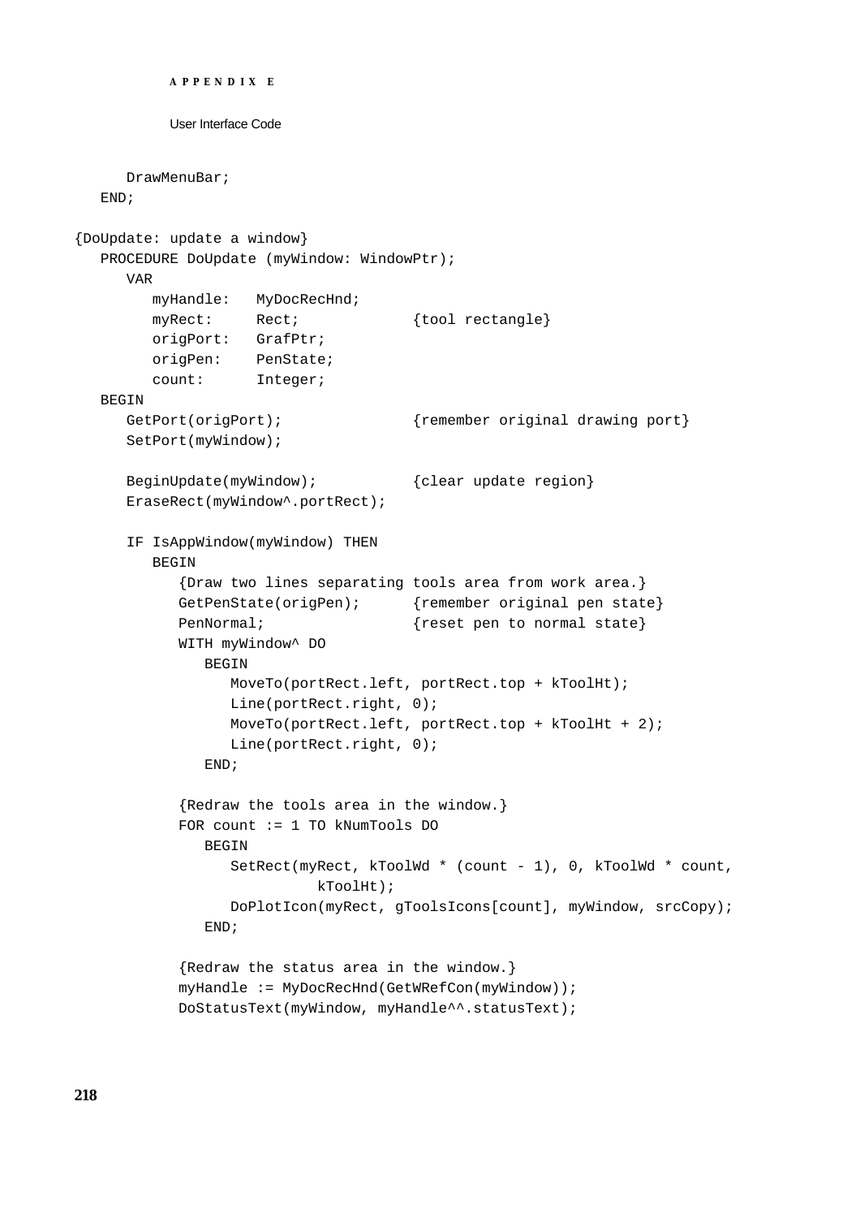```
      DrawMenuBar;
   END;

{DoUpdate: update a window}
   PROCEDURE DoUpdate (myWindow: WindowPtr);
      VAR
         myHandle:   MyDocRecHnd;
         myRect:     Rect;            {tool rectangle}
         origPort:   GrafPtr;
         origPen:    PenState;
         count:      Integer;
   BEGIN
      GetPort(origPort);              {remember original drawing port}
      SetPort(myWindow);

      BeginUpdate(myWindow);          {clear update region}
      EraseRect(myWindow^.portRect);

      IF IsAppWindow(myWindow) THEN
         BEGIN
            {Draw two lines separating tools area from work area.}
            GetPenState(origPen);     {remember original pen state}
            PenNormal;                {reset pen to normal state}
            WITH myWindow^ DO
               BEGIN
                  MoveTo(portRect.left, portRect.top + kToolHt);
                  Line(portRect.right, 0);
                  MoveTo(portRect.left, portRect.top + kToolHt + 2);
                  Line(portRect.right, 0);
               END;

            {Redraw the tools area in the window.}
            FOR count := 1 TO kNumTools DO
               BEGIN
                  SetRect(myRect, kToolWd * (count - 1), 0, kToolWd * count,
                           kToolHt);
                  DoPlotIcon(myRect, gToolsIcons[count], myWindow, srcCopy);
               END;

            {Redraw the status area in the window.}
            myHandle := MyDocRecHnd(GetWRefCon(myWindow));
            DoStatusText(myWindow, myHandle^^.statusText);
```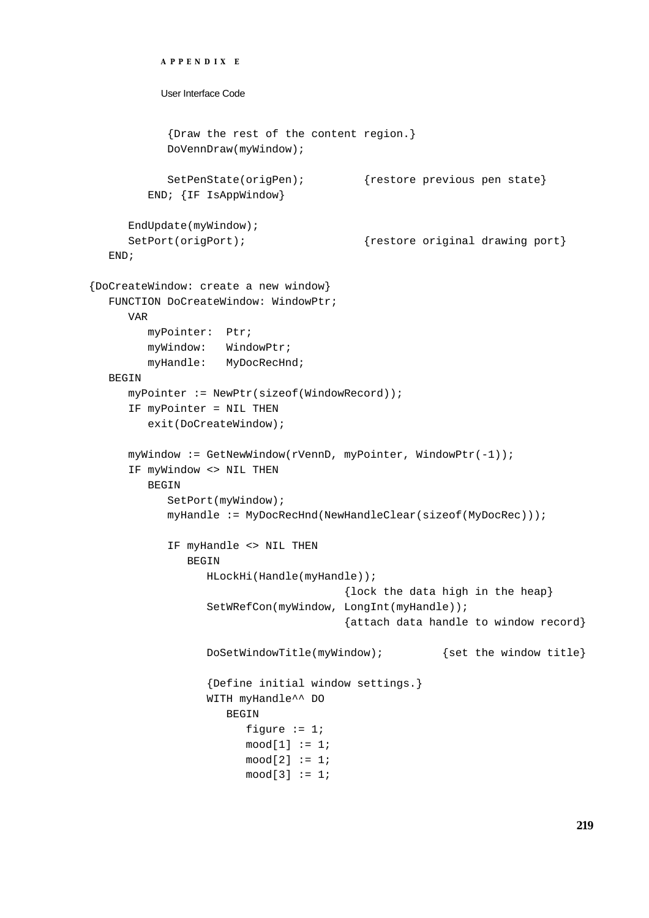```
         {Draw the rest of the content region.}
         DoVennDraw(myWindow);

         SetPenState(origPen);         {restore previous pen state}
      END; {IF IsAppWindow}

   EndUpdate(myWindow);
   SetPort(origPort);                  {restore original drawing port}
END;

{DoCreateWindow: create a new window}
FUNCTION DoCreateWindow: WindowPtr;
   VAR
      myPointer:  Ptr;
      myWindow:   WindowPtr;
      myHandle:   MyDocRecHnd;
BEGIN
   myPointer := NewPtr(sizeof(WindowRecord));
   IF myPointer = NIL THEN
      exit(DoCreateWindow);

   myWindow := GetNewWindow(rVennD, myPointer, WindowPtr(-1));
   IF myWindow <> NIL THEN
      BEGIN
         SetPort(myWindow);
         myHandle := MyDocRecHnd(NewHandleClear(sizeof(MyDocRec)));

         IF myHandle <> NIL THEN
            BEGIN
               HLockHi(Handle(myHandle));
                                    {lock the data high in the heap}
               SetWRefCon(myWindow, LongInt(myHandle));
                                    {attach data handle to window record}

               DoSetWindowTitle(myWindow);        {set the window title}

               {Define initial window settings.}
               WITH myHandle^^ DO
                  BEGIN
                     figure := 1;
                     mood[1] := 1;
                     mood[2] := 1;
                     mood[3] := 1;
```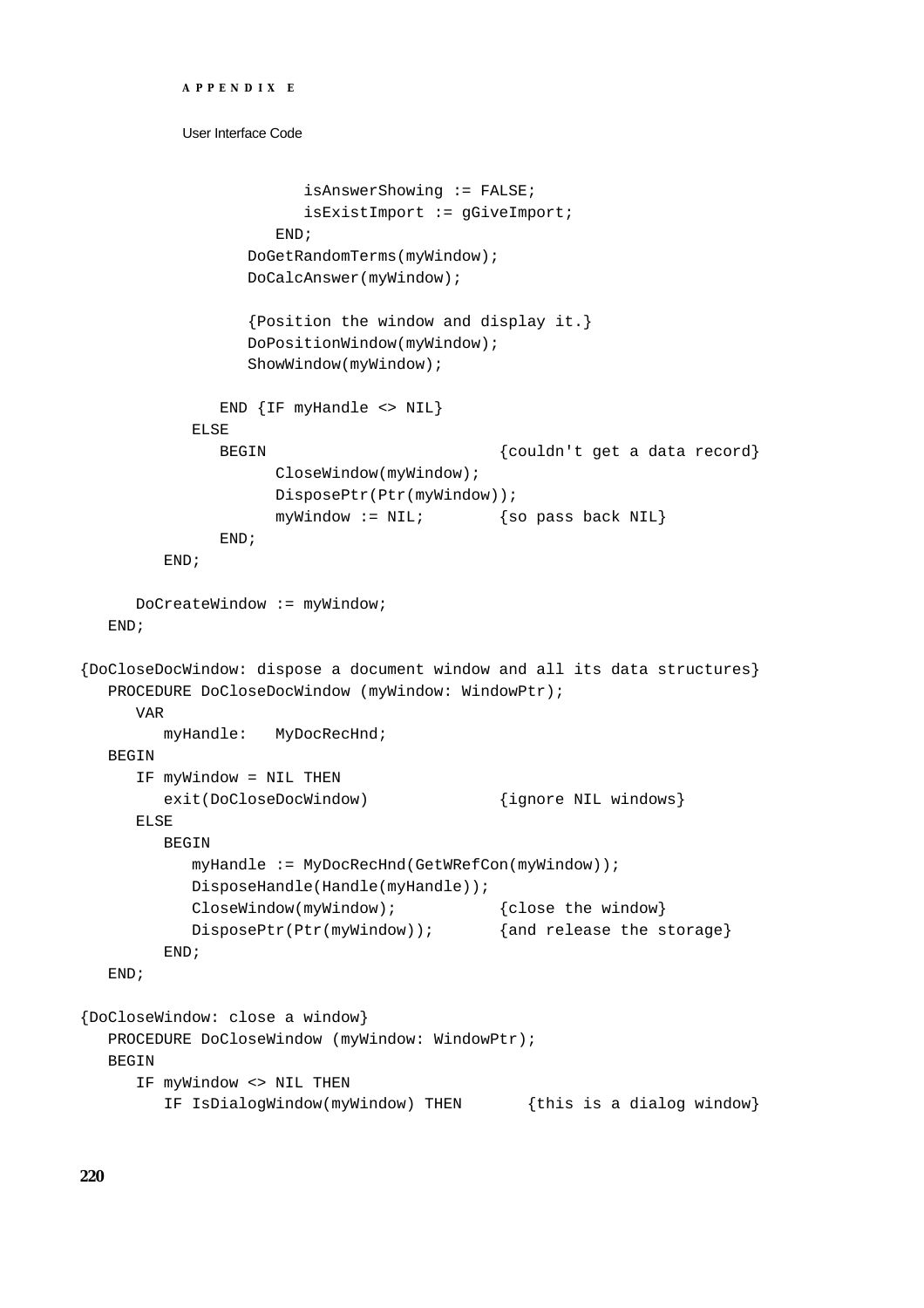```
                    isAnswerShowing := FALSE;
                    isExistImport := gGiveImport;
                 END;
              DoGetRandomTerms(myWindow);
              DoCalcAnswer(myWindow);

              {Position the window and display it.}
              DoPositionWindow(myWindow);
              ShowWindow(myWindow);

           END {IF myHandle <> NIL}
        ELSE
           BEGIN                         {couldn't get a data record}
                 CloseWindow(myWindow);
                 DisposePtr(Ptr(myWindow));
                 myWindow := NIL;        {so pass back NIL}
           END;
     END;

     DoCreateWindow := myWindow;
  END;

{DoCloseDocWindow: dispose a document window and all its data structures}
  PROCEDURE DoCloseDocWindow (myWindow: WindowPtr);
     VAR
        myHandle:   MyDocRecHnd;
  BEGIN
     IF myWindow = NIL THEN
        exit(DoCloseDocWindow)           {ignore NIL windows}
     ELSE
        BEGIN
           myHandle := MyDocRecHnd(GetWRefCon(myWindow));
           DisposeHandle(Handle(myHandle));
           CloseWindow(myWindow);        {close the window}
           DisposePtr(Ptr(myWindow));    {and release the storage}
        END;
  END;

{DoCloseWindow: close a window}
  PROCEDURE DoCloseWindow (myWindow: WindowPtr);
  BEGIN
     IF myWindow <> NIL THEN
        IF IsDialogWindow(myWindow) THEN       {this is a dialog window}
```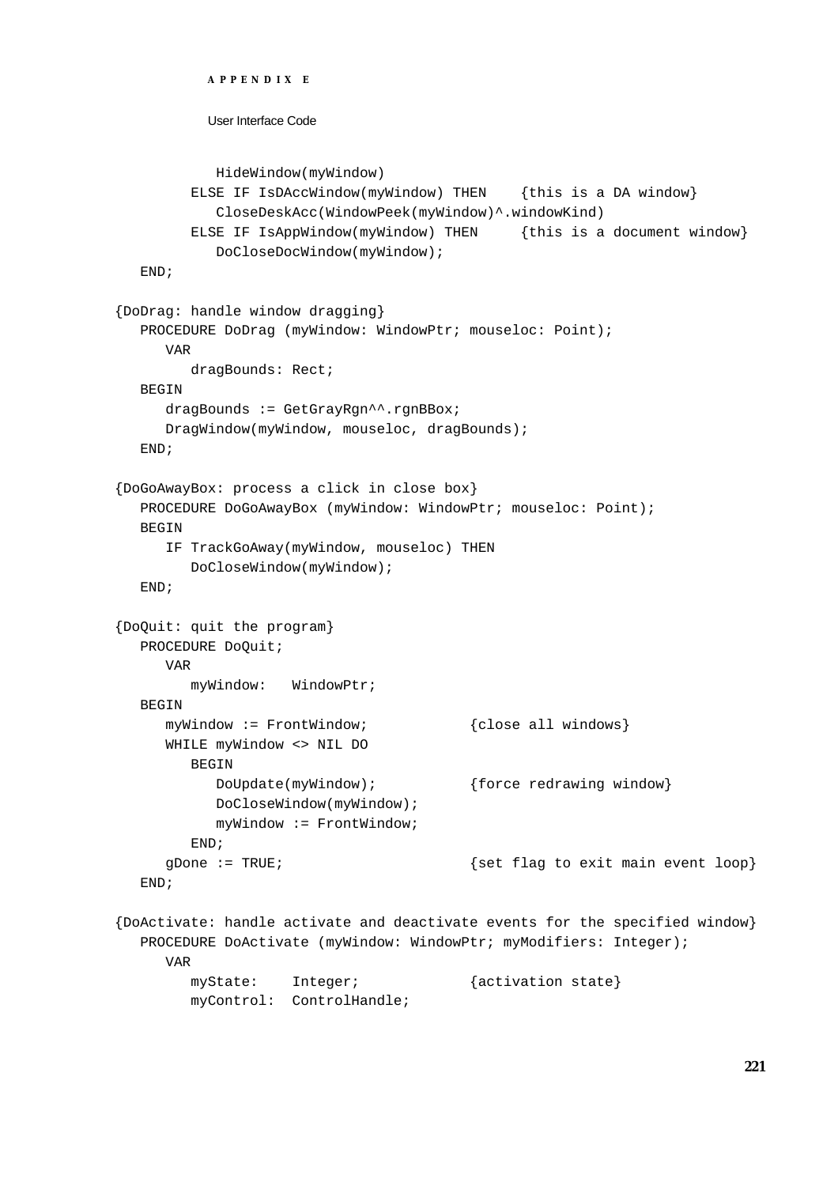```
            HideWindow(myWindow)
         ELSE IF IsDAccWindow(myWindow) THEN    {this is a DA window}
            CloseDeskAcc(WindowPeek(myWindow)^.windowKind)
         ELSE IF IsAppWindow(myWindow) THEN     {this is a document window}
            DoCloseDocWindow(myWindow);
   END;

{DoDrag: handle window dragging}
   PROCEDURE DoDrag (myWindow: WindowPtr; mouseloc: Point);
      VAR
         dragBounds: Rect;
   BEGIN
      dragBounds := GetGrayRgn^^.rgnBBox;
      DragWindow(myWindow, mouseloc, dragBounds);
   END;

{DoGoAwayBox: process a click in close box}
   PROCEDURE DoGoAwayBox (myWindow: WindowPtr; mouseloc: Point);
   BEGIN
      IF TrackGoAway(myWindow, mouseloc) THEN
         DoCloseWindow(myWindow);
   END;

{DoQuit: quit the program}
   PROCEDURE DoQuit;
      VAR
         myWindow:   WindowPtr;
   BEGIN
      myWindow := FrontWindow;            {close all windows}
      WHILE myWindow <> NIL DO
         BEGIN
            DoUpdate(myWindow);           {force redrawing window}
            DoCloseWindow(myWindow);
            myWindow := FrontWindow;
         END;
      gDone := TRUE;                      {set flag to exit main event loop}
   END;

{DoActivate: handle activate and deactivate events for the specified window}
   PROCEDURE DoActivate (myWindow: WindowPtr; myModifiers: Integer);
      VAR
         myState:    Integer;             {activation state}
         myControl:  ControlHandle;
```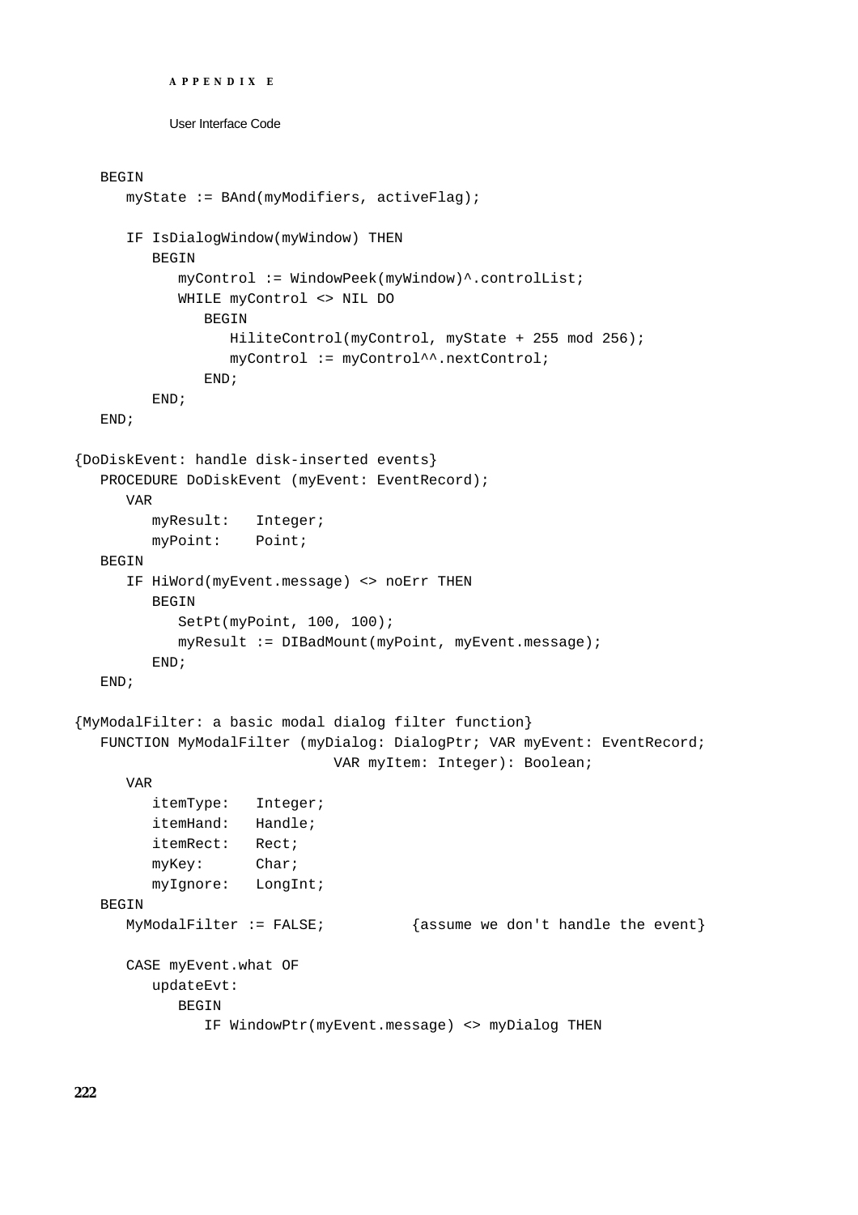```
   BEGIN
      myState := BAnd(myModifiers, activeFlag);

      IF IsDialogWindow(myWindow) THEN
         BEGIN
            myControl := WindowPeek(myWindow)^.controlList;
            WHILE myControl <> NIL DO
               BEGIN
                  HiliteControl(myControl, myState + 255 mod 256);
                  myControl := myControl^^.nextControl;
               END;
         END;
   END;

{DoDiskEvent: handle disk-inserted events}
   PROCEDURE DoDiskEvent (myEvent: EventRecord);
      VAR
         myResult:   Integer;
         myPoint:    Point;
   BEGIN
      IF HiWord(myEvent.message) <> noErr THEN
         BEGIN
            SetPt(myPoint, 100, 100);
            myResult := DIBadMount(myPoint, myEvent.message);
         END;
   END;

{MyModalFilter: a basic modal dialog filter function}
   FUNCTION MyModalFilter (myDialog: DialogPtr; VAR myEvent: EventRecord;
                           VAR myItem: Integer): Boolean;
      VAR
         itemType:   Integer;
         itemHand:   Handle;
         itemRect:   Rect;
         myKey:      Char;
         myIgnore:   LongInt;
   BEGIN
      MyModalFilter := FALSE;          {assume we don't handle the event}

      CASE myEvent.what OF
         updateEvt:
            BEGIN
               IF WindowPtr(myEvent.message) <> myDialog THEN
```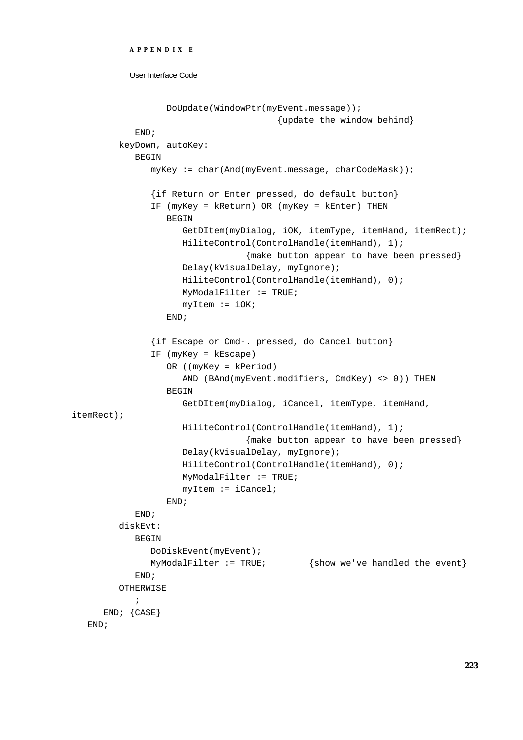```
                DoUpdate(WindowPtr(myEvent.message));
                                  {update the window behind}
            END;
        keyDown, autoKey:
            BEGIN
                myKey := char(And(myEvent.message, charCodeMask));

                {if Return or Enter pressed, do default button}
                IF (myKey = kReturn) OR (myKey = kEnter) THEN
                    BEGIN
                        GetDItem(myDialog, iOK, itemType, itemHand, itemRect);
                        HiliteControl(ControlHandle(itemHand), 1);
                                    {make button appear to have been pressed}
                        Delay(kVisualDelay, myIgnore);
                        HiliteControl(ControlHandle(itemHand), 0);
                        MyModalFilter := TRUE;
                        myItem := iOK;
                    END;

                {if Escape or Cmd-. pressed, do Cancel button}
                IF (myKey = kEscape)
                    OR ((myKey = kPeriod)
                        AND (BAnd(myEvent.modifiers, CmdKey) <> 0)) THEN
                    BEGIN
                        GetDItem(myDialog, iCancel, itemType, itemHand,
itemRect);
                        HiliteControl(ControlHandle(itemHand), 1);
                                    {make button appear to have been pressed}
                        Delay(kVisualDelay, myIgnore);
                        HiliteControl(ControlHandle(itemHand), 0);
                        MyModalFilter := TRUE;
                        myItem := iCancel;
                    END;
            END;
        diskEvt:
            BEGIN
                DoDiskEvent(myEvent);
                MyModalFilter := TRUE;        {show we've handled the event}
            END;
        OTHERWISE
            ;
    END; {CASE}
END;
```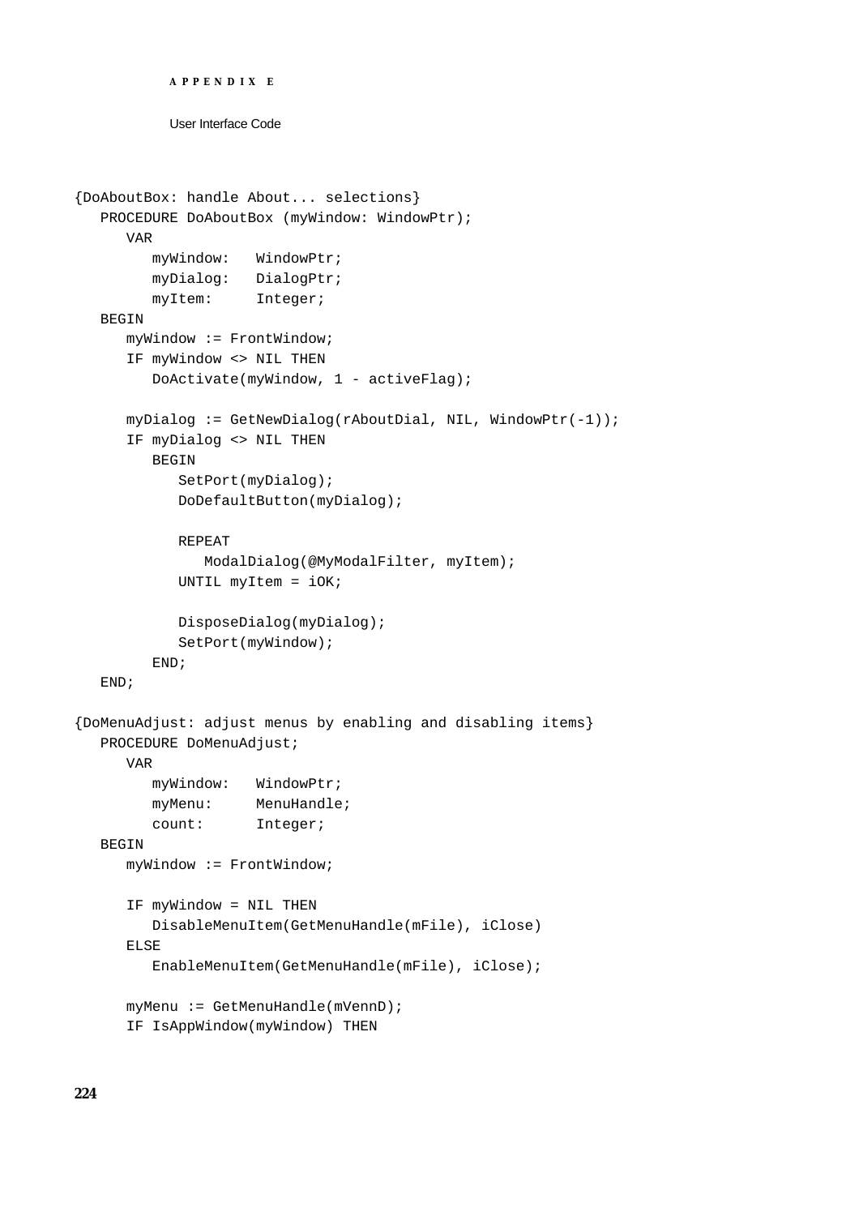```
{DoAboutBox: handle About... selections}
   PROCEDURE DoAboutBox (myWindow: WindowPtr);
      VAR
         myWindow:   WindowPtr;
         myDialog:   DialogPtr;
         myItem:     Integer;
   BEGIN
      myWindow := FrontWindow;
      IF myWindow <> NIL THEN
         DoActivate(myWindow, 1 - activeFlag);

      myDialog := GetNewDialog(rAboutDial, NIL, WindowPtr(-1));
      IF myDialog <> NIL THEN
         BEGIN
            SetPort(myDialog);
            DoDefaultButton(myDialog);

            REPEAT
               ModalDialog(@MyModalFilter, myItem);
            UNTIL myItem = iOK;

            DisposeDialog(myDialog);
            SetPort(myWindow);
         END;
   END;

{DoMenuAdjust: adjust menus by enabling and disabling items}
   PROCEDURE DoMenuAdjust;
      VAR
         myWindow:   WindowPtr;
         myMenu:     MenuHandle;
         count:      Integer;
   BEGIN
      myWindow := FrontWindow;

      IF myWindow = NIL THEN
         DisableMenuItem(GetMenuHandle(mFile), iClose)
      ELSE
         EnableMenuItem(GetMenuHandle(mFile), iClose);

      myMenu := GetMenuHandle(mVennD);
      IF IsAppWindow(myWindow) THEN
```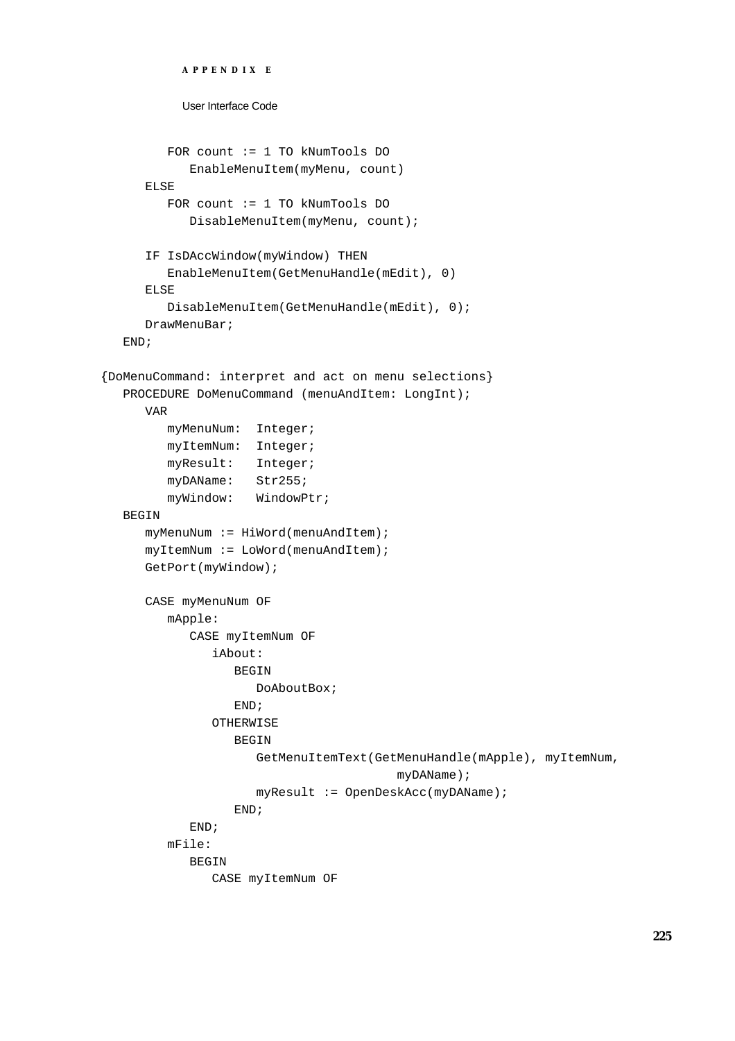```
         FOR count := 1 TO kNumTools DO
            EnableMenuItem(myMenu, count)
      ELSE
         FOR count := 1 TO kNumTools DO
            DisableMenuItem(myMenu, count);

      IF IsDAccWindow(myWindow) THEN
         EnableMenuItem(GetMenuHandle(mEdit), 0)
      ELSE
         DisableMenuItem(GetMenuHandle(mEdit), 0);
      DrawMenuBar;
   END;

{DoMenuCommand: interpret and act on menu selections}
   PROCEDURE DoMenuCommand (menuAndItem: LongInt);
      VAR
         myMenuNum:  Integer;
         myItemNum:  Integer;
         myResult:   Integer;
         myDAName:   Str255;
         myWindow:   WindowPtr;
   BEGIN
      myMenuNum := HiWord(menuAndItem);
      myItemNum := LoWord(menuAndItem);
      GetPort(myWindow);

      CASE myMenuNum OF
         mApple:
            CASE myItemNum OF
               iAbout:
                  BEGIN
                     DoAboutBox;
                  END;
               OTHERWISE
                  BEGIN
                     GetMenuItemText(GetMenuHandle(mApple), myItemNum,
                                       myDAName);
                     myResult := OpenDeskAcc(myDAName);
                  END;
            END;
         mFile:
            BEGIN
               CASE myItemNum OF
```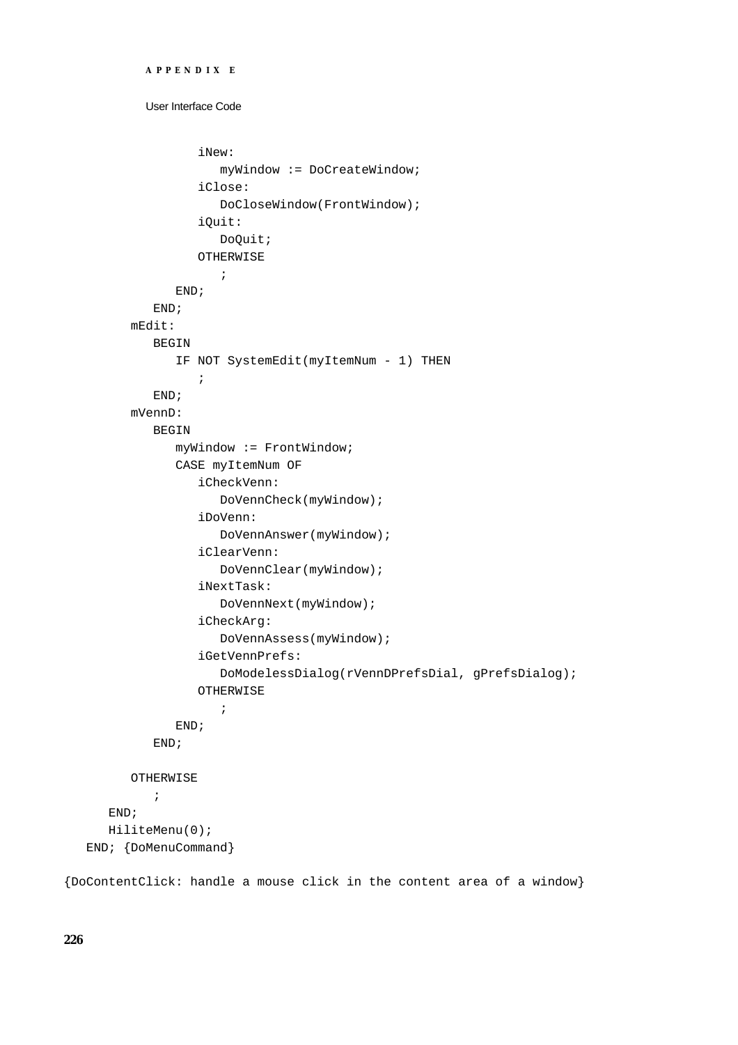```
               iNew:
                  myWindow := DoCreateWindow;
               iClose:
                  DoCloseWindow(FrontWindow);
               iQuit:
                  DoQuit;
               OTHERWISE
                  ;
            END;
         END;
      mEdit:
         BEGIN
            IF NOT SystemEdit(myItemNum - 1) THEN
               ;
         END;
      mVennD:
         BEGIN
            myWindow := FrontWindow;
            CASE myItemNum OF
               iCheckVenn:
                  DoVennCheck(myWindow);
               iDoVenn:
                  DoVennAnswer(myWindow);
               iClearVenn:
                  DoVennClear(myWindow);
               iNextTask:
                  DoVennNext(myWindow);
               iCheckArg:
                  DoVennAssess(myWindow);
               iGetVennPrefs:
                  DoModelessDialog(rVennDPrefsDial, gPrefsDialog);
               OTHERWISE
                  ;
            END;
         END;

      OTHERWISE
         ;
   END;
   HiliteMenu(0);
END; {DoMenuCommand}

{DoContentClick: handle a mouse click in the content area of a window}
```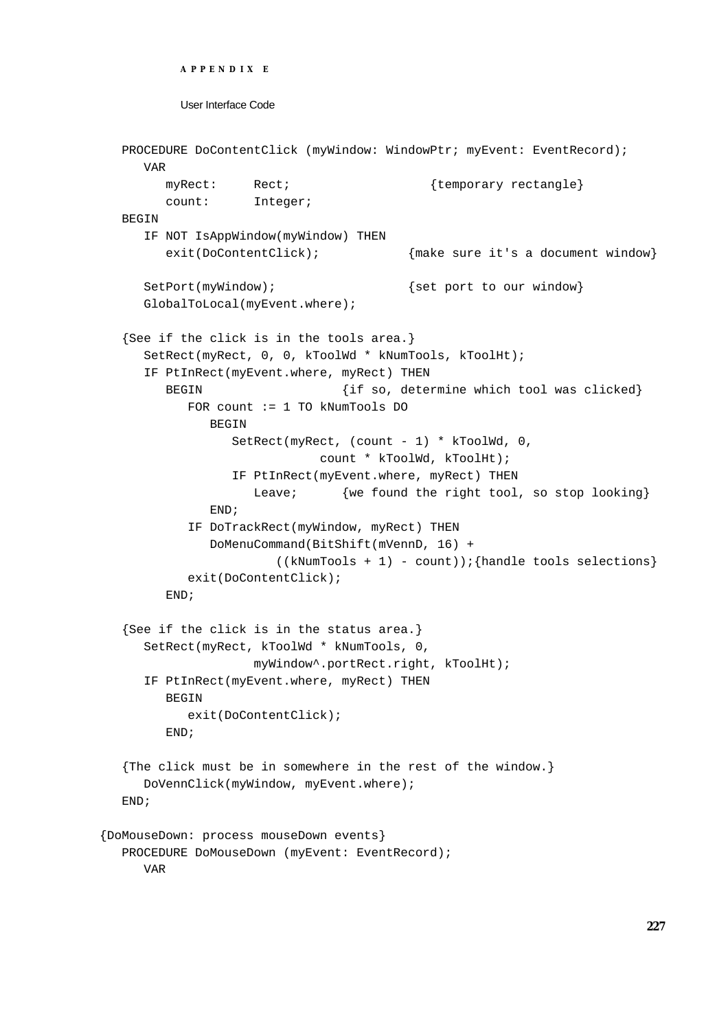```
   PROCEDURE DoContentClick (myWindow: WindowPtr; myEvent: EventRecord);
      VAR
         myRect:     Rect;                   {temporary rectangle}
         count:      Integer;
   BEGIN
      IF NOT IsAppWindow(myWindow) THEN
         exit(DoContentClick);           {make sure it's a document window}

      SetPort(myWindow);                 {set port to our window}
      GlobalToLocal(myEvent.where);

   {See if the click is in the tools area.}
      SetRect(myRect, 0, 0, kToolWd * kNumTools, kToolHt);
      IF PtInRect(myEvent.where, myRect) THEN
         BEGIN                   {if so, determine which tool was clicked}
            FOR count := 1 TO kNumTools DO
               BEGIN
                  SetRect(myRect, (count - 1) * kToolWd, 0,
                              count * kToolWd, kToolHt);
                  IF PtInRect(myEvent.where, myRect) THEN
                     Leave;      {we found the right tool, so stop looking}
               END;
            IF DoTrackRect(myWindow, myRect) THEN
               DoMenuCommand(BitShift(mVennD, 16) +
                        ((kNumTools + 1) - count));{handle tools selections}
            exit(DoContentClick);
         END;

   {See if the click is in the status area.}
      SetRect(myRect, kToolWd * kNumTools, 0,
                     myWindow^.portRect.right, kToolHt);
      IF PtInRect(myEvent.where, myRect) THEN
         BEGIN
            exit(DoContentClick);
         END;

   {The click must be in somewhere in the rest of the window.}
      DoVennClick(myWindow, myEvent.where);
   END;

{DoMouseDown: process mouseDown events}
   PROCEDURE DoMouseDown (myEvent: EventRecord);
      VAR
```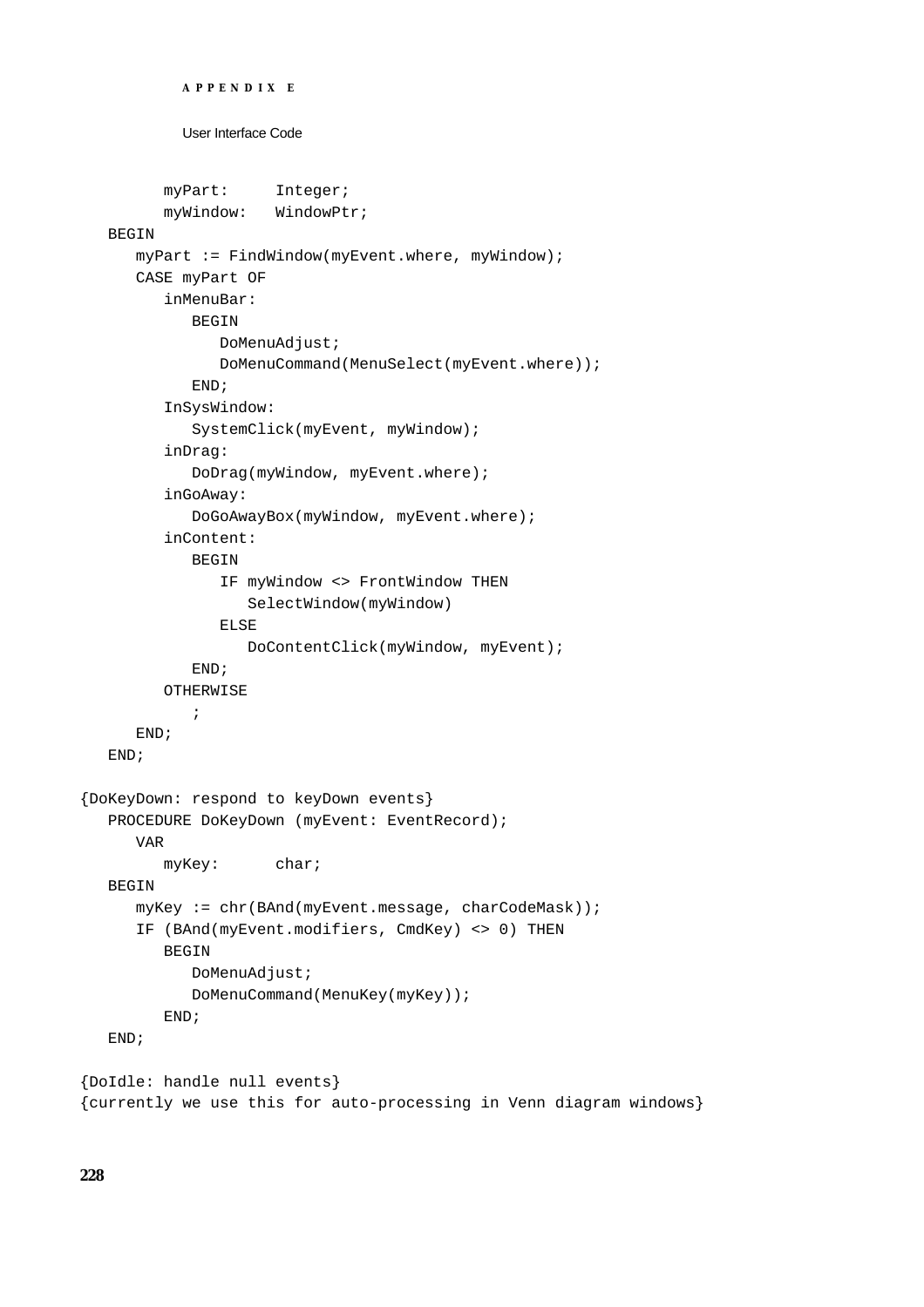```
         myPart:     Integer;
         myWindow:   WindowPtr;
   BEGIN
      myPart := FindWindow(myEvent.where, myWindow);
      CASE myPart OF
         inMenuBar:
            BEGIN
               DoMenuAdjust;
               DoMenuCommand(MenuSelect(myEvent.where));
            END;
         InSysWindow:
            SystemClick(myEvent, myWindow);
         inDrag:
            DoDrag(myWindow, myEvent.where);
         inGoAway:
            DoGoAwayBox(myWindow, myEvent.where);
         inContent:
            BEGIN
               IF myWindow <> FrontWindow THEN
                  SelectWindow(myWindow)
               ELSE
                  DoContentClick(myWindow, myEvent);
            END;
         OTHERWISE
            ;
      END;
   END;

{DoKeyDown: respond to keyDown events}
   PROCEDURE DoKeyDown (myEvent: EventRecord);
      VAR
         myKey:      char;
   BEGIN
      myKey := chr(BAnd(myEvent.message, charCodeMask));
      IF (BAnd(myEvent.modifiers, CmdKey) <> 0) THEN
         BEGIN
            DoMenuAdjust;
            DoMenuCommand(MenuKey(myKey));
         END;
   END;

{DoIdle: handle null events}
{currently we use this for auto-processing in Venn diagram windows}
```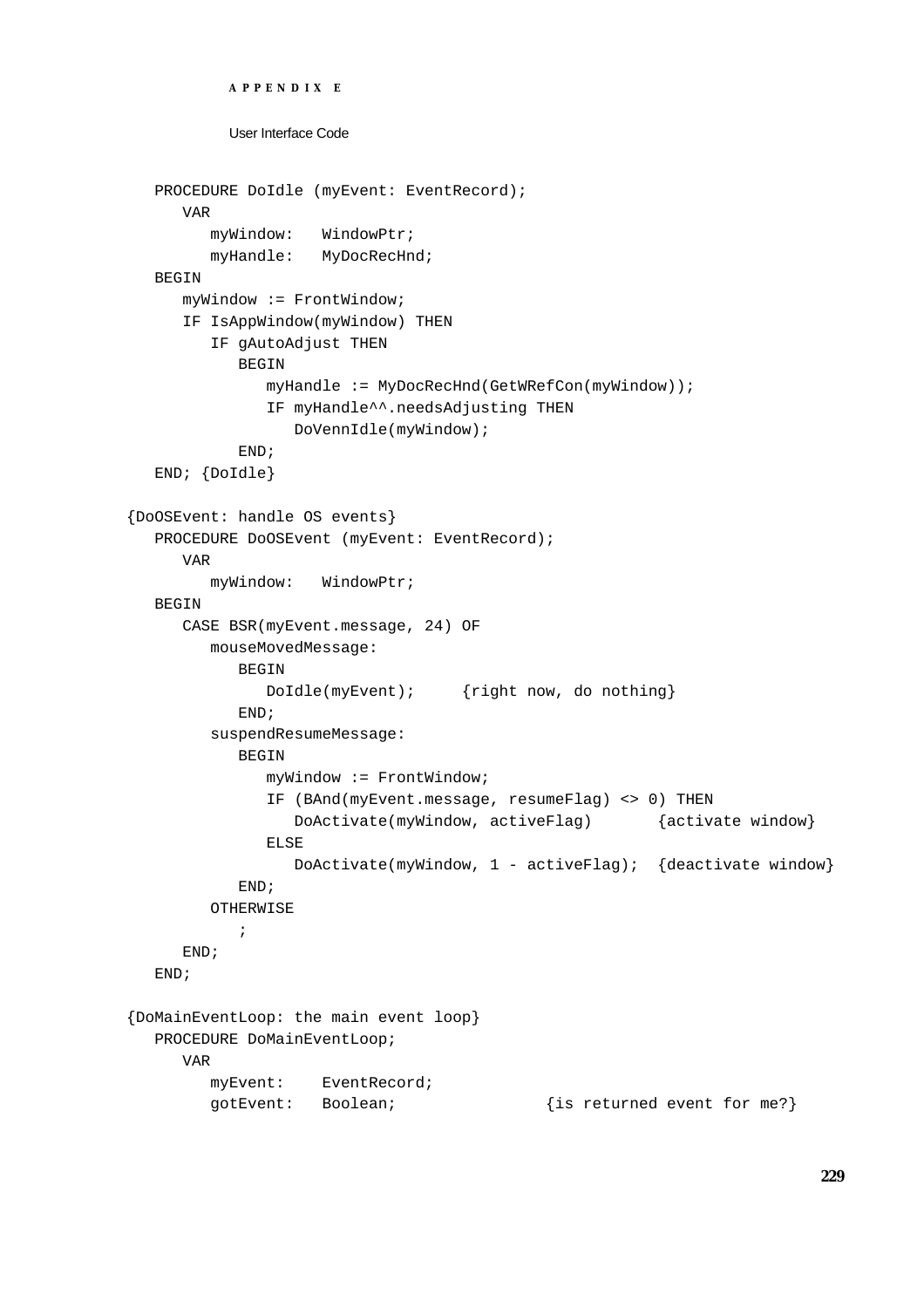```
   PROCEDURE DoIdle (myEvent: EventRecord);
      VAR
         myWindow:   WindowPtr;
         myHandle:   MyDocRecHnd;
   BEGIN
      myWindow := FrontWindow;
      IF IsAppWindow(myWindow) THEN
         IF gAutoAdjust THEN
            BEGIN
               myHandle := MyDocRecHnd(GetWRefCon(myWindow));
               IF myHandle^^.needsAdjusting THEN
                  DoVennIdle(myWindow);
            END;
   END; {DoIdle}

{DoOSEvent: handle OS events}
   PROCEDURE DoOSEvent (myEvent: EventRecord);
      VAR
         myWindow:   WindowPtr;
   BEGIN
      CASE BSR(myEvent.message, 24) OF
         mouseMovedMessage:
            BEGIN
               DoIdle(myEvent);     {right now, do nothing}
            END;
         suspendResumeMessage:
            BEGIN
               myWindow := FrontWindow;
               IF (BAnd(myEvent.message, resumeFlag) <> 0) THEN
                  DoActivate(myWindow, activeFlag)       {activate window}
               ELSE
                  DoActivate(myWindow, 1 - activeFlag);  {deactivate window}
            END;
         OTHERWISE
            ;
      END;
   END;

{DoMainEventLoop: the main event loop}
   PROCEDURE DoMainEventLoop;
      VAR
         myEvent:    EventRecord;
         gotEvent:   Boolean;               {is returned event for me?}
```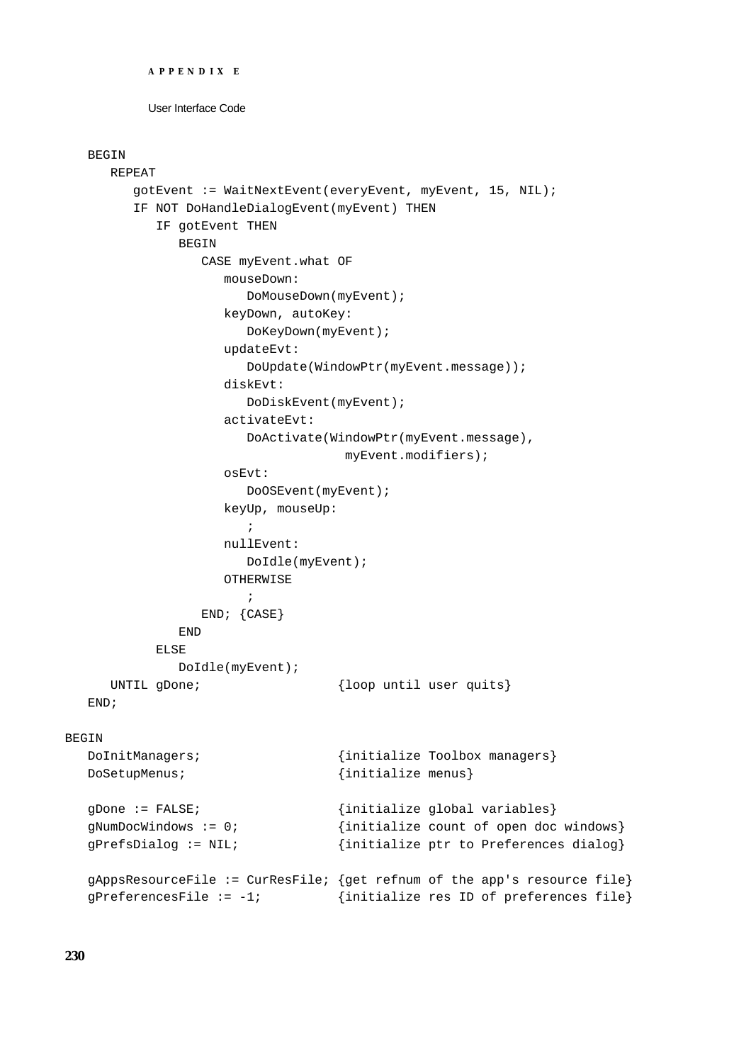```
   BEGIN
      REPEAT
         gotEvent := WaitNextEvent(everyEvent, myEvent, 15, NIL);
         IF NOT DoHandleDialogEvent(myEvent) THEN
            IF gotEvent THEN
               BEGIN
                  CASE myEvent.what OF
                     mouseDown:
                        DoMouseDown(myEvent);
                     keyDown, autoKey:
                        DoKeyDown(myEvent);
                     updateEvt:
                        DoUpdate(WindowPtr(myEvent.message));
                     diskEvt:
                        DoDiskEvent(myEvent);
                     activateEvt:
                        DoActivate(WindowPtr(myEvent.message),
                                    myEvent.modifiers);
                     osEvt:
                        DoOSEvent(myEvent);
                     keyUp, mouseUp:
                        ;
                     nullEvent:
                        DoIdle(myEvent);
                     OTHERWISE
                        ;
                  END; {CASE}
               END
            ELSE
               DoIdle(myEvent);
      UNTIL gDone;                  {loop until user quits}
   END;

BEGIN
   DoInitManagers;                  {initialize Toolbox managers}
   DoSetupMenus;                    {initialize menus}

   gDone := FALSE;                  {initialize global variables}
   gNumDocWindows := 0;             {initialize count of open doc windows}
   gPrefsDialog := NIL;             {initialize ptr to Preferences dialog}

   gAppsResourceFile := CurResFile; {get refnum of the app's resource file}
   gPreferencesFile := -1;          {initialize res ID of preferences file}
```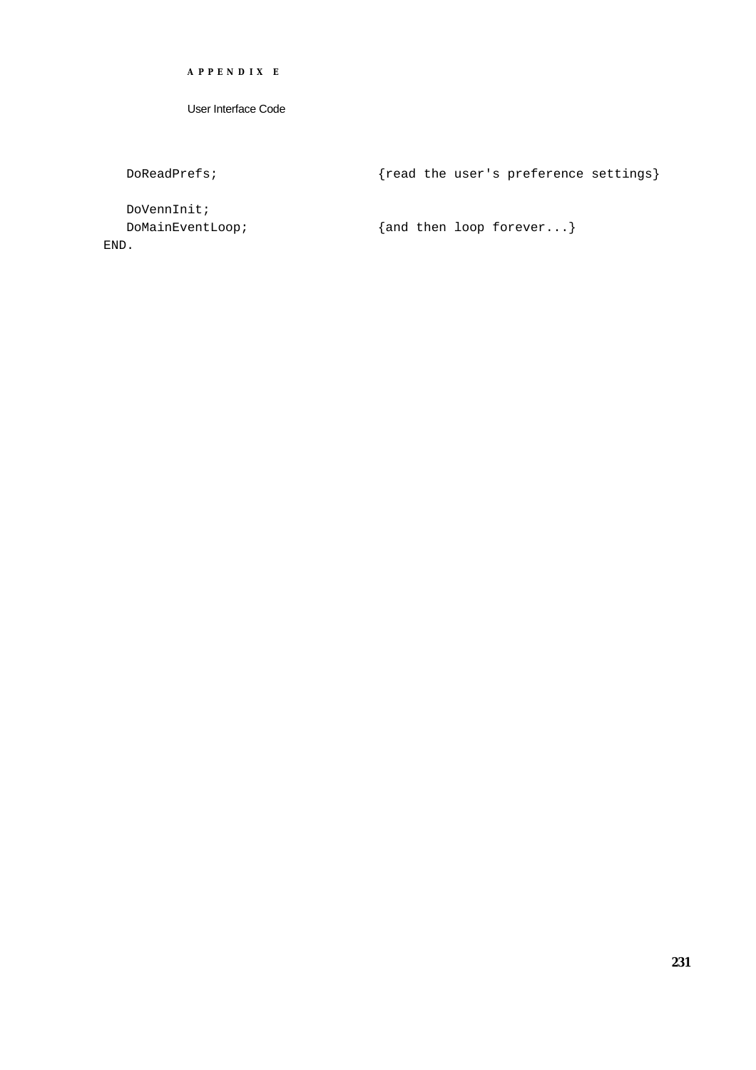```
   DoReadPrefs;                   {read the user's preference settings}

   DoVennInit;
   DoMainEventLoop;               {and then loop forever...}
END.
```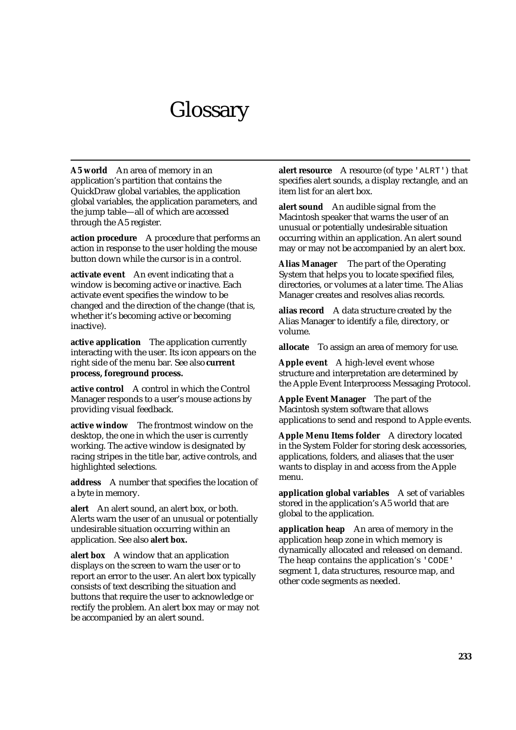# Glossary

**A5 world** An area of memory in an application's partition that contains the QuickDraw global variables, the application global variables, the application parameters, and the jump table—all of which are accessed through the A5 register.

**action procedure** A procedure that performs an action in response to the user holding the mouse button down while the cursor is in a control.

**activate event** An event indicating that a window is becoming active or inactive. Each activate event specifies the window to be changed and the direction of the change (that is, whether it's becoming active or becoming inactive).

**active application** The application currently interacting with the user. Its icon appears on the right side of the menu bar. See also **current process, foreground process.**

**active control** A control in which the Control Manager responds to a user's mouse actions by providing visual feedback.

**active window** The frontmost window on the desktop, the one in which the user is currently working. The active window is designated by racing stripes in the title bar, active controls, and highlighted selections.

**address** A number that specifies the location of a byte in memory.

**alert** An alert sound, an alert box, or both. Alerts warn the user of an unusual or potentially undesirable situation occurring within an application. See also **alert box.**

**alert box** A window that an application displays on the screen to warn the user or to report an error to the user. An alert box typically consists of text describing the situation and buttons that require the user to acknowledge or rectify the problem. An alert box may or may not be accompanied by an alert sound.

**alert resource** A resource (of type `'ALRT'`) that specifies alert sounds, a display rectangle, and an item list for an alert box.

**alert sound** An audible signal from the Macintosh speaker that warns the user of an unusual or potentially undesirable situation occurring within an application. An alert sound may or may not be accompanied by an alert box.

**Alias Manager** The part of the Operating System that helps you to locate specified files, directories, or volumes at a later time. The Alias Manager creates and resolves alias records.

**alias record** A data structure created by the Alias Manager to identify a file, directory, or volume.

**allocate** To assign an area of memory for use.

**Apple event** A high-level event whose structure and interpretation are determined by the Apple Event Interprocess Messaging Protocol.

**Apple Event Manager** The part of the Macintosh system software that allows applications to send and respond to Apple events.

**Apple Menu Items folder** A directory located in the System Folder for storing desk accessories, applications, folders, and aliases that the user wants to display in and access from the Apple menu.

**application global variables** A set of variables stored in the application's A5 world that are global to the application.

**application heap** An area of memory in the application heap zone in which memory is dynamically allocated and released on demand. The heap contains the application's `'CODE'` segment 1, data structures, resource map, and other code segments as needed.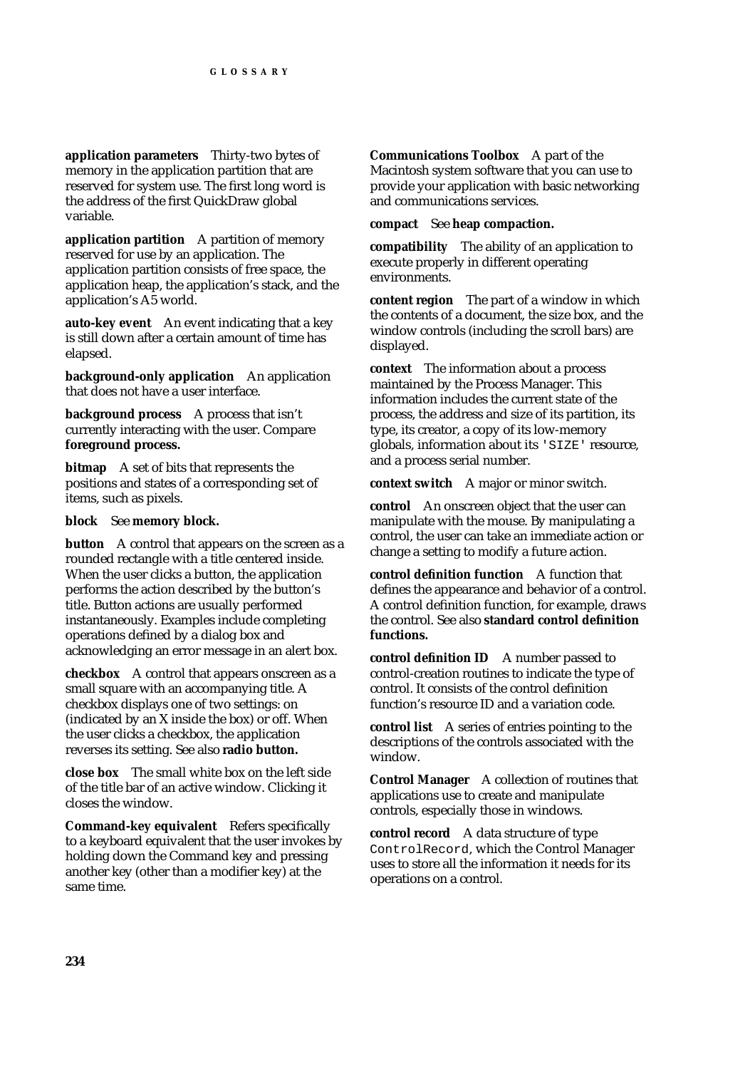**application parameters** Thirty-two bytes of memory in the application partition that are reserved for system use. The first long word is the address of the first QuickDraw global variable.

**application partition** A partition of memory reserved for use by an application. The application partition consists of free space, the application heap, the application's stack, and the application's A5 world.

**auto-key event** An event indicating that a key is still down after a certain amount of time has elapsed.

**background-only application** An application that does not have a user interface.

**background process** A process that isn't currently interacting with the user. Compare **foreground process.**

**bitmap** A set of bits that represents the positions and states of a corresponding set of items, such as pixels.

**block** See **memory block.**

**button** A control that appears on the screen as a rounded rectangle with a title centered inside. When the user clicks a button, the application performs the action described by the button's title. Button actions are usually performed instantaneously. Examples include completing operations defined by a dialog box and acknowledging an error message in an alert box.

**checkbox** A control that appears onscreen as a small square with an accompanying title. A checkbox displays one of two settings: on (indicated by an X inside the box) or off. When the user clicks a checkbox, the application reverses its setting. See also **radio button.**

**close box** The small white box on the left side of the title bar of an active window. Clicking it closes the window.

**Command-key equivalent** Refers specifically to a keyboard equivalent that the user invokes by holding down the Command key and pressing another key (other than a modifier key) at the same time.

**Communications Toolbox** A part of the Macintosh system software that you can use to provide your application with basic networking and communications services.

**compact** See **heap compaction.**

**compatibility** The ability of an application to execute properly in different operating environments.

**content region** The part of a window in which the contents of a document, the size box, and the window controls (including the scroll bars) are displayed.

**context** The information about a process maintained by the Process Manager. This information includes the current state of the process, the address and size of its partition, its type, its creator, a copy of its low-memory globals, information about its `'SIZE'` resource, and a process serial number.

**context switch** A major or minor switch.

**control** An onscreen object that the user can manipulate with the mouse. By manipulating a control, the user can take an immediate action or change a setting to modify a future action.

**control definition function** A function that defines the appearance and behavior of a control. A control definition function, for example, draws the control. See also **standard control definition functions.**

**control definition ID** A number passed to control-creation routines to indicate the type of control. It consists of the control definition function's resource ID and a variation code.

**control list** A series of entries pointing to the descriptions of the controls associated with the window.

**Control Manager** A collection of routines that applications use to create and manipulate controls, especially those in windows.

**control record** A data structure of type `ControlRecord`, which the Control Manager uses to store all the information it needs for its operations on a control.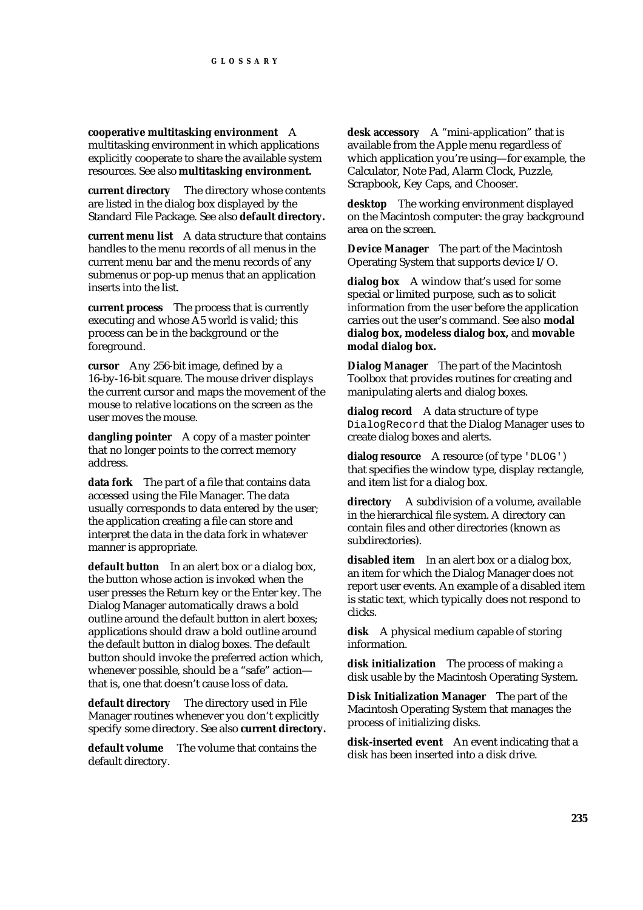**cooperative multitasking environment** A multitasking environment in which applications explicitly cooperate to share the available system resources. See also **multitasking environment.**

**current directory** The directory whose contents are listed in the dialog box displayed by the Standard File Package. See also **default directory.**

**current menu list** A data structure that contains handles to the menu records of all menus in the current menu bar and the menu records of any submenus or pop-up menus that an application inserts into the list.

**current process** The process that is currently executing and whose A5 world is valid; this process can be in the background or the foreground.

**cursor** Any 256-bit image, defined by a 16-by-16-bit square. The mouse driver displays the current cursor and maps the movement of the mouse to relative locations on the screen as the user moves the mouse.

**dangling pointer** A copy of a master pointer that no longer points to the correct memory address.

**data fork** The part of a file that contains data accessed using the File Manager. The data usually corresponds to data entered by the user; the application creating a file can store and interpret the data in the data fork in whatever manner is appropriate.

**default button** In an alert box or a dialog box, the button whose action is invoked when the user presses the Return key or the Enter key. The Dialog Manager automatically draws a bold outline around the default button in alert boxes; applications should draw a bold outline around the default button in dialog boxes. The default button should invoke the preferred action which, whenever possible, should be a "safe" action—that is, one that doesn't cause loss of data.

**default directory** The directory used in File Manager routines whenever you don't explicitly specify some directory. See also **current directory.**

**default volume** The volume that contains the default directory.

**desk accessory** A "mini-application" that is available from the Apple menu regardless of which application you're using—for example, the Calculator, Note Pad, Alarm Clock, Puzzle, Scrapbook, Key Caps, and Chooser.

**desktop** The working environment displayed on the Macintosh computer: the gray background area on the screen.

**Device Manager** The part of the Macintosh Operating System that supports device I/O.

**dialog box** A window that's used for some special or limited purpose, such as to solicit information from the user before the application carries out the user's command. See also **modal dialog box, modeless dialog box,** and **movable modal dialog box.**

**Dialog Manager** The part of the Macintosh Toolbox that provides routines for creating and manipulating alerts and dialog boxes.

**dialog record** A data structure of type `DialogRecord` that the Dialog Manager uses to create dialog boxes and alerts.

**dialog resource** A resource (of type `'DLOG'`) that specifies the window type, display rectangle, and item list for a dialog box.

**directory** A subdivision of a volume, available in the hierarchical file system. A directory can contain files and other directories (known as subdirectories).

**disabled item** In an alert box or a dialog box, an item for which the Dialog Manager does not report user events. An example of a disabled item is static text, which typically does not respond to clicks.

**disk** A physical medium capable of storing information.

**disk initialization** The process of making a disk usable by the Macintosh Operating System.

**Disk Initialization Manager** The part of the Macintosh Operating System that manages the process of initializing disks.

**disk-inserted event** An event indicating that a disk has been inserted into a disk drive.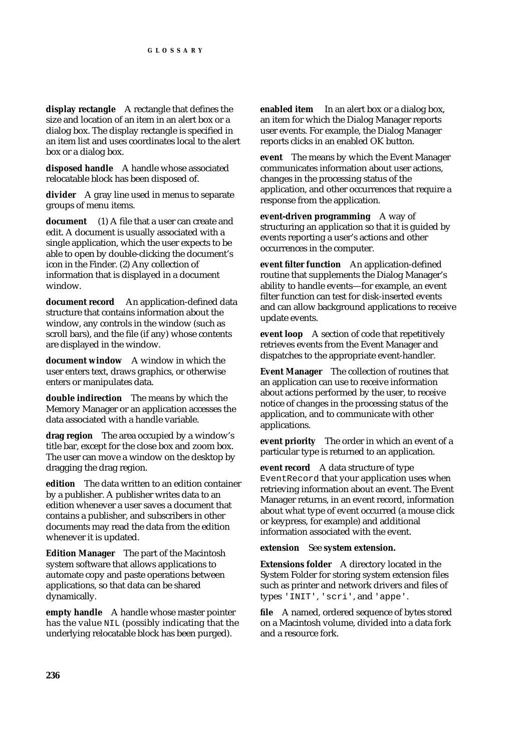**display rectangle** A rectangle that defines the size and location of an item in an alert box or a dialog box. The display rectangle is specified in an item list and uses coordinates local to the alert box or a dialog box.

**disposed handle** A handle whose associated relocatable block has been disposed of.

**divider** A gray line used in menus to separate groups of menu items.

**document** (1) A file that a user can create and edit. A document is usually associated with a single application, which the user expects to be able to open by double-clicking the document's icon in the Finder. (2) Any collection of information that is displayed in a document window.

**document record** An application-defined data structure that contains information about the window, any controls in the window (such as scroll bars), and the file (if any) whose contents are displayed in the window.

**document window** A window in which the user enters text, draws graphics, or otherwise enters or manipulates data.

**double indirection** The means by which the Memory Manager or an application accesses the data associated with a handle variable.

**drag region** The area occupied by a window's title bar, except for the close box and zoom box. The user can move a window on the desktop by dragging the drag region.

**edition** The data written to an edition container by a publisher. A publisher writes data to an edition whenever a user saves a document that contains a publisher, and subscribers in other documents may read the data from the edition whenever it is updated.

**Edition Manager** The part of the Macintosh system software that allows applications to automate copy and paste operations between applications, so that data can be shared dynamically.

**empty handle** A handle whose master pointer has the value `NIL` (possibly indicating that the underlying relocatable block has been purged).

**enabled item** In an alert box or a dialog box, an item for which the Dialog Manager reports user events. For example, the Dialog Manager reports clicks in an enabled OK button.

**event** The means by which the Event Manager communicates information about user actions, changes in the processing status of the application, and other occurrences that require a response from the application.

**event-driven programming** A way of structuring an application so that it is guided by events reporting a user's actions and other occurrences in the computer.

**event filter function** An application-defined routine that supplements the Dialog Manager's ability to handle events—for example, an event filter function can test for disk-inserted events and can allow background applications to receive update events.

**event loop** A section of code that repetitively retrieves events from the Event Manager and dispatches to the appropriate event-handler.

**Event Manager** The collection of routines that an application can use to receive information about actions performed by the user, to receive notice of changes in the processing status of the application, and to communicate with other applications.

**event priority** The order in which an event of a particular type is returned to an application.

**event record** A data structure of type `EventRecord` that your application uses when retrieving information about an event. The Event Manager returns, in an event record, information about what type of event occurred (a mouse click or keypress, for example) and additional information associated with the event.

**extension** See **system extension.**

**Extensions folder** A directory located in the System Folder for storing system extension files such as printer and network drivers and files of types `'INIT'`, `'scri'`, and `'appe'`.

**file** A named, ordered sequence of bytes stored on a Macintosh volume, divided into a data fork and a resource fork.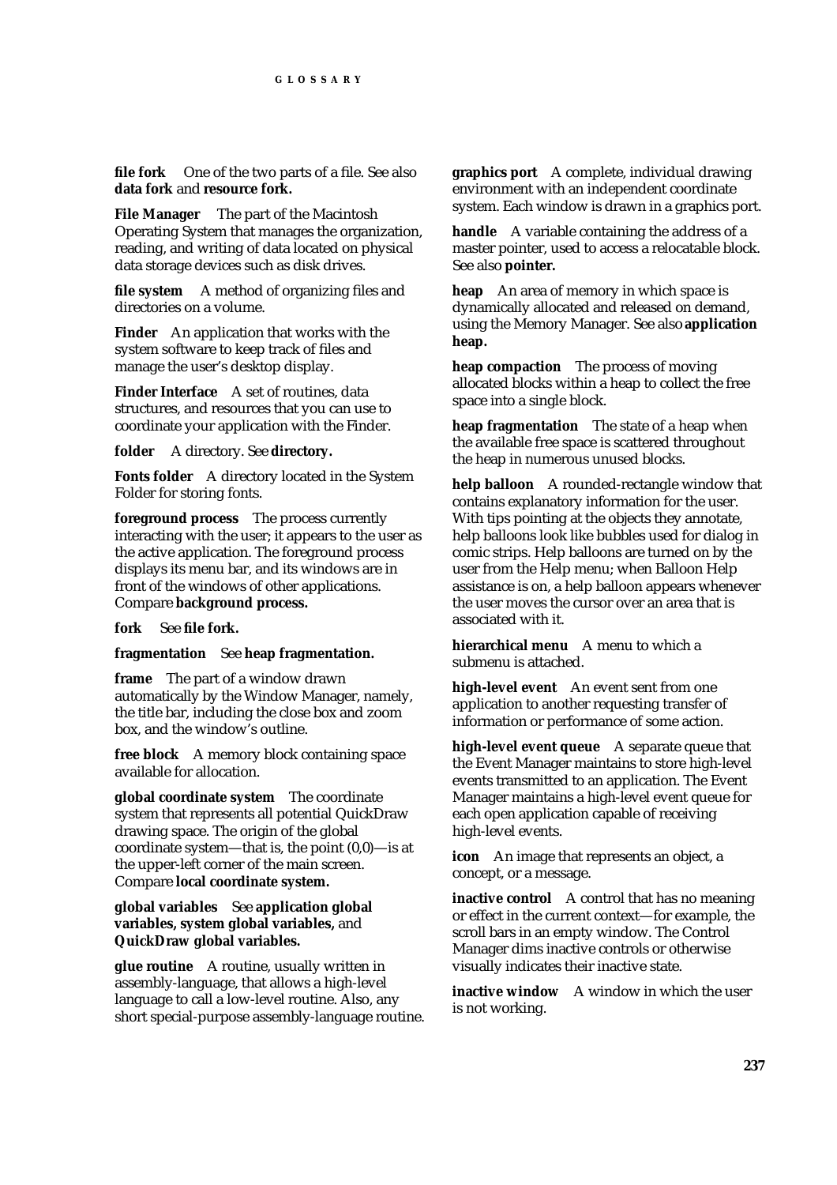**file fork** One of the two parts of a file. See also **data fork** and **resource fork.**

**File Manager** The part of the Macintosh Operating System that manages the organization, reading, and writing of data located on physical data storage devices such as disk drives.

**file system** A method of organizing files and directories on a volume.

**Finder** An application that works with the system software to keep track of files and manage the user's desktop display.

**Finder Interface** A set of routines, data structures, and resources that you can use to coordinate your application with the Finder.

**folder** A directory. See **directory.**

**Fonts folder** A directory located in the System Folder for storing fonts.

**foreground process** The process currently interacting with the user; it appears to the user as the active application. The foreground process displays its menu bar, and its windows are in front of the windows of other applications. Compare **background process.**

**fork** See **file fork.**

**fragmentation** See **heap fragmentation.**

**frame** The part of a window drawn automatically by the Window Manager, namely, the title bar, including the close box and zoom box, and the window's outline.

**free block** A memory block containing space available for allocation.

**global coordinate system** The coordinate system that represents all potential QuickDraw drawing space. The origin of the global coordinate system—that is, the point (0,0)—is at the upper-left corner of the main screen. Compare **local coordinate system.**

**global variables** See **application global variables, system global variables,** and **QuickDraw global variables.**

**glue routine** A routine, usually written in assembly-language, that allows a high-level language to call a low-level routine. Also, any short special-purpose assembly-language routine.

**graphics port** A complete, individual drawing environment with an independent coordinate system. Each window is drawn in a graphics port.

**handle** A variable containing the address of a master pointer, used to access a relocatable block. See also **pointer.**

**heap** An area of memory in which space is dynamically allocated and released on demand, using the Memory Manager. See also **application heap.**

**heap compaction** The process of moving allocated blocks within a heap to collect the free space into a single block.

**heap fragmentation** The state of a heap when the available free space is scattered throughout the heap in numerous unused blocks.

**help balloon** A rounded-rectangle window that contains explanatory information for the user. With tips pointing at the objects they annotate, help balloons look like bubbles used for dialog in comic strips. Help balloons are turned on by the user from the Help menu; when Balloon Help assistance is on, a help balloon appears whenever the user moves the cursor over an area that is associated with it.

**hierarchical menu** A menu to which a submenu is attached.

**high-level event** An event sent from one application to another requesting transfer of information or performance of some action.

**high-level event queue** A separate queue that the Event Manager maintains to store high-level events transmitted to an application. The Event Manager maintains a high-level event queue for each open application capable of receiving high-level events.

**icon** An image that represents an object, a concept, or a message.

**inactive control** A control that has no meaning or effect in the current context—for example, the scroll bars in an empty window. The Control Manager dims inactive controls or otherwise visually indicates their inactive state.

**inactive window** A window in which the user is not working.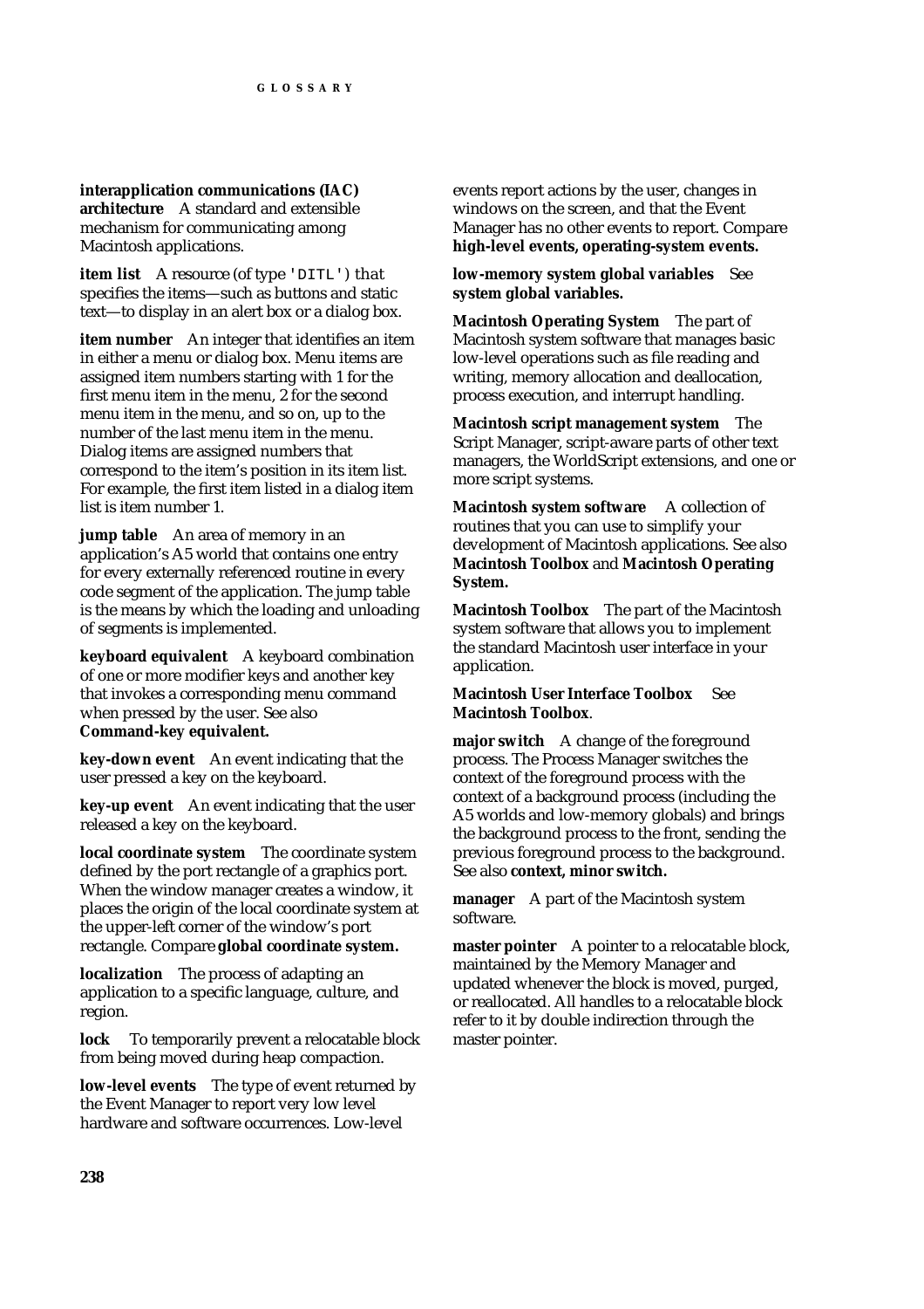**interapplication communications (IAC) architecture** A standard and extensible mechanism for communicating among Macintosh applications.

**item list** A resource (of type 'DITL') that specifies the items—such as buttons and static text—to display in an alert box or a dialog box.

**item number** An integer that identifies an item in either a menu or dialog box. Menu items are assigned item numbers starting with 1 for the first menu item in the menu, 2 for the second menu item in the menu, and so on, up to the number of the last menu item in the menu. Dialog items are assigned numbers that correspond to the item's position in its item list. For example, the first item listed in a dialog item list is item number 1.

**jump table** An area of memory in an application's A5 world that contains one entry for every externally referenced routine in every code segment of the application. The jump table is the means by which the loading and unloading of segments is implemented.

**keyboard equivalent** A keyboard combination of one or more modifier keys and another key that invokes a corresponding menu command when pressed by the user. See also **Command-key equivalent.**

**key-down event** An event indicating that the user pressed a key on the keyboard.

**key-up event** An event indicating that the user released a key on the keyboard.

**local coordinate system** The coordinate system defined by the port rectangle of a graphics port. When the window manager creates a window, it places the origin of the local coordinate system at the upper-left corner of the window's port rectangle. Compare **global coordinate system.**

**localization** The process of adapting an application to a specific language, culture, and region.

**lock** To temporarily prevent a relocatable block from being moved during heap compaction.

**low-level events** The type of event returned by the Event Manager to report very low level hardware and software occurrences. Low-level events report actions by the user, changes in windows on the screen, and that the Event Manager has no other events to report. Compare **high-level events, operating-system events.**

**low-memory system global variables** See **system global variables.**

**Macintosh Operating System** The part of Macintosh system software that manages basic low-level operations such as file reading and writing, memory allocation and deallocation, process execution, and interrupt handling.

**Macintosh script management system** The Script Manager, script-aware parts of other text managers, the WorldScript extensions, and one or more script systems.

**Macintosh system software** A collection of routines that you can use to simplify your development of Macintosh applications. See also **Macintosh Toolbox** and **Macintosh Operating System.**

**Macintosh Toolbox** The part of the Macintosh system software that allows you to implement the standard Macintosh user interface in your application.

**Macintosh User Interface Toolbox** See **Macintosh Toolbox**.

**major switch** A change of the foreground process. The Process Manager switches the context of the foreground process with the context of a background process (including the A5 worlds and low-memory globals) and brings the background process to the front, sending the previous foreground process to the background. See also **context, minor switch.**

**manager** A part of the Macintosh system software.

**master pointer** A pointer to a relocatable block, maintained by the Memory Manager and updated whenever the block is moved, purged, or reallocated. All handles to a relocatable block refer to it by double indirection through the master pointer.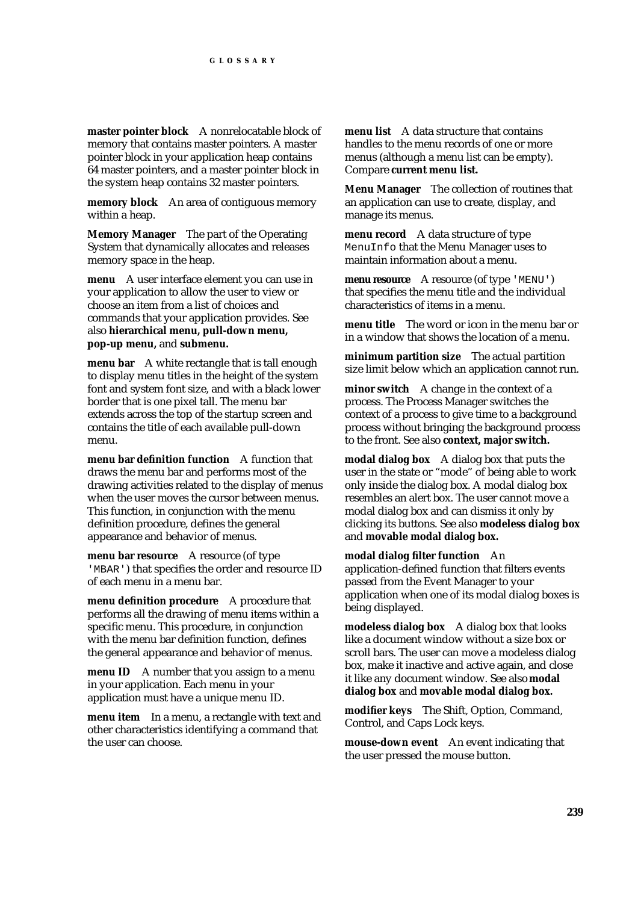**master pointer block** A nonrelocatable block of memory that contains master pointers. A master pointer block in your application heap contains 64 master pointers, and a master pointer block in the system heap contains 32 master pointers.

**memory block** An area of contiguous memory within a heap.

**Memory Manager** The part of the Operating System that dynamically allocates and releases memory space in the heap.

**menu** A user interface element you can use in your application to allow the user to view or choose an item from a list of choices and commands that your application provides. See also **hierarchical menu, pull-down menu, pop-up menu,** and **submenu.**

**menu bar** A white rectangle that is tall enough to display menu titles in the height of the system font and system font size, and with a black lower border that is one pixel tall. The menu bar extends across the top of the startup screen and contains the title of each available pull-down menu.

**menu bar definition function** A function that draws the menu bar and performs most of the drawing activities related to the display of menus when the user moves the cursor between menus. This function, in conjunction with the menu definition procedure, defines the general appearance and behavior of menus.

**menu bar resource** A resource (of type `'MBAR'`) that specifies the order and resource ID of each menu in a menu bar.

**menu definition procedure** A procedure that performs all the drawing of menu items within a specific menu. This procedure, in conjunction with the menu bar definition function, defines the general appearance and behavior of menus.

**menu ID** A number that you assign to a menu in your application. Each menu in your application must have a unique menu ID.

**menu item** In a menu, a rectangle with text and other characteristics identifying a command that the user can choose.

**menu list** A data structure that contains handles to the menu records of one or more menus (although a menu list can be empty). Compare **current menu list.**

**Menu Manager** The collection of routines that an application can use to create, display, and manage its menus.

**menu record** A data structure of type `MenuInfo` that the Menu Manager uses to maintain information about a menu.

**menu resource** A resource (of type `'MENU'`) that specifies the menu title and the individual characteristics of items in a menu.

**menu title** The word or icon in the menu bar or in a window that shows the location of a menu.

**minimum partition size** The actual partition size limit below which an application cannot run.

**minor switch** A change in the context of a process. The Process Manager switches the context of a process to give time to a background process without bringing the background process to the front. See also **context, major switch.**

**modal dialog box** A dialog box that puts the user in the state or "mode" of being able to work only inside the dialog box. A modal dialog box resembles an alert box. The user cannot move a modal dialog box and can dismiss it only by clicking its buttons. See also **modeless dialog box** and **movable modal dialog box.**

**modal dialog filter function** An application-defined function that filters events passed from the Event Manager to your application when one of its modal dialog boxes is being displayed.

**modeless dialog box** A dialog box that looks like a document window without a size box or scroll bars. The user can move a modeless dialog box, make it inactive and active again, and close it like any document window. See also **modal dialog box** and **movable modal dialog box.**

**modifier keys** The Shift, Option, Command, Control, and Caps Lock keys.

**mouse-down event** An event indicating that the user pressed the mouse button.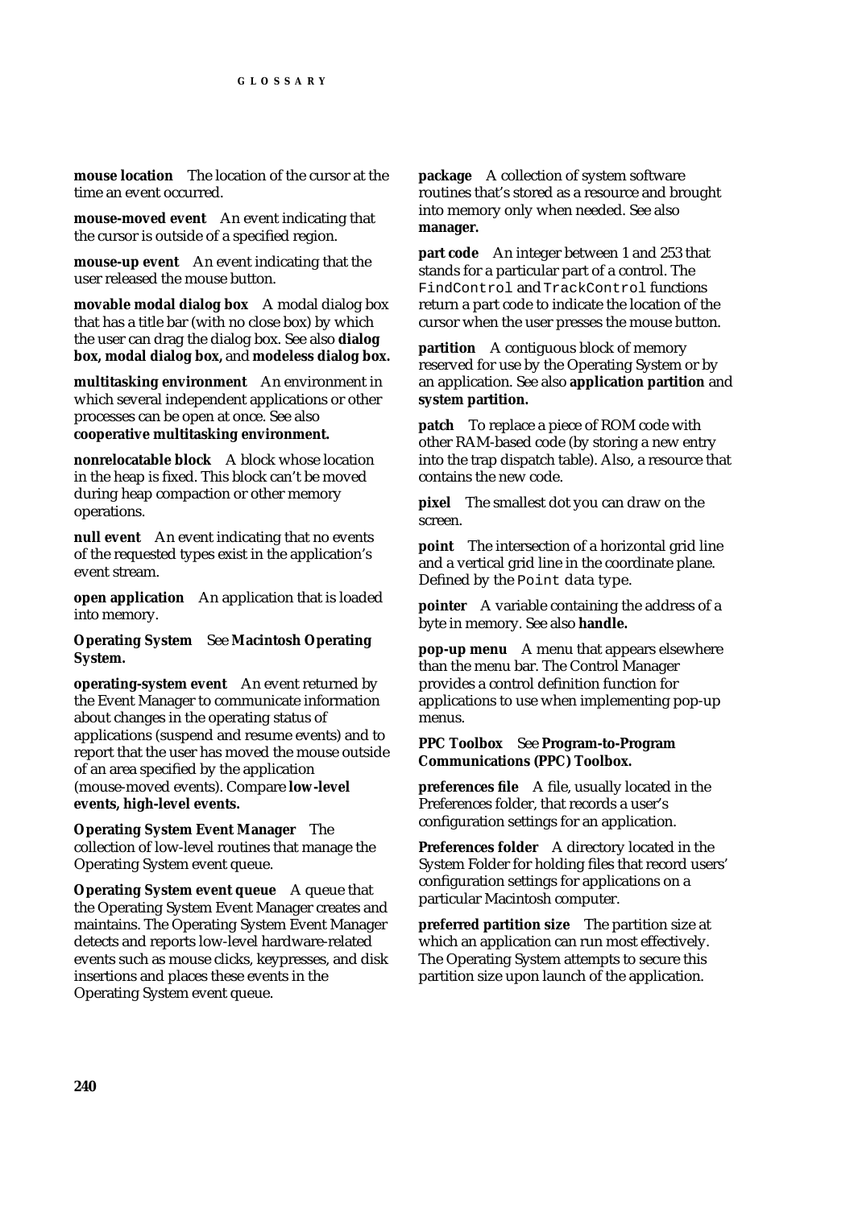**mouse location** The location of the cursor at the time an event occurred.

**mouse-moved event** An event indicating that the cursor is outside of a specified region.

**mouse-up event** An event indicating that the user released the mouse button.

**movable modal dialog box** A modal dialog box that has a title bar (with no close box) by which the user can drag the dialog box. See also **dialog box, modal dialog box,** and **modeless dialog box.**

**multitasking environment** An environment in which several independent applications or other processes can be open at once. See also **cooperative multitasking environment.**

**nonrelocatable block** A block whose location in the heap is fixed. This block can't be moved during heap compaction or other memory operations.

**null event** An event indicating that no events of the requested types exist in the application's event stream.

**open application** An application that is loaded into memory.

**Operating System** See **Macintosh Operating System.**

**operating-system event** An event returned by the Event Manager to communicate information about changes in the operating status of applications (suspend and resume events) and to report that the user has moved the mouse outside of an area specified by the application (mouse-moved events). Compare **low-level events, high-level events.**

**Operating System Event Manager** The collection of low-level routines that manage the Operating System event queue.

**Operating System event queue** A queue that the Operating System Event Manager creates and maintains. The Operating System Event Manager detects and reports low-level hardware-related events such as mouse clicks, keypresses, and disk insertions and places these events in the Operating System event queue.

**package** A collection of system software routines that's stored as a resource and brought into memory only when needed. See also **manager.**

**part code** An integer between 1 and 253 that stands for a particular part of a control. The `FindControl` and `TrackControl` functions return a part code to indicate the location of the cursor when the user presses the mouse button.

**partition** A contiguous block of memory reserved for use by the Operating System or by an application. See also **application partition** and **system partition.**

**patch** To replace a piece of ROM code with other RAM-based code (by storing a new entry into the trap dispatch table). Also, a resource that contains the new code.

**pixel** The smallest dot you can draw on the screen.

**point** The intersection of a horizontal grid line and a vertical grid line in the coordinate plane. Defined by the `Point` data type.

**pointer** A variable containing the address of a byte in memory. See also **handle.**

**pop-up menu** A menu that appears elsewhere than the menu bar. The Control Manager provides a control definition function for applications to use when implementing pop-up menus.

**PPC Toolbox** See **Program-to-Program Communications (PPC) Toolbox.**

**preferences file** A file, usually located in the Preferences folder, that records a user's configuration settings for an application.

**Preferences folder** A directory located in the System Folder for holding files that record users' configuration settings for applications on a particular Macintosh computer.

**preferred partition size** The partition size at which an application can run most effectively. The Operating System attempts to secure this partition size upon launch of the application.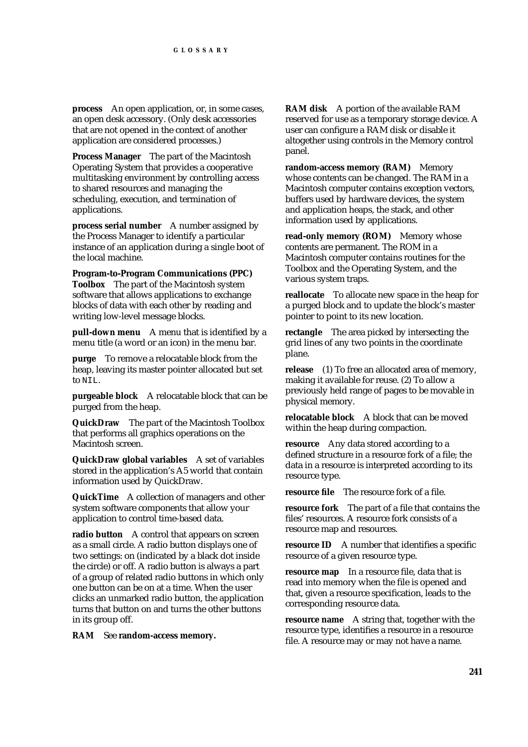**process** An open application, or, in some cases, an open desk accessory. (Only desk accessories that are not opened in the context of another application are considered processes.)

**Process Manager** The part of the Macintosh Operating System that provides a cooperative multitasking environment by controlling access to shared resources and managing the scheduling, execution, and termination of applications.

**process serial number** A number assigned by the Process Manager to identify a particular instance of an application during a single boot of the local machine.

**Program-to-Program Communications (PPC) Toolbox** The part of the Macintosh system software that allows applications to exchange blocks of data with each other by reading and writing low-level message blocks.

**pull-down menu** A menu that is identified by a menu title (a word or an icon) in the menu bar.

**purge** To remove a relocatable block from the heap, leaving its master pointer allocated but set to `NIL`.

**purgeable block** A relocatable block that can be purged from the heap.

**QuickDraw** The part of the Macintosh Toolbox that performs all graphics operations on the Macintosh screen.

**QuickDraw global variables** A set of variables stored in the application's A5 world that contain information used by QuickDraw.

**QuickTime** A collection of managers and other system software components that allow your application to control time-based data.

**radio button** A control that appears on screen as a small circle. A radio button displays one of two settings: on (indicated by a black dot inside the circle) or off. A radio button is always a part of a group of related radio buttons in which only one button can be on at a time. When the user clicks an unmarked radio button, the application turns that button on and turns the other buttons in its group off.

**RAM** See **random-access memory.**

**RAM disk** A portion of the available RAM reserved for use as a temporary storage device. A user can configure a RAM disk or disable it altogether using controls in the Memory control panel.

**random-access memory (RAM)** Memory whose contents can be changed. The RAM in a Macintosh computer contains exception vectors, buffers used by hardware devices, the system and application heaps, the stack, and other information used by applications.

**read-only memory (ROM)** Memory whose contents are permanent. The ROM in a Macintosh computer contains routines for the Toolbox and the Operating System, and the various system traps.

**reallocate** To allocate new space in the heap for a purged block and to update the block's master pointer to point to its new location.

**rectangle** The area picked by intersecting the grid lines of any two points in the coordinate plane.

**release** (1) To free an allocated area of memory, making it available for reuse. (2) To allow a previously held range of pages to be movable in physical memory.

**relocatable block** A block that can be moved within the heap during compaction.

**resource** Any data stored according to a defined structure in a resource fork of a file; the data in a resource is interpreted according to its resource type.

**resource file** The resource fork of a file.

**resource fork** The part of a file that contains the files' resources. A resource fork consists of a resource map and resources.

**resource ID** A number that identifies a specific resource of a given resource type.

**resource map** In a resource file, data that is read into memory when the file is opened and that, given a resource specification, leads to the corresponding resource data.

**resource name** A string that, together with the resource type, identifies a resource in a resource file. A resource may or may not have a name.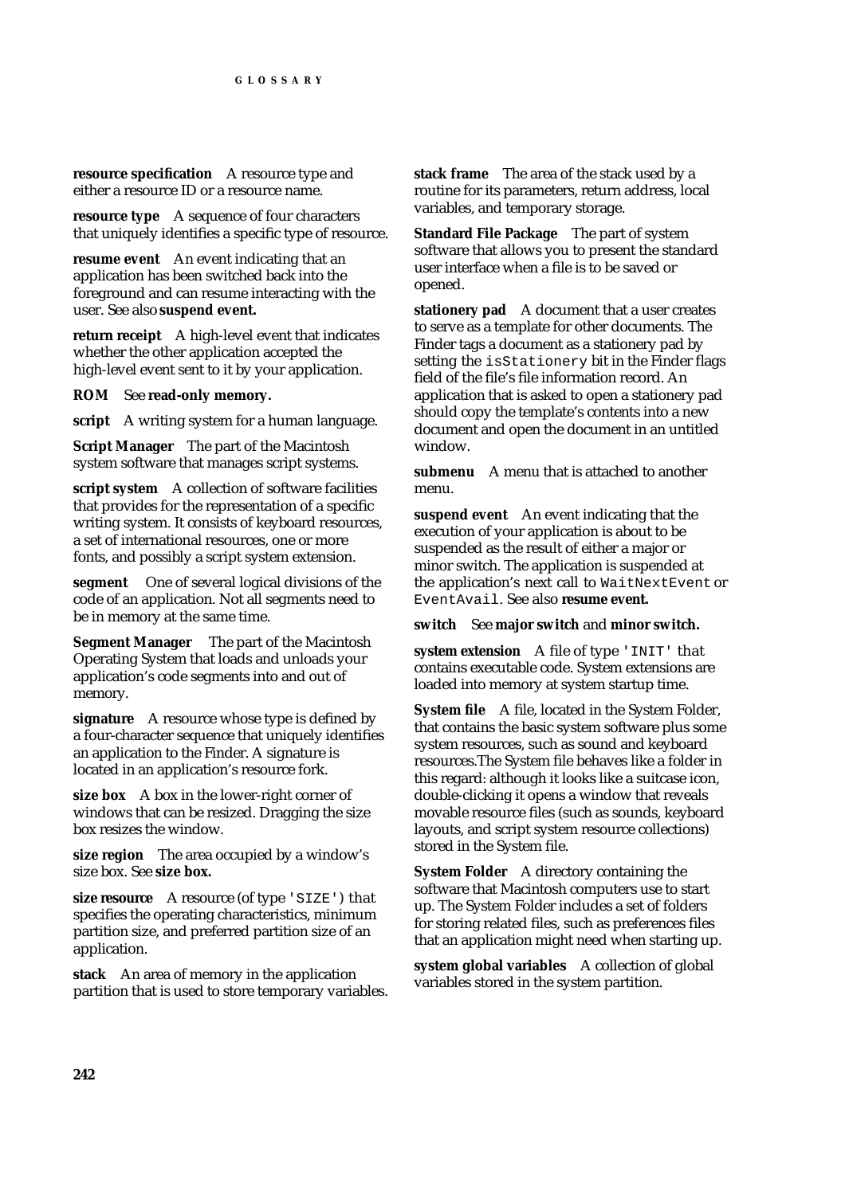**resource specification** A resource type and either a resource ID or a resource name.

**resource type** A sequence of four characters that uniquely identifies a specific type of resource.

**resume event** An event indicating that an application has been switched back into the foreground and can resume interacting with the user. See also **suspend event.**

**return receipt** A high-level event that indicates whether the other application accepted the high-level event sent to it by your application.

**ROM** See **read-only memory.**

**script** A writing system for a human language.

**Script Manager** The part of the Macintosh system software that manages script systems.

**script system** A collection of software facilities that provides for the representation of a specific writing system. It consists of keyboard resources, a set of international resources, one or more fonts, and possibly a script system extension.

**segment** One of several logical divisions of the code of an application. Not all segments need to be in memory at the same time.

**Segment Manager** The part of the Macintosh Operating System that loads and unloads your application's code segments into and out of memory.

**signature** A resource whose type is defined by a four-character sequence that uniquely identifies an application to the Finder. A signature is located in an application's resource fork.

**size box** A box in the lower-right corner of windows that can be resized. Dragging the size box resizes the window.

**size region** The area occupied by a window's size box. See **size box.**

**size resource** A resource (of type `'SIZE'`) that specifies the operating characteristics, minimum partition size, and preferred partition size of an application.

**stack** An area of memory in the application partition that is used to store temporary variables.

**stack frame** The area of the stack used by a routine for its parameters, return address, local variables, and temporary storage.

**Standard File Package** The part of system software that allows you to present the standard user interface when a file is to be saved or opened.

**stationery pad** A document that a user creates to serve as a template for other documents. The Finder tags a document as a stationery pad by setting the `isStationery` bit in the Finder flags field of the file's file information record. An application that is asked to open a stationery pad should copy the template's contents into a new document and open the document in an untitled window.

**submenu** A menu that is attached to another menu.

**suspend event** An event indicating that the execution of your application is about to be suspended as the result of either a major or minor switch. The application is suspended at the application's next call to `WaitNextEvent` or `EventAvail`. See also **resume event.**

**switch** See **major switch** and **minor switch.**

**system extension** A file of type `'INIT'` that contains executable code. System extensions are loaded into memory at system startup time.

**System file** A file, located in the System Folder, that contains the basic system software plus some system resources, such as sound and keyboard resources.The System file behaves like a folder in this regard: although it looks like a suitcase icon, double-clicking it opens a window that reveals movable resource files (such as sounds, keyboard layouts, and script system resource collections) stored in the System file.

**System Folder** A directory containing the software that Macintosh computers use to start up. The System Folder includes a set of folders for storing related files, such as preferences files that an application might need when starting up.

**system global variables** A collection of global variables stored in the system partition.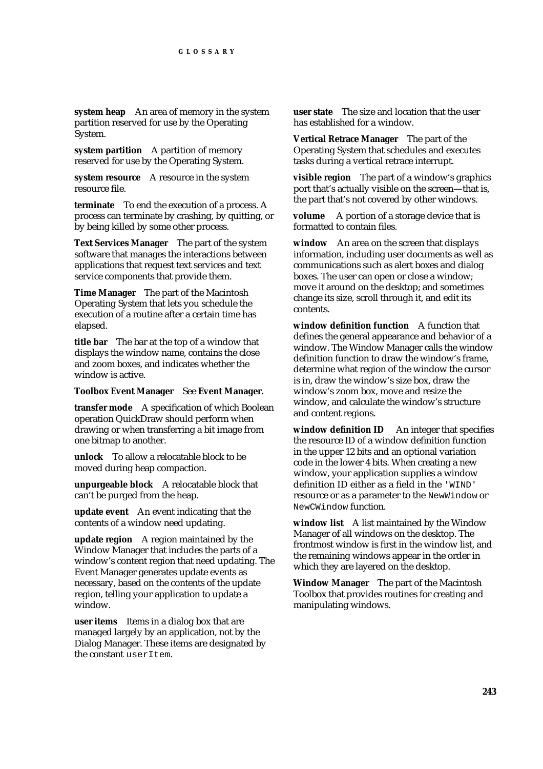**system heap** An area of memory in the system partition reserved for use by the Operating System.

**system partition** A partition of memory reserved for use by the Operating System.

**system resource** A resource in the system resource file.

**terminate** To end the execution of a process. A process can terminate by crashing, by quitting, or by being killed by some other process.

**Text Services Manager** The part of the system software that manages the interactions between applications that request text services and text service components that provide them.

**Time Manager** The part of the Macintosh Operating System that lets you schedule the execution of a routine after a certain time has elapsed.

**title bar** The bar at the top of a window that displays the window name, contains the close and zoom boxes, and indicates whether the window is active.

**Toolbox Event Manager** See **Event Manager.**

**transfer mode** A specification of which Boolean operation QuickDraw should perform when drawing or when transferring a bit image from one bitmap to another.

**unlock** To allow a relocatable block to be moved during heap compaction.

**unpurgeable block** A relocatable block that can't be purged from the heap.

**update event** An event indicating that the contents of a window need updating.

**update region** A region maintained by the Window Manager that includes the parts of a window's content region that need updating. The Event Manager generates update events as necessary, based on the contents of the update region, telling your application to update a window.

**user items** Items in a dialog box that are managed largely by an application, not by the Dialog Manager. These items are designated by the constant `userItem`.

**user state** The size and location that the user has established for a window.

**Vertical Retrace Manager** The part of the Operating System that schedules and executes tasks during a vertical retrace interrupt.

**visible region** The part of a window's graphics port that's actually visible on the screen—that is, the part that's not covered by other windows.

**volume** A portion of a storage device that is formatted to contain files.

**window** An area on the screen that displays information, including user documents as well as communications such as alert boxes and dialog boxes. The user can open or close a window; move it around on the desktop; and sometimes change its size, scroll through it, and edit its contents.

**window definition function** A function that defines the general appearance and behavior of a window. The Window Manager calls the window definition function to draw the window's frame, determine what region of the window the cursor is in, draw the window's size box, draw the window's zoom box, move and resize the window, and calculate the window's structure and content regions.

**window definition ID** An integer that specifies the resource ID of a window definition function in the upper 12 bits and an optional variation code in the lower 4 bits. When creating a new window, your application supplies a window definition ID either as a field in the `'WIND'` resource or as a parameter to the `NewWindow` or `NewCWindow` function.

**window list** A list maintained by the Window Manager of all windows on the desktop. The frontmost window is first in the window list, and the remaining windows appear in the order in which they are layered on the desktop.

**Window Manager** The part of the Macintosh Toolbox that provides routines for creating and manipulating windows.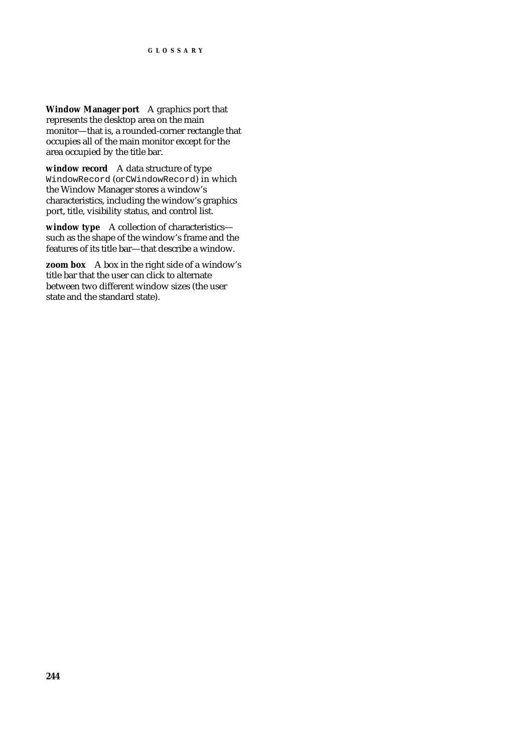**Window Manager port** A graphics port that represents the desktop area on the main monitor—that is, a rounded-corner rectangle that occupies all of the main monitor except for the area occupied by the title bar.

**window record** A data structure of type `WindowRecord` (or `CWindowRecord`) in which the Window Manager stores a window's characteristics, including the window's graphics port, title, visibility status, and control list.

**window type** A collection of characteristics—such as the shape of the window's frame and the features of its title bar—that describe a window.

**zoom box** A box in the right side of a window's title bar that the user can click to alternate between two different window sizes (the user state and the standard state).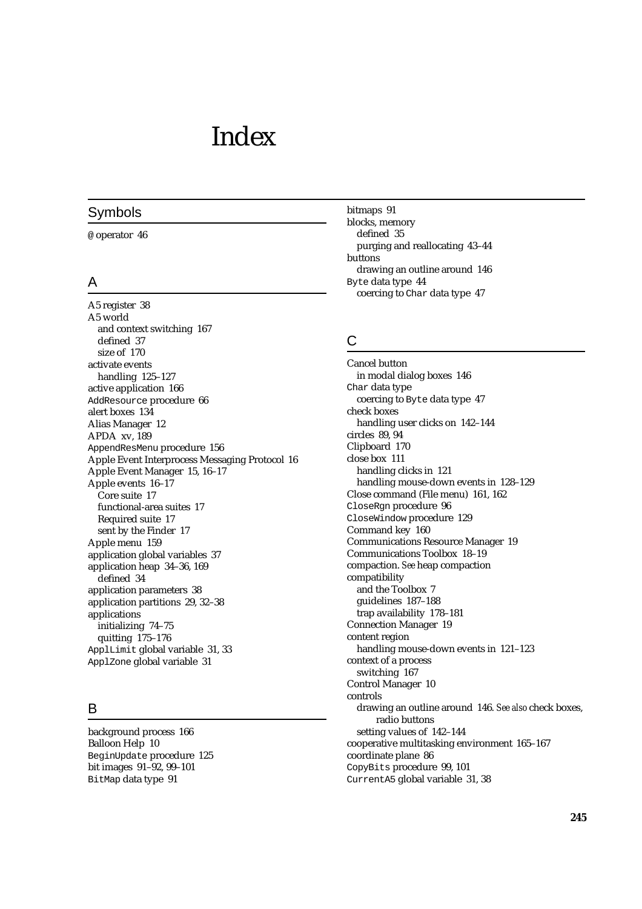# Index

## Symbols

@ operator 46

## A

A5 register 38
A5 world
  and context switching 167
  defined 37
  size of 170
activate events
  handling 125–127
active application 166
AddResource procedure 66
alert boxes 134
Alias Manager 12
APDA xv, 189
AppendResMenu procedure 156
Apple Event Interprocess Messaging Protocol 16
Apple Event Manager 15, 16–17
Apple events 16–17
  Core suite 17
  functional-area suites 17
  Required suite 17
  sent by the Finder 17
Apple menu 159
application global variables 37
application heap 34–36, 169
  defined 34
application parameters 38
application partitions 29, 32–38
applications
  initializing 74–75
  quitting 175–176
ApplLimit global variable 31, 33
ApplZone global variable 31

## B

background process 166
Balloon Help 10
BeginUpdate procedure 125
bit images 91–92, 99–101
BitMap data type 91
bitmaps 91
blocks, memory
  defined 35
  purging and reallocating 43–44
buttons
  drawing an outline around 146
Byte data type 44
  coercing to Char data type 47

## C

Cancel button
  in modal dialog boxes 146
Char data type
  coercing to Byte data type 47
check boxes
  handling user clicks on 142–144
circles 89, 94
Clipboard 170
close box 111
  handling clicks in 121
  handling mouse-down events in 128–129
Close command (File menu) 161, 162
CloseRgn procedure 96
CloseWindow procedure 129
Command key 160
Communications Resource Manager 19
Communications Toolbox 18–19
compaction. *See* heap compaction
compatibility
  and the Toolbox 7
  guidelines 187–188
  trap availability 178–181
Connection Manager 19
content region
  handling mouse-down events in 121–123
context of a process
  switching 167
Control Manager 10
controls
  drawing an outline around 146. *See also* check boxes, radio buttons
  setting values of 142–144
cooperative multitasking environment 165–167
coordinate plane 86
CopyBits procedure 99, 101
CurrentA5 global variable 31, 38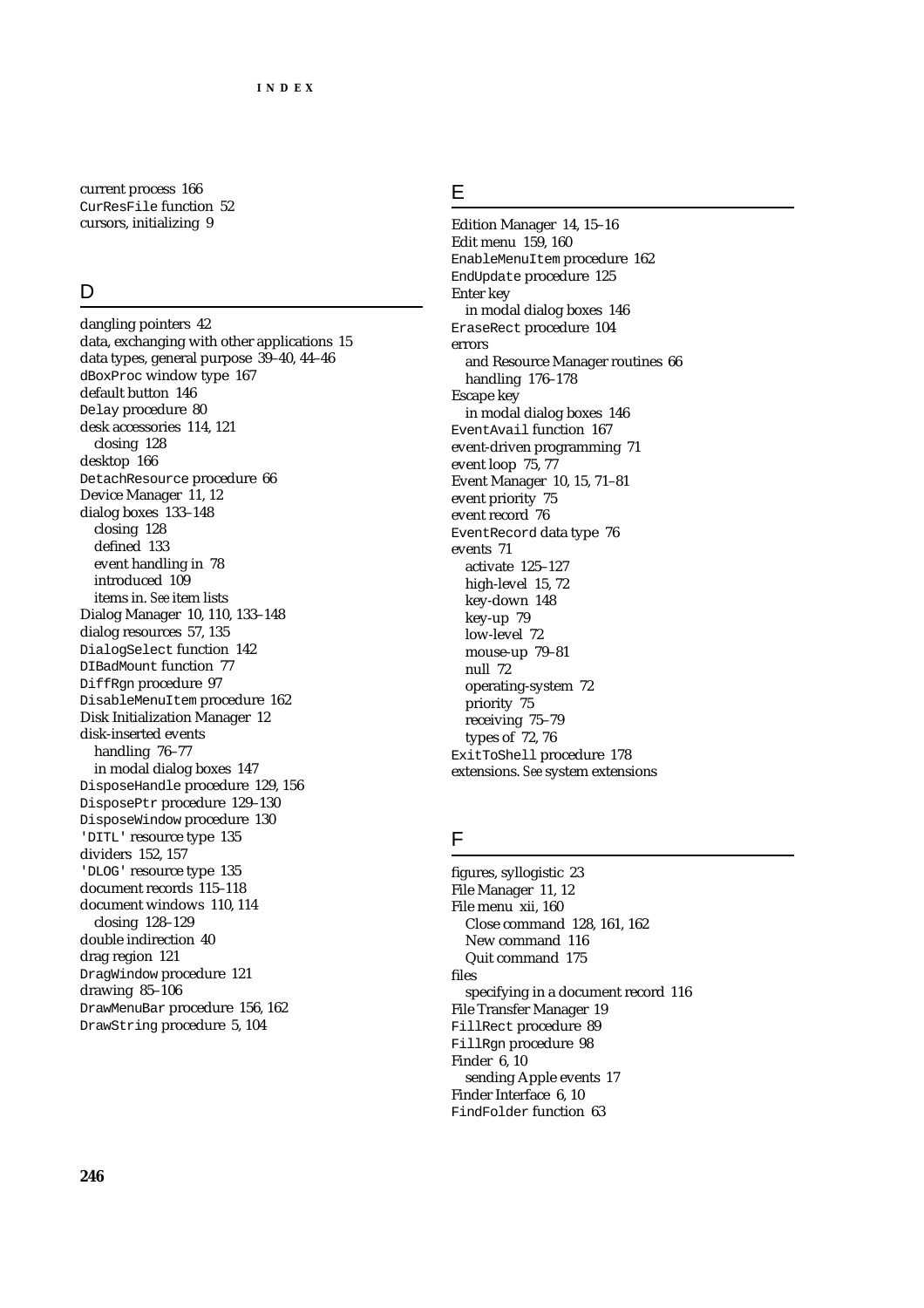current process 166
CurResFile function 52
cursors, initializing 9

## D

dangling pointers 42
data, exchanging with other applications 15
data types, general purpose 39–40, 44–46
dBoxProc window type 167
default button 146
Delay procedure 80
desk accessories 114, 121
  closing 128
desktop 166
DetachResource procedure 66
Device Manager 11, 12
dialog boxes 133–148
  closing 128
  defined 133
  event handling in 78
  introduced 109
  items in. *See* item lists
Dialog Manager 10, 110, 133–148
dialog resources 57, 135
DialogSelect function 142
DIBadMount function 77
DiffRgn procedure 97
DisableMenuItem procedure 162
Disk Initialization Manager 12
disk-inserted events
  handling 76–77
  in modal dialog boxes 147
DisposeHandle procedure 129, 156
DisposePtr procedure 129–130
DisposeWindow procedure 130
'DITL' resource type 135
dividers 152, 157
'DLOG' resource type 135
document records 115–118
document windows 110, 114
  closing 128–129
double indirection 40
drag region 121
DragWindow procedure 121
drawing 85–106
DrawMenuBar procedure 156, 162
DrawString procedure 5, 104

## E

Edition Manager 14, 15–16
Edit menu 159, 160
EnableMenuItem procedure 162
EndUpdate procedure 125
Enter key
  in modal dialog boxes 146
EraseRect procedure 104
errors
  and Resource Manager routines 66
  handling 176–178
Escape key
  in modal dialog boxes 146
EventAvail function 167
event-driven programming 71
event loop 75, 77
Event Manager 10, 15, 71–81
event priority 75
event record 76
EventRecord data type 76
events 71
  activate 125–127
  high-level 15, 72
  key-down 148
  key-up 79
  low-level 72
  mouse-up 79–81
  null 72
  operating-system 72
  priority 75
  receiving 75–79
  types of 72, 76
ExitToShell procedure 178
extensions. *See* system extensions

## F

figures, syllogistic 23
File Manager 11, 12
File menu xii, 160
  Close command 128, 161, 162
  New command 116
  Quit command 175
files
  specifying in a document record 116
File Transfer Manager 19
FillRect procedure 89
FillRgn procedure 98
Finder 6, 10
  sending Apple events 17
Finder Interface 6, 10
FindFolder function 63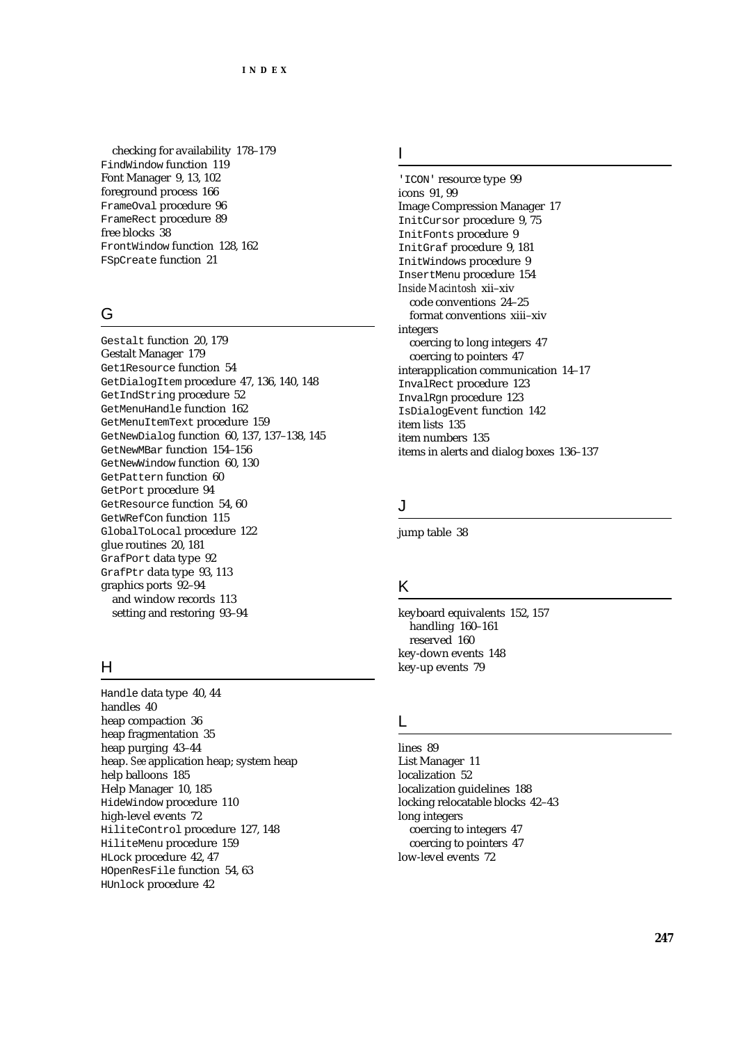- checking for availability 178–179

FindWindow function 119
Font Manager 9, 13, 102
foreground process 166
FrameOval procedure 96
FrameRect procedure 89
free blocks 38
FrontWindow function 128, 162
FSpCreate function 21

## G

Gestalt function 20, 179
Gestalt Manager 179
Get1Resource function 54
GetDialogItem procedure 47, 136, 140, 148
GetIndString procedure 52
GetMenuHandle function 162
GetMenuItemText procedure 159
GetNewDialog function 60, 137, 137–138, 145
GetNewMBar function 154–156
GetNewWindow function 60, 130
GetPattern function 60
GetPort procedure 94
GetResource function 54, 60
GetWRefCon function 115
GlobalToLocal procedure 122
glue routines 20, 181
GrafPort data type 92
GrafPtr data type 93, 113
graphics ports 92–94
- and window records 113
- setting and restoring 93–94

## H

Handle data type 40, 44
handles 40
heap compaction 36
heap fragmentation 35
heap purging 43–44
heap. *See* application heap; system heap
help balloons 185
Help Manager 10, 185
HideWindow procedure 110
high-level events 72
HiliteControl procedure 127, 148
HiliteMenu procedure 159
HLock procedure 42, 47
HOpenResFile function 54, 63
HUnlock procedure 42

## I

'ICON' resource type 99
icons 91, 99
Image Compression Manager 17
InitCursor procedure 9, 75
InitFonts procedure 9
InitGraf procedure 9, 181
InitWindows procedure 9
InsertMenu procedure 154
*Inside Macintosh* xii–xiv
- code conventions 24–25
- format conventions xiii–xiv

integers
- coercing to long integers 47
- coercing to pointers 47

interapplication communication 14–17
InvalRect procedure 123
InvalRgn procedure 123
IsDialogEvent function 142
item lists 135
item numbers 135
items in alerts and dialog boxes 136–137

## J

jump table 38

## K

keyboard equivalents 152, 157
- handling 160–161
- reserved 160

key-down events 148
key-up events 79

## L

lines 89
List Manager 11
localization 52
localization guidelines 188
locking relocatable blocks 42–43
long integers
- coercing to integers 47
- coercing to pointers 47

low-level events 72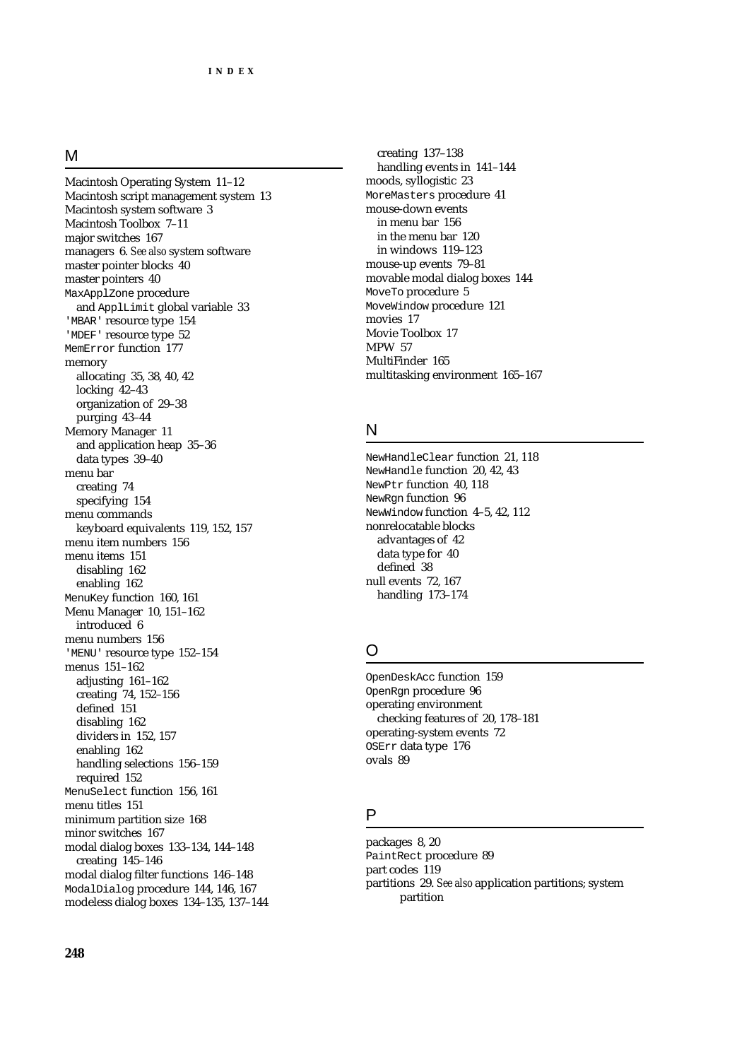## M

Macintosh Operating System 11–12
Macintosh script management system 13
Macintosh system software 3
Macintosh Toolbox 7–11
major switches 167
managers 6. *See also* system software
master pointer blocks 40
master pointers 40
`MaxApplZone` procedure
  and `ApplLimit` global variable 33
`'MBAR'` resource type 154
`'MDEF'` resource type 52
`MemError` function 177
memory
  allocating 35, 38, 40, 42
  locking 42–43
  organization of 29–38
  purging 43–44
Memory Manager 11
  and application heap 35–36
  data types 39–40
menu bar
  creating 74
  specifying 154
menu commands
  keyboard equivalents 119, 152, 157
menu item numbers 156
menu items 151
  disabling 162
  enabling 162
`MenuKey` function 160, 161
Menu Manager 10, 151–162
  introduced 6
menu numbers 156
`'MENU'` resource type 152–154
menus 151–162
  adjusting 161–162
  creating 74, 152–156
  defined 151
  disabling 162
  dividers in 152, 157
  enabling 162
  handling selections 156–159
  required 152
`MenuSelect` function 156, 161
menu titles 151
minimum partition size 168
minor switches 167
modal dialog boxes 133–134, 144–148
  creating 145–146
modal dialog filter functions 146–148
`ModalDialog` procedure 144, 146, 167
modeless dialog boxes 134–135, 137–144
  creating 137–138
  handling events in 141–144
moods, syllogistic 23
`MoreMasters` procedure 41
mouse-down events
  in menu bar 156
  in the menu bar 120
  in windows 119–123
mouse-up events 79–81
movable modal dialog boxes 144
`MoveTo` procedure 5
`MoveWindow` procedure 121
movies 17
Movie Toolbox 17
MPW 57
MultiFinder 165
multitasking environment 165–167

## N

`NewHandleClear` function 21, 118
`NewHandle` function 20, 42, 43
`NewPtr` function 40, 118
`NewRgn` function 96
`NewWindow` function 4–5, 42, 112
nonrelocatable blocks
  advantages of 42
  data type for 40
  defined 38
null events 72, 167
  handling 173–174

## O

`OpenDeskAcc` function 159
`OpenRgn` procedure 96
operating environment
  checking features of 20, 178–181
operating-system events 72
`OSErr` data type 176
ovals 89

## P

packages 8, 20
`PaintRect` procedure 89
part codes 119
partitions 29. *See also* application partitions; system partition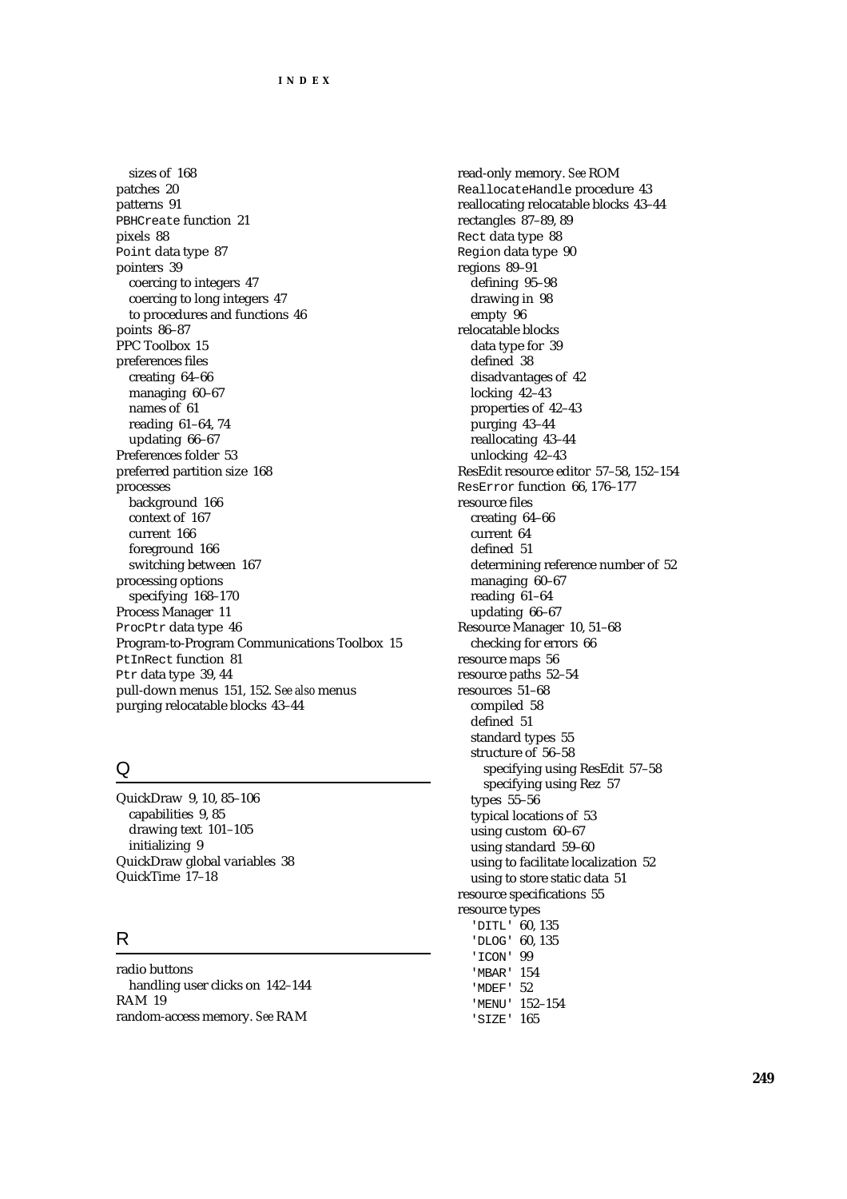sizes of 168
patches 20
patterns 91
PBHCreate function 21
pixels 88
Point data type 87
pointers 39
  coercing to integers 47
  coercing to long integers 47
  to procedures and functions 46
points 86–87
PPC Toolbox 15
preferences files
  creating 64–66
  managing 60–67
  names of 61
  reading 61–64, 74
  updating 66–67
Preferences folder 53
preferred partition size 168
processes
  background 166
  context of 167
  current 166
  foreground 166
  switching between 167
processing options
  specifying 168–170
Process Manager 11
ProcPtr data type 46
Program-to-Program Communications Toolbox 15
PtInRect function 81
Ptr data type 39, 44
pull-down menus 151, 152. *See also* menus
purging relocatable blocks 43–44

## Q

QuickDraw 9, 10, 85–106
  capabilities 9, 85
  drawing text 101–105
  initializing 9
QuickDraw global variables 38
QuickTime 17–18

## R

radio buttons
  handling user clicks on 142–144
RAM 19
random-access memory. *See* RAM
read-only memory. *See* ROM
ReallocateHandle procedure 43
reallocating relocatable blocks 43–44
rectangles 87–89, 89
Rect data type 88
Region data type 90
regions 89–91
  defining 95–98
  drawing in 98
  empty 96
relocatable blocks
  data type for 39
  defined 38
  disadvantages of 42
  locking 42–43
  properties of 42–43
  purging 43–44
  reallocating 43–44
  unlocking 42–43
ResEdit resource editor 57–58, 152–154
ResError function 66, 176–177
resource files
  creating 64–66
  current 64
  defined 51
  determining reference number of 52
  managing 60–67
  reading 61–64
  updating 66–67
Resource Manager 10, 51–68
  checking for errors 66
resource maps 56
resource paths 52–54
resources 51–68
  compiled 58
  defined 51
  standard types 55
  structure of 56–58
    specifying using ResEdit 57–58
    specifying using Rez 57
  types 55–56
  typical locations of 53
  using custom 60–67
  using standard 59–60
  using to facilitate localization 52
  using to store static data 51
resource specifications 55
resource types
  'DITL' 60, 135
  'DLOG' 60, 135
  'ICON' 99
  'MBAR' 154
  'MDEF' 52
  'MENU' 152–154
  'SIZE' 165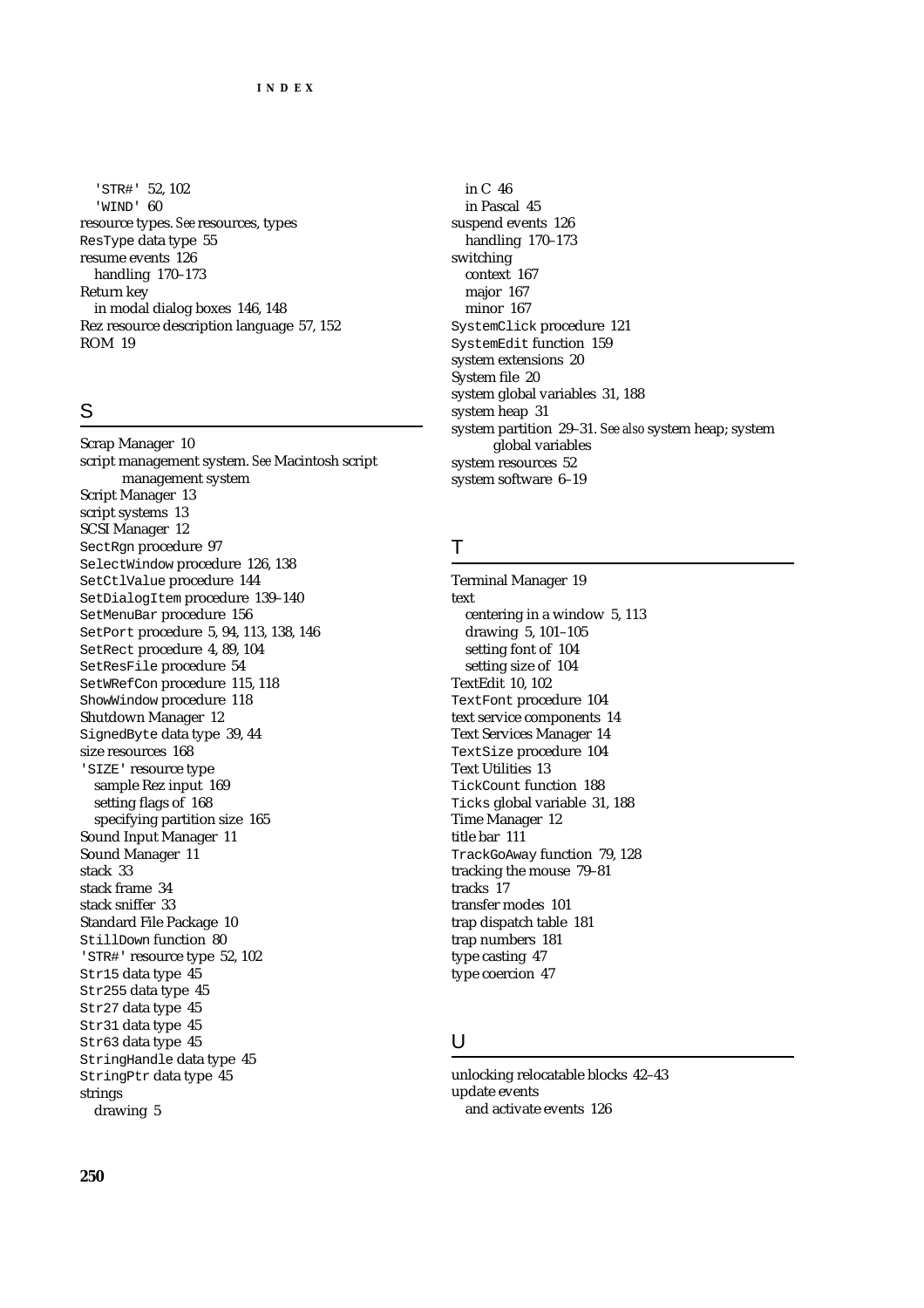'STR#' 52, 102
'WIND' 60
resource types. *See* resources, types
ResType data type 55
resume events 126
handling 170–173
Return key
in modal dialog boxes 146, 148
Rez resource description language 57, 152
ROM 19

## S

Scrap Manager 10
script management system. *See* Macintosh script management system
Script Manager 13
script systems 13
SCSI Manager 12
SectRgn procedure 97
SelectWindow procedure 126, 138
SetCtlValue procedure 144
SetDialogItem procedure 139–140
SetMenuBar procedure 156
SetPort procedure 5, 94, 113, 138, 146
SetRect procedure 4, 89, 104
SetResFile procedure 54
SetWRefCon procedure 115, 118
ShowWindow procedure 118
Shutdown Manager 12
SignedByte data type 39, 44
size resources 168
'SIZE' resource type
sample Rez input 169
setting flags of 168
specifying partition size 165
Sound Input Manager 11
Sound Manager 11
stack 33
stack frame 34
stack sniffer 33
Standard File Package 10
StillDown function 80
'STR#' resource type 52, 102
Str15 data type 45
Str255 data type 45
Str27 data type 45
Str31 data type 45
Str63 data type 45
StringHandle data type 45
StringPtr data type 45
strings
drawing 5
in C 46
in Pascal 45
suspend events 126
handling 170–173
switching
context 167
major 167
minor 167
SystemClick procedure 121
SystemEdit function 159
system extensions 20
System file 20
system global variables 31, 188
system heap 31
system partition 29–31. *See also* system heap; system global variables
system resources 52
system software 6–19

## T

Terminal Manager 19
text
centering in a window 5, 113
drawing 5, 101–105
setting font of 104
setting size of 104
TextEdit 10, 102
TextFont procedure 104
text service components 14
Text Services Manager 14
TextSize procedure 104
Text Utilities 13
TickCount function 188
Ticks global variable 31, 188
Time Manager 12
title bar 111
TrackGoAway function 79, 128
tracking the mouse 79–81
tracks 17
transfer modes 101
trap dispatch table 181
trap numbers 181
type casting 47
type coercion 47

## U

unlocking relocatable blocks 42–43
update events
and activate events 126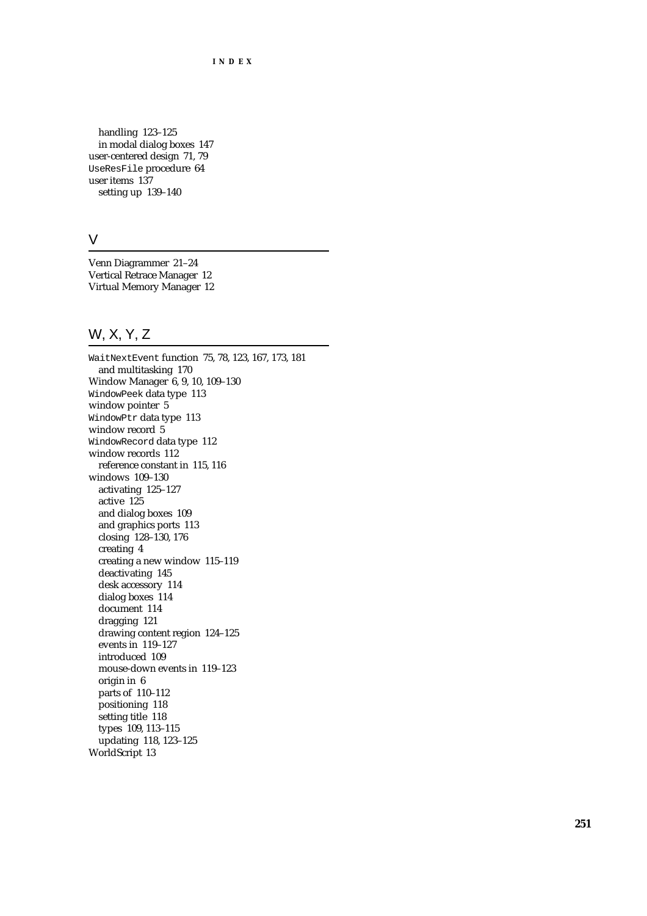handling 123–125
  in modal dialog boxes 147
user-centered design 71, 79
UseResFile procedure 64
user items 137
  setting up 139–140

## V

Venn Diagrammer 21–24
Vertical Retrace Manager 12
Virtual Memory Manager 12

## W, X, Y, Z

WaitNextEvent function 75, 78, 123, 167, 173, 181
  and multitasking 170
Window Manager 6, 9, 10, 109–130
WindowPeek data type 113
window pointer 5
WindowPtr data type 113
window record 5
WindowRecord data type 112
window records 112
  reference constant in 115, 116
windows 109–130
  activating 125–127
  active 125
  and dialog boxes 109
  and graphics ports 113
  closing 128–130, 176
  creating 4
  creating a new window 115–119
  deactivating 145
  desk accessory 114
  dialog boxes 114
  document 114
  dragging 121
  drawing content region 124–125
  events in 119–127
  introduced 109
  mouse-down events in 119–123
  origin in 6
  parts of 110–112
  positioning 118
  setting title 118
  types 109, 113–115
  updating 118, 123–125
WorldScript 13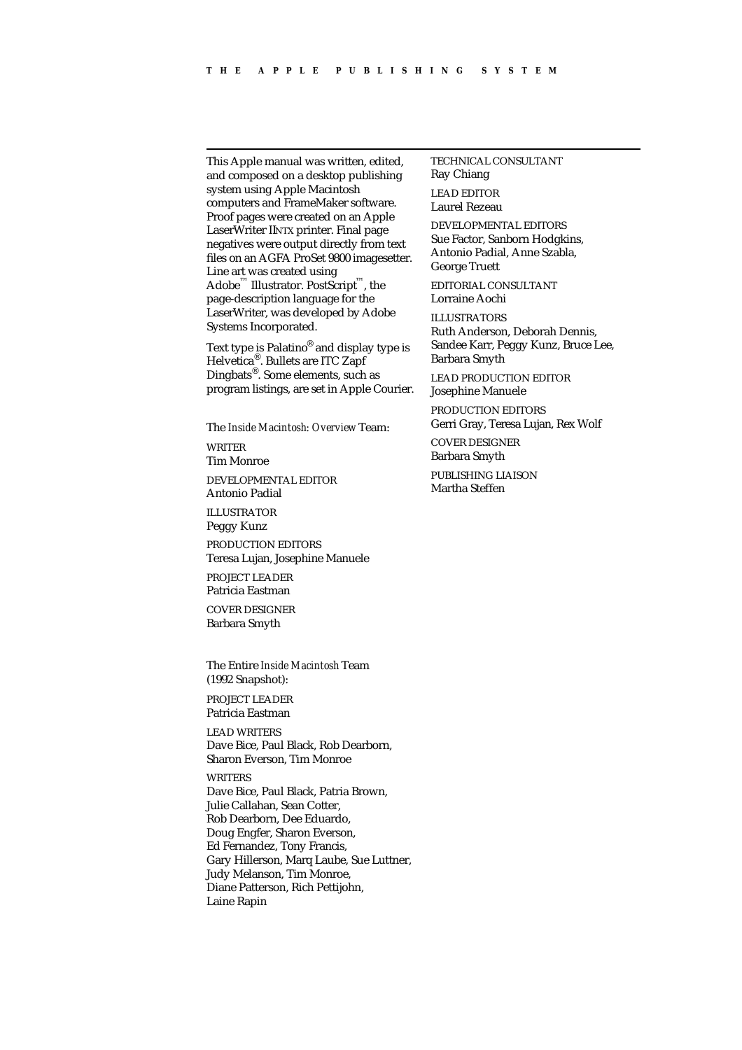# THE APPLE PUBLISHING SYSTEM

This Apple manual was written, edited, and composed on a desktop publishing system using Apple Macintosh computers and FrameMaker software. Proof pages were created on an Apple LaserWriter IINTX printer. Final page negatives were output directly from text files on an AGFA ProSet 9800 imagesetter. Line art was created using Adobe™ Illustrator. PostScript™, the page-description language for the LaserWriter, was developed by Adobe Systems Incorporated.

Text type is Palatino® and display type is Helvetica®. Bullets are ITC Zapf Dingbats®. Some elements, such as program listings, are set in Apple Courier.

The *Inside Macintosh: Overview* Team:

WRITER
Tim Monroe

DEVELOPMENTAL EDITOR
Antonio Padial

ILLUSTRATOR
Peggy Kunz

PRODUCTION EDITORS
Teresa Lujan, Josephine Manuele

PROJECT LEADER
Patricia Eastman

COVER DESIGNER
Barbara Smyth

The Entire *Inside Macintosh* Team (1992 Snapshot):

PROJECT LEADER
Patricia Eastman

LEAD WRITERS
Dave Bice, Paul Black, Rob Dearborn, Sharon Everson, Tim Monroe

WRITERS
Dave Bice, Paul Black, Patria Brown, Julie Callahan, Sean Cotter, Rob Dearborn, Dee Eduardo, Doug Engfer, Sharon Everson, Ed Fernandez, Tony Francis, Gary Hillerson, Marq Laube, Sue Luttner, Judy Melanson, Tim Monroe, Diane Patterson, Rich Pettijohn, Laine Rapin

TECHNICAL CONSULTANT
Ray Chiang

LEAD EDITOR
Laurel Rezeau

DEVELOPMENTAL EDITORS
Sue Factor, Sanborn Hodgkins, Antonio Padial, Anne Szabla, George Truett

EDITORIAL CONSULTANT
Lorraine Aochi

ILLUSTRATORS
Ruth Anderson, Deborah Dennis, Sandee Karr, Peggy Kunz, Bruce Lee, Barbara Smyth

LEAD PRODUCTION EDITOR
Josephine Manuele

PRODUCTION EDITORS
Gerri Gray, Teresa Lujan, Rex Wolf

COVER DESIGNER
Barbara Smyth

PUBLISHING LIAISON
Martha Steffen